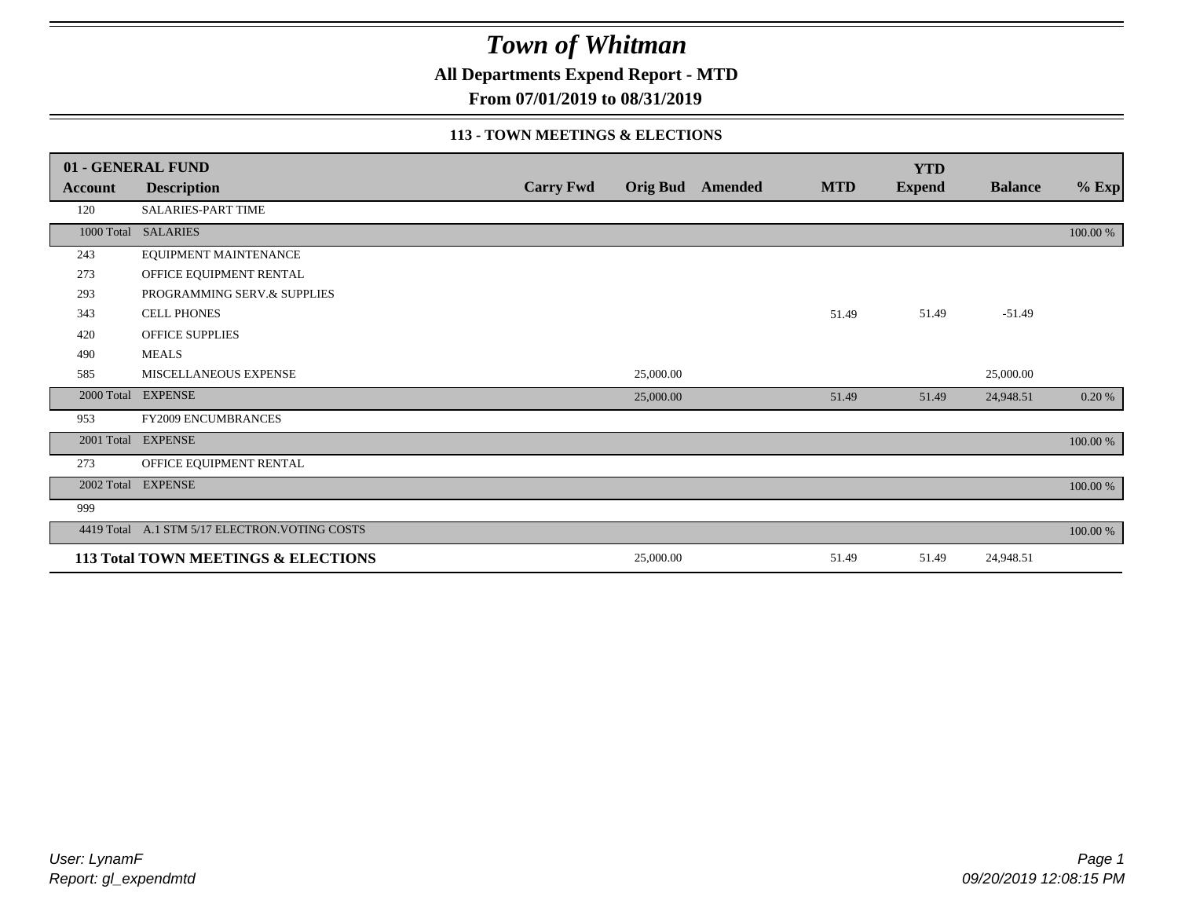# Town of Whitman

## All Departments Expend Report - MTD

### From 07/01/2019 to 08/31/2019

#### 113 - TOWN MEETINGS & ELECTIONS

| 01 - GENERAL FUND | | | | | | YTD | | |
|---|---|---|---|---|---|---|---|---|
| Account | Description | Carry Fwd | Orig Bud | Amended | MTD | Expend | Balance | % Exp |
| 120 | SALARIES-PART TIME | | | | | | | |
| 1000 Total | SALARIES | | | | | | | 100.00 % |
| 243 | EQUIPMENT MAINTENANCE | | | | | | | |
| 273 | OFFICE EQUIPMENT RENTAL | | | | | | | |
| 293 | PROGRAMMING SERV.& SUPPLIES | | | | | | | |
| 343 | CELL PHONES | | | | 51.49 | 51.49 | -51.49 | |
| 420 | OFFICE SUPPLIES | | | | | | | |
| 490 | MEALS | | | | | | | |
| 585 | MISCELLANEOUS EXPENSE | | 25,000.00 | | | | 25,000.00 | |
| 2000 Total | EXPENSE | | 25,000.00 | | 51.49 | 51.49 | 24,948.51 | 0.20 % |
| 953 | FY2009 ENCUMBRANCES | | | | | | | |
| 2001 Total | EXPENSE | | | | | | | 100.00 % |
| 273 | OFFICE EQUIPMENT RENTAL | | | | | | | |
| 2002 Total | EXPENSE | | | | | | | 100.00 % |
| 999 | | | | | | | | |
| 4419 Total | A.1 STM 5/17 ELECTRON.VOTING COSTS | | | | | | | 100.00 % |
| **113 Total TOWN MEETINGS & ELECTIONS** | | | 25,000.00 | | 51.49 | 51.49 | 24,948.51 | |

*User: LynamF*
*Report: gl_expendmtd*

*09/20/2019 12:08:15 PM*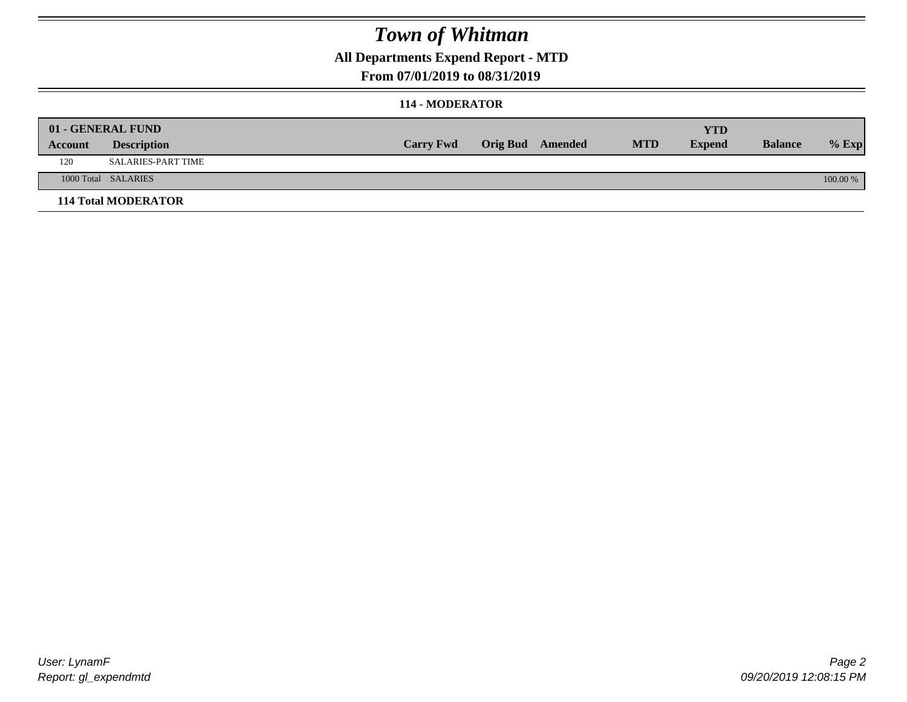# Town of Whitman

## All Departments Expend Report - MTD

### From 07/01/2019 to 08/31/2019

#### 114 - MODERATOR

| 01 - GENERAL FUND | | | | | | YTD | | |
|---|---|---|---|---|---|---|---|---|
| **Account** | **Description** | **Carry Fwd** | **Orig Bud** | **Amended** | **MTD** | **Expend** | **Balance** | **% Exp** |
| 120 | SALARIES-PART TIME | | | | | | | |
| 1000 Total | SALARIES | | | | | | | 100.00 % |

**114 Total MODERATOR**

User: LynamF
Report: gl_expendmtd

09/20/2019 12:08:15 PM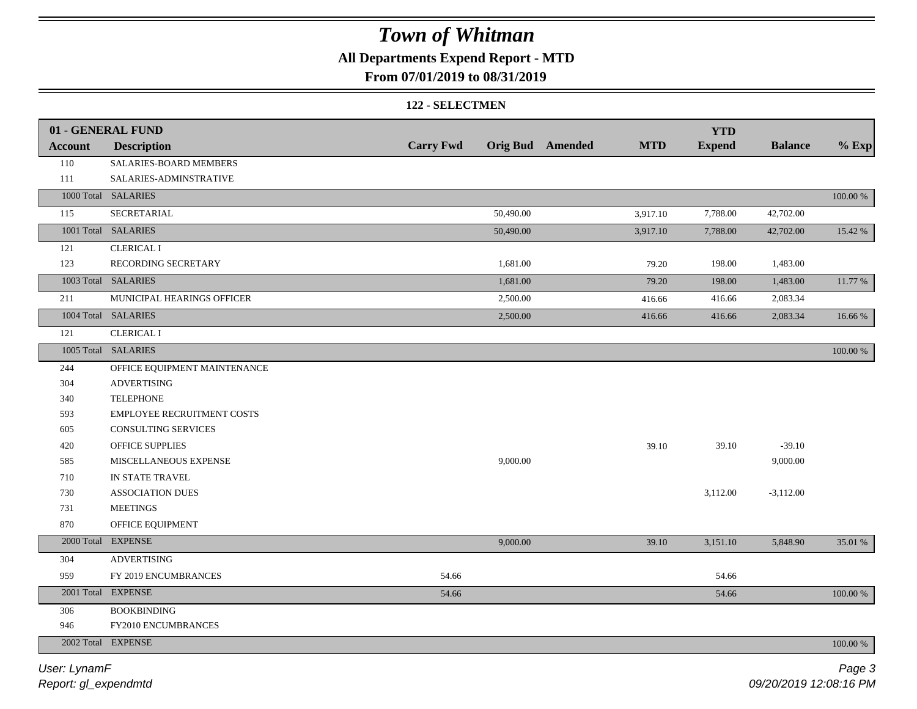# Town of Whitman

## All Departments Expend Report - MTD

### From 07/01/2019 to 08/31/2019

#### 122 - SELECTMEN

| 01 - GENERAL FUND | | | | | | | | | |
|---|---|---|---|---|---|---|---|---|---|
| **Account** | **Description** | **Carry Fwd** | **Orig Bud** | **Amended** | **MTD** | **YTD Expend** | **Balance** | **% Exp** |
| 110 | SALARIES-BOARD MEMBERS | | | | | | | |
| 111 | SALARIES-ADMINSTRATIVE | | | | | | | |
| 1000 Total | SALARIES | | | | | | | 100.00 % |
| 115 | SECRETARIAL | | 50,490.00 | | 3,917.10 | 7,788.00 | 42,702.00 | |
| 1001 Total | SALARIES | | 50,490.00 | | 3,917.10 | 7,788.00 | 42,702.00 | 15.42 % |
| 121 | CLERICAL I | | | | | | | |
| 123 | RECORDING SECRETARY | | 1,681.00 | | 79.20 | 198.00 | 1,483.00 | |
| 1003 Total | SALARIES | | 1,681.00 | | 79.20 | 198.00 | 1,483.00 | 11.77 % |
| 211 | MUNICIPAL HEARINGS OFFICER | | 2,500.00 | | 416.66 | 416.66 | 2,083.34 | |
| 1004 Total | SALARIES | | 2,500.00 | | 416.66 | 416.66 | 2,083.34 | 16.66 % |
| 121 | CLERICAL I | | | | | | | |
| 1005 Total | SALARIES | | | | | | | 100.00 % |
| 244 | OFFICE EQUIPMENT MAINTENANCE | | | | | | | |
| 304 | ADVERTISING | | | | | | | |
| 340 | TELEPHONE | | | | | | | |
| 593 | EMPLOYEE RECRUITMENT COSTS | | | | | | | |
| 605 | CONSULTING SERVICES | | | | | | | |
| 420 | OFFICE SUPPLIES | | | | 39.10 | 39.10 | -39.10 | |
| 585 | MISCELLANEOUS EXPENSE | | 9,000.00 | | | | 9,000.00 | |
| 710 | IN STATE TRAVEL | | | | | | | |
| 730 | ASSOCIATION DUES | | | | | 3,112.00 | -3,112.00 | |
| 731 | MEETINGS | | | | | | | |
| 870 | OFFICE EQUIPMENT | | | | | | | |
| 2000 Total | EXPENSE | | 9,000.00 | | 39.10 | 3,151.10 | 5,848.90 | 35.01 % |
| 304 | ADVERTISING | | | | | | | |
| 959 | FY 2019 ENCUMBRANCES | 54.66 | | | | 54.66 | | |
| 2001 Total | EXPENSE | 54.66 | | | | 54.66 | | 100.00 % |
| 306 | BOOKBINDING | | | | | | | |
| 946 | FY2010 ENCUMBRANCES | | | | | | | |
| 2002 Total | EXPENSE | | | | | | | 100.00 % |

*User: LynamF*
*Report: gl_expendmtd*

*09/20/2019 12:08:16 PM*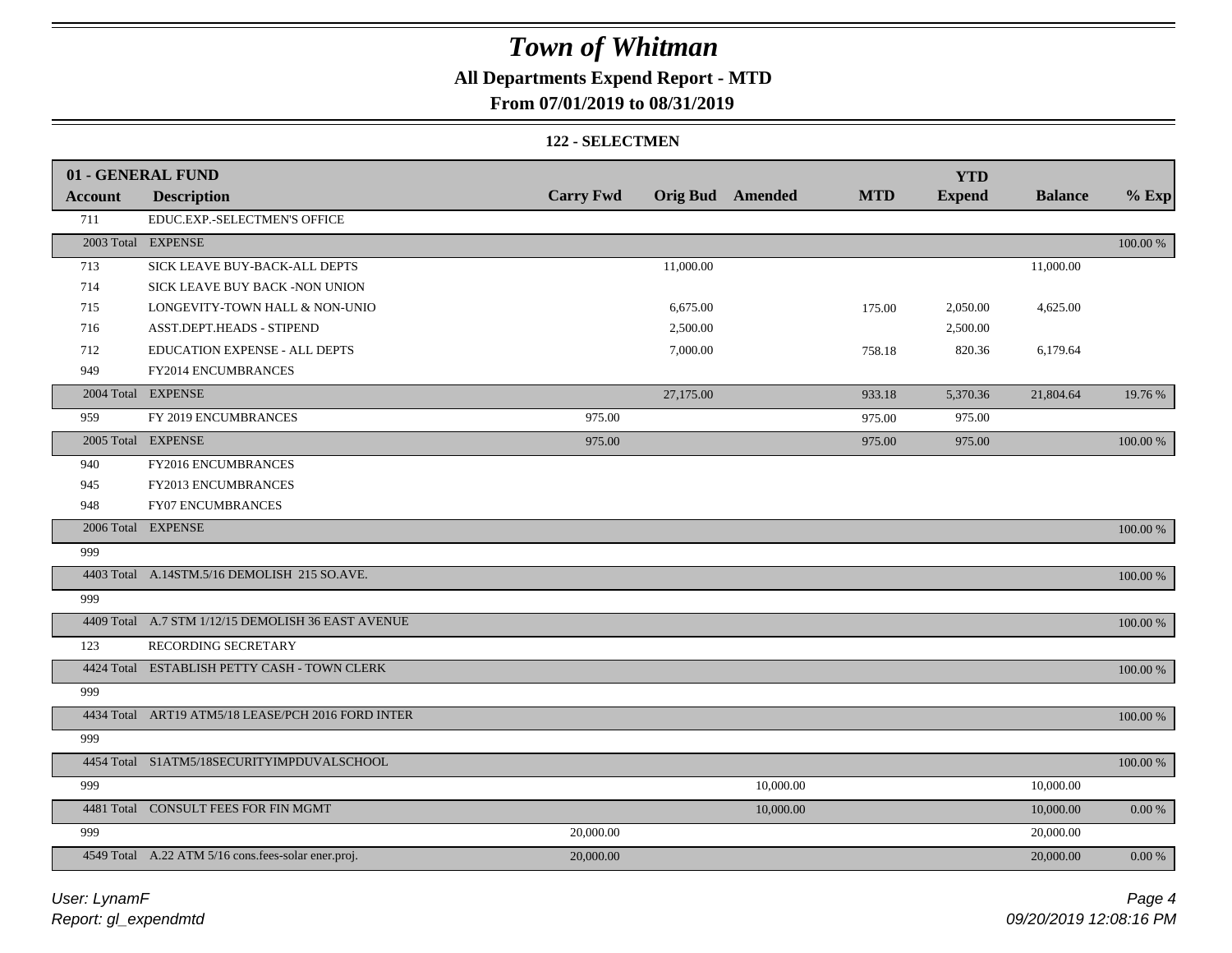# Town of Whitman

## All Departments Expend Report - MTD

### From 07/01/2019 to 08/31/2019

#### 122 - SELECTMEN

| 01 - GENERAL FUND | | | | | | YTD | | |
|---|---|---|---|---|---|---|---|---|
| **Account** | **Description** | **Carry Fwd** | **Orig Bud** | **Amended** | **MTD** | **Expend** | **Balance** | **% Exp** |
| 711 | EDUC.EXP.-SELECTMEN'S OFFICE | | | | | | | |
| 2003 Total | EXPENSE | | | | | | | 100.00 % |
| 713 | SICK LEAVE BUY-BACK-ALL DEPTS | | 11,000.00 | | | | 11,000.00 | |
| 714 | SICK LEAVE BUY BACK -NON UNION | | | | | | | |
| 715 | LONGEVITY-TOWN HALL & NON-UNIO | | 6,675.00 | | 175.00 | 2,050.00 | 4,625.00 | |
| 716 | ASST.DEPT.HEADS - STIPEND | | 2,500.00 | | | 2,500.00 | | |
| 712 | EDUCATION EXPENSE - ALL DEPTS | | 7,000.00 | | 758.18 | 820.36 | 6,179.64 | |
| 949 | FY2014 ENCUMBRANCES | | | | | | | |
| 2004 Total | EXPENSE | | 27,175.00 | | 933.18 | 5,370.36 | 21,804.64 | 19.76 % |
| 959 | FY 2019 ENCUMBRANCES | 975.00 | | | 975.00 | 975.00 | | |
| 2005 Total | EXPENSE | 975.00 | | | 975.00 | 975.00 | | 100.00 % |
| 940 | FY2016 ENCUMBRANCES | | | | | | | |
| 945 | FY2013 ENCUMBRANCES | | | | | | | |
| 948 | FY07 ENCUMBRANCES | | | | | | | |
| 2006 Total | EXPENSE | | | | | | | 100.00 % |
| 999 | | | | | | | | |
| 4403 Total | A.14STM.5/16 DEMOLISH 215 SO.AVE. | | | | | | | 100.00 % |
| 999 | | | | | | | | |
| 4409 Total | A.7 STM 1/12/15 DEMOLISH 36 EAST AVENUE | | | | | | | 100.00 % |
| 123 | RECORDING SECRETARY | | | | | | | |
| 4424 Total | ESTABLISH PETTY CASH - TOWN CLERK | | | | | | | 100.00 % |
| 999 | | | | | | | | |
| 4434 Total | ART19 ATM5/18 LEASE/PCH 2016 FORD INTER | | | | | | | 100.00 % |
| 999 | | | | | | | | |
| 4454 Total | S1ATM5/18SECURITYIMPDUVALSCHOOL | | | | | | | 100.00 % |
| 999 | | | | 10,000.00 | | | 10,000.00 | |
| 4481 Total | CONSULT FEES FOR FIN MGMT | | | 10,000.00 | | | 10,000.00 | 0.00 % |
| 999 | | 20,000.00 | | | | | 20,000.00 | |
| 4549 Total | A.22 ATM 5/16 cons.fees-solar ener.proj. | 20,000.00 | | | | | 20,000.00 | 0.00 % |

*User: LynamF*
*Report: gl_expendmtd*

*09/20/2019 12:08:16 PM*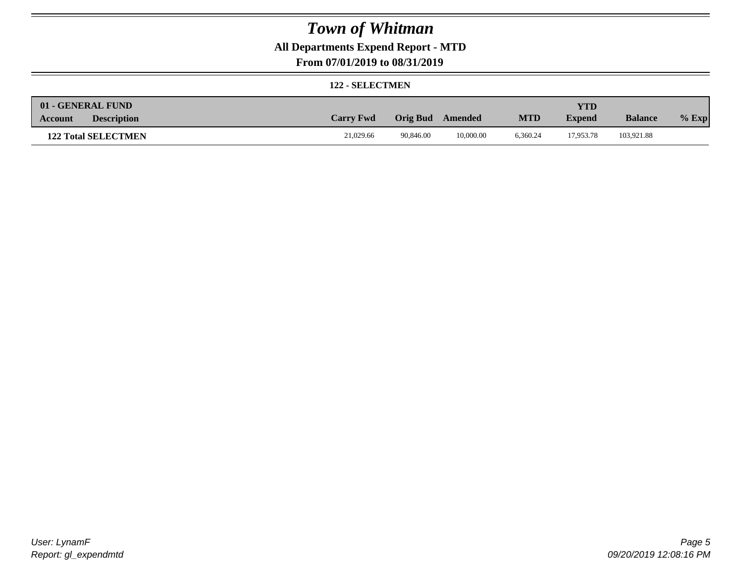# Town of Whitman

## All Departments Expend Report - MTD

### From 07/01/2019 to 08/31/2019

**122 - SELECTMEN**

| 01 - GENERAL FUND<br>Account | Description | Carry Fwd | Orig Bud | Amended | MTD | YTD Expend | Balance | % Exp |
|---|---|---|---|---|---|---|---|---|
| **122 Total SELECTMEN** | | 21,029.66 | 90,846.00 | 10,000.00 | 6,360.24 | 17,953.78 | 103,921.88 | |

*User: LynamF*
*Report: gl_expendmtd*

*09/20/2019 12:08:16 PM*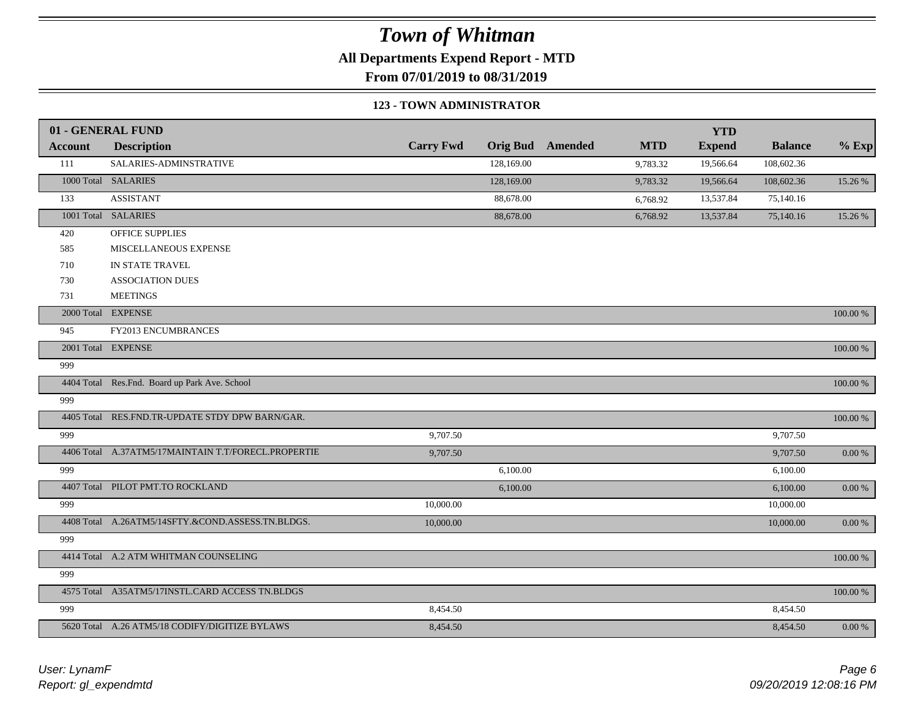# Town of Whitman

## All Departments Expend Report - MTD

## From 07/01/2019 to 08/31/2019

### 123 - TOWN ADMINISTRATOR

| 01 - GENERAL FUND | | | | | | | | |
|---|---|---|---|---|---|---|---|---|
| **Account** | **Description** | **Carry Fwd** | **Orig Bud** | **Amended** | **MTD** | **YTD Expend** | **Balance** | **% Exp** |
| 111 | SALARIES-ADMINSTRATIVE | | 128,169.00 | | 9,783.32 | 19,566.64 | 108,602.36 | |
| 1000 Total | SALARIES | | 128,169.00 | | 9,783.32 | 19,566.64 | 108,602.36 | 15.26 % |
| 133 | ASSISTANT | | 88,678.00 | | 6,768.92 | 13,537.84 | 75,140.16 | |
| 1001 Total | SALARIES | | 88,678.00 | | 6,768.92 | 13,537.84 | 75,140.16 | 15.26 % |
| 420 | OFFICE SUPPLIES | | | | | | | |
| 585 | MISCELLANEOUS EXPENSE | | | | | | | |
| 710 | IN STATE TRAVEL | | | | | | | |
| 730 | ASSOCIATION DUES | | | | | | | |
| 731 | MEETINGS | | | | | | | |
| 2000 Total | EXPENSE | | | | | | | 100.00 % |
| 945 | FY2013 ENCUMBRANCES | | | | | | | |
| 2001 Total | EXPENSE | | | | | | | 100.00 % |
| 999 | | | | | | | | |
| 4404 Total | Res.Fnd. Board up Park Ave. School | | | | | | | 100.00 % |
| 999 | | | | | | | | |
| 4405 Total | RES.FND.TR-UPDATE STDY DPW BARN/GAR. | | | | | | | 100.00 % |
| 999 | | 9,707.50 | | | | | 9,707.50 | |
| 4406 Total | A.37ATM5/17MAINTAIN T.T/FORECL.PROPERTIE | 9,707.50 | | | | | 9,707.50 | 0.00 % |
| 999 | | | 6,100.00 | | | | 6,100.00 | |
| 4407 Total | PILOT PMT.TO ROCKLAND | | 6,100.00 | | | | 6,100.00 | 0.00 % |
| 999 | | 10,000.00 | | | | | 10,000.00 | |
| 4408 Total | A.26ATM5/14SFTY.&COND.ASSESS.TN.BLDGS. | 10,000.00 | | | | | 10,000.00 | 0.00 % |
| 999 | | | | | | | | |
| 4414 Total | A.2 ATM WHITMAN COUNSELING | | | | | | | 100.00 % |
| 999 | | | | | | | | |
| 4575 Total | A35ATM5/17INSTL.CARD ACCESS TN.BLDGS | | | | | | | 100.00 % |
| 999 | | 8,454.50 | | | | | 8,454.50 | |
| 5620 Total | A.26 ATM5/18 CODIFY/DIGITIZE BYLAWS | 8,454.50 | | | | | 8,454.50 | 0.00 % |

*User: LynamF*
*Report: gl_expendmtd*

*09/20/2019 12:08:16 PM*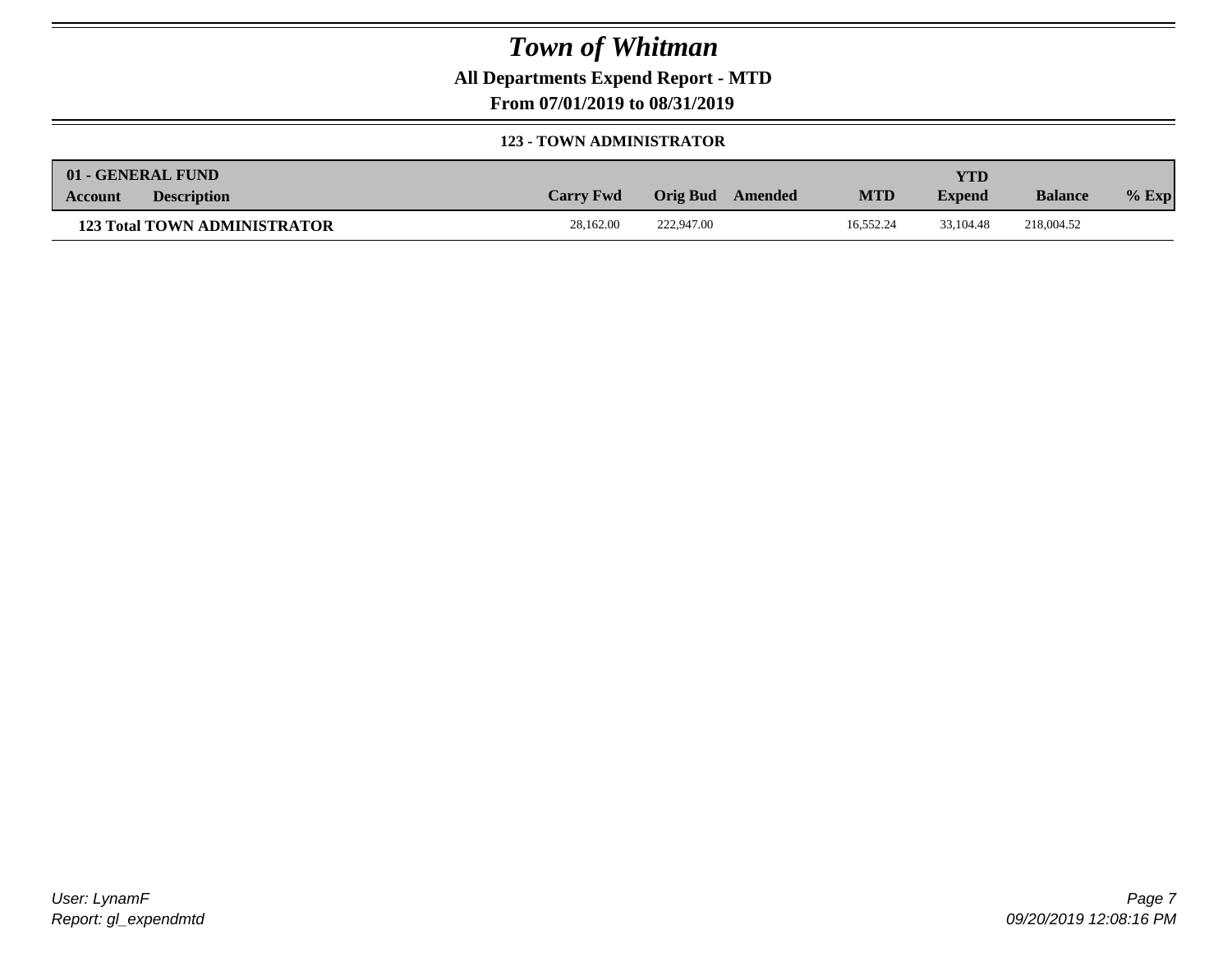# Town of Whitman

**All Departments Expend Report - MTD**

**From 07/01/2019 to 08/31/2019**

**123 - TOWN ADMINISTRATOR**

| 01 - GENERAL FUND | | | | | | | | |
|---|---|---|---|---|---|---|---|---|
| **Account** | **Description** | **Carry Fwd** | **Orig Bud** | **Amended** | **MTD** | **YTD Expend** | **Balance** | **% Exp** |
| **123 Total TOWN ADMINISTRATOR** | | 28,162.00 | 222,947.00 | | 16,552.24 | 33,104.48 | 218,004.52 | |

*User: LynamF*
*Report: gl_expendmtd*

*09/20/2019 12:08:16 PM*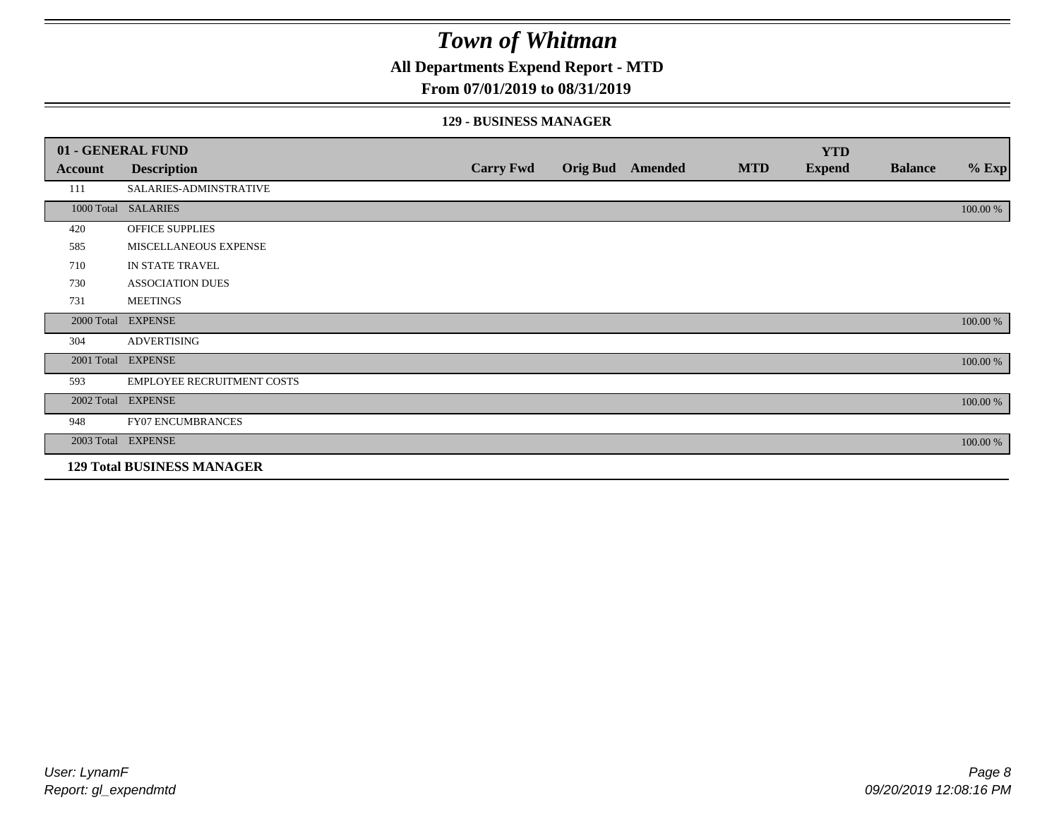# Town of Whitman

## All Departments Expend Report - MTD

### From 07/01/2019 to 08/31/2019

#### 129 - BUSINESS MANAGER

| 01 - GENERAL FUND | | | | | | YTD | | |
|---|---|---|---|---|---|---|---|---|
| **Account** | **Description** | **Carry Fwd** | **Orig Bud** | **Amended** | **MTD** | **Expend** | **Balance** | **% Exp** |
| 111 | SALARIES-ADMINSTRATIVE | | | | | | | |
| 1000 Total | SALARIES | | | | | | | 100.00 % |
| 420 | OFFICE SUPPLIES | | | | | | | |
| 585 | MISCELLANEOUS EXPENSE | | | | | | | |
| 710 | IN STATE TRAVEL | | | | | | | |
| 730 | ASSOCIATION DUES | | | | | | | |
| 731 | MEETINGS | | | | | | | |
| 2000 Total | EXPENSE | | | | | | | 100.00 % |
| 304 | ADVERTISING | | | | | | | |
| 2001 Total | EXPENSE | | | | | | | 100.00 % |
| 593 | EMPLOYEE RECRUITMENT COSTS | | | | | | | |
| 2002 Total | EXPENSE | | | | | | | 100.00 % |
| 948 | FY07 ENCUMBRANCES | | | | | | | |
| 2003 Total | EXPENSE | | | | | | | 100.00 % |
| **129 Total BUSINESS MANAGER** | | | | | | | | |

User: LynamF
Report: gl_expendmtd

09/20/2019 12:08:16 PM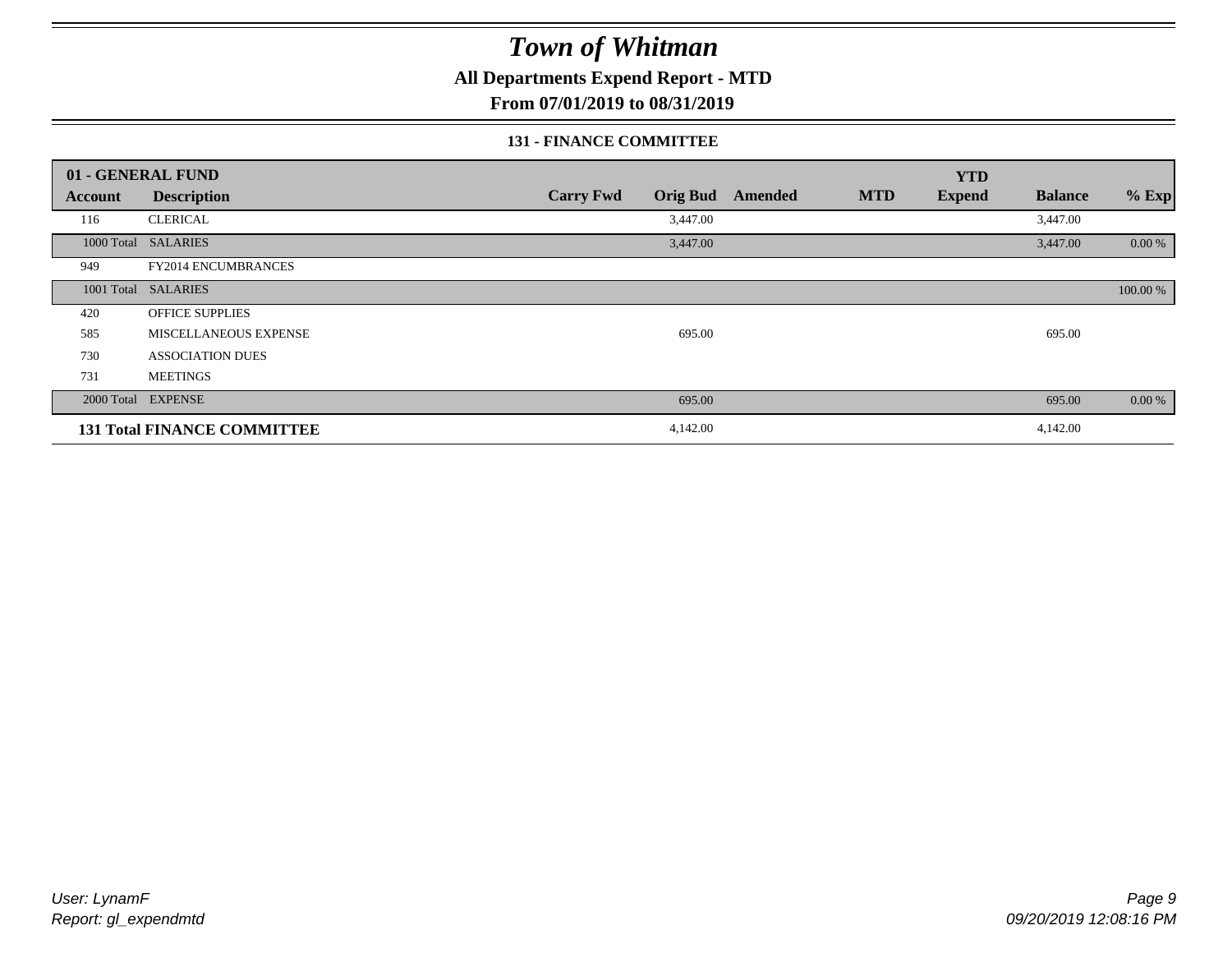# Town of Whitman

**All Departments Expend Report - MTD**

**From 07/01/2019 to 08/31/2019**

**131 - FINANCE COMMITTEE**

| 01 - GENERAL FUND | | | | | | | | |
|---|---|---|---|---|---|---|---|---|
| **Account** | **Description** | **Carry Fwd** | **Orig Bud** | **Amended** | **MTD** | **YTD Expend** | **Balance** | **% Exp** |
| 116 | CLERICAL | | 3,447.00 | | | | 3,447.00 | |
| 1000 Total | SALARIES | | 3,447.00 | | | | 3,447.00 | 0.00 % |
| 949 | FY2014 ENCUMBRANCES | | | | | | | |
| 1001 Total | SALARIES | | | | | | | 100.00 % |
| 420 | OFFICE SUPPLIES | | | | | | | |
| 585 | MISCELLANEOUS EXPENSE | | 695.00 | | | | 695.00 | |
| 730 | ASSOCIATION DUES | | | | | | | |
| 731 | MEETINGS | | | | | | | |
| 2000 Total | EXPENSE | | 695.00 | | | | 695.00 | 0.00 % |
| **131 Total FINANCE COMMITTEE** | | | 4,142.00 | | | | 4,142.00 | |

User: LynamF
Report: gl_expendmtd

09/20/2019 12:08:16 PM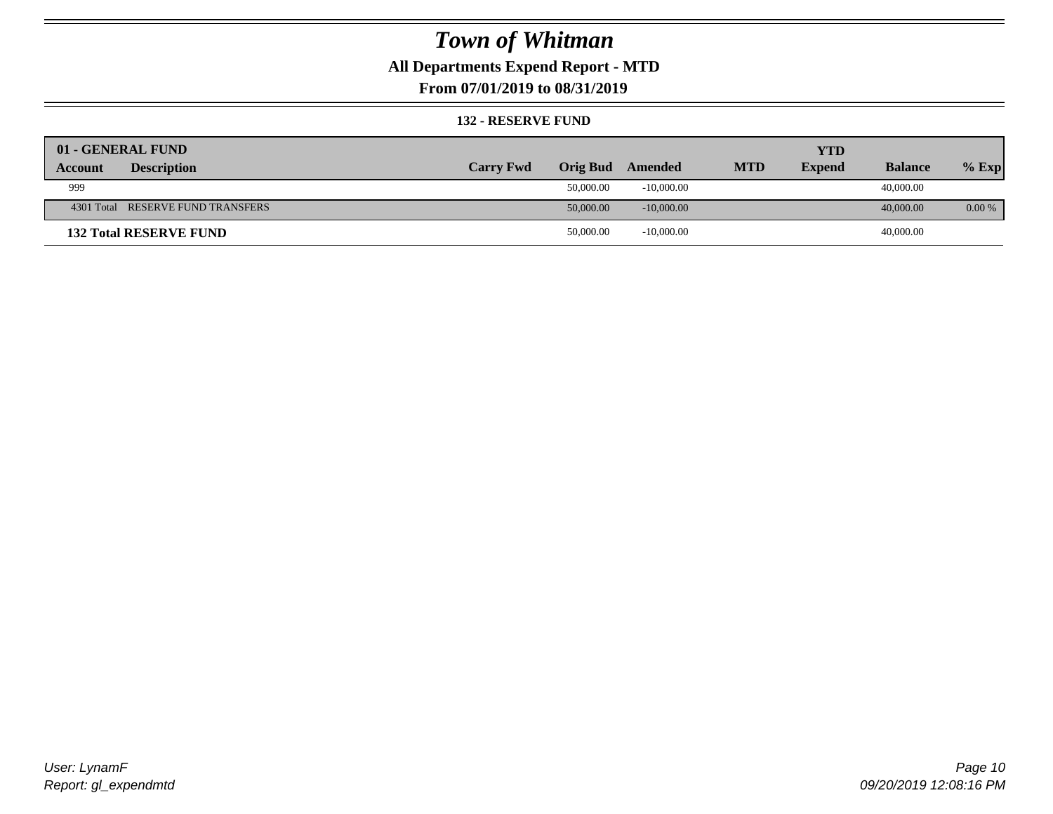# Town of Whitman

## All Departments Expend Report - MTD

## From 07/01/2019 to 08/31/2019

### 132 - RESERVE FUND

| 01 - GENERAL FUND | | | | | | | | |
|---|---|---|---|---|---|---|---|---|
| **Account** | **Description** | **Carry Fwd** | **Orig Bud** | **Amended** | **MTD** | **YTD Expend** | **Balance** | **% Exp** |
| 999 | | | 50,000.00 | -10,000.00 | | | 40,000.00 | |
| 4301 Total | RESERVE FUND TRANSFERS | | 50,000.00 | -10,000.00 | | | 40,000.00 | 0.00 % |
| **132 Total RESERVE FUND** | | | 50,000.00 | -10,000.00 | | | 40,000.00 | |

*User: LynamF*
*Report: gl_expendmtd*

*09/20/2019 12:08:16 PM*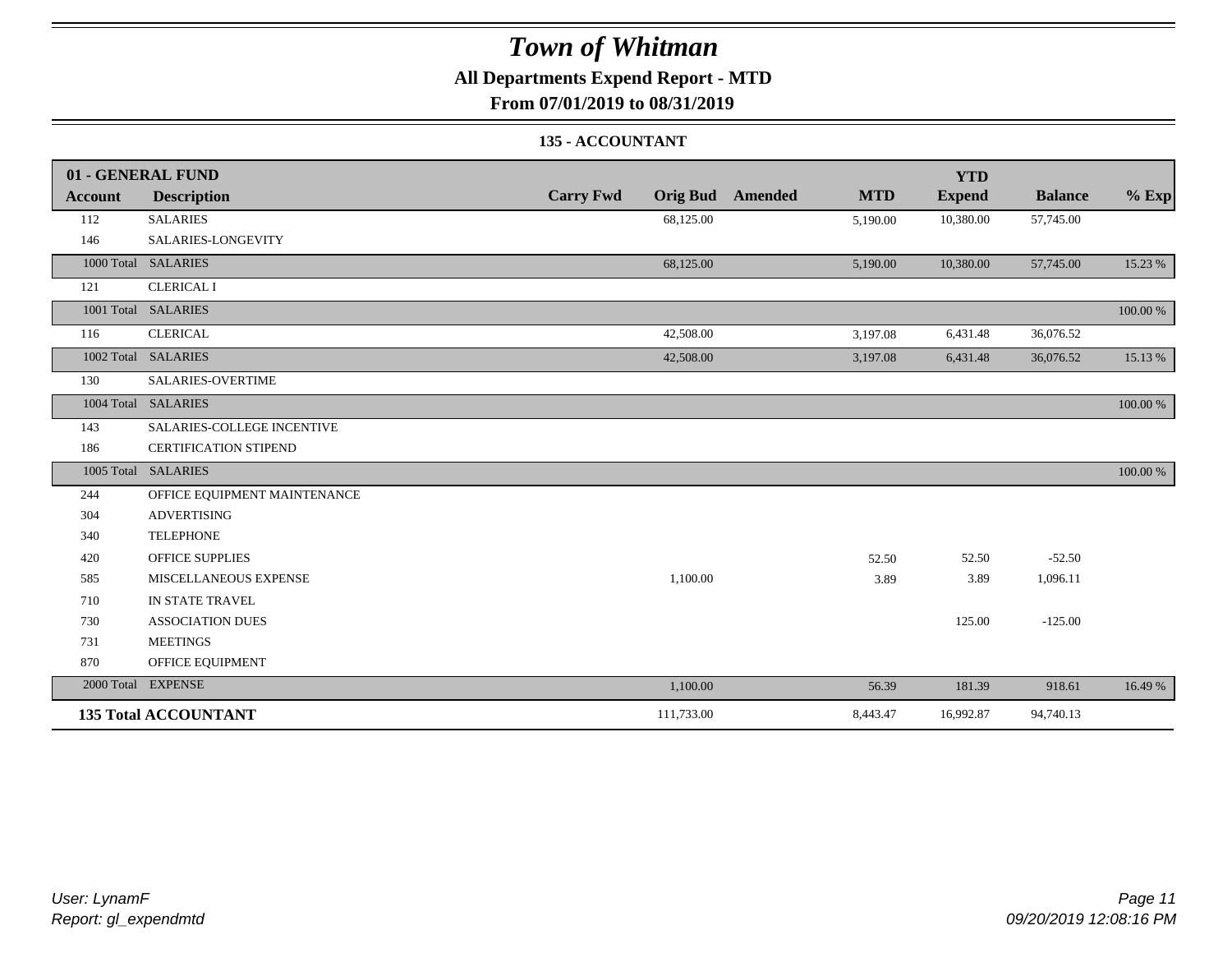# Town of Whitman

## All Departments Expend Report - MTD

## From 07/01/2019 to 08/31/2019

### 135 - ACCOUNTANT

| 01 - GENERAL FUND | | | | | | YTD | | |
|---|---|---|---|---|---|---|---|---|
| **Account** | **Description** | **Carry Fwd** | **Orig Bud** | **Amended** | **MTD** | **Expend** | **Balance** | **% Exp** |
| 112 | SALARIES | | 68,125.00 | | 5,190.00 | 10,380.00 | 57,745.00 | |
| 146 | SALARIES-LONGEVITY | | | | | | | |
| 1000 Total | SALARIES | | 68,125.00 | | 5,190.00 | 10,380.00 | 57,745.00 | 15.23 % |
| 121 | CLERICAL I | | | | | | | |
| 1001 Total | SALARIES | | | | | | | 100.00 % |
| 116 | CLERICAL | | 42,508.00 | | 3,197.08 | 6,431.48 | 36,076.52 | |
| 1002 Total | SALARIES | | 42,508.00 | | 3,197.08 | 6,431.48 | 36,076.52 | 15.13 % |
| 130 | SALARIES-OVERTIME | | | | | | | |
| 1004 Total | SALARIES | | | | | | | 100.00 % |
| 143 | SALARIES-COLLEGE INCENTIVE | | | | | | | |
| 186 | CERTIFICATION STIPEND | | | | | | | |
| 1005 Total | SALARIES | | | | | | | 100.00 % |
| 244 | OFFICE EQUIPMENT MAINTENANCE | | | | | | | |
| 304 | ADVERTISING | | | | | | | |
| 340 | TELEPHONE | | | | | | | |
| 420 | OFFICE SUPPLIES | | | | 52.50 | 52.50 | -52.50 | |
| 585 | MISCELLANEOUS EXPENSE | | 1,100.00 | | 3.89 | 3.89 | 1,096.11 | |
| 710 | IN STATE TRAVEL | | | | | | | |
| 730 | ASSOCIATION DUES | | | | | 125.00 | -125.00 | |
| 731 | MEETINGS | | | | | | | |
| 870 | OFFICE EQUIPMENT | | | | | | | |
| 2000 Total | EXPENSE | | 1,100.00 | | 56.39 | 181.39 | 918.61 | 16.49 % |
| **135 Total ACCOUNTANT** | | | 111,733.00 | | 8,443.47 | 16,992.87 | 94,740.13 | |

*User: LynamF*
*Report: gl_expendmtd*

*09/20/2019 12:08:16 PM*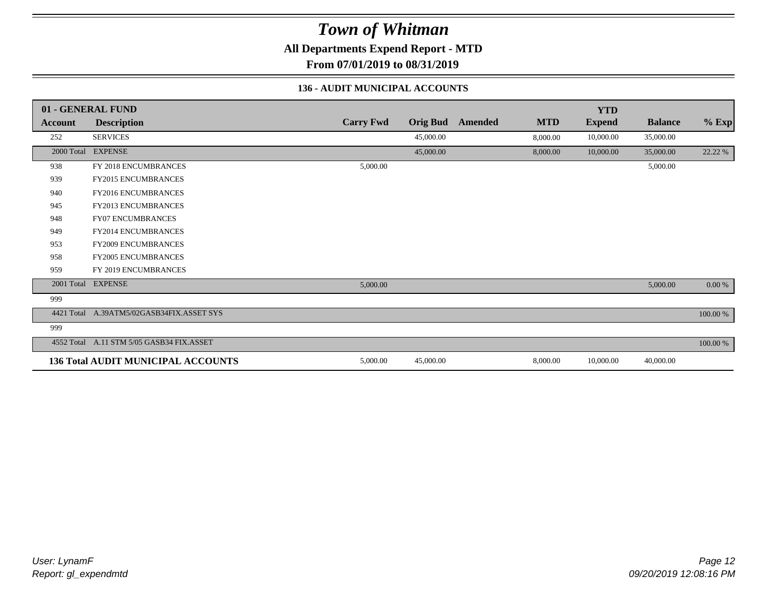# Town of Whitman

**All Departments Expend Report - MTD**

**From 07/01/2019 to 08/31/2019**

### 136 - AUDIT MUNICIPAL ACCOUNTS

| 01 - GENERAL FUND | | | | | | YTD | | |
|---|---|---|---|---|---|---|---|---|
| **Account** | **Description** | **Carry Fwd** | **Orig Bud** | **Amended** | **MTD** | **Expend** | **Balance** | **% Exp** |
| 252 | SERVICES | | 45,000.00 | | 8,000.00 | 10,000.00 | 35,000.00 | |
| 2000 Total | EXPENSE | | 45,000.00 | | 8,000.00 | 10,000.00 | 35,000.00 | 22.22 % |
| 938 | FY 2018 ENCUMBRANCES | 5,000.00 | | | | | 5,000.00 | |
| 939 | FY2015 ENCUMBRANCES | | | | | | | |
| 940 | FY2016 ENCUMBRANCES | | | | | | | |
| 945 | FY2013 ENCUMBRANCES | | | | | | | |
| 948 | FY07 ENCUMBRANCES | | | | | | | |
| 949 | FY2014 ENCUMBRANCES | | | | | | | |
| 953 | FY2009 ENCUMBRANCES | | | | | | | |
| 958 | FY2005 ENCUMBRANCES | | | | | | | |
| 959 | FY 2019 ENCUMBRANCES | | | | | | | |
| 2001 Total | EXPENSE | 5,000.00 | | | | | 5,000.00 | 0.00 % |
| 999 | | | | | | | | |
| 4421 Total | A.39ATM5/02GASB34FIX.ASSET SYS | | | | | | | 100.00 % |
| 999 | | | | | | | | |
| 4552 Total | A.11 STM 5/05 GASB34 FIX.ASSET | | | | | | | 100.00 % |
| **136 Total AUDIT MUNICIPAL ACCOUNTS** | | 5,000.00 | 45,000.00 | | 8,000.00 | 10,000.00 | 40,000.00 | |

*User: LynamF*
*Report: gl_expendmtd*

*09/20/2019 12:08:16 PM*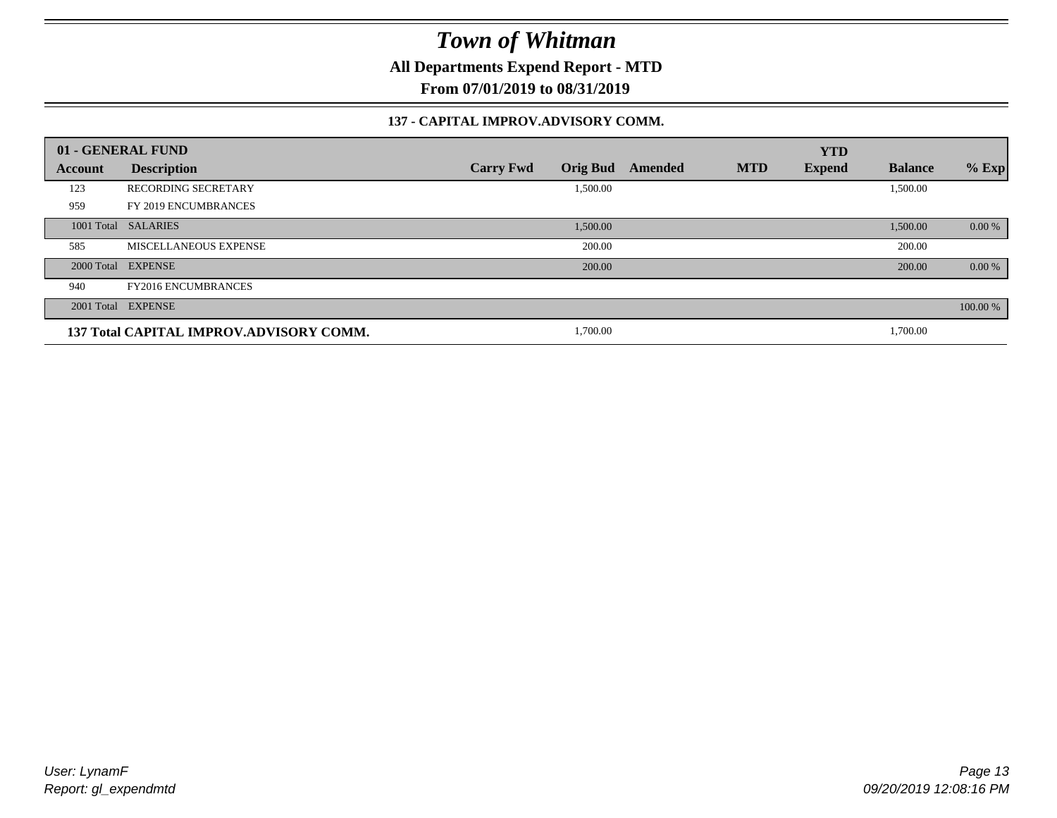# Town of Whitman

**All Departments Expend Report - MTD**

**From 07/01/2019 to 08/31/2019**

### 137 - CAPITAL IMPROV.ADVISORY COMM.

| 01 - GENERAL FUND | | | | | | YTD | | |
|---|---|---|---|---|---|---|---|---|
| **Account** | **Description** | **Carry Fwd** | **Orig Bud** | **Amended** | **MTD** | **Expend** | **Balance** | **% Exp** |
| 123 | RECORDING SECRETARY | | 1,500.00 | | | | 1,500.00 | |
| 959 | FY 2019 ENCUMBRANCES | | | | | | | |
| 1001 Total | SALARIES | | 1,500.00 | | | | 1,500.00 | 0.00 % |
| 585 | MISCELLANEOUS EXPENSE | | 200.00 | | | | 200.00 | |
| 2000 Total | EXPENSE | | 200.00 | | | | 200.00 | 0.00 % |
| 940 | FY2016 ENCUMBRANCES | | | | | | | |
| 2001 Total | EXPENSE | | | | | | | 100.00 % |
| **137 Total CAPITAL IMPROV.ADVISORY COMM.** | | | 1,700.00 | | | | 1,700.00 | |

*User: LynamF*
*Report: gl_expendmtd*

*09/20/2019 12:08:16 PM*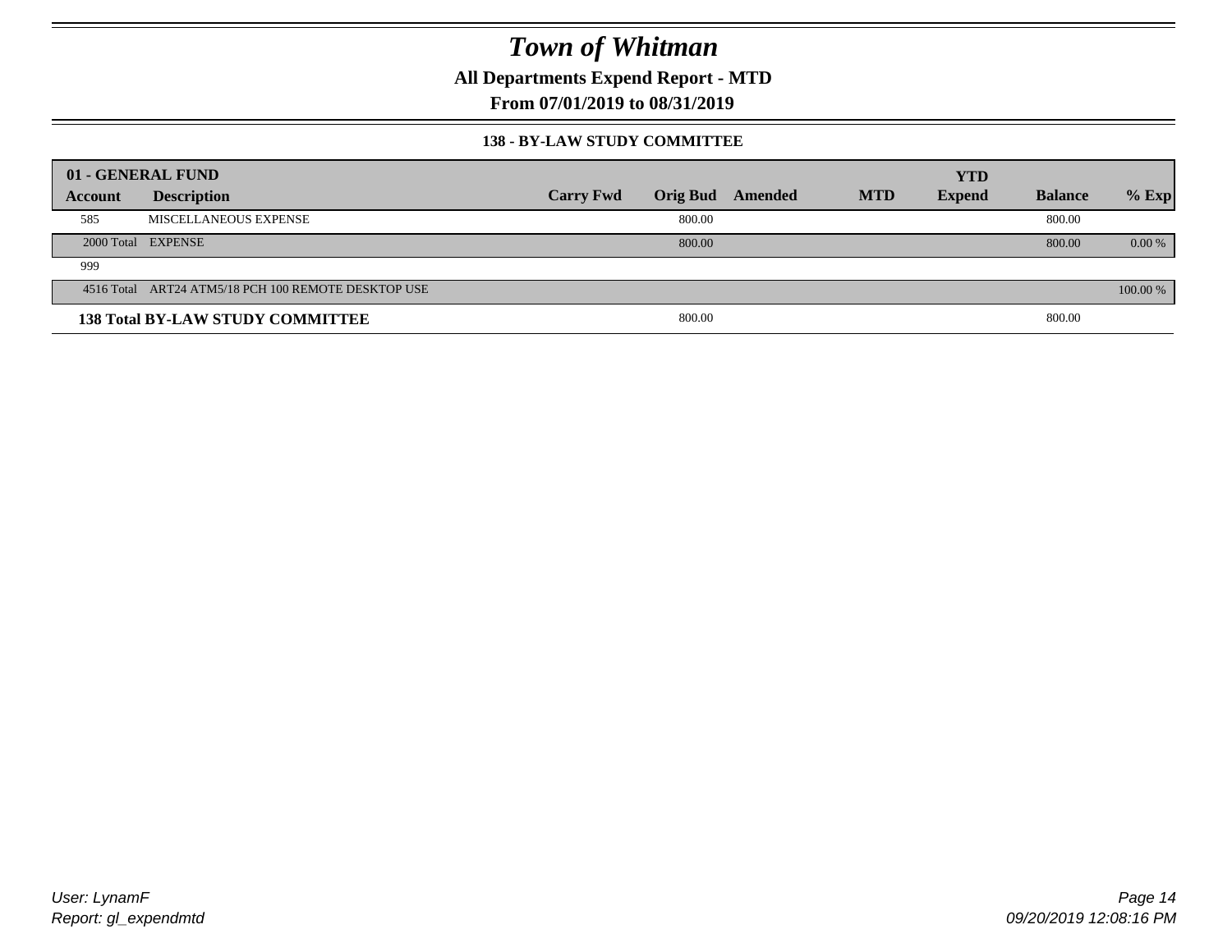# Town of Whitman

**All Departments Expend Report - MTD**

**From 07/01/2019 to 08/31/2019**

### 138 - BY-LAW STUDY COMMITTEE

| 01 - GENERAL FUND | | | | | | YTD | | |
|---|---|---|---|---|---|---|---|---|
| Account | Description | Carry Fwd | Orig Bud | Amended | MTD | Expend | Balance | % Exp |
| 585 | MISCELLANEOUS EXPENSE | | 800.00 | | | | 800.00 | |
| 2000 Total | EXPENSE | | 800.00 | | | | 800.00 | 0.00 % |
| 999 | | | | | | | | |
| 4516 Total | ART24 ATM5/18 PCH 100 REMOTE DESKTOP USE | | | | | | | 100.00 % |
| **138 Total BY-LAW STUDY COMMITTEE** | | | 800.00 | | | | 800.00 | |

User: LynamF
Report: gl_expendmtd

09/20/2019 12:08:16 PM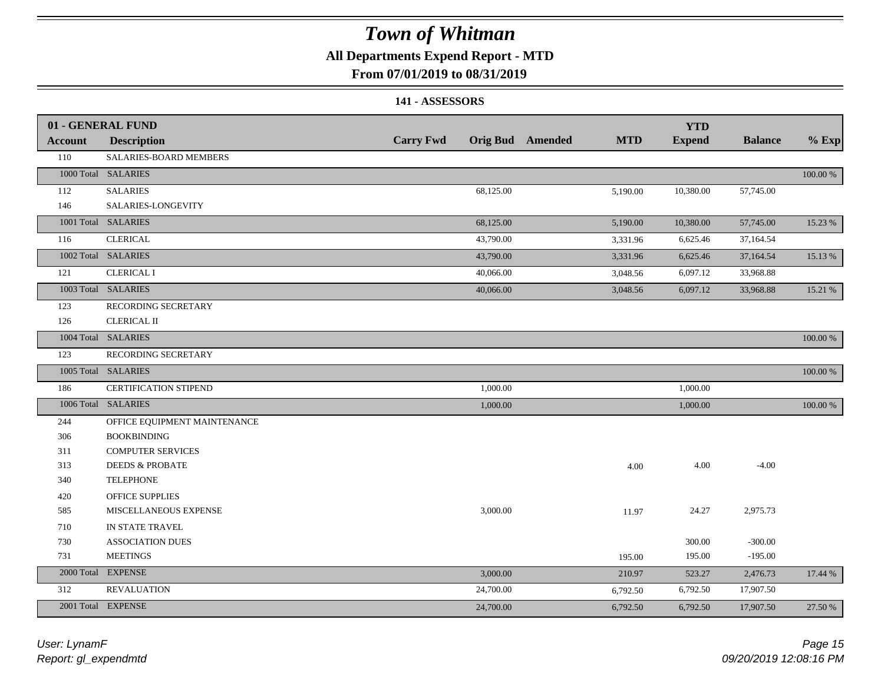# Town of Whitman

## All Departments Expend Report - MTD

## From 07/01/2019 to 08/31/2019

### 141 - ASSESSORS

| 01 - GENERAL FUND | | | | | | YTD | | |
|---|---|---|---|---|---|---|---|---|
| **Account** | **Description** | **Carry Fwd** | **Orig Bud** | **Amended** | **MTD** | **Expend** | **Balance** | **% Exp** |
| 110 | SALARIES-BOARD MEMBERS | | | | | | | |
| 1000 Total | SALARIES | | | | | | | 100.00 % |
| 112 | SALARIES | | 68,125.00 | | 5,190.00 | 10,380.00 | 57,745.00 | |
| 146 | SALARIES-LONGEVITY | | | | | | | |
| 1001 Total | SALARIES | | 68,125.00 | | 5,190.00 | 10,380.00 | 57,745.00 | 15.23 % |
| 116 | CLERICAL | | 43,790.00 | | 3,331.96 | 6,625.46 | 37,164.54 | |
| 1002 Total | SALARIES | | 43,790.00 | | 3,331.96 | 6,625.46 | 37,164.54 | 15.13 % |
| 121 | CLERICAL I | | 40,066.00 | | 3,048.56 | 6,097.12 | 33,968.88 | |
| 1003 Total | SALARIES | | 40,066.00 | | 3,048.56 | 6,097.12 | 33,968.88 | 15.21 % |
| 123 | RECORDING SECRETARY | | | | | | | |
| 126 | CLERICAL II | | | | | | | |
| 1004 Total | SALARIES | | | | | | | 100.00 % |
| 123 | RECORDING SECRETARY | | | | | | | |
| 1005 Total | SALARIES | | | | | | | 100.00 % |
| 186 | CERTIFICATION STIPEND | | 1,000.00 | | | 1,000.00 | | |
| 1006 Total | SALARIES | | 1,000.00 | | | 1,000.00 | | 100.00 % |
| 244 | OFFICE EQUIPMENT MAINTENANCE | | | | | | | |
| 306 | BOOKBINDING | | | | | | | |
| 311 | COMPUTER SERVICES | | | | | | | |
| 313 | DEEDS & PROBATE | | | | 4.00 | 4.00 | -4.00 | |
| 340 | TELEPHONE | | | | | | | |
| 420 | OFFICE SUPPLIES | | | | | | | |
| 585 | MISCELLANEOUS EXPENSE | | 3,000.00 | | 11.97 | 24.27 | 2,975.73 | |
| 710 | IN STATE TRAVEL | | | | | | | |
| 730 | ASSOCIATION DUES | | | | | 300.00 | -300.00 | |
| 731 | MEETINGS | | | | 195.00 | 195.00 | -195.00 | |
| 2000 Total | EXPENSE | | 3,000.00 | | 210.97 | 523.27 | 2,476.73 | 17.44 % |
| 312 | REVALUATION | | 24,700.00 | | 6,792.50 | 6,792.50 | 17,907.50 | |
| 2001 Total | EXPENSE | | 24,700.00 | | 6,792.50 | 6,792.50 | 17,907.50 | 27.50 % |

*User: LynamF*
*Report: gl_expendmtd*

*09/20/2019 12:08:16 PM*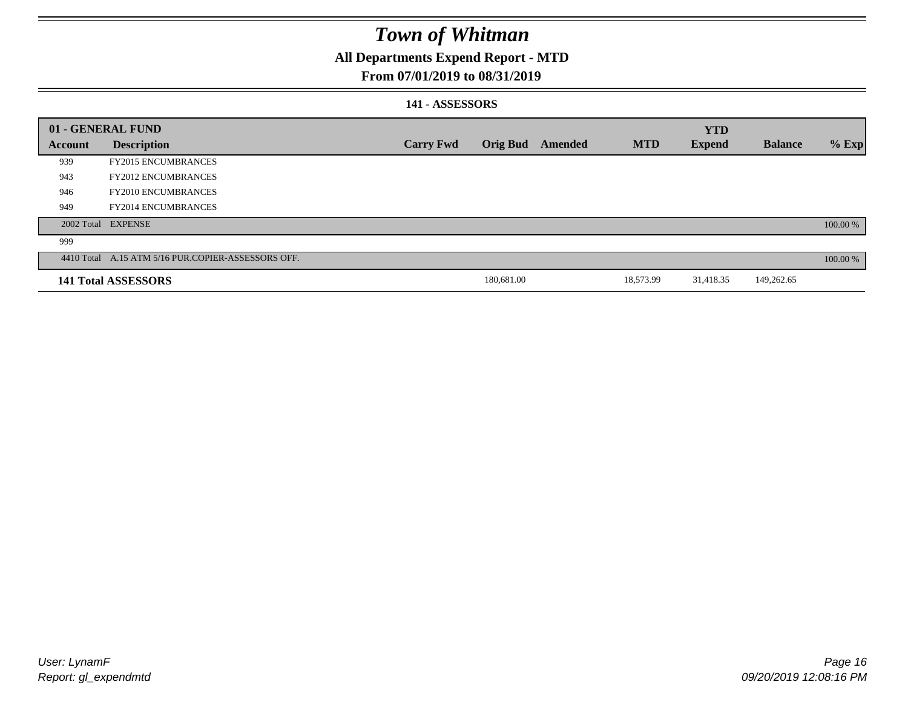# Town of Whitman

## All Departments Expend Report - MTD

### From 07/01/2019 to 08/31/2019

#### 141 - ASSESSORS

| 01 - GENERAL FUND | | | | | | YTD | | |
|---|---|---|---|---|---|---|---|---|
| Account | Description | Carry Fwd | Orig Bud | Amended | MTD | Expend | Balance | % Exp |
| 939 | FY2015 ENCUMBRANCES | | | | | | | |
| 943 | FY2012 ENCUMBRANCES | | | | | | | |
| 946 | FY2010 ENCUMBRANCES | | | | | | | |
| 949 | FY2014 ENCUMBRANCES | | | | | | | |
| 2002 Total | EXPENSE | | | | | | | 100.00 % |
| 999 | | | | | | | | |
| 4410 Total | A.15 ATM 5/16 PUR.COPIER-ASSESSORS OFF. | | | | | | | 100.00 % |
| **141 Total ASSESSORS** | | | 180,681.00 | | 18,573.99 | 31,418.35 | 149,262.65 | |

User: LynamF
Report: gl_expendmtd

09/20/2019 12:08:16 PM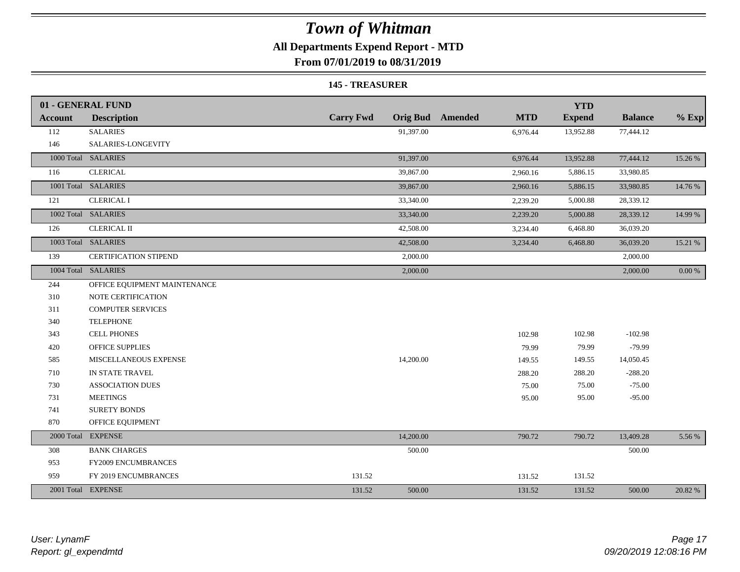# Town of Whitman

## All Departments Expend Report - MTD

### From 07/01/2019 to 08/31/2019

### 145 - TREASURER

| 01 - GENERAL FUND | | | | | | YTD | | |
|---|---|---|---|---|---|---|---|---|
| **Account** | **Description** | **Carry Fwd** | **Orig Bud** | **Amended** | **MTD** | **Expend** | **Balance** | **% Exp** |
| 112 | SALARIES | | 91,397.00 | | 6,976.44 | 13,952.88 | 77,444.12 | |
| 146 | SALARIES-LONGEVITY | | | | | | | |
| 1000 Total | SALARIES | | 91,397.00 | | 6,976.44 | 13,952.88 | 77,444.12 | 15.26 % |
| 116 | CLERICAL | | 39,867.00 | | 2,960.16 | 5,886.15 | 33,980.85 | |
| 1001 Total | SALARIES | | 39,867.00 | | 2,960.16 | 5,886.15 | 33,980.85 | 14.76 % |
| 121 | CLERICAL I | | 33,340.00 | | 2,239.20 | 5,000.88 | 28,339.12 | |
| 1002 Total | SALARIES | | 33,340.00 | | 2,239.20 | 5,000.88 | 28,339.12 | 14.99 % |
| 126 | CLERICAL II | | 42,508.00 | | 3,234.40 | 6,468.80 | 36,039.20 | |
| 1003 Total | SALARIES | | 42,508.00 | | 3,234.40 | 6,468.80 | 36,039.20 | 15.21 % |
| 139 | CERTIFICATION STIPEND | | 2,000.00 | | | | 2,000.00 | |
| 1004 Total | SALARIES | | 2,000.00 | | | | 2,000.00 | 0.00 % |
| 244 | OFFICE EQUIPMENT MAINTENANCE | | | | | | | |
| 310 | NOTE CERTIFICATION | | | | | | | |
| 311 | COMPUTER SERVICES | | | | | | | |
| 340 | TELEPHONE | | | | | | | |
| 343 | CELL PHONES | | | | 102.98 | 102.98 | -102.98 | |
| 420 | OFFICE SUPPLIES | | | | 79.99 | 79.99 | -79.99 | |
| 585 | MISCELLANEOUS EXPENSE | | 14,200.00 | | 149.55 | 149.55 | 14,050.45 | |
| 710 | IN STATE TRAVEL | | | | 288.20 | 288.20 | -288.20 | |
| 730 | ASSOCIATION DUES | | | | 75.00 | 75.00 | -75.00 | |
| 731 | MEETINGS | | | | 95.00 | 95.00 | -95.00 | |
| 741 | SURETY BONDS | | | | | | | |
| 870 | OFFICE EQUIPMENT | | | | | | | |
| 2000 Total | EXPENSE | | 14,200.00 | | 790.72 | 790.72 | 13,409.28 | 5.56 % |
| 308 | BANK CHARGES | | 500.00 | | | | 500.00 | |
| 953 | FY2009 ENCUMBRANCES | | | | | | | |
| 959 | FY 2019 ENCUMBRANCES | 131.52 | | | 131.52 | 131.52 | | |
| 2001 Total | EXPENSE | 131.52 | 500.00 | | 131.52 | 131.52 | 500.00 | 20.82 % |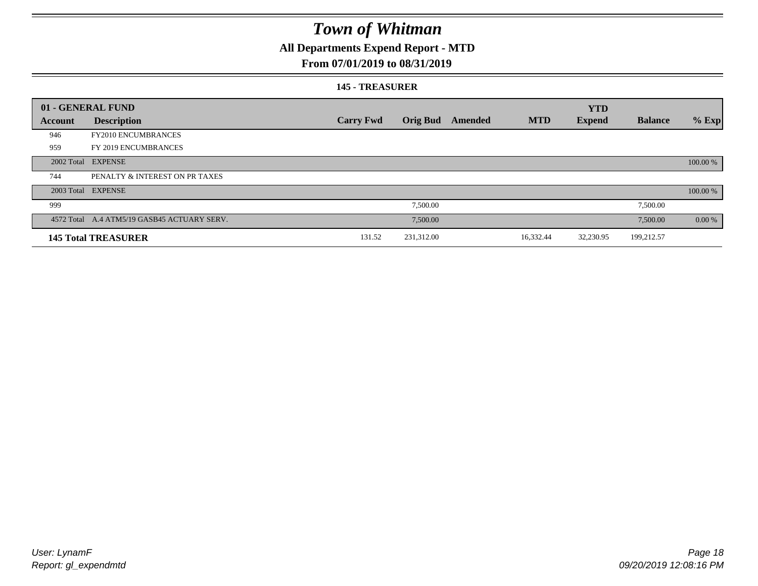# Town of Whitman

## All Departments Expend Report - MTD

### From 07/01/2019 to 08/31/2019

#### 145 - TREASURER

| 01 - GENERAL FUND | | | | | | YTD | | |
|---|---|---|---|---|---|---|---|---|
| **Account** | **Description** | **Carry Fwd** | **Orig Bud** | **Amended** | **MTD** | **Expend** | **Balance** | **% Exp** |
| 946 | FY2010 ENCUMBRANCES | | | | | | | |
| 959 | FY 2019 ENCUMBRANCES | | | | | | | |
| 2002 Total | EXPENSE | | | | | | | 100.00 % |
| 744 | PENALTY & INTEREST ON PR TAXES | | | | | | | |
| 2003 Total | EXPENSE | | | | | | | 100.00 % |
| 999 | | | 7,500.00 | | | | 7,500.00 | |
| 4572 Total | A.4 ATM5/19 GASB45 ACTUARY SERV. | | 7,500.00 | | | | 7,500.00 | 0.00 % |
| **145 Total TREASURER** | | 131.52 | 231,312.00 | | 16,332.44 | 32,230.95 | 199,212.57 | |

User: LynamF
Report: gl_expendmtd

09/20/2019 12:08:16 PM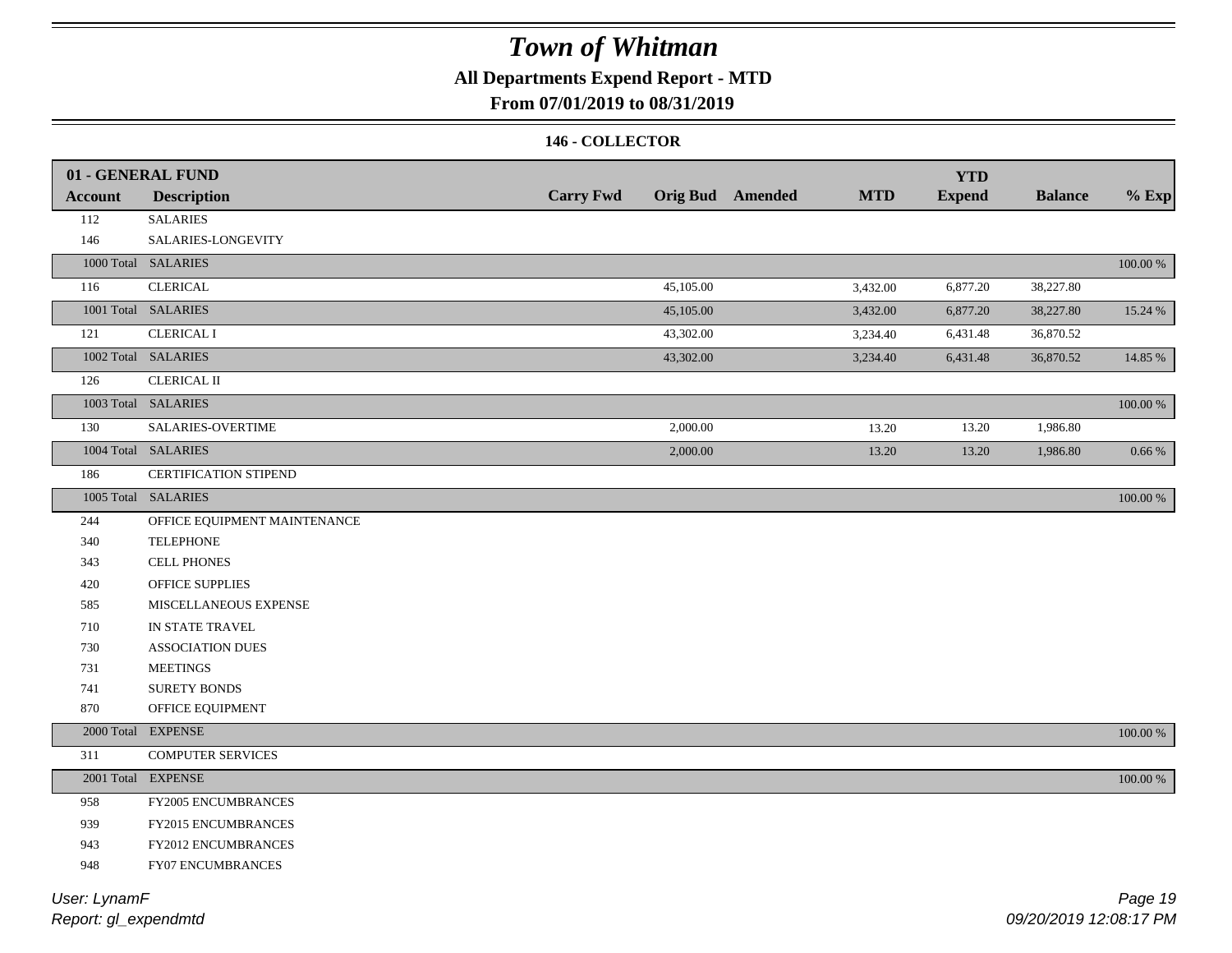# Town of Whitman

## All Departments Expend Report - MTD

## From 07/01/2019 to 08/31/2019

### 146 - COLLECTOR

| 01 - GENERAL FUND | | | | | | YTD | | |
|---|---|---|---|---|---|---|---|---|
| **Account** | **Description** | **Carry Fwd** | **Orig Bud** | **Amended** | **MTD** | **Expend** | **Balance** | **% Exp** |
| 112 | SALARIES | | | | | | | |
| 146 | SALARIES-LONGEVITY | | | | | | | |
| 1000 Total | SALARIES | | | | | | | 100.00 % |
| 116 | CLERICAL | | 45,105.00 | | 3,432.00 | 6,877.20 | 38,227.80 | |
| 1001 Total | SALARIES | | 45,105.00 | | 3,432.00 | 6,877.20 | 38,227.80 | 15.24 % |
| 121 | CLERICAL I | | 43,302.00 | | 3,234.40 | 6,431.48 | 36,870.52 | |
| 1002 Total | SALARIES | | 43,302.00 | | 3,234.40 | 6,431.48 | 36,870.52 | 14.85 % |
| 126 | CLERICAL II | | | | | | | |
| 1003 Total | SALARIES | | | | | | | 100.00 % |
| 130 | SALARIES-OVERTIME | | 2,000.00 | | 13.20 | 13.20 | 1,986.80 | |
| 1004 Total | SALARIES | | 2,000.00 | | 13.20 | 13.20 | 1,986.80 | 0.66 % |
| 186 | CERTIFICATION STIPEND | | | | | | | |
| 1005 Total | SALARIES | | | | | | | 100.00 % |
| 244 | OFFICE EQUIPMENT MAINTENANCE | | | | | | | |
| 340 | TELEPHONE | | | | | | | |
| 343 | CELL PHONES | | | | | | | |
| 420 | OFFICE SUPPLIES | | | | | | | |
| 585 | MISCELLANEOUS EXPENSE | | | | | | | |
| 710 | IN STATE TRAVEL | | | | | | | |
| 730 | ASSOCIATION DUES | | | | | | | |
| 731 | MEETINGS | | | | | | | |
| 741 | SURETY BONDS | | | | | | | |
| 870 | OFFICE EQUIPMENT | | | | | | | |
| 2000 Total | EXPENSE | | | | | | | 100.00 % |
| 311 | COMPUTER SERVICES | | | | | | | |
| 2001 Total | EXPENSE | | | | | | | 100.00 % |
| 958 | FY2005 ENCUMBRANCES | | | | | | | |
| 939 | FY2015 ENCUMBRANCES | | | | | | | |
| 943 | FY2012 ENCUMBRANCES | | | | | | | |
| 948 | FY07 ENCUMBRANCES | | | | | | | |

*User: LynamF*
*Report: gl_expendmtd*

*09/20/2019 12:08:17 PM*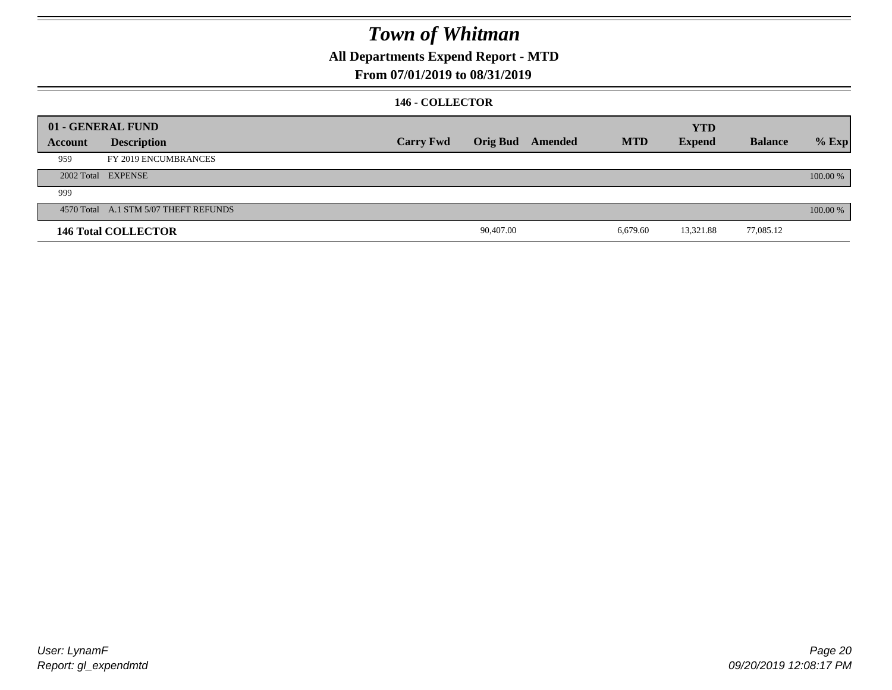# Town of Whitman

## All Departments Expend Report - MTD

### From 07/01/2019 to 08/31/2019

#### 146 - COLLECTOR

| 01 - GENERAL FUND | | | | | | YTD | | |
|---|---|---|---|---|---|---|---|---|
| Account | Description | Carry Fwd | Orig Bud | Amended | MTD | Expend | Balance | % Exp |
| 959 | FY 2019 ENCUMBRANCES | | | | | | | |
| 2002 Total | EXPENSE | | | | | | | 100.00 % |
| 999 | | | | | | | | |
| 4570 Total | A.1 STM 5/07 THEFT REFUNDS | | | | | | | 100.00 % |
| **146 Total COLLECTOR** | | | 90,407.00 | | 6,679.60 | 13,321.88 | 77,085.12 | |

User: LynamF
Report: gl_expendmtd

09/20/2019 12:08:17 PM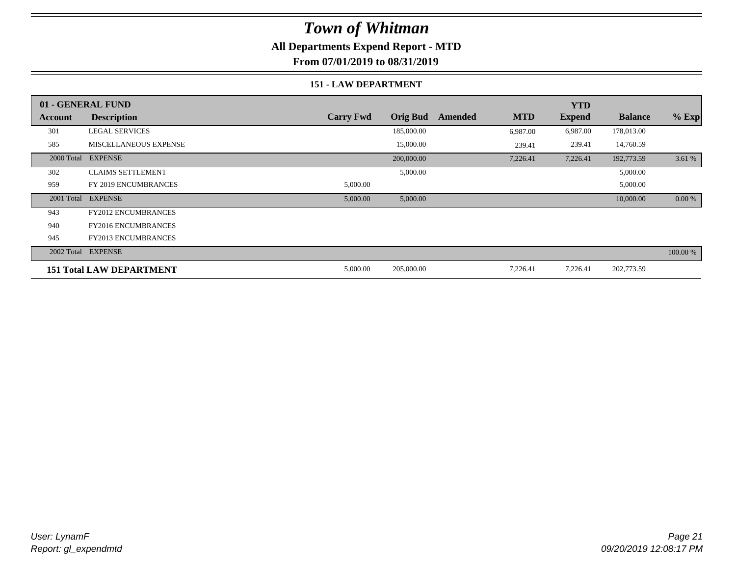# Town of Whitman

## All Departments Expend Report - MTD

## From 07/01/2019 to 08/31/2019

### 151 - LAW DEPARTMENT

| 01 - GENERAL FUND | | | | | | YTD | | |
|---|---|---|---|---|---|---|---|---|
| **Account** | **Description** | **Carry Fwd** | **Orig Bud** | **Amended** | **MTD** | **Expend** | **Balance** | **% Exp** |
| 301 | LEGAL SERVICES | | 185,000.00 | | 6,987.00 | 6,987.00 | 178,013.00 | |
| 585 | MISCELLANEOUS EXPENSE | | 15,000.00 | | 239.41 | 239.41 | 14,760.59 | |
| 2000 Total | EXPENSE | | 200,000.00 | | 7,226.41 | 7,226.41 | 192,773.59 | 3.61 % |
| 302 | CLAIMS SETTLEMENT | | 5,000.00 | | | | 5,000.00 | |
| 959 | FY 2019 ENCUMBRANCES | 5,000.00 | | | | | 5,000.00 | |
| 2001 Total | EXPENSE | 5,000.00 | 5,000.00 | | | | 10,000.00 | 0.00 % |
| 943 | FY2012 ENCUMBRANCES | | | | | | | |
| 940 | FY2016 ENCUMBRANCES | | | | | | | |
| 945 | FY2013 ENCUMBRANCES | | | | | | | |
| 2002 Total | EXPENSE | | | | | | | 100.00 % |
| **151 Total LAW DEPARTMENT** | | 5,000.00 | 205,000.00 | | 7,226.41 | 7,226.41 | 202,773.59 | |

*User: LynamF*
*Report: gl_expendmtd*

*09/20/2019 12:08:17 PM*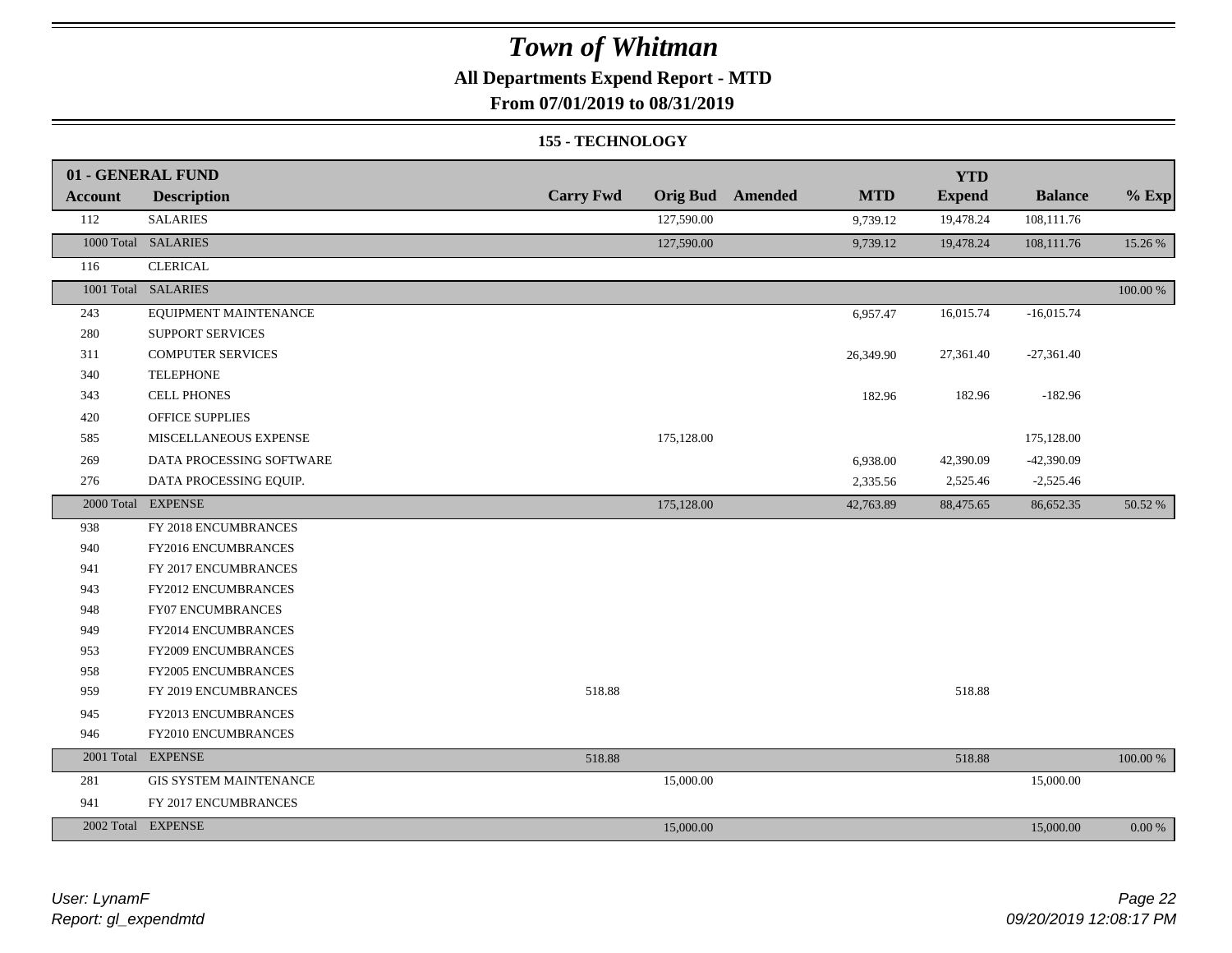# Town of Whitman

## All Departments Expend Report - MTD

## From 07/01/2019 to 08/31/2019

### 155 - TECHNOLOGY

| 01 - GENERAL FUND | | | | | | | | | |
|---|---|---|---|---|---|---|---|---|---|
| **Account** | **Description** | **Carry Fwd** | **Orig Bud** | **Amended** | **MTD** | **YTD Expend** | **Balance** | **% Exp** |
| 112 | SALARIES | | 127,590.00 | | 9,739.12 | 19,478.24 | 108,111.76 | |
| 1000 Total | SALARIES | | 127,590.00 | | 9,739.12 | 19,478.24 | 108,111.76 | 15.26 % |
| 116 | CLERICAL | | | | | | | |
| 1001 Total | SALARIES | | | | | | | 100.00 % |
| 243 | EQUIPMENT MAINTENANCE | | | | 6,957.47 | 16,015.74 | -16,015.74 | |
| 280 | SUPPORT SERVICES | | | | | | | |
| 311 | COMPUTER SERVICES | | | | 26,349.90 | 27,361.40 | -27,361.40 | |
| 340 | TELEPHONE | | | | | | | |
| 343 | CELL PHONES | | | | 182.96 | 182.96 | -182.96 | |
| 420 | OFFICE SUPPLIES | | | | | | | |
| 585 | MISCELLANEOUS EXPENSE | | 175,128.00 | | | | 175,128.00 | |
| 269 | DATA PROCESSING SOFTWARE | | | | 6,938.00 | 42,390.09 | -42,390.09 | |
| 276 | DATA PROCESSING EQUIP. | | | | 2,335.56 | 2,525.46 | -2,525.46 | |
| 2000 Total | EXPENSE | | 175,128.00 | | 42,763.89 | 88,475.65 | 86,652.35 | 50.52 % |
| 938 | FY 2018 ENCUMBRANCES | | | | | | | |
| 940 | FY2016 ENCUMBRANCES | | | | | | | |
| 941 | FY 2017 ENCUMBRANCES | | | | | | | |
| 943 | FY2012 ENCUMBRANCES | | | | | | | |
| 948 | FY07 ENCUMBRANCES | | | | | | | |
| 949 | FY2014 ENCUMBRANCES | | | | | | | |
| 953 | FY2009 ENCUMBRANCES | | | | | | | |
| 958 | FY2005 ENCUMBRANCES | | | | | | | |
| 959 | FY 2019 ENCUMBRANCES | 518.88 | | | | 518.88 | | |
| 945 | FY2013 ENCUMBRANCES | | | | | | | |
| 946 | FY2010 ENCUMBRANCES | | | | | | | |
| 2001 Total | EXPENSE | 518.88 | | | | 518.88 | | 100.00 % |
| 281 | GIS SYSTEM MAINTENANCE | | 15,000.00 | | | | 15,000.00 | |
| 941 | FY 2017 ENCUMBRANCES | | | | | | | |
| 2002 Total | EXPENSE | | 15,000.00 | | | | 15,000.00 | 0.00 % |

*User: LynamF*
*Report: gl_expendmtd*

*09/20/2019 12:08:17 PM*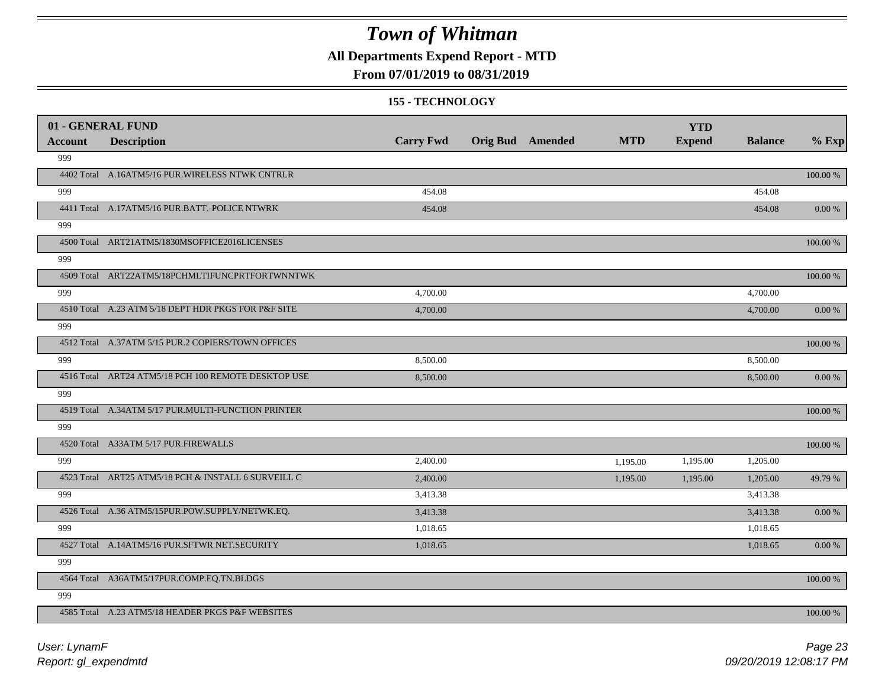# Town of Whitman

**All Departments Expend Report - MTD**

**From 07/01/2019 to 08/31/2019**

**155 - TECHNOLOGY**

| 01 - GENERAL FUND | | | | | | | | |
|---|---|---|---|---|---|---|---|---|
| **Account** | **Description** | **Carry Fwd** | **Orig Bud** | **Amended** | **MTD** | **YTD Expend** | **Balance** | **% Exp** |
| 999 | | | | | | | | |
| 4402 Total | A.16ATM5/16 PUR.WIRELESS NTWK CNTRLR | | | | | | | 100.00 % |
| 999 | | 454.08 | | | | | 454.08 | |
| 4411 Total | A.17ATM5/16 PUR.BATT.-POLICE NTWRK | 454.08 | | | | | 454.08 | 0.00 % |
| 999 | | | | | | | | |
| 4500 Total | ART21ATM5/1830MSOFFICE2016LICENSES | | | | | | | 100.00 % |
| 999 | | | | | | | | |
| 4509 Total | ART22ATM5/18PCHMLTIFUNCPRTFORTWNNTWK | | | | | | | 100.00 % |
| 999 | | 4,700.00 | | | | | 4,700.00 | |
| 4510 Total | A.23 ATM 5/18 DEPT HDR PKGS FOR P&F SITE | 4,700.00 | | | | | 4,700.00 | 0.00 % |
| 999 | | | | | | | | |
| 4512 Total | A.37ATM 5/15 PUR.2 COPIERS/TOWN OFFICES | | | | | | | 100.00 % |
| 999 | | 8,500.00 | | | | | 8,500.00 | |
| 4516 Total | ART24 ATM5/18 PCH 100 REMOTE DESKTOP USE | 8,500.00 | | | | | 8,500.00 | 0.00 % |
| 999 | | | | | | | | |
| 4519 Total | A.34ATM 5/17 PUR.MULTI-FUNCTION PRINTER | | | | | | | 100.00 % |
| 999 | | | | | | | | |
| 4520 Total | A33ATM 5/17 PUR.FIREWALLS | | | | | | | 100.00 % |
| 999 | | 2,400.00 | | | 1,195.00 | 1,195.00 | 1,205.00 | |
| 4523 Total | ART25 ATM5/18 PCH & INSTALL 6 SURVEILL C | 2,400.00 | | | 1,195.00 | 1,195.00 | 1,205.00 | 49.79 % |
| 999 | | 3,413.38 | | | | | 3,413.38 | |
| 4526 Total | A.36 ATM5/15PUR.POW.SUPPLY/NETWK.EQ. | 3,413.38 | | | | | 3,413.38 | 0.00 % |
| 999 | | 1,018.65 | | | | | 1,018.65 | |
| 4527 Total | A.14ATM5/16 PUR.SFTWR NET.SECURITY | 1,018.65 | | | | | 1,018.65 | 0.00 % |
| 999 | | | | | | | | |
| 4564 Total | A36ATM5/17PUR.COMP.EQ.TN.BLDGS | | | | | | | 100.00 % |
| 999 | | | | | | | | |
| 4585 Total | A.23 ATM5/18 HEADER PKGS P&F WEBSITES | | | | | | | 100.00 % |

User: LynamF

Report: gl_expendmtd

09/20/2019 12:08:17 PM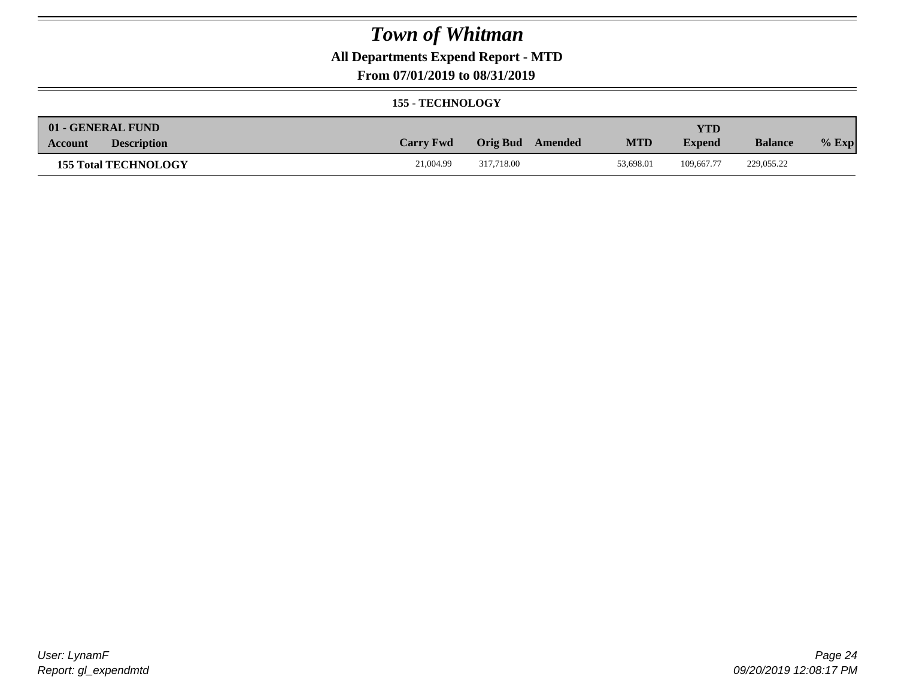# Town of Whitman

**All Departments Expend Report - MTD**

**From 07/01/2019 to 08/31/2019**

**155 - TECHNOLOGY**

| 01 - GENERAL FUND Account | Description | Carry Fwd | Orig Bud | Amended | MTD | YTD Expend | Balance | % Exp |
|---|---|---|---|---|---|---|---|---|
| **155 Total TECHNOLOGY** | | 21,004.99 | 317,718.00 | | 53,698.01 | 109,667.77 | 229,055.22 | |

User: LynamF
Report: gl_expendmtd

09/20/2019 12:08:17 PM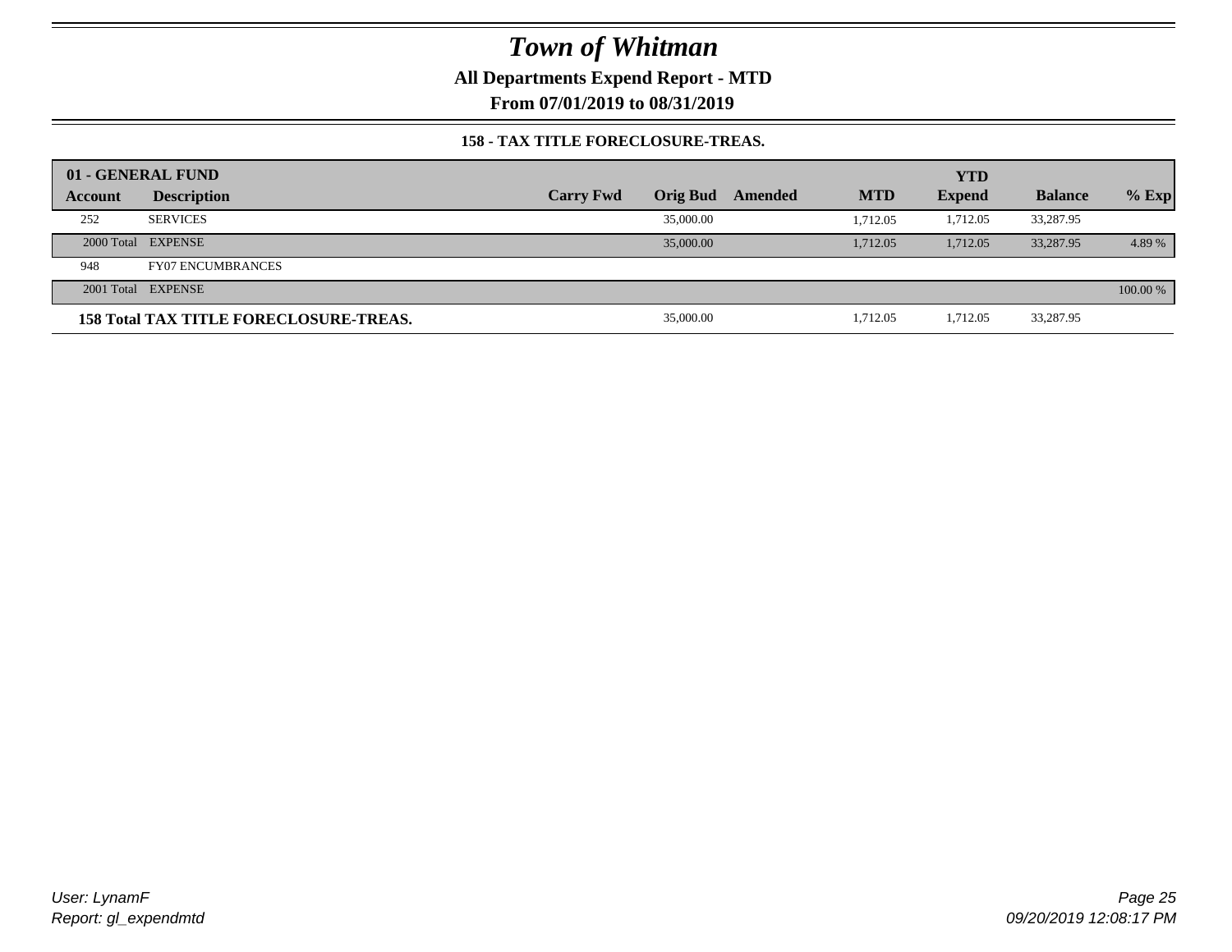# Town of Whitman

**All Departments Expend Report - MTD**

**From 07/01/2019 to 08/31/2019**

**158 - TAX TITLE FORECLOSURE-TREAS.**

| 01 - GENERAL FUND | | | | | | YTD | | |
|---|---|---|---|---|---|---|---|---|
| **Account** | **Description** | **Carry Fwd** | **Orig Bud** | **Amended** | **MTD** | **Expend** | **Balance** | **% Exp** |
| 252 | SERVICES | | 35,000.00 | | 1,712.05 | 1,712.05 | 33,287.95 | |
| 2000 Total | EXPENSE | | 35,000.00 | | 1,712.05 | 1,712.05 | 33,287.95 | 4.89 % |
| 948 | FY07 ENCUMBRANCES | | | | | | | |
| 2001 Total | EXPENSE | | | | | | | 100.00 % |
| **158 Total TAX TITLE FORECLOSURE-TREAS.** | | | 35,000.00 | | 1,712.05 | 1,712.05 | 33,287.95 | |

*User: LynamF*
*Report: gl_expendmtd*

*09/20/2019 12:08:17 PM*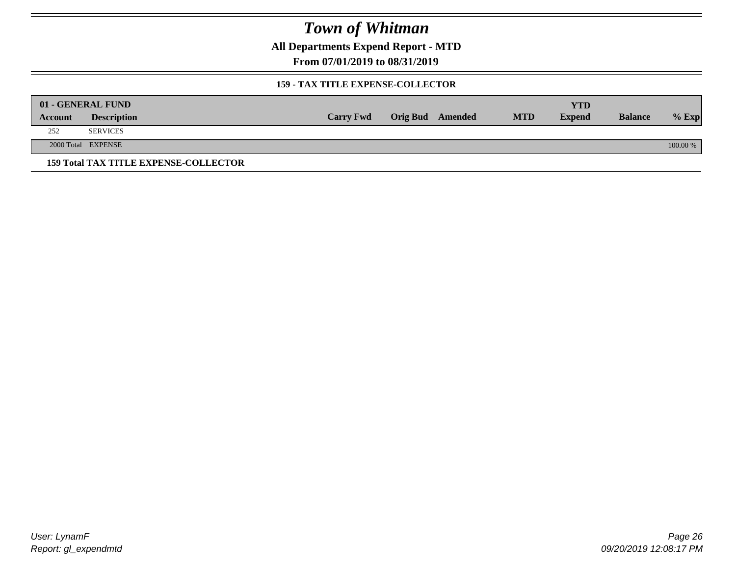# Town of Whitman

**All Departments Expend Report - MTD**

**From 07/01/2019 to 08/31/2019**

**159 - TAX TITLE EXPENSE-COLLECTOR**

| 01 - GENERAL FUND | | | | | | YTD | | |
|---|---|---|---|---|---|---|---|---|
| **Account** | **Description** | **Carry Fwd** | **Orig Bud** | **Amended** | **MTD** | **Expend** | **Balance** | **% Exp** |
| 252 | SERVICES | | | | | | | |
| 2000 Total | EXPENSE | | | | | | | 100.00 % |

**159 Total TAX TITLE EXPENSE-COLLECTOR**

*User: LynamF*
*Report: gl_expendmtd*

*09/20/2019 12:08:17 PM*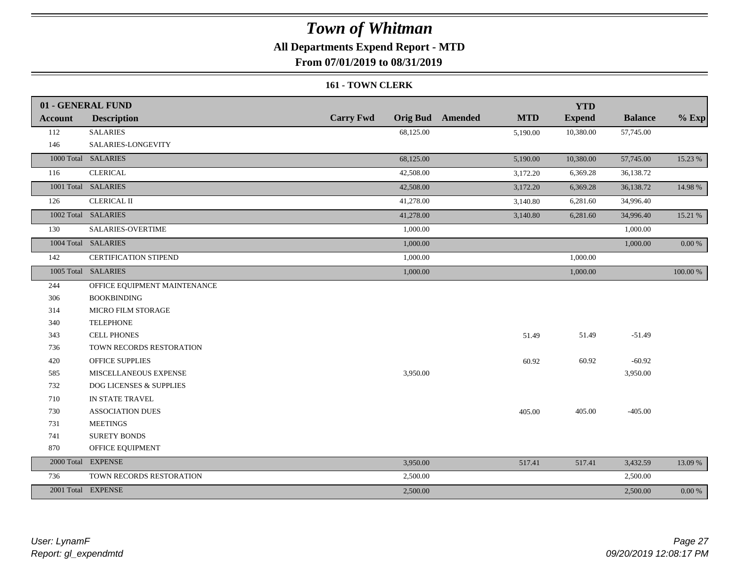# Town of Whitman

**All Departments Expend Report - MTD**

**From 07/01/2019 to 08/31/2019**

### 161 - TOWN CLERK

| 01 - GENERAL FUND | | | | | | | | |
|---|---|---|---|---|---|---|---|---|
| **Account** | **Description** | **Carry Fwd** | **Orig Bud** | **Amended** | **MTD** | **YTD Expend** | **Balance** | **% Exp** |
| 112 | SALARIES | | 68,125.00 | | 5,190.00 | 10,380.00 | 57,745.00 | |
| 146 | SALARIES-LONGEVITY | | | | | | | |
| 1000 Total | SALARIES | | 68,125.00 | | 5,190.00 | 10,380.00 | 57,745.00 | 15.23 % |
| 116 | CLERICAL | | 42,508.00 | | 3,172.20 | 6,369.28 | 36,138.72 | |
| 1001 Total | SALARIES | | 42,508.00 | | 3,172.20 | 6,369.28 | 36,138.72 | 14.98 % |
| 126 | CLERICAL II | | 41,278.00 | | 3,140.80 | 6,281.60 | 34,996.40 | |
| 1002 Total | SALARIES | | 41,278.00 | | 3,140.80 | 6,281.60 | 34,996.40 | 15.21 % |
| 130 | SALARIES-OVERTIME | | 1,000.00 | | | | 1,000.00 | |
| 1004 Total | SALARIES | | 1,000.00 | | | | 1,000.00 | 0.00 % |
| 142 | CERTIFICATION STIPEND | | 1,000.00 | | | 1,000.00 | | |
| 1005 Total | SALARIES | | 1,000.00 | | | 1,000.00 | | 100.00 % |
| 244 | OFFICE EQUIPMENT MAINTENANCE | | | | | | | |
| 306 | BOOKBINDING | | | | | | | |
| 314 | MICRO FILM STORAGE | | | | | | | |
| 340 | TELEPHONE | | | | | | | |
| 343 | CELL PHONES | | | | 51.49 | 51.49 | -51.49 | |
| 736 | TOWN RECORDS RESTORATION | | | | | | | |
| 420 | OFFICE SUPPLIES | | | | 60.92 | 60.92 | -60.92 | |
| 585 | MISCELLANEOUS EXPENSE | | 3,950.00 | | | | 3,950.00 | |
| 732 | DOG LICENSES & SUPPLIES | | | | | | | |
| 710 | IN STATE TRAVEL | | | | | | | |
| 730 | ASSOCIATION DUES | | | | 405.00 | 405.00 | -405.00 | |
| 731 | MEETINGS | | | | | | | |
| 741 | SURETY BONDS | | | | | | | |
| 870 | OFFICE EQUIPMENT | | | | | | | |
| 2000 Total | EXPENSE | | 3,950.00 | | 517.41 | 517.41 | 3,432.59 | 13.09 % |
| 736 | TOWN RECORDS RESTORATION | | 2,500.00 | | | | 2,500.00 | |
| 2001 Total | EXPENSE | | 2,500.00 | | | | 2,500.00 | 0.00 % |

*User: LynamF*
*Report: gl_expendmtd*

*09/20/2019 12:08:17 PM*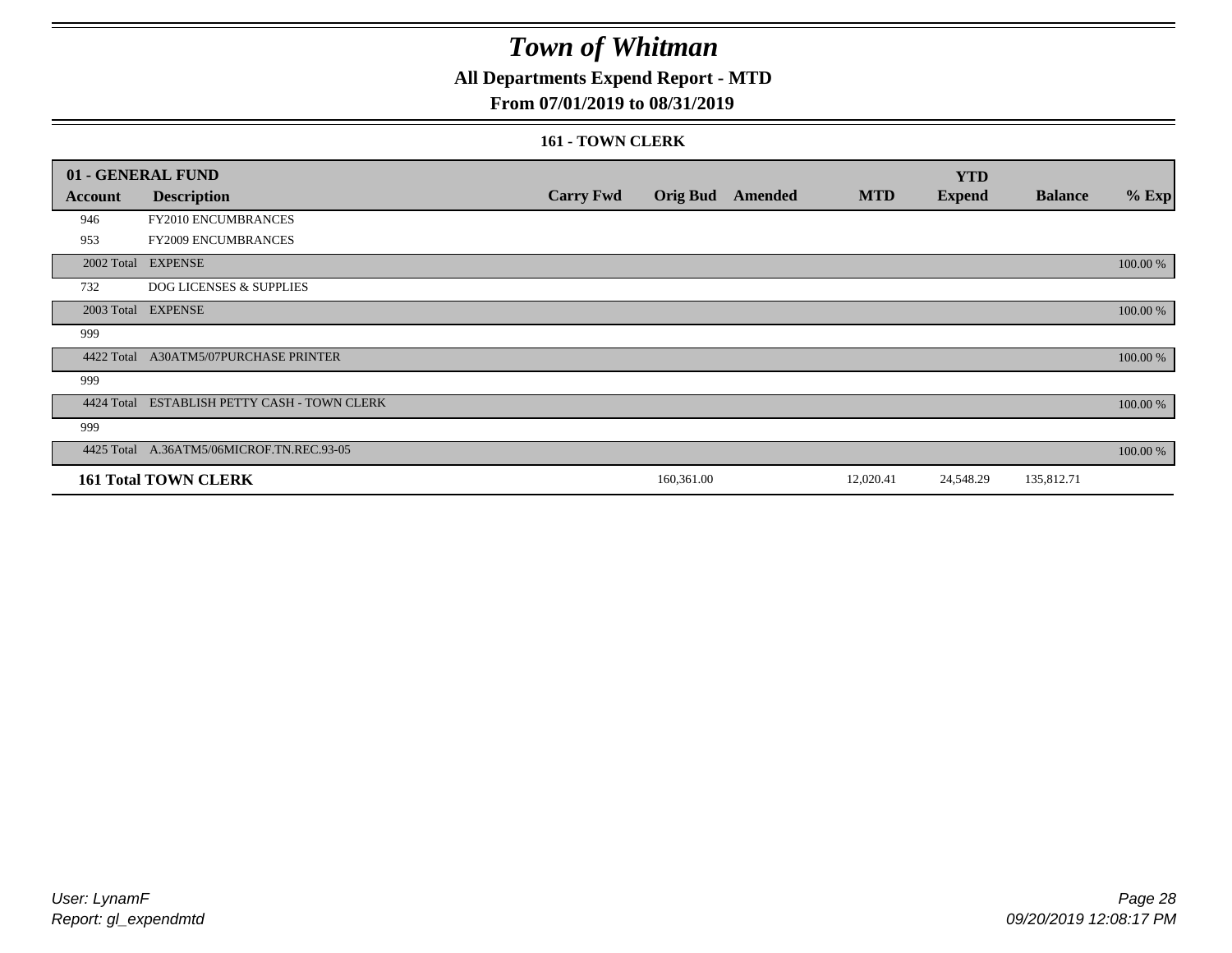# Town of Whitman

## All Departments Expend Report - MTD

### From 07/01/2019 to 08/31/2019

#### 161 - TOWN CLERK

| 01 - GENERAL FUND | | | | | | YTD | | |
|---|---|---|---|---|---|---|---|---|
| **Account** | **Description** | **Carry Fwd** | **Orig Bud** | **Amended** | **MTD** | **Expend** | **Balance** | **% Exp** |
| 946 | FY2010 ENCUMBRANCES | | | | | | | |
| 953 | FY2009 ENCUMBRANCES | | | | | | | |
| 2002 Total | EXPENSE | | | | | | | 100.00 % |
| 732 | DOG LICENSES & SUPPLIES | | | | | | | |
| 2003 Total | EXPENSE | | | | | | | 100.00 % |
| 999 | | | | | | | | |
| 4422 Total | A30ATM5/07PURCHASE PRINTER | | | | | | | 100.00 % |
| 999 | | | | | | | | |
| 4424 Total | ESTABLISH PETTY CASH - TOWN CLERK | | | | | | | 100.00 % |
| 999 | | | | | | | | |
| 4425 Total | A.36ATM5/06MICROF.TN.REC.93-05 | | | | | | | 100.00 % |
| **161 Total TOWN CLERK** | | | 160,361.00 | | 12,020.41 | 24,548.29 | 135,812.71 | |

*User: LynamF*
*Report: gl_expendmtd*

*09/20/2019 12:08:17 PM*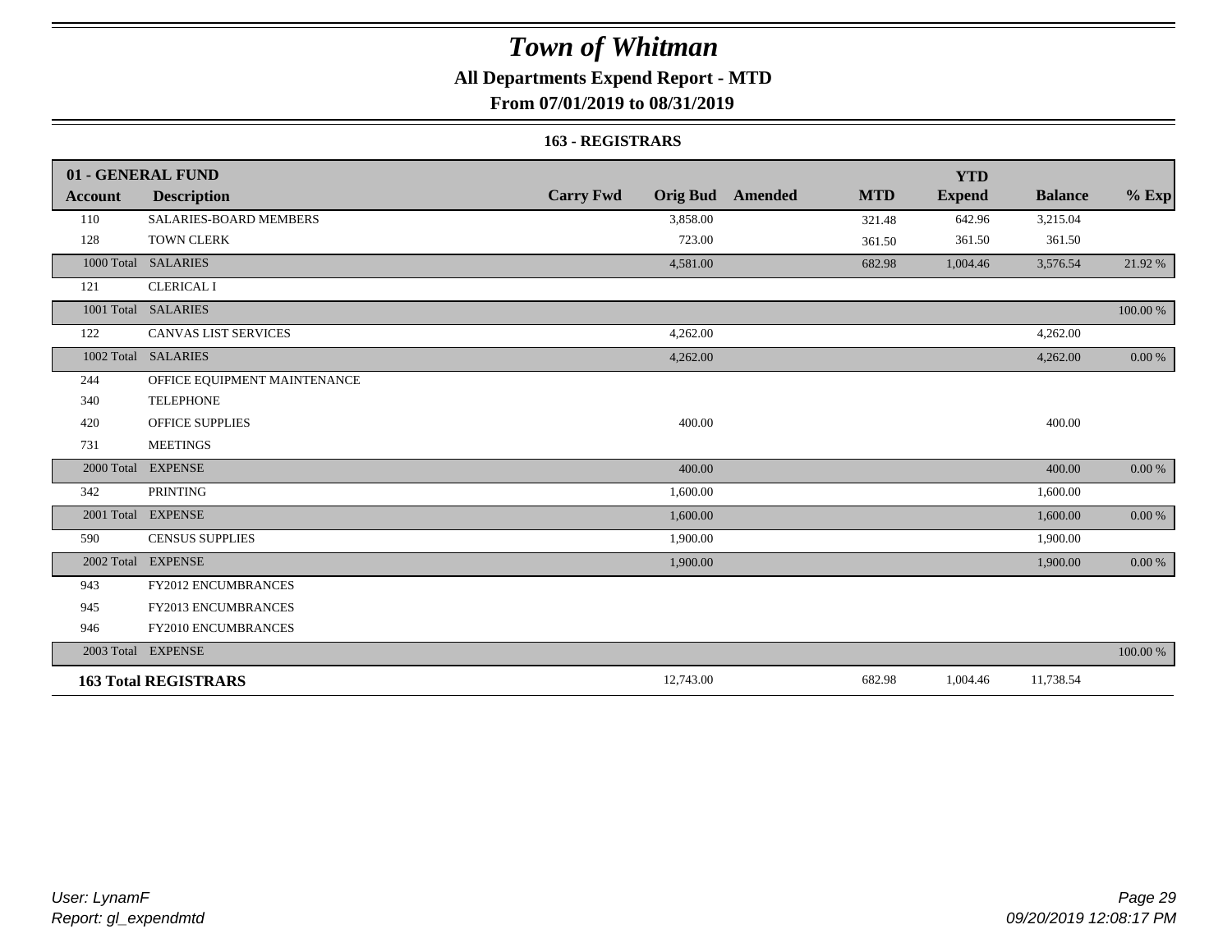# Town of Whitman

## All Departments Expend Report - MTD

### From 07/01/2019 to 08/31/2019

#### 163 - REGISTRARS

| 01 - GENERAL FUND | | | | | | | | | |
|---|---|---|---|---|---|---|---|---|---|
| **Account** | **Description** | **Carry Fwd** | **Orig Bud** | **Amended** | **MTD** | **YTD Expend** | **Balance** | **% Exp** |
| 110 | SALARIES-BOARD MEMBERS | | 3,858.00 | | 321.48 | 642.96 | 3,215.04 | |
| 128 | TOWN CLERK | | 723.00 | | 361.50 | 361.50 | 361.50 | |
| 1000 Total | SALARIES | | 4,581.00 | | 682.98 | 1,004.46 | 3,576.54 | 21.92 % |
| 121 | CLERICAL I | | | | | | | |
| 1001 Total | SALARIES | | | | | | | 100.00 % |
| 122 | CANVAS LIST SERVICES | | 4,262.00 | | | | 4,262.00 | |
| 1002 Total | SALARIES | | 4,262.00 | | | | 4,262.00 | 0.00 % |
| 244 | OFFICE EQUIPMENT MAINTENANCE | | | | | | | |
| 340 | TELEPHONE | | | | | | | |
| 420 | OFFICE SUPPLIES | | 400.00 | | | | 400.00 | |
| 731 | MEETINGS | | | | | | | |
| 2000 Total | EXPENSE | | 400.00 | | | | 400.00 | 0.00 % |
| 342 | PRINTING | | 1,600.00 | | | | 1,600.00 | |
| 2001 Total | EXPENSE | | 1,600.00 | | | | 1,600.00 | 0.00 % |
| 590 | CENSUS SUPPLIES | | 1,900.00 | | | | 1,900.00 | |
| 2002 Total | EXPENSE | | 1,900.00 | | | | 1,900.00 | 0.00 % |
| 943 | FY2012 ENCUMBRANCES | | | | | | | |
| 945 | FY2013 ENCUMBRANCES | | | | | | | |
| 946 | FY2010 ENCUMBRANCES | | | | | | | |
| 2003 Total | EXPENSE | | | | | | | 100.00 % |
| **163 Total REGISTRARS** | | | 12,743.00 | | 682.98 | 1,004.46 | 11,738.54 | |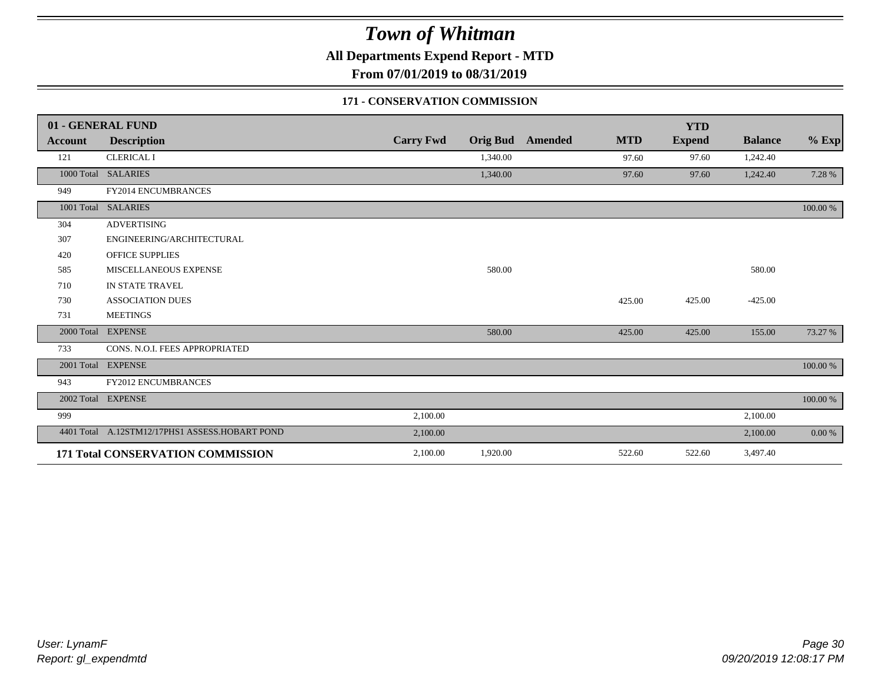# Town of Whitman

**All Departments Expend Report - MTD**

**From 07/01/2019 to 08/31/2019**

### 171 - CONSERVATION COMMISSION

| 01 - GENERAL FUND | | | | | | YTD | | |
|---|---|---|---|---|---|---|---|---|
| **Account** | **Description** | **Carry Fwd** | **Orig Bud** | **Amended** | **MTD** | **Expend** | **Balance** | **% Exp** |
| 121 | CLERICAL I | | 1,340.00 | | 97.60 | 97.60 | 1,242.40 | |
| 1000 Total | SALARIES | | 1,340.00 | | 97.60 | 97.60 | 1,242.40 | 7.28 % |
| 949 | FY2014 ENCUMBRANCES | | | | | | | |
| 1001 Total | SALARIES | | | | | | | 100.00 % |
| 304 | ADVERTISING | | | | | | | |
| 307 | ENGINEERING/ARCHITECTURAL | | | | | | | |
| 420 | OFFICE SUPPLIES | | | | | | | |
| 585 | MISCELLANEOUS EXPENSE | | 580.00 | | | | 580.00 | |
| 710 | IN STATE TRAVEL | | | | | | | |
| 730 | ASSOCIATION DUES | | | | 425.00 | 425.00 | -425.00 | |
| 731 | MEETINGS | | | | | | | |
| 2000 Total | EXPENSE | | 580.00 | | 425.00 | 425.00 | 155.00 | 73.27 % |
| 733 | CONS. N.O.I. FEES APPROPRIATED | | | | | | | |
| 2001 Total | EXPENSE | | | | | | | 100.00 % |
| 943 | FY2012 ENCUMBRANCES | | | | | | | |
| 2002 Total | EXPENSE | | | | | | | 100.00 % |
| 999 | | 2,100.00 | | | | | 2,100.00 | |
| 4401 Total | A.12STM12/17PHS1 ASSESS.HOBART POND | 2,100.00 | | | | | 2,100.00 | 0.00 % |
| **171 Total CONSERVATION COMMISSION** | | 2,100.00 | 1,920.00 | | 522.60 | 522.60 | 3,497.40 | |

*User: LynamF*
*Report: gl_expendmtd*

09/20/2019 12:08:17 PM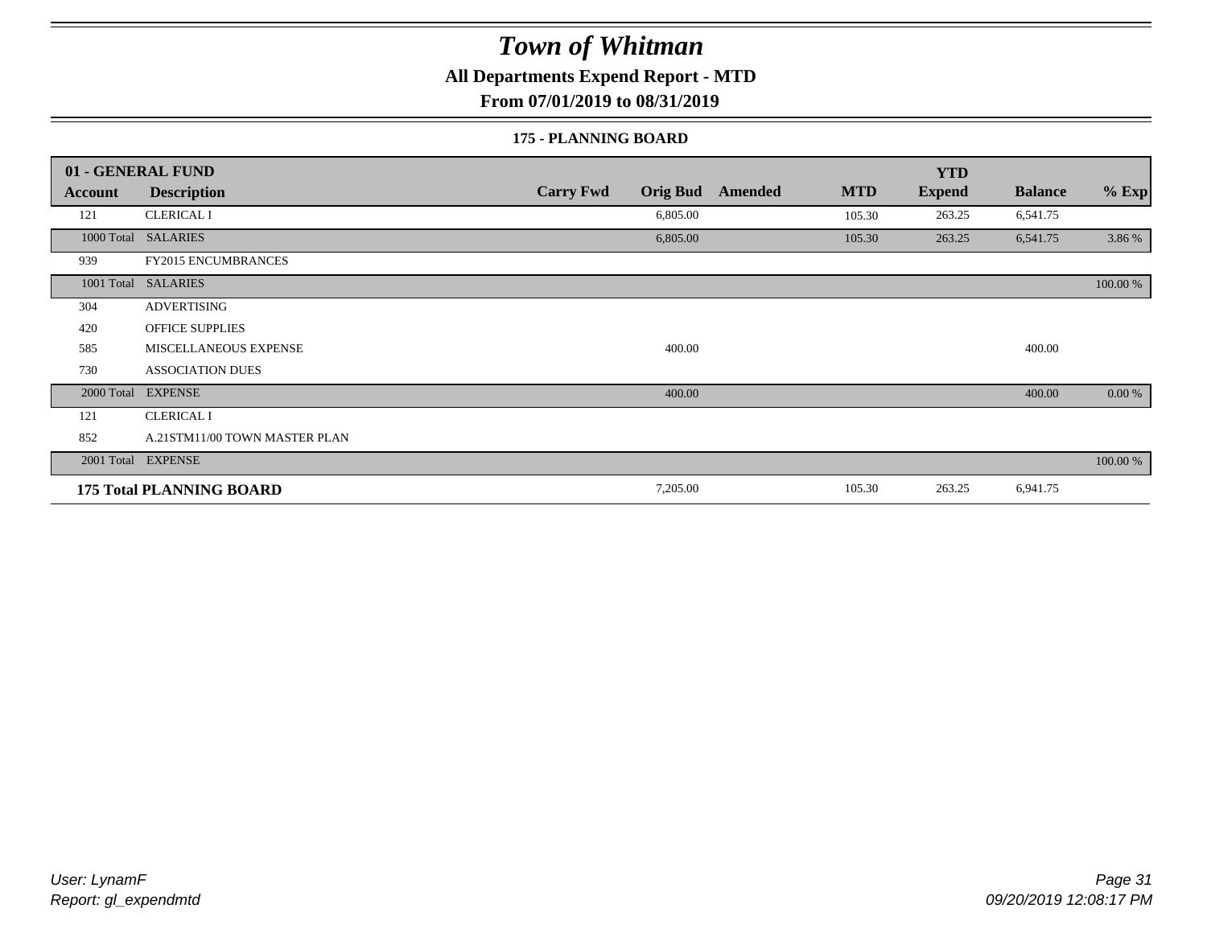# Town of Whitman

## All Departments Expend Report - MTD

### From 07/01/2019 to 08/31/2019

#### 175 - PLANNING BOARD

| 01 - GENERAL FUND | | | | | | | | |
|---|---|---|---|---|---|---|---|---|
| **Account** | **Description** | **Carry Fwd** | **Orig Bud** | **Amended** | **MTD** | **YTD Expend** | **Balance** | **% Exp** |
| 121 | CLERICAL I | | 6,805.00 | | 105.30 | 263.25 | 6,541.75 | |
| 1000 Total | SALARIES | | 6,805.00 | | 105.30 | 263.25 | 6,541.75 | 3.86 % |
| 939 | FY2015 ENCUMBRANCES | | | | | | | |
| 1001 Total | SALARIES | | | | | | | 100.00 % |
| 304 | ADVERTISING | | | | | | | |
| 420 | OFFICE SUPPLIES | | | | | | | |
| 585 | MISCELLANEOUS EXPENSE | | 400.00 | | | | 400.00 | |
| 730 | ASSOCIATION DUES | | | | | | | |
| 2000 Total | EXPENSE | | 400.00 | | | | 400.00 | 0.00 % |
| 121 | CLERICAL I | | | | | | | |
| 852 | A.21STM11/00 TOWN MASTER PLAN | | | | | | | |
| 2001 Total | EXPENSE | | | | | | | 100.00 % |
| **175 Total PLANNING BOARD** | | | 7,205.00 | | 105.30 | 263.25 | 6,941.75 | |

*User: LynamF*
*Report: gl_expendmtd*

*09/20/2019 12:08:17 PM*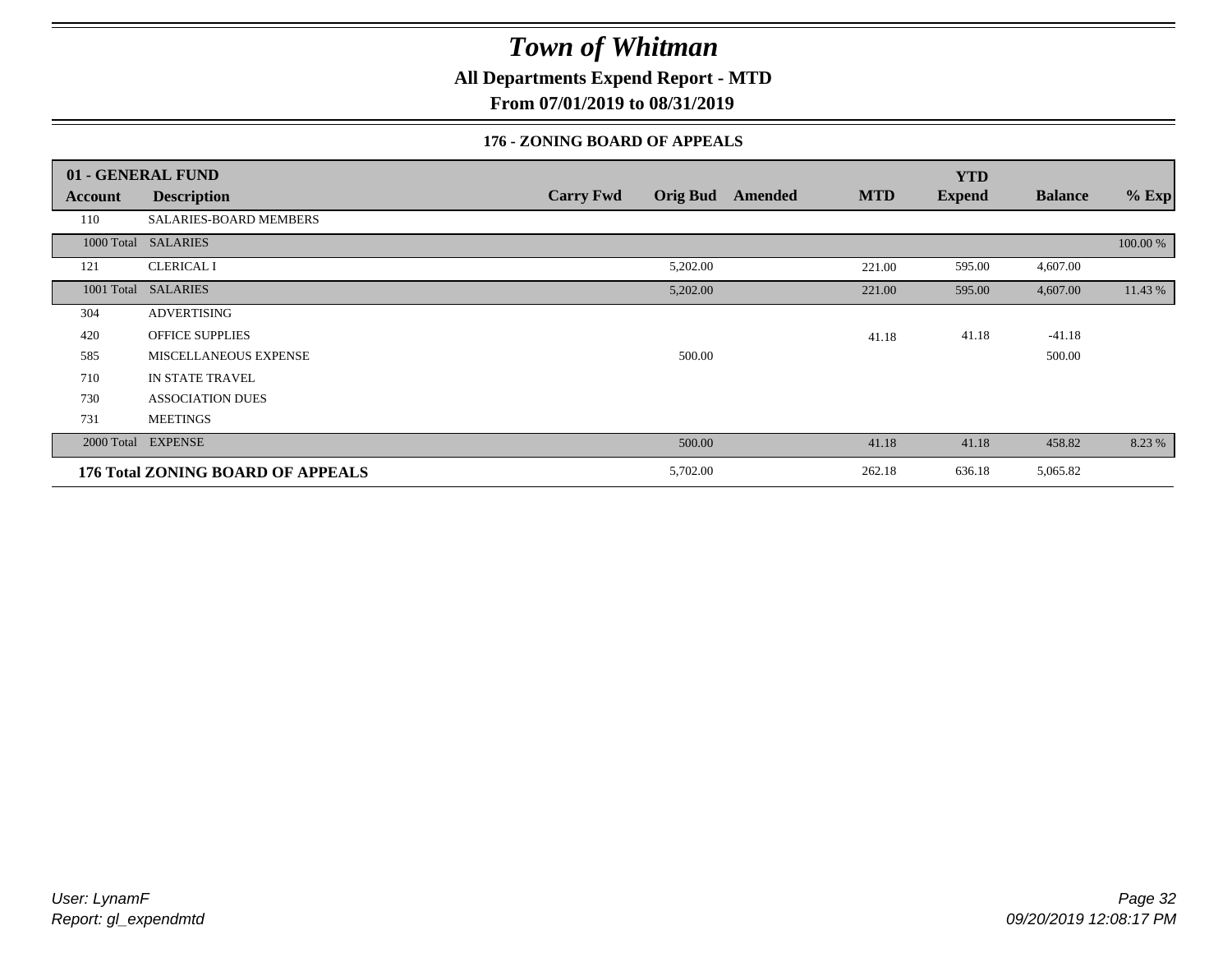# Town of Whitman

**All Departments Expend Report - MTD**

**From 07/01/2019 to 08/31/2019**

### 176 - ZONING BOARD OF APPEALS

| 01 - GENERAL FUND | | | | | | YTD | | |
|---|---|---|---|---|---|---|---|---|
| **Account** | **Description** | **Carry Fwd** | **Orig Bud** | **Amended** | **MTD** | **Expend** | **Balance** | **% Exp** |
| 110 | SALARIES-BOARD MEMBERS | | | | | | | |
| 1000 Total | SALARIES | | | | | | | 100.00 % |
| 121 | CLERICAL I | | 5,202.00 | | 221.00 | 595.00 | 4,607.00 | |
| 1001 Total | SALARIES | | 5,202.00 | | 221.00 | 595.00 | 4,607.00 | 11.43 % |
| 304 | ADVERTISING | | | | | | | |
| 420 | OFFICE SUPPLIES | | | | 41.18 | 41.18 | -41.18 | |
| 585 | MISCELLANEOUS EXPENSE | | 500.00 | | | | 500.00 | |
| 710 | IN STATE TRAVEL | | | | | | | |
| 730 | ASSOCIATION DUES | | | | | | | |
| 731 | MEETINGS | | | | | | | |
| 2000 Total | EXPENSE | | 500.00 | | 41.18 | 41.18 | 458.82 | 8.23 % |
| **176 Total ZONING BOARD OF APPEALS** | | | 5,702.00 | | 262.18 | 636.18 | 5,065.82 | |

*User: LynamF*
*Report: gl_expendmtd*

*09/20/2019 12:08:17 PM*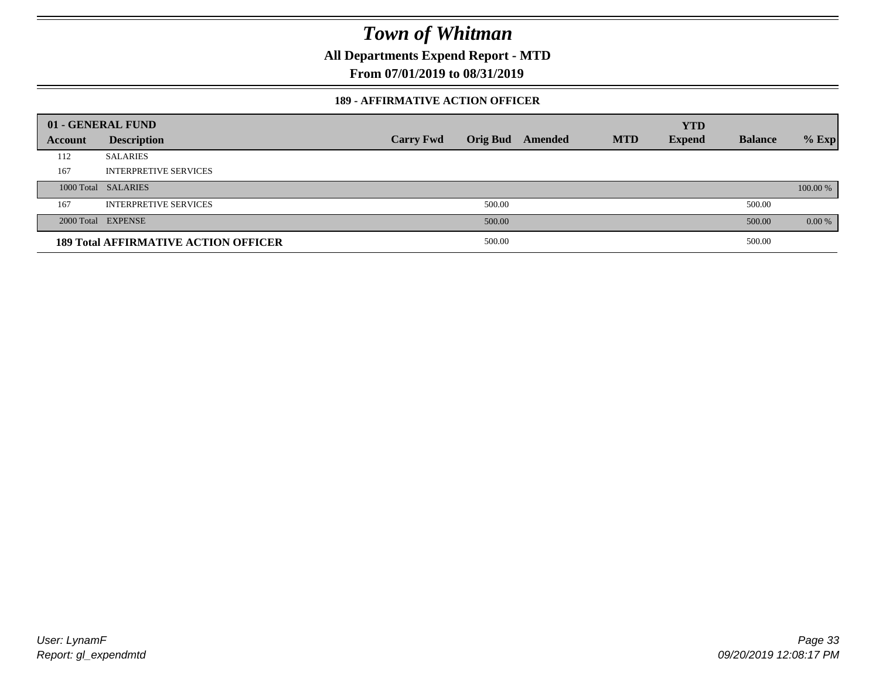# Town of Whitman

**All Departments Expend Report - MTD**

**From 07/01/2019 to 08/31/2019**

### 189 - AFFIRMATIVE ACTION OFFICER

| 01 - GENERAL FUND | | | | | | YTD | | |
|---|---|---|---|---|---|---|---|---|
| **Account** | **Description** | **Carry Fwd** | **Orig Bud** | **Amended** | **MTD** | **Expend** | **Balance** | **% Exp** |
| 112 | SALARIES | | | | | | | |
| 167 | INTERPRETIVE SERVICES | | | | | | | |
| 1000 Total | SALARIES | | | | | | | 100.00 % |
| 167 | INTERPRETIVE SERVICES | | 500.00 | | | | 500.00 | |
| 2000 Total | EXPENSE | | 500.00 | | | | 500.00 | 0.00 % |
| **189 Total AFFIRMATIVE ACTION OFFICER** | | | 500.00 | | | | 500.00 | |

*User: LynamF*
*Report: gl_expendmtd*

*09/20/2019 12:08:17 PM*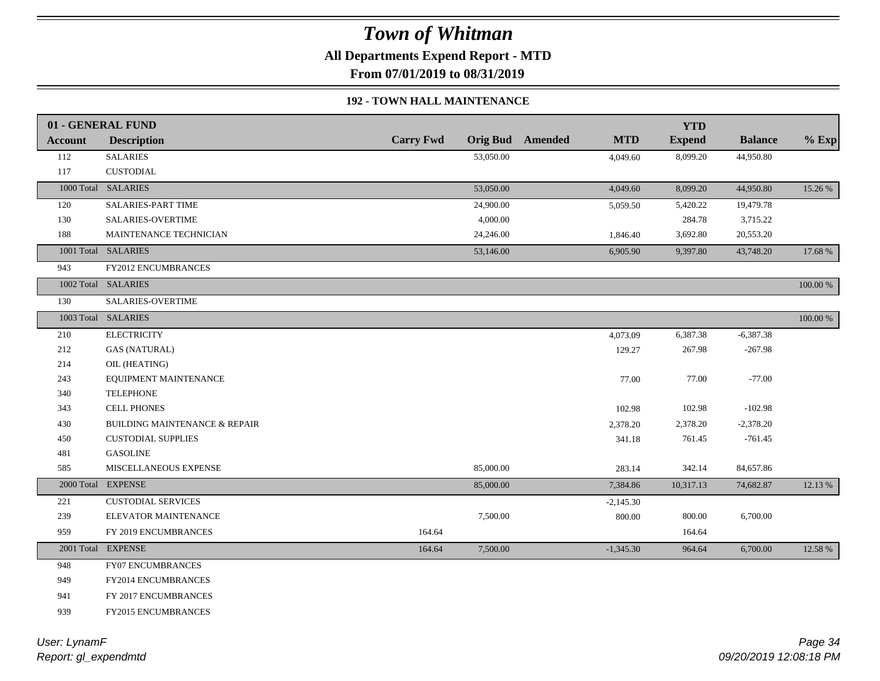# Town of Whitman

**All Departments Expend Report - MTD**

**From 07/01/2019 to 08/31/2019**

**192 - TOWN HALL MAINTENANCE**

| 01 - GENERAL FUND | | | | | | YTD | | |
|---|---|---|---|---|---|---|---|---|
| **Account** | **Description** | **Carry Fwd** | **Orig Bud** | **Amended** | **MTD** | **Expend** | **Balance** | **% Exp** |
| 112 | SALARIES | | 53,050.00 | | 4,049.60 | 8,099.20 | 44,950.80 | |
| 117 | CUSTODIAL | | | | | | | |
| 1000 Total | SALARIES | | 53,050.00 | | 4,049.60 | 8,099.20 | 44,950.80 | 15.26 % |
| 120 | SALARIES-PART TIME | | 24,900.00 | | 5,059.50 | 5,420.22 | 19,479.78 | |
| 130 | SALARIES-OVERTIME | | 4,000.00 | | | 284.78 | 3,715.22 | |
| 188 | MAINTENANCE TECHNICIAN | | 24,246.00 | | 1,846.40 | 3,692.80 | 20,553.20 | |
| 1001 Total | SALARIES | | 53,146.00 | | 6,905.90 | 9,397.80 | 43,748.20 | 17.68 % |
| 943 | FY2012 ENCUMBRANCES | | | | | | | |
| 1002 Total | SALARIES | | | | | | | 100.00 % |
| 130 | SALARIES-OVERTIME | | | | | | | |
| 1003 Total | SALARIES | | | | | | | 100.00 % |
| 210 | ELECTRICITY | | | | 4,073.09 | 6,387.38 | -6,387.38 | |
| 212 | GAS (NATURAL) | | | | 129.27 | 267.98 | -267.98 | |
| 214 | OIL (HEATING) | | | | | | | |
| 243 | EQUIPMENT MAINTENANCE | | | | 77.00 | 77.00 | -77.00 | |
| 340 | TELEPHONE | | | | | | | |
| 343 | CELL PHONES | | | | 102.98 | 102.98 | -102.98 | |
| 430 | BUILDING MAINTENANCE & REPAIR | | | | 2,378.20 | 2,378.20 | -2,378.20 | |
| 450 | CUSTODIAL SUPPLIES | | | | 341.18 | 761.45 | -761.45 | |
| 481 | GASOLINE | | | | | | | |
| 585 | MISCELLANEOUS EXPENSE | | 85,000.00 | | 283.14 | 342.14 | 84,657.86 | |
| 2000 Total | EXPENSE | | 85,000.00 | | 7,384.86 | 10,317.13 | 74,682.87 | 12.13 % |
| 221 | CUSTODIAL SERVICES | | | | -2,145.30 | | | |
| 239 | ELEVATOR MAINTENANCE | | 7,500.00 | | 800.00 | 800.00 | 6,700.00 | |
| 959 | FY 2019 ENCUMBRANCES | 164.64 | | | | 164.64 | | |
| 2001 Total | EXPENSE | 164.64 | 7,500.00 | | -1,345.30 | 964.64 | 6,700.00 | 12.58 % |
| 948 | FY07 ENCUMBRANCES | | | | | | | |
| 949 | FY2014 ENCUMBRANCES | | | | | | | |
| 941 | FY 2017 ENCUMBRANCES | | | | | | | |
| 939 | FY2015 ENCUMBRANCES | | | | | | | |

*User: LynamF*
*Report: gl_expendmtd*

*09/20/2019 12:08:18 PM*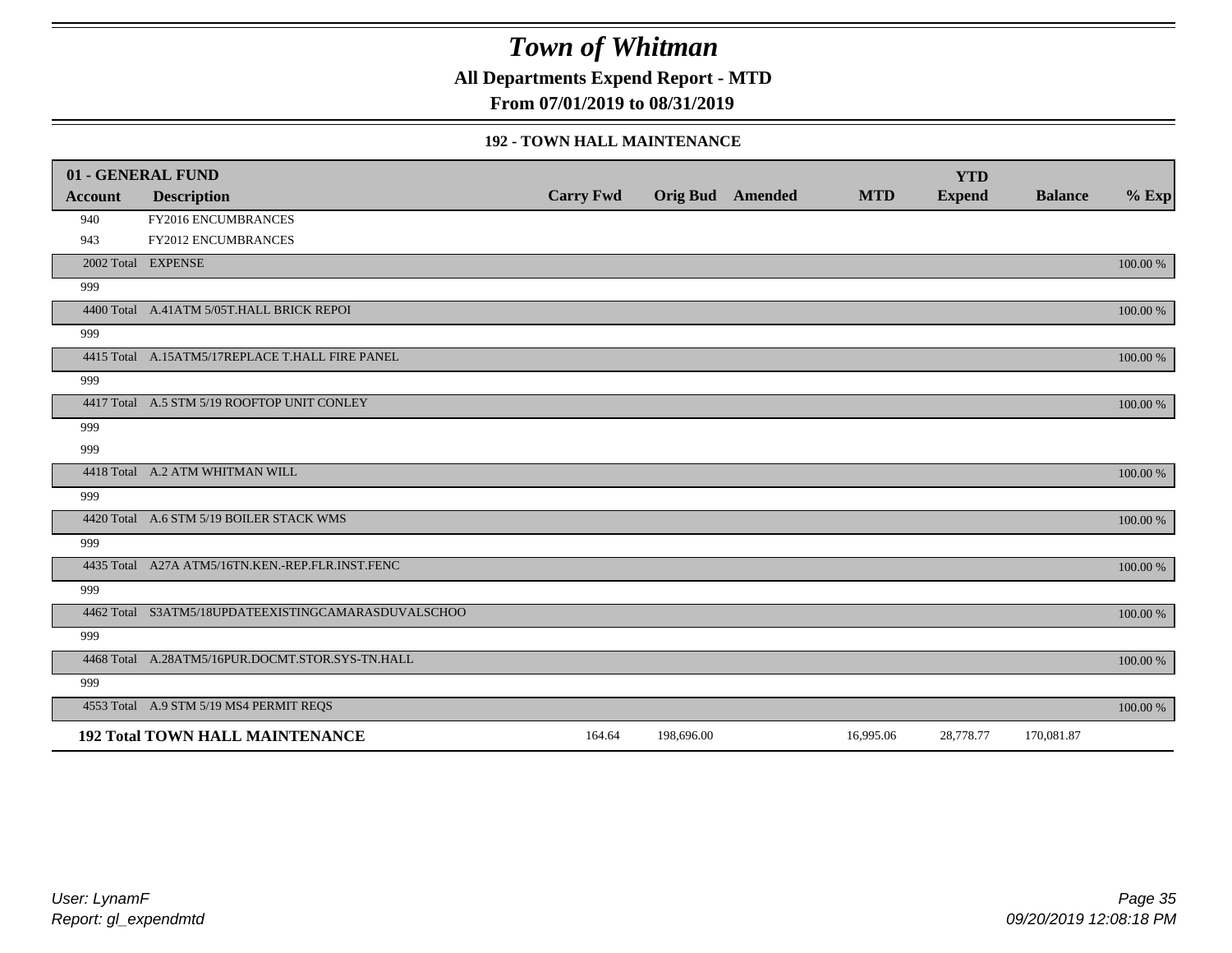# Town of Whitman

**All Departments Expend Report - MTD**

**From 07/01/2019 to 08/31/2019**

### 192 - TOWN HALL MAINTENANCE

| 01 - GENERAL FUND | | | | | | YTD | | |
|---|---|---|---|---|---|---|---|---|
| **Account** | **Description** | **Carry Fwd** | **Orig Bud** | **Amended** | **MTD** | **Expend** | **Balance** | **% Exp** |
| 940 | FY2016 ENCUMBRANCES | | | | | | | |
| 943 | FY2012 ENCUMBRANCES | | | | | | | |
| 2002 Total | EXPENSE | | | | | | | 100.00 % |
| 999 | | | | | | | | |
| 4400 Total | A.41ATM 5/05T.HALL BRICK REPOI | | | | | | | 100.00 % |
| 999 | | | | | | | | |
| 4415 Total | A.15ATM5/17REPLACE T.HALL FIRE PANEL | | | | | | | 100.00 % |
| 999 | | | | | | | | |
| 4417 Total | A.5 STM 5/19 ROOFTOP UNIT CONLEY | | | | | | | 100.00 % |
| 999 | | | | | | | | |
| 999 | | | | | | | | |
| 4418 Total | A.2 ATM WHITMAN WILL | | | | | | | 100.00 % |
| 999 | | | | | | | | |
| 4420 Total | A.6 STM 5/19 BOILER STACK WMS | | | | | | | 100.00 % |
| 999 | | | | | | | | |
| 4435 Total | A27A ATM5/16TN.KEN.-REP.FLR.INST.FENC | | | | | | | 100.00 % |
| 999 | | | | | | | | |
| 4462 Total | S3ATM5/18UPDATEEXISTINGCAMARASDUVALSCHOO | | | | | | | 100.00 % |
| 999 | | | | | | | | |
| 4468 Total | A.28ATM5/16PUR.DOCMT.STOR.SYS-TN.HALL | | | | | | | 100.00 % |
| 999 | | | | | | | | |
| 4553 Total | A.9 STM 5/19 MS4 PERMIT REQS | | | | | | | 100.00 % |
| **192 Total TOWN HALL MAINTENANCE** | | 164.64 | 198,696.00 | | 16,995.06 | 28,778.77 | 170,081.87 | |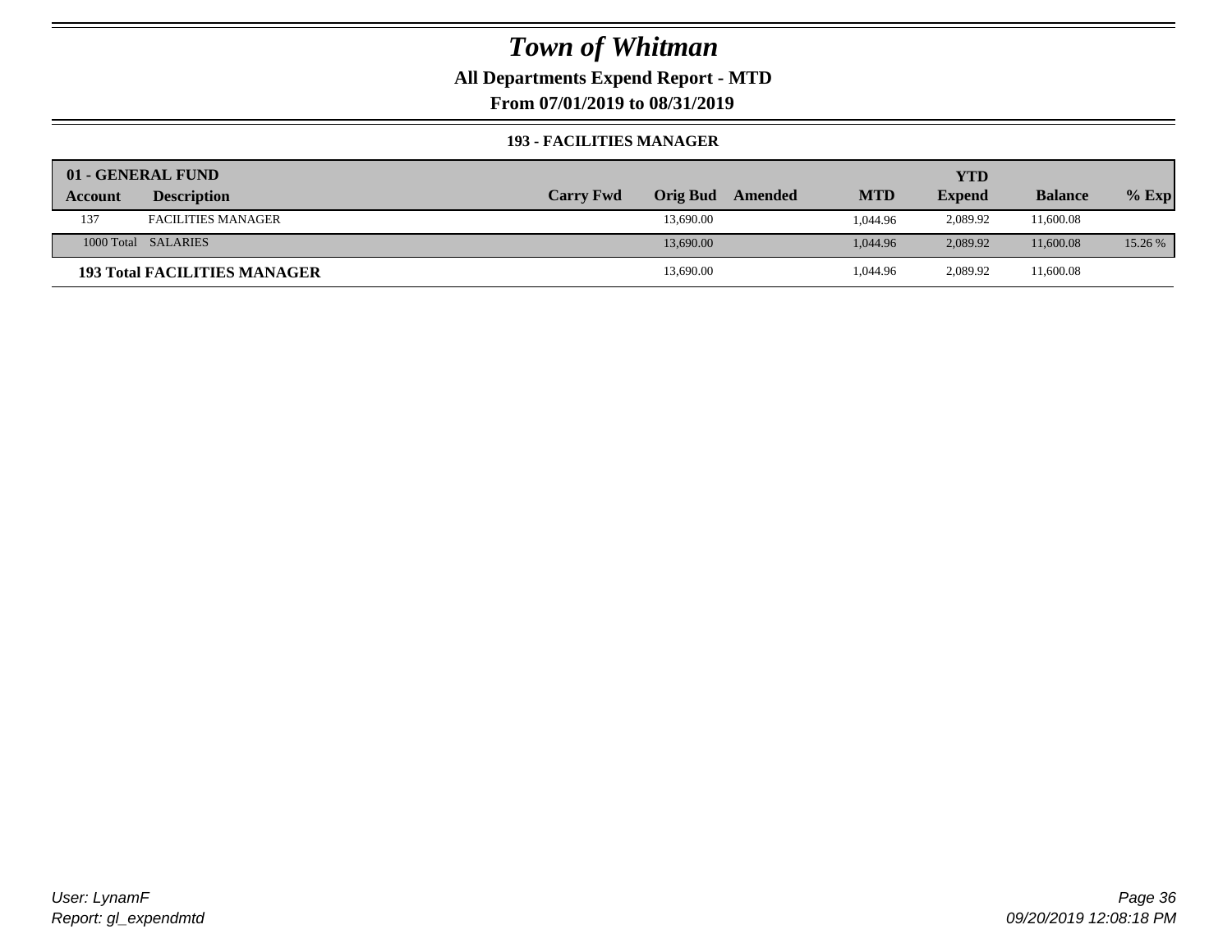# Town of Whitman

**All Departments Expend Report - MTD**

**From 07/01/2019 to 08/31/2019**

**193 - FACILITIES MANAGER**

| 01 - GENERAL FUND | | | | | | YTD | | |
|---|---|---|---|---|---|---|---|---|
| Account | Description | Carry Fwd | Orig Bud | Amended | MTD | Expend | Balance | % Exp |
| 137 | FACILITIES MANAGER | | 13,690.00 | | 1,044.96 | 2,089.92 | 11,600.08 | |
| 1000 Total | SALARIES | | 13,690.00 | | 1,044.96 | 2,089.92 | 11,600.08 | 15.26 % |
| **193 Total FACILITIES MANAGER** | | | 13,690.00 | | 1,044.96 | 2,089.92 | 11,600.08 | |

*User: LynamF*
*Report: gl_expendmtd*

*09/20/2019 12:08:18 PM*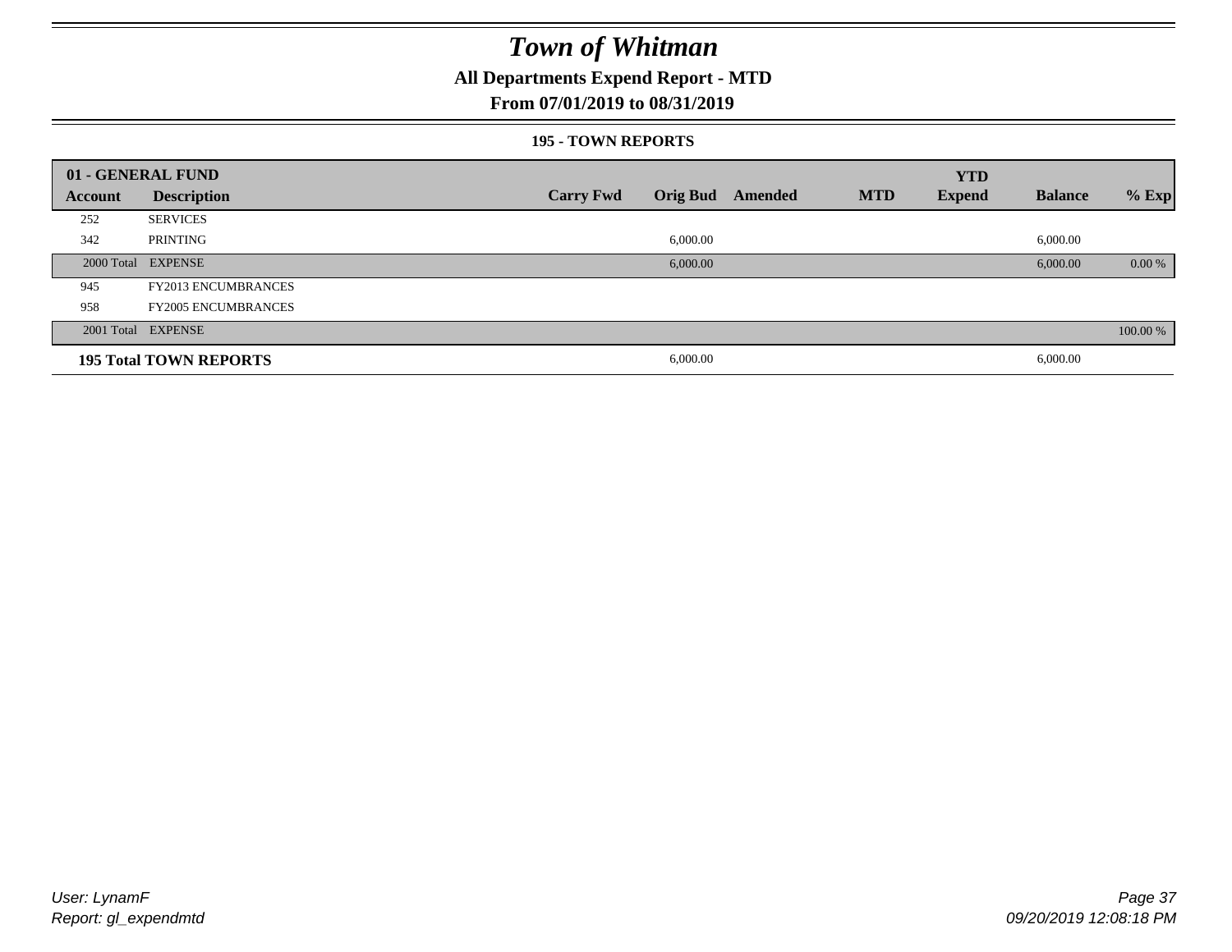# Town of Whitman

## All Departments Expend Report - MTD

## From 07/01/2019 to 08/31/2019

### 195 - TOWN REPORTS

| 01 - GENERAL FUND | | | | | | | | |
|---|---|---|---|---|---|---|---|---|
| **Account** | **Description** | **Carry Fwd** | **Orig Bud** | **Amended** | **MTD** | **YTD Expend** | **Balance** | **% Exp** |
| 252 | SERVICES | | | | | | | |
| 342 | PRINTING | | 6,000.00 | | | | 6,000.00 | |
| 2000 Total | EXPENSE | | 6,000.00 | | | | 6,000.00 | 0.00 % |
| 945 | FY2013 ENCUMBRANCES | | | | | | | |
| 958 | FY2005 ENCUMBRANCES | | | | | | | |
| 2001 Total | EXPENSE | | | | | | | 100.00 % |
| **195 Total TOWN REPORTS** | | | 6,000.00 | | | | 6,000.00 | |

*User: LynamF*
*Report: gl_expendmtd*

*09/20/2019 12:08:18 PM*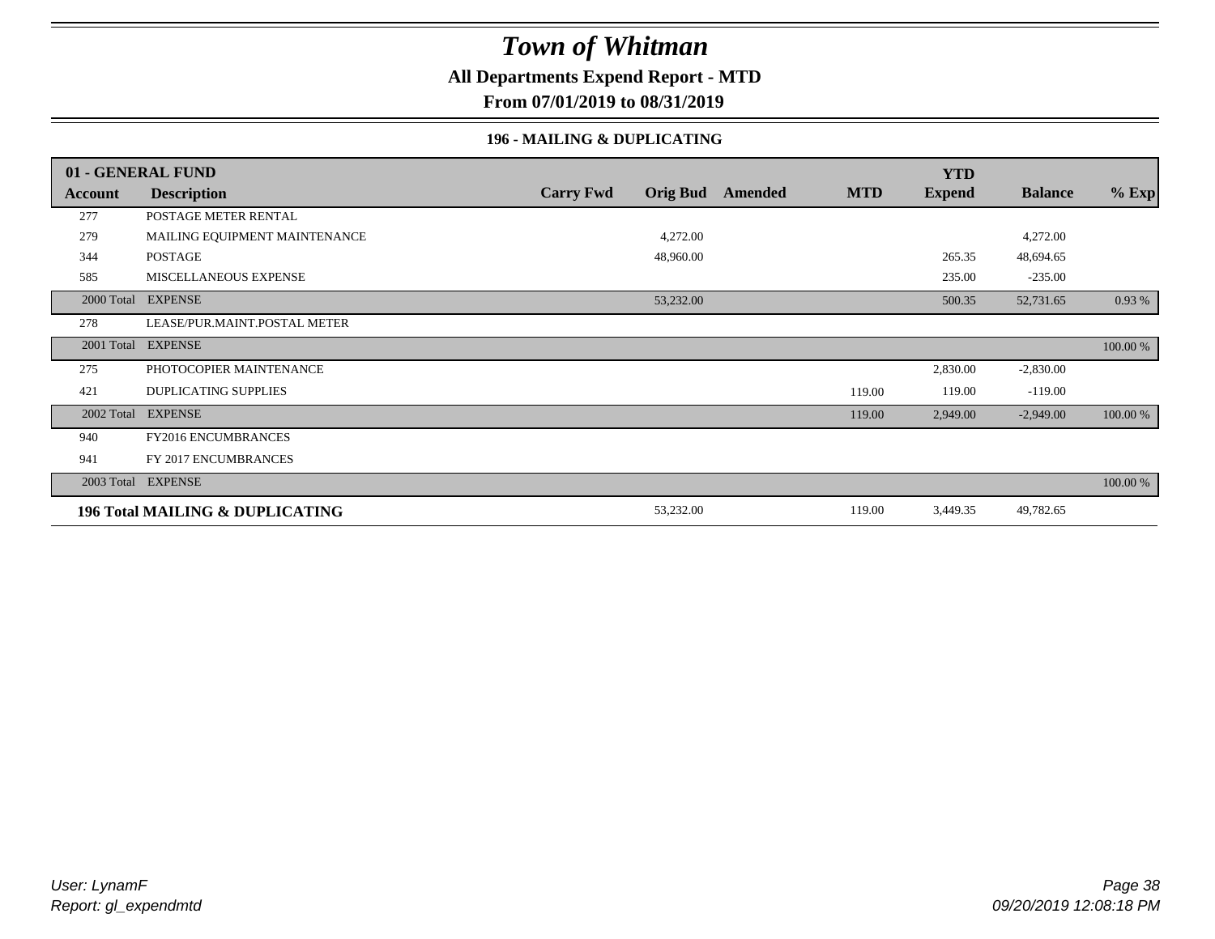# Town of Whitman

**All Departments Expend Report - MTD**

**From 07/01/2019 to 08/31/2019**

**196 - MAILING & DUPLICATING**

| Account | Description | Carry Fwd | Orig Bud | Amended | MTD | YTD Expend | Balance | % Exp |
|---|---|---|---|---|---|---|---|---|
| **01 - GENERAL FUND** | | | | | | | | |
| 277 | POSTAGE METER RENTAL | | | | | | | |
| 279 | MAILING EQUIPMENT MAINTENANCE | | 4,272.00 | | | | 4,272.00 | |
| 344 | POSTAGE | | 48,960.00 | | | 265.35 | 48,694.65 | |
| 585 | MISCELLANEOUS EXPENSE | | | | | 235.00 | -235.00 | |
| 2000 Total | EXPENSE | | 53,232.00 | | | 500.35 | 52,731.65 | 0.93 % |
| 278 | LEASE/PUR.MAINT.POSTAL METER | | | | | | | |
| 2001 Total | EXPENSE | | | | | | | 100.00 % |
| 275 | PHOTOCOPIER MAINTENANCE | | | | | 2,830.00 | -2,830.00 | |
| 421 | DUPLICATING SUPPLIES | | | | 119.00 | 119.00 | -119.00 | |
| 2002 Total | EXPENSE | | | | 119.00 | 2,949.00 | -2,949.00 | 100.00 % |
| 940 | FY2016 ENCUMBRANCES | | | | | | | |
| 941 | FY 2017 ENCUMBRANCES | | | | | | | |
| 2003 Total | EXPENSE | | | | | | | 100.00 % |
| **196 Total MAILING & DUPLICATING** | | | 53,232.00 | | 119.00 | 3,449.35 | 49,782.65 | |

*User: LynamF*
*Report: gl_expendmtd*

*09/20/2019 12:08:18 PM*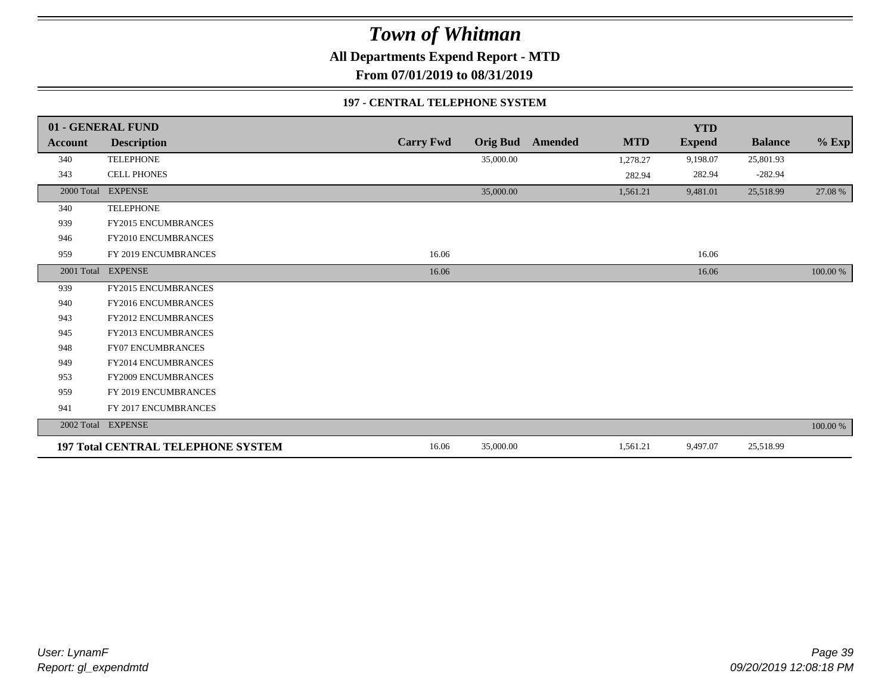# Town of Whitman

**All Departments Expend Report - MTD**

**From 07/01/2019 to 08/31/2019**

### 197 - CENTRAL TELEPHONE SYSTEM

| 01 - GENERAL FUND | | | | | | YTD | | |
|---|---|---|---|---|---|---|---|---|
| **Account** | **Description** | **Carry Fwd** | **Orig Bud** | **Amended** | **MTD** | **Expend** | **Balance** | **% Exp** |
| 340 | TELEPHONE | | 35,000.00 | | 1,278.27 | 9,198.07 | 25,801.93 | |
| 343 | CELL PHONES | | | | 282.94 | 282.94 | -282.94 | |
| 2000 Total | EXPENSE | | 35,000.00 | | 1,561.21 | 9,481.01 | 25,518.99 | 27.08 % |
| 340 | TELEPHONE | | | | | | | |
| 939 | FY2015 ENCUMBRANCES | | | | | | | |
| 946 | FY2010 ENCUMBRANCES | | | | | | | |
| 959 | FY 2019 ENCUMBRANCES | 16.06 | | | | 16.06 | | |
| 2001 Total | EXPENSE | 16.06 | | | | 16.06 | | 100.00 % |
| 939 | FY2015 ENCUMBRANCES | | | | | | | |
| 940 | FY2016 ENCUMBRANCES | | | | | | | |
| 943 | FY2012 ENCUMBRANCES | | | | | | | |
| 945 | FY2013 ENCUMBRANCES | | | | | | | |
| 948 | FY07 ENCUMBRANCES | | | | | | | |
| 949 | FY2014 ENCUMBRANCES | | | | | | | |
| 953 | FY2009 ENCUMBRANCES | | | | | | | |
| 959 | FY 2019 ENCUMBRANCES | | | | | | | |
| 941 | FY 2017 ENCUMBRANCES | | | | | | | |
| 2002 Total | EXPENSE | | | | | | | 100.00 % |
| **197 Total CENTRAL TELEPHONE SYSTEM** | | 16.06 | 35,000.00 | | 1,561.21 | 9,497.07 | 25,518.99 | |

*User: LynamF*
*Report: gl_expendmtd*

*09/20/2019 12:08:18 PM*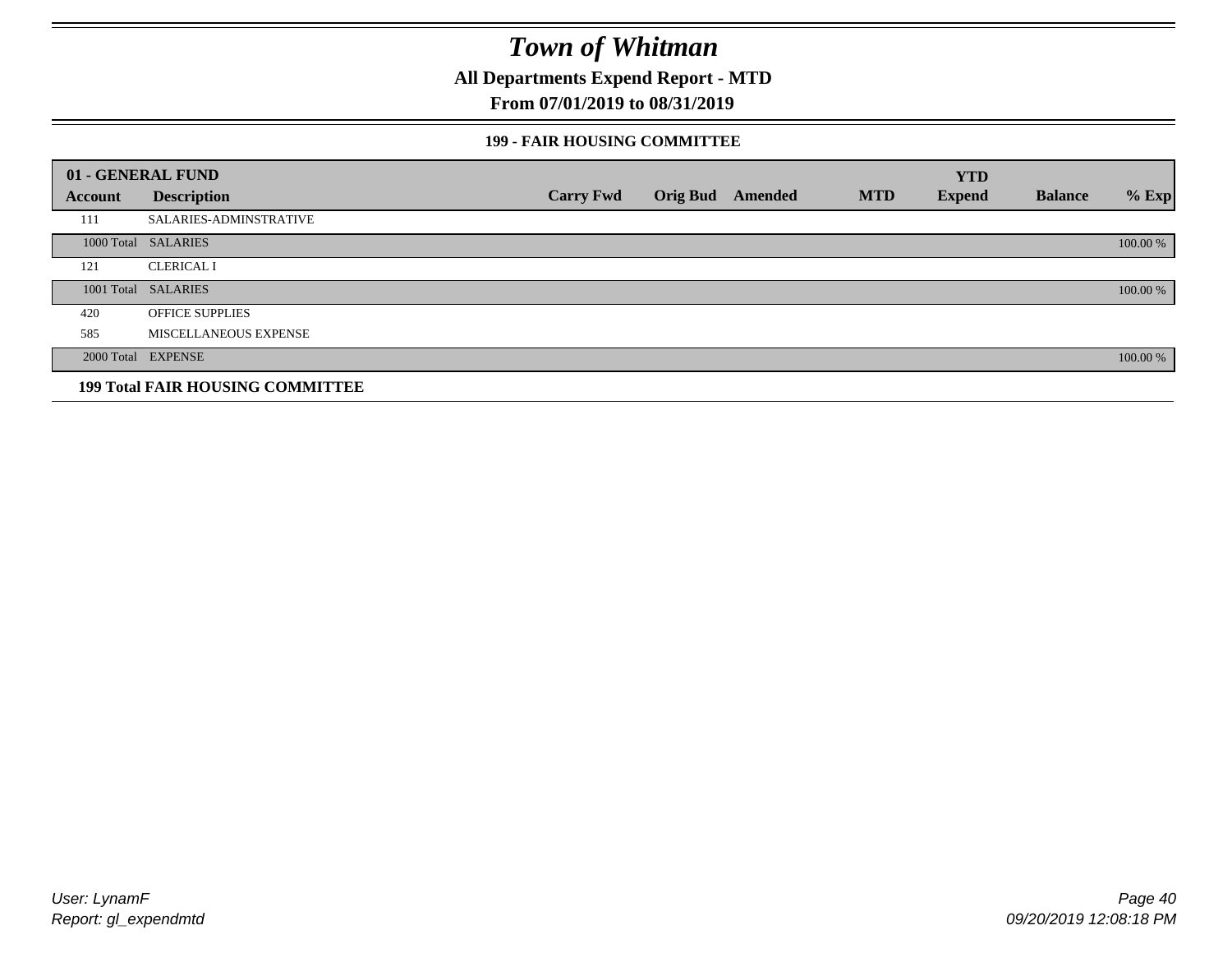# Town of Whitman

**All Departments Expend Report - MTD**

**From 07/01/2019 to 08/31/2019**

**199 - FAIR HOUSING COMMITTEE**

| 01 - GENERAL FUND | | | | | | YTD | | |
|---|---|---|---|---|---|---|---|---|
| **Account** | **Description** | **Carry Fwd** | **Orig Bud** | **Amended** | **MTD** | **Expend** | **Balance** | **% Exp** |
| 111 | SALARIES-ADMINSTRATIVE | | | | | | | |
| 1000 Total | SALARIES | | | | | | | 100.00 % |
| 121 | CLERICAL I | | | | | | | |
| 1001 Total | SALARIES | | | | | | | 100.00 % |
| 420 | OFFICE SUPPLIES | | | | | | | |
| 585 | MISCELLANEOUS EXPENSE | | | | | | | |
| 2000 Total | EXPENSE | | | | | | | 100.00 % |
| **199 Total FAIR HOUSING COMMITTEE** | | | | | | | | |

User: LynamF
Report: gl_expendmtd

09/20/2019 12:08:18 PM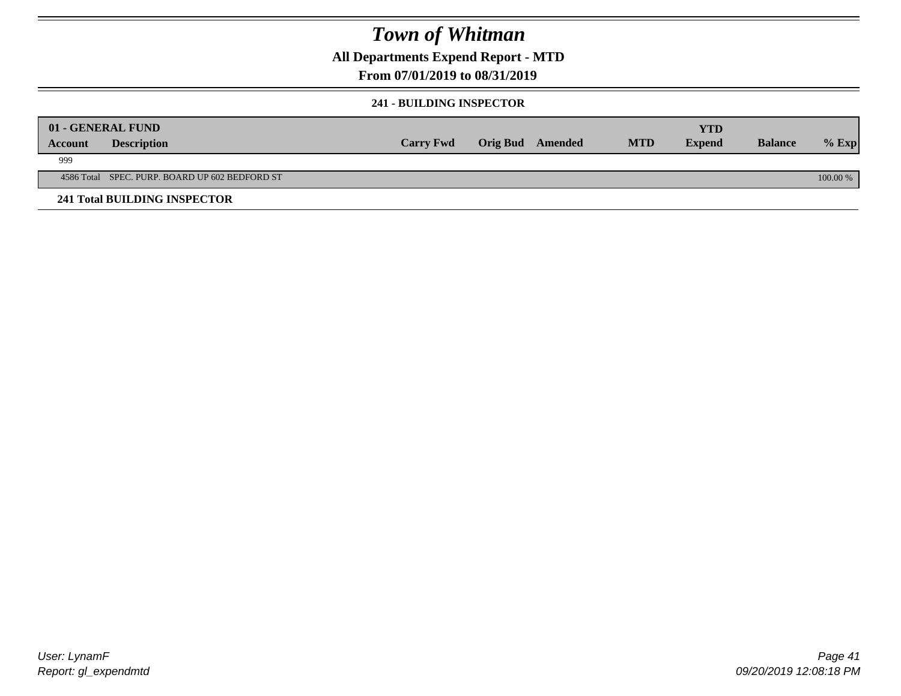# Town of Whitman

## All Departments Expend Report - MTD

## From 07/01/2019 to 08/31/2019

### 241 - BUILDING INSPECTOR

| 01 - GENERAL FUND | | | | | | | | |
|---|---|---|---|---|---|---|---|---|
| **Account** | **Description** | **Carry Fwd** | **Orig Bud** | **Amended** | **MTD** | **YTD Expend** | **Balance** | **% Exp** |
| 999 | | | | | | | | |
| 4586 Total | SPEC. PURP. BOARD UP 602 BEDFORD ST | | | | | | | 100.00 % |
| **241 Total BUILDING INSPECTOR** | | | | | | | | |

User: LynamF
Report: gl_expendmtd

09/20/2019 12:08:18 PM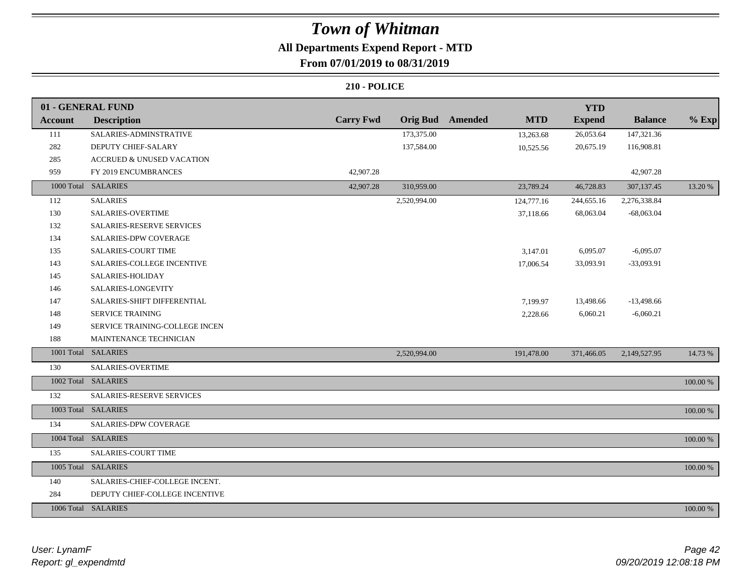# Town of Whitman

## All Departments Expend Report - MTD

### From 07/01/2019 to 08/31/2019

#### 210 - POLICE

| 01 - GENERAL FUND | | | | | | YTD | | |
|---|---|---|---|---|---|---|---|---|
| **Account** | **Description** | **Carry Fwd** | **Orig Bud** | **Amended** | **MTD** | **Expend** | **Balance** | **% Exp** |
| 111 | SALARIES-ADMINSTRATIVE | | 173,375.00 | | 13,263.68 | 26,053.64 | 147,321.36 | |
| 282 | DEPUTY CHIEF-SALARY | | 137,584.00 | | 10,525.56 | 20,675.19 | 116,908.81 | |
| 285 | ACCRUED & UNUSED VACATION | | | | | | | |
| 959 | FY 2019 ENCUMBRANCES | 42,907.28 | | | | | 42,907.28 | |
| 1000 Total | SALARIES | 42,907.28 | 310,959.00 | | 23,789.24 | 46,728.83 | 307,137.45 | 13.20 % |
| 112 | SALARIES | | 2,520,994.00 | | 124,777.16 | 244,655.16 | 2,276,338.84 | |
| 130 | SALARIES-OVERTIME | | | | 37,118.66 | 68,063.04 | -68,063.04 | |
| 132 | SALARIES-RESERVE SERVICES | | | | | | | |
| 134 | SALARIES-DPW COVERAGE | | | | | | | |
| 135 | SALARIES-COURT TIME | | | | 3,147.01 | 6,095.07 | -6,095.07 | |
| 143 | SALARIES-COLLEGE INCENTIVE | | | | 17,006.54 | 33,093.91 | -33,093.91 | |
| 145 | SALARIES-HOLIDAY | | | | | | | |
| 146 | SALARIES-LONGEVITY | | | | | | | |
| 147 | SALARIES-SHIFT DIFFERENTIAL | | | | 7,199.97 | 13,498.66 | -13,498.66 | |
| 148 | SERVICE TRAINING | | | | 2,228.66 | 6,060.21 | -6,060.21 | |
| 149 | SERVICE TRAINING-COLLEGE INCEN | | | | | | | |
| 188 | MAINTENANCE TECHNICIAN | | | | | | | |
| 1001 Total | SALARIES | | 2,520,994.00 | | 191,478.00 | 371,466.05 | 2,149,527.95 | 14.73 % |
| 130 | SALARIES-OVERTIME | | | | | | | |
| 1002 Total | SALARIES | | | | | | | 100.00 % |
| 132 | SALARIES-RESERVE SERVICES | | | | | | | |
| 1003 Total | SALARIES | | | | | | | 100.00 % |
| 134 | SALARIES-DPW COVERAGE | | | | | | | |
| 1004 Total | SALARIES | | | | | | | 100.00 % |
| 135 | SALARIES-COURT TIME | | | | | | | |
| 1005 Total | SALARIES | | | | | | | 100.00 % |
| 140 | SALARIES-CHIEF-COLLEGE INCENT. | | | | | | | |
| 284 | DEPUTY CHIEF-COLLEGE INCENTIVE | | | | | | | |
| 1006 Total | SALARIES | | | | | | | 100.00 % |

*User: LynamF*
*Report: gl_expendmtd*

*09/20/2019 12:08:18 PM*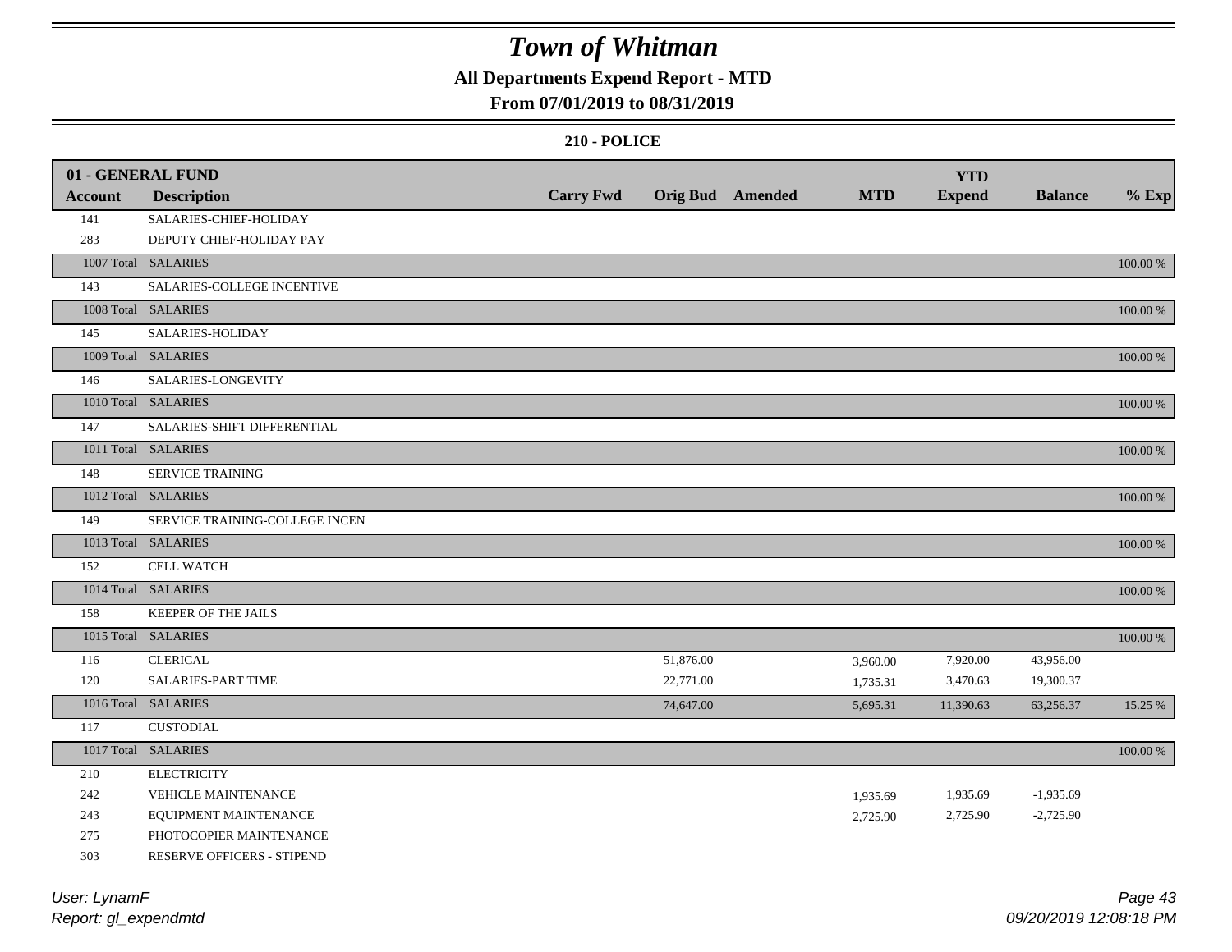# Town of Whitman

## All Departments Expend Report - MTD

### From 07/01/2019 to 08/31/2019

#### 210 - POLICE

| 01 - GENERAL FUND | | | | | | YTD | | |
|---|---|---|---|---|---|---|---|---|
| **Account** | **Description** | **Carry Fwd** | **Orig Bud** | **Amended** | **MTD** | **Expend** | **Balance** | **% Exp** |
| 141 | SALARIES-CHIEF-HOLIDAY | | | | | | | |
| 283 | DEPUTY CHIEF-HOLIDAY PAY | | | | | | | |
| 1007 Total | SALARIES | | | | | | | 100.00 % |
| 143 | SALARIES-COLLEGE INCENTIVE | | | | | | | |
| 1008 Total | SALARIES | | | | | | | 100.00 % |
| 145 | SALARIES-HOLIDAY | | | | | | | |
| 1009 Total | SALARIES | | | | | | | 100.00 % |
| 146 | SALARIES-LONGEVITY | | | | | | | |
| 1010 Total | SALARIES | | | | | | | 100.00 % |
| 147 | SALARIES-SHIFT DIFFERENTIAL | | | | | | | |
| 1011 Total | SALARIES | | | | | | | 100.00 % |
| 148 | SERVICE TRAINING | | | | | | | |
| 1012 Total | SALARIES | | | | | | | 100.00 % |
| 149 | SERVICE TRAINING-COLLEGE INCEN | | | | | | | |
| 1013 Total | SALARIES | | | | | | | 100.00 % |
| 152 | CELL WATCH | | | | | | | |
| 1014 Total | SALARIES | | | | | | | 100.00 % |
| 158 | KEEPER OF THE JAILS | | | | | | | |
| 1015 Total | SALARIES | | | | | | | 100.00 % |
| 116 | CLERICAL | | 51,876.00 | | 3,960.00 | 7,920.00 | 43,956.00 | |
| 120 | SALARIES-PART TIME | | 22,771.00 | | 1,735.31 | 3,470.63 | 19,300.37 | |
| 1016 Total | SALARIES | | 74,647.00 | | 5,695.31 | 11,390.63 | 63,256.37 | 15.25 % |
| 117 | CUSTODIAL | | | | | | | |
| 1017 Total | SALARIES | | | | | | | 100.00 % |
| 210 | ELECTRICITY | | | | | | | |
| 242 | VEHICLE MAINTENANCE | | | | 1,935.69 | 1,935.69 | -1,935.69 | |
| 243 | EQUIPMENT MAINTENANCE | | | | 2,725.90 | 2,725.90 | -2,725.90 | |
| 275 | PHOTOCOPIER MAINTENANCE | | | | | | | |
| 303 | RESERVE OFFICERS - STIPEND | | | | | | | |

*User: LynamF*
*Report: gl_expendmtd*

*09/20/2019 12:08:18 PM*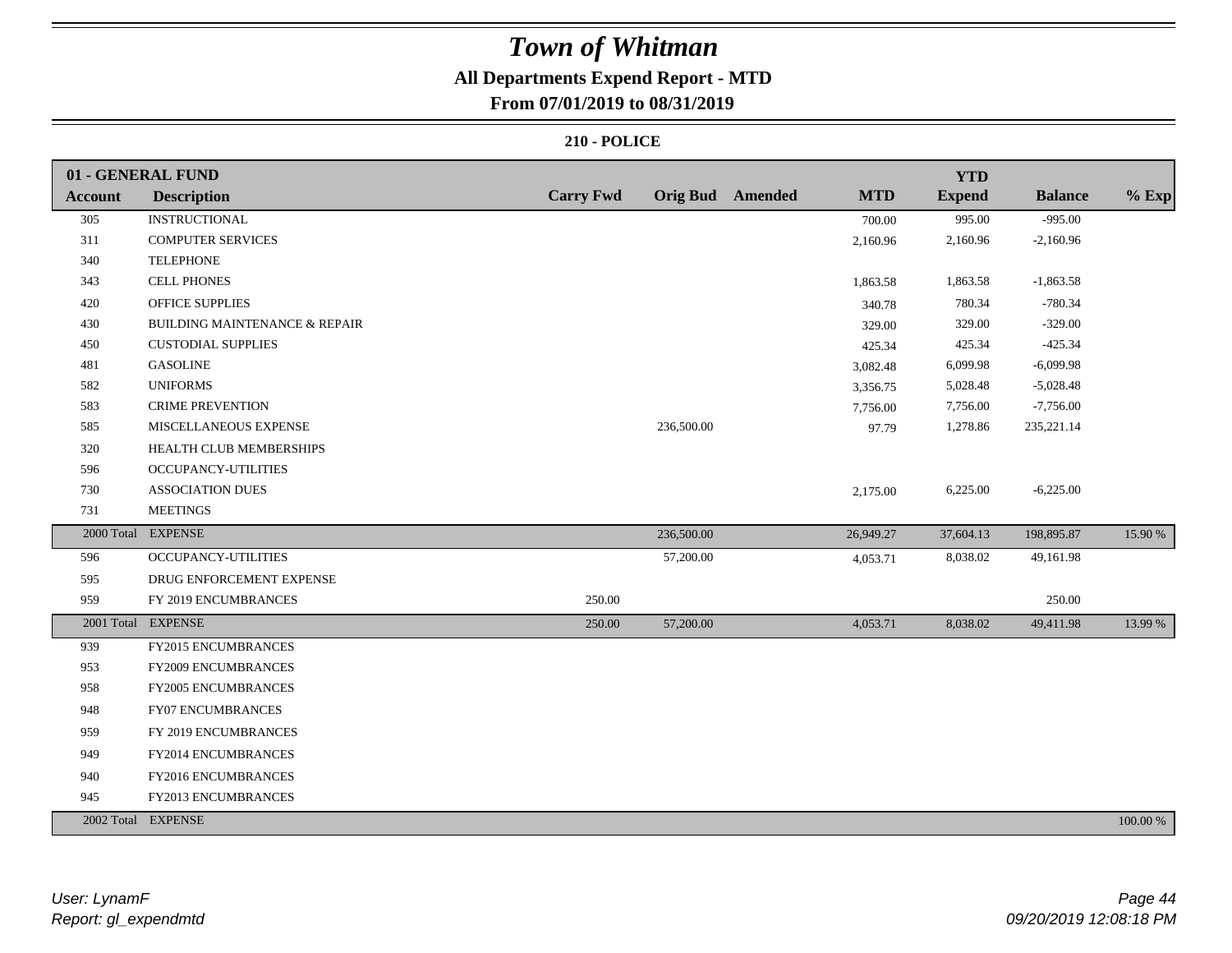# Town of Whitman

**All Departments Expend Report - MTD**

**From 07/01/2019 to 08/31/2019**

**210 - POLICE**

| 01 - GENERAL FUND | | | | | | YTD | | |
|---|---|---|---|---|---|---|---|---|
| **Account** | **Description** | **Carry Fwd** | **Orig Bud** | **Amended** | **MTD** | **Expend** | **Balance** | **% Exp** |
| 305 | INSTRUCTIONAL | | | | 700.00 | 995.00 | -995.00 | |
| 311 | COMPUTER SERVICES | | | | 2,160.96 | 2,160.96 | -2,160.96 | |
| 340 | TELEPHONE | | | | | | | |
| 343 | CELL PHONES | | | | 1,863.58 | 1,863.58 | -1,863.58 | |
| 420 | OFFICE SUPPLIES | | | | 340.78 | 780.34 | -780.34 | |
| 430 | BUILDING MAINTENANCE & REPAIR | | | | 329.00 | 329.00 | -329.00 | |
| 450 | CUSTODIAL SUPPLIES | | | | 425.34 | 425.34 | -425.34 | |
| 481 | GASOLINE | | | | 3,082.48 | 6,099.98 | -6,099.98 | |
| 582 | UNIFORMS | | | | 3,356.75 | 5,028.48 | -5,028.48 | |
| 583 | CRIME PREVENTION | | | | 7,756.00 | 7,756.00 | -7,756.00 | |
| 585 | MISCELLANEOUS EXPENSE | | 236,500.00 | | 97.79 | 1,278.86 | 235,221.14 | |
| 320 | HEALTH CLUB MEMBERSHIPS | | | | | | | |
| 596 | OCCUPANCY-UTILITIES | | | | | | | |
| 730 | ASSOCIATION DUES | | | | 2,175.00 | 6,225.00 | -6,225.00 | |
| 731 | MEETINGS | | | | | | | |
| 2000 Total | EXPENSE | | 236,500.00 | | 26,949.27 | 37,604.13 | 198,895.87 | 15.90 % |
| 596 | OCCUPANCY-UTILITIES | | 57,200.00 | | 4,053.71 | 8,038.02 | 49,161.98 | |
| 595 | DRUG ENFORCEMENT EXPENSE | | | | | | | |
| 959 | FY 2019 ENCUMBRANCES | 250.00 | | | | | 250.00 | |
| 2001 Total | EXPENSE | 250.00 | 57,200.00 | | 4,053.71 | 8,038.02 | 49,411.98 | 13.99 % |
| 939 | FY2015 ENCUMBRANCES | | | | | | | |
| 953 | FY2009 ENCUMBRANCES | | | | | | | |
| 958 | FY2005 ENCUMBRANCES | | | | | | | |
| 948 | FY07 ENCUMBRANCES | | | | | | | |
| 959 | FY 2019 ENCUMBRANCES | | | | | | | |
| 949 | FY2014 ENCUMBRANCES | | | | | | | |
| 940 | FY2016 ENCUMBRANCES | | | | | | | |
| 945 | FY2013 ENCUMBRANCES | | | | | | | |
| 2002 Total | EXPENSE | | | | | | | 100.00 % |

*User: LynamF*
*Report: gl_expendmtd*

*09/20/2019 12:08:18 PM*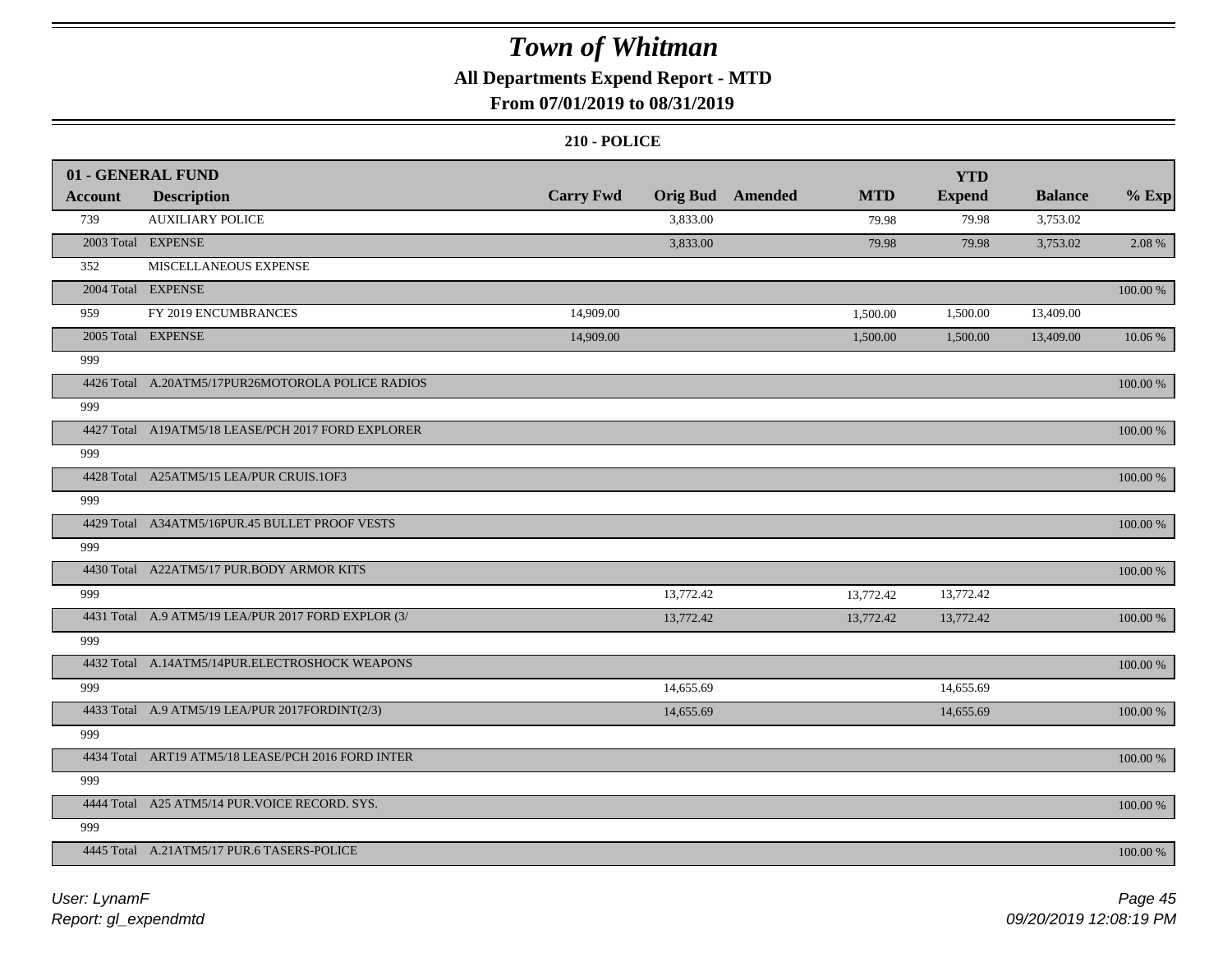# Town of Whitman

## All Departments Expend Report - MTD

### From 07/01/2019 to 08/31/2019

#### 210 - POLICE

| 01 - GENERAL FUND | | | | | | YTD | | |
|---|---|---|---|---|---|---|---|---|
| **Account** | **Description** | **Carry Fwd** | **Orig Bud** | **Amended** | **MTD** | **Expend** | **Balance** | **% Exp** |
| 739 | AUXILIARY POLICE | | 3,833.00 | | 79.98 | 79.98 | 3,753.02 | |
| 2003 Total | EXPENSE | | 3,833.00 | | 79.98 | 79.98 | 3,753.02 | 2.08 % |
| 352 | MISCELLANEOUS EXPENSE | | | | | | | |
| 2004 Total | EXPENSE | | | | | | | 100.00 % |
| 959 | FY 2019 ENCUMBRANCES | 14,909.00 | | | 1,500.00 | 1,500.00 | 13,409.00 | |
| 2005 Total | EXPENSE | 14,909.00 | | | 1,500.00 | 1,500.00 | 13,409.00 | 10.06 % |
| 999 | | | | | | | | |
| 4426 Total | A.20ATM5/17PUR26MOTOROLA POLICE RADIOS | | | | | | | 100.00 % |
| 999 | | | | | | | | |
| 4427 Total | A19ATM5/18 LEASE/PCH 2017 FORD EXPLORER | | | | | | | 100.00 % |
| 999 | | | | | | | | |
| 4428 Total | A25ATM5/15 LEA/PUR CRUIS.1OF3 | | | | | | | 100.00 % |
| 999 | | | | | | | | |
| 4429 Total | A34ATM5/16PUR.45 BULLET PROOF VESTS | | | | | | | 100.00 % |
| 999 | | | | | | | | |
| 4430 Total | A22ATM5/17 PUR.BODY ARMOR KITS | | | | | | | 100.00 % |
| 999 | | | 13,772.42 | | 13,772.42 | 13,772.42 | | |
| 4431 Total | A.9 ATM5/19 LEA/PUR 2017 FORD EXPLOR (3/ | | 13,772.42 | | 13,772.42 | 13,772.42 | | 100.00 % |
| 999 | | | | | | | | |
| 4432 Total | A.14ATM5/14PUR.ELECTROSHOCK WEAPONS | | | | | | | 100.00 % |
| 999 | | | 14,655.69 | | | 14,655.69 | | |
| 4433 Total | A.9 ATM5/19 LEA/PUR 2017FORDINT(2/3) | | 14,655.69 | | | 14,655.69 | | 100.00 % |
| 999 | | | | | | | | |
| 4434 Total | ART19 ATM5/18 LEASE/PCH 2016 FORD INTER | | | | | | | 100.00 % |
| 999 | | | | | | | | |
| 4444 Total | A25 ATM5/14 PUR.VOICE RECORD. SYS. | | | | | | | 100.00 % |
| 999 | | | | | | | | |
| 4445 Total | A.21ATM5/17 PUR.6 TASERS-POLICE | | | | | | | 100.00 % |

User: LynamF
Report: gl_expendmtd
09/20/2019 12:08:19 PM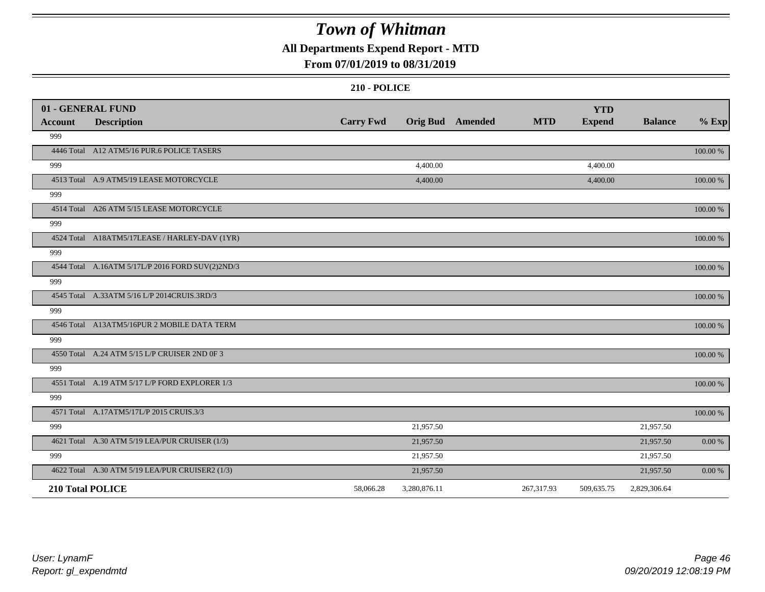# Town of Whitman

## All Departments Expend Report - MTD

### From 07/01/2019 to 08/31/2019

#### 210 - POLICE

| 01 - GENERAL FUND | | | | | | | | |
|---|---|---|---|---|---|---|---|---|
| **Account** | **Description** | **Carry Fwd** | **Orig Bud** | **Amended** | **MTD** | **YTD Expend** | **Balance** | **% Exp** |
| 999 | | | | | | | | |
| 4446 Total | A12 ATM5/16 PUR.6 POLICE TASERS | | | | | | | 100.00 % |
| 999 | | | 4,400.00 | | | 4,400.00 | | |
| 4513 Total | A.9 ATM5/19 LEASE MOTORCYCLE | | 4,400.00 | | | 4,400.00 | | 100.00 % |
| 999 | | | | | | | | |
| 4514 Total | A26 ATM 5/15 LEASE MOTORCYCLE | | | | | | | 100.00 % |
| 999 | | | | | | | | |
| 4524 Total | A18ATM5/17LEASE / HARLEY-DAV (1YR) | | | | | | | 100.00 % |
| 999 | | | | | | | | |
| 4544 Total | A.16ATM 5/17L/P 2016 FORD SUV(2)2ND/3 | | | | | | | 100.00 % |
| 999 | | | | | | | | |
| 4545 Total | A.33ATM 5/16 L/P 2014CRUIS.3RD/3 | | | | | | | 100.00 % |
| 999 | | | | | | | | |
| 4546 Total | A13ATM5/16PUR 2 MOBILE DATA TERM | | | | | | | 100.00 % |
| 999 | | | | | | | | |
| 4550 Total | A.24 ATM 5/15 L/P CRUISER 2ND 0F 3 | | | | | | | 100.00 % |
| 999 | | | | | | | | |
| 4551 Total | A.19 ATM 5/17 L/P FORD EXPLORER 1/3 | | | | | | | 100.00 % |
| 999 | | | | | | | | |
| 4571 Total | A.17ATM5/17L/P 2015 CRUIS.3/3 | | | | | | | 100.00 % |
| 999 | | | 21,957.50 | | | | 21,957.50 | |
| 4621 Total | A.30 ATM 5/19 LEA/PUR CRUISER (1/3) | | 21,957.50 | | | | 21,957.50 | 0.00 % |
| 999 | | | 21,957.50 | | | | 21,957.50 | |
| 4622 Total | A.30 ATM 5/19 LEA/PUR CRUISER2 (1/3) | | 21,957.50 | | | | 21,957.50 | 0.00 % |
| **210 Total POLICE** | | 58,066.28 | 3,280,876.11 | | 267,317.93 | 509,635.75 | 2,829,306.64 | |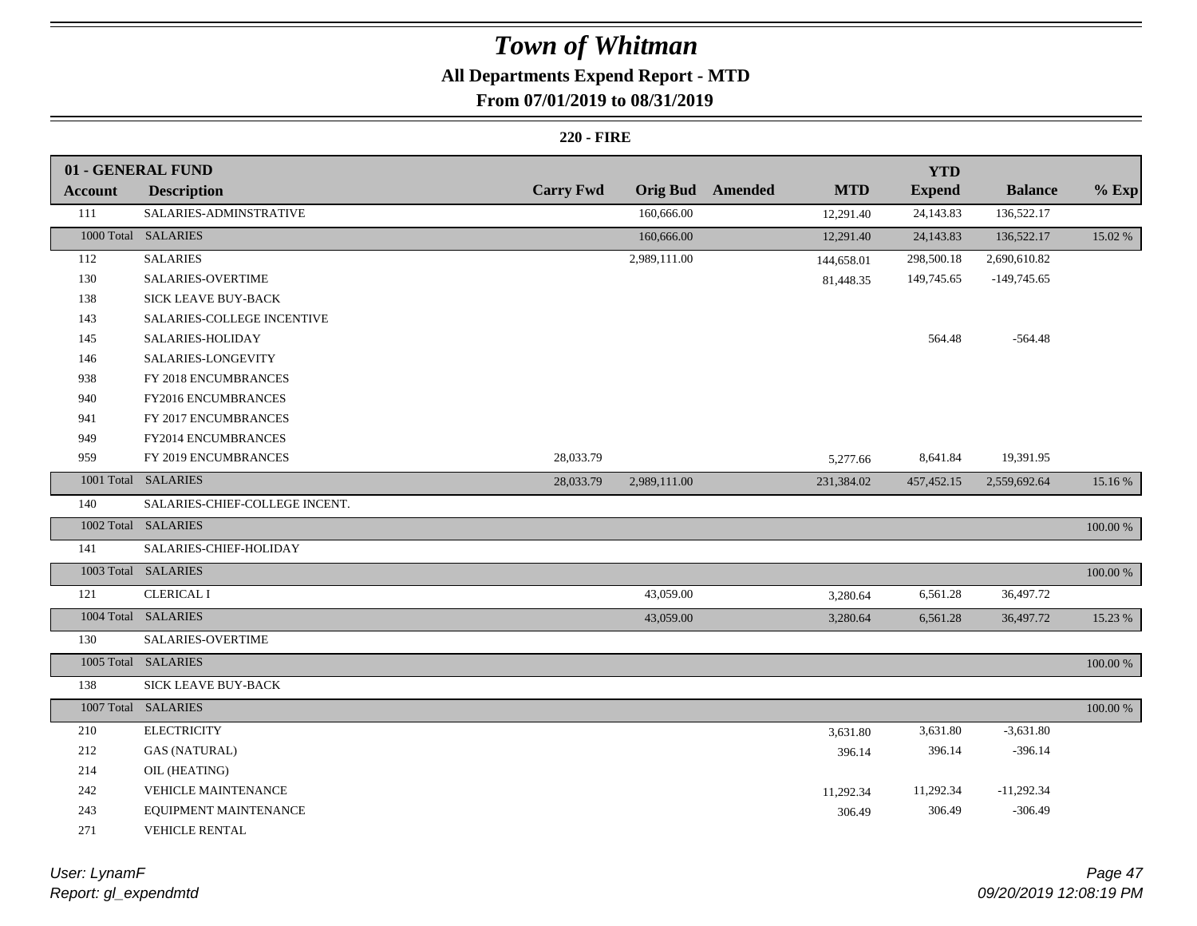# *Town of Whitman*

## All Departments Expend Report - MTD

## From 07/01/2019 to 08/31/2019

### 220 - FIRE

| 01 - GENERAL FUND | | | | | | YTD | | |
|---|---|---|---|---|---|---|---|---|
| **Account** | **Description** | **Carry Fwd** | **Orig Bud** | **Amended** | **MTD** | **Expend** | **Balance** | **% Exp** |
| 111 | SALARIES-ADMINSTRATIVE | | 160,666.00 | | 12,291.40 | 24,143.83 | 136,522.17 | |
| 1000 Total | SALARIES | | 160,666.00 | | 12,291.40 | 24,143.83 | 136,522.17 | 15.02 % |
| 112 | SALARIES | | 2,989,111.00 | | 144,658.01 | 298,500.18 | 2,690,610.82 | |
| 130 | SALARIES-OVERTIME | | | | 81,448.35 | 149,745.65 | -149,745.65 | |
| 138 | SICK LEAVE BUY-BACK | | | | | | | |
| 143 | SALARIES-COLLEGE INCENTIVE | | | | | | | |
| 145 | SALARIES-HOLIDAY | | | | | 564.48 | -564.48 | |
| 146 | SALARIES-LONGEVITY | | | | | | | |
| 938 | FY 2018 ENCUMBRANCES | | | | | | | |
| 940 | FY2016 ENCUMBRANCES | | | | | | | |
| 941 | FY 2017 ENCUMBRANCES | | | | | | | |
| 949 | FY2014 ENCUMBRANCES | | | | | | | |
| 959 | FY 2019 ENCUMBRANCES | 28,033.79 | | | 5,277.66 | 8,641.84 | 19,391.95 | |
| 1001 Total | SALARIES | 28,033.79 | 2,989,111.00 | | 231,384.02 | 457,452.15 | 2,559,692.64 | 15.16 % |
| 140 | SALARIES-CHIEF-COLLEGE INCENT. | | | | | | | |
| 1002 Total | SALARIES | | | | | | | 100.00 % |
| 141 | SALARIES-CHIEF-HOLIDAY | | | | | | | |
| 1003 Total | SALARIES | | | | | | | 100.00 % |
| 121 | CLERICAL I | | 43,059.00 | | 3,280.64 | 6,561.28 | 36,497.72 | |
| 1004 Total | SALARIES | | 43,059.00 | | 3,280.64 | 6,561.28 | 36,497.72 | 15.23 % |
| 130 | SALARIES-OVERTIME | | | | | | | |
| 1005 Total | SALARIES | | | | | | | 100.00 % |
| 138 | SICK LEAVE BUY-BACK | | | | | | | |
| 1007 Total | SALARIES | | | | | | | 100.00 % |
| 210 | ELECTRICITY | | | | 3,631.80 | 3,631.80 | -3,631.80 | |
| 212 | GAS (NATURAL) | | | | 396.14 | 396.14 | -396.14 | |
| 214 | OIL (HEATING) | | | | | | | |
| 242 | VEHICLE MAINTENANCE | | | | 11,292.34 | 11,292.34 | -11,292.34 | |
| 243 | EQUIPMENT MAINTENANCE | | | | 306.49 | 306.49 | -306.49 | |
| 271 | VEHICLE RENTAL | | | | | | | |

*User: LynamF*
*Report: gl_expendmtd*
*09/20/2019 12:08:19 PM*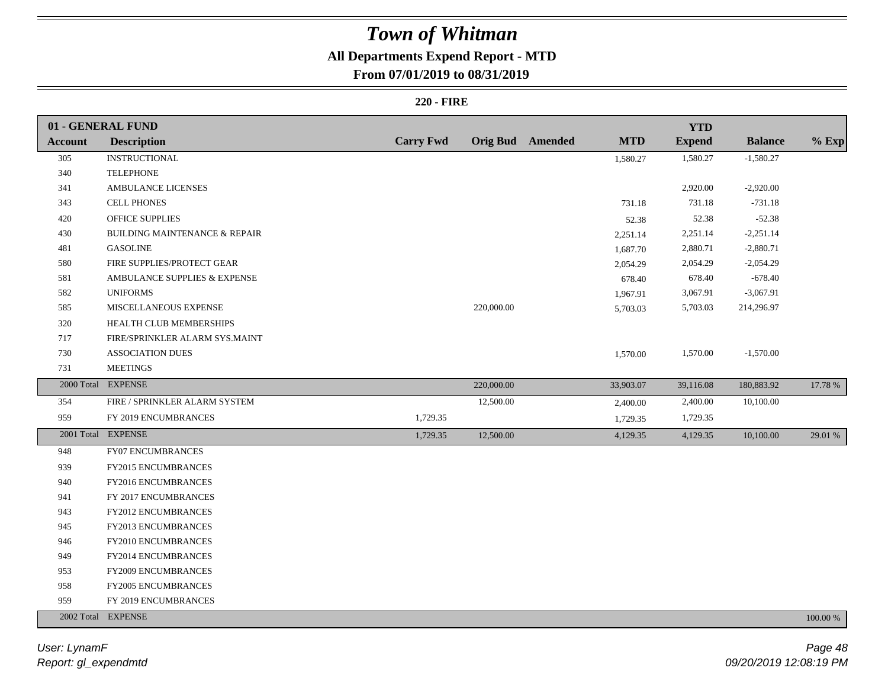# Town of Whitman

## All Departments Expend Report - MTD

### From 07/01/2019 to 08/31/2019

**220 - FIRE**

| Account | Description | Carry Fwd | Orig Bud | Amended | MTD | YTD Expend | Balance | % Exp |
|---|---|---|---|---|---|---|---|---|
| **01 - GENERAL FUND** | | | | | | | | |
| 305 | INSTRUCTIONAL | | | | 1,580.27 | 1,580.27 | -1,580.27 | |
| 340 | TELEPHONE | | | | | | | |
| 341 | AMBULANCE LICENSES | | | | | 2,920.00 | -2,920.00 | |
| 343 | CELL PHONES | | | | 731.18 | 731.18 | -731.18 | |
| 420 | OFFICE SUPPLIES | | | | 52.38 | 52.38 | -52.38 | |
| 430 | BUILDING MAINTENANCE & REPAIR | | | | 2,251.14 | 2,251.14 | -2,251.14 | |
| 481 | GASOLINE | | | | 1,687.70 | 2,880.71 | -2,880.71 | |
| 580 | FIRE SUPPLIES/PROTECT GEAR | | | | 2,054.29 | 2,054.29 | -2,054.29 | |
| 581 | AMBULANCE SUPPLIES & EXPENSE | | | | 678.40 | 678.40 | -678.40 | |
| 582 | UNIFORMS | | | | 1,967.91 | 3,067.91 | -3,067.91 | |
| 585 | MISCELLANEOUS EXPENSE | | 220,000.00 | | 5,703.03 | 5,703.03 | 214,296.97 | |
| 320 | HEALTH CLUB MEMBERSHIPS | | | | | | | |
| 717 | FIRE/SPRINKLER ALARM SYS.MAINT | | | | | | | |
| 730 | ASSOCIATION DUES | | | | 1,570.00 | 1,570.00 | -1,570.00 | |
| 731 | MEETINGS | | | | | | | |
| 2000 Total | EXPENSE | | 220,000.00 | | 33,903.07 | 39,116.08 | 180,883.92 | 17.78 % |
| 354 | FIRE / SPRINKLER ALARM SYSTEM | | 12,500.00 | | 2,400.00 | 2,400.00 | 10,100.00 | |
| 959 | FY 2019 ENCUMBRANCES | 1,729.35 | | | 1,729.35 | 1,729.35 | | |
| 2001 Total | EXPENSE | 1,729.35 | 12,500.00 | | 4,129.35 | 4,129.35 | 10,100.00 | 29.01 % |
| 948 | FY07 ENCUMBRANCES | | | | | | | |
| 939 | FY2015 ENCUMBRANCES | | | | | | | |
| 940 | FY2016 ENCUMBRANCES | | | | | | | |
| 941 | FY 2017 ENCUMBRANCES | | | | | | | |
| 943 | FY2012 ENCUMBRANCES | | | | | | | |
| 945 | FY2013 ENCUMBRANCES | | | | | | | |
| 946 | FY2010 ENCUMBRANCES | | | | | | | |
| 949 | FY2014 ENCUMBRANCES | | | | | | | |
| 953 | FY2009 ENCUMBRANCES | | | | | | | |
| 958 | FY2005 ENCUMBRANCES | | | | | | | |
| 959 | FY 2019 ENCUMBRANCES | | | | | | | |
| 2002 Total | EXPENSE | | | | | | | 100.00 % |

*User: LynamF*
*Report: gl_expendmtd*

*09/20/2019 12:08:19 PM*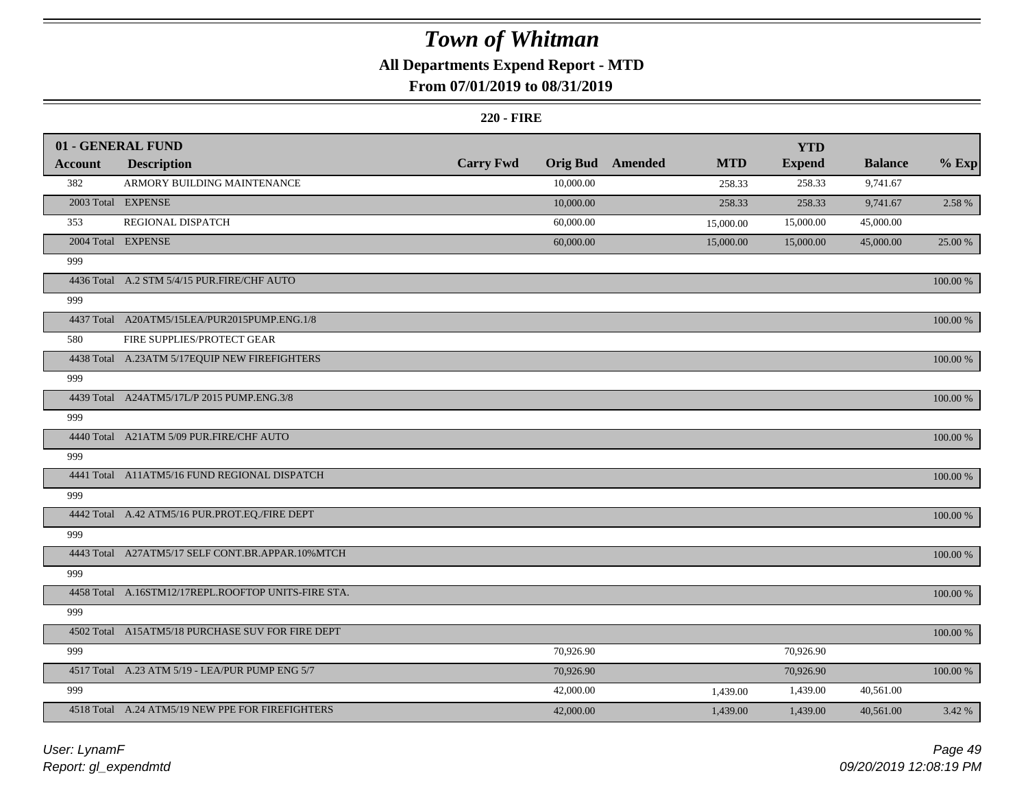# Town of Whitman

**All Departments Expend Report - MTD**

**From 07/01/2019 to 08/31/2019**

**220 - FIRE**

| 01 - GENERAL FUND | | | | | | YTD | | |
|---|---|---|---|---|---|---|---|---|
| **Account** | **Description** | **Carry Fwd** | **Orig Bud** | **Amended** | **MTD** | **Expend** | **Balance** | **% Exp** |
| 382 | ARMORY BUILDING MAINTENANCE | | 10,000.00 | | 258.33 | 258.33 | 9,741.67 | |
| 2003 Total | EXPENSE | | 10,000.00 | | 258.33 | 258.33 | 9,741.67 | 2.58 % |
| 353 | REGIONAL DISPATCH | | 60,000.00 | | 15,000.00 | 15,000.00 | 45,000.00 | |
| 2004 Total | EXPENSE | | 60,000.00 | | 15,000.00 | 15,000.00 | 45,000.00 | 25.00 % |
| 999 | | | | | | | | |
| 4436 Total | A.2 STM 5/4/15 PUR.FIRE/CHF AUTO | | | | | | | 100.00 % |
| 999 | | | | | | | | |
| 4437 Total | A20ATM5/15LEA/PUR2015PUMP.ENG.1/8 | | | | | | | 100.00 % |
| 580 | FIRE SUPPLIES/PROTECT GEAR | | | | | | | |
| 4438 Total | A.23ATM 5/17EQUIP NEW FIREFIGHTERS | | | | | | | 100.00 % |
| 999 | | | | | | | | |
| 4439 Total | A24ATM5/17L/P 2015 PUMP.ENG.3/8 | | | | | | | 100.00 % |
| 999 | | | | | | | | |
| 4440 Total | A21ATM 5/09 PUR.FIRE/CHF AUTO | | | | | | | 100.00 % |
| 999 | | | | | | | | |
| 4441 Total | A11ATM5/16 FUND REGIONAL DISPATCH | | | | | | | 100.00 % |
| 999 | | | | | | | | |
| 4442 Total | A.42 ATM5/16 PUR.PROT.EQ./FIRE DEPT | | | | | | | 100.00 % |
| 999 | | | | | | | | |
| 4443 Total | A27ATM5/17 SELF CONT.BR.APPAR.10%MTCH | | | | | | | 100.00 % |
| 999 | | | | | | | | |
| 4458 Total | A.16STM12/17REPL.ROOFTOP UNITS-FIRE STA. | | | | | | | 100.00 % |
| 999 | | | | | | | | |
| 4502 Total | A15ATM5/18 PURCHASE SUV FOR FIRE DEPT | | | | | | | 100.00 % |
| 999 | | | 70,926.90 | | | 70,926.90 | | |
| 4517 Total | A.23 ATM 5/19 - LEA/PUR PUMP ENG 5/7 | | 70,926.90 | | | 70,926.90 | | 100.00 % |
| 999 | | | 42,000.00 | | 1,439.00 | 1,439.00 | 40,561.00 | |
| 4518 Total | A.24 ATM5/19 NEW PPE FOR FIREFIGHTERS | | 42,000.00 | | 1,439.00 | 1,439.00 | 40,561.00 | 3.42 % |

*User: LynamF*
*Report: gl_expendmtd*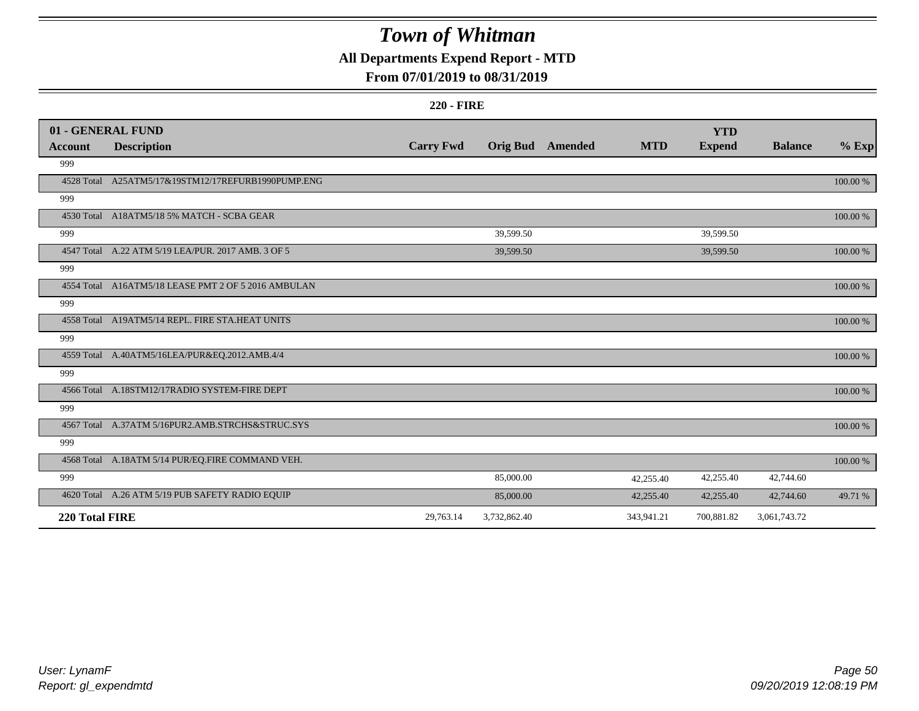# Town of Whitman

## All Departments Expend Report - MTD

### From 07/01/2019 to 08/31/2019

#### 220 - FIRE

| 01 - GENERAL FUND | | | | | | YTD | | |
|---|---|---|---|---|---|---|---|---|
| **Account** | **Description** | **Carry Fwd** | **Orig Bud** | **Amended** | **MTD** | **Expend** | **Balance** | **% Exp** |
| 999 | | | | | | | | |
| 4528 Total | A25ATM5/17&19STM12/17REFURB1990PUMP.ENG | | | | | | | 100.00 % |
| 999 | | | | | | | | |
| 4530 Total | A18ATM5/18 5% MATCH - SCBA GEAR | | | | | | | 100.00 % |
| 999 | | | 39,599.50 | | | 39,599.50 | | |
| 4547 Total | A.22 ATM 5/19 LEA/PUR. 2017 AMB. 3 OF 5 | | 39,599.50 | | | 39,599.50 | | 100.00 % |
| 999 | | | | | | | | |
| 4554 Total | A16ATM5/18 LEASE PMT 2 OF 5 2016 AMBULAN | | | | | | | 100.00 % |
| 999 | | | | | | | | |
| 4558 Total | A19ATM5/14 REPL. FIRE STA.HEAT UNITS | | | | | | | 100.00 % |
| 999 | | | | | | | | |
| 4559 Total | A.40ATM5/16LEA/PUR&EQ.2012.AMB.4/4 | | | | | | | 100.00 % |
| 999 | | | | | | | | |
| 4566 Total | A.18STM12/17RADIO SYSTEM-FIRE DEPT | | | | | | | 100.00 % |
| 999 | | | | | | | | |
| 4567 Total | A.37ATM 5/16PUR2.AMB.STRCHS&STRUC.SYS | | | | | | | 100.00 % |
| 999 | | | | | | | | |
| 4568 Total | A.18ATM 5/14 PUR/EQ.FIRE COMMAND VEH. | | | | | | | 100.00 % |
| 999 | | | 85,000.00 | | 42,255.40 | 42,255.40 | 42,744.60 | |
| 4620 Total | A.26 ATM 5/19 PUB SAFETY RADIO EQUIP | | 85,000.00 | | 42,255.40 | 42,255.40 | 42,744.60 | 49.71 % |
| **220 Total FIRE** | | 29,763.14 | 3,732,862.40 | | 343,941.21 | 700,881.82 | 3,061,743.72 | |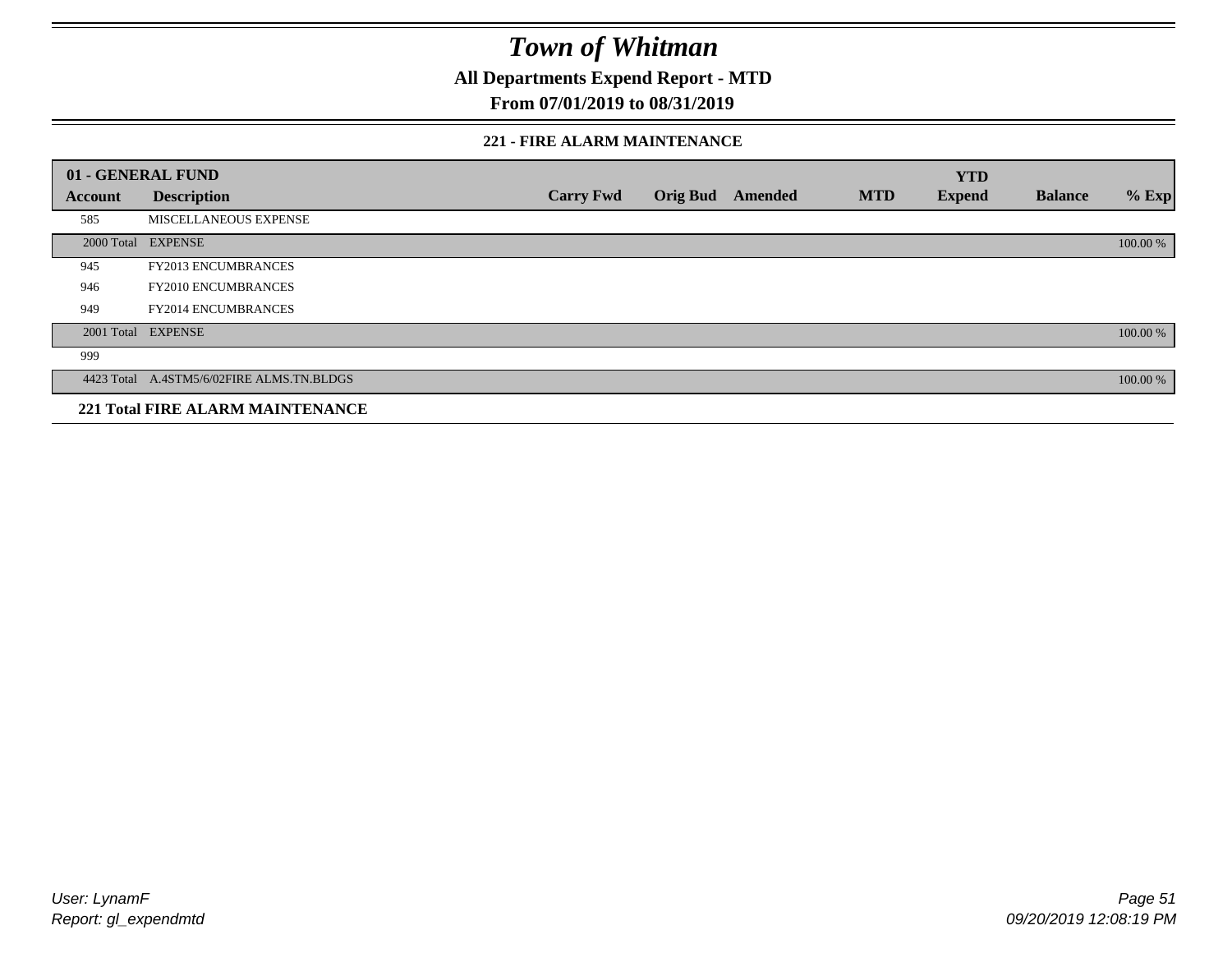# Town of Whitman

**All Departments Expend Report - MTD**

**From 07/01/2019 to 08/31/2019**

### 221 - FIRE ALARM MAINTENANCE

| 01 - GENERAL FUND | | | | | | YTD | | |
|---|---|---|---|---|---|---|---|---|
| Account | Description | Carry Fwd | Orig Bud | Amended | MTD | Expend | Balance | % Exp |
| 585 | MISCELLANEOUS EXPENSE | | | | | | | |
| 2000 Total | EXPENSE | | | | | | | 100.00 % |
| 945 | FY2013 ENCUMBRANCES | | | | | | | |
| 946 | FY2010 ENCUMBRANCES | | | | | | | |
| 949 | FY2014 ENCUMBRANCES | | | | | | | |
| 2001 Total | EXPENSE | | | | | | | 100.00 % |
| 999 | | | | | | | | |
| 4423 Total | A.4STM5/6/02FIRE ALMS.TN.BLDGS | | | | | | | 100.00 % |
| **221 Total FIRE ALARM MAINTENANCE** | | | | | | | | |

*User: LynamF*
*Report: gl_expendmtd*

*09/20/2019 12:08:19 PM*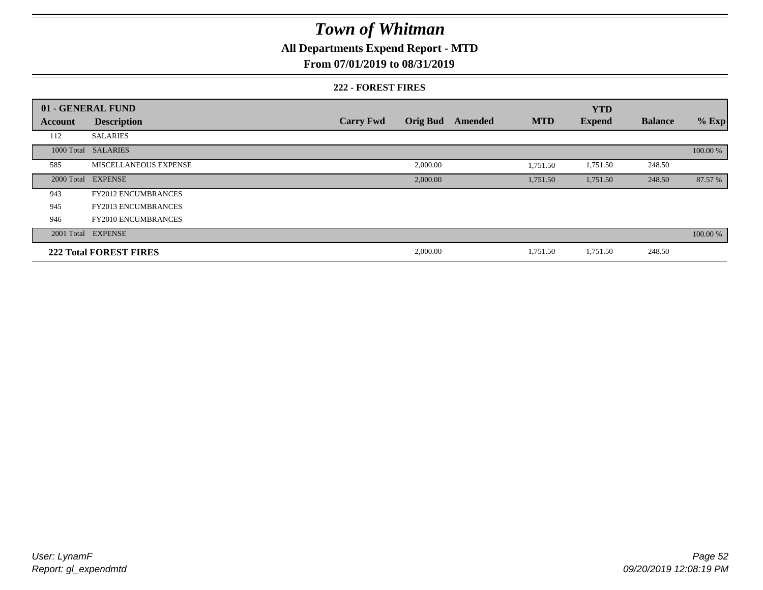# Town of Whitman

## All Departments Expend Report - MTD

## From 07/01/2019 to 08/31/2019

### 222 - FOREST FIRES

| 01 - GENERAL FUND | | | | | | YTD | | |
|---|---|---|---|---|---|---|---|---|
| Account | Description | Carry Fwd | Orig Bud | Amended | MTD | Expend | Balance | % Exp |
| 112 | SALARIES | | | | | | | |
| 1000 Total | SALARIES | | | | | | | 100.00 % |
| 585 | MISCELLANEOUS EXPENSE | | 2,000.00 | | 1,751.50 | 1,751.50 | 248.50 | |
| 2000 Total | EXPENSE | | 2,000.00 | | 1,751.50 | 1,751.50 | 248.50 | 87.57 % |
| 943 | FY2012 ENCUMBRANCES | | | | | | | |
| 945 | FY2013 ENCUMBRANCES | | | | | | | |
| 946 | FY2010 ENCUMBRANCES | | | | | | | |
| 2001 Total | EXPENSE | | | | | | | 100.00 % |
| **222 Total FOREST FIRES** | | | 2,000.00 | | 1,751.50 | 1,751.50 | 248.50 | |

User: LynamF
Report: gl_expendmtd

09/20/2019 12:08:19 PM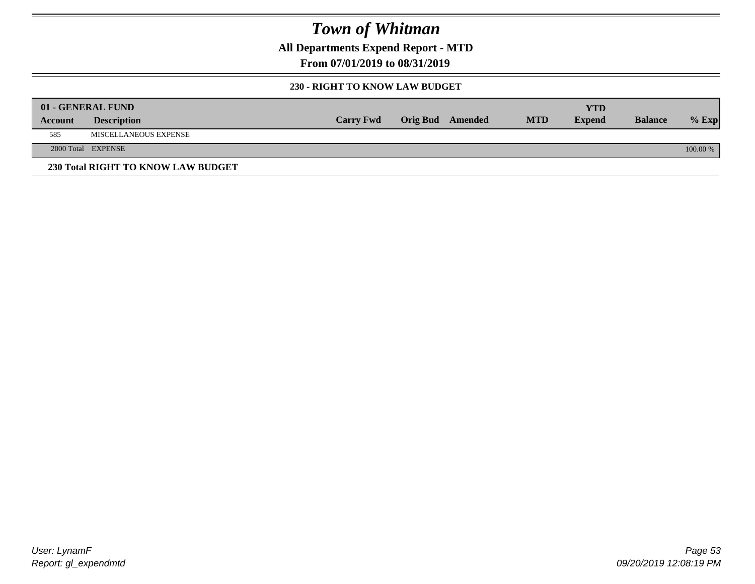# Town of Whitman

## All Departments Expend Report - MTD

### From 07/01/2019 to 08/31/2019

#### 230 - RIGHT TO KNOW LAW BUDGET

| 01 - GENERAL FUND | | | | | | YTD | | |
|---|---|---|---|---|---|---|---|---|
| Account | Description | Carry Fwd | Orig Bud | Amended | MTD | Expend | Balance | % Exp |
| 585 | MISCELLANEOUS EXPENSE | | | | | | | |
| 2000 Total | EXPENSE | | | | | | | 100.00 % |

**230 Total RIGHT TO KNOW LAW BUDGET**

*User: LynamF*
*Report: gl_expendmtd*

*09/20/2019 12:08:19 PM*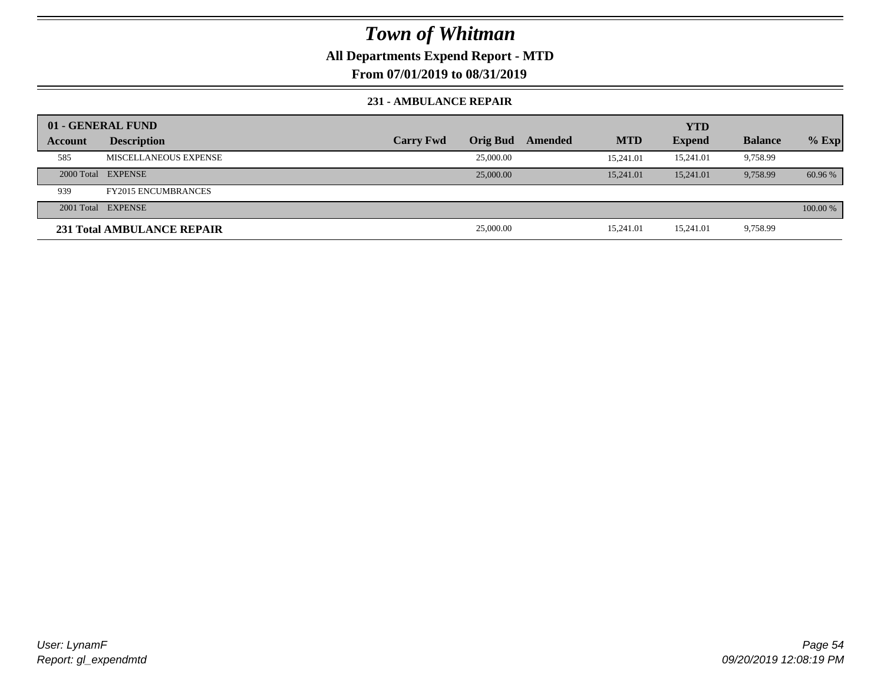# Town of Whitman

**All Departments Expend Report - MTD**

**From 07/01/2019 to 08/31/2019**

### 231 - AMBULANCE REPAIR

| 01 - GENERAL FUND | | | | | | YTD | | |
|---|---|---|---|---|---|---|---|---|
| **Account** | **Description** | **Carry Fwd** | **Orig Bud** | **Amended** | **MTD** | **Expend** | **Balance** | **% Exp** |
| 585 | MISCELLANEOUS EXPENSE | | 25,000.00 | | 15,241.01 | 15,241.01 | 9,758.99 | |
| 2000 Total | EXPENSE | | 25,000.00 | | 15,241.01 | 15,241.01 | 9,758.99 | 60.96 % |
| 939 | FY2015 ENCUMBRANCES | | | | | | | |
| 2001 Total | EXPENSE | | | | | | | 100.00 % |
| **231 Total AMBULANCE REPAIR** | | | 25,000.00 | | 15,241.01 | 15,241.01 | 9,758.99 | |

*User: LynamF*
*Report: gl_expendmtd*

*09/20/2019 12:08:19 PM*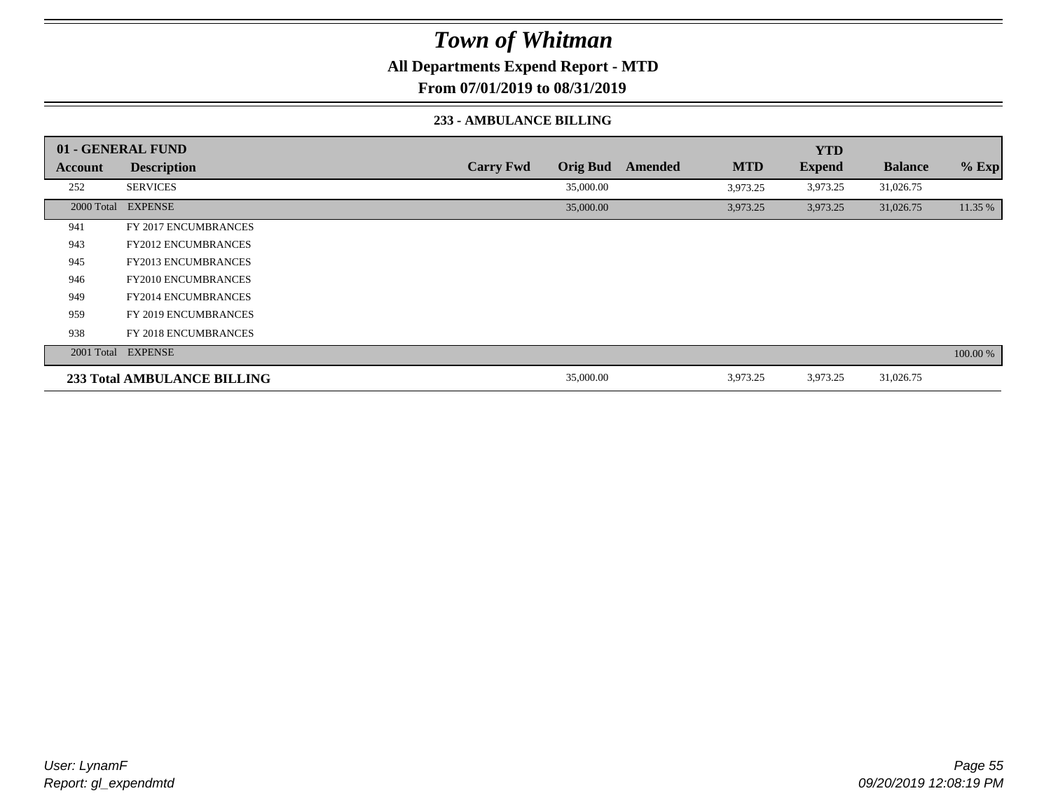# Town of Whitman

**All Departments Expend Report - MTD**

**From 07/01/2019 to 08/31/2019**

### 233 - AMBULANCE BILLING

| 01 - GENERAL FUND | | | | | | YTD | | |
|---|---|---|---|---|---|---|---|---|
| **Account** | **Description** | **Carry Fwd** | **Orig Bud** | **Amended** | **MTD** | **Expend** | **Balance** | **% Exp** |
| 252 | SERVICES | | 35,000.00 | | 3,973.25 | 3,973.25 | 31,026.75 | |
| 2000 Total | EXPENSE | | 35,000.00 | | 3,973.25 | 3,973.25 | 31,026.75 | 11.35 % |
| 941 | FY 2017 ENCUMBRANCES | | | | | | | |
| 943 | FY2012 ENCUMBRANCES | | | | | | | |
| 945 | FY2013 ENCUMBRANCES | | | | | | | |
| 946 | FY2010 ENCUMBRANCES | | | | | | | |
| 949 | FY2014 ENCUMBRANCES | | | | | | | |
| 959 | FY 2019 ENCUMBRANCES | | | | | | | |
| 938 | FY 2018 ENCUMBRANCES | | | | | | | |
| 2001 Total | EXPENSE | | | | | | | 100.00 % |
| **233 Total AMBULANCE BILLING** | | | 35,000.00 | | 3,973.25 | 3,973.25 | 31,026.75 | |

*User: LynamF*
*Report: gl_expendmtd*

*09/20/2019 12:08:19 PM*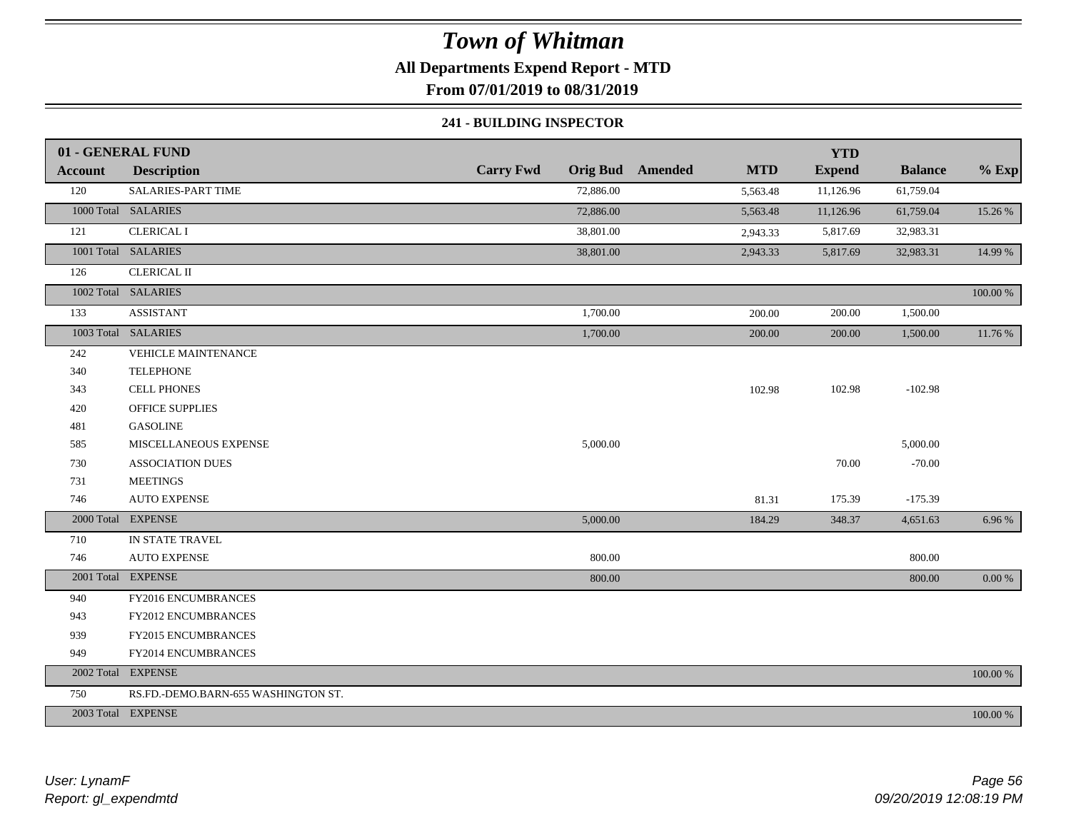# Town of Whitman

**All Departments Expend Report - MTD**

**From 07/01/2019 to 08/31/2019**

**241 - BUILDING INSPECTOR**

| 01 - GENERAL FUND | | | | | | | | |
|---|---|---|---|---|---|---|---|---|
| **Account** | **Description** | **Carry Fwd** | **Orig Bud** | **Amended** | **MTD** | **YTD Expend** | **Balance** | **% Exp** |
| 120 | SALARIES-PART TIME | | 72,886.00 | | 5,563.48 | 11,126.96 | 61,759.04 | |
| 1000 Total | SALARIES | | 72,886.00 | | 5,563.48 | 11,126.96 | 61,759.04 | 15.26 % |
| 121 | CLERICAL I | | 38,801.00 | | 2,943.33 | 5,817.69 | 32,983.31 | |
| 1001 Total | SALARIES | | 38,801.00 | | 2,943.33 | 5,817.69 | 32,983.31 | 14.99 % |
| 126 | CLERICAL II | | | | | | | |
| 1002 Total | SALARIES | | | | | | | 100.00 % |
| 133 | ASSISTANT | | 1,700.00 | | 200.00 | 200.00 | 1,500.00 | |
| 1003 Total | SALARIES | | 1,700.00 | | 200.00 | 200.00 | 1,500.00 | 11.76 % |
| 242 | VEHICLE MAINTENANCE | | | | | | | |
| 340 | TELEPHONE | | | | | | | |
| 343 | CELL PHONES | | | | 102.98 | 102.98 | -102.98 | |
| 420 | OFFICE SUPPLIES | | | | | | | |
| 481 | GASOLINE | | | | | | | |
| 585 | MISCELLANEOUS EXPENSE | | 5,000.00 | | | | 5,000.00 | |
| 730 | ASSOCIATION DUES | | | | | 70.00 | -70.00 | |
| 731 | MEETINGS | | | | | | | |
| 746 | AUTO EXPENSE | | | | 81.31 | 175.39 | -175.39 | |
| 2000 Total | EXPENSE | | 5,000.00 | | 184.29 | 348.37 | 4,651.63 | 6.96 % |
| 710 | IN STATE TRAVEL | | | | | | | |
| 746 | AUTO EXPENSE | | 800.00 | | | | 800.00 | |
| 2001 Total | EXPENSE | | 800.00 | | | | 800.00 | 0.00 % |
| 940 | FY2016 ENCUMBRANCES | | | | | | | |
| 943 | FY2012 ENCUMBRANCES | | | | | | | |
| 939 | FY2015 ENCUMBRANCES | | | | | | | |
| 949 | FY2014 ENCUMBRANCES | | | | | | | |
| 2002 Total | EXPENSE | | | | | | | 100.00 % |
| 750 | RS.FD.-DEMO.BARN-655 WASHINGTON ST. | | | | | | | |
| 2003 Total | EXPENSE | | | | | | | 100.00 % |

*User: LynamF*
*Report: gl_expendmtd*

*09/20/2019 12:08:19 PM*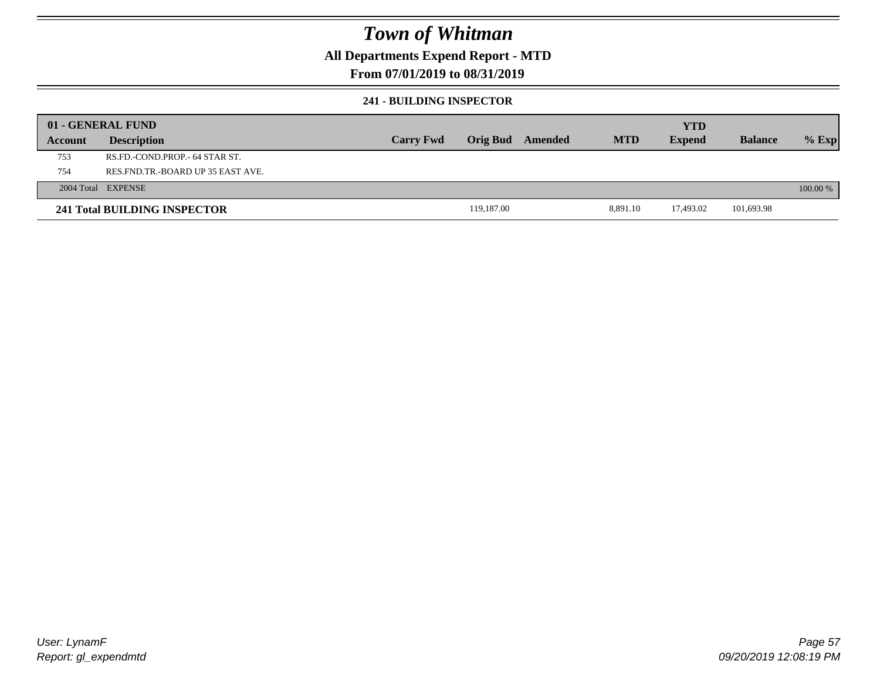# Town of Whitman

## All Departments Expend Report - MTD

## From 07/01/2019 to 08/31/2019

### 241 - BUILDING INSPECTOR

| 01 - GENERAL FUND | | | | | | YTD | | |
|---|---|---|---|---|---|---|---|---|
| Account | Description | Carry Fwd | Orig Bud | Amended | MTD | Expend | Balance | % Exp |
| 753 | RS.FD.-COND.PROP.- 64 STAR ST. | | | | | | | |
| 754 | RES.FND.TR.-BOARD UP 35 EAST AVE. | | | | | | | |
| 2004 Total | EXPENSE | | | | | | | 100.00 % |
| **241 Total BUILDING INSPECTOR** | | | 119,187.00 | | 8,891.10 | 17,493.02 | 101,693.98 | |

User: LynamF
Report: gl_expendmtd

09/20/2019 12:08:19 PM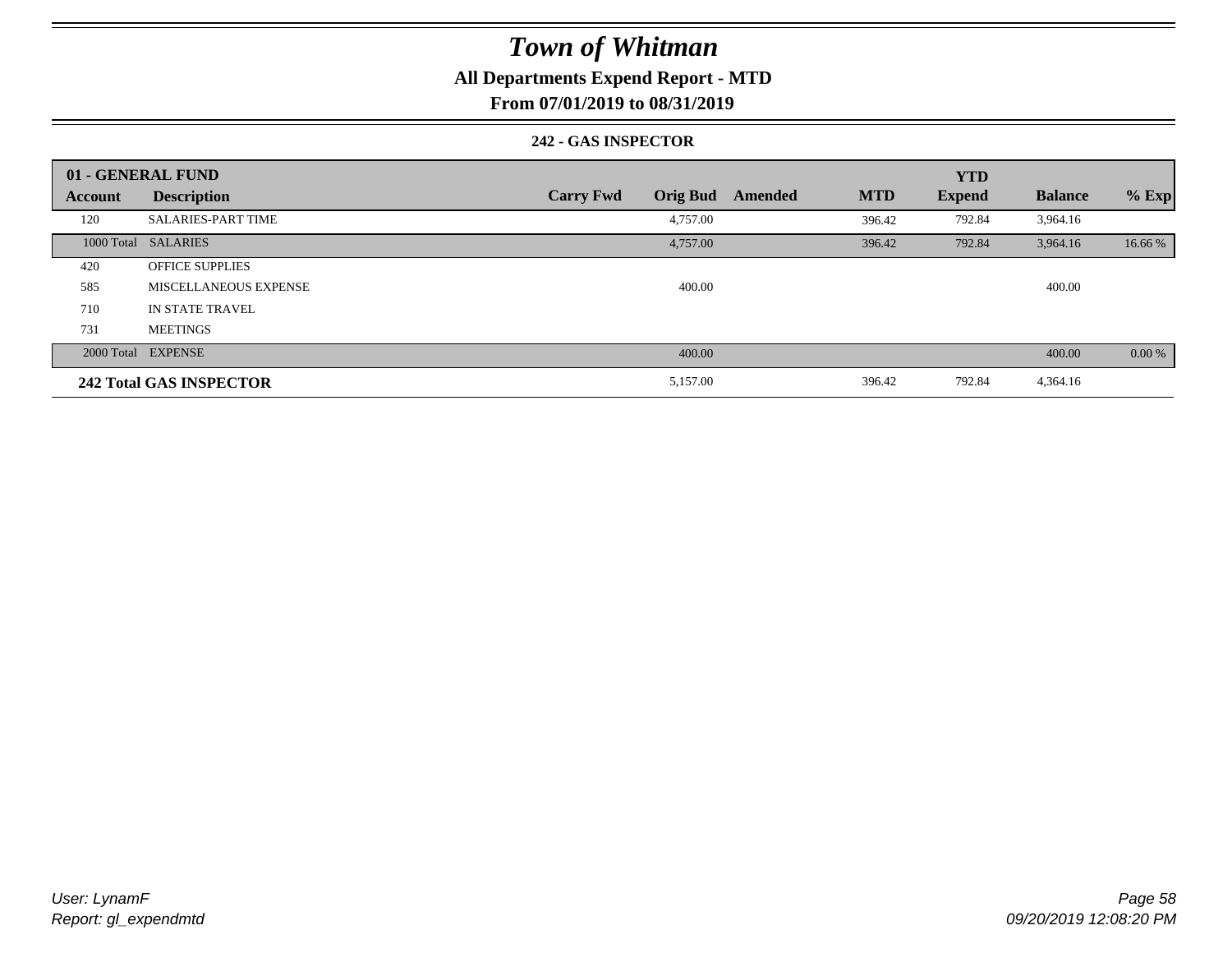# Town of Whitman

**All Departments Expend Report - MTD**

**From 07/01/2019 to 08/31/2019**

**242 - GAS INSPECTOR**

| 01 - GENERAL FUND | | | | | | YTD | | |
|---|---|---|---|---|---|---|---|---|
| **Account** | **Description** | **Carry Fwd** | **Orig Bud** | **Amended** | **MTD** | **Expend** | **Balance** | **% Exp** |
| 120 | SALARIES-PART TIME | | 4,757.00 | | 396.42 | 792.84 | 3,964.16 | |
| 1000 Total | SALARIES | | 4,757.00 | | 396.42 | 792.84 | 3,964.16 | 16.66 % |
| 420 | OFFICE SUPPLIES | | | | | | | |
| 585 | MISCELLANEOUS EXPENSE | | 400.00 | | | | 400.00 | |
| 710 | IN STATE TRAVEL | | | | | | | |
| 731 | MEETINGS | | | | | | | |
| 2000 Total | EXPENSE | | 400.00 | | | | 400.00 | 0.00 % |
| **242 Total GAS INSPECTOR** | | | 5,157.00 | | 396.42 | 792.84 | 4,364.16 | |

*User: LynamF*
*Report: gl_expendmtd*

*09/20/2019 12:08:20 PM*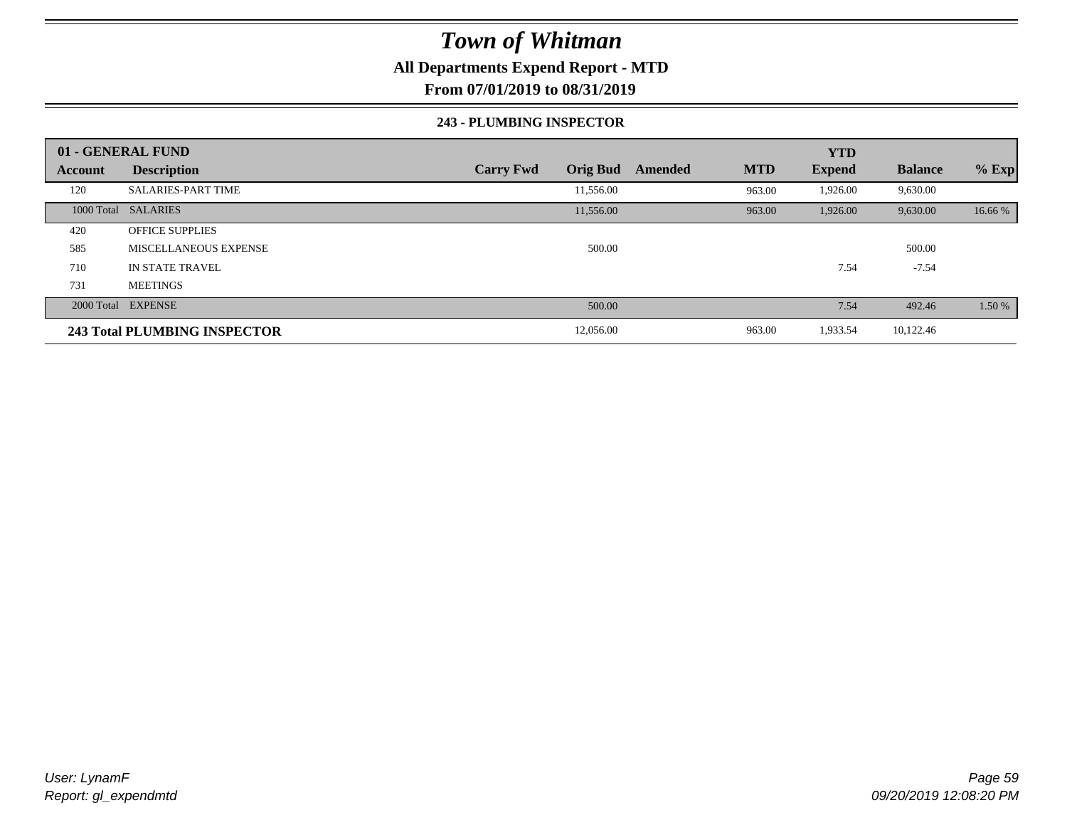# Town of Whitman

## All Departments Expend Report - MTD

## From 07/01/2019 to 08/31/2019

### 243 - PLUMBING INSPECTOR

| 01 - GENERAL FUND | | | | | | YTD | | |
|---|---|---|---|---|---|---|---|---|
| **Account** | **Description** | **Carry Fwd** | **Orig Bud** | **Amended** | **MTD** | **Expend** | **Balance** | **% Exp** |
| 120 | SALARIES-PART TIME | | 11,556.00 | | 963.00 | 1,926.00 | 9,630.00 | |
| 1000 Total | SALARIES | | 11,556.00 | | 963.00 | 1,926.00 | 9,630.00 | 16.66 % |
| 420 | OFFICE SUPPLIES | | | | | | | |
| 585 | MISCELLANEOUS EXPENSE | | 500.00 | | | | 500.00 | |
| 710 | IN STATE TRAVEL | | | | | 7.54 | -7.54 | |
| 731 | MEETINGS | | | | | | | |
| 2000 Total | EXPENSE | | 500.00 | | | 7.54 | 492.46 | 1.50 % |
| **243 Total PLUMBING INSPECTOR** | | | 12,056.00 | | 963.00 | 1,933.54 | 10,122.46 | |

User: LynamF
Report: gl_expendmtd

09/20/2019 12:08:20 PM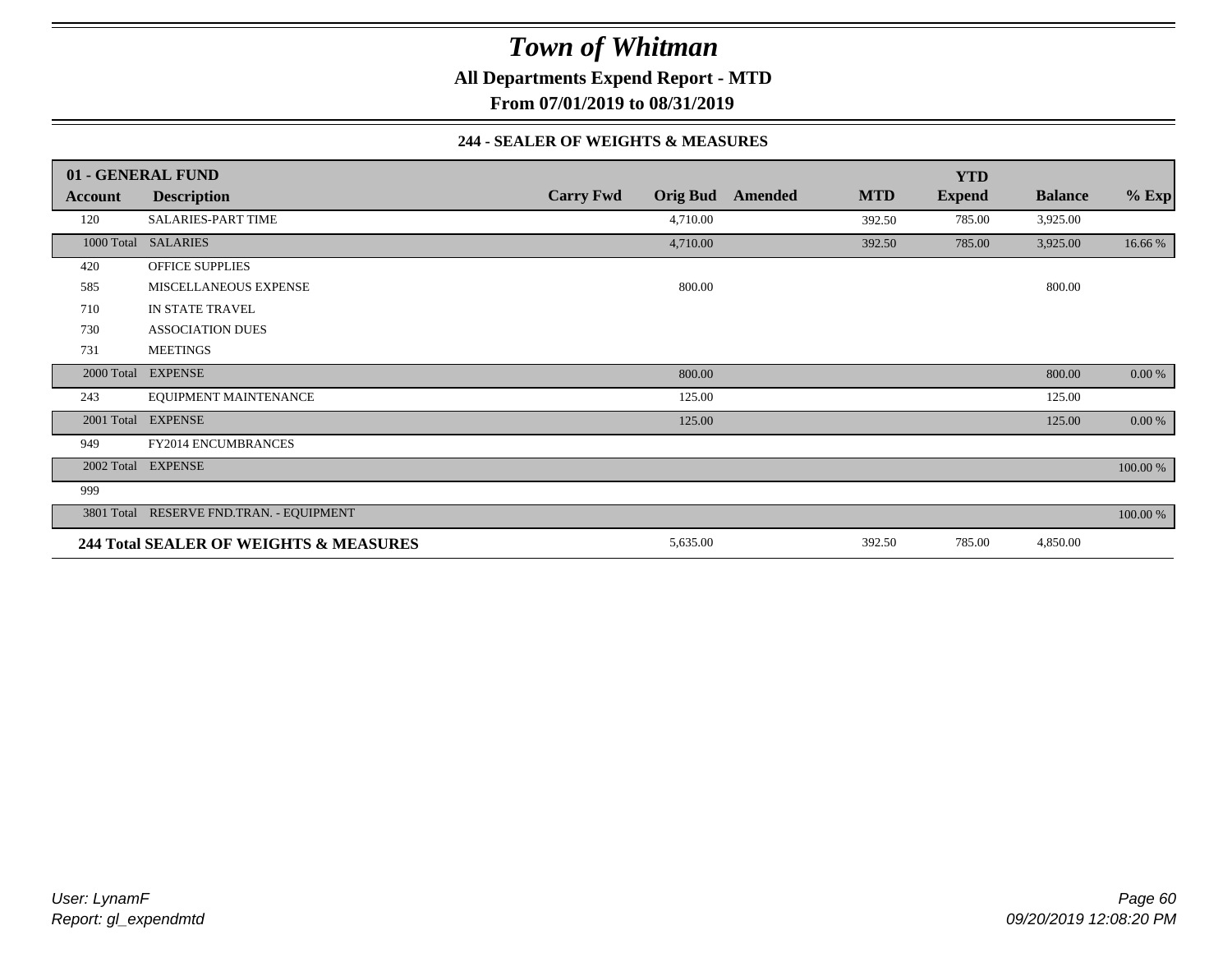# Town of Whitman

## All Departments Expend Report - MTD

## From 07/01/2019 to 08/31/2019

### 244 - SEALER OF WEIGHTS & MEASURES

| 01 - GENERAL FUND | | | | | | | | |
|---|---|---|---|---|---|---|---|---|
| **Account** | **Description** | **Carry Fwd** | **Orig Bud** | **Amended** | **MTD** | **YTD Expend** | **Balance** | **% Exp** |
| 120 | SALARIES-PART TIME | | 4,710.00 | | 392.50 | 785.00 | 3,925.00 | |
| 1000 Total | SALARIES | | 4,710.00 | | 392.50 | 785.00 | 3,925.00 | 16.66 % |
| 420 | OFFICE SUPPLIES | | | | | | | |
| 585 | MISCELLANEOUS EXPENSE | | 800.00 | | | | 800.00 | |
| 710 | IN STATE TRAVEL | | | | | | | |
| 730 | ASSOCIATION DUES | | | | | | | |
| 731 | MEETINGS | | | | | | | |
| 2000 Total | EXPENSE | | 800.00 | | | | 800.00 | 0.00 % |
| 243 | EQUIPMENT MAINTENANCE | | 125.00 | | | | 125.00 | |
| 2001 Total | EXPENSE | | 125.00 | | | | 125.00 | 0.00 % |
| 949 | FY2014 ENCUMBRANCES | | | | | | | |
| 2002 Total | EXPENSE | | | | | | | 100.00 % |
| 999 | | | | | | | | |
| 3801 Total | RESERVE FND.TRAN. - EQUIPMENT | | | | | | | 100.00 % |
| **244 Total SEALER OF WEIGHTS & MEASURES** | | | 5,635.00 | | 392.50 | 785.00 | 4,850.00 | |

*User: LynamF*
*Report: gl_expendmtd*

*09/20/2019 12:08:20 PM*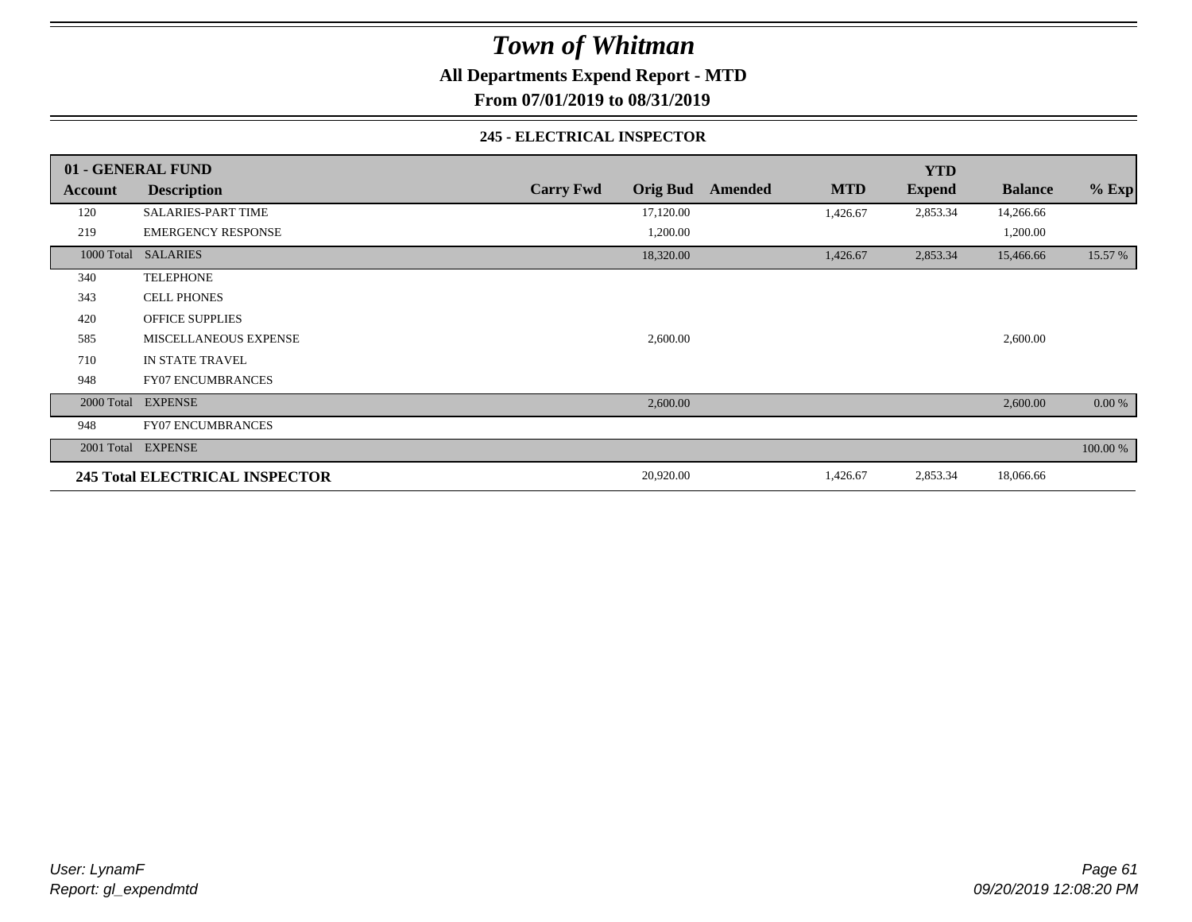# Town of Whitman

## All Departments Expend Report - MTD

### From 07/01/2019 to 08/31/2019

#### 245 - ELECTRICAL INSPECTOR

| 01 - GENERAL FUND | | | | | | YTD | | |
|---|---|---|---|---|---|---|---|---|
| **Account** | **Description** | **Carry Fwd** | **Orig Bud** | **Amended** | **MTD** | **Expend** | **Balance** | **% Exp** |
| 120 | SALARIES-PART TIME | | 17,120.00 | | 1,426.67 | 2,853.34 | 14,266.66 | |
| 219 | EMERGENCY RESPONSE | | 1,200.00 | | | | 1,200.00 | |
| 1000 Total | SALARIES | | 18,320.00 | | 1,426.67 | 2,853.34 | 15,466.66 | 15.57 % |
| 340 | TELEPHONE | | | | | | | |
| 343 | CELL PHONES | | | | | | | |
| 420 | OFFICE SUPPLIES | | | | | | | |
| 585 | MISCELLANEOUS EXPENSE | | 2,600.00 | | | | 2,600.00 | |
| 710 | IN STATE TRAVEL | | | | | | | |
| 948 | FY07 ENCUMBRANCES | | | | | | | |
| 2000 Total | EXPENSE | | 2,600.00 | | | | 2,600.00 | 0.00 % |
| 948 | FY07 ENCUMBRANCES | | | | | | | |
| 2001 Total | EXPENSE | | | | | | | 100.00 % |
| **245 Total ELECTRICAL INSPECTOR** | | | 20,920.00 | | 1,426.67 | 2,853.34 | 18,066.66 | |

*User: LynamF*
*Report: gl_expendmtd*

*09/20/2019 12:08:20 PM*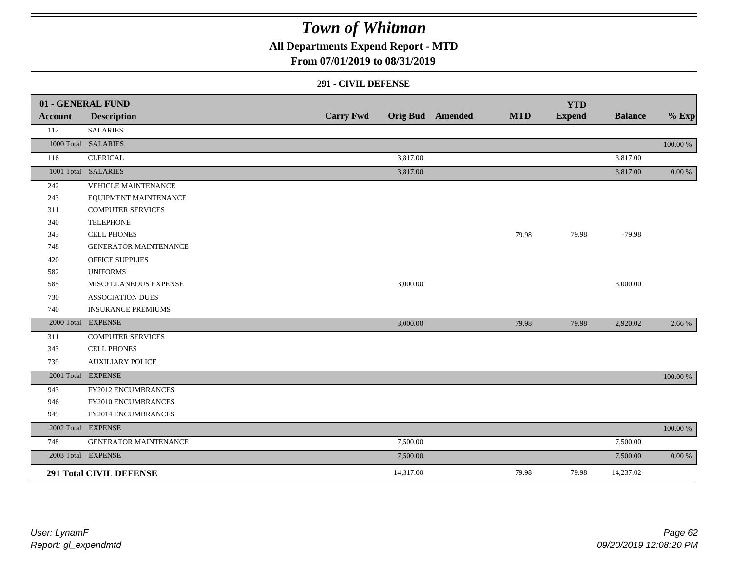# Town of Whitman

## All Departments Expend Report - MTD

### From 07/01/2019 to 08/31/2019

#### 291 - CIVIL DEFENSE

| 01 - GENERAL FUND | | | | | | | | |
|---|---|---|---|---|---|---|---|---|
| **Account** | **Description** | **Carry Fwd** | **Orig Bud** | **Amended** | **MTD** | **YTD Expend** | **Balance** | **% Exp** |
| 112 | SALARIES | | | | | | | |
| 1000 Total | SALARIES | | | | | | | 100.00 % |
| 116 | CLERICAL | | 3,817.00 | | | | 3,817.00 | |
| 1001 Total | SALARIES | | 3,817.00 | | | | 3,817.00 | 0.00 % |
| 242 | VEHICLE MAINTENANCE | | | | | | | |
| 243 | EQUIPMENT MAINTENANCE | | | | | | | |
| 311 | COMPUTER SERVICES | | | | | | | |
| 340 | TELEPHONE | | | | | | | |
| 343 | CELL PHONES | | | | 79.98 | 79.98 | -79.98 | |
| 748 | GENERATOR MAINTENANCE | | | | | | | |
| 420 | OFFICE SUPPLIES | | | | | | | |
| 582 | UNIFORMS | | | | | | | |
| 585 | MISCELLANEOUS EXPENSE | | 3,000.00 | | | | 3,000.00 | |
| 730 | ASSOCIATION DUES | | | | | | | |
| 740 | INSURANCE PREMIUMS | | | | | | | |
| 2000 Total | EXPENSE | | 3,000.00 | | 79.98 | 79.98 | 2,920.02 | 2.66 % |
| 311 | COMPUTER SERVICES | | | | | | | |
| 343 | CELL PHONES | | | | | | | |
| 739 | AUXILIARY POLICE | | | | | | | |
| 2001 Total | EXPENSE | | | | | | | 100.00 % |
| 943 | FY2012 ENCUMBRANCES | | | | | | | |
| 946 | FY2010 ENCUMBRANCES | | | | | | | |
| 949 | FY2014 ENCUMBRANCES | | | | | | | |
| 2002 Total | EXPENSE | | | | | | | 100.00 % |
| 748 | GENERATOR MAINTENANCE | | 7,500.00 | | | | 7,500.00 | |
| 2003 Total | EXPENSE | | 7,500.00 | | | | 7,500.00 | 0.00 % |
| **291 Total CIVIL DEFENSE** | | | 14,317.00 | | 79.98 | 79.98 | 14,237.02 | |

User: LynamF
Report: gl_expendmtd

09/20/2019 12:08:20 PM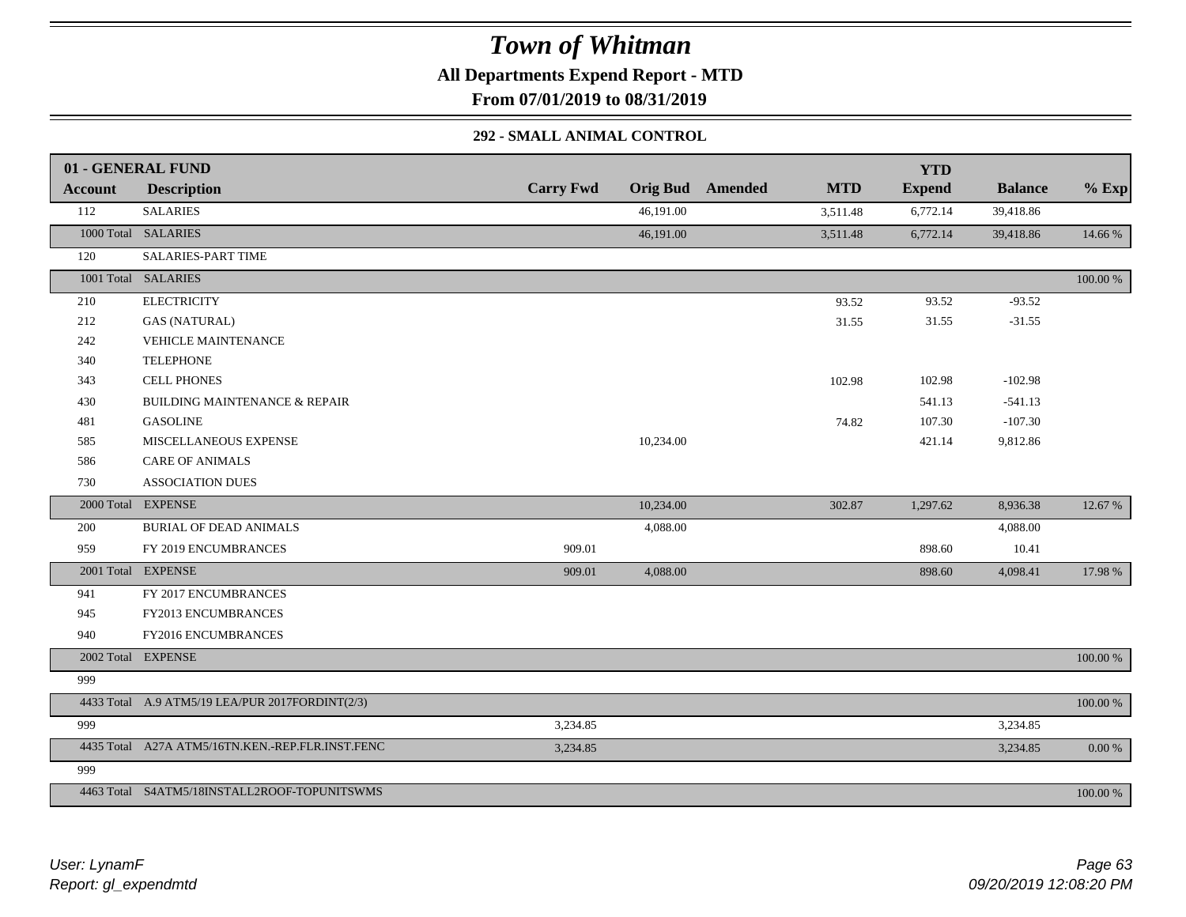# Town of Whitman

**All Departments Expend Report - MTD**

**From 07/01/2019 to 08/31/2019**

**292 - SMALL ANIMAL CONTROL**

| 01 - GENERAL FUND | | | | | | YTD | | |
|---|---|---|---|---|---|---|---|---|
| **Account** | **Description** | **Carry Fwd** | **Orig Bud** | **Amended** | **MTD** | **Expend** | **Balance** | **% Exp** |
| 112 | SALARIES | | 46,191.00 | | 3,511.48 | 6,772.14 | 39,418.86 | |
| 1000 Total | SALARIES | | 46,191.00 | | 3,511.48 | 6,772.14 | 39,418.86 | 14.66 % |
| 120 | SALARIES-PART TIME | | | | | | | |
| 1001 Total | SALARIES | | | | | | | 100.00 % |
| 210 | ELECTRICITY | | | | 93.52 | 93.52 | -93.52 | |
| 212 | GAS (NATURAL) | | | | 31.55 | 31.55 | -31.55 | |
| 242 | VEHICLE MAINTENANCE | | | | | | | |
| 340 | TELEPHONE | | | | | | | |
| 343 | CELL PHONES | | | | 102.98 | 102.98 | -102.98 | |
| 430 | BUILDING MAINTENANCE & REPAIR | | | | | 541.13 | -541.13 | |
| 481 | GASOLINE | | | | 74.82 | 107.30 | -107.30 | |
| 585 | MISCELLANEOUS EXPENSE | | 10,234.00 | | | 421.14 | 9,812.86 | |
| 586 | CARE OF ANIMALS | | | | | | | |
| 730 | ASSOCIATION DUES | | | | | | | |
| 2000 Total | EXPENSE | | 10,234.00 | | 302.87 | 1,297.62 | 8,936.38 | 12.67 % |
| 200 | BURIAL OF DEAD ANIMALS | | 4,088.00 | | | | 4,088.00 | |
| 959 | FY 2019 ENCUMBRANCES | 909.01 | | | | 898.60 | 10.41 | |
| 2001 Total | EXPENSE | 909.01 | 4,088.00 | | | 898.60 | 4,098.41 | 17.98 % |
| 941 | FY 2017 ENCUMBRANCES | | | | | | | |
| 945 | FY2013 ENCUMBRANCES | | | | | | | |
| 940 | FY2016 ENCUMBRANCES | | | | | | | |
| 2002 Total | EXPENSE | | | | | | | 100.00 % |
| 999 | | | | | | | | |
| 4433 Total | A.9 ATM5/19 LEA/PUR 2017FORDINT(2/3) | | | | | | | 100.00 % |
| 999 | | 3,234.85 | | | | | 3,234.85 | |
| 4435 Total | A27A ATM5/16TN.KEN.-REP.FLR.INST.FENC | 3,234.85 | | | | | 3,234.85 | 0.00 % |
| 999 | | | | | | | | |
| 4463 Total | S4ATM5/18INSTALL2ROOF-TOPUNITSWMS | | | | | | | 100.00 % |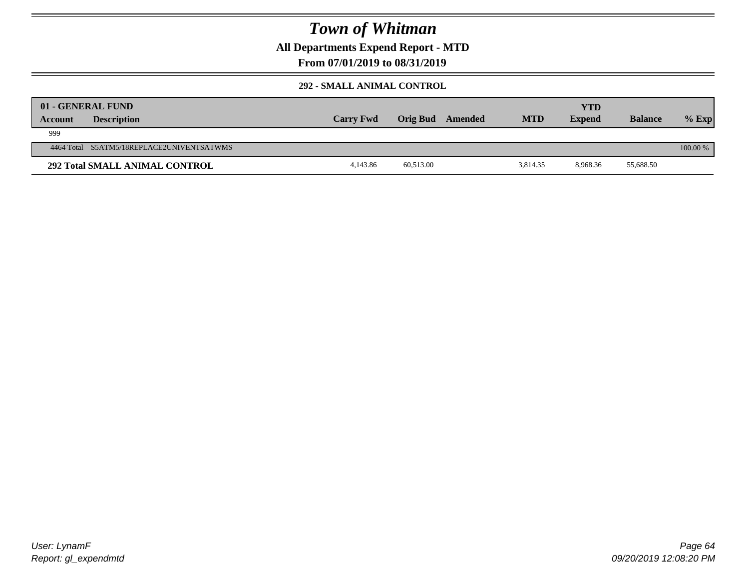# Town of Whitman

**All Departments Expend Report - MTD**

**From 07/01/2019 to 08/31/2019**

**292 - SMALL ANIMAL CONTROL**

| 01 - GENERAL FUND | | | | | | YTD | | |
|---|---|---|---|---|---|---|---|---|
| **Account** | **Description** | **Carry Fwd** | **Orig Bud** | **Amended** | **MTD** | **Expend** | **Balance** | **% Exp** |
| 999 | | | | | | | | |
| 4464 Total | S5ATM5/18REPLACE2UNIVENTSATWMS | | | | | | | 100.00 % |
| **292 Total SMALL ANIMAL CONTROL** | | 4,143.86 | 60,513.00 | | 3,814.35 | 8,968.36 | 55,688.50 | |

User: LynamF
Report: gl_expendmtd

09/20/2019 12:08:20 PM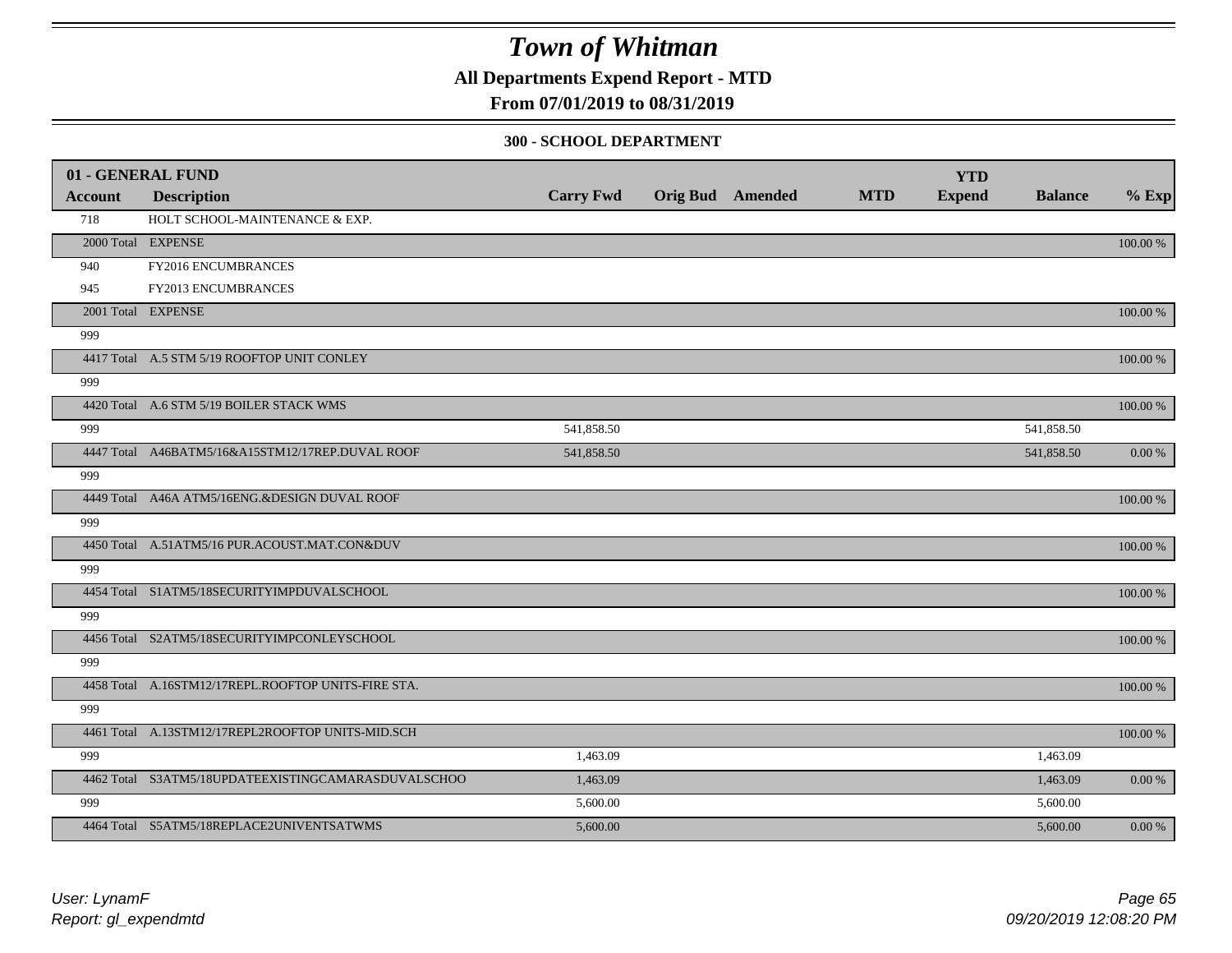# Town of Whitman

**All Departments Expend Report - MTD**

**From 07/01/2019 to 08/31/2019**

**300 - SCHOOL DEPARTMENT**

| 01 - GENERAL FUND | | | | | | YTD | | |
|---|---|---|---|---|---|---|---|---|
| **Account** | **Description** | **Carry Fwd** | **Orig Bud** | **Amended** | **MTD** | **Expend** | **Balance** | **% Exp** |
| 718 | HOLT SCHOOL-MAINTENANCE & EXP. | | | | | | | |
| 2000 Total | EXPENSE | | | | | | | 100.00 % |
| 940 | FY2016 ENCUMBRANCES | | | | | | | |
| 945 | FY2013 ENCUMBRANCES | | | | | | | |
| 2001 Total | EXPENSE | | | | | | | 100.00 % |
| 999 | | | | | | | | |
| 4417 Total | A.5 STM 5/19 ROOFTOP UNIT CONLEY | | | | | | | 100.00 % |
| 999 | | | | | | | | |
| 4420 Total | A.6 STM 5/19 BOILER STACK WMS | | | | | | | 100.00 % |
| 999 | | 541,858.50 | | | | | 541,858.50 | |
| 4447 Total | A46BATM5/16&A15STM12/17REP.DUVAL ROOF | 541,858.50 | | | | | 541,858.50 | 0.00 % |
| 999 | | | | | | | | |
| 4449 Total | A46A ATM5/16ENG.&DESIGN DUVAL ROOF | | | | | | | 100.00 % |
| 999 | | | | | | | | |
| 4450 Total | A.51ATM5/16 PUR.ACOUST.MAT.CON&DUV | | | | | | | 100.00 % |
| 999 | | | | | | | | |
| 4454 Total | S1ATM5/18SECURITYIMPDUVALSCHOOL | | | | | | | 100.00 % |
| 999 | | | | | | | | |
| 4456 Total | S2ATM5/18SECURITYIMPCONLEYSCHOOL | | | | | | | 100.00 % |
| 999 | | | | | | | | |
| 4458 Total | A.16STM12/17REPL.ROOFTOP UNITS-FIRE STA. | | | | | | | 100.00 % |
| 999 | | | | | | | | |
| 4461 Total | A.13STM12/17REPL2ROOFTOP UNITS-MID.SCH | | | | | | | 100.00 % |
| 999 | | 1,463.09 | | | | | 1,463.09 | |
| 4462 Total | S3ATM5/18UPDATEEXISTINGCAMARASDUVALSCHOO | 1,463.09 | | | | | 1,463.09 | 0.00 % |
| 999 | | 5,600.00 | | | | | 5,600.00 | |
| 4464 Total | S5ATM5/18REPLACE2UNIVENTSATWMS | 5,600.00 | | | | | 5,600.00 | 0.00 % |

*User: LynamF*
*Report: gl_expendmtd*

*09/20/2019 12:08:20 PM*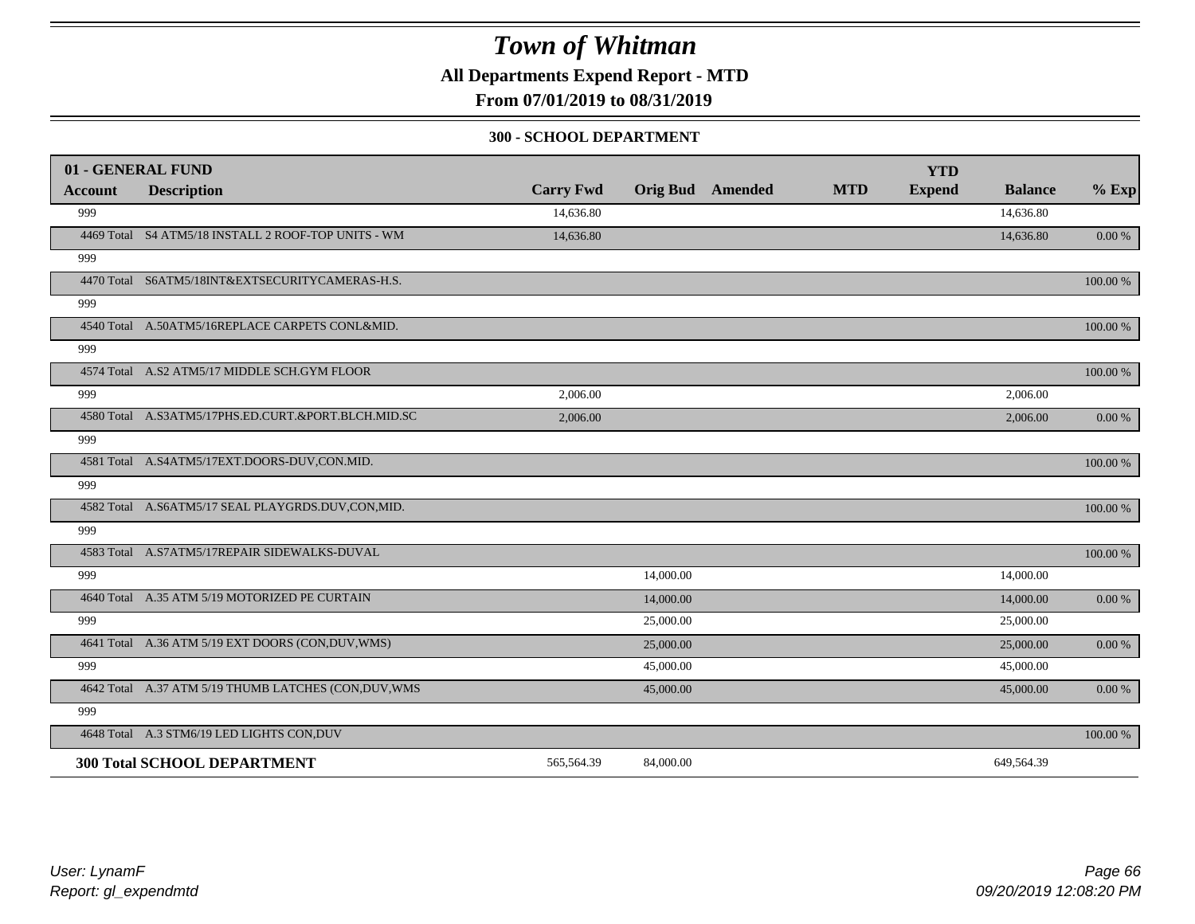# Town of Whitman

**All Departments Expend Report - MTD**

**From 07/01/2019 to 08/31/2019**

**300 - SCHOOL DEPARTMENT**

| 01 - GENERAL FUND<br>Account | Description | Carry Fwd | Orig Bud | Amended | MTD | YTD<br>Expend | Balance | % Exp |
|---|---|---|---|---|---|---|---|---|
| 999 | | 14,636.80 | | | | | 14,636.80 | |
| 4469 Total | S4 ATM5/18 INSTALL 2 ROOF-TOP UNITS - WM | 14,636.80 | | | | | 14,636.80 | 0.00 % |
| 999 | | | | | | | | |
| 4470 Total | S6ATM5/18INT&EXTSECURITYCAMERAS-H.S. | | | | | | | 100.00 % |
| 999 | | | | | | | | |
| 4540 Total | A.50ATM5/16REPLACE CARPETS CONL&MID. | | | | | | | 100.00 % |
| 999 | | | | | | | | |
| 4574 Total | A.S2 ATM5/17 MIDDLE SCH.GYM FLOOR | | | | | | | 100.00 % |
| 999 | | 2,006.00 | | | | | 2,006.00 | |
| 4580 Total | A.S3ATM5/17PHS.ED.CURT.&PORT.BLCH.MID.SC | 2,006.00 | | | | | 2,006.00 | 0.00 % |
| 999 | | | | | | | | |
| 4581 Total | A.S4ATM5/17EXT.DOORS-DUV,CON.MID. | | | | | | | 100.00 % |
| 999 | | | | | | | | |
| 4582 Total | A.S6ATM5/17 SEAL PLAYGRDS.DUV,CON,MID. | | | | | | | 100.00 % |
| 999 | | | | | | | | |
| 4583 Total | A.S7ATM5/17REPAIR SIDEWALKS-DUVAL | | | | | | | 100.00 % |
| 999 | | | 14,000.00 | | | | 14,000.00 | |
| 4640 Total | A.35 ATM 5/19 MOTORIZED PE CURTAIN | | 14,000.00 | | | | 14,000.00 | 0.00 % |
| 999 | | | 25,000.00 | | | | 25,000.00 | |
| 4641 Total | A.36 ATM 5/19 EXT DOORS (CON,DUV,WMS) | | 25,000.00 | | | | 25,000.00 | 0.00 % |
| 999 | | | 45,000.00 | | | | 45,000.00 | |
| 4642 Total | A.37 ATM 5/19 THUMB LATCHES (CON,DUV,WMS | | 45,000.00 | | | | 45,000.00 | 0.00 % |
| 999 | | | | | | | | |
| 4648 Total | A.3 STM6/19 LED LIGHTS CON,DUV | | | | | | | 100.00 % |
| **300 Total SCHOOL DEPARTMENT** | | 565,564.39 | 84,000.00 | | | | 649,564.39 | |

*User: LynamF*
*Report: gl_expendmtd*

*09/20/2019 12:08:20 PM*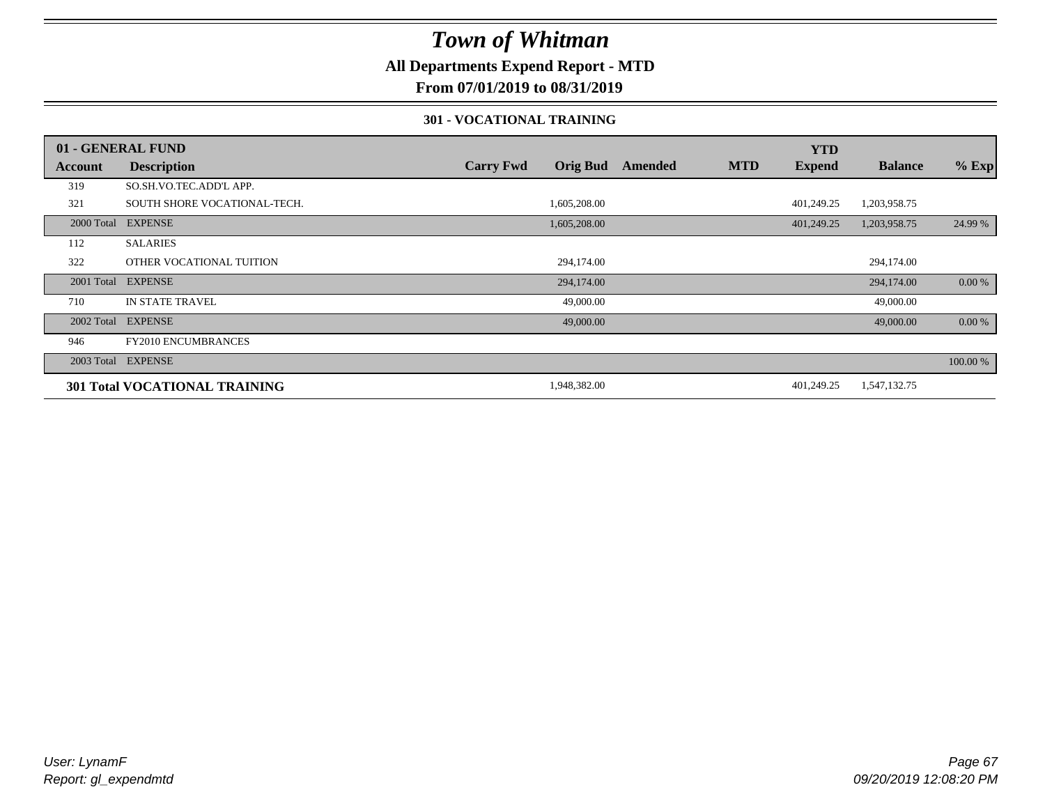# Town of Whitman

**All Departments Expend Report - MTD**

**From 07/01/2019 to 08/31/2019**

**301 - VOCATIONAL TRAINING**

| 01 - GENERAL FUND | | | | | | YTD | | |
|---|---|---|---|---|---|---|---|---|
| **Account** | **Description** | **Carry Fwd** | **Orig Bud** | **Amended** | **MTD** | **Expend** | **Balance** | **% Exp** |
| 319 | SO.SH.VO.TEC.ADD'L APP. | | | | | | | |
| 321 | SOUTH SHORE VOCATIONAL-TECH. | | 1,605,208.00 | | | 401,249.25 | 1,203,958.75 | |
| 2000 Total | EXPENSE | | 1,605,208.00 | | | 401,249.25 | 1,203,958.75 | 24.99 % |
| 112 | SALARIES | | | | | | | |
| 322 | OTHER VOCATIONAL TUITION | | 294,174.00 | | | | 294,174.00 | |
| 2001 Total | EXPENSE | | 294,174.00 | | | | 294,174.00 | 0.00 % |
| 710 | IN STATE TRAVEL | | 49,000.00 | | | | 49,000.00 | |
| 2002 Total | EXPENSE | | 49,000.00 | | | | 49,000.00 | 0.00 % |
| 946 | FY2010 ENCUMBRANCES | | | | | | | |
| 2003 Total | EXPENSE | | | | | | | 100.00 % |
| **301 Total VOCATIONAL TRAINING** | | | 1,948,382.00 | | | 401,249.25 | 1,547,132.75 | |

*User: LynamF*
*Report: gl_expendmtd*

*09/20/2019 12:08:20 PM*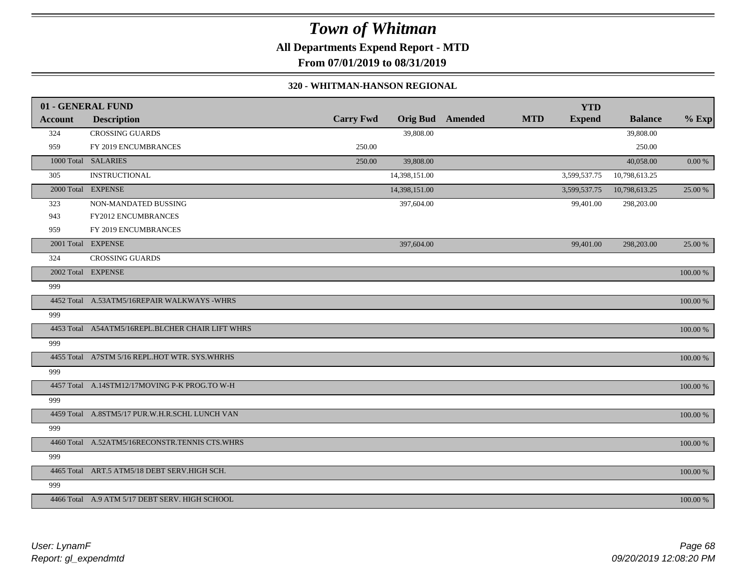# Town of Whitman

**All Departments Expend Report - MTD**

**From 07/01/2019 to 08/31/2019**

**320 - WHITMAN-HANSON REGIONAL**

| 01 - GENERAL FUND | | | | | | YTD | | |
|---|---|---|---|---|---|---|---|---|
| **Account** | **Description** | **Carry Fwd** | **Orig Bud** | **Amended** | **MTD** | **Expend** | **Balance** | **% Exp** |
| 324 | CROSSING GUARDS | | 39,808.00 | | | | 39,808.00 | |
| 959 | FY 2019 ENCUMBRANCES | 250.00 | | | | | 250.00 | |
| 1000 Total | SALARIES | 250.00 | 39,808.00 | | | | 40,058.00 | 0.00 % |
| 305 | INSTRUCTIONAL | | 14,398,151.00 | | | 3,599,537.75 | 10,798,613.25 | |
| 2000 Total | EXPENSE | | 14,398,151.00 | | | 3,599,537.75 | 10,798,613.25 | 25.00 % |
| 323 | NON-MANDATED BUSSING | | 397,604.00 | | | 99,401.00 | 298,203.00 | |
| 943 | FY2012 ENCUMBRANCES | | | | | | | |
| 959 | FY 2019 ENCUMBRANCES | | | | | | | |
| 2001 Total | EXPENSE | | 397,604.00 | | | 99,401.00 | 298,203.00 | 25.00 % |
| 324 | CROSSING GUARDS | | | | | | | |
| 2002 Total | EXPENSE | | | | | | | 100.00 % |
| 999 | | | | | | | | |
| 4452 Total | A.53ATM5/16REPAIR WALKWAYS -WHRS | | | | | | | 100.00 % |
| 999 | | | | | | | | |
| 4453 Total | A54ATM5/16REPL.BLCHER CHAIR LIFT WHRS | | | | | | | 100.00 % |
| 999 | | | | | | | | |
| 4455 Total | A7STM 5/16 REPL.HOT WTR. SYS.WHRHS | | | | | | | 100.00 % |
| 999 | | | | | | | | |
| 4457 Total | A.14STM12/17MOVING P-K PROG.TO W-H | | | | | | | 100.00 % |
| 999 | | | | | | | | |
| 4459 Total | A.8STM5/17 PUR.W.H.R.SCHL LUNCH VAN | | | | | | | 100.00 % |
| 999 | | | | | | | | |
| 4460 Total | A.52ATM5/16RECONSTR.TENNIS CTS.WHRS | | | | | | | 100.00 % |
| 999 | | | | | | | | |
| 4465 Total | ART.5 ATM5/18 DEBT SERV.HIGH SCH. | | | | | | | 100.00 % |
| 999 | | | | | | | | |
| 4466 Total | A.9 ATM 5/17 DEBT SERV. HIGH SCHOOL | | | | | | | 100.00 % |

*User: LynamF*

*Report: gl_expendmtd*

*09/20/2019 12:08:20 PM*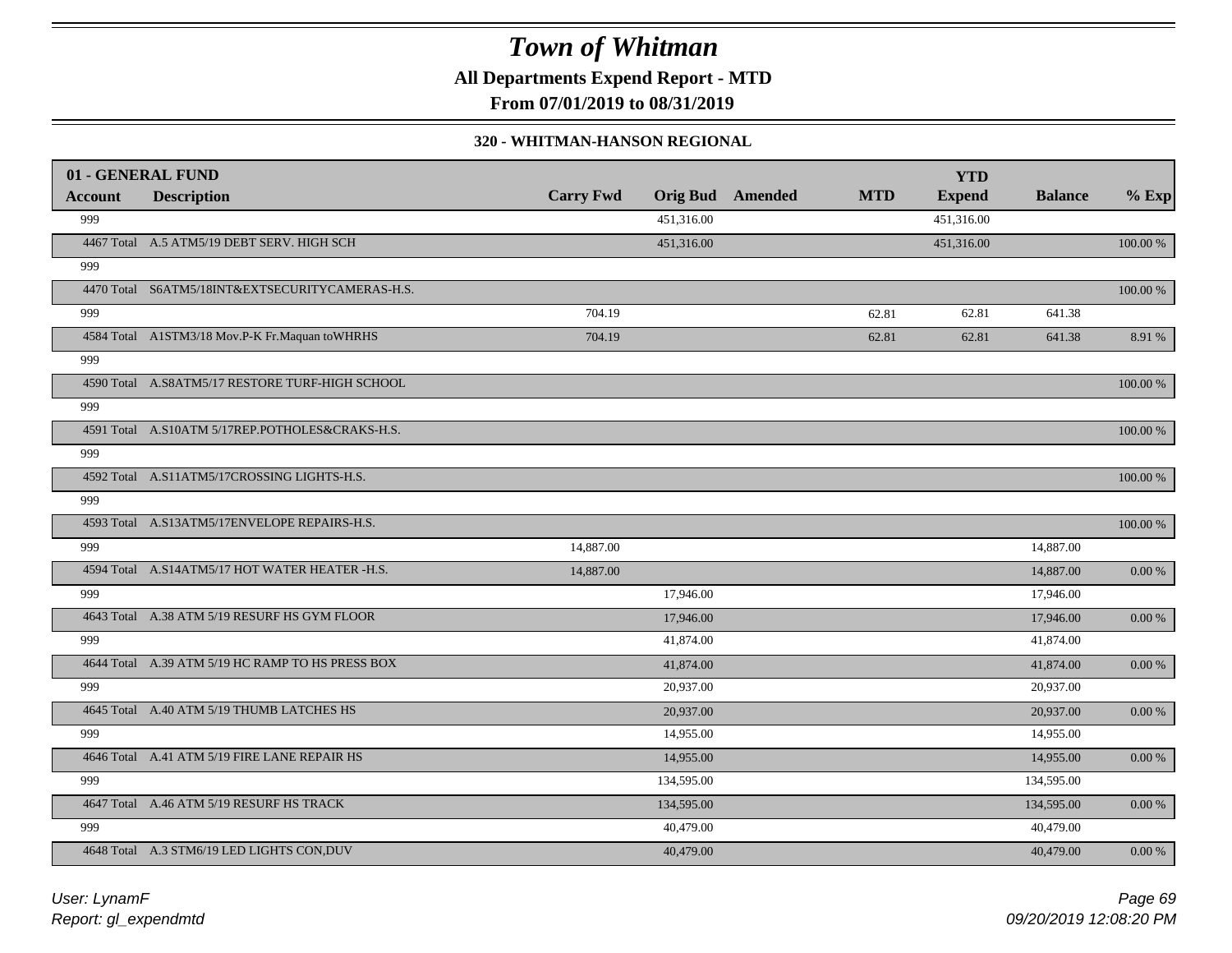# Town of Whitman

**All Departments Expend Report - MTD**

**From 07/01/2019 to 08/31/2019**

**320 - WHITMAN-HANSON REGIONAL**

| 01 - GENERAL FUND | | | | | | YTD | | |
|---|---|---|---|---|---|---|---|---|
| **Account** | **Description** | **Carry Fwd** | **Orig Bud** | **Amended** | **MTD** | **Expend** | **Balance** | **% Exp** |
| 999 | | | 451,316.00 | | | 451,316.00 | | |
| 4467 Total | A.5 ATM5/19 DEBT SERV. HIGH SCH | | 451,316.00 | | | 451,316.00 | | 100.00 % |
| 999 | | | | | | | | |
| 4470 Total | S6ATM5/18INT&EXTSECURITYCAMERAS-H.S. | | | | | | | 100.00 % |
| 999 | | 704.19 | | | 62.81 | 62.81 | 641.38 | |
| 4584 Total | A1STM3/18 Mov.P-K Fr.Maquan toWHRHS | 704.19 | | | 62.81 | 62.81 | 641.38 | 8.91 % |
| 999 | | | | | | | | |
| 4590 Total | A.S8ATM5/17 RESTORE TURF-HIGH SCHOOL | | | | | | | 100.00 % |
| 999 | | | | | | | | |
| 4591 Total | A.S10ATM 5/17REP.POTHOLES&CRAKS-H.S. | | | | | | | 100.00 % |
| 999 | | | | | | | | |
| 4592 Total | A.S11ATM5/17CROSSING LIGHTS-H.S. | | | | | | | 100.00 % |
| 999 | | | | | | | | |
| 4593 Total | A.S13ATM5/17ENVELOPE REPAIRS-H.S. | | | | | | | 100.00 % |
| 999 | | 14,887.00 | | | | | 14,887.00 | |
| 4594 Total | A.S14ATM5/17 HOT WATER HEATER -H.S. | 14,887.00 | | | | | 14,887.00 | 0.00 % |
| 999 | | | 17,946.00 | | | | 17,946.00 | |
| 4643 Total | A.38 ATM 5/19 RESURF HS GYM FLOOR | | 17,946.00 | | | | 17,946.00 | 0.00 % |
| 999 | | | 41,874.00 | | | | 41,874.00 | |
| 4644 Total | A.39 ATM 5/19 HC RAMP TO HS PRESS BOX | | 41,874.00 | | | | 41,874.00 | 0.00 % |
| 999 | | | 20,937.00 | | | | 20,937.00 | |
| 4645 Total | A.40 ATM 5/19 THUMB LATCHES HS | | 20,937.00 | | | | 20,937.00 | 0.00 % |
| 999 | | | 14,955.00 | | | | 14,955.00 | |
| 4646 Total | A.41 ATM 5/19 FIRE LANE REPAIR HS | | 14,955.00 | | | | 14,955.00 | 0.00 % |
| 999 | | | 134,595.00 | | | | 134,595.00 | |
| 4647 Total | A.46 ATM 5/19 RESURF HS TRACK | | 134,595.00 | | | | 134,595.00 | 0.00 % |
| 999 | | | 40,479.00 | | | | 40,479.00 | |
| 4648 Total | A.3 STM6/19 LED LIGHTS CON,DUV | | 40,479.00 | | | | 40,479.00 | 0.00 % |

*User: LynamF*
*Report: gl_expendmtd*

*09/20/2019 12:08:20 PM*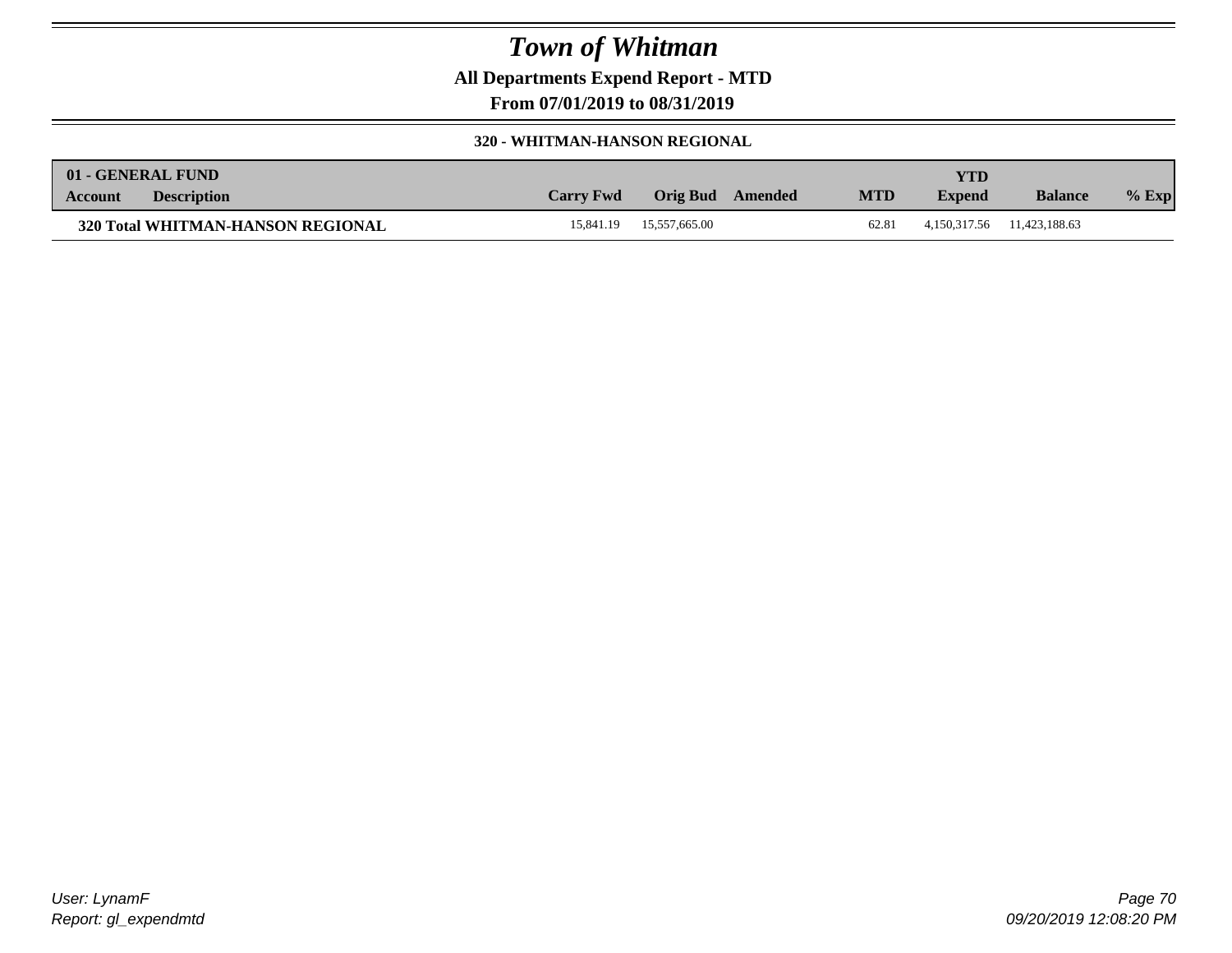# Town of Whitman

**All Departments Expend Report - MTD**

**From 07/01/2019 to 08/31/2019**

### 320 - WHITMAN-HANSON REGIONAL

| 01 - GENERAL FUND<br>Account | Description | Carry Fwd | Orig Bud | Amended | MTD | YTD<br>Expend | Balance | % Exp |
|---|---|---|---|---|---|---|---|---|
| **320 Total WHITMAN-HANSON REGIONAL** | | 15,841.19 | 15,557,665.00 | | 62.81 | 4,150,317.56 | 11,423,188.63 | |

User: LynamF

Report: gl_expendmtd

09/20/2019 12:08:20 PM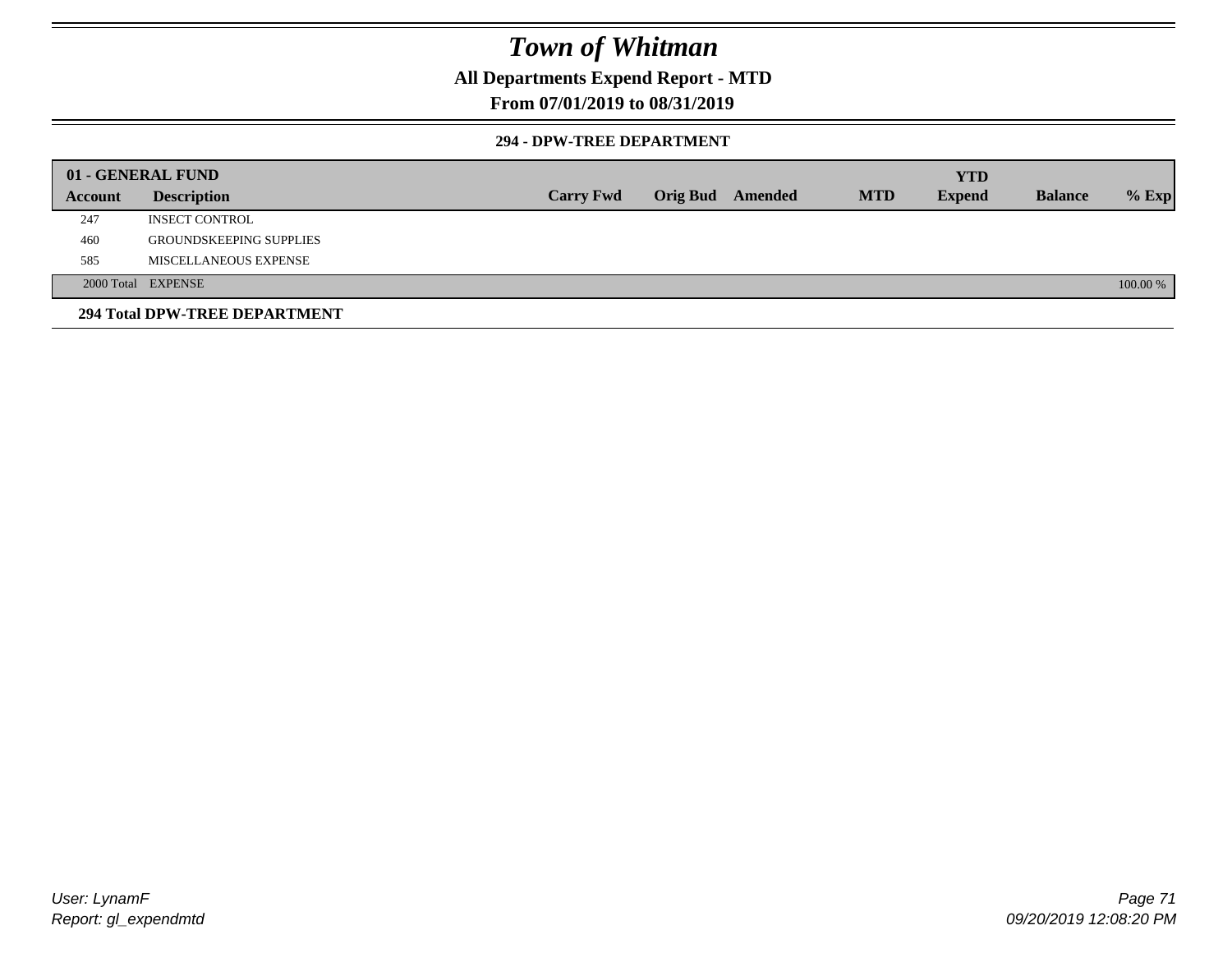# Town of Whitman

## All Departments Expend Report - MTD

### From 07/01/2019 to 08/31/2019

#### 294 - DPW-TREE DEPARTMENT

| 01 - GENERAL FUND | | | | | | YTD | | |
|---|---|---|---|---|---|---|---|---|
| Account | Description | Carry Fwd | Orig Bud | Amended | MTD | Expend | Balance | % Exp |
| 247 | INSECT CONTROL | | | | | | | |
| 460 | GROUNDSKEEPING SUPPLIES | | | | | | | |
| 585 | MISCELLANEOUS EXPENSE | | | | | | | |
| 2000 Total | EXPENSE | | | | | | | 100.00 % |

**294 Total DPW-TREE DEPARTMENT**

*User: LynamF*
*Report: gl_expendmtd*

*09/20/2019 12:08:20 PM*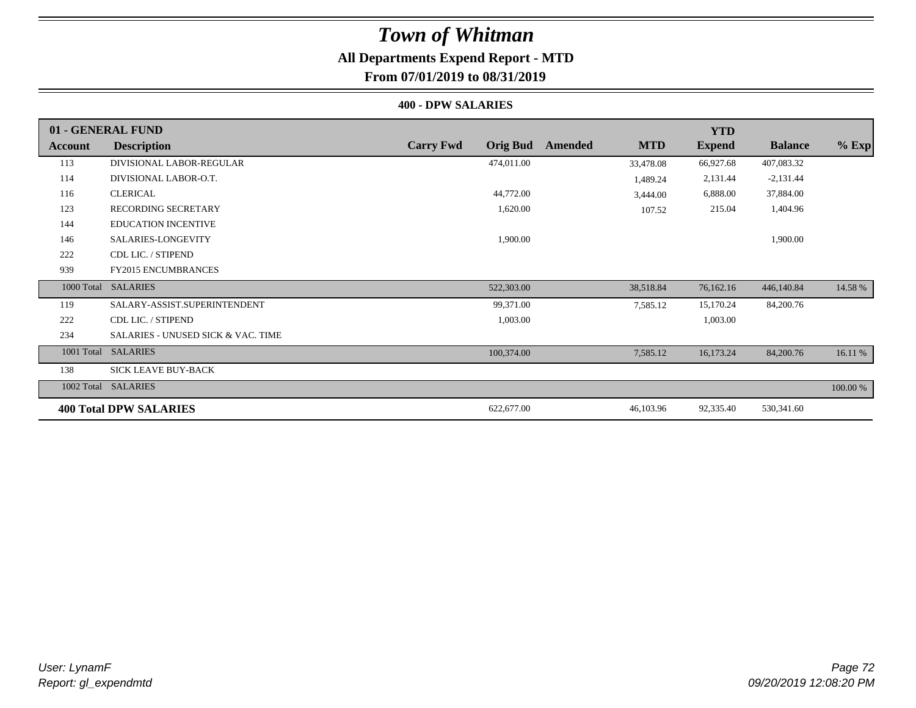# Town of Whitman

## All Departments Expend Report - MTD

### From 07/01/2019 to 08/31/2019

#### 400 - DPW SALARIES

| 01 - GENERAL FUND | | | | | | YTD | | |
|---|---|---|---|---|---|---|---|---|
| **Account** | **Description** | **Carry Fwd** | **Orig Bud** | **Amended** | **MTD** | **Expend** | **Balance** | **% Exp** |
| 113 | DIVISIONAL LABOR-REGULAR | | 474,011.00 | | 33,478.08 | 66,927.68 | 407,083.32 | |
| 114 | DIVISIONAL LABOR-O.T. | | | | 1,489.24 | 2,131.44 | -2,131.44 | |
| 116 | CLERICAL | | 44,772.00 | | 3,444.00 | 6,888.00 | 37,884.00 | |
| 123 | RECORDING SECRETARY | | 1,620.00 | | 107.52 | 215.04 | 1,404.96 | |
| 144 | EDUCATION INCENTIVE | | | | | | | |
| 146 | SALARIES-LONGEVITY | | 1,900.00 | | | | 1,900.00 | |
| 222 | CDL LIC. / STIPEND | | | | | | | |
| 939 | FY2015 ENCUMBRANCES | | | | | | | |
| 1000 Total | SALARIES | | 522,303.00 | | 38,518.84 | 76,162.16 | 446,140.84 | 14.58 % |
| 119 | SALARY-ASSIST.SUPERINTENDENT | | 99,371.00 | | 7,585.12 | 15,170.24 | 84,200.76 | |
| 222 | CDL LIC. / STIPEND | | 1,003.00 | | | 1,003.00 | | |
| 234 | SALARIES - UNUSED SICK & VAC. TIME | | | | | | | |
| 1001 Total | SALARIES | | 100,374.00 | | 7,585.12 | 16,173.24 | 84,200.76 | 16.11 % |
| 138 | SICK LEAVE BUY-BACK | | | | | | | |
| 1002 Total | SALARIES | | | | | | | 100.00 % |
| **400 Total DPW SALARIES** | | | 622,677.00 | | 46,103.96 | 92,335.40 | 530,341.60 | |

*User: LynamF*
*Report: gl_expendmtd*

*09/20/2019 12:08:20 PM*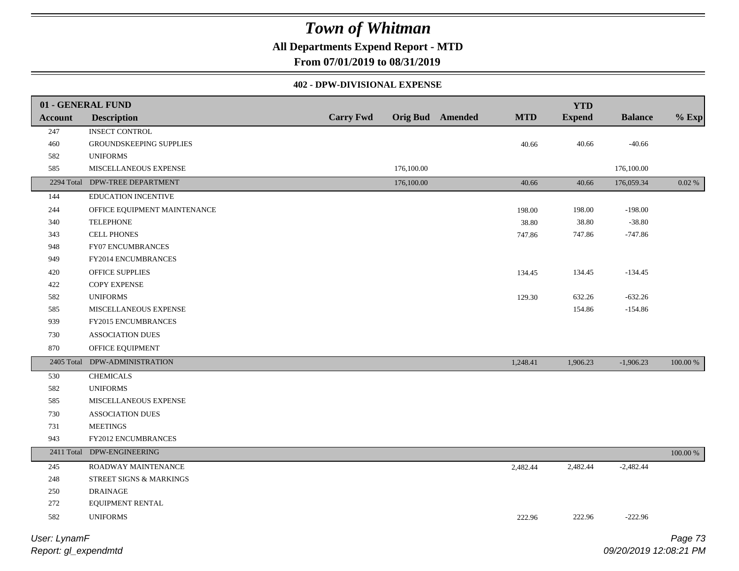# Town of Whitman

**All Departments Expend Report - MTD**

**From 07/01/2019 to 08/31/2019**

**402 - DPW-DIVISIONAL EXPENSE**

| 01 - GENERAL FUND | | | | | | YTD | | |
|---|---|---|---|---|---|---|---|---|
| Account | Description | Carry Fwd | Orig Bud | Amended | MTD | Expend | Balance | % Exp |
| 247 | INSECT CONTROL | | | | | | | |
| 460 | GROUNDSKEEPING SUPPLIES | | | | 40.66 | 40.66 | -40.66 | |
| 582 | UNIFORMS | | | | | | | |
| 585 | MISCELLANEOUS EXPENSE | | 176,100.00 | | | | 176,100.00 | |
| 2294 Total | DPW-TREE DEPARTMENT | | 176,100.00 | | 40.66 | 40.66 | 176,059.34 | 0.02 % |
| 144 | EDUCATION INCENTIVE | | | | | | | |
| 244 | OFFICE EQUIPMENT MAINTENANCE | | | | 198.00 | 198.00 | -198.00 | |
| 340 | TELEPHONE | | | | 38.80 | 38.80 | -38.80 | |
| 343 | CELL PHONES | | | | 747.86 | 747.86 | -747.86 | |
| 948 | FY07 ENCUMBRANCES | | | | | | | |
| 949 | FY2014 ENCUMBRANCES | | | | | | | |
| 420 | OFFICE SUPPLIES | | | | 134.45 | 134.45 | -134.45 | |
| 422 | COPY EXPENSE | | | | | | | |
| 582 | UNIFORMS | | | | 129.30 | 632.26 | -632.26 | |
| 585 | MISCELLANEOUS EXPENSE | | | | | 154.86 | -154.86 | |
| 939 | FY2015 ENCUMBRANCES | | | | | | | |
| 730 | ASSOCIATION DUES | | | | | | | |
| 870 | OFFICE EQUIPMENT | | | | | | | |
| 2405 Total | DPW-ADMINISTRATION | | | | 1,248.41 | 1,906.23 | -1,906.23 | 100.00 % |
| 530 | CHEMICALS | | | | | | | |
| 582 | UNIFORMS | | | | | | | |
| 585 | MISCELLANEOUS EXPENSE | | | | | | | |
| 730 | ASSOCIATION DUES | | | | | | | |
| 731 | MEETINGS | | | | | | | |
| 943 | FY2012 ENCUMBRANCES | | | | | | | |
| 2411 Total | DPW-ENGINEERING | | | | | | | 100.00 % |
| 245 | ROADWAY MAINTENANCE | | | | 2,482.44 | 2,482.44 | -2,482.44 | |
| 248 | STREET SIGNS & MARKINGS | | | | | | | |
| 250 | DRAINAGE | | | | | | | |
| 272 | EQUIPMENT RENTAL | | | | | | | |
| 582 | UNIFORMS | | | | 222.96 | 222.96 | -222.96 | |

User: LynamF

Report: gl_expendmtd

09/20/2019 12:08:21 PM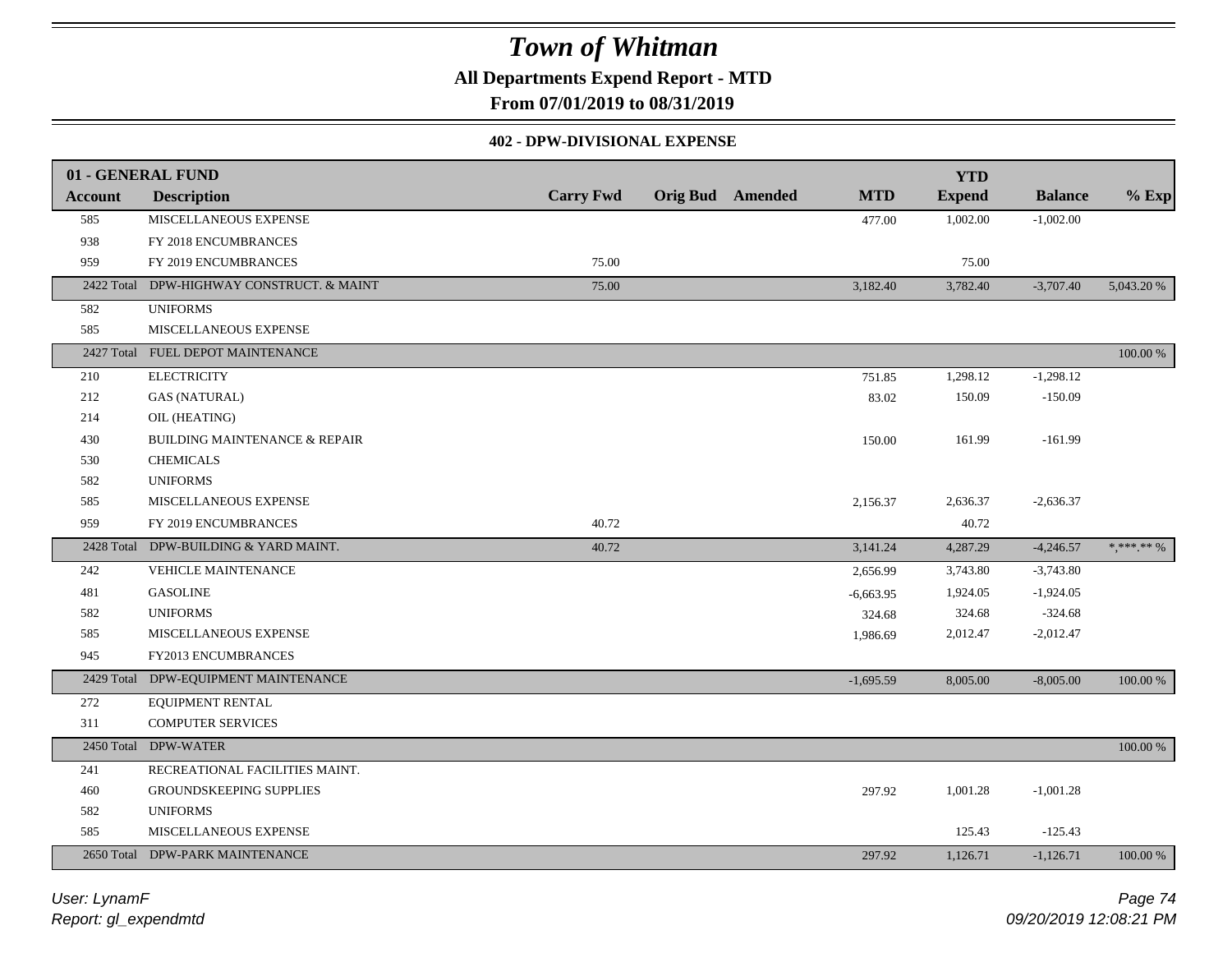# Town of Whitman

**All Departments Expend Report - MTD**

**From 07/01/2019 to 08/31/2019**

**402 - DPW-DIVISIONAL EXPENSE**

| 01 - GENERAL FUND | | | | | | YTD | | |
|---|---|---|---|---|---|---|---|---|
| **Account** | **Description** | **Carry Fwd** | **Orig Bud** | **Amended** | **MTD** | **Expend** | **Balance** | **% Exp** |
| 585 | MISCELLANEOUS EXPENSE | | | | 477.00 | 1,002.00 | -1,002.00 | |
| 938 | FY 2018 ENCUMBRANCES | | | | | | | |
| 959 | FY 2019 ENCUMBRANCES | 75.00 | | | | 75.00 | | |
| 2422 Total | DPW-HIGHWAY CONSTRUCT. & MAINT | 75.00 | | | 3,182.40 | 3,782.40 | -3,707.40 | 5,043.20 % |
| 582 | UNIFORMS | | | | | | | |
| 585 | MISCELLANEOUS EXPENSE | | | | | | | |
| 2427 Total | FUEL DEPOT MAINTENANCE | | | | | | | 100.00 % |
| 210 | ELECTRICITY | | | | 751.85 | 1,298.12 | -1,298.12 | |
| 212 | GAS (NATURAL) | | | | 83.02 | 150.09 | -150.09 | |
| 214 | OIL (HEATING) | | | | | | | |
| 430 | BUILDING MAINTENANCE & REPAIR | | | | 150.00 | 161.99 | -161.99 | |
| 530 | CHEMICALS | | | | | | | |
| 582 | UNIFORMS | | | | | | | |
| 585 | MISCELLANEOUS EXPENSE | | | | 2,156.37 | 2,636.37 | -2,636.37 | |
| 959 | FY 2019 ENCUMBRANCES | 40.72 | | | | 40.72 | | |
| 2428 Total | DPW-BUILDING & YARD MAINT. | 40.72 | | | 3,141.24 | 4,287.29 | -4,246.57 | *,***.** % |
| 242 | VEHICLE MAINTENANCE | | | | 2,656.99 | 3,743.80 | -3,743.80 | |
| 481 | GASOLINE | | | | -6,663.95 | 1,924.05 | -1,924.05 | |
| 582 | UNIFORMS | | | | 324.68 | 324.68 | -324.68 | |
| 585 | MISCELLANEOUS EXPENSE | | | | 1,986.69 | 2,012.47 | -2,012.47 | |
| 945 | FY2013 ENCUMBRANCES | | | | | | | |
| 2429 Total | DPW-EQUIPMENT MAINTENANCE | | | | -1,695.59 | 8,005.00 | -8,005.00 | 100.00 % |
| 272 | EQUIPMENT RENTAL | | | | | | | |
| 311 | COMPUTER SERVICES | | | | | | | |
| 2450 Total | DPW-WATER | | | | | | | 100.00 % |
| 241 | RECREATIONAL FACILITIES MAINT. | | | | | | | |
| 460 | GROUNDSKEEPING SUPPLIES | | | | 297.92 | 1,001.28 | -1,001.28 | |
| 582 | UNIFORMS | | | | | | | |
| 585 | MISCELLANEOUS EXPENSE | | | | | 125.43 | -125.43 | |
| 2650 Total | DPW-PARK MAINTENANCE | | | | 297.92 | 1,126.71 | -1,126.71 | 100.00 % |

*User: LynamF*
*Report: gl_expendmtd*
*09/20/2019 12:08:21 PM*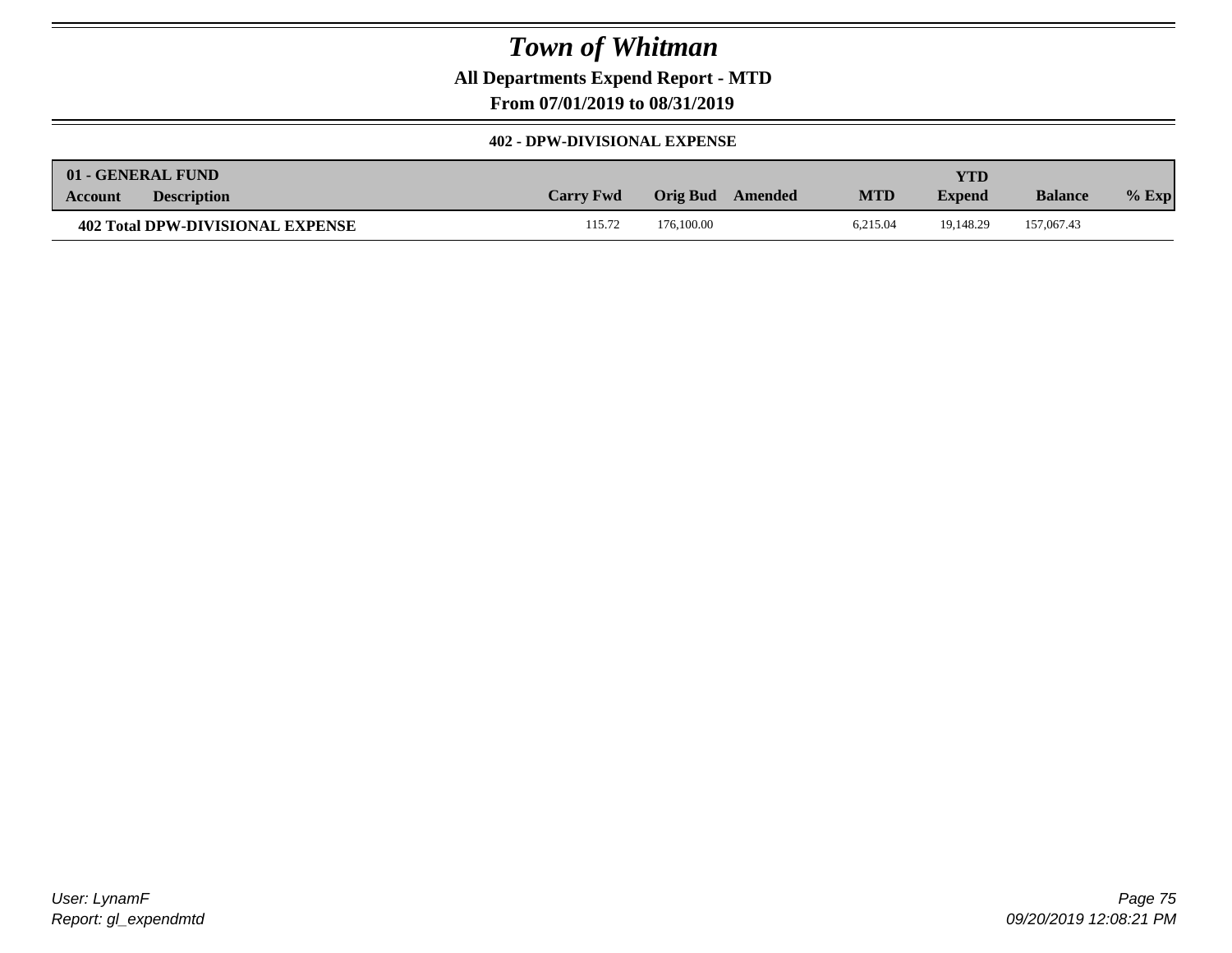# Town of Whitman

**All Departments Expend Report - MTD**

**From 07/01/2019 to 08/31/2019**

**402 - DPW-DIVISIONAL EXPENSE**

| 01 - GENERAL FUND Account | Description | Carry Fwd | Orig Bud | Amended | MTD | YTD Expend | Balance | % Exp |
|---|---|---|---|---|---|---|---|---|
| **402 Total DPW-DIVISIONAL EXPENSE** | | 115.72 | 176,100.00 | | 6,215.04 | 19,148.29 | 157,067.43 | |

User: LynamF
Report: gl_expendmtd

09/20/2019 12:08:21 PM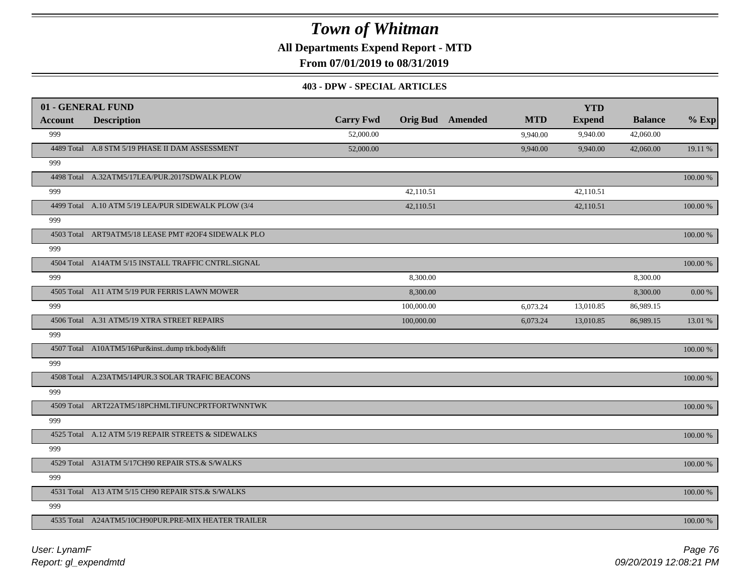# Town of Whitman

**All Departments Expend Report - MTD**

**From 07/01/2019 to 08/31/2019**

**403 - DPW - SPECIAL ARTICLES**

| 01 - GENERAL FUND | | | | | | YTD | | |
|---|---|---|---|---|---|---|---|---|
| **Account** | **Description** | **Carry Fwd** | **Orig Bud** | **Amended** | **MTD** | **Expend** | **Balance** | **% Exp** |
| 999 | | 52,000.00 | | | 9,940.00 | 9,940.00 | 42,060.00 | |
| 4489 Total | A.8 STM 5/19 PHASE II DAM ASSESSMENT | 52,000.00 | | | 9,940.00 | 9,940.00 | 42,060.00 | 19.11 % |
| 999 | | | | | | | | |
| 4498 Total | A.32ATM5/17LEA/PUR.2017SDWALK PLOW | | | | | | | 100.00 % |
| 999 | | | 42,110.51 | | | 42,110.51 | | |
| 4499 Total | A.10 ATM 5/19 LEA/PUR SIDEWALK PLOW (3/4 | | 42,110.51 | | | 42,110.51 | | 100.00 % |
| 999 | | | | | | | | |
| 4503 Total | ART9ATM5/18 LEASE PMT #2OF4 SIDEWALK PLO | | | | | | | 100.00 % |
| 999 | | | | | | | | |
| 4504 Total | A14ATM 5/15 INSTALL TRAFFIC CNTRL.SIGNAL | | | | | | | 100.00 % |
| 999 | | | 8,300.00 | | | | 8,300.00 | |
| 4505 Total | A11 ATM 5/19 PUR FERRIS LAWN MOWER | | 8,300.00 | | | | 8,300.00 | 0.00 % |
| 999 | | | 100,000.00 | | 6,073.24 | 13,010.85 | 86,989.15 | |
| 4506 Total | A.31 ATM5/19 XTRA STREET REPAIRS | | 100,000.00 | | 6,073.24 | 13,010.85 | 86,989.15 | 13.01 % |
| 999 | | | | | | | | |
| 4507 Total | A10ATM5/16Pur&inst..dump trk.body&lift | | | | | | | 100.00 % |
| 999 | | | | | | | | |
| 4508 Total | A.23ATM5/14PUR.3 SOLAR TRAFIC BEACONS | | | | | | | 100.00 % |
| 999 | | | | | | | | |
| 4509 Total | ART22ATM5/18PCHMLTIFUNCPRTFORTWNNTWK | | | | | | | 100.00 % |
| 999 | | | | | | | | |
| 4525 Total | A.12 ATM 5/19 REPAIR STREETS & SIDEWALKS | | | | | | | 100.00 % |
| 999 | | | | | | | | |
| 4529 Total | A31ATM 5/17CH90 REPAIR STS.& S/WALKS | | | | | | | 100.00 % |
| 999 | | | | | | | | |
| 4531 Total | A13 ATM 5/15 CH90 REPAIR STS.& S/WALKS | | | | | | | 100.00 % |
| 999 | | | | | | | | |
| 4535 Total | A24ATM5/10CH90PUR.PRE-MIX HEATER TRAILER | | | | | | | 100.00 % |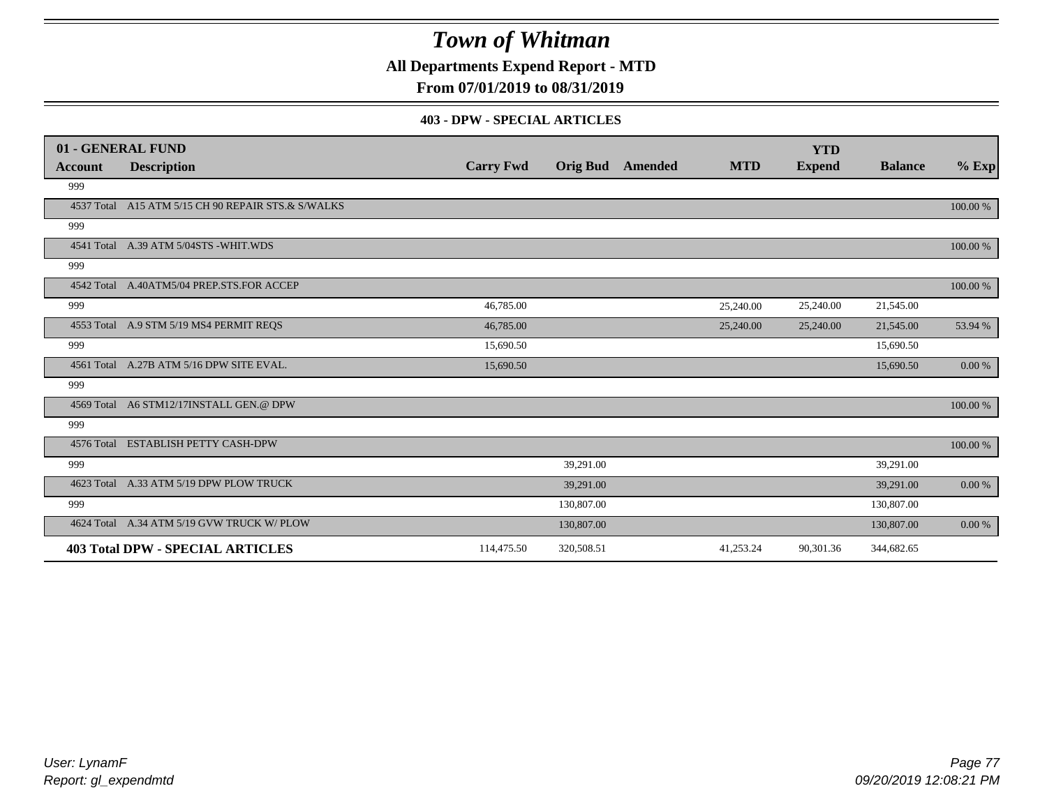# Town of Whitman

**All Departments Expend Report - MTD**

**From 07/01/2019 to 08/31/2019**

**403 - DPW - SPECIAL ARTICLES**

| 01 - GENERAL FUND | | | | | | YTD | | |
|---|---|---|---|---|---|---|---|---|
| Account | Description | Carry Fwd | Orig Bud | Amended | MTD | Expend | Balance | % Exp |
| 999 | | | | | | | | |
| 4537 Total | A15 ATM 5/15 CH 90 REPAIR STS.& S/WALKS | | | | | | | 100.00 % |
| 999 | | | | | | | | |
| 4541 Total | A.39 ATM 5/04STS -WHIT.WDS | | | | | | | 100.00 % |
| 999 | | | | | | | | |
| 4542 Total | A.40ATM5/04 PREP.STS.FOR ACCEP | | | | | | | 100.00 % |
| 999 | | 46,785.00 | | | 25,240.00 | 25,240.00 | 21,545.00 | |
| 4553 Total | A.9 STM 5/19 MS4 PERMIT REQS | 46,785.00 | | | 25,240.00 | 25,240.00 | 21,545.00 | 53.94 % |
| 999 | | 15,690.50 | | | | | 15,690.50 | |
| 4561 Total | A.27B ATM 5/16 DPW SITE EVAL. | 15,690.50 | | | | | 15,690.50 | 0.00 % |
| 999 | | | | | | | | |
| 4569 Total | A6 STM12/17INSTALL GEN.@ DPW | | | | | | | 100.00 % |
| 999 | | | | | | | | |
| 4576 Total | ESTABLISH PETTY CASH-DPW | | | | | | | 100.00 % |
| 999 | | | 39,291.00 | | | | 39,291.00 | |
| 4623 Total | A.33 ATM 5/19 DPW PLOW TRUCK | | 39,291.00 | | | | 39,291.00 | 0.00 % |
| 999 | | | 130,807.00 | | | | 130,807.00 | |
| 4624 Total | A.34 ATM 5/19 GVW TRUCK W/ PLOW | | 130,807.00 | | | | 130,807.00 | 0.00 % |
| **403 Total DPW - SPECIAL ARTICLES** | | 114,475.50 | 320,508.51 | | 41,253.24 | 90,301.36 | 344,682.65 | |

*User: LynamF*
*Report: gl_expendmtd*

*09/20/2019 12:08:21 PM*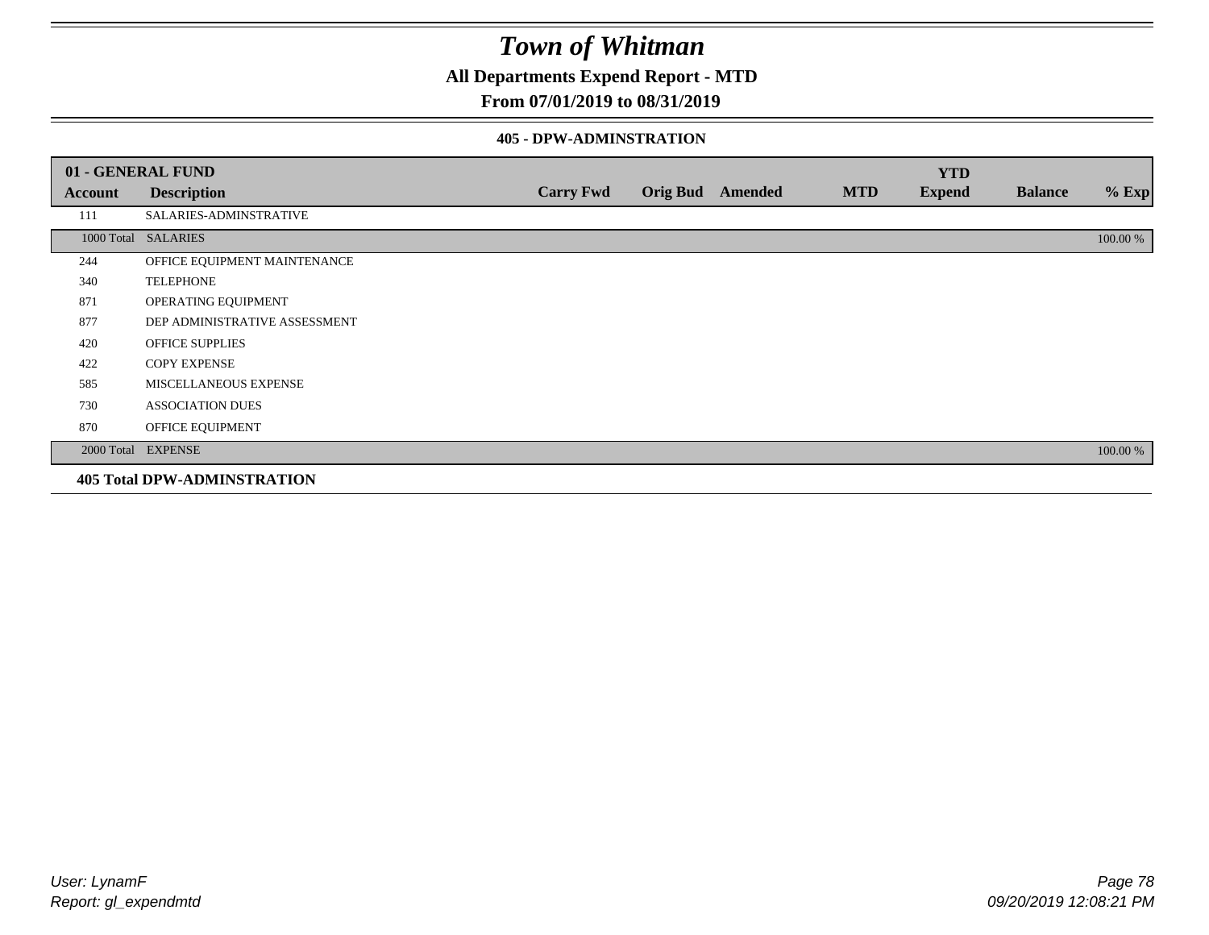# Town of Whitman

## All Departments Expend Report - MTD

### From 07/01/2019 to 08/31/2019

#### 405 - DPW-ADMINSTRATION

| 01 - GENERAL FUND | | | | | | | | |
|---|---|---|---|---|---|---|---|---|
| **Account** | **Description** | **Carry Fwd** | **Orig Bud** | **Amended** | **MTD** | **YTD Expend** | **Balance** | **% Exp** |
| 111 | SALARIES-ADMINSTRATIVE | | | | | | | |
| 1000 Total | SALARIES | | | | | | | 100.00 % |
| 244 | OFFICE EQUIPMENT MAINTENANCE | | | | | | | |
| 340 | TELEPHONE | | | | | | | |
| 871 | OPERATING EQUIPMENT | | | | | | | |
| 877 | DEP ADMINISTRATIVE ASSESSMENT | | | | | | | |
| 420 | OFFICE SUPPLIES | | | | | | | |
| 422 | COPY EXPENSE | | | | | | | |
| 585 | MISCELLANEOUS EXPENSE | | | | | | | |
| 730 | ASSOCIATION DUES | | | | | | | |
| 870 | OFFICE EQUIPMENT | | | | | | | |
| 2000 Total | EXPENSE | | | | | | | 100.00 % |

**405 Total DPW-ADMINSTRATION**

*User: LynamF*
*Report: gl_expendmtd*

*09/20/2019 12:08:21 PM*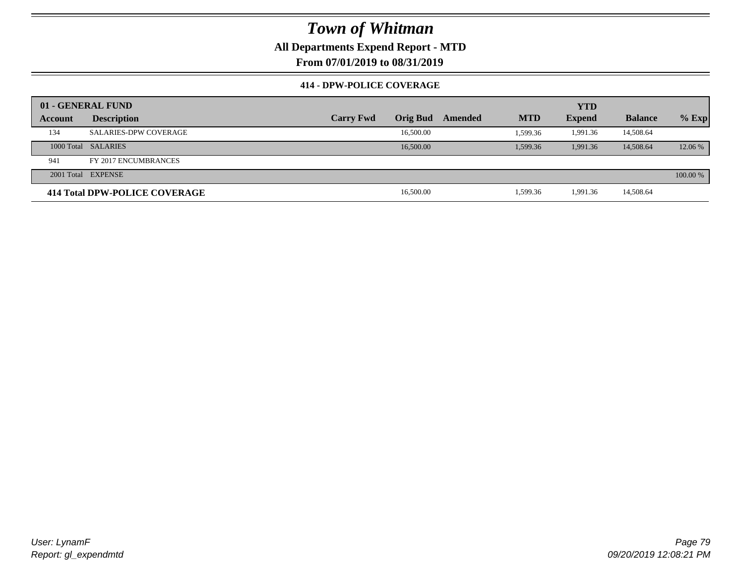# Town of Whitman

**All Departments Expend Report - MTD**

**From 07/01/2019 to 08/31/2019**

**414 - DPW-POLICE COVERAGE**

| 01 - GENERAL FUND | | | | | | YTD | | |
|---|---|---|---|---|---|---|---|---|
| **Account** | **Description** | **Carry Fwd** | **Orig Bud** | **Amended** | **MTD** | **Expend** | **Balance** | **% Exp** |
| 134 | SALARIES-DPW COVERAGE | | 16,500.00 | | 1,599.36 | 1,991.36 | 14,508.64 | |
| 1000 Total | SALARIES | | 16,500.00 | | 1,599.36 | 1,991.36 | 14,508.64 | 12.06 % |
| 941 | FY 2017 ENCUMBRANCES | | | | | | | |
| 2001 Total | EXPENSE | | | | | | | 100.00 % |
| **414 Total DPW-POLICE COVERAGE** | | | 16,500.00 | | 1,599.36 | 1,991.36 | 14,508.64 | |

User: LynamF
Report: gl_expendmtd

09/20/2019 12:08:21 PM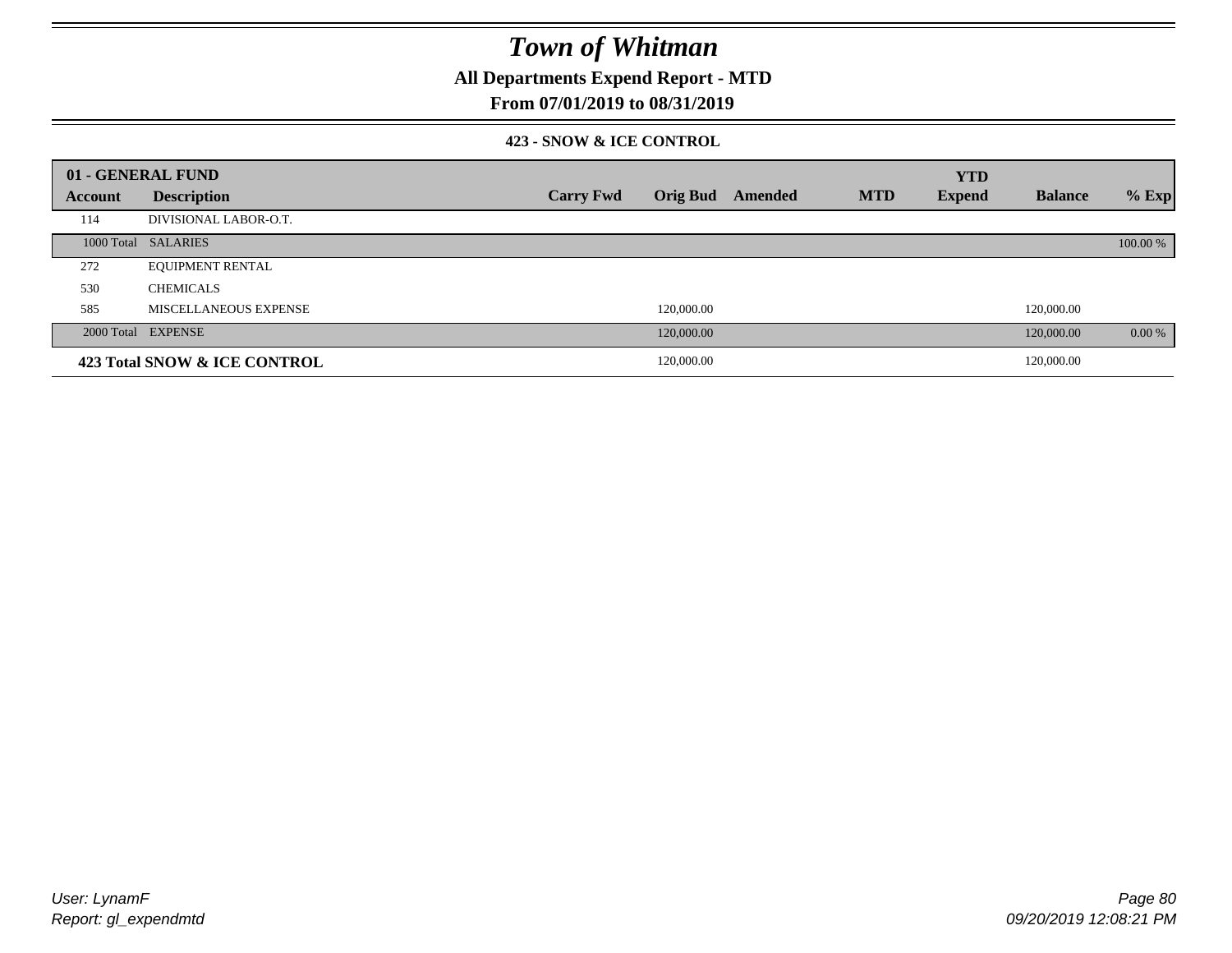# Town of Whitman

## All Departments Expend Report - MTD

### From 07/01/2019 to 08/31/2019

#### 423 - SNOW & ICE CONTROL

| 01 - GENERAL FUND | | | | | | YTD | | |
|---|---|---|---|---|---|---|---|---|
| Account | Description | Carry Fwd | Orig Bud | Amended | MTD | Expend | Balance | % Exp |
| 114 | DIVISIONAL LABOR-O.T. | | | | | | | |
| 1000 Total | SALARIES | | | | | | | 100.00 % |
| 272 | EQUIPMENT RENTAL | | | | | | | |
| 530 | CHEMICALS | | | | | | | |
| 585 | MISCELLANEOUS EXPENSE | | 120,000.00 | | | | 120,000.00 | |
| 2000 Total | EXPENSE | | 120,000.00 | | | | 120,000.00 | 0.00 % |
| **423 Total SNOW & ICE CONTROL** | | | 120,000.00 | | | | 120,000.00 | |

*User: LynamF*
*Report: gl_expendmtd*

*09/20/2019 12:08:21 PM*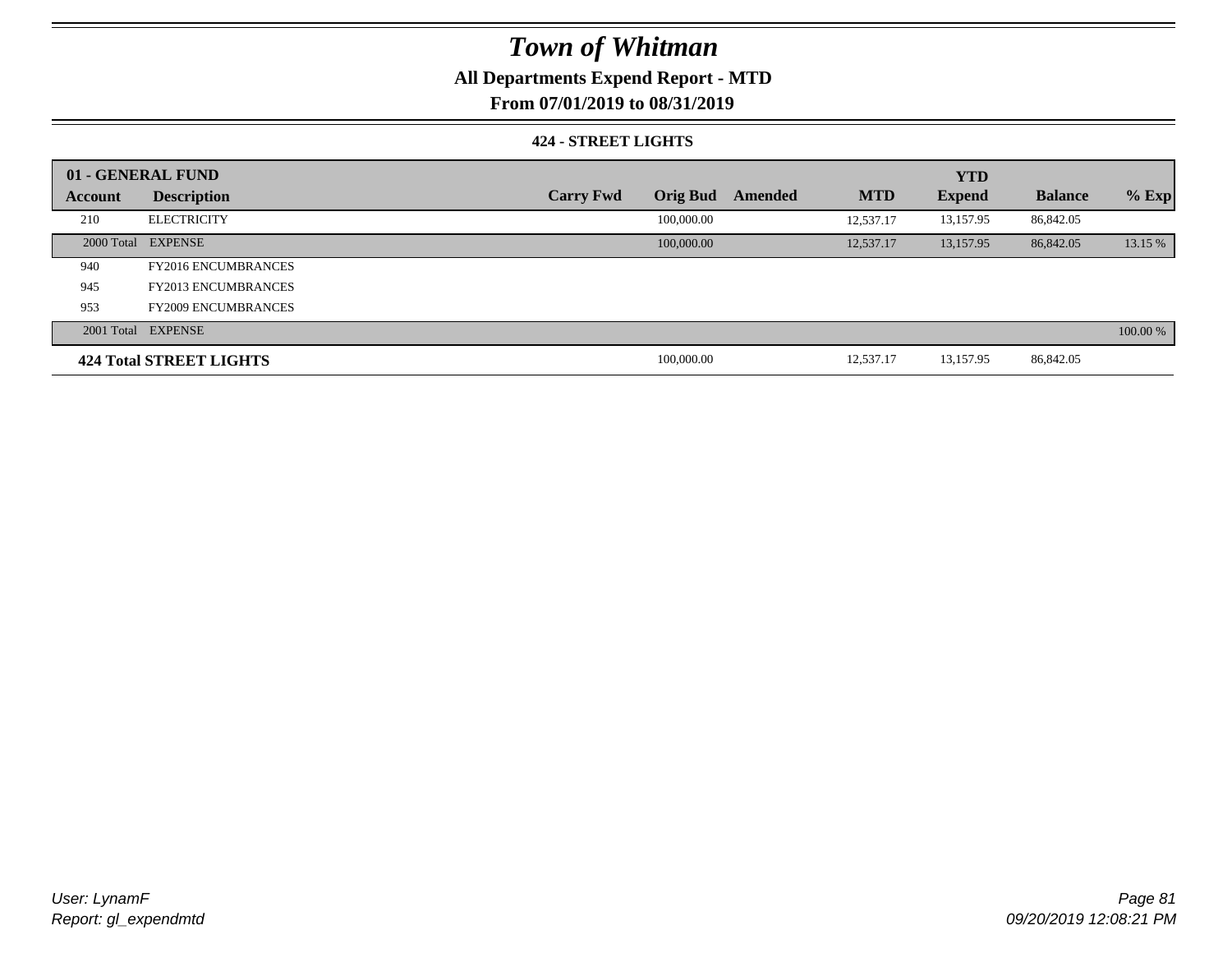# Town of Whitman

## All Departments Expend Report - MTD

## From 07/01/2019 to 08/31/2019

### 424 - STREET LIGHTS

| 01 - GENERAL FUND | | | | | | YTD | | |
|---|---|---|---|---|---|---|---|---|
| Account | Description | Carry Fwd | Orig Bud | Amended | MTD | Expend | Balance | % Exp |
| 210 | ELECTRICITY | | 100,000.00 | | 12,537.17 | 13,157.95 | 86,842.05 | |
| 2000 Total | EXPENSE | | 100,000.00 | | 12,537.17 | 13,157.95 | 86,842.05 | 13.15 % |
| 940 | FY2016 ENCUMBRANCES | | | | | | | |
| 945 | FY2013 ENCUMBRANCES | | | | | | | |
| 953 | FY2009 ENCUMBRANCES | | | | | | | |
| 2001 Total | EXPENSE | | | | | | | 100.00 % |
| **424 Total STREET LIGHTS** | | | 100,000.00 | | 12,537.17 | 13,157.95 | 86,842.05 | |

User: LynamF
Report: gl_expendmtd

09/20/2019 12:08:21 PM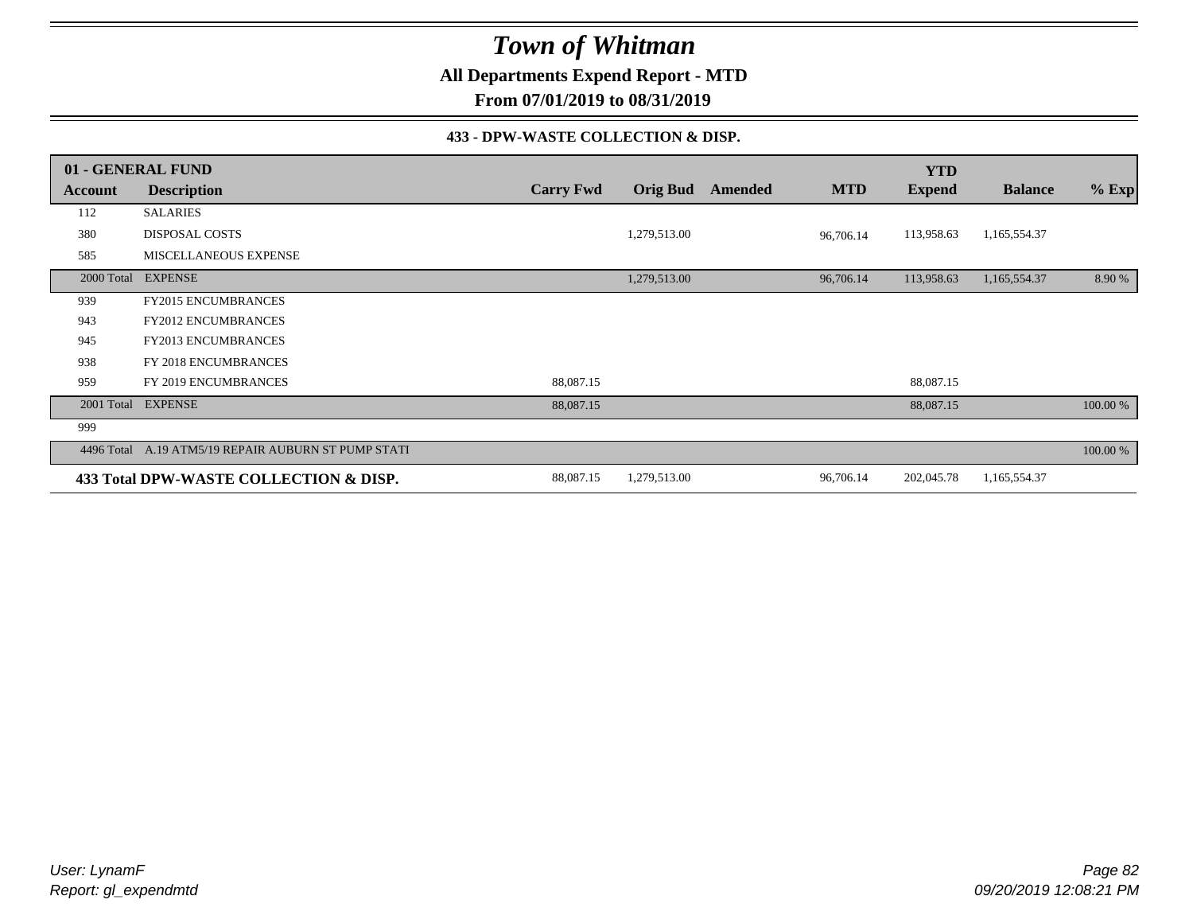# Town of Whitman

**All Departments Expend Report - MTD**

**From 07/01/2019 to 08/31/2019**

**433 - DPW-WASTE COLLECTION & DISP.**

| 01 - GENERAL FUND | | | | | | | | |
|---|---|---|---|---|---|---|---|---|
| **Account** | **Description** | **Carry Fwd** | **Orig Bud** | **Amended** | **MTD** | **YTD Expend** | **Balance** | **% Exp** |
| 112 | SALARIES | | | | | | | |
| 380 | DISPOSAL COSTS | | 1,279,513.00 | | 96,706.14 | 113,958.63 | 1,165,554.37 | |
| 585 | MISCELLANEOUS EXPENSE | | | | | | | |
| 2000 Total | EXPENSE | | 1,279,513.00 | | 96,706.14 | 113,958.63 | 1,165,554.37 | 8.90 % |
| 939 | FY2015 ENCUMBRANCES | | | | | | | |
| 943 | FY2012 ENCUMBRANCES | | | | | | | |
| 945 | FY2013 ENCUMBRANCES | | | | | | | |
| 938 | FY 2018 ENCUMBRANCES | | | | | | | |
| 959 | FY 2019 ENCUMBRANCES | 88,087.15 | | | | 88,087.15 | | |
| 2001 Total | EXPENSE | 88,087.15 | | | | 88,087.15 | | 100.00 % |
| 999 | | | | | | | | |
| 4496 Total | A.19 ATM5/19 REPAIR AUBURN ST PUMP STATI | | | | | | | 100.00 % |
| **433 Total DPW-WASTE COLLECTION & DISP.** | | 88,087.15 | 1,279,513.00 | | 96,706.14 | 202,045.78 | 1,165,554.37 | |

*User: LynamF*
*Report: gl_expendmtd*

*09/20/2019 12:08:21 PM*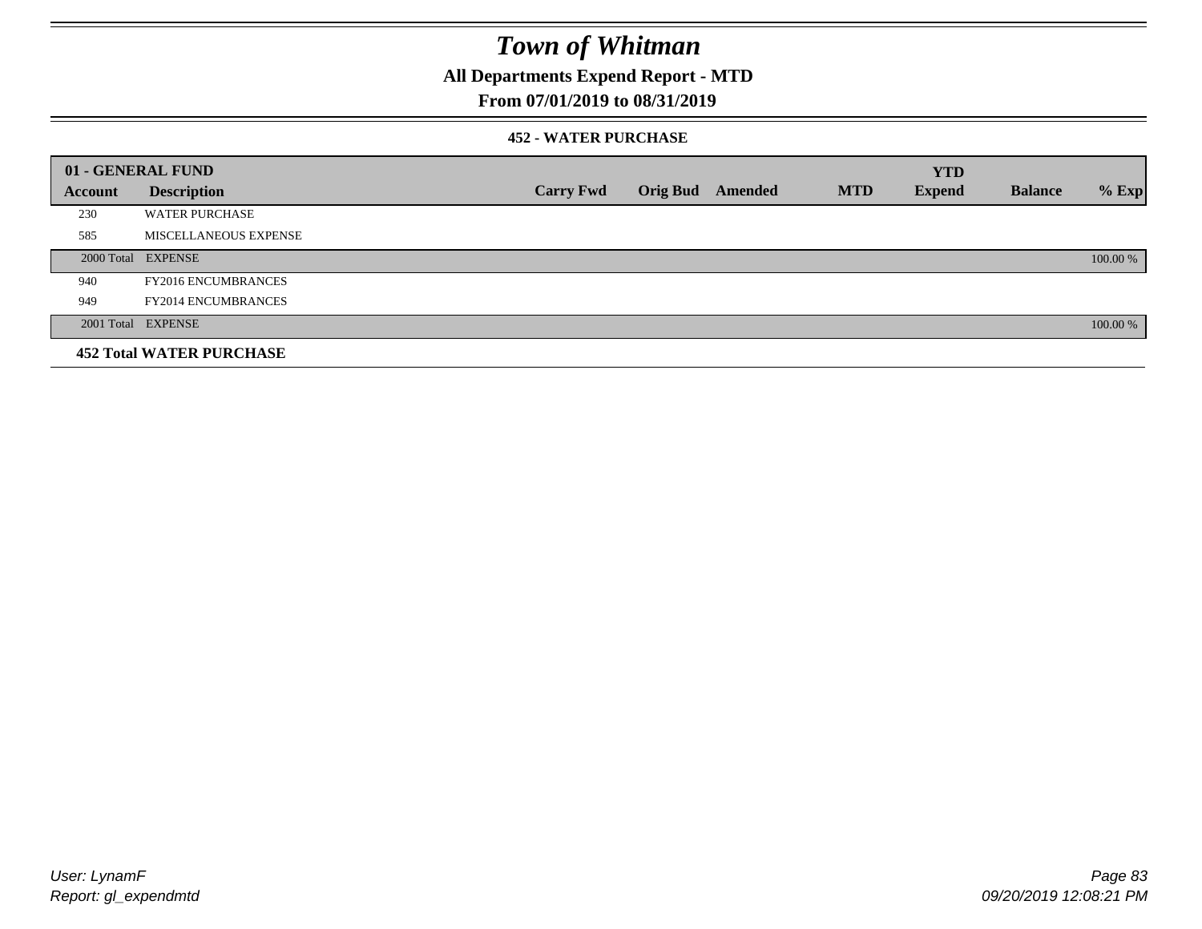# Town of Whitman

## All Departments Expend Report - MTD

### From 07/01/2019 to 08/31/2019

#### 452 - WATER PURCHASE

| 01 - GENERAL FUND | | | | | | YTD | | |
|---|---|---|---|---|---|---|---|---|
| **Account** | **Description** | **Carry Fwd** | **Orig Bud** | **Amended** | **MTD** | **Expend** | **Balance** | **% Exp** |
| 230 | WATER PURCHASE | | | | | | | |
| 585 | MISCELLANEOUS EXPENSE | | | | | | | |
| 2000 Total | EXPENSE | | | | | | | 100.00 % |
| 940 | FY2016 ENCUMBRANCES | | | | | | | |
| 949 | FY2014 ENCUMBRANCES | | | | | | | |
| 2001 Total | EXPENSE | | | | | | | 100.00 % |
| **452 Total WATER PURCHASE** | | | | | | | | |

User: LynamF
Report: gl_expendmtd

09/20/2019 12:08:21 PM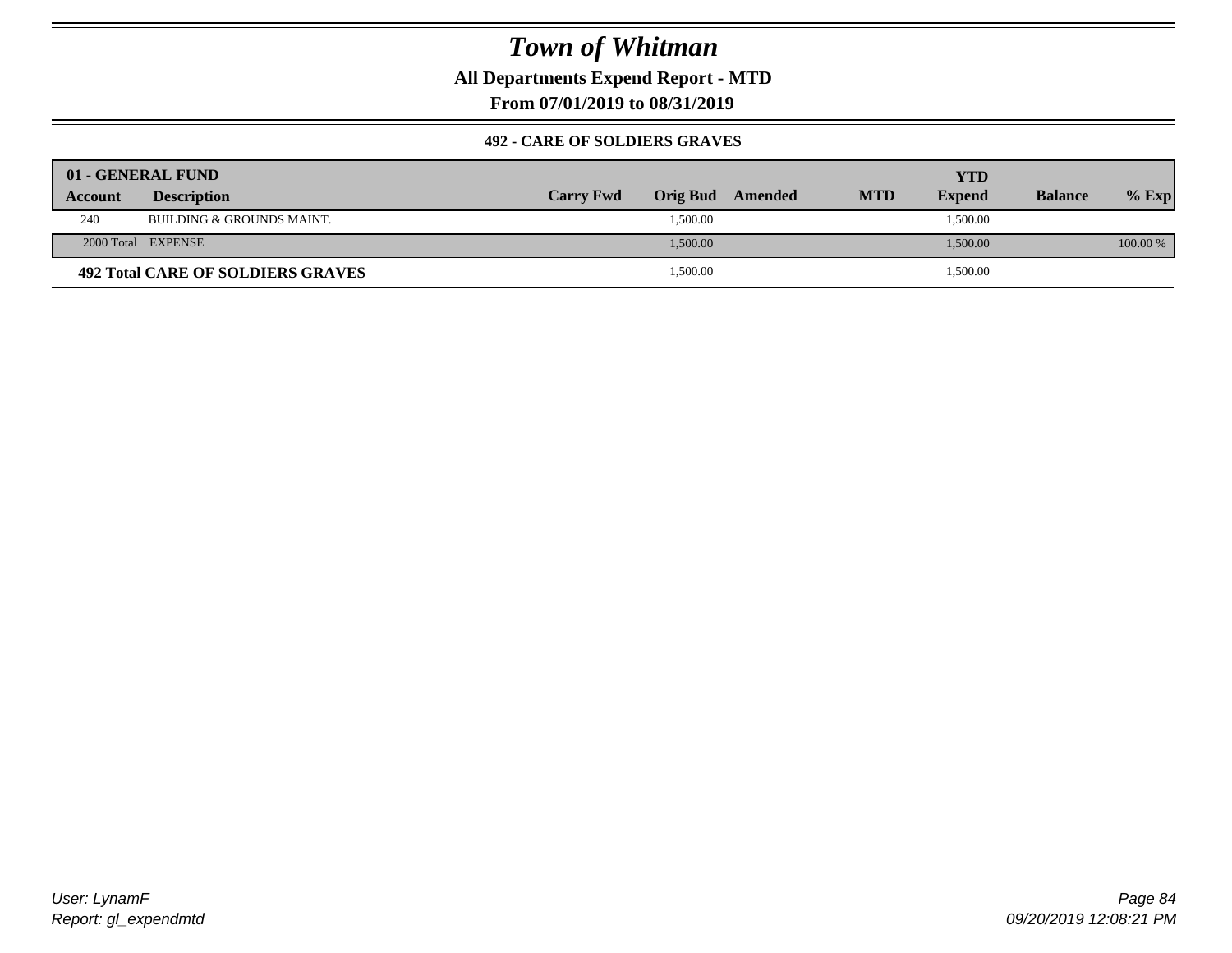# Town of Whitman

**All Departments Expend Report - MTD**

**From 07/01/2019 to 08/31/2019**

**492 - CARE OF SOLDIERS GRAVES**

| 01 - GENERAL FUND | | | | | | YTD | | |
|---|---|---|---|---|---|---|---|---|
| **Account** | **Description** | **Carry Fwd** | **Orig Bud** | **Amended** | **MTD** | **Expend** | **Balance** | **% Exp** |
| 240 | BUILDING & GROUNDS MAINT. | | 1,500.00 | | | 1,500.00 | | |
| 2000 Total | EXPENSE | | 1,500.00 | | | 1,500.00 | | 100.00 % |
| **492 Total CARE OF SOLDIERS GRAVES** | | | 1,500.00 | | | 1,500.00 | | |

*User: LynamF*
*Report: gl_expendmtd*

*09/20/2019 12:08:21 PM*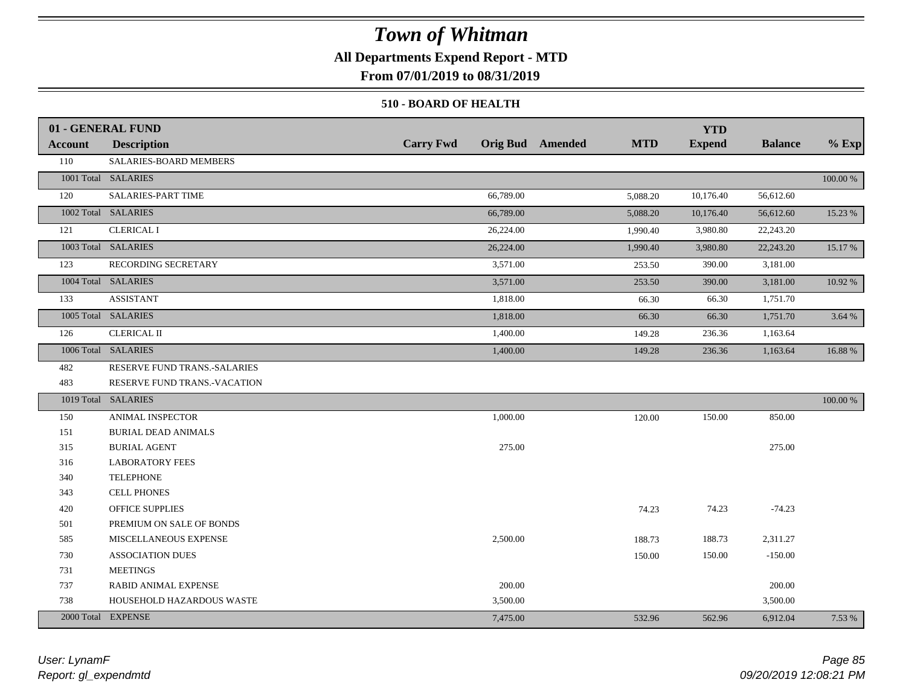# Town of Whitman

**All Departments Expend Report - MTD**

**From 07/01/2019 to 08/31/2019**

**510 - BOARD OF HEALTH**

| 01 - GENERAL FUND | | | | | | YTD | | |
|---|---|---|---|---|---|---|---|---|
| **Account** | **Description** | **Carry Fwd** | **Orig Bud** | **Amended** | **MTD** | **Expend** | **Balance** | **% Exp** |
| 110 | SALARIES-BOARD MEMBERS | | | | | | | |
| 1001 Total | SALARIES | | | | | | | 100.00 % |
| 120 | SALARIES-PART TIME | | 66,789.00 | | 5,088.20 | 10,176.40 | 56,612.60 | |
| 1002 Total | SALARIES | | 66,789.00 | | 5,088.20 | 10,176.40 | 56,612.60 | 15.23 % |
| 121 | CLERICAL I | | 26,224.00 | | 1,990.40 | 3,980.80 | 22,243.20 | |
| 1003 Total | SALARIES | | 26,224.00 | | 1,990.40 | 3,980.80 | 22,243.20 | 15.17 % |
| 123 | RECORDING SECRETARY | | 3,571.00 | | 253.50 | 390.00 | 3,181.00 | |
| 1004 Total | SALARIES | | 3,571.00 | | 253.50 | 390.00 | 3,181.00 | 10.92 % |
| 133 | ASSISTANT | | 1,818.00 | | 66.30 | 66.30 | 1,751.70 | |
| 1005 Total | SALARIES | | 1,818.00 | | 66.30 | 66.30 | 1,751.70 | 3.64 % |
| 126 | CLERICAL II | | 1,400.00 | | 149.28 | 236.36 | 1,163.64 | |
| 1006 Total | SALARIES | | 1,400.00 | | 149.28 | 236.36 | 1,163.64 | 16.88 % |
| 482 | RESERVE FUND TRANS.-SALARIES | | | | | | | |
| 483 | RESERVE FUND TRANS.-VACATION | | | | | | | |
| 1019 Total | SALARIES | | | | | | | 100.00 % |
| 150 | ANIMAL INSPECTOR | | 1,000.00 | | 120.00 | 150.00 | 850.00 | |
| 151 | BURIAL DEAD ANIMALS | | | | | | | |
| 315 | BURIAL AGENT | | 275.00 | | | | 275.00 | |
| 316 | LABORATORY FEES | | | | | | | |
| 340 | TELEPHONE | | | | | | | |
| 343 | CELL PHONES | | | | | | | |
| 420 | OFFICE SUPPLIES | | | | 74.23 | 74.23 | -74.23 | |
| 501 | PREMIUM ON SALE OF BONDS | | | | | | | |
| 585 | MISCELLANEOUS EXPENSE | | 2,500.00 | | 188.73 | 188.73 | 2,311.27 | |
| 730 | ASSOCIATION DUES | | | | 150.00 | 150.00 | -150.00 | |
| 731 | MEETINGS | | | | | | | |
| 737 | RABID ANIMAL EXPENSE | | 200.00 | | | | 200.00 | |
| 738 | HOUSEHOLD HAZARDOUS WASTE | | 3,500.00 | | | | 3,500.00 | |
| 2000 Total | EXPENSE | | 7,475.00 | | 532.96 | 562.96 | 6,912.04 | 7.53 % |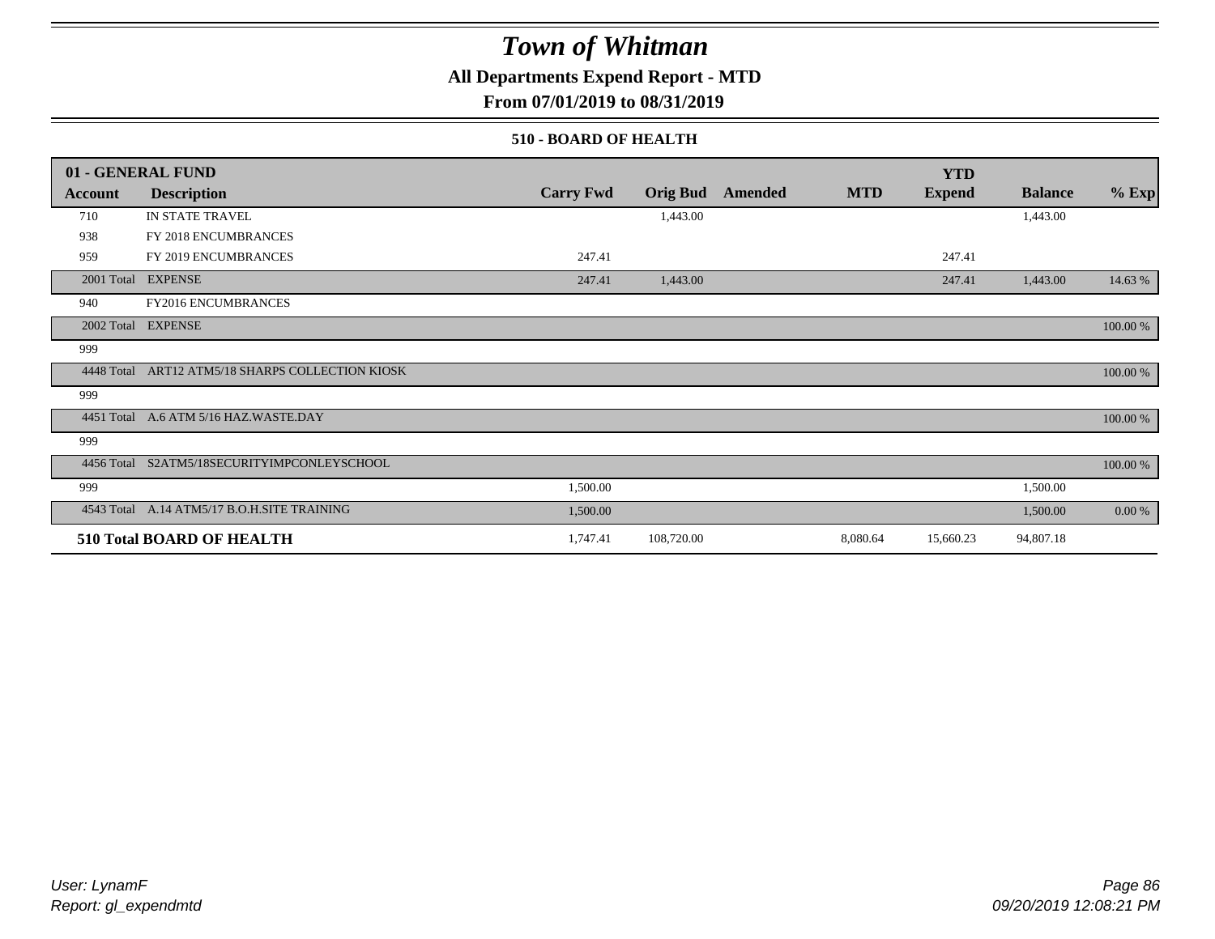# Town of Whitman

**All Departments Expend Report - MTD**

**From 07/01/2019 to 08/31/2019**

**510 - BOARD OF HEALTH**

| 01 - GENERAL FUND | | | | | | YTD | | |
|---|---|---|---|---|---|---|---|---|
| **Account** | **Description** | **Carry Fwd** | **Orig Bud** | **Amended** | **MTD** | **Expend** | **Balance** | **% Exp** |
| 710 | IN STATE TRAVEL | | 1,443.00 | | | | 1,443.00 | |
| 938 | FY 2018 ENCUMBRANCES | | | | | | | |
| 959 | FY 2019 ENCUMBRANCES | 247.41 | | | | 247.41 | | |
| 2001 Total | EXPENSE | 247.41 | 1,443.00 | | | 247.41 | 1,443.00 | 14.63 % |
| 940 | FY2016 ENCUMBRANCES | | | | | | | |
| 2002 Total | EXPENSE | | | | | | | 100.00 % |
| 999 | | | | | | | | |
| 4448 Total | ART12 ATM5/18 SHARPS COLLECTION KIOSK | | | | | | | 100.00 % |
| 999 | | | | | | | | |
| 4451 Total | A.6 ATM 5/16 HAZ.WASTE.DAY | | | | | | | 100.00 % |
| 999 | | | | | | | | |
| 4456 Total | S2ATM5/18SECURITYIMPCONLEYSCHOOL | | | | | | | 100.00 % |
| 999 | | 1,500.00 | | | | | 1,500.00 | |
| 4543 Total | A.14 ATM5/17 B.O.H.SITE TRAINING | 1,500.00 | | | | | 1,500.00 | 0.00 % |
| **510 Total BOARD OF HEALTH** | | 1,747.41 | 108,720.00 | | 8,080.64 | 15,660.23 | 94,807.18 | |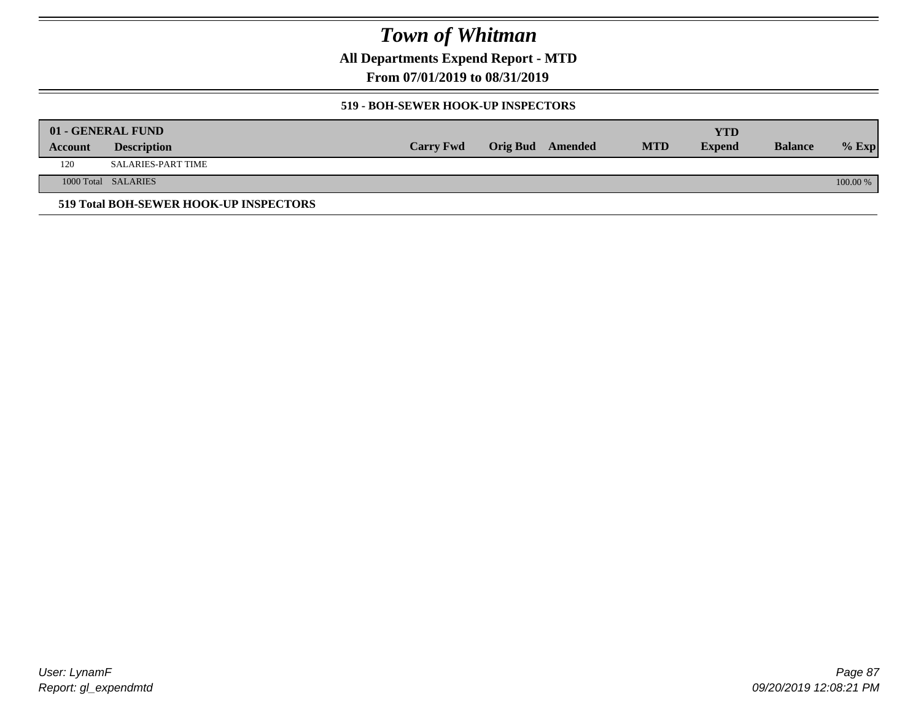# Town of Whitman

**All Departments Expend Report - MTD**

**From 07/01/2019 to 08/31/2019**

**519 - BOH-SEWER HOOK-UP INSPECTORS**

| 01 - GENERAL FUND | | | | | | YTD | | |
|---|---|---|---|---|---|---|---|---|
| **Account** | **Description** | **Carry Fwd** | **Orig Bud** | **Amended** | **MTD** | **Expend** | **Balance** | **% Exp** |
| 120 | SALARIES-PART TIME | | | | | | | |
| 1000 Total | SALARIES | | | | | | | 100.00 % |

**519 Total BOH-SEWER HOOK-UP INSPECTORS**

User: LynamF
Report: gl_expendmtd

09/20/2019 12:08:21 PM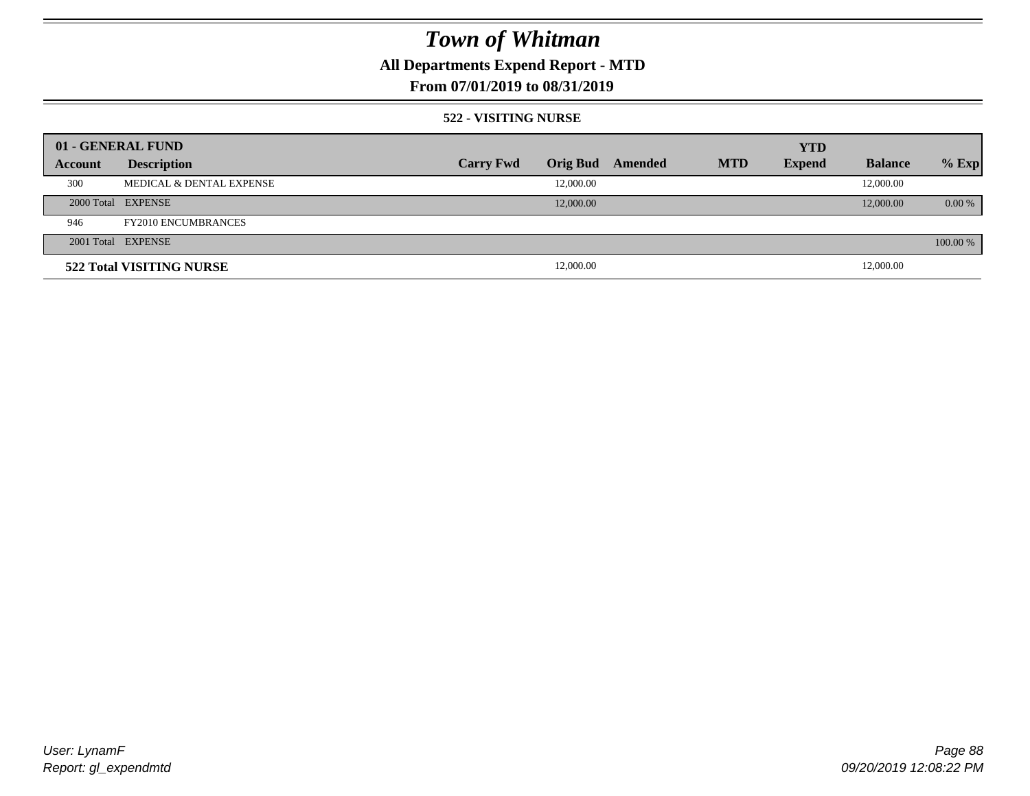# Town of Whitman

## All Departments Expend Report - MTD

### From 07/01/2019 to 08/31/2019

#### 522 - VISITING NURSE

| 01 - GENERAL FUND | | | | | | YTD | | |
|---|---|---|---|---|---|---|---|---|
| Account | Description | Carry Fwd | Orig Bud | Amended | MTD | Expend | Balance | % Exp |
| 300 | MEDICAL & DENTAL EXPENSE | | 12,000.00 | | | | 12,000.00 | |
| 2000 Total | EXPENSE | | 12,000.00 | | | | 12,000.00 | 0.00 % |
| 946 | FY2010 ENCUMBRANCES | | | | | | | |
| 2001 Total | EXPENSE | | | | | | | 100.00 % |
| **522 Total VISITING NURSE** | | | 12,000.00 | | | | 12,000.00 | |

User: LynamF
Report: gl_expendmtd

09/20/2019 12:08:22 PM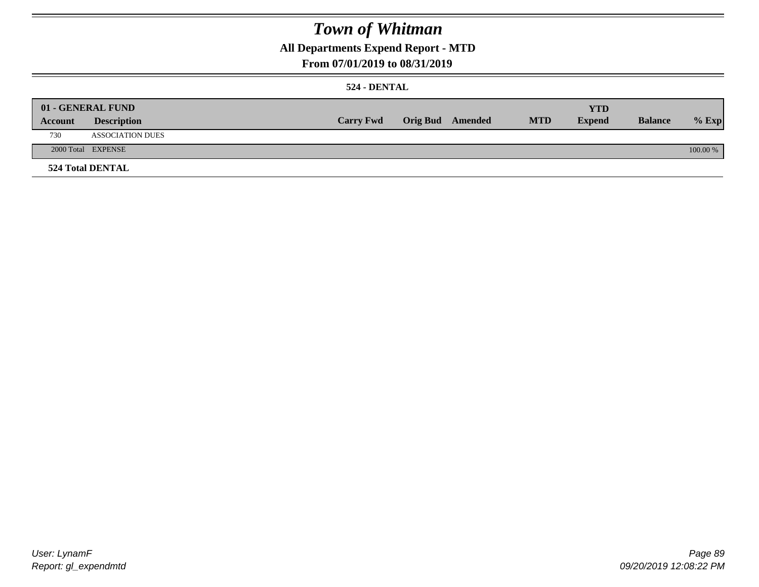# Town of Whitman

## All Departments Expend Report - MTD

### From 07/01/2019 to 08/31/2019

#### 524 - DENTAL

| 01 - GENERAL FUND | | | | | | YTD | | |
|---|---|---|---|---|---|---|---|---|
| **Account** | **Description** | **Carry Fwd** | **Orig Bud** | **Amended** | **MTD** | **Expend** | **Balance** | **% Exp** |
| 730 | ASSOCIATION DUES | | | | | | | |
| 2000 Total | EXPENSE | | | | | | | 100.00 % |

**524 Total DENTAL**

User: LynamF
Report: gl_expendmtd

09/20/2019 12:08:22 PM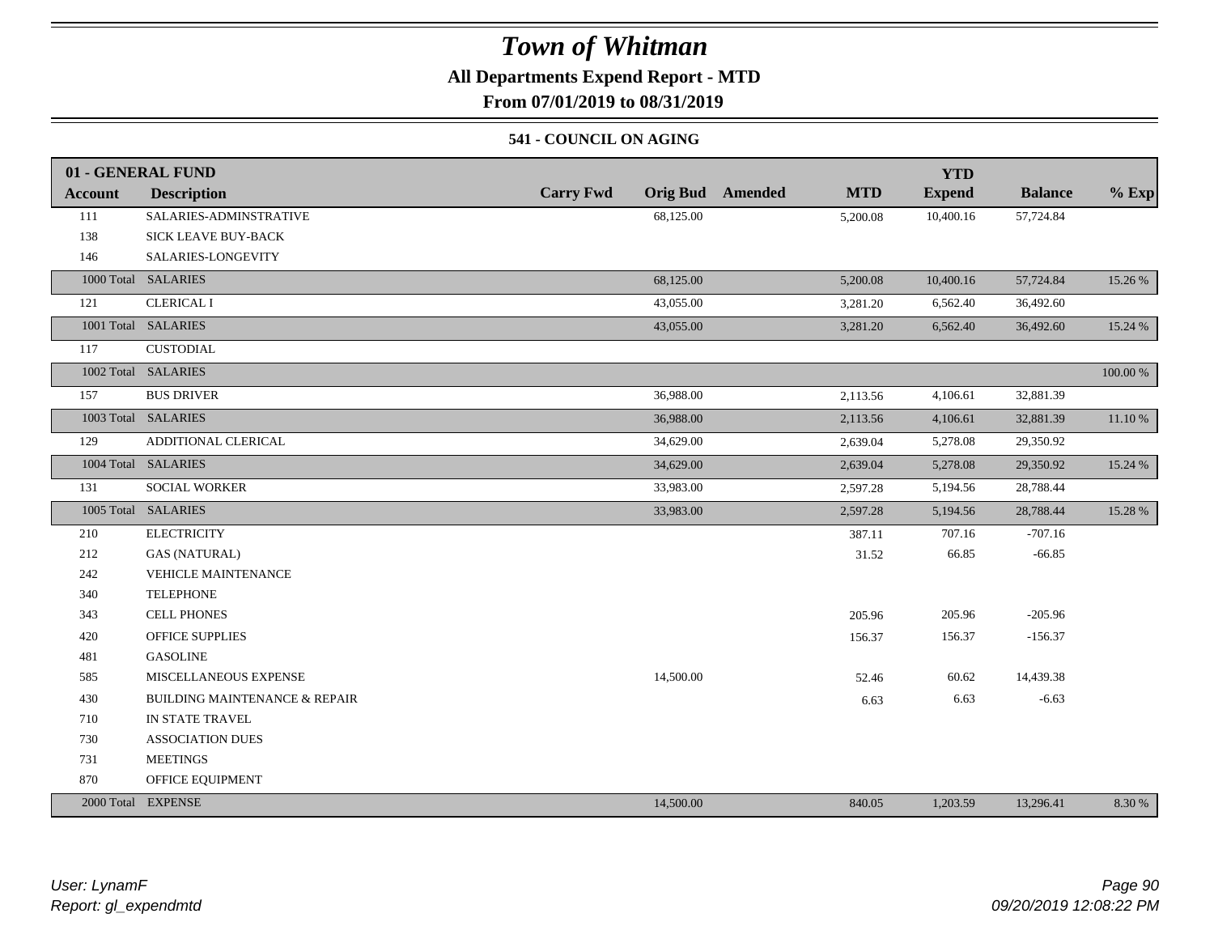# Town of Whitman

**All Departments Expend Report - MTD**

**From 07/01/2019 to 08/31/2019**

**541 - COUNCIL ON AGING**

| 01 - GENERAL FUND | | | | | | YTD | | |
|---|---|---|---|---|---|---|---|---|
| **Account** | **Description** | **Carry Fwd** | **Orig Bud** | **Amended** | **MTD** | **Expend** | **Balance** | **% Exp** |
| 111 | SALARIES-ADMINSTRATIVE | | 68,125.00 | | 5,200.08 | 10,400.16 | 57,724.84 | |
| 138 | SICK LEAVE BUY-BACK | | | | | | | |
| 146 | SALARIES-LONGEVITY | | | | | | | |
| 1000 Total | SALARIES | | 68,125.00 | | 5,200.08 | 10,400.16 | 57,724.84 | 15.26 % |
| 121 | CLERICAL I | | 43,055.00 | | 3,281.20 | 6,562.40 | 36,492.60 | |
| 1001 Total | SALARIES | | 43,055.00 | | 3,281.20 | 6,562.40 | 36,492.60 | 15.24 % |
| 117 | CUSTODIAL | | | | | | | |
| 1002 Total | SALARIES | | | | | | | 100.00 % |
| 157 | BUS DRIVER | | 36,988.00 | | 2,113.56 | 4,106.61 | 32,881.39 | |
| 1003 Total | SALARIES | | 36,988.00 | | 2,113.56 | 4,106.61 | 32,881.39 | 11.10 % |
| 129 | ADDITIONAL CLERICAL | | 34,629.00 | | 2,639.04 | 5,278.08 | 29,350.92 | |
| 1004 Total | SALARIES | | 34,629.00 | | 2,639.04 | 5,278.08 | 29,350.92 | 15.24 % |
| 131 | SOCIAL WORKER | | 33,983.00 | | 2,597.28 | 5,194.56 | 28,788.44 | |
| 1005 Total | SALARIES | | 33,983.00 | | 2,597.28 | 5,194.56 | 28,788.44 | 15.28 % |
| 210 | ELECTRICITY | | | | 387.11 | 707.16 | -707.16 | |
| 212 | GAS (NATURAL) | | | | 31.52 | 66.85 | -66.85 | |
| 242 | VEHICLE MAINTENANCE | | | | | | | |
| 340 | TELEPHONE | | | | | | | |
| 343 | CELL PHONES | | | | 205.96 | 205.96 | -205.96 | |
| 420 | OFFICE SUPPLIES | | | | 156.37 | 156.37 | -156.37 | |
| 481 | GASOLINE | | | | | | | |
| 585 | MISCELLANEOUS EXPENSE | | 14,500.00 | | 52.46 | 60.62 | 14,439.38 | |
| 430 | BUILDING MAINTENANCE & REPAIR | | | | 6.63 | 6.63 | -6.63 | |
| 710 | IN STATE TRAVEL | | | | | | | |
| 730 | ASSOCIATION DUES | | | | | | | |
| 731 | MEETINGS | | | | | | | |
| 870 | OFFICE EQUIPMENT | | | | | | | |
| 2000 Total | EXPENSE | | 14,500.00 | | 840.05 | 1,203.59 | 13,296.41 | 8.30 % |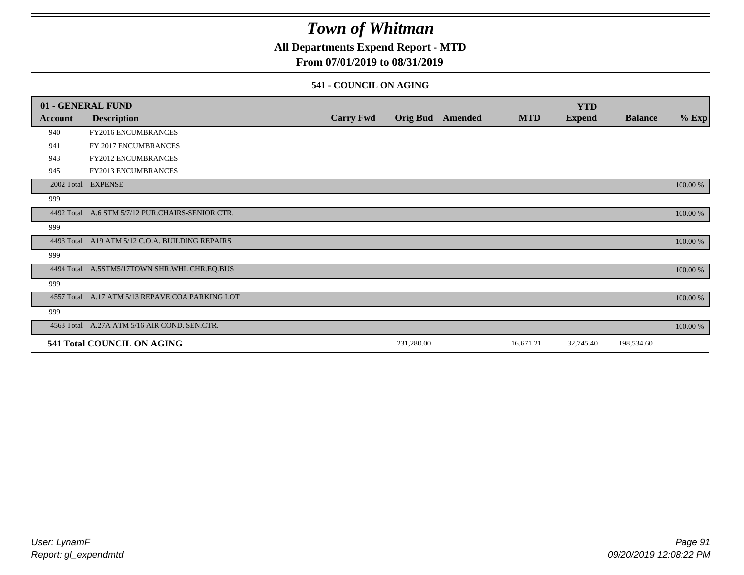# Town of Whitman

**All Departments Expend Report - MTD**

**From 07/01/2019 to 08/31/2019**

### 541 - COUNCIL ON AGING

| 01 - GENERAL FUND | | | | | | | | |
|---|---|---|---|---|---|---|---|---|
| **Account** | **Description** | **Carry Fwd** | **Orig Bud** | **Amended** | **MTD** | **YTD Expend** | **Balance** | **% Exp** |
| 940 | FY2016 ENCUMBRANCES | | | | | | | |
| 941 | FY 2017 ENCUMBRANCES | | | | | | | |
| 943 | FY2012 ENCUMBRANCES | | | | | | | |
| 945 | FY2013 ENCUMBRANCES | | | | | | | |
| 2002 Total | EXPENSE | | | | | | | 100.00 % |
| 999 | | | | | | | | |
| 4492 Total | A.6 STM 5/7/12 PUR.CHAIRS-SENIOR CTR. | | | | | | | 100.00 % |
| 999 | | | | | | | | |
| 4493 Total | A19 ATM 5/12 C.O.A. BUILDING REPAIRS | | | | | | | 100.00 % |
| 999 | | | | | | | | |
| 4494 Total | A.5STM5/17TOWN SHR.WHL CHR.EQ.BUS | | | | | | | 100.00 % |
| 999 | | | | | | | | |
| 4557 Total | A.17 ATM 5/13 REPAVE COA PARKING LOT | | | | | | | 100.00 % |
| 999 | | | | | | | | |
| 4563 Total | A.27A ATM 5/16 AIR COND. SEN.CTR. | | | | | | | 100.00 % |
| **541 Total COUNCIL ON AGING** | | | 231,280.00 | | 16,671.21 | 32,745.40 | 198,534.60 | |

User: LynamF

Report: gl_expendmtd

09/20/2019 12:08:22 PM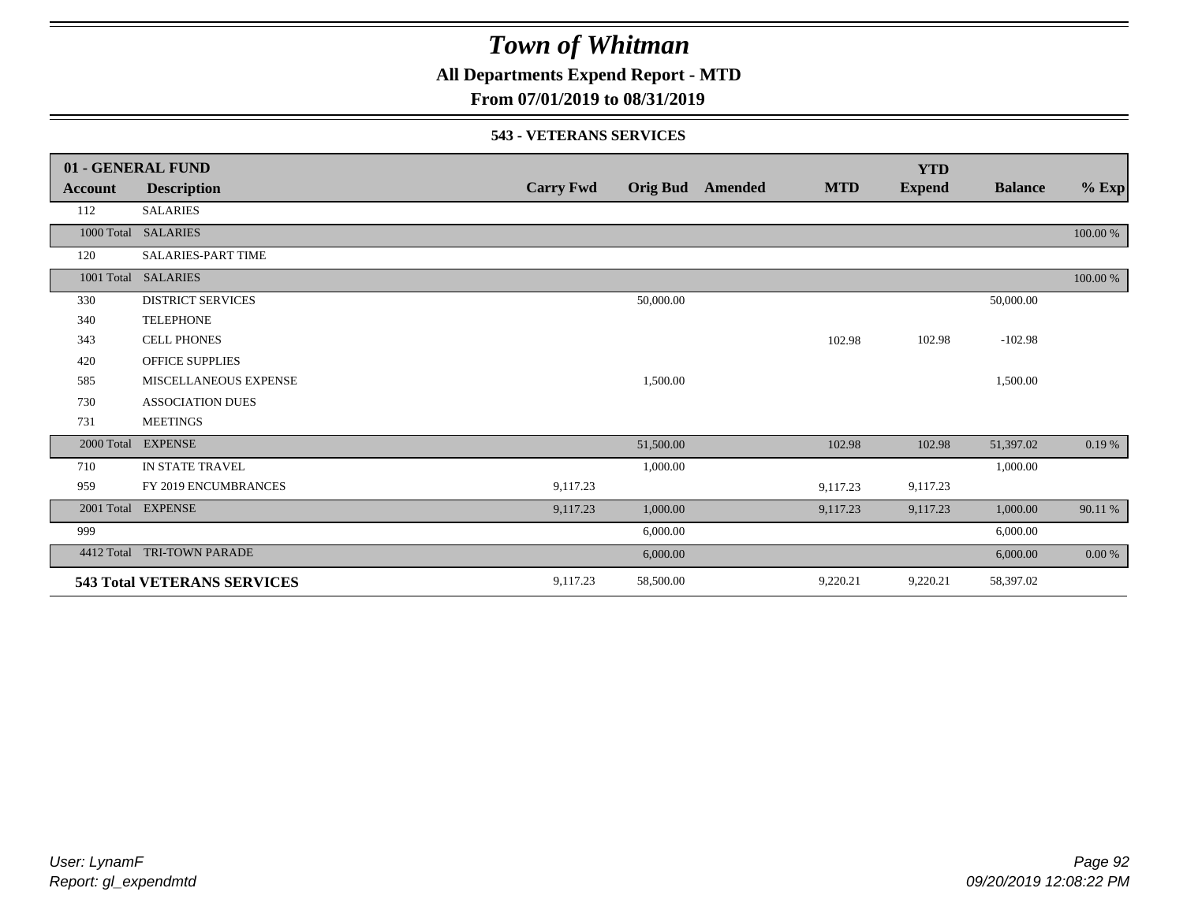# Town of Whitman

**All Departments Expend Report - MTD**

**From 07/01/2019 to 08/31/2019**

**543 - VETERANS SERVICES**

| **01 - GENERAL FUND** | | | | | | | | |
|---|---|---|---|---|---|---|---|---|
| **Account** | **Description** | **Carry Fwd** | **Orig Bud** | **Amended** | **MTD** | **YTD Expend** | **Balance** | **% Exp** |
| 112 | SALARIES | | | | | | | |
| 1000 Total | SALARIES | | | | | | | 100.00 % |
| 120 | SALARIES-PART TIME | | | | | | | |
| 1001 Total | SALARIES | | | | | | | 100.00 % |
| 330 | DISTRICT SERVICES | | 50,000.00 | | | | 50,000.00 | |
| 340 | TELEPHONE | | | | | | | |
| 343 | CELL PHONES | | | | 102.98 | 102.98 | -102.98 | |
| 420 | OFFICE SUPPLIES | | | | | | | |
| 585 | MISCELLANEOUS EXPENSE | | 1,500.00 | | | | 1,500.00 | |
| 730 | ASSOCIATION DUES | | | | | | | |
| 731 | MEETINGS | | | | | | | |
| 2000 Total | EXPENSE | | 51,500.00 | | 102.98 | 102.98 | 51,397.02 | 0.19 % |
| 710 | IN STATE TRAVEL | | 1,000.00 | | | | 1,000.00 | |
| 959 | FY 2019 ENCUMBRANCES | 9,117.23 | | | 9,117.23 | 9,117.23 | | |
| 2001 Total | EXPENSE | 9,117.23 | 1,000.00 | | 9,117.23 | 9,117.23 | 1,000.00 | 90.11 % |
| 999 | | | 6,000.00 | | | | 6,000.00 | |
| 4412 Total | TRI-TOWN PARADE | | 6,000.00 | | | | 6,000.00 | 0.00 % |
| **543 Total VETERANS SERVICES** | | 9,117.23 | 58,500.00 | | 9,220.21 | 9,220.21 | 58,397.02 | |

*User: LynamF*
*Report: gl_expendmtd*

*09/20/2019 12:08:22 PM*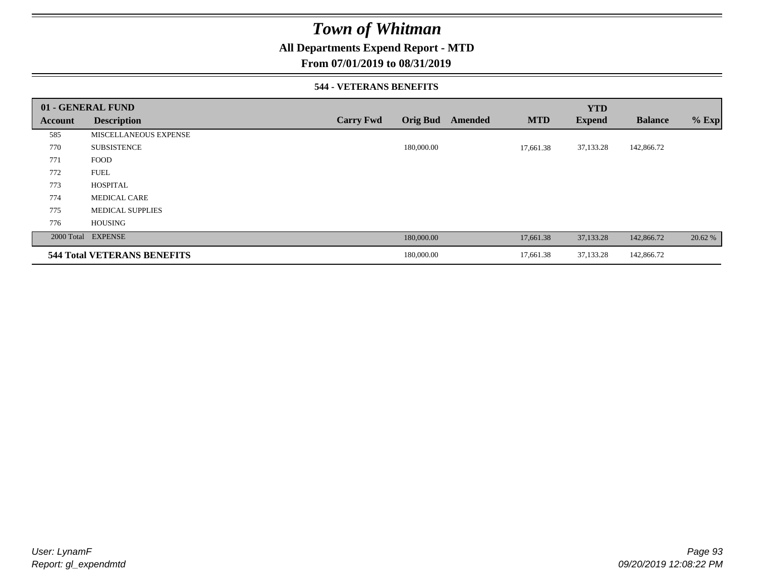# Town of Whitman

## All Departments Expend Report - MTD

## From 07/01/2019 to 08/31/2019

### 544 - VETERANS BENEFITS

| 01 - GENERAL FUND | | | | | | YTD | | |
|---|---|---|---|---|---|---|---|---|
| Account | Description | Carry Fwd | Orig Bud | Amended | MTD | Expend | Balance | % Exp |
| 585 | MISCELLANEOUS EXPENSE | | | | | | | |
| 770 | SUBSISTENCE | | 180,000.00 | | 17,661.38 | 37,133.28 | 142,866.72 | |
| 771 | FOOD | | | | | | | |
| 772 | FUEL | | | | | | | |
| 773 | HOSPITAL | | | | | | | |
| 774 | MEDICAL CARE | | | | | | | |
| 775 | MEDICAL SUPPLIES | | | | | | | |
| 776 | HOUSING | | | | | | | |
| 2000 Total | EXPENSE | | 180,000.00 | | 17,661.38 | 37,133.28 | 142,866.72 | 20.62 % |
| **544 Total VETERANS BENEFITS** | | | 180,000.00 | | 17,661.38 | 37,133.28 | 142,866.72 | |

*User: LynamF*
*Report: gl_expendmtd*

*09/20/2019 12:08:22 PM*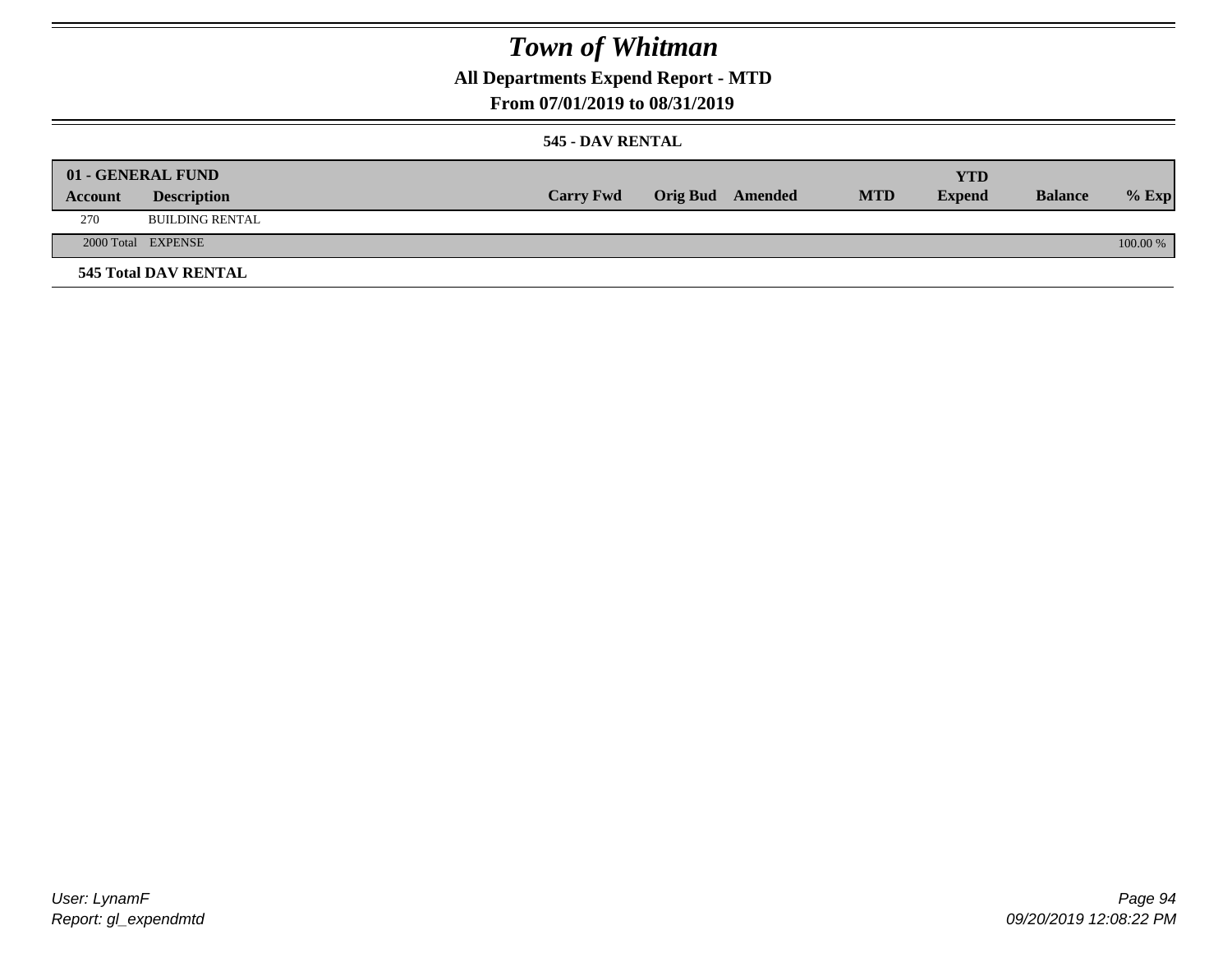# Town of Whitman

## All Departments Expend Report - MTD

### From 07/01/2019 to 08/31/2019

#### 545 - DAV RENTAL

| 01 - GENERAL FUND | | | | | | YTD | | |
|---|---|---|---|---|---|---|---|---|
| Account | Description | Carry Fwd | Orig Bud | Amended | MTD | Expend | Balance | % Exp |
| 270 | BUILDING RENTAL | | | | | | | |
| 2000 Total | EXPENSE | | | | | | | 100.00 % |

**545 Total DAV RENTAL**

User: LynamF
Report: gl_expendmtd

09/20/2019 12:08:22 PM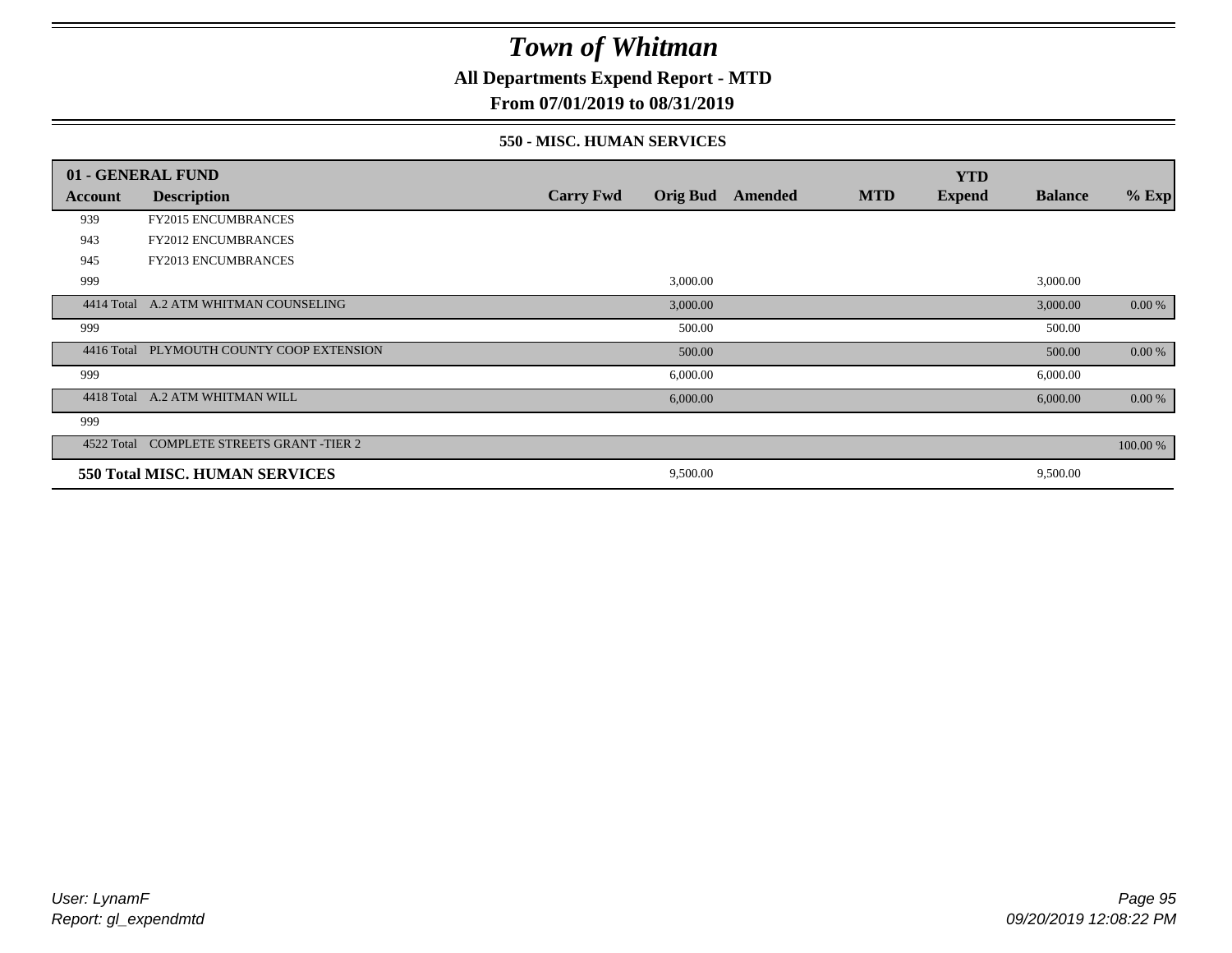# Town of Whitman

**All Departments Expend Report - MTD**

**From 07/01/2019 to 08/31/2019**

**550 - MISC. HUMAN SERVICES**

| 01 - GENERAL FUND | | | | | | YTD | | |
|---|---|---|---|---|---|---|---|---|
| **Account** | **Description** | **Carry Fwd** | **Orig Bud** | **Amended** | **MTD** | **Expend** | **Balance** | **% Exp** |
| 939 | FY2015 ENCUMBRANCES | | | | | | | |
| 943 | FY2012 ENCUMBRANCES | | | | | | | |
| 945 | FY2013 ENCUMBRANCES | | | | | | | |
| 999 | | | 3,000.00 | | | | 3,000.00 | |
| 4414 Total | A.2 ATM WHITMAN COUNSELING | | 3,000.00 | | | | 3,000.00 | 0.00 % |
| 999 | | | 500.00 | | | | 500.00 | |
| 4416 Total | PLYMOUTH COUNTY COOP EXTENSION | | 500.00 | | | | 500.00 | 0.00 % |
| 999 | | | 6,000.00 | | | | 6,000.00 | |
| 4418 Total | A.2 ATM WHITMAN WILL | | 6,000.00 | | | | 6,000.00 | 0.00 % |
| 999 | | | | | | | | |
| 4522 Total | COMPLETE STREETS GRANT -TIER 2 | | | | | | | 100.00 % |
| **550 Total MISC. HUMAN SERVICES** | | | 9,500.00 | | | | 9,500.00 | |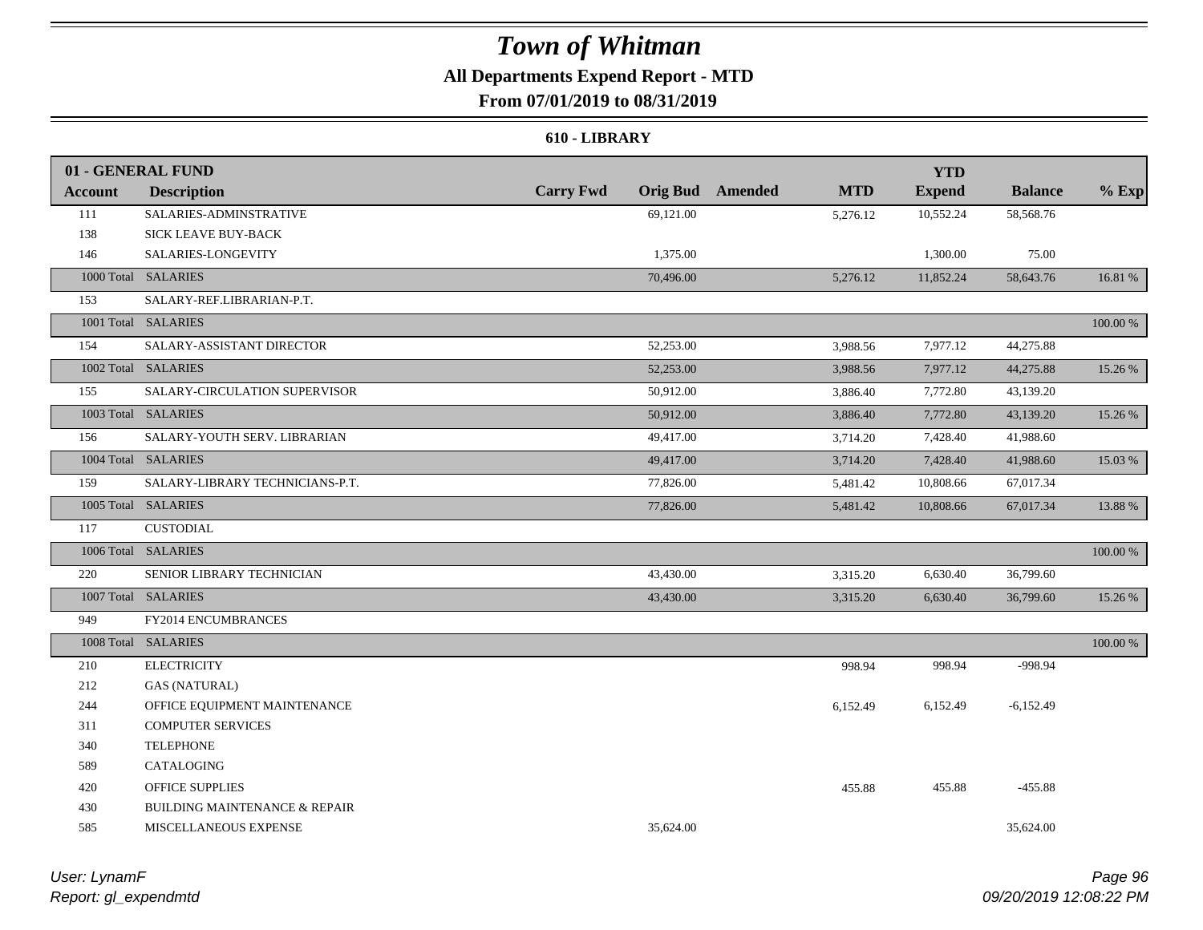# Town of Whitman

## All Departments Expend Report - MTD

### From 07/01/2019 to 08/31/2019

#### 610 - LIBRARY

| 01 - GENERAL FUND | | | | | | YTD | | |
|---|---|---|---|---|---|---|---|---|
| Account | Description | Carry Fwd | Orig Bud | Amended | MTD | Expend | Balance | % Exp |
| 111 | SALARIES-ADMINSTRATIVE | | 69,121.00 | | 5,276.12 | 10,552.24 | 58,568.76 | |
| 138 | SICK LEAVE BUY-BACK | | | | | | | |
| 146 | SALARIES-LONGEVITY | | 1,375.00 | | | 1,300.00 | 75.00 | |
| 1000 Total | SALARIES | | 70,496.00 | | 5,276.12 | 11,852.24 | 58,643.76 | 16.81 % |
| 153 | SALARY-REF.LIBRARIAN-P.T. | | | | | | | |
| 1001 Total | SALARIES | | | | | | | 100.00 % |
| 154 | SALARY-ASSISTANT DIRECTOR | | 52,253.00 | | 3,988.56 | 7,977.12 | 44,275.88 | |
| 1002 Total | SALARIES | | 52,253.00 | | 3,988.56 | 7,977.12 | 44,275.88 | 15.26 % |
| 155 | SALARY-CIRCULATION SUPERVISOR | | 50,912.00 | | 3,886.40 | 7,772.80 | 43,139.20 | |
| 1003 Total | SALARIES | | 50,912.00 | | 3,886.40 | 7,772.80 | 43,139.20 | 15.26 % |
| 156 | SALARY-YOUTH SERV. LIBRARIAN | | 49,417.00 | | 3,714.20 | 7,428.40 | 41,988.60 | |
| 1004 Total | SALARIES | | 49,417.00 | | 3,714.20 | 7,428.40 | 41,988.60 | 15.03 % |
| 159 | SALARY-LIBRARY TECHNICIANS-P.T. | | 77,826.00 | | 5,481.42 | 10,808.66 | 67,017.34 | |
| 1005 Total | SALARIES | | 77,826.00 | | 5,481.42 | 10,808.66 | 67,017.34 | 13.88 % |
| 117 | CUSTODIAL | | | | | | | |
| 1006 Total | SALARIES | | | | | | | 100.00 % |
| 220 | SENIOR LIBRARY TECHNICIAN | | 43,430.00 | | 3,315.20 | 6,630.40 | 36,799.60 | |
| 1007 Total | SALARIES | | 43,430.00 | | 3,315.20 | 6,630.40 | 36,799.60 | 15.26 % |
| 949 | FY2014 ENCUMBRANCES | | | | | | | |
| 1008 Total | SALARIES | | | | | | | 100.00 % |
| 210 | ELECTRICITY | | | | 998.94 | 998.94 | -998.94 | |
| 212 | GAS (NATURAL) | | | | | | | |
| 244 | OFFICE EQUIPMENT MAINTENANCE | | | | 6,152.49 | 6,152.49 | -6,152.49 | |
| 311 | COMPUTER SERVICES | | | | | | | |
| 340 | TELEPHONE | | | | | | | |
| 589 | CATALOGING | | | | | | | |
| 420 | OFFICE SUPPLIES | | | | 455.88 | 455.88 | -455.88 | |
| 430 | BUILDING MAINTENANCE & REPAIR | | | | | | | |
| 585 | MISCELLANEOUS EXPENSE | | 35,624.00 | | | | 35,624.00 | |

*User: LynamF*
*Report: gl_expendmtd*
*09/20/2019 12:08:22 PM*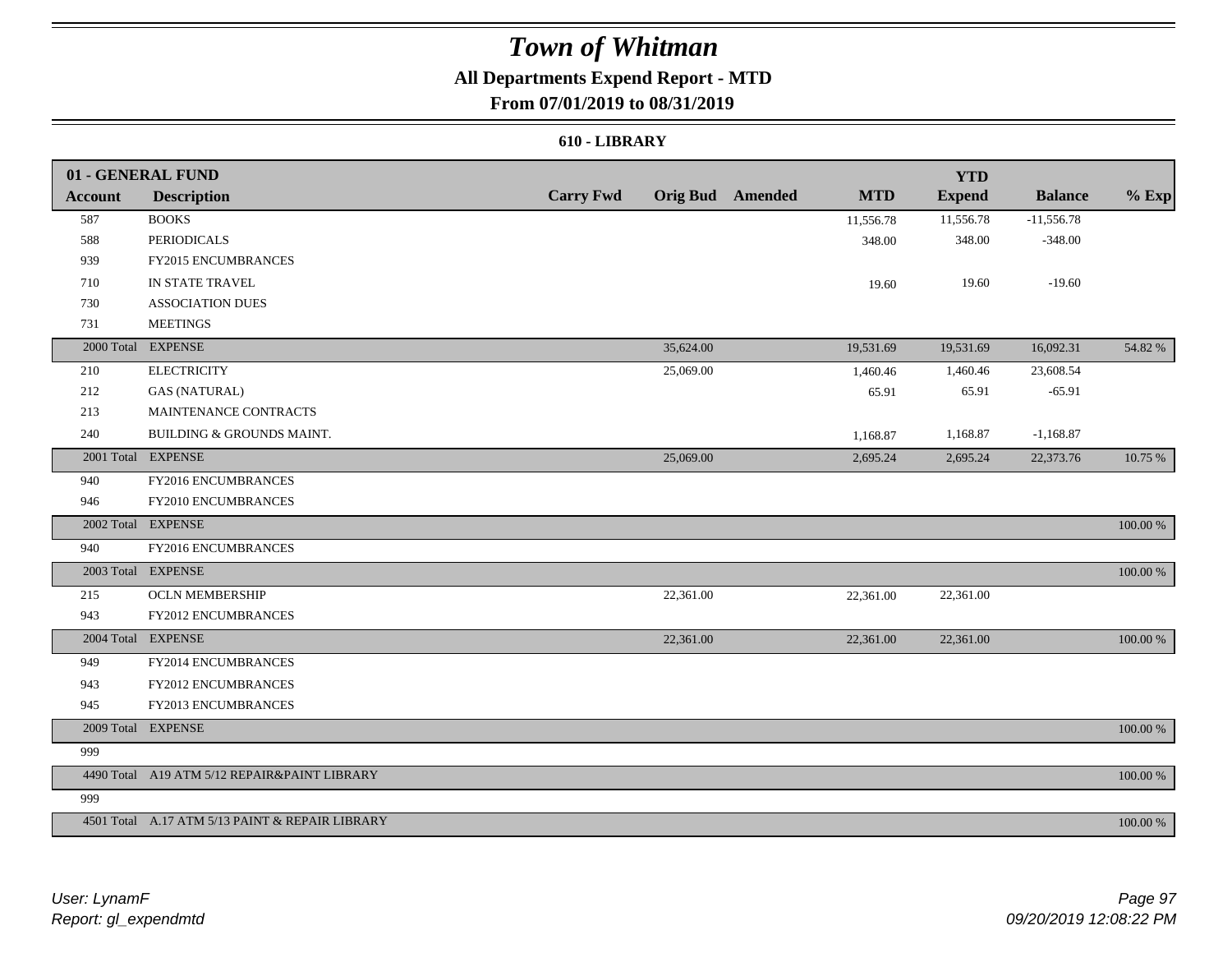# Town of Whitman

## All Departments Expend Report - MTD

### From 07/01/2019 to 08/31/2019

#### 610 - LIBRARY

| Account | Description | Carry Fwd | Orig Bud | Amended | MTD | YTD Expend | Balance | % Exp |
|---|---|---|---|---|---|---|---|---|
| **01 - GENERAL FUND** | | | | | | | | |
| 587 | BOOKS | | | | 11,556.78 | 11,556.78 | -11,556.78 | |
| 588 | PERIODICALS | | | | 348.00 | 348.00 | -348.00 | |
| 939 | FY2015 ENCUMBRANCES | | | | | | | |
| 710 | IN STATE TRAVEL | | | | 19.60 | 19.60 | -19.60 | |
| 730 | ASSOCIATION DUES | | | | | | | |
| 731 | MEETINGS | | | | | | | |
| 2000 Total | EXPENSE | | 35,624.00 | | 19,531.69 | 19,531.69 | 16,092.31 | 54.82 % |
| 210 | ELECTRICITY | | 25,069.00 | | 1,460.46 | 1,460.46 | 23,608.54 | |
| 212 | GAS (NATURAL) | | | | 65.91 | 65.91 | -65.91 | |
| 213 | MAINTENANCE CONTRACTS | | | | | | | |
| 240 | BUILDING & GROUNDS MAINT. | | | | 1,168.87 | 1,168.87 | -1,168.87 | |
| 2001 Total | EXPENSE | | 25,069.00 | | 2,695.24 | 2,695.24 | 22,373.76 | 10.75 % |
| 940 | FY2016 ENCUMBRANCES | | | | | | | |
| 946 | FY2010 ENCUMBRANCES | | | | | | | |
| 2002 Total | EXPENSE | | | | | | | 100.00 % |
| 940 | FY2016 ENCUMBRANCES | | | | | | | |
| 2003 Total | EXPENSE | | | | | | | 100.00 % |
| 215 | OCLN MEMBERSHIP | | 22,361.00 | | 22,361.00 | 22,361.00 | | |
| 943 | FY2012 ENCUMBRANCES | | | | | | | |
| 2004 Total | EXPENSE | | 22,361.00 | | 22,361.00 | 22,361.00 | | 100.00 % |
| 949 | FY2014 ENCUMBRANCES | | | | | | | |
| 943 | FY2012 ENCUMBRANCES | | | | | | | |
| 945 | FY2013 ENCUMBRANCES | | | | | | | |
| 2009 Total | EXPENSE | | | | | | | 100.00 % |
| 999 | | | | | | | | |
| 4490 Total | A19 ATM 5/12 REPAIR&PAINT LIBRARY | | | | | | | 100.00 % |
| 999 | | | | | | | | |
| 4501 Total | A.17 ATM 5/13 PAINT & REPAIR LIBRARY | | | | | | | 100.00 % |

User: LynamF
Report: gl_expendmtd

09/20/2019 12:08:22 PM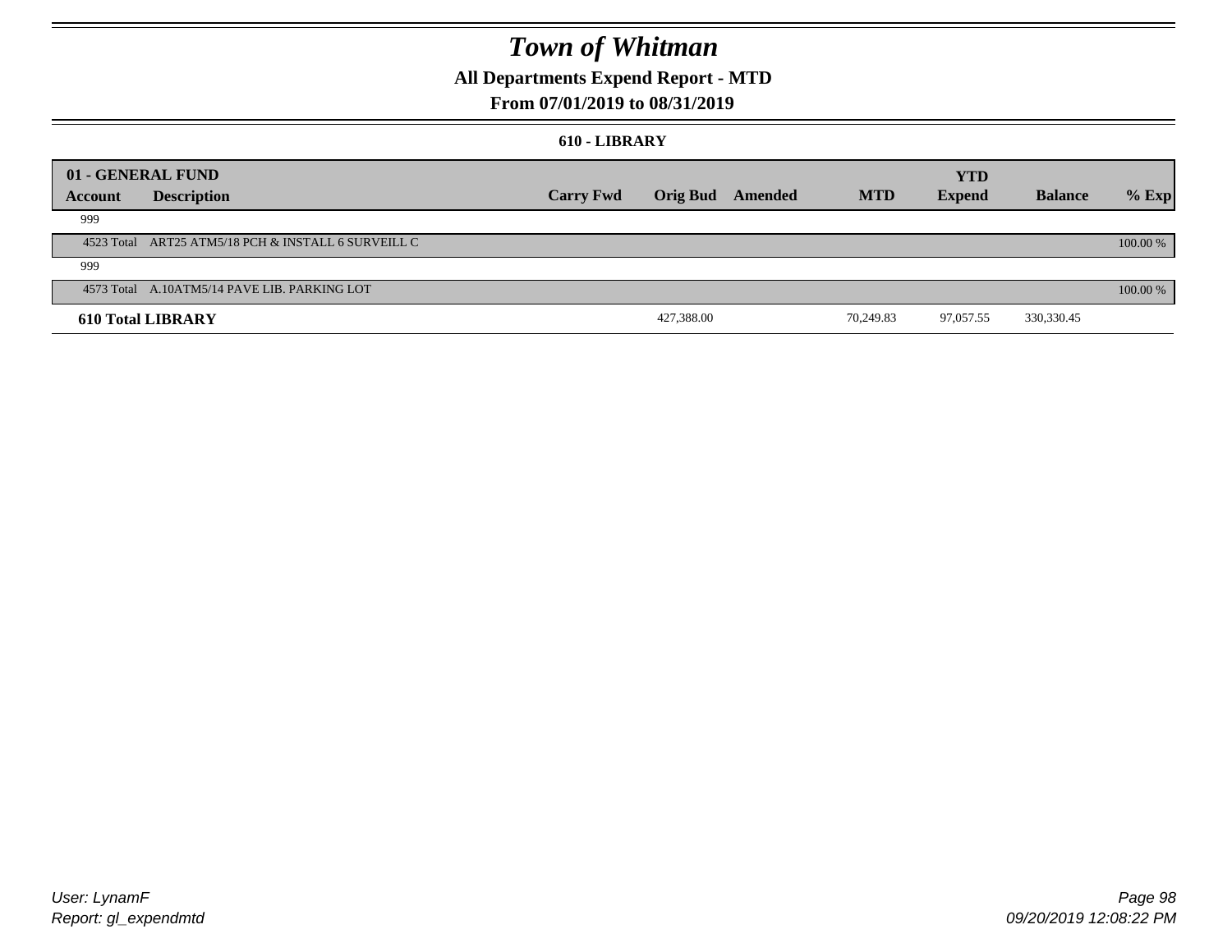# Town of Whitman

## All Departments Expend Report - MTD

### From 07/01/2019 to 08/31/2019

#### 610 - LIBRARY

| 01 - GENERAL FUND | | | | | | YTD | | |
|---|---|---|---|---|---|---|---|---|
| Account | Description | Carry Fwd | Orig Bud | Amended | MTD | Expend | Balance | % Exp |
| 999 | | | | | | | | |
| 4523 Total | ART25 ATM5/18 PCH & INSTALL 6 SURVEILL C | | | | | | | 100.00 % |
| 999 | | | | | | | | |
| 4573 Total | A.10ATM5/14 PAVE LIB. PARKING LOT | | | | | | | 100.00 % |
| **610 Total LIBRARY** | | | 427,388.00 | | 70,249.83 | 97,057.55 | 330,330.45 | |

User: LynamF
Report: gl_expendmtd

09/20/2019 12:08:22 PM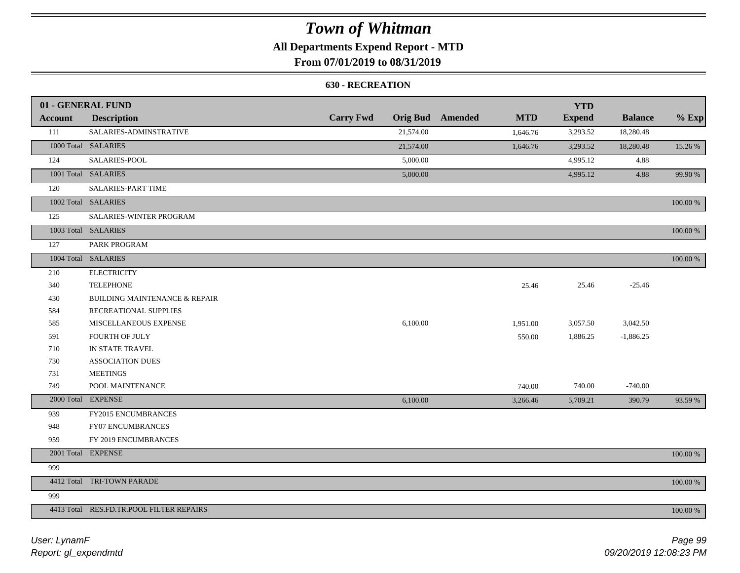# Town of Whitman

## All Departments Expend Report - MTD

### From 07/01/2019 to 08/31/2019

#### 630 - RECREATION

| 01 - GENERAL FUND Account | Description | Carry Fwd | Orig Bud | Amended | MTD | YTD Expend | Balance | % Exp |
|---|---|---|---|---|---|---|---|---|
| 111 | SALARIES-ADMINSTRATIVE | | 21,574.00 | | 1,646.76 | 3,293.52 | 18,280.48 | |
| 1000 Total | SALARIES | | 21,574.00 | | 1,646.76 | 3,293.52 | 18,280.48 | 15.26 % |
| 124 | SALARIES-POOL | | 5,000.00 | | | 4,995.12 | 4.88 | |
| 1001 Total | SALARIES | | 5,000.00 | | | 4,995.12 | 4.88 | 99.90 % |
| 120 | SALARIES-PART TIME | | | | | | | |
| 1002 Total | SALARIES | | | | | | | 100.00 % |
| 125 | SALARIES-WINTER PROGRAM | | | | | | | |
| 1003 Total | SALARIES | | | | | | | 100.00 % |
| 127 | PARK PROGRAM | | | | | | | |
| 1004 Total | SALARIES | | | | | | | 100.00 % |
| 210 | ELECTRICITY | | | | | | | |
| 340 | TELEPHONE | | | | 25.46 | 25.46 | -25.46 | |
| 430 | BUILDING MAINTENANCE & REPAIR | | | | | | | |
| 584 | RECREATIONAL SUPPLIES | | | | | | | |
| 585 | MISCELLANEOUS EXPENSE | | 6,100.00 | | 1,951.00 | 3,057.50 | 3,042.50 | |
| 591 | FOURTH OF JULY | | | | 550.00 | 1,886.25 | -1,886.25 | |
| 710 | IN STATE TRAVEL | | | | | | | |
| 730 | ASSOCIATION DUES | | | | | | | |
| 731 | MEETINGS | | | | | | | |
| 749 | POOL MAINTENANCE | | | | 740.00 | 740.00 | -740.00 | |
| 2000 Total | EXPENSE | | 6,100.00 | | 3,266.46 | 5,709.21 | 390.79 | 93.59 % |
| 939 | FY2015 ENCUMBRANCES | | | | | | | |
| 948 | FY07 ENCUMBRANCES | | | | | | | |
| 959 | FY 2019 ENCUMBRANCES | | | | | | | |
| 2001 Total | EXPENSE | | | | | | | 100.00 % |
| 999 | | | | | | | | |
| 4412 Total | TRI-TOWN PARADE | | | | | | | 100.00 % |
| 999 | | | | | | | | |
| 4413 Total | RES.FD.TR.POOL FILTER REPAIRS | | | | | | | 100.00 % |

*User: LynamF*
*Report: gl_expendmtd*

*09/20/2019 12:08:23 PM*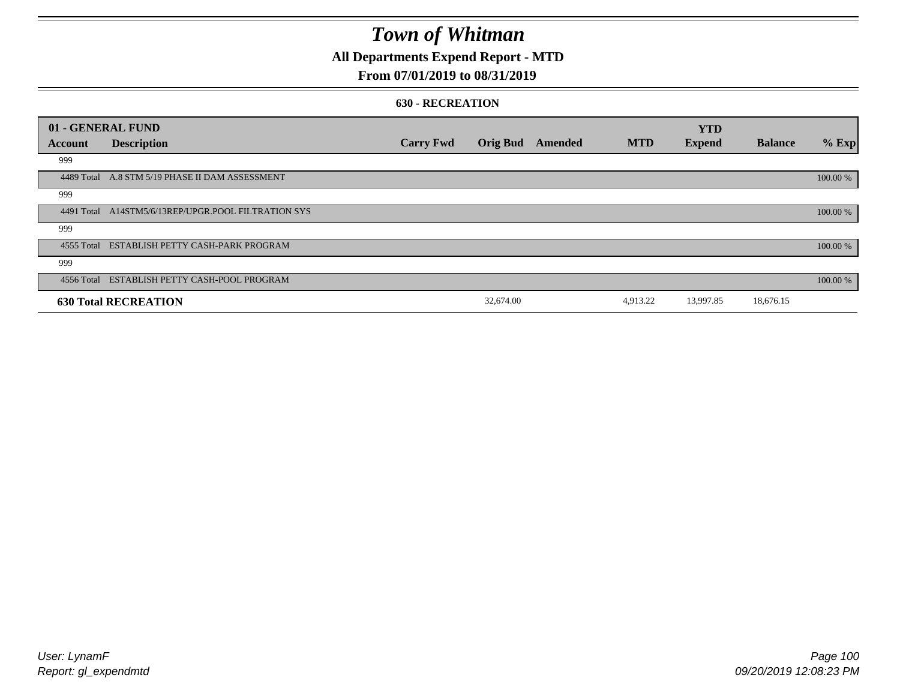# Town of Whitman

## All Departments Expend Report - MTD

### From 07/01/2019 to 08/31/2019

#### 630 - RECREATION

| 01 - GENERAL FUND | | | | | | YTD | | |
|---|---|---|---|---|---|---|---|---|
| **Account** | **Description** | **Carry Fwd** | **Orig Bud** | **Amended** | **MTD** | **Expend** | **Balance** | **% Exp** |
| 999 | | | | | | | | |
| 4489 Total | A.8 STM 5/19 PHASE II DAM ASSESSMENT | | | | | | | 100.00 % |
| 999 | | | | | | | | |
| 4491 Total | A14STM5/6/13REP/UPGR.POOL FILTRATION SYS | | | | | | | 100.00 % |
| 999 | | | | | | | | |
| 4555 Total | ESTABLISH PETTY CASH-PARK PROGRAM | | | | | | | 100.00 % |
| 999 | | | | | | | | |
| 4556 Total | ESTABLISH PETTY CASH-POOL PROGRAM | | | | | | | 100.00 % |
| **630 Total RECREATION** | | | 32,674.00 | | 4,913.22 | 13,997.85 | 18,676.15 | |

User: LynamF
Report: gl_expendmtd

09/20/2019 12:08:23 PM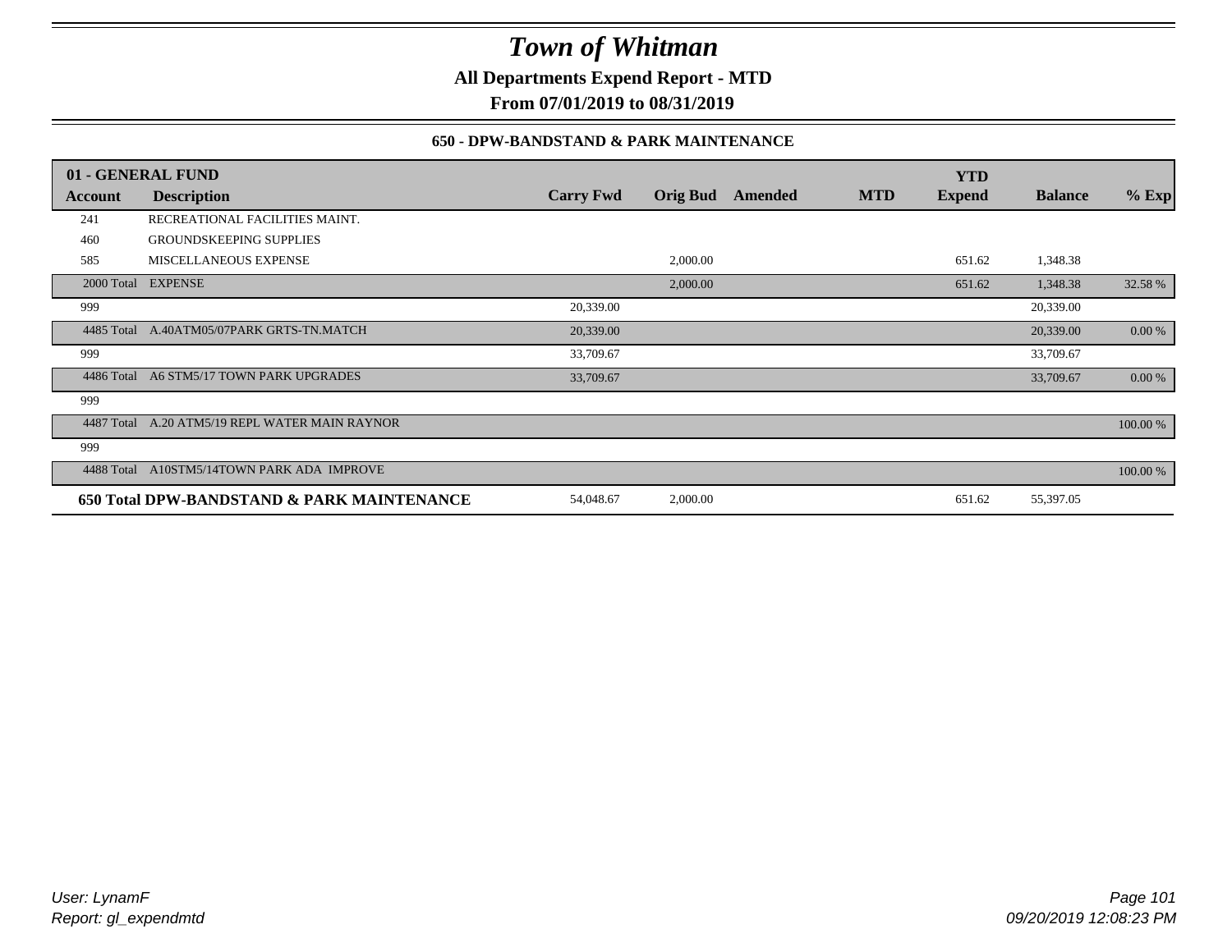# Town of Whitman

**All Departments Expend Report - MTD**

**From 07/01/2019 to 08/31/2019**

**650 - DPW-BANDSTAND & PARK MAINTENANCE**

| 01 - GENERAL FUND | | | | | | YTD | | |
|---|---|---|---|---|---|---|---|---|
| **Account** | **Description** | **Carry Fwd** | **Orig Bud** | **Amended** | **MTD** | **Expend** | **Balance** | **% Exp** |
| 241 | RECREATIONAL FACILITIES MAINT. | | | | | | | |
| 460 | GROUNDSKEEPING SUPPLIES | | | | | | | |
| 585 | MISCELLANEOUS EXPENSE | | 2,000.00 | | | 651.62 | 1,348.38 | |
| 2000 Total | EXPENSE | | 2,000.00 | | | 651.62 | 1,348.38 | 32.58 % |
| 999 | | 20,339.00 | | | | | 20,339.00 | |
| 4485 Total | A.40ATM05/07PARK GRTS-TN.MATCH | 20,339.00 | | | | | 20,339.00 | 0.00 % |
| 999 | | 33,709.67 | | | | | 33,709.67 | |
| 4486 Total | A6 STM5/17 TOWN PARK UPGRADES | 33,709.67 | | | | | 33,709.67 | 0.00 % |
| 999 | | | | | | | | |
| 4487 Total | A.20 ATM5/19 REPL WATER MAIN RAYNOR | | | | | | | 100.00 % |
| 999 | | | | | | | | |
| 4488 Total | A10STM5/14TOWN PARK ADA IMPROVE | | | | | | | 100.00 % |
| **650 Total DPW-BANDSTAND & PARK MAINTENANCE** | | 54,048.67 | 2,000.00 | | | 651.62 | 55,397.05 | |

*User: LynamF*
*Report: gl_expendmtd*

09/20/2019 12:08:23 PM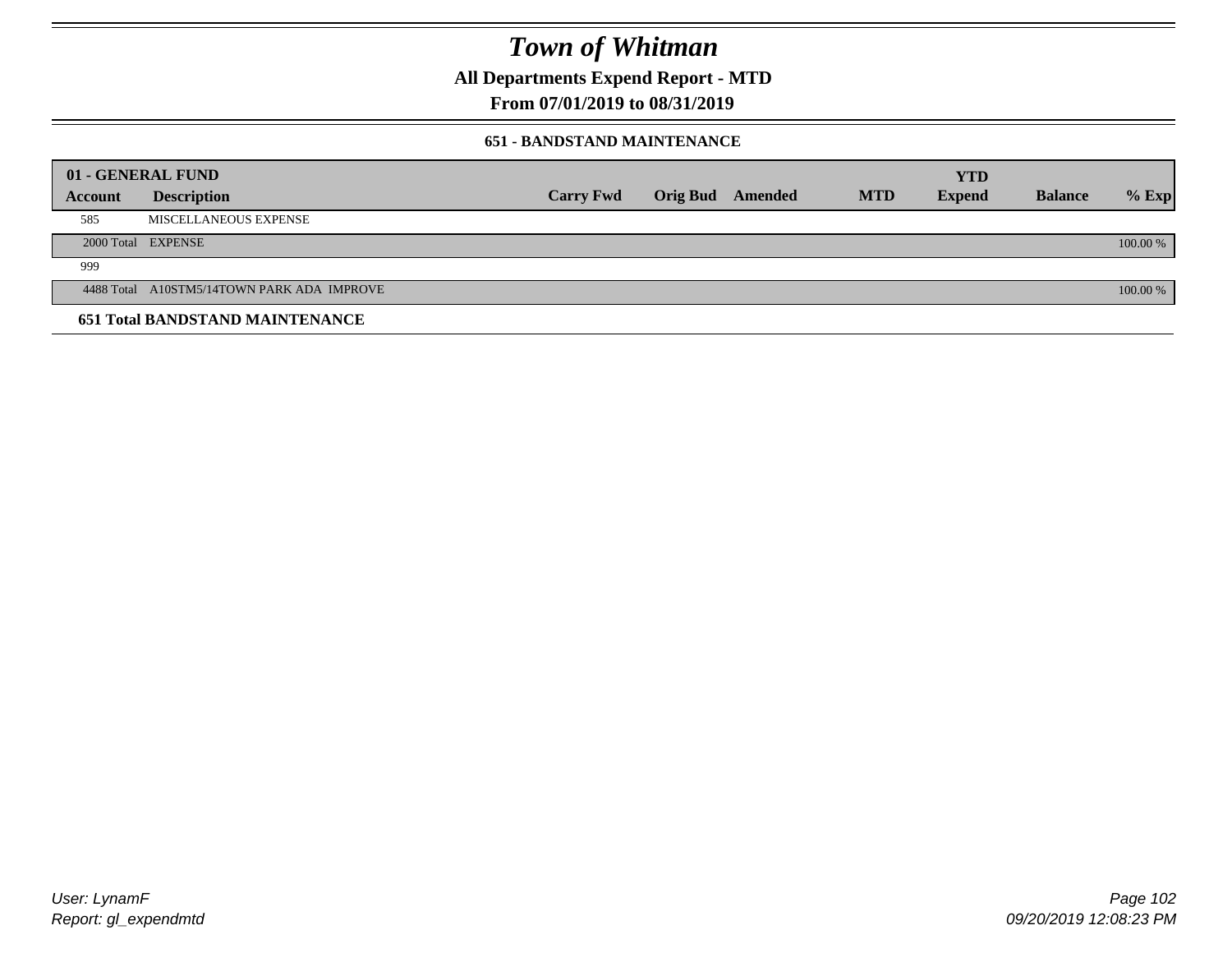# Town of Whitman

**All Departments Expend Report - MTD**

**From 07/01/2019 to 08/31/2019**

### 651 - BANDSTAND MAINTENANCE

| 01 - GENERAL FUND | | | | | | | | |
|---|---|---|---|---|---|---|---|---|
| **Account** | **Description** | **Carry Fwd** | **Orig Bud** | **Amended** | **MTD** | **YTD Expend** | **Balance** | **% Exp** |
| 585 | MISCELLANEOUS EXPENSE | | | | | | | |
| 2000 Total | EXPENSE | | | | | | | 100.00 % |
| 999 | | | | | | | | |
| 4488 Total | A10STM5/14TOWN PARK ADA IMPROVE | | | | | | | 100.00 % |
| **651 Total BANDSTAND MAINTENANCE** | | | | | | | | |

User: LynamF
Report: gl_expendmtd

09/20/2019 12:08:23 PM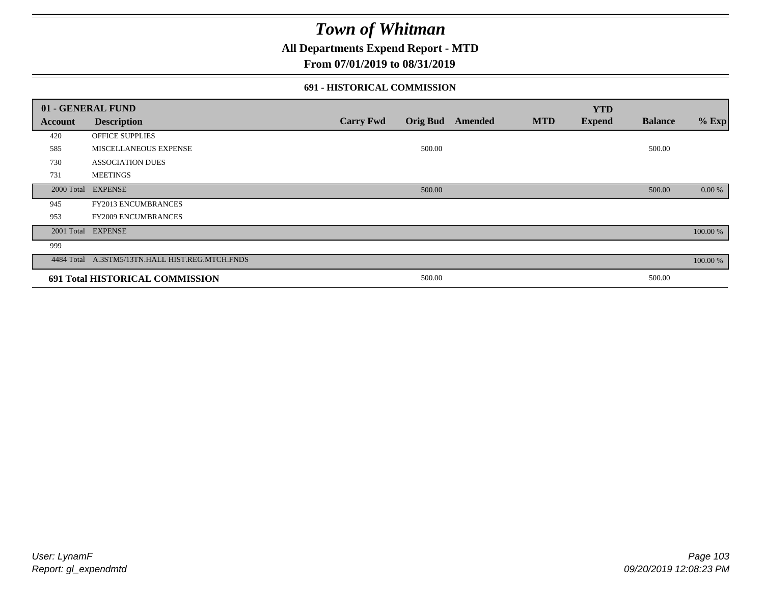# Town of Whitman

**All Departments Expend Report - MTD**

**From 07/01/2019 to 08/31/2019**

### 691 - HISTORICAL COMMISSION

| 01 - GENERAL FUND | | | | | | YTD | | |
|---|---|---|---|---|---|---|---|---|
| **Account** | **Description** | **Carry Fwd** | **Orig Bud** | **Amended** | **MTD** | **Expend** | **Balance** | **% Exp** |
| 420 | OFFICE SUPPLIES | | | | | | | |
| 585 | MISCELLANEOUS EXPENSE | | 500.00 | | | | 500.00 | |
| 730 | ASSOCIATION DUES | | | | | | | |
| 731 | MEETINGS | | | | | | | |
| 2000 Total | EXPENSE | | 500.00 | | | | 500.00 | 0.00 % |
| 945 | FY2013 ENCUMBRANCES | | | | | | | |
| 953 | FY2009 ENCUMBRANCES | | | | | | | |
| 2001 Total | EXPENSE | | | | | | | 100.00 % |
| 999 | | | | | | | | |
| 4484 Total | A.3STM5/13TN.HALL HIST.REG.MTCH.FNDS | | | | | | | 100.00 % |
| **691 Total HISTORICAL COMMISSION** | | | 500.00 | | | | 500.00 | |

*User: LynamF*
*Report: gl_expendmtd*

*09/20/2019 12:08:23 PM*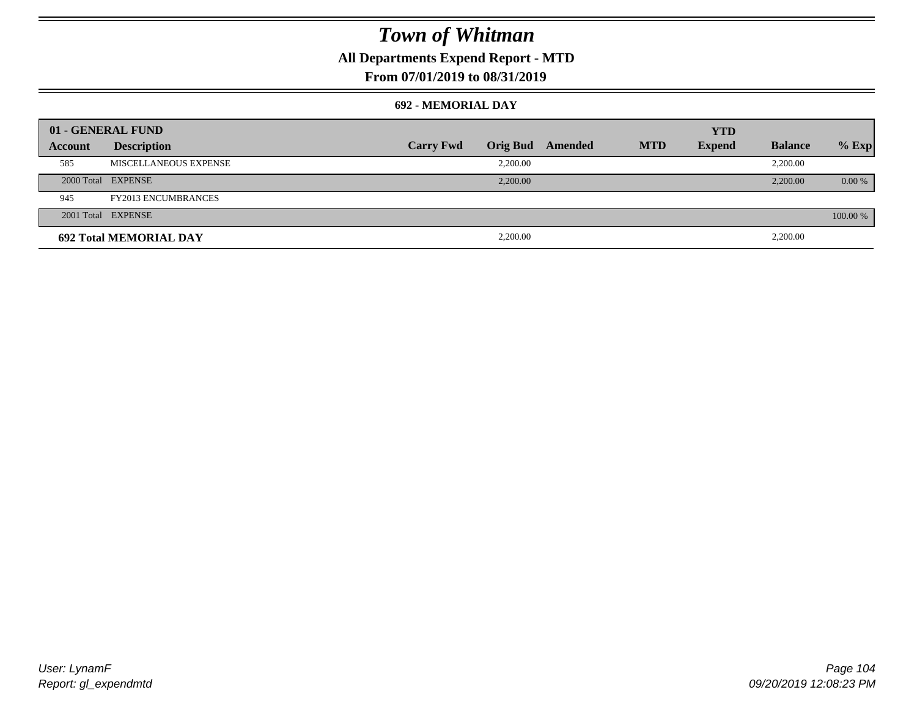# Town of Whitman

## All Departments Expend Report - MTD

## From 07/01/2019 to 08/31/2019

### 692 - MEMORIAL DAY

| 01 - GENERAL FUND | | | | | | YTD | | |
|---|---|---|---|---|---|---|---|---|
| **Account** | **Description** | **Carry Fwd** | **Orig Bud** | **Amended** | **MTD** | **Expend** | **Balance** | **% Exp** |
| 585 | MISCELLANEOUS EXPENSE | | 2,200.00 | | | | 2,200.00 | |
| 2000 Total | EXPENSE | | 2,200.00 | | | | 2,200.00 | 0.00 % |
| 945 | FY2013 ENCUMBRANCES | | | | | | | |
| 2001 Total | EXPENSE | | | | | | | 100.00 % |
| **692 Total MEMORIAL DAY** | | | 2,200.00 | | | | 2,200.00 | |

User: LynamF
Report: gl_expendmtd

09/20/2019 12:08:23 PM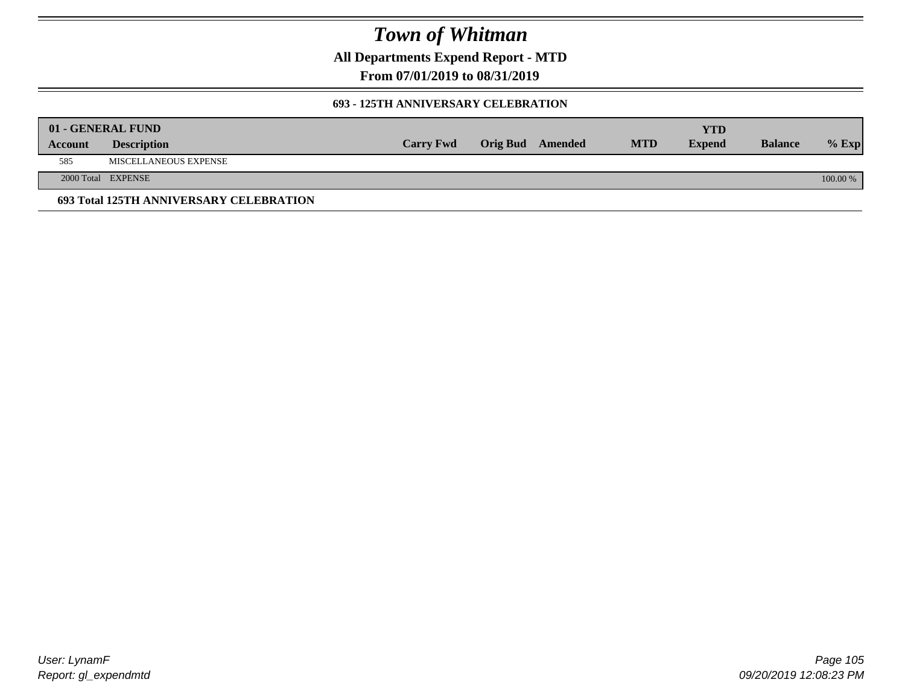# Town of Whitman

**All Departments Expend Report - MTD**

**From 07/01/2019 to 08/31/2019**

### 693 - 125TH ANNIVERSARY CELEBRATION

| Account | Description | Carry Fwd | Orig Bud | Amended | MTD | YTD Expend | Balance | % Exp |
|---|---|---|---|---|---|---|---|---|
| **01 - GENERAL FUND** | | | | | | | | |
| 585 | MISCELLANEOUS EXPENSE | | | | | | | |
| 2000 Total | EXPENSE | | | | | | | 100.00 % |

**693 Total 125TH ANNIVERSARY CELEBRATION**

*User: LynamF*
*Report: gl_expendmtd*

*09/20/2019 12:08:23 PM*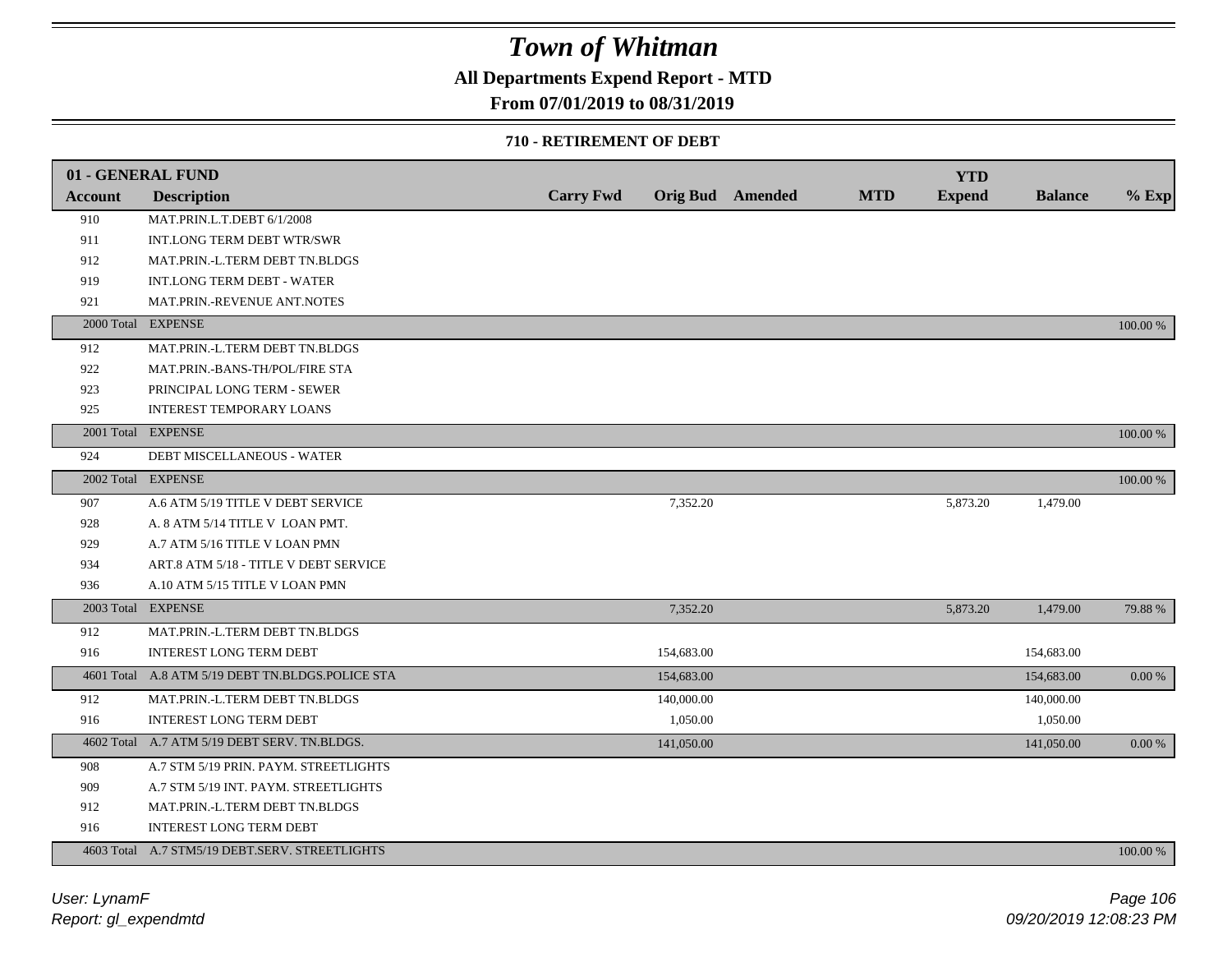# Town of Whitman

**All Departments Expend Report - MTD**

**From 07/01/2019 to 08/31/2019**

**710 - RETIREMENT OF DEBT**

| 01 - GENERAL FUND | | | | | | | | |
|---|---|---|---|---|---|---|---|---|
| **Account** | **Description** | **Carry Fwd** | **Orig Bud** | **Amended** | **MTD** | **YTD Expend** | **Balance** | **% Exp** |
| 910 | MAT.PRIN.L.T.DEBT 6/1/2008 | | | | | | | |
| 911 | INT.LONG TERM DEBT WTR/SWR | | | | | | | |
| 912 | MAT.PRIN.-L.TERM DEBT TN.BLDGS | | | | | | | |
| 919 | INT.LONG TERM DEBT - WATER | | | | | | | |
| 921 | MAT.PRIN.-REVENUE ANT.NOTES | | | | | | | |
| 2000 Total | EXPENSE | | | | | | | 100.00 % |
| 912 | MAT.PRIN.-L.TERM DEBT TN.BLDGS | | | | | | | |
| 922 | MAT.PRIN.-BANS-TH/POL/FIRE STA | | | | | | | |
| 923 | PRINCIPAL LONG TERM - SEWER | | | | | | | |
| 925 | INTEREST TEMPORARY LOANS | | | | | | | |
| 2001 Total | EXPENSE | | | | | | | 100.00 % |
| 924 | DEBT MISCELLANEOUS - WATER | | | | | | | |
| 2002 Total | EXPENSE | | | | | | | 100.00 % |
| 907 | A.6 ATM 5/19 TITLE V DEBT SERVICE | | 7,352.20 | | | 5,873.20 | 1,479.00 | |
| 928 | A. 8 ATM 5/14 TITLE V LOAN PMT. | | | | | | | |
| 929 | A.7 ATM 5/16 TITLE V LOAN PMN | | | | | | | |
| 934 | ART.8 ATM 5/18 - TITLE V DEBT SERVICE | | | | | | | |
| 936 | A.10 ATM 5/15 TITLE V LOAN PMN | | | | | | | |
| 2003 Total | EXPENSE | | 7,352.20 | | | 5,873.20 | 1,479.00 | 79.88 % |
| 912 | MAT.PRIN.-L.TERM DEBT TN.BLDGS | | | | | | | |
| 916 | INTEREST LONG TERM DEBT | | 154,683.00 | | | | 154,683.00 | |
| 4601 Total | A.8 ATM 5/19 DEBT TN.BLDGS.POLICE STA | | 154,683.00 | | | | 154,683.00 | 0.00 % |
| 912 | MAT.PRIN.-L.TERM DEBT TN.BLDGS | | 140,000.00 | | | | 140,000.00 | |
| 916 | INTEREST LONG TERM DEBT | | 1,050.00 | | | | 1,050.00 | |
| 4602 Total | A.7 ATM 5/19 DEBT SERV. TN.BLDGS. | | 141,050.00 | | | | 141,050.00 | 0.00 % |
| 908 | A.7 STM 5/19 PRIN. PAYM. STREETLIGHTS | | | | | | | |
| 909 | A.7 STM 5/19 INT. PAYM. STREETLIGHTS | | | | | | | |
| 912 | MAT.PRIN.-L.TERM DEBT TN.BLDGS | | | | | | | |
| 916 | INTEREST LONG TERM DEBT | | | | | | | |
| 4603 Total | A.7 STM5/19 DEBT.SERV. STREETLIGHTS | | | | | | | 100.00 % |

*User: LynamF*
*Report: gl_expendmtd*
*09/20/2019 12:08:23 PM*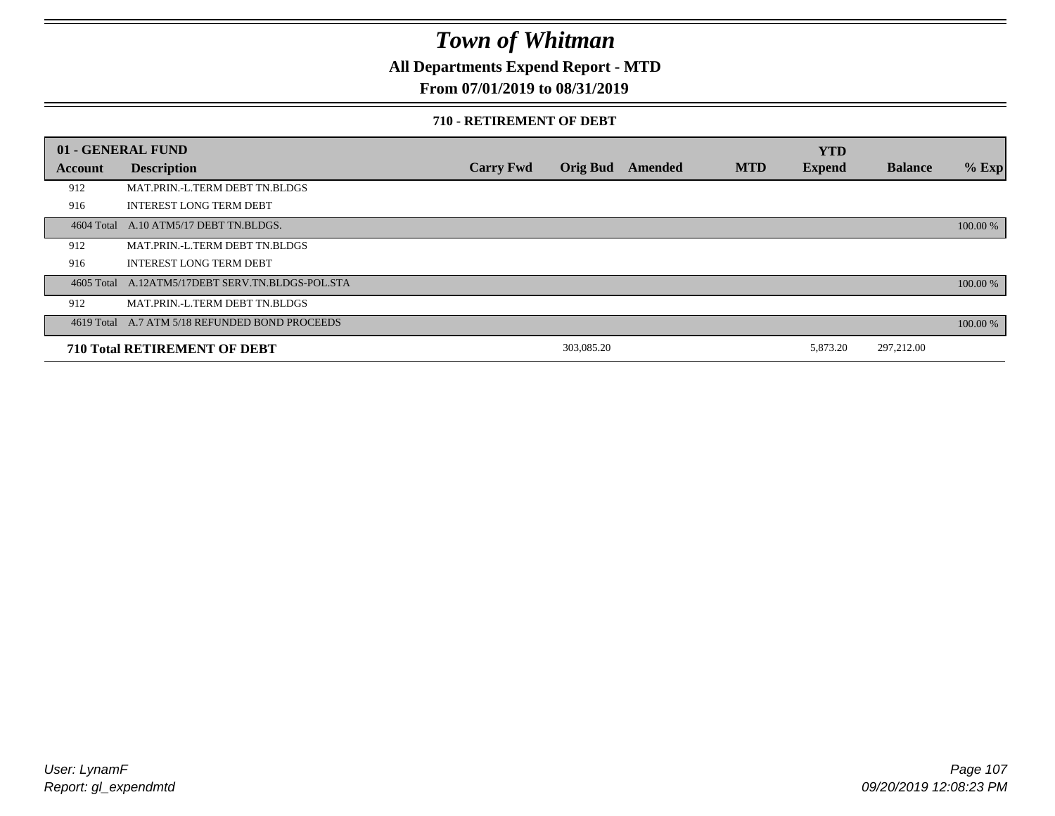# Town of Whitman

**All Departments Expend Report - MTD**

**From 07/01/2019 to 08/31/2019**

**710 - RETIREMENT OF DEBT**

| 01 - GENERAL FUND | | | | | | YTD | | |
|---|---|---|---|---|---|---|---|---|
| **Account** | **Description** | **Carry Fwd** | **Orig Bud** | **Amended** | **MTD** | **Expend** | **Balance** | **% Exp** |
| 912 | MAT.PRIN.-L.TERM DEBT TN.BLDGS | | | | | | | |
| 916 | INTEREST LONG TERM DEBT | | | | | | | |
| 4604 Total | A.10 ATM5/17 DEBT TN.BLDGS. | | | | | | | 100.00 % |
| 912 | MAT.PRIN.-L.TERM DEBT TN.BLDGS | | | | | | | |
| 916 | INTEREST LONG TERM DEBT | | | | | | | |
| 4605 Total | A.12ATM5/17DEBT SERV.TN.BLDGS-POL.STA | | | | | | | 100.00 % |
| 912 | MAT.PRIN.-L.TERM DEBT TN.BLDGS | | | | | | | |
| 4619 Total | A.7 ATM 5/18 REFUNDED BOND PROCEEDS | | | | | | | 100.00 % |
| **710 Total RETIREMENT OF DEBT** | | | 303,085.20 | | | 5,873.20 | 297,212.00 | |

*User: LynamF*
*Report: gl_expendmtd*

*09/20/2019 12:08:23 PM*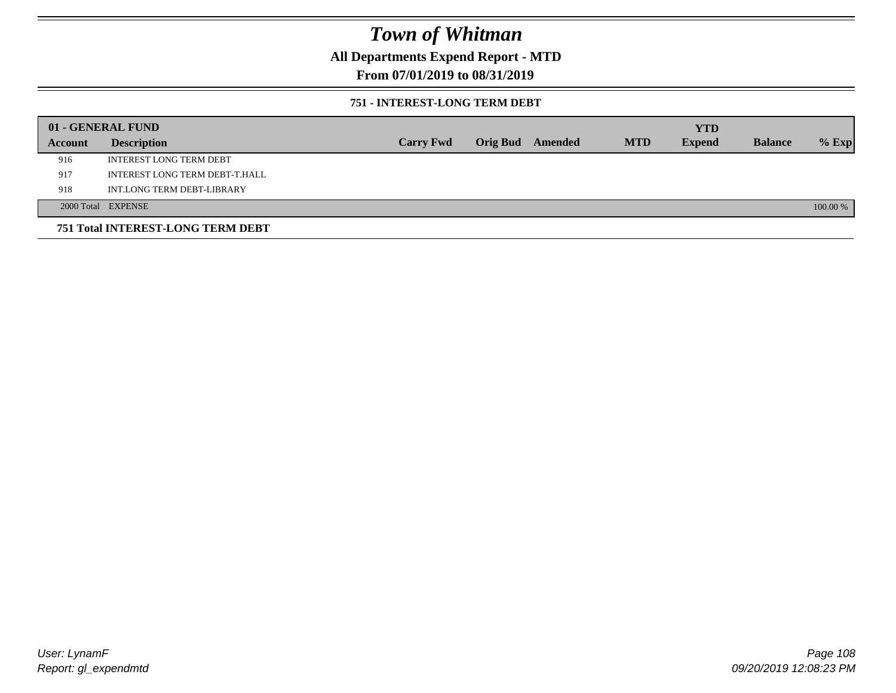# Town of Whitman

## All Departments Expend Report - MTD

### From 07/01/2019 to 08/31/2019

#### 751 - INTEREST-LONG TERM DEBT

| 01 - GENERAL FUND | | | | | | | | |
|---|---|---|---|---|---|---|---|---|
| **Account** | **Description** | **Carry Fwd** | **Orig Bud** | **Amended** | **MTD** | **YTD Expend** | **Balance** | **% Exp** |
| 916 | INTEREST LONG TERM DEBT | | | | | | | |
| 917 | INTEREST LONG TERM DEBT-T.HALL | | | | | | | |
| 918 | INT.LONG TERM DEBT-LIBRARY | | | | | | | |
| 2000 Total | EXPENSE | | | | | | | 100.00 % |

**751 Total INTEREST-LONG TERM DEBT**

User: LynamF
Report: gl_expendmtd

09/20/2019 12:08:23 PM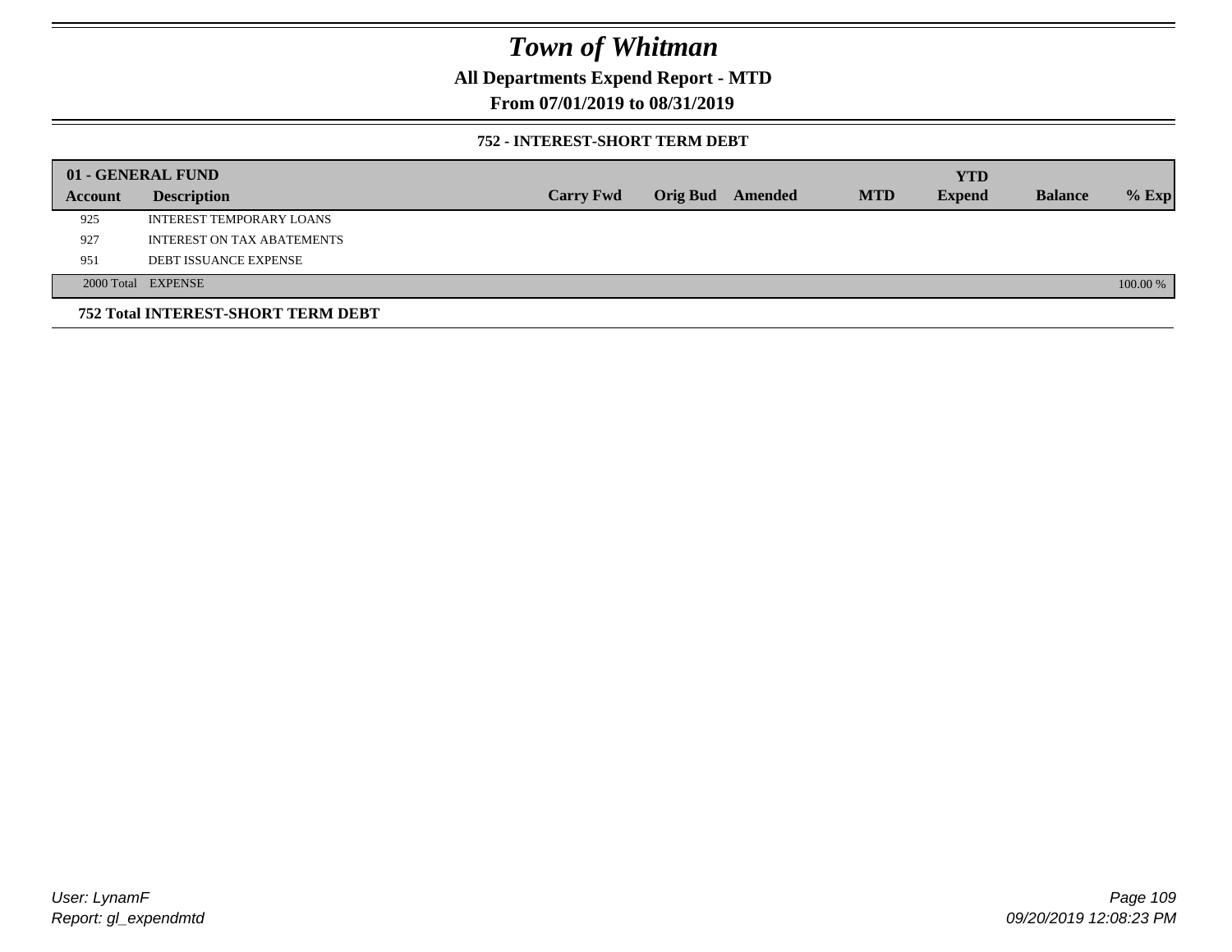# Town of Whitman

**All Departments Expend Report - MTD**

**From 07/01/2019 to 08/31/2019**

**752 - INTEREST-SHORT TERM DEBT**

| 01 - GENERAL FUND | | | | | | YTD | | |
|---|---|---|---|---|---|---|---|---|
| **Account** | **Description** | **Carry Fwd** | **Orig Bud** | **Amended** | **MTD** | **Expend** | **Balance** | **% Exp** |
| 925 | INTEREST TEMPORARY LOANS | | | | | | | |
| 927 | INTEREST ON TAX ABATEMENTS | | | | | | | |
| 951 | DEBT ISSUANCE EXPENSE | | | | | | | |
| 2000 Total | EXPENSE | | | | | | | 100.00 % |

**752 Total INTEREST-SHORT TERM DEBT**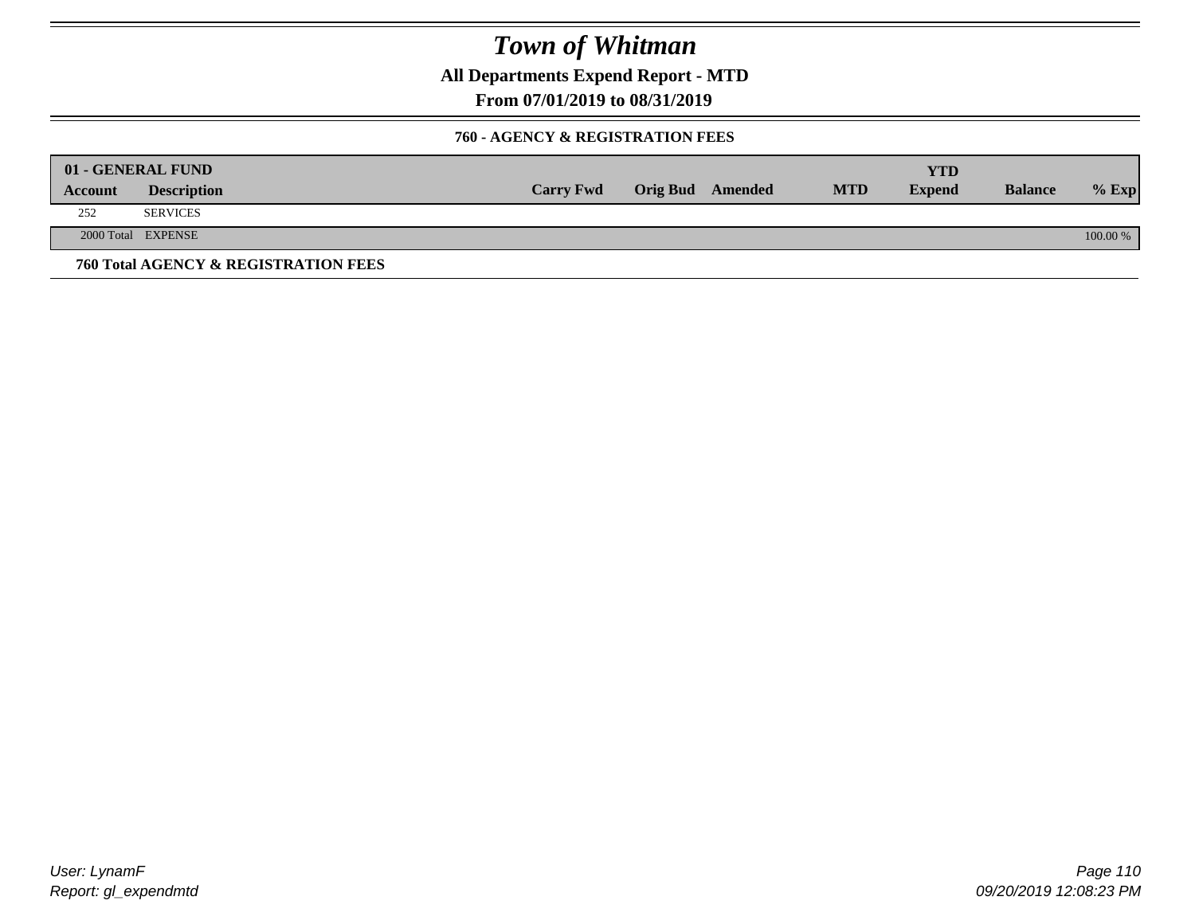# Town of Whitman

**All Departments Expend Report - MTD**

**From 07/01/2019 to 08/31/2019**

**760 - AGENCY & REGISTRATION FEES**

| **01 - GENERAL FUND** | | | | | | | | |
|---|---|---|---|---|---|---|---|---|
| **Account** | **Description** | **Carry Fwd** | **Orig Bud** | **Amended** | **MTD** | **YTD Expend** | **Balance** | **% Exp** |
| 252 | SERVICES | | | | | | | |
| 2000 Total | EXPENSE | | | | | | | 100.00 % |

**760 Total AGENCY & REGISTRATION FEES**

*User: LynamF*
*Report: gl_expendmtd*

*09/20/2019 12:08:23 PM*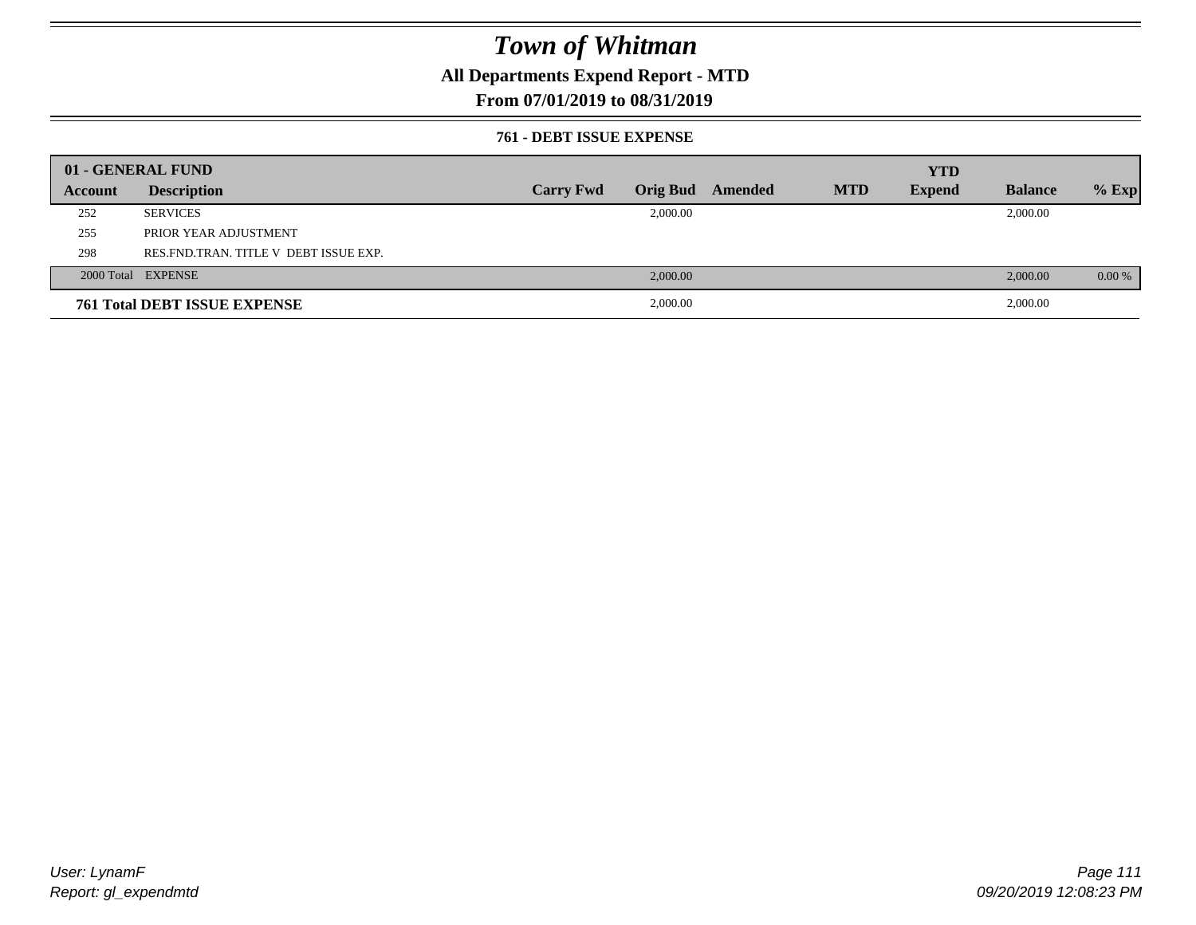# Town of Whitman

## All Departments Expend Report - MTD

## From 07/01/2019 to 08/31/2019

### 761 - DEBT ISSUE EXPENSE

| 01 - GENERAL FUND | | | | | | | | |
|---|---|---|---|---|---|---|---|---|
| **Account** | **Description** | **Carry Fwd** | **Orig Bud** | **Amended** | **MTD** | **YTD Expend** | **Balance** | **% Exp** |
| 252 | SERVICES | | 2,000.00 | | | | 2,000.00 | |
| 255 | PRIOR YEAR ADJUSTMENT | | | | | | | |
| 298 | RES.FND.TRAN. TITLE V DEBT ISSUE EXP. | | | | | | | |
| 2000 Total | EXPENSE | | 2,000.00 | | | | 2,000.00 | 0.00 % |
| **761 Total DEBT ISSUE EXPENSE** | | | 2,000.00 | | | | 2,000.00 | |

User: LynamF
Report: gl_expendmtd

09/20/2019 12:08:23 PM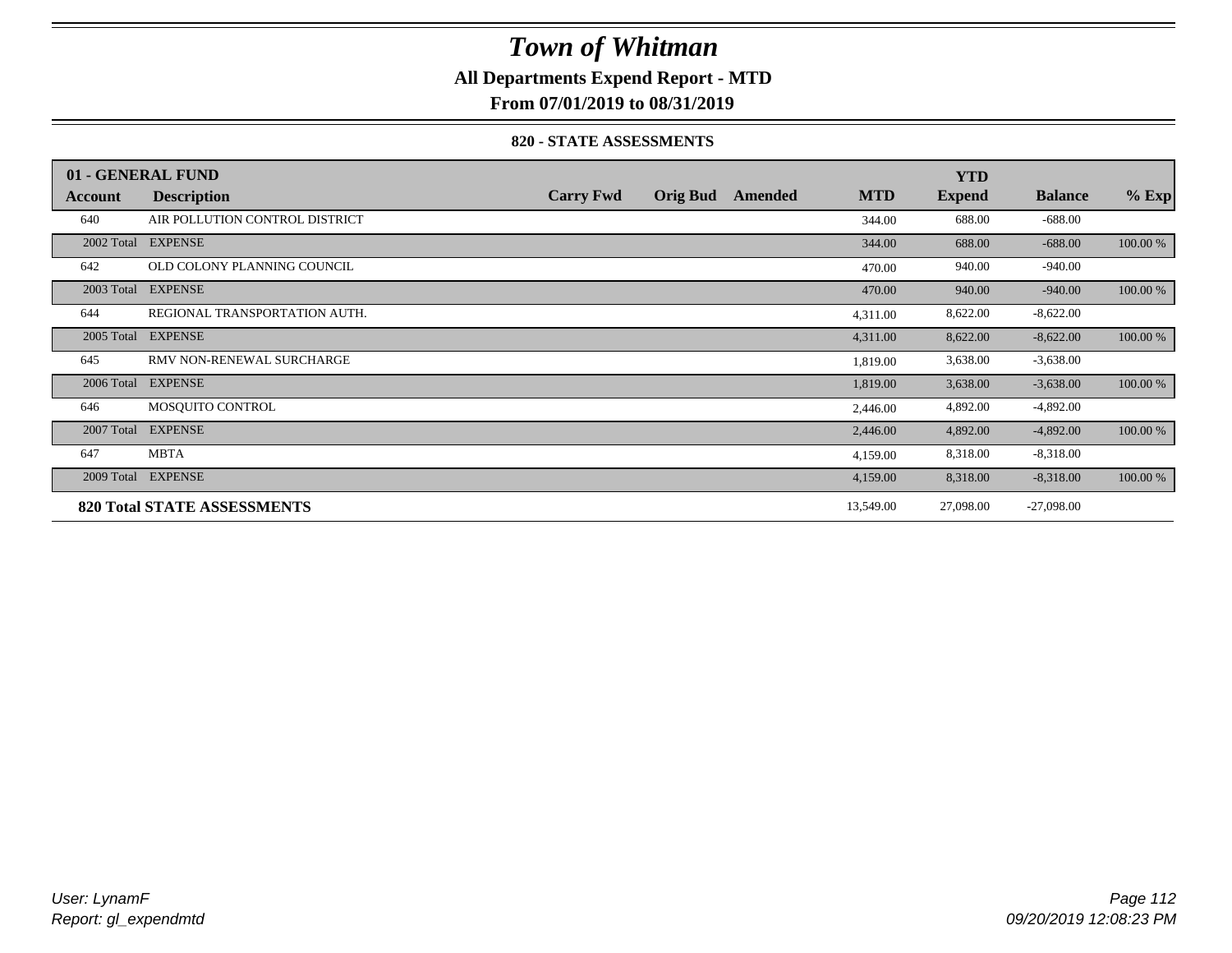# Town of Whitman

**All Departments Expend Report - MTD**

**From 07/01/2019 to 08/31/2019**

**820 - STATE ASSESSMENTS**

| 01 - GENERAL FUND | | | | | | YTD | | |
|---|---|---|---|---|---|---|---|---|
| **Account** | **Description** | **Carry Fwd** | **Orig Bud** | **Amended** | **MTD** | **Expend** | **Balance** | **% Exp** |
| 640 | AIR POLLUTION CONTROL DISTRICT | | | | 344.00 | 688.00 | -688.00 | |
| 2002 Total | EXPENSE | | | | 344.00 | 688.00 | -688.00 | 100.00 % |
| 642 | OLD COLONY PLANNING COUNCIL | | | | 470.00 | 940.00 | -940.00 | |
| 2003 Total | EXPENSE | | | | 470.00 | 940.00 | -940.00 | 100.00 % |
| 644 | REGIONAL TRANSPORTATION AUTH. | | | | 4,311.00 | 8,622.00 | -8,622.00 | |
| 2005 Total | EXPENSE | | | | 4,311.00 | 8,622.00 | -8,622.00 | 100.00 % |
| 645 | RMV NON-RENEWAL SURCHARGE | | | | 1,819.00 | 3,638.00 | -3,638.00 | |
| 2006 Total | EXPENSE | | | | 1,819.00 | 3,638.00 | -3,638.00 | 100.00 % |
| 646 | MOSQUITO CONTROL | | | | 2,446.00 | 4,892.00 | -4,892.00 | |
| 2007 Total | EXPENSE | | | | 2,446.00 | 4,892.00 | -4,892.00 | 100.00 % |
| 647 | MBTA | | | | 4,159.00 | 8,318.00 | -8,318.00 | |
| 2009 Total | EXPENSE | | | | 4,159.00 | 8,318.00 | -8,318.00 | 100.00 % |
| **820 Total STATE ASSESSMENTS** | | | | | 13,549.00 | 27,098.00 | -27,098.00 | |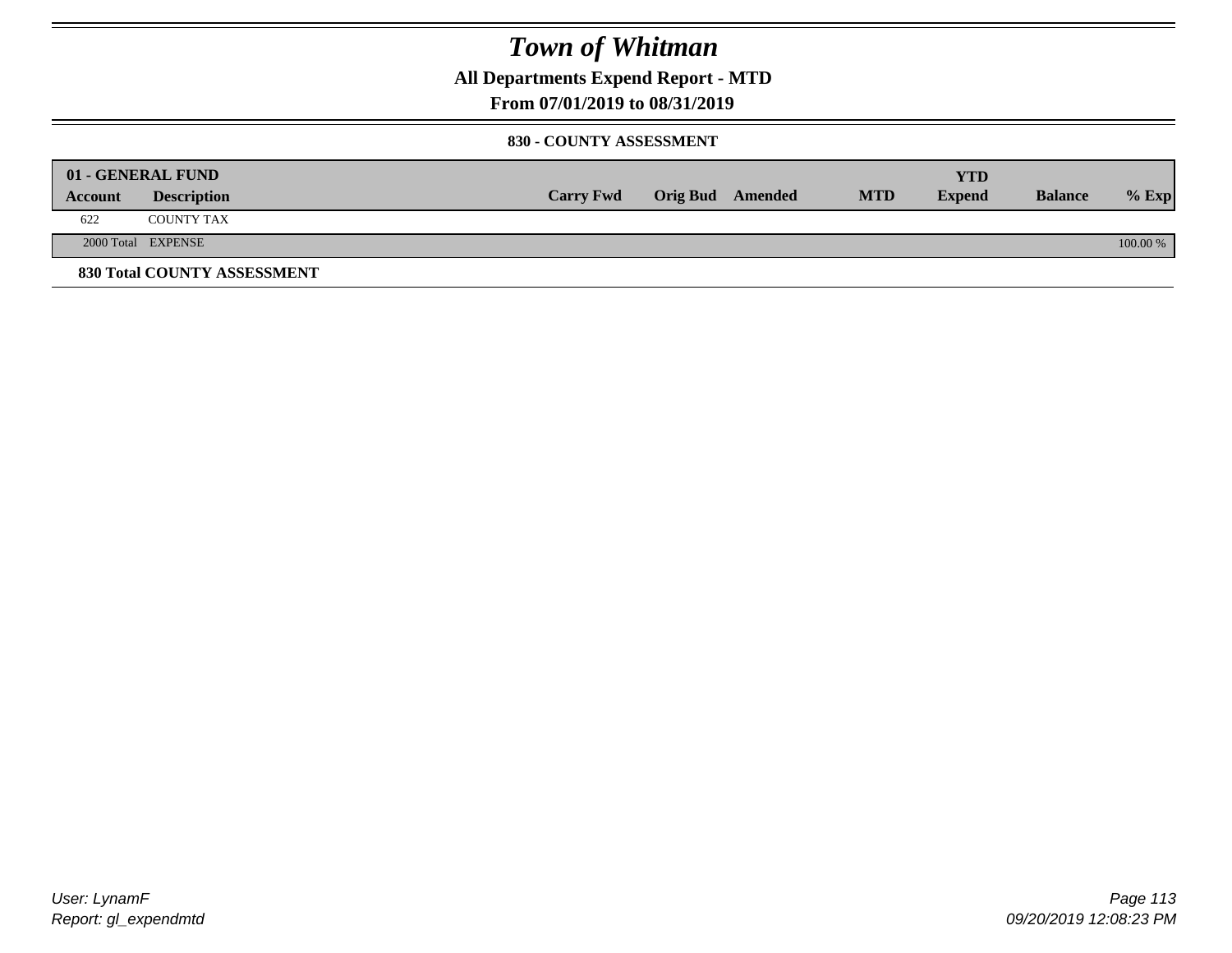# Town of Whitman

**All Departments Expend Report - MTD**

**From 07/01/2019 to 08/31/2019**

**830 - COUNTY ASSESSMENT**

| **01 - GENERAL FUND** | | | | | | | | |
|---|---|---|---|---|---|---|---|---|
| **Account** | **Description** | **Carry Fwd** | **Orig Bud** | **Amended** | **MTD** | **YTD Expend** | **Balance** | **% Exp** |
| 622 | COUNTY TAX | | | | | | | |
| 2000 Total | EXPENSE | | | | | | | 100.00 % |

**830 Total COUNTY ASSESSMENT**

User: LynamF
Report: gl_expendmtd

09/20/2019 12:08:23 PM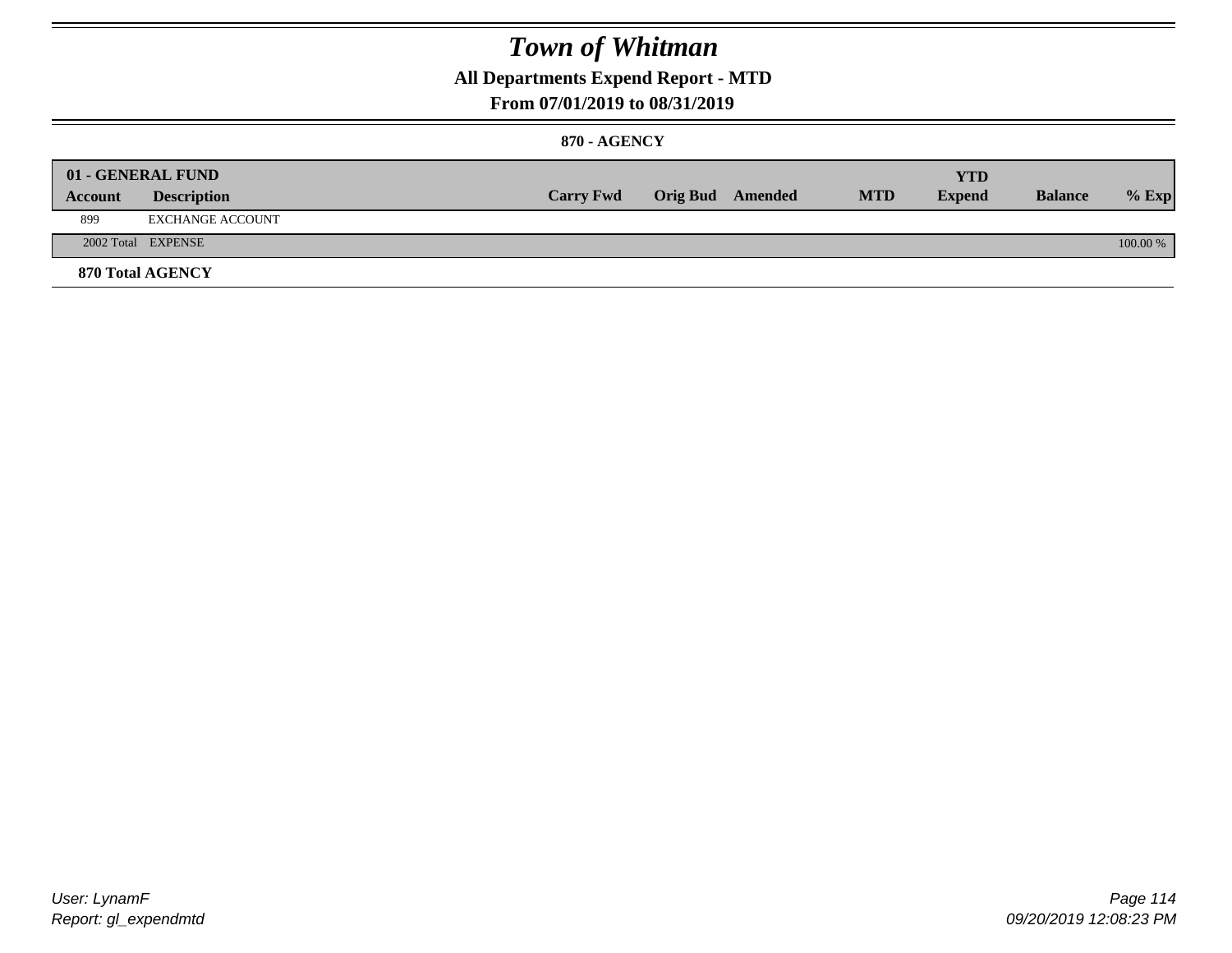# Town of Whitman

## All Departments Expend Report - MTD

### From 07/01/2019 to 08/31/2019

#### 870 - AGENCY

| 01 - GENERAL FUND | | | | | | YTD | | |
|---|---|---|---|---|---|---|---|---|
| **Account** | **Description** | **Carry Fwd** | **Orig Bud** | **Amended** | **MTD** | **Expend** | **Balance** | **% Exp** |
| 899 | EXCHANGE ACCOUNT | | | | | | | |
| 2002 Total | EXPENSE | | | | | | | 100.00 % |

**870 Total AGENCY**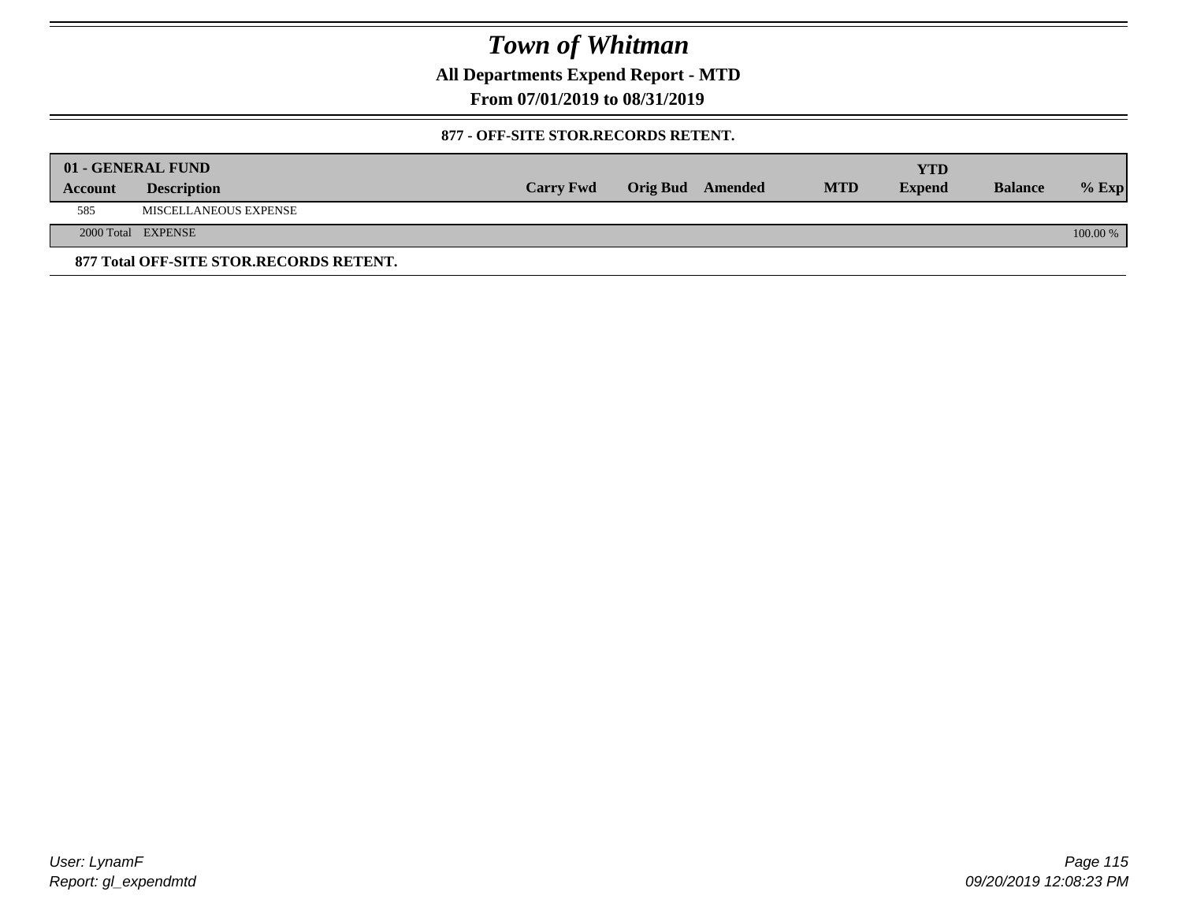# Town of Whitman

**All Departments Expend Report - MTD**

**From 07/01/2019 to 08/31/2019**

**877 - OFF-SITE STOR.RECORDS RETENT.**

| 01 - GENERAL FUND | | | | | | | | |
|---|---|---|---|---|---|---|---|---|
| **Account** | **Description** | **Carry Fwd** | **Orig Bud** | **Amended** | **MTD** | **YTD Expend** | **Balance** | **% Exp** |
| 585 | MISCELLANEOUS EXPENSE | | | | | | | |
| 2000 Total | EXPENSE | | | | | | | 100.00 % |

**877 Total OFF-SITE STOR.RECORDS RETENT.**

User: LynamF
Report: gl_expendmtd

09/20/2019 12:08:23 PM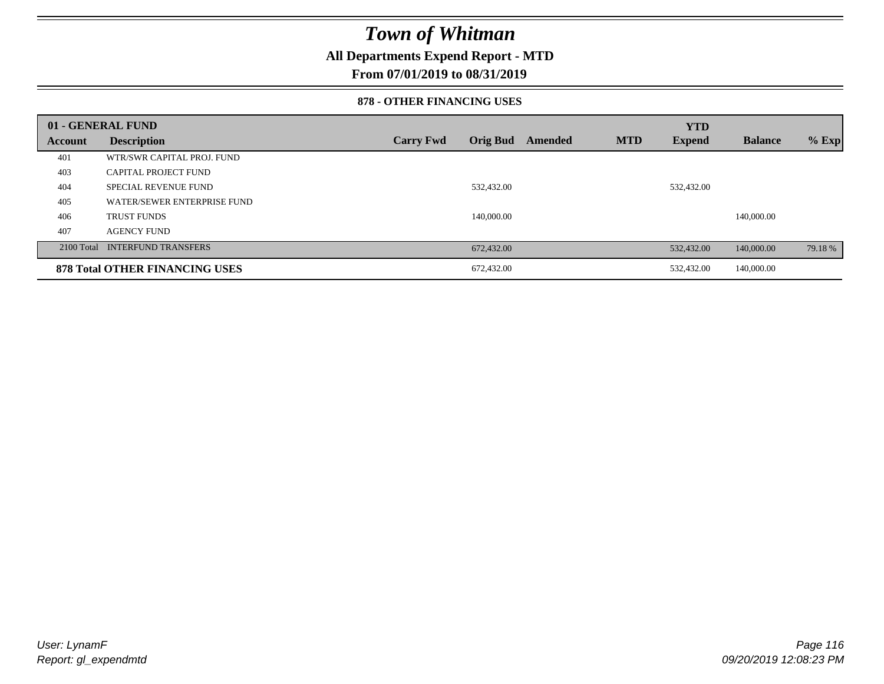# Town of Whitman

**All Departments Expend Report - MTD**

**From 07/01/2019 to 08/31/2019**

**878 - OTHER FINANCING USES**

| 01 - GENERAL FUND | | | | | | YTD | | |
|---|---|---|---|---|---|---|---|---|
| **Account** | **Description** | **Carry Fwd** | **Orig Bud** | **Amended** | **MTD** | **Expend** | **Balance** | **% Exp** |
| 401 | WTR/SWR CAPITAL PROJ. FUND | | | | | | | |
| 403 | CAPITAL PROJECT FUND | | | | | | | |
| 404 | SPECIAL REVENUE FUND | | 532,432.00 | | | 532,432.00 | | |
| 405 | WATER/SEWER ENTERPRISE FUND | | | | | | | |
| 406 | TRUST FUNDS | | 140,000.00 | | | | 140,000.00 | |
| 407 | AGENCY FUND | | | | | | | |
| 2100 Total | INTERFUND TRANSFERS | | 672,432.00 | | | 532,432.00 | 140,000.00 | 79.18 % |
| **878 Total OTHER FINANCING USES** | | | 672,432.00 | | | 532,432.00 | 140,000.00 | |

*User: LynamF*

*Report: gl_expendmtd*

*09/20/2019 12:08:23 PM*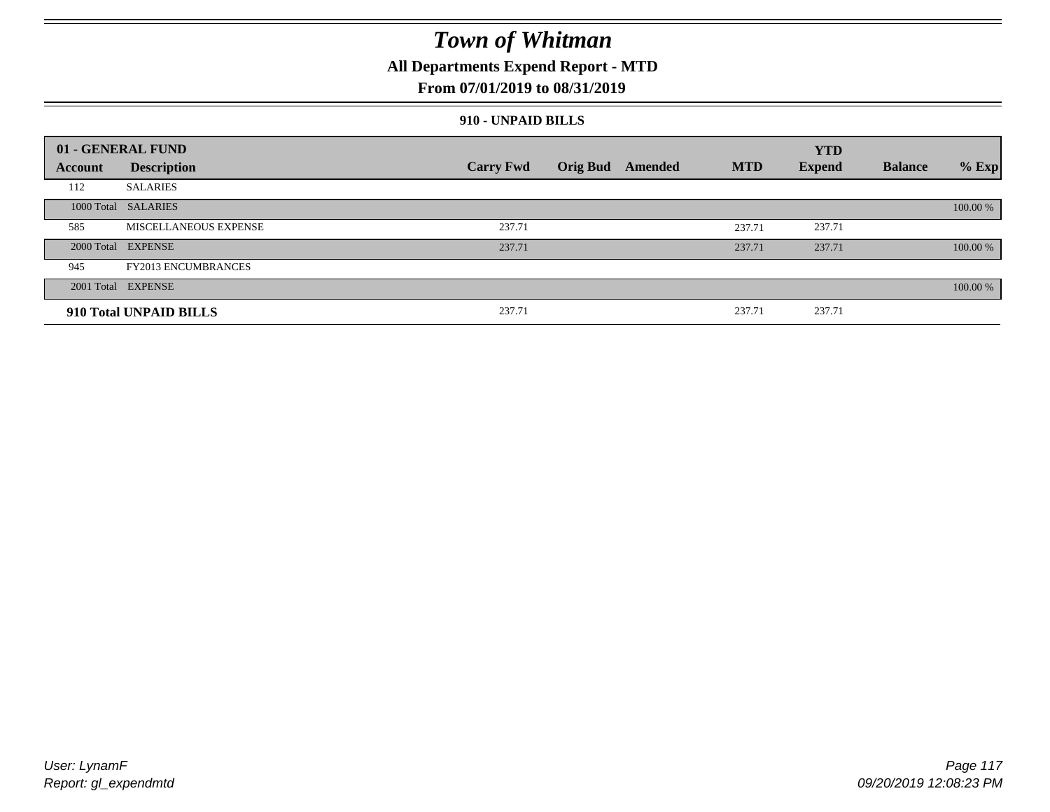# Town of Whitman

**All Departments Expend Report - MTD**

**From 07/01/2019 to 08/31/2019**

**910 - UNPAID BILLS**

| 01 - GENERAL FUND | | | | | | | | |
|---|---|---|---|---|---|---|---|---|
| **Account** | **Description** | **Carry Fwd** | **Orig Bud** | **Amended** | **MTD** | **YTD Expend** | **Balance** | **% Exp** |
| 112 | SALARIES | | | | | | | |
| 1000 Total | SALARIES | | | | | | | 100.00 % |
| 585 | MISCELLANEOUS EXPENSE | 237.71 | | | 237.71 | 237.71 | | |
| 2000 Total | EXPENSE | 237.71 | | | 237.71 | 237.71 | | 100.00 % |
| 945 | FY2013 ENCUMBRANCES | | | | | | | |
| 2001 Total | EXPENSE | | | | | | | 100.00 % |
| **910 Total UNPAID BILLS** | | 237.71 | | | 237.71 | 237.71 | | |

User: LynamF
Report: gl_expendmtd

09/20/2019 12:08:23 PM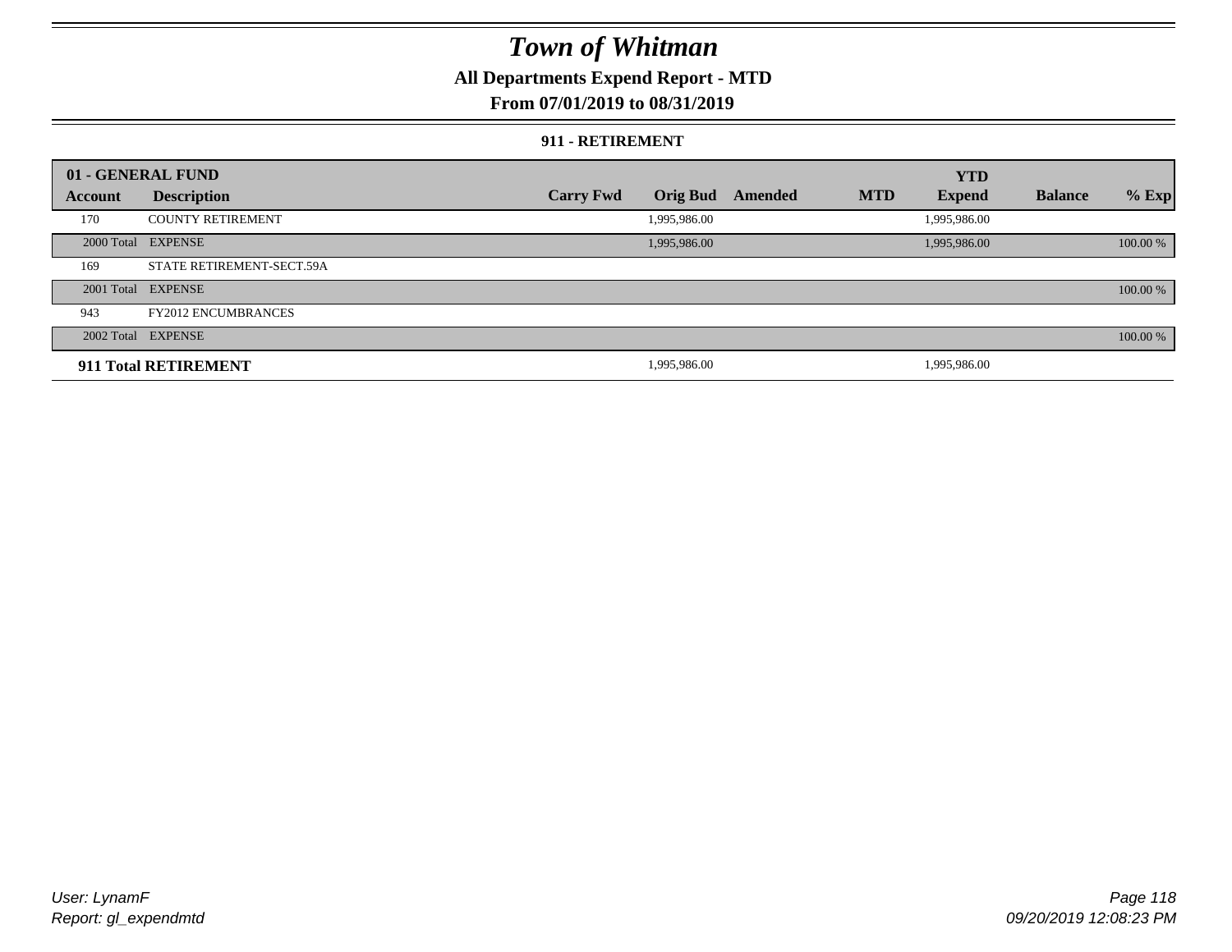# Town of Whitman

**All Departments Expend Report - MTD**

**From 07/01/2019 to 08/31/2019**

**911 - RETIREMENT**

| Account | Description | Carry Fwd | Orig Bud | Amended | MTD | YTD Expend | Balance | % Exp |
|---|---|---|---|---|---|---|---|---|
| **01 - GENERAL FUND** | | | | | | | | |
| 170 | COUNTY RETIREMENT | | 1,995,986.00 | | | 1,995,986.00 | | |
| 2000 Total | EXPENSE | | 1,995,986.00 | | | 1,995,986.00 | | 100.00 % |
| 169 | STATE RETIREMENT-SECT.59A | | | | | | | |
| 2001 Total | EXPENSE | | | | | | | 100.00 % |
| 943 | FY2012 ENCUMBRANCES | | | | | | | |
| 2002 Total | EXPENSE | | | | | | | 100.00 % |
| **911 Total RETIREMENT** | | | 1,995,986.00 | | | 1,995,986.00 | | |

User: LynamF
Report: gl_expendmtd

09/20/2019 12:08:23 PM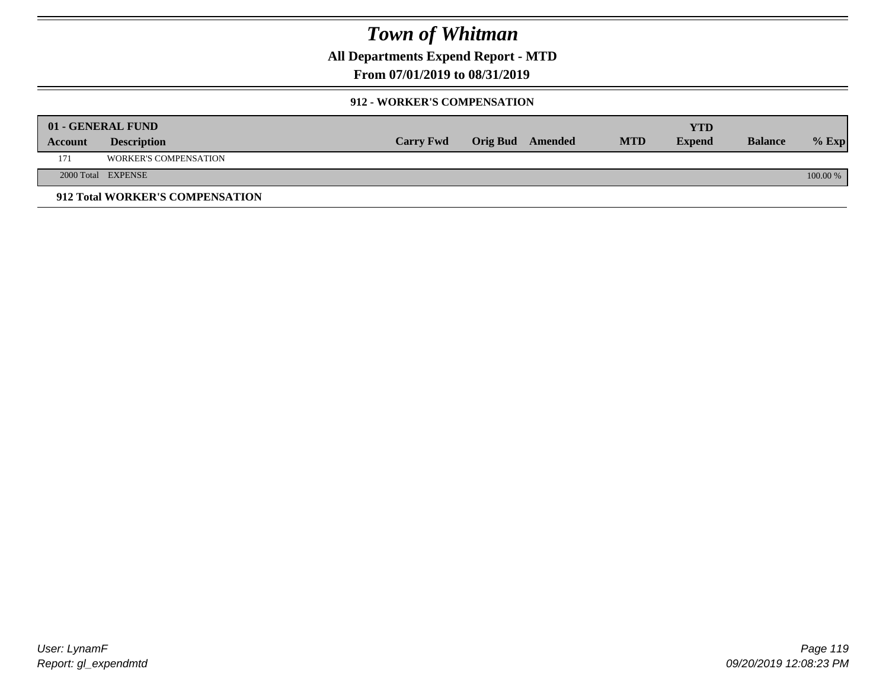# *Town of Whitman*

**All Departments Expend Report - MTD**

**From 07/01/2019 to 08/31/2019**

### 912 - WORKER'S COMPENSATION

| 01 - GENERAL FUND | | | | | | YTD | | |
|---|---|---|---|---|---|---|---|---|
| **Account** | **Description** | **Carry Fwd** | **Orig Bud** | **Amended** | **MTD** | **Expend** | **Balance** | **% Exp** |
| 171 | WORKER'S COMPENSATION | | | | | | | |
| 2000 Total | EXPENSE | | | | | | | 100.00 % |

**912 Total WORKER'S COMPENSATION**

*User: LynamF*
*Report: gl_expendmtd*

*09/20/2019 12:08:23 PM*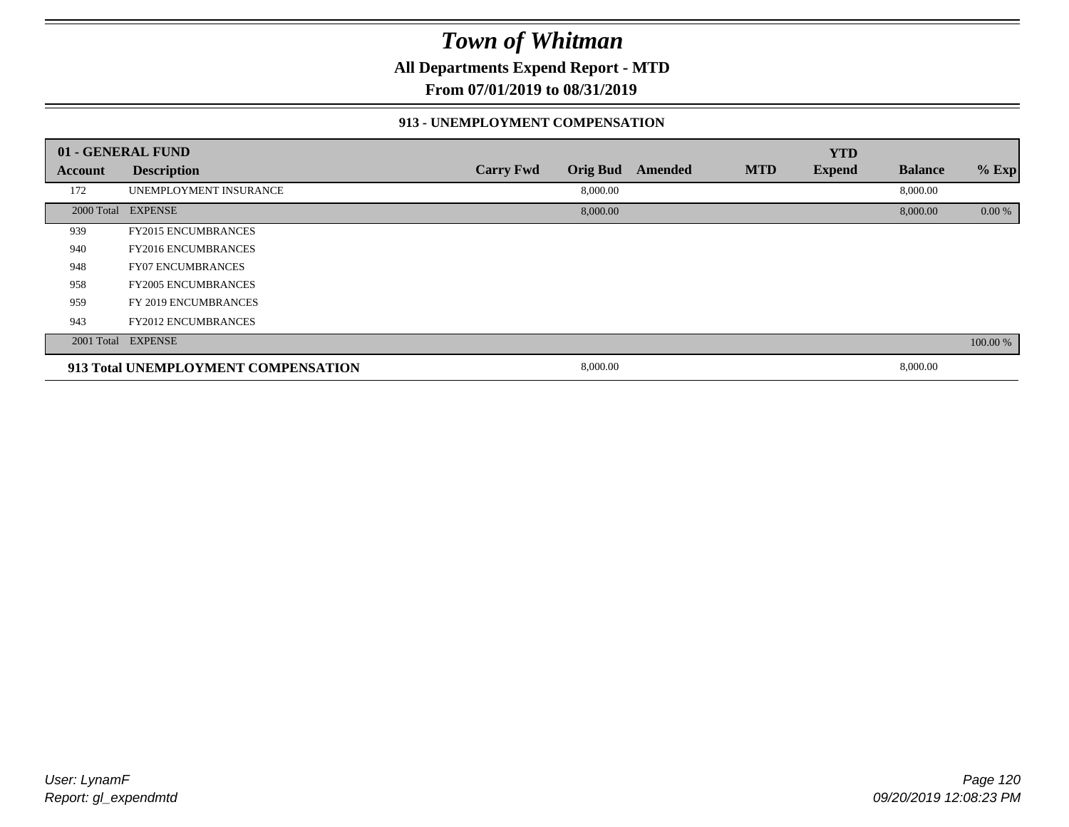# Town of Whitman

**All Departments Expend Report - MTD**

**From 07/01/2019 to 08/31/2019**

### 913 - UNEMPLOYMENT COMPENSATION

| 01 - GENERAL FUND | | | | | | YTD | | |
|---|---|---|---|---|---|---|---|---|
| **Account** | **Description** | **Carry Fwd** | **Orig Bud** | **Amended** | **MTD** | **Expend** | **Balance** | **% Exp** |
| 172 | UNEMPLOYMENT INSURANCE | | 8,000.00 | | | | 8,000.00 | |
| 2000 Total | EXPENSE | | 8,000.00 | | | | 8,000.00 | 0.00 % |
| 939 | FY2015 ENCUMBRANCES | | | | | | | |
| 940 | FY2016 ENCUMBRANCES | | | | | | | |
| 948 | FY07 ENCUMBRANCES | | | | | | | |
| 958 | FY2005 ENCUMBRANCES | | | | | | | |
| 959 | FY 2019 ENCUMBRANCES | | | | | | | |
| 943 | FY2012 ENCUMBRANCES | | | | | | | |
| 2001 Total | EXPENSE | | | | | | | 100.00 % |
| **913 Total UNEMPLOYMENT COMPENSATION** | | | 8,000.00 | | | | 8,000.00 | |

*User: LynamF*
*Report: gl_expendmtd*

*09/20/2019 12:08:23 PM*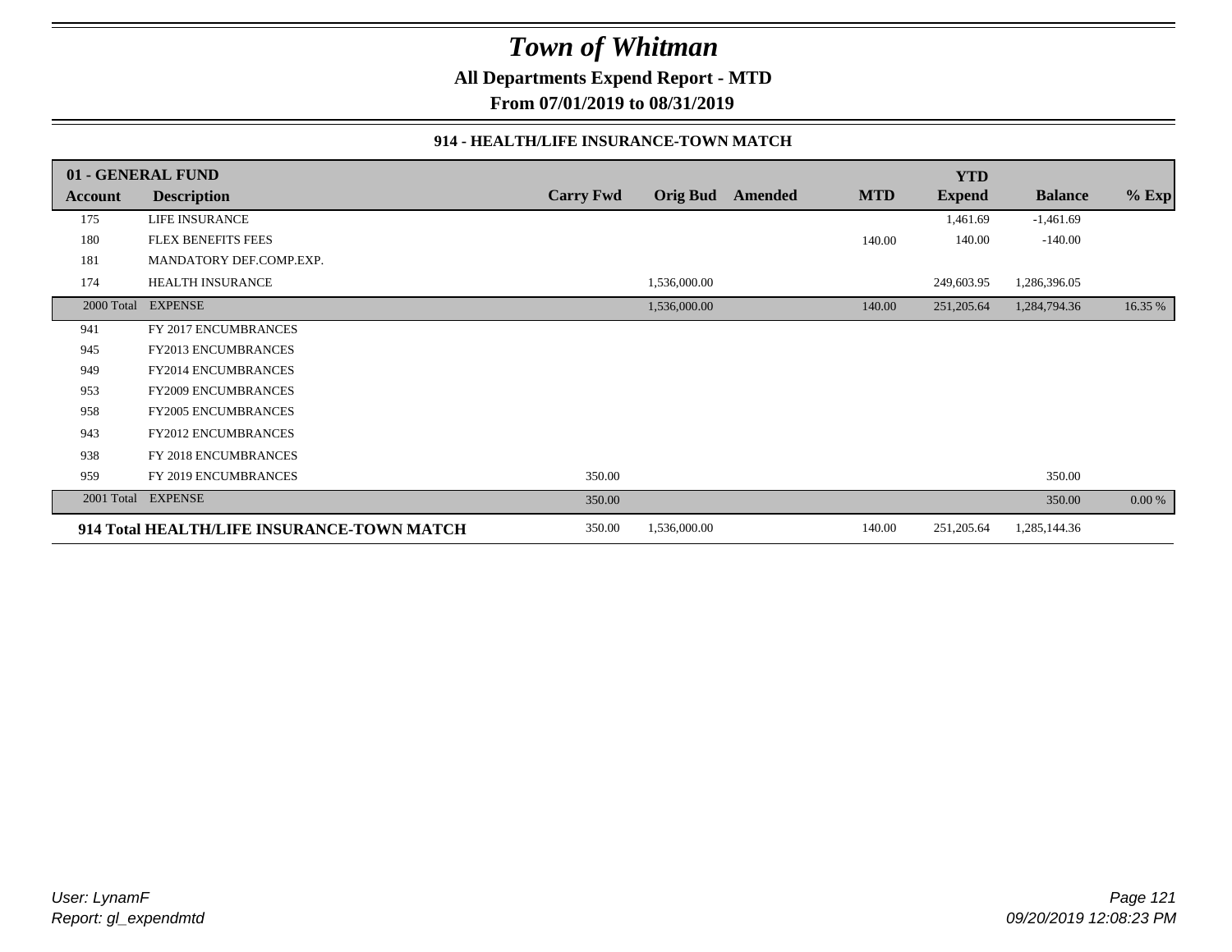# Town of Whitman

**All Departments Expend Report - MTD**

**From 07/01/2019 to 08/31/2019**

**914 - HEALTH/LIFE INSURANCE-TOWN MATCH**

| **01 - GENERAL FUND** | | | | | | **YTD** | | |
|---|---|---|---|---|---|---|---|---|
| **Account** | **Description** | **Carry Fwd** | **Orig Bud** | **Amended** | **MTD** | **Expend** | **Balance** | **% Exp** |
| 175 | LIFE INSURANCE | | | | | 1,461.69 | -1,461.69 | |
| 180 | FLEX BENEFITS FEES | | | | 140.00 | 140.00 | -140.00 | |
| 181 | MANDATORY DEF.COMP.EXP. | | | | | | | |
| 174 | HEALTH INSURANCE | | 1,536,000.00 | | | 249,603.95 | 1,286,396.05 | |
| 2000 Total | EXPENSE | | 1,536,000.00 | | 140.00 | 251,205.64 | 1,284,794.36 | 16.35 % |
| 941 | FY 2017 ENCUMBRANCES | | | | | | | |
| 945 | FY2013 ENCUMBRANCES | | | | | | | |
| 949 | FY2014 ENCUMBRANCES | | | | | | | |
| 953 | FY2009 ENCUMBRANCES | | | | | | | |
| 958 | FY2005 ENCUMBRANCES | | | | | | | |
| 943 | FY2012 ENCUMBRANCES | | | | | | | |
| 938 | FY 2018 ENCUMBRANCES | | | | | | | |
| 959 | FY 2019 ENCUMBRANCES | 350.00 | | | | | 350.00 | |
| 2001 Total | EXPENSE | 350.00 | | | | | 350.00 | 0.00 % |
| **914 Total HEALTH/LIFE INSURANCE-TOWN MATCH** | | 350.00 | 1,536,000.00 | | 140.00 | 251,205.64 | 1,285,144.36 | |

*User: LynamF*
*Report: gl_expendmtd*

*09/20/2019 12:08:23 PM*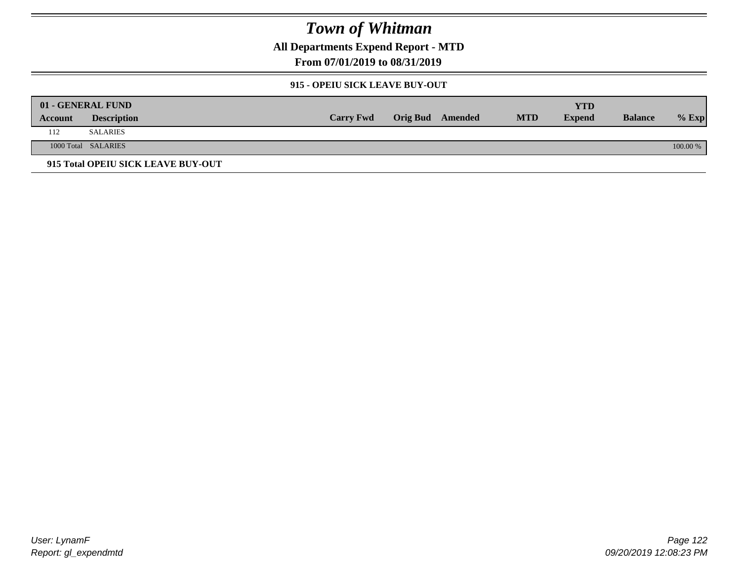# Town of Whitman

## All Departments Expend Report - MTD

### From 07/01/2019 to 08/31/2019

#### 915 - OPEIU SICK LEAVE BUY-OUT

| 01 - GENERAL FUND | | | | | | YTD | | |
|---|---|---|---|---|---|---|---|---|
| Account | Description | Carry Fwd | Orig Bud | Amended | MTD | Expend | Balance | % Exp |
| 112 | SALARIES | | | | | | | |
| 1000 Total | SALARIES | | | | | | | 100.00 % |

**915 Total OPEIU SICK LEAVE BUY-OUT**

User: LynamF
Report: gl_expendmtd

09/20/2019 12:08:23 PM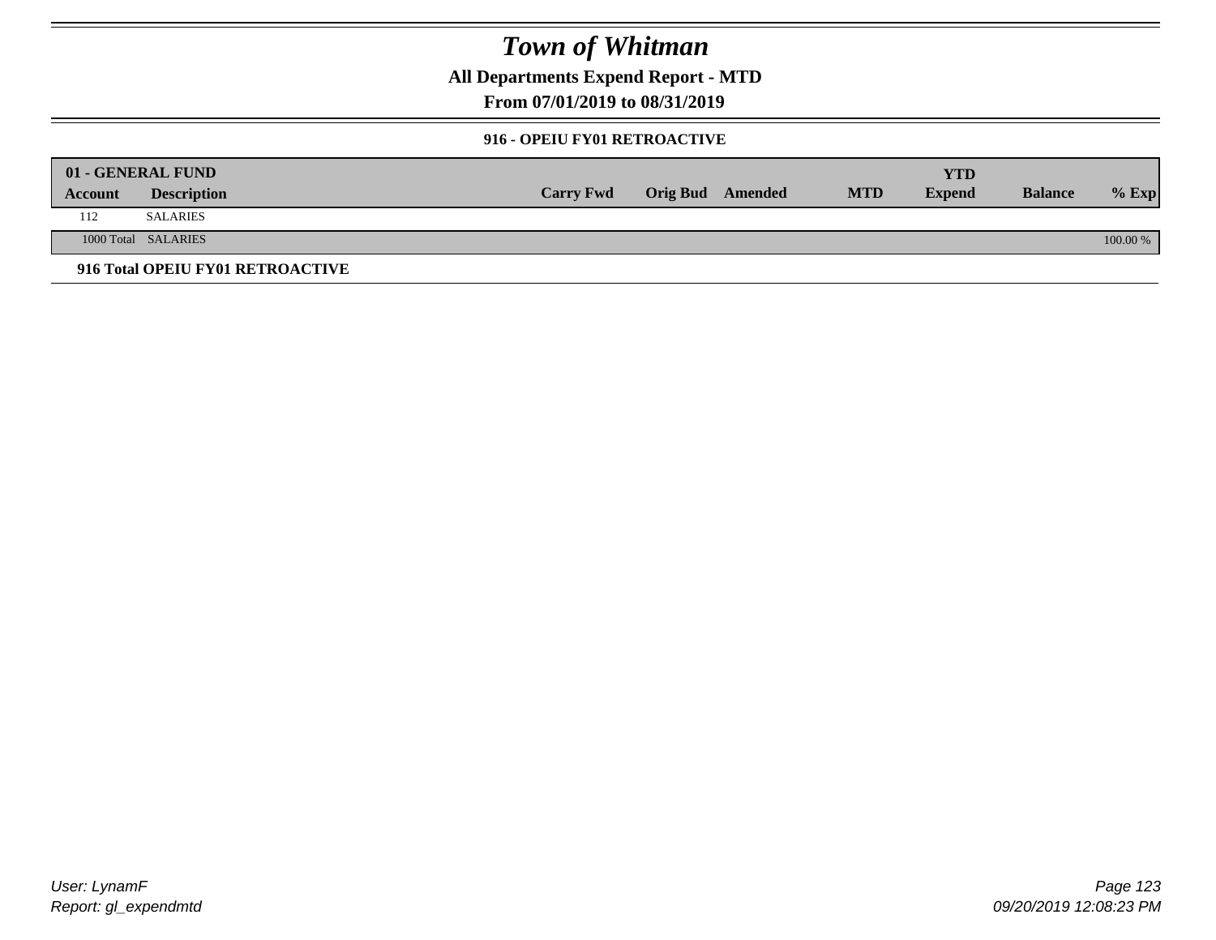# Town of Whitman

## All Departments Expend Report - MTD

### From 07/01/2019 to 08/31/2019

#### 916 - OPEIU FY01 RETROACTIVE

| 01 - GENERAL FUND | | | | | | YTD | | |
|---|---|---|---|---|---|---|---|---|
| Account | Description | Carry Fwd | Orig Bud | Amended | MTD | Expend | Balance | % Exp |
| 112 | SALARIES | | | | | | | |
| 1000 Total | SALARIES | | | | | | | 100.00 % |

**916 Total OPEIU FY01 RETROACTIVE**

User: LynamF
Report: gl_expendmtd

09/20/2019 12:08:23 PM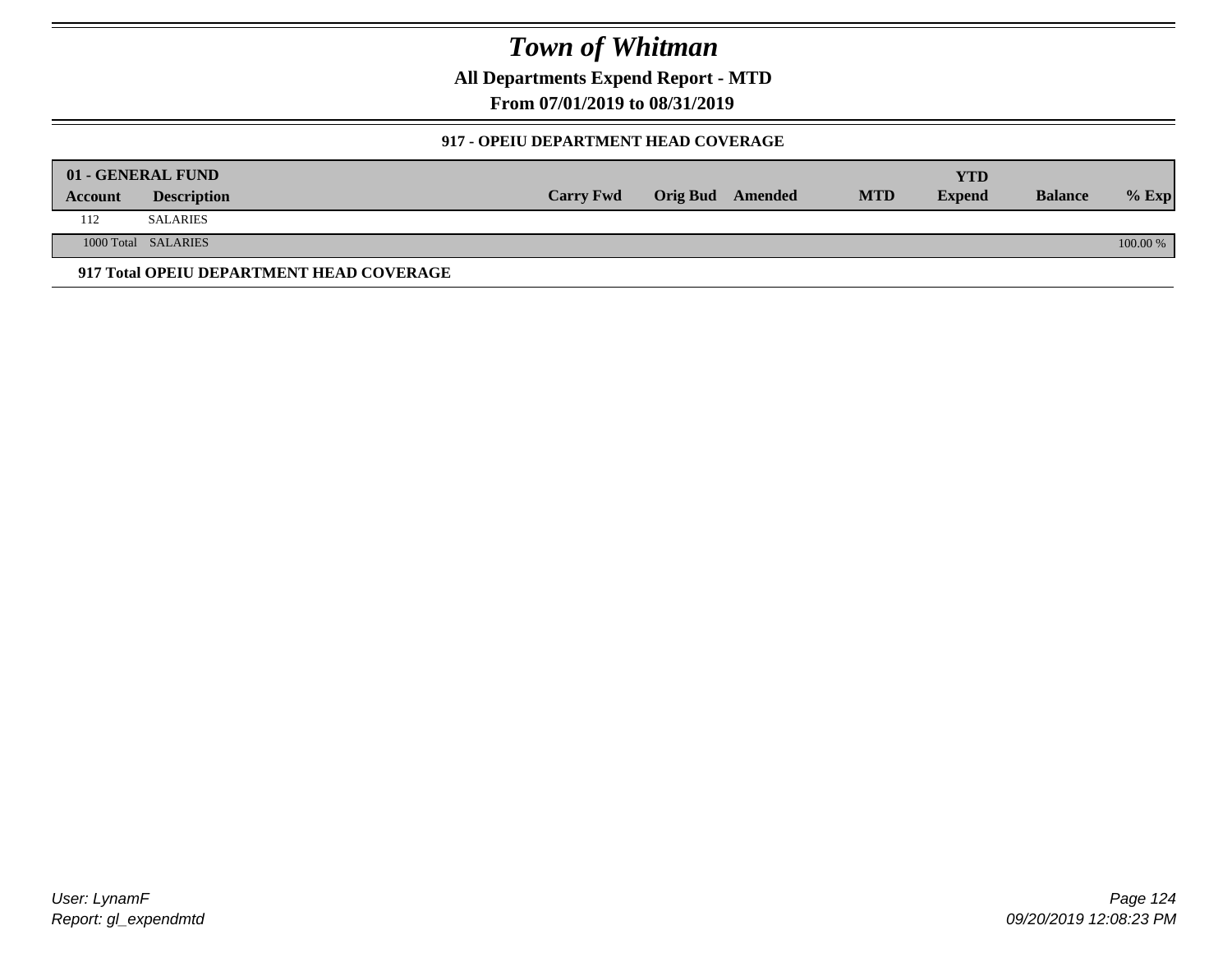# Town of Whitman

**All Departments Expend Report - MTD**

**From 07/01/2019 to 08/31/2019**

### 917 - OPEIU DEPARTMENT HEAD COVERAGE

| 01 - GENERAL FUND | | | | | | YTD | | |
|---|---|---|---|---|---|---|---|---|
| **Account** | **Description** | **Carry Fwd** | **Orig Bud** | **Amended** | **MTD** | **Expend** | **Balance** | **% Exp** |
| 112 | SALARIES | | | | | | | |
| 1000 Total | SALARIES | | | | | | | 100.00 % |

**917 Total OPEIU DEPARTMENT HEAD COVERAGE**

User: LynamF
Report: gl_expendmtd

09/20/2019 12:08:23 PM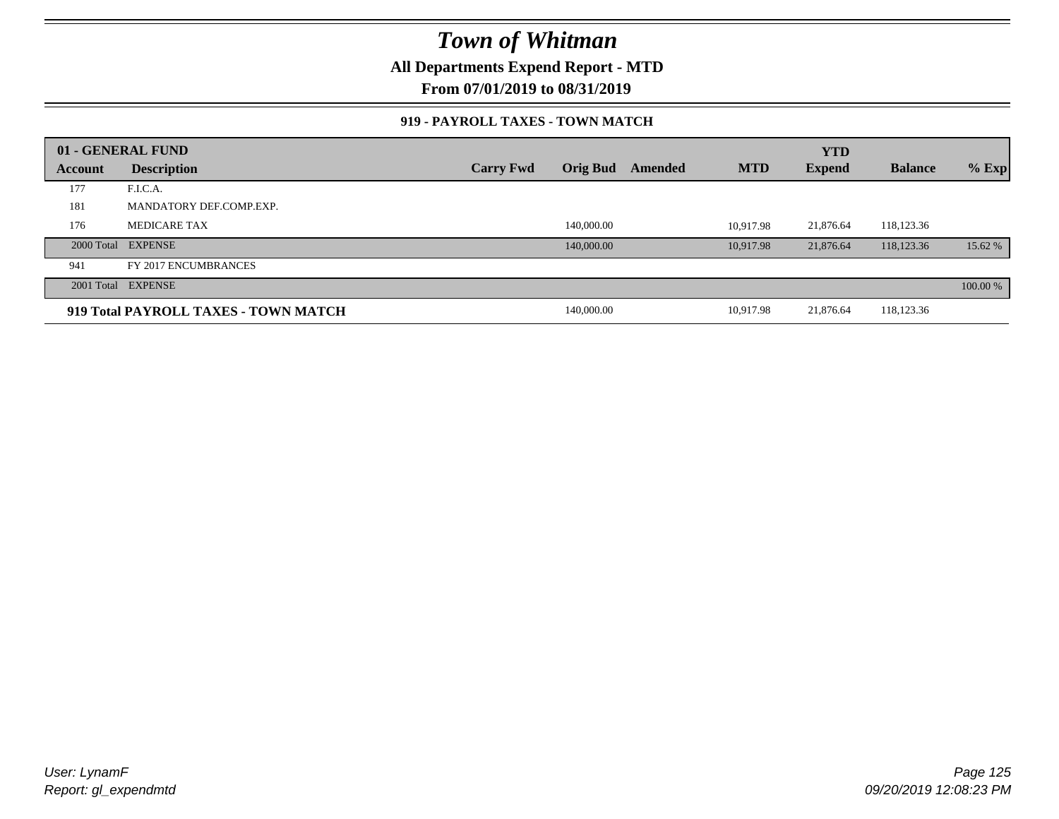# Town of Whitman

**All Departments Expend Report - MTD**

**From 07/01/2019 to 08/31/2019**

### 919 - PAYROLL TAXES - TOWN MATCH

| 01 - GENERAL FUND | | | | | | YTD | | |
|---|---|---|---|---|---|---|---|---|
| **Account** | **Description** | **Carry Fwd** | **Orig Bud** | **Amended** | **MTD** | **Expend** | **Balance** | **% Exp** |
| 177 | F.I.C.A. | | | | | | | |
| 181 | MANDATORY DEF.COMP.EXP. | | | | | | | |
| 176 | MEDICARE TAX | | 140,000.00 | | 10,917.98 | 21,876.64 | 118,123.36 | |
| 2000 Total | EXPENSE | | 140,000.00 | | 10,917.98 | 21,876.64 | 118,123.36 | 15.62 % |
| 941 | FY 2017 ENCUMBRANCES | | | | | | | |
| 2001 Total | EXPENSE | | | | | | | 100.00 % |
| **919 Total** | **PAYROLL TAXES - TOWN MATCH** | | 140,000.00 | | 10,917.98 | 21,876.64 | 118,123.36 | |

*User: LynamF*
*Report: gl_expendmtd*

*09/20/2019 12:08:23 PM*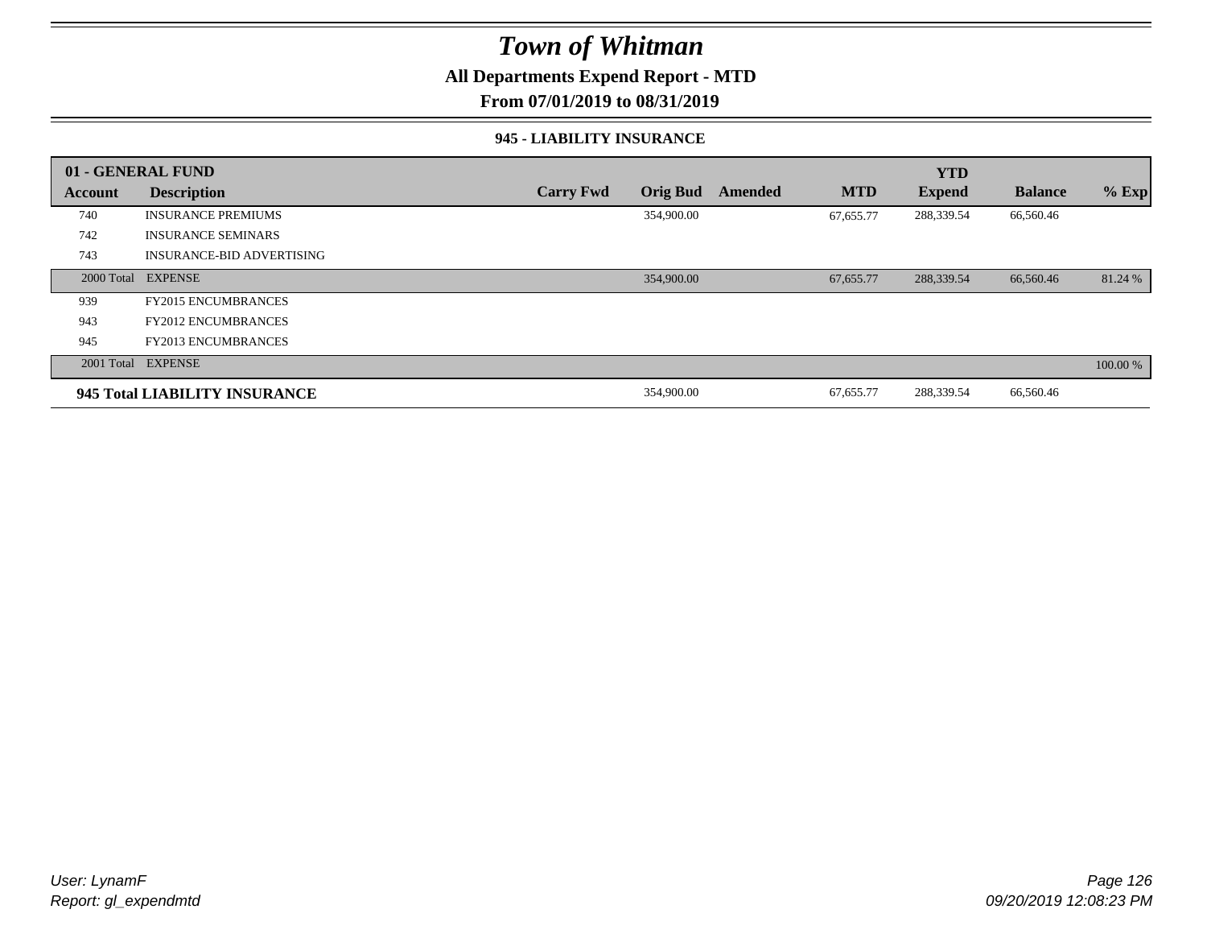# Town of Whitman

## All Departments Expend Report - MTD

### From 07/01/2019 to 08/31/2019

#### 945 - LIABILITY INSURANCE

| 01 - GENERAL FUND | | | | | | YTD | | |
|---|---|---|---|---|---|---|---|---|
| **Account** | **Description** | **Carry Fwd** | **Orig Bud** | **Amended** | **MTD** | **Expend** | **Balance** | **% Exp** |
| 740 | INSURANCE PREMIUMS | | 354,900.00 | | 67,655.77 | 288,339.54 | 66,560.46 | |
| 742 | INSURANCE SEMINARS | | | | | | | |
| 743 | INSURANCE-BID ADVERTISING | | | | | | | |
| 2000 Total | EXPENSE | | 354,900.00 | | 67,655.77 | 288,339.54 | 66,560.46 | 81.24 % |
| 939 | FY2015 ENCUMBRANCES | | | | | | | |
| 943 | FY2012 ENCUMBRANCES | | | | | | | |
| 945 | FY2013 ENCUMBRANCES | | | | | | | |
| 2001 Total | EXPENSE | | | | | | | 100.00 % |
| **945 Total LIABILITY INSURANCE** | | | 354,900.00 | | 67,655.77 | 288,339.54 | 66,560.46 | |

User: LynamF
Report: gl_expendmtd

09/20/2019 12:08:23 PM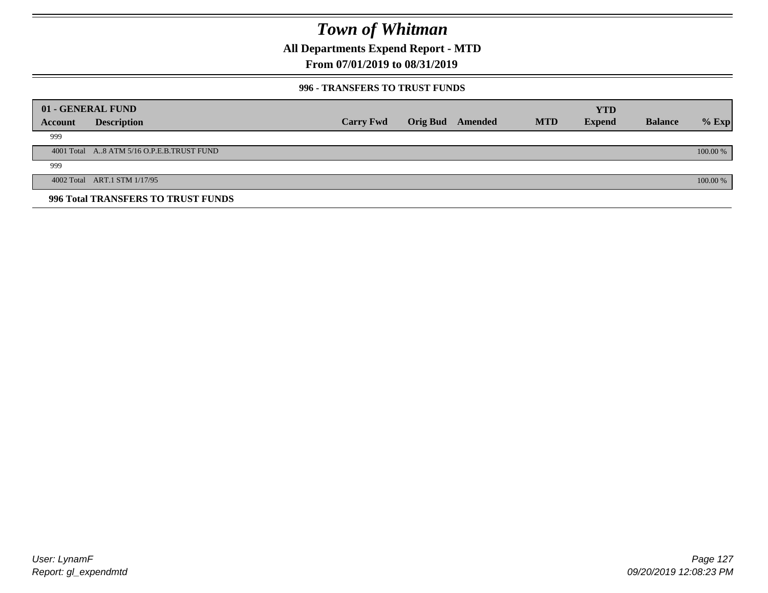# Town of Whitman

## All Departments Expend Report - MTD

### From 07/01/2019 to 08/31/2019

#### 996 - TRANSFERS TO TRUST FUNDS

| 01 - GENERAL FUND | | | | | | YTD | | |
|---|---|---|---|---|---|---|---|---|
| **Account** | **Description** | **Carry Fwd** | **Orig Bud** | **Amended** | **MTD** | **Expend** | **Balance** | **% Exp** |
| 999 | | | | | | | | |
| 4001 Total | A..8 ATM 5/16 O.P.E.B.TRUST FUND | | | | | | | 100.00 % |
| 999 | | | | | | | | |
| 4002 Total | ART.1 STM 1/17/95 | | | | | | | 100.00 % |
| **996 Total TRANSFERS TO TRUST FUNDS** | | | | | | | | |

User: LynamF
Report: gl_expendmtd

09/20/2019 12:08:23 PM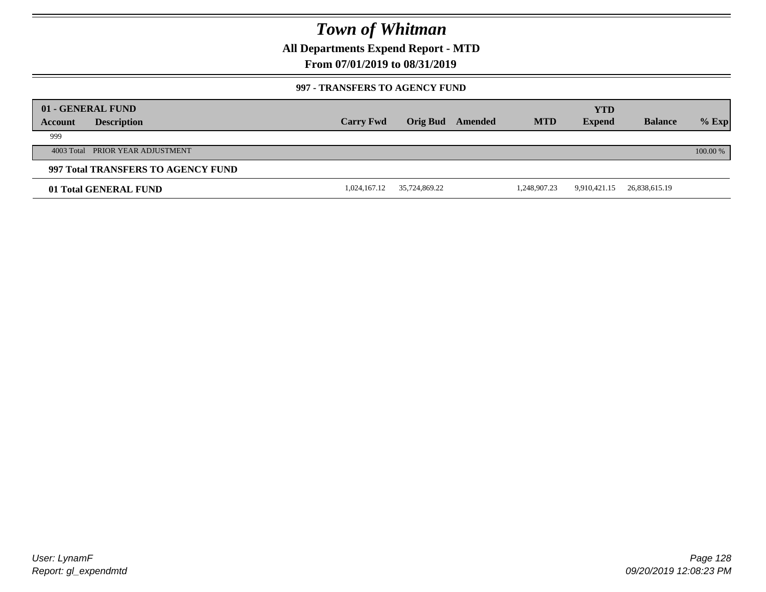# Town of Whitman

## All Departments Expend Report - MTD

## From 07/01/2019 to 08/31/2019

### 997 - TRANSFERS TO AGENCY FUND

| 01 - GENERAL FUND<br>Account | Description | Carry Fwd | Orig Bud | Amended | MTD | YTD<br>Expend | Balance | % Exp |
|---|---|---|---|---|---|---|---|---|
| 999 | | | | | | | | |
| 4003 Total | PRIOR YEAR ADJUSTMENT | | | | | | | 100.00 % |
| **997 Total TRANSFERS TO AGENCY FUND** | | | | | | | | |
| **01 Total GENERAL FUND** | | 1,024,167.12 | 35,724,869.22 | | 1,248,907.23 | 9,910,421.15 | 26,838,615.19 | |

*User: LynamF*
*Report: gl_expendmtd*

*09/20/2019 12:08:23 PM*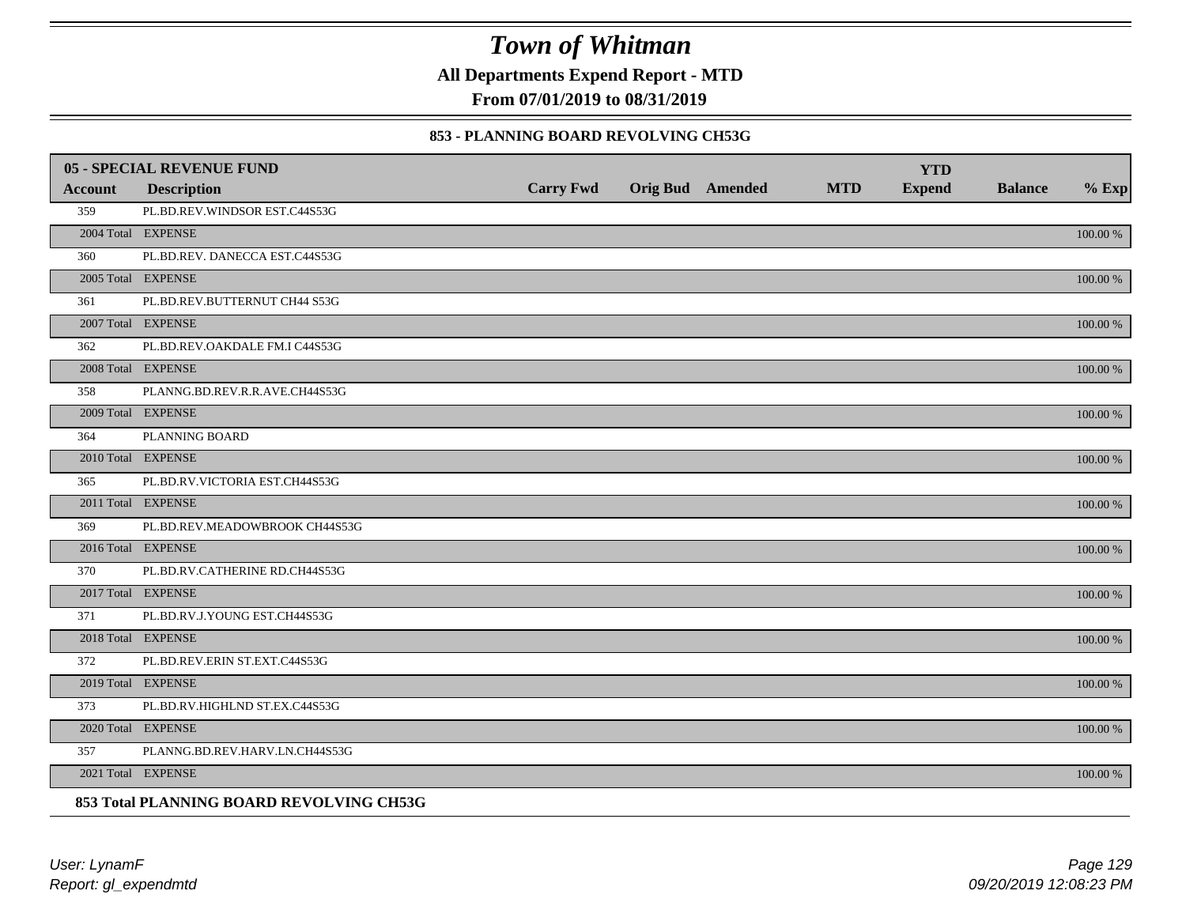# Town of Whitman

**All Departments Expend Report - MTD**

**From 07/01/2019 to 08/31/2019**

**853 - PLANNING BOARD REVOLVING CH53G**

| **05 - SPECIAL REVENUE FUND** | | | | | | | | |
|---|---|---|---|---|---|---|---|---|
| **Account** | **Description** | **Carry Fwd** | **Orig Bud** | **Amended** | **MTD** | **YTD Expend** | **Balance** | **% Exp** |
| 359 | PL.BD.REV.WINDSOR EST.C44S53G | | | | | | | |
| 2004 Total | EXPENSE | | | | | | | 100.00 % |
| 360 | PL.BD.REV. DANECCA EST.C44S53G | | | | | | | |
| 2005 Total | EXPENSE | | | | | | | 100.00 % |
| 361 | PL.BD.REV.BUTTERNUT CH44 S53G | | | | | | | |
| 2007 Total | EXPENSE | | | | | | | 100.00 % |
| 362 | PL.BD.REV.OAKDALE FM.I C44S53G | | | | | | | |
| 2008 Total | EXPENSE | | | | | | | 100.00 % |
| 358 | PLANNG.BD.REV.R.R.AVE.CH44S53G | | | | | | | |
| 2009 Total | EXPENSE | | | | | | | 100.00 % |
| 364 | PLANNING BOARD | | | | | | | |
| 2010 Total | EXPENSE | | | | | | | 100.00 % |
| 365 | PL.BD.RV.VICTORIA EST.CH44S53G | | | | | | | |
| 2011 Total | EXPENSE | | | | | | | 100.00 % |
| 369 | PL.BD.REV.MEADOWBROOK CH44S53G | | | | | | | |
| 2016 Total | EXPENSE | | | | | | | 100.00 % |
| 370 | PL.BD.RV.CATHERINE RD.CH44S53G | | | | | | | |
| 2017 Total | EXPENSE | | | | | | | 100.00 % |
| 371 | PL.BD.RV.J.YOUNG EST.CH44S53G | | | | | | | |
| 2018 Total | EXPENSE | | | | | | | 100.00 % |
| 372 | PL.BD.REV.ERIN ST.EXT.C44S53G | | | | | | | |
| 2019 Total | EXPENSE | | | | | | | 100.00 % |
| 373 | PL.BD.RV.HIGHLND ST.EX.C44S53G | | | | | | | |
| 2020 Total | EXPENSE | | | | | | | 100.00 % |
| 357 | PLANNG.BD.REV.HARV.LN.CH44S53G | | | | | | | |
| 2021 Total | EXPENSE | | | | | | | 100.00 % |

**853 Total PLANNING BOARD REVOLVING CH53G**

*User: LynamF*
*Report: gl_expendmtd*

*09/20/2019 12:08:23 PM*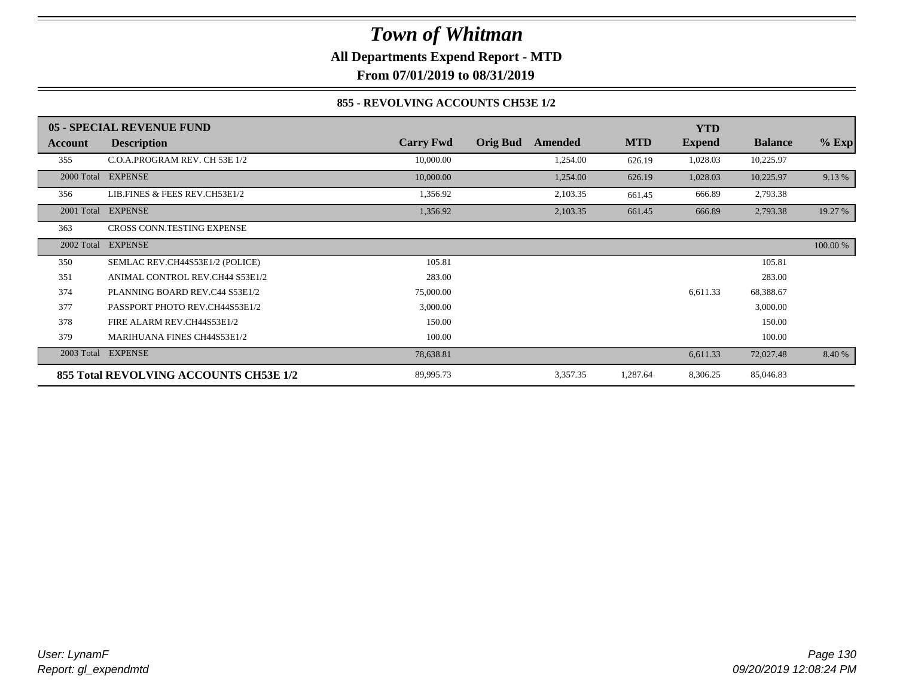# Town of Whitman

**All Departments Expend Report - MTD**

**From 07/01/2019 to 08/31/2019**

**855 - REVOLVING ACCOUNTS CH53E 1/2**

| 05 - SPECIAL REVENUE FUND | | | | | | YTD | | |
|---|---|---|---|---|---|---|---|---|
| **Account** | **Description** | **Carry Fwd** | **Orig Bud** | **Amended** | **MTD** | **Expend** | **Balance** | **% Exp** |
| 355 | C.O.A.PROGRAM REV. CH 53E 1/2 | 10,000.00 | | 1,254.00 | 626.19 | 1,028.03 | 10,225.97 | |
| 2000 Total | EXPENSE | 10,000.00 | | 1,254.00 | 626.19 | 1,028.03 | 10,225.97 | 9.13 % |
| 356 | LIB.FINES & FEES REV.CH53E1/2 | 1,356.92 | | 2,103.35 | 661.45 | 666.89 | 2,793.38 | |
| 2001 Total | EXPENSE | 1,356.92 | | 2,103.35 | 661.45 | 666.89 | 2,793.38 | 19.27 % |
| 363 | CROSS CONN.TESTING EXPENSE | | | | | | | |
| 2002 Total | EXPENSE | | | | | | | 100.00 % |
| 350 | SEMLAC REV.CH44S53E1/2 (POLICE) | 105.81 | | | | | 105.81 | |
| 351 | ANIMAL CONTROL REV.CH44 S53E1/2 | 283.00 | | | | | 283.00 | |
| 374 | PLANNING BOARD REV.C44 S53E1/2 | 75,000.00 | | | | 6,611.33 | 68,388.67 | |
| 377 | PASSPORT PHOTO REV.CH44S53E1/2 | 3,000.00 | | | | | 3,000.00 | |
| 378 | FIRE ALARM REV.CH44S53E1/2 | 150.00 | | | | | 150.00 | |
| 379 | MARIHUANA FINES CH44S53E1/2 | 100.00 | | | | | 100.00 | |
| 2003 Total | EXPENSE | 78,638.81 | | | | 6,611.33 | 72,027.48 | 8.40 % |
| **855 Total REVOLVING ACCOUNTS CH53E 1/2** | | 89,995.73 | | 3,357.35 | 1,287.64 | 8,306.25 | 85,046.83 | |

*User: LynamF*
*Report: gl_expendmtd*

*09/20/2019 12:08:24 PM*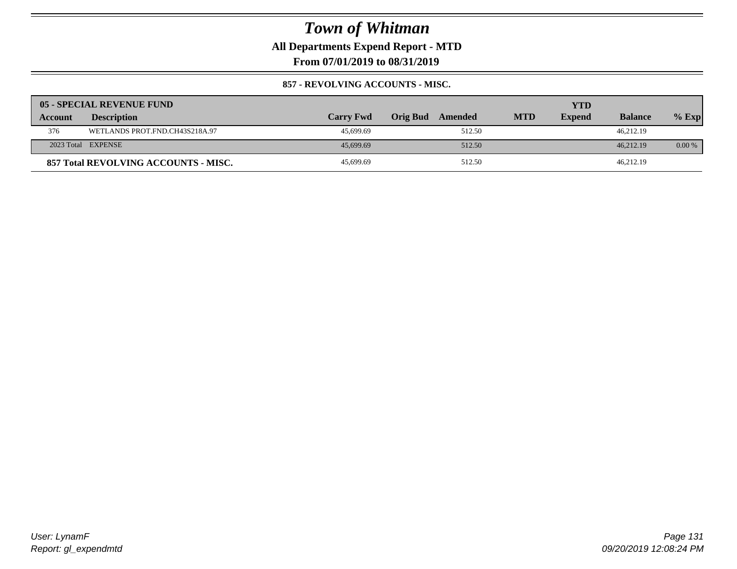# Town of Whitman

**All Departments Expend Report - MTD**

**From 07/01/2019 to 08/31/2019**

**857 - REVOLVING ACCOUNTS - MISC.**

| 05 - SPECIAL REVENUE FUND | | | | | | YTD | | |
|---|---|---|---|---|---|---|---|---|
| **Account** | **Description** | **Carry Fwd** | **Orig Bud** | **Amended** | **MTD** | **Expend** | **Balance** | **% Exp** |
| 376 | WETLANDS PROT.FND.CH43S218A.97 | 45,699.69 | | 512.50 | | | 46,212.19 | |
| 2023 Total | EXPENSE | 45,699.69 | | 512.50 | | | 46,212.19 | 0.00 % |
| **857 Total REVOLVING ACCOUNTS - MISC.** | | 45,699.69 | | 512.50 | | | 46,212.19 | |

*User: LynamF*
*Report: gl_expendmtd*

*09/20/2019 12:08:24 PM*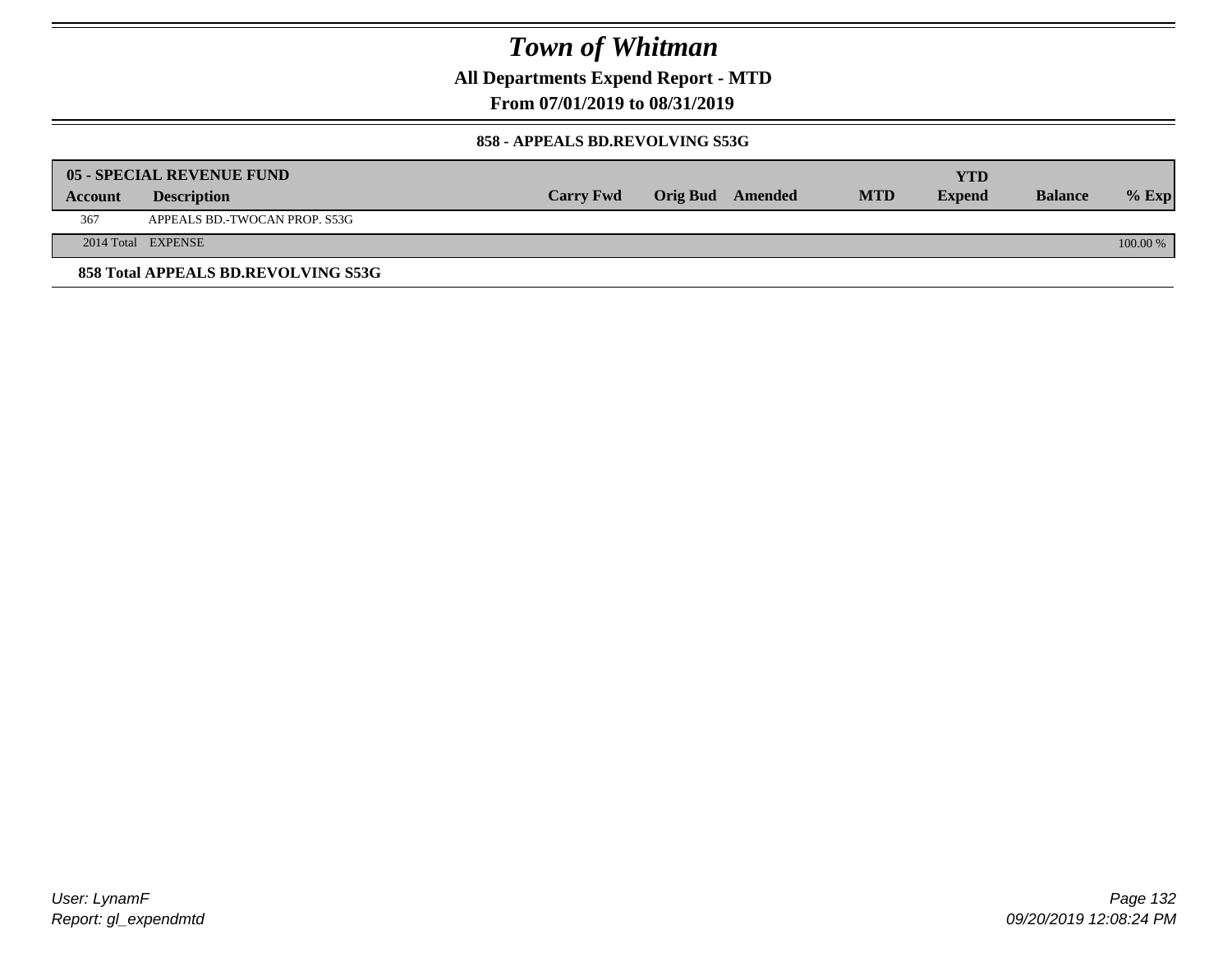# Town of Whitman

**All Departments Expend Report - MTD**

**From 07/01/2019 to 08/31/2019**

**858 - APPEALS BD.REVOLVING S53G**

| 05 - SPECIAL REVENUE FUND | | | | | | YTD | | |
|---|---|---|---|---|---|---|---|---|
| **Account** | **Description** | **Carry Fwd** | **Orig Bud** | **Amended** | **MTD** | **Expend** | **Balance** | **% Exp** |
| 367 | APPEALS BD.-TWOCAN PROP. S53G | | | | | | | |
| 2014 Total | EXPENSE | | | | | | | 100.00 % |

**858 Total APPEALS BD.REVOLVING S53G**

*User: LynamF*
*Report: gl_expendmtd*

*09/20/2019 12:08:24 PM*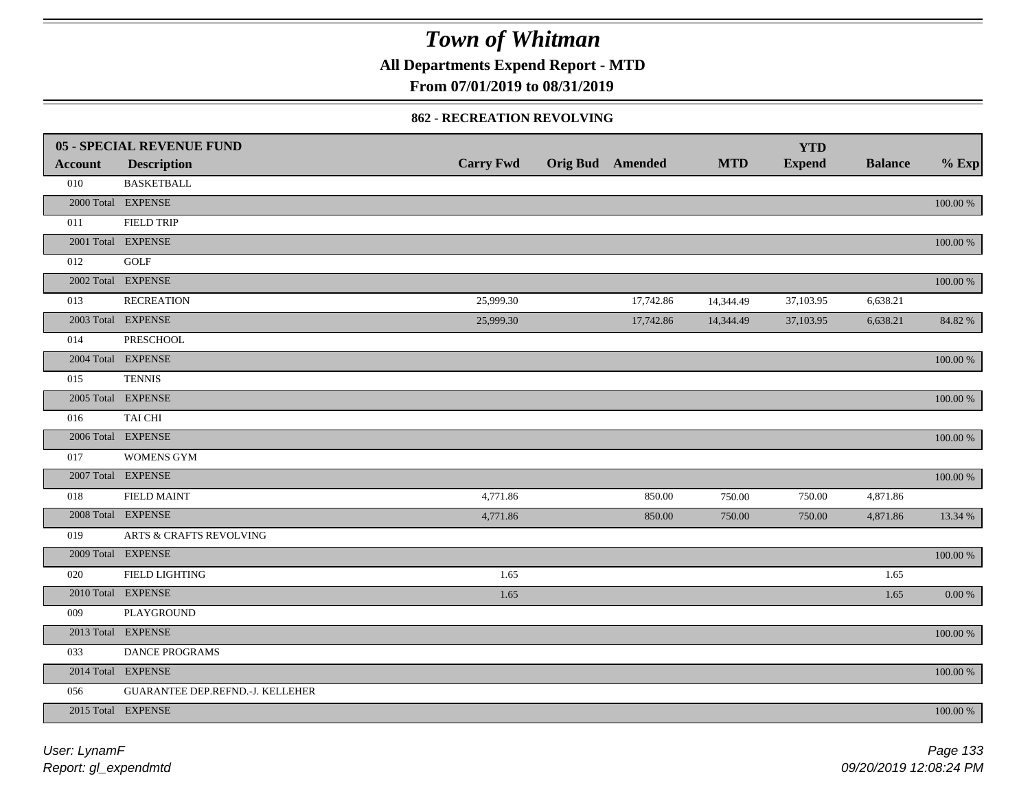# Town of Whitman

**All Departments Expend Report - MTD**

**From 07/01/2019 to 08/31/2019**

### 862 - RECREATION REVOLVING

| 05 - SPECIAL REVENUE FUND | | | | | | | | |
|---|---|---|---|---|---|---|---|---|
| **Account** | **Description** | **Carry Fwd** | **Orig Bud** | **Amended** | **MTD** | **YTD Expend** | **Balance** | **% Exp** |
| 010 | BASKETBALL | | | | | | | |
| 2000 Total | EXPENSE | | | | | | | 100.00 % |
| 011 | FIELD TRIP | | | | | | | |
| 2001 Total | EXPENSE | | | | | | | 100.00 % |
| 012 | GOLF | | | | | | | |
| 2002 Total | EXPENSE | | | | | | | 100.00 % |
| 013 | RECREATION | 25,999.30 | | 17,742.86 | 14,344.49 | 37,103.95 | 6,638.21 | |
| 2003 Total | EXPENSE | 25,999.30 | | 17,742.86 | 14,344.49 | 37,103.95 | 6,638.21 | 84.82 % |
| 014 | PRESCHOOL | | | | | | | |
| 2004 Total | EXPENSE | | | | | | | 100.00 % |
| 015 | TENNIS | | | | | | | |
| 2005 Total | EXPENSE | | | | | | | 100.00 % |
| 016 | TAI CHI | | | | | | | |
| 2006 Total | EXPENSE | | | | | | | 100.00 % |
| 017 | WOMENS GYM | | | | | | | |
| 2007 Total | EXPENSE | | | | | | | 100.00 % |
| 018 | FIELD MAINT | 4,771.86 | | 850.00 | 750.00 | 750.00 | 4,871.86 | |
| 2008 Total | EXPENSE | 4,771.86 | | 850.00 | 750.00 | 750.00 | 4,871.86 | 13.34 % |
| 019 | ARTS & CRAFTS REVOLVING | | | | | | | |
| 2009 Total | EXPENSE | | | | | | | 100.00 % |
| 020 | FIELD LIGHTING | 1.65 | | | | | 1.65 | |
| 2010 Total | EXPENSE | 1.65 | | | | | 1.65 | 0.00 % |
| 009 | PLAYGROUND | | | | | | | |
| 2013 Total | EXPENSE | | | | | | | 100.00 % |
| 033 | DANCE PROGRAMS | | | | | | | |
| 2014 Total | EXPENSE | | | | | | | 100.00 % |
| 056 | GUARANTEE DEP.REFND.-J. KELLEHER | | | | | | | |
| 2015 Total | EXPENSE | | | | | | | 100.00 % |

*User: LynamF*
*Report: gl_expendmtd*

*09/20/2019 12:08:24 PM*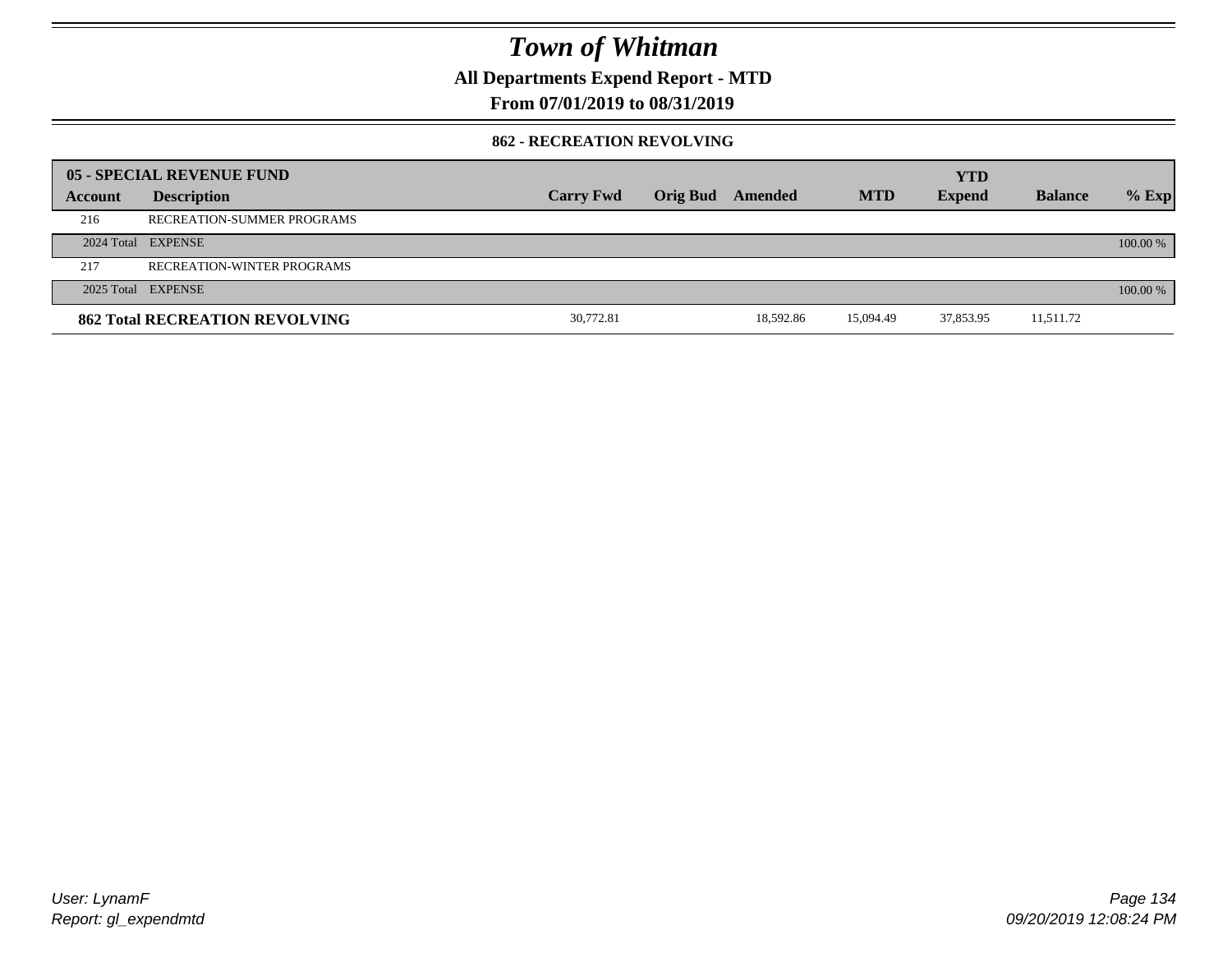# Town of Whitman

**All Departments Expend Report - MTD**

**From 07/01/2019 to 08/31/2019**

### 862 - RECREATION REVOLVING

| 05 - SPECIAL REVENUE FUND | | | | | | YTD | | |
|---|---|---|---|---|---|---|---|---|
| **Account** | **Description** | **Carry Fwd** | **Orig Bud** | **Amended** | **MTD** | **Expend** | **Balance** | **% Exp** |
| 216 | RECREATION-SUMMER PROGRAMS | | | | | | | |
| 2024 Total | EXPENSE | | | | | | | 100.00 % |
| 217 | RECREATION-WINTER PROGRAMS | | | | | | | |
| 2025 Total | EXPENSE | | | | | | | 100.00 % |
| **862 Total RECREATION REVOLVING** | | 30,772.81 | | 18,592.86 | 15,094.49 | 37,853.95 | 11,511.72 | |

User: LynamF
Report: gl_expendmtd

09/20/2019 12:08:24 PM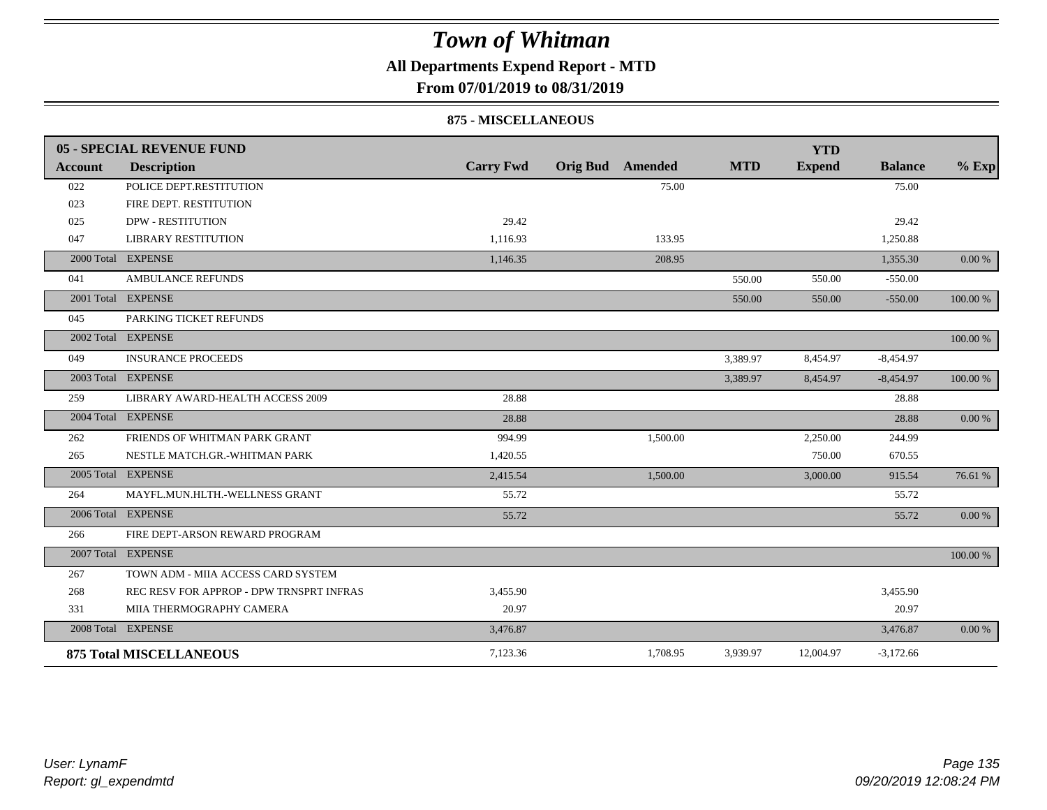# Town of Whitman

## All Departments Expend Report - MTD

### From 07/01/2019 to 08/31/2019

#### 875 - MISCELLANEOUS

| 05 - SPECIAL REVENUE FUND | | | | | | YTD | | |
|---|---|---|---|---|---|---|---|---|
| Account | Description | Carry Fwd | Orig Bud | Amended | MTD | Expend | Balance | % Exp |
| 022 | POLICE DEPT.RESTITUTION | | | 75.00 | | | 75.00 | |
| 023 | FIRE DEPT. RESTITUTION | | | | | | | |
| 025 | DPW - RESTITUTION | 29.42 | | | | | 29.42 | |
| 047 | LIBRARY RESTITUTION | 1,116.93 | | 133.95 | | | 1,250.88 | |
| 2000 Total | EXPENSE | 1,146.35 | | 208.95 | | | 1,355.30 | 0.00 % |
| 041 | AMBULANCE REFUNDS | | | | 550.00 | 550.00 | -550.00 | |
| 2001 Total | EXPENSE | | | | 550.00 | 550.00 | -550.00 | 100.00 % |
| 045 | PARKING TICKET REFUNDS | | | | | | | |
| 2002 Total | EXPENSE | | | | | | | 100.00 % |
| 049 | INSURANCE PROCEEDS | | | | 3,389.97 | 8,454.97 | -8,454.97 | |
| 2003 Total | EXPENSE | | | | 3,389.97 | 8,454.97 | -8,454.97 | 100.00 % |
| 259 | LIBRARY AWARD-HEALTH ACCESS 2009 | 28.88 | | | | | 28.88 | |
| 2004 Total | EXPENSE | 28.88 | | | | | 28.88 | 0.00 % |
| 262 | FRIENDS OF WHITMAN PARK GRANT | 994.99 | | 1,500.00 | | 2,250.00 | 244.99 | |
| 265 | NESTLE MATCH.GR.-WHITMAN PARK | 1,420.55 | | | | 750.00 | 670.55 | |
| 2005 Total | EXPENSE | 2,415.54 | | 1,500.00 | | 3,000.00 | 915.54 | 76.61 % |
| 264 | MAYFL.MUN.HLTH.-WELLNESS GRANT | 55.72 | | | | | 55.72 | |
| 2006 Total | EXPENSE | 55.72 | | | | | 55.72 | 0.00 % |
| 266 | FIRE DEPT-ARSON REWARD PROGRAM | | | | | | | |
| 2007 Total | EXPENSE | | | | | | | 100.00 % |
| 267 | TOWN ADM - MIIA ACCESS CARD SYSTEM | | | | | | | |
| 268 | REC RESV FOR APPROP - DPW TRNSPRT INFRAS | 3,455.90 | | | | | 3,455.90 | |
| 331 | MIIA THERMOGRAPHY CAMERA | 20.97 | | | | | 20.97 | |
| 2008 Total | EXPENSE | 3,476.87 | | | | | 3,476.87 | 0.00 % |
| **875 Total MISCELLANEOUS** | | 7,123.36 | | 1,708.95 | 3,939.97 | 12,004.97 | -3,172.66 | |

User: LynamF
Report: gl_expendmtd

09/20/2019 12:08:24 PM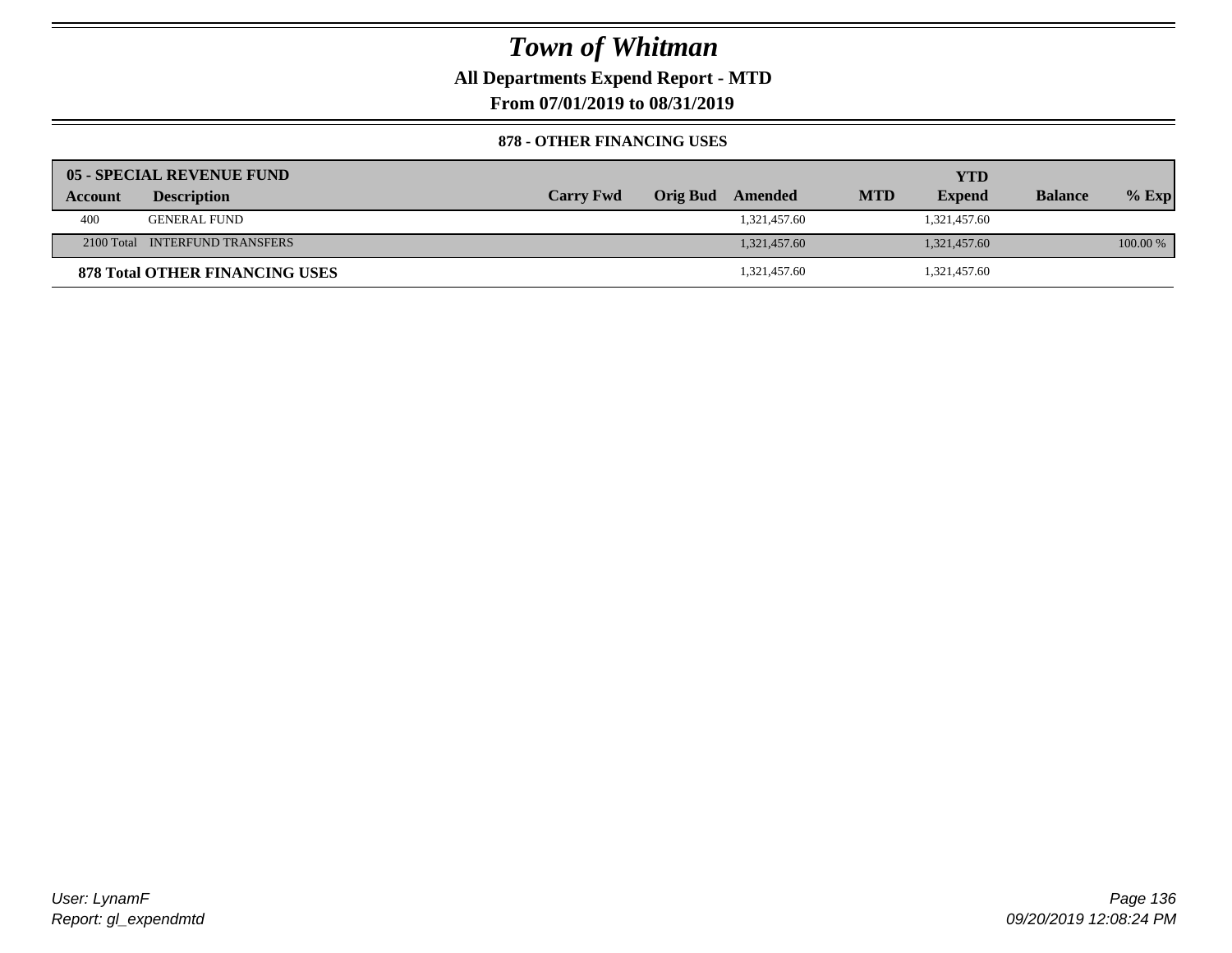# Town of Whitman

**All Departments Expend Report - MTD**

**From 07/01/2019 to 08/31/2019**

**878 - OTHER FINANCING USES**

| **05 - SPECIAL REVENUE FUND** | | | | | | | | |
|---|---|---|---|---|---|---|---|---|
| **Account** | **Description** | **Carry Fwd** | **Orig Bud** | **Amended** | **MTD** | **YTD Expend** | **Balance** | **% Exp** |
| 400 | GENERAL FUND | | | 1,321,457.60 | | 1,321,457.60 | | |
| 2100 Total | INTERFUND TRANSFERS | | | 1,321,457.60 | | 1,321,457.60 | | 100.00 % |
| **878 Total OTHER FINANCING USES** | | | | 1,321,457.60 | | 1,321,457.60 | | |

User: LynamF
Report: gl_expendmtd

09/20/2019 12:08:24 PM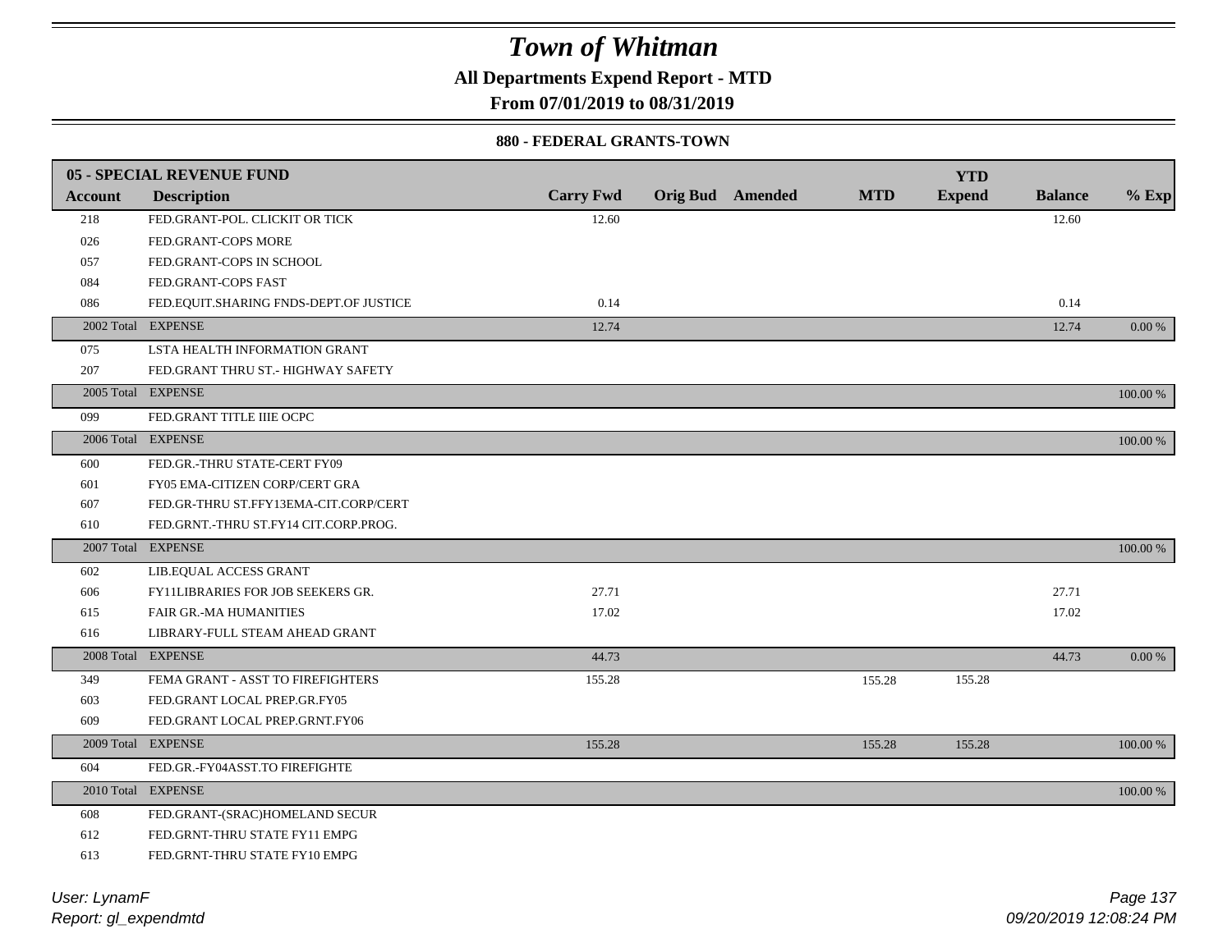# Town of Whitman

**All Departments Expend Report - MTD**

**From 07/01/2019 to 08/31/2019**

**880 - FEDERAL GRANTS-TOWN**

| 05 - SPECIAL REVENUE FUND | | | | | | YTD | | |
|---|---|---|---|---|---|---|---|---|
| **Account** | **Description** | **Carry Fwd** | **Orig Bud** | **Amended** | **MTD** | **Expend** | **Balance** | **% Exp** |
| 218 | FED.GRANT-POL. CLICKIT OR TICK | 12.60 | | | | | 12.60 | |
| 026 | FED.GRANT-COPS MORE | | | | | | | |
| 057 | FED.GRANT-COPS IN SCHOOL | | | | | | | |
| 084 | FED.GRANT-COPS FAST | | | | | | | |
| 086 | FED.EQUIT.SHARING FNDS-DEPT.OF JUSTICE | 0.14 | | | | | 0.14 | |
| 2002 Total | EXPENSE | 12.74 | | | | | 12.74 | 0.00 % |
| 075 | LSTA HEALTH INFORMATION GRANT | | | | | | | |
| 207 | FED.GRANT THRU ST.- HIGHWAY SAFETY | | | | | | | |
| 2005 Total | EXPENSE | | | | | | | 100.00 % |
| 099 | FED.GRANT TITLE IIIE OCPC | | | | | | | |
| 2006 Total | EXPENSE | | | | | | | 100.00 % |
| 600 | FED.GR.-THRU STATE-CERT FY09 | | | | | | | |
| 601 | FY05 EMA-CITIZEN CORP/CERT GRA | | | | | | | |
| 607 | FED.GR-THRU ST.FFY13EMA-CIT.CORP/CERT | | | | | | | |
| 610 | FED.GRNT.-THRU ST.FY14 CIT.CORP.PROG. | | | | | | | |
| 2007 Total | EXPENSE | | | | | | | 100.00 % |
| 602 | LIB.EQUAL ACCESS GRANT | | | | | | | |
| 606 | FY11LIBRARIES FOR JOB SEEKERS GR. | 27.71 | | | | | 27.71 | |
| 615 | FAIR GR.-MA HUMANITIES | 17.02 | | | | | 17.02 | |
| 616 | LIBRARY-FULL STEAM AHEAD GRANT | | | | | | | |
| 2008 Total | EXPENSE | 44.73 | | | | | 44.73 | 0.00 % |
| 349 | FEMA GRANT - ASST TO FIREFIGHTERS | 155.28 | | | 155.28 | 155.28 | | |
| 603 | FED.GRANT LOCAL PREP.GR.FY05 | | | | | | | |
| 609 | FED.GRANT LOCAL PREP.GRNT.FY06 | | | | | | | |
| 2009 Total | EXPENSE | 155.28 | | | 155.28 | 155.28 | | 100.00 % |
| 604 | FED.GR.-FY04ASST.TO FIREFIGHTE | | | | | | | |
| 2010 Total | EXPENSE | | | | | | | 100.00 % |
| 608 | FED.GRANT-(SRAC)HOMELAND SECUR | | | | | | | |
| 612 | FED.GRNT-THRU STATE FY11 EMPG | | | | | | | |
| 613 | FED.GRNT-THRU STATE FY10 EMPG | | | | | | | |

*User: LynamF*
*Report: gl_expendmtd*

*09/20/2019 12:08:24 PM*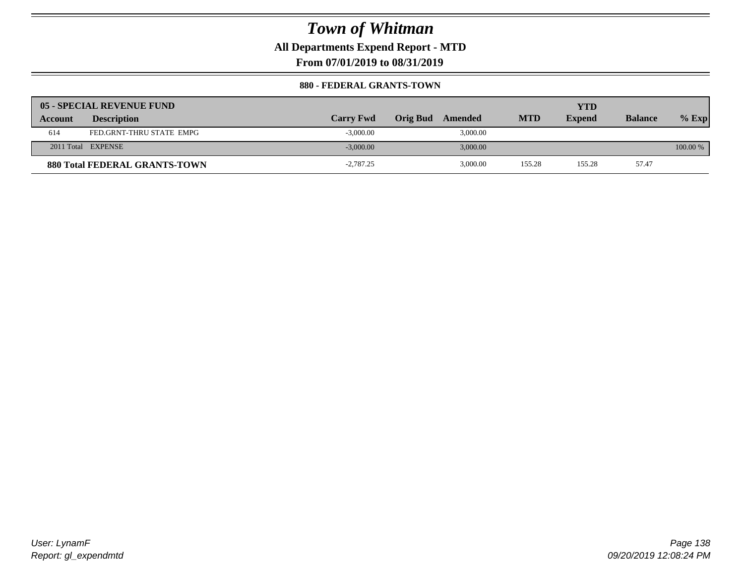# Town of Whitman

**All Departments Expend Report - MTD**

**From 07/01/2019 to 08/31/2019**

**880 - FEDERAL GRANTS-TOWN**

| 05 - SPECIAL REVENUE FUND | | | | | | | | |
|---|---|---|---|---|---|---|---|---|
| **Account** | **Description** | **Carry Fwd** | **Orig Bud** | **Amended** | **MTD** | **YTD Expend** | **Balance** | **% Exp** |
| 614 | FED.GRNT-THRU STATE EMPG | -3,000.00 | | 3,000.00 | | | | |
| 2011 Total | EXPENSE | -3,000.00 | | 3,000.00 | | | | 100.00 % |
| **880 Total FEDERAL GRANTS-TOWN** | | -2,787.25 | | 3,000.00 | 155.28 | 155.28 | 57.47 | |

*User: LynamF*
*Report: gl_expendmtd*

*09/20/2019 12:08:24 PM*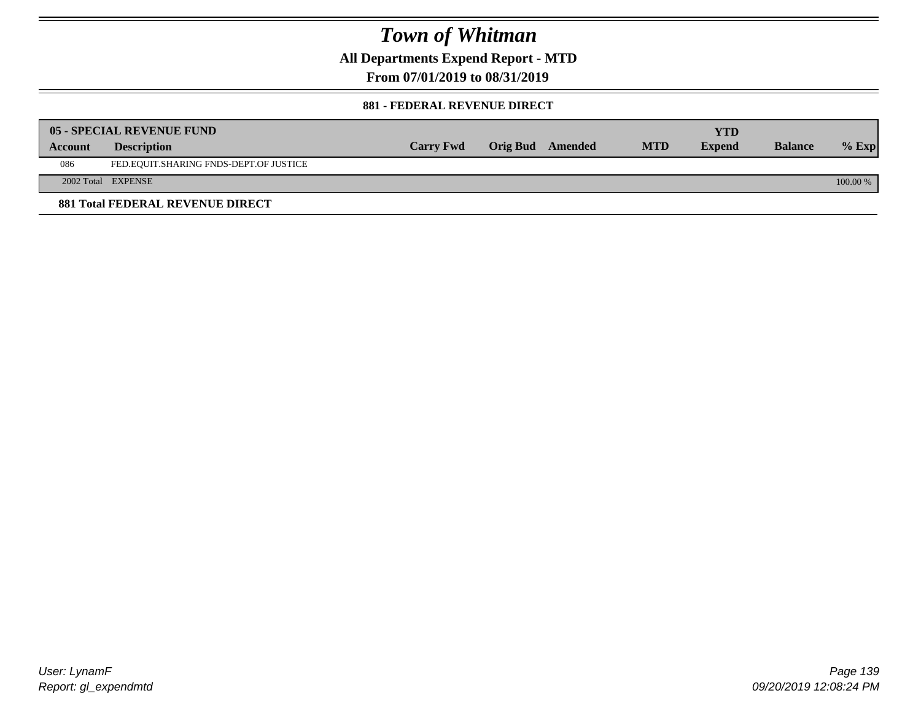# Town of Whitman

## All Departments Expend Report - MTD

## From 07/01/2019 to 08/31/2019

### 881 - FEDERAL REVENUE DIRECT

| 05 - SPECIAL REVENUE FUND | | | | | | YTD | | |
|---|---|---|---|---|---|---|---|---|
| **Account** | **Description** | **Carry Fwd** | **Orig Bud** | **Amended** | **MTD** | **Expend** | **Balance** | **% Exp** |
| 086 | FED.EQUIT.SHARING FNDS-DEPT.OF JUSTICE | | | | | | | |
| 2002 Total | EXPENSE | | | | | | | 100.00 % |

**881 Total FEDERAL REVENUE DIRECT**

User: LynamF
Report: gl_expendmtd

09/20/2019 12:08:24 PM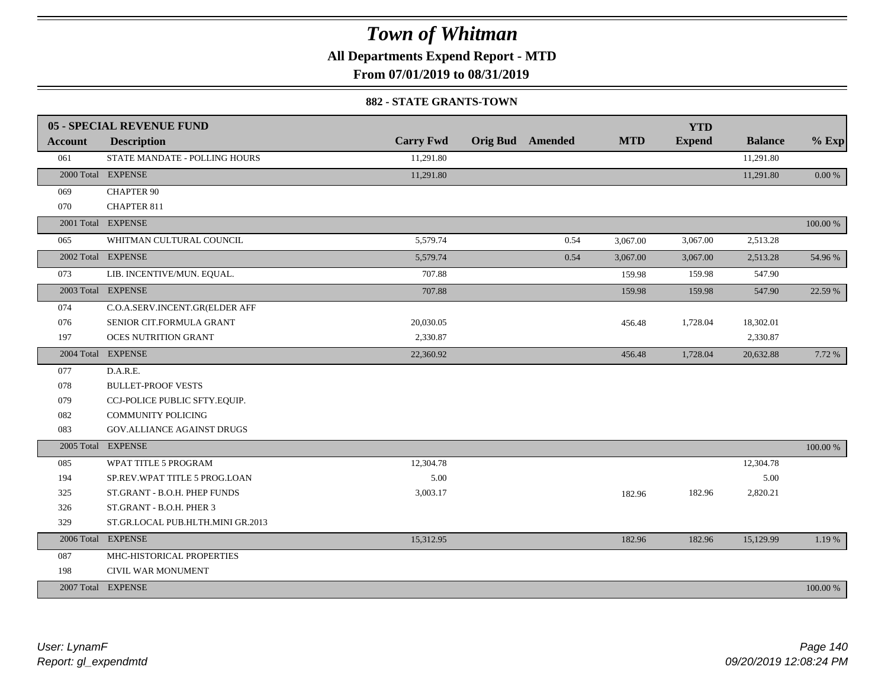# Town of Whitman

**All Departments Expend Report - MTD**

**From 07/01/2019 to 08/31/2019**

### 882 - STATE GRANTS-TOWN

| 05 - SPECIAL REVENUE FUND | | | | | | | | |
|---|---|---|---|---|---|---|---|---|
| **Account** | **Description** | **Carry Fwd** | **Orig Bud** | **Amended** | **MTD** | **YTD Expend** | **Balance** | **% Exp** |
| 061 | STATE MANDATE - POLLING HOURS | 11,291.80 | | | | | 11,291.80 | |
| 2000 Total | EXPENSE | 11,291.80 | | | | | 11,291.80 | 0.00 % |
| 069 | CHAPTER 90 | | | | | | | |
| 070 | CHAPTER 811 | | | | | | | |
| 2001 Total | EXPENSE | | | | | | | 100.00 % |
| 065 | WHITMAN CULTURAL COUNCIL | 5,579.74 | | 0.54 | 3,067.00 | 3,067.00 | 2,513.28 | |
| 2002 Total | EXPENSE | 5,579.74 | | 0.54 | 3,067.00 | 3,067.00 | 2,513.28 | 54.96 % |
| 073 | LIB. INCENTIVE/MUN. EQUAL. | 707.88 | | | 159.98 | 159.98 | 547.90 | |
| 2003 Total | EXPENSE | 707.88 | | | 159.98 | 159.98 | 547.90 | 22.59 % |
| 074 | C.O.A.SERV.INCENT.GR(ELDER AFF | | | | | | | |
| 076 | SENIOR CIT.FORMULA GRANT | 20,030.05 | | | 456.48 | 1,728.04 | 18,302.01 | |
| 197 | OCES NUTRITION GRANT | 2,330.87 | | | | | 2,330.87 | |
| 2004 Total | EXPENSE | 22,360.92 | | | 456.48 | 1,728.04 | 20,632.88 | 7.72 % |
| 077 | D.A.R.E. | | | | | | | |
| 078 | BULLET-PROOF VESTS | | | | | | | |
| 079 | CCJ-POLICE PUBLIC SFTY.EQUIP. | | | | | | | |
| 082 | COMMUNITY POLICING | | | | | | | |
| 083 | GOV.ALLIANCE AGAINST DRUGS | | | | | | | |
| 2005 Total | EXPENSE | | | | | | | 100.00 % |
| 085 | WPAT TITLE 5 PROGRAM | 12,304.78 | | | | | 12,304.78 | |
| 194 | SP.REV.WPAT TITLE 5 PROG.LOAN | 5.00 | | | | | 5.00 | |
| 325 | ST.GRANT - B.O.H. PHEP FUNDS | 3,003.17 | | | 182.96 | 182.96 | 2,820.21 | |
| 326 | ST.GRANT - B.O.H. PHER 3 | | | | | | | |
| 329 | ST.GR.LOCAL PUB.HLTH.MINI GR.2013 | | | | | | | |
| 2006 Total | EXPENSE | 15,312.95 | | | 182.96 | 182.96 | 15,129.99 | 1.19 % |
| 087 | MHC-HISTORICAL PROPERTIES | | | | | | | |
| 198 | CIVIL WAR MONUMENT | | | | | | | |
| 2007 Total | EXPENSE | | | | | | | 100.00 % |

*User: LynamF*
*Report: gl_expendmtd*

*09/20/2019 12:08:24 PM*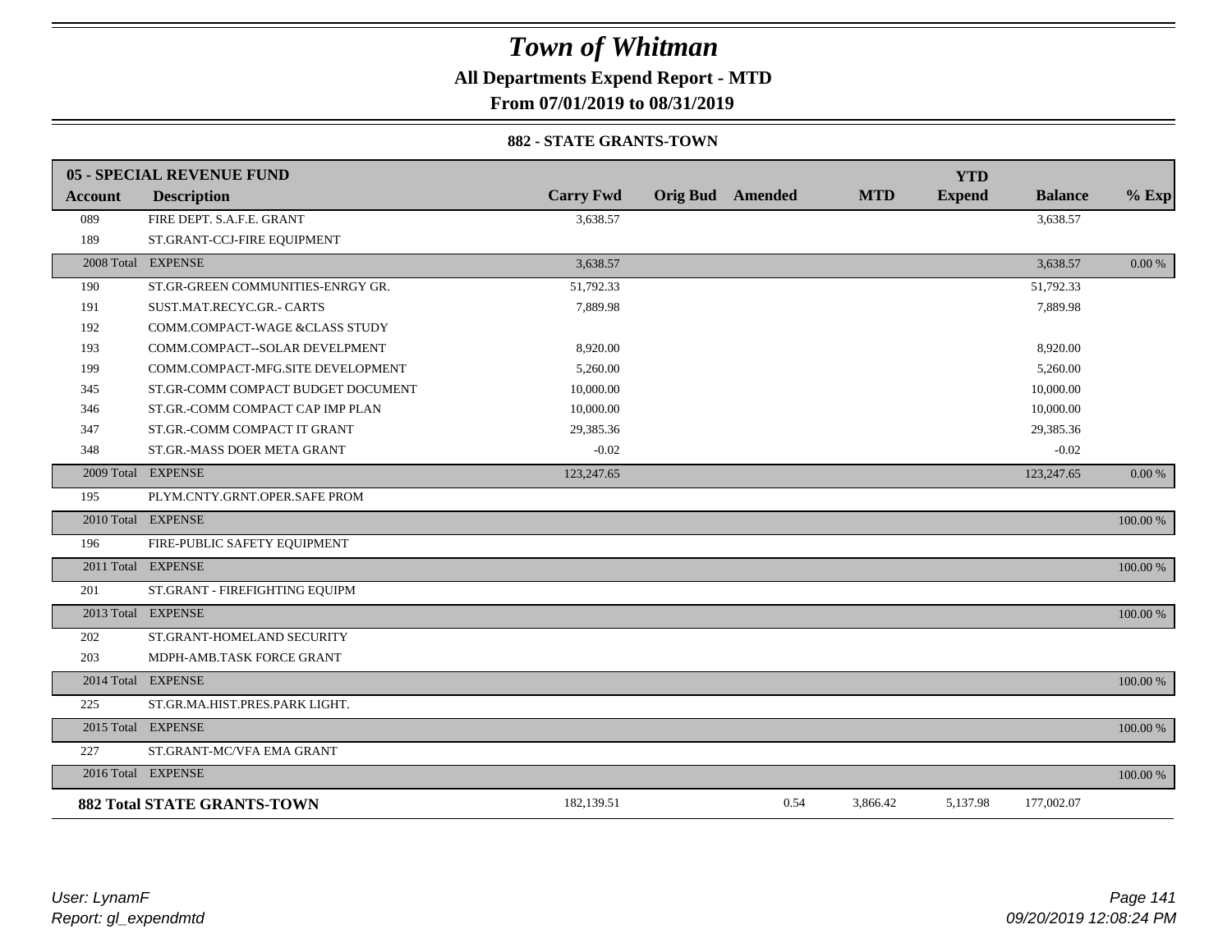# Town of Whitman

## All Departments Expend Report - MTD

### From 07/01/2019 to 08/31/2019

#### 882 - STATE GRANTS-TOWN

| Account | Description | Carry Fwd | Orig Bud | Amended | MTD | YTD Expend | Balance | % Exp |
|---|---|---|---|---|---|---|---|---|
| **05 - SPECIAL REVENUE FUND** | | | | | | | | |
| 089 | FIRE DEPT. S.A.F.E. GRANT | 3,638.57 | | | | | 3,638.57 | |
| 189 | ST.GRANT-CCJ-FIRE EQUIPMENT | | | | | | | |
| 2008 Total | EXPENSE | 3,638.57 | | | | | 3,638.57 | 0.00 % |
| 190 | ST.GR-GREEN COMMUNITIES-ENRGY GR. | 51,792.33 | | | | | 51,792.33 | |
| 191 | SUST.MAT.RECYC.GR.- CARTS | 7,889.98 | | | | | 7,889.98 | |
| 192 | COMM.COMPACT-WAGE &CLASS STUDY | | | | | | | |
| 193 | COMM.COMPACT--SOLAR DEVELPMENT | 8,920.00 | | | | | 8,920.00 | |
| 199 | COMM.COMPACT-MFG.SITE DEVELOPMENT | 5,260.00 | | | | | 5,260.00 | |
| 345 | ST.GR-COMM COMPACT BUDGET DOCUMENT | 10,000.00 | | | | | 10,000.00 | |
| 346 | ST.GR.-COMM COMPACT CAP IMP PLAN | 10,000.00 | | | | | 10,000.00 | |
| 347 | ST.GR.-COMM COMPACT IT GRANT | 29,385.36 | | | | | 29,385.36 | |
| 348 | ST.GR.-MASS DOER META GRANT | -0.02 | | | | | -0.02 | |
| 2009 Total | EXPENSE | 123,247.65 | | | | | 123,247.65 | 0.00 % |
| 195 | PLYM.CNTY.GRNT.OPER.SAFE PROM | | | | | | | |
| 2010 Total | EXPENSE | | | | | | | 100.00 % |
| 196 | FIRE-PUBLIC SAFETY EQUIPMENT | | | | | | | |
| 2011 Total | EXPENSE | | | | | | | 100.00 % |
| 201 | ST.GRANT - FIREFIGHTING EQUIPM | | | | | | | |
| 2013 Total | EXPENSE | | | | | | | 100.00 % |
| 202 | ST.GRANT-HOMELAND SECURITY | | | | | | | |
| 203 | MDPH-AMB.TASK FORCE GRANT | | | | | | | |
| 2014 Total | EXPENSE | | | | | | | 100.00 % |
| 225 | ST.GR.MA.HIST.PRES.PARK LIGHT. | | | | | | | |
| 2015 Total | EXPENSE | | | | | | | 100.00 % |
| 227 | ST.GRANT-MC/VFA EMA GRANT | | | | | | | |
| 2016 Total | EXPENSE | | | | | | | 100.00 % |
| **882 Total STATE GRANTS-TOWN** | | 182,139.51 | | 0.54 | 3,866.42 | 5,137.98 | 177,002.07 | |

*User: LynamF*
*Report: gl_expendmtd*

*09/20/2019 12:08:24 PM*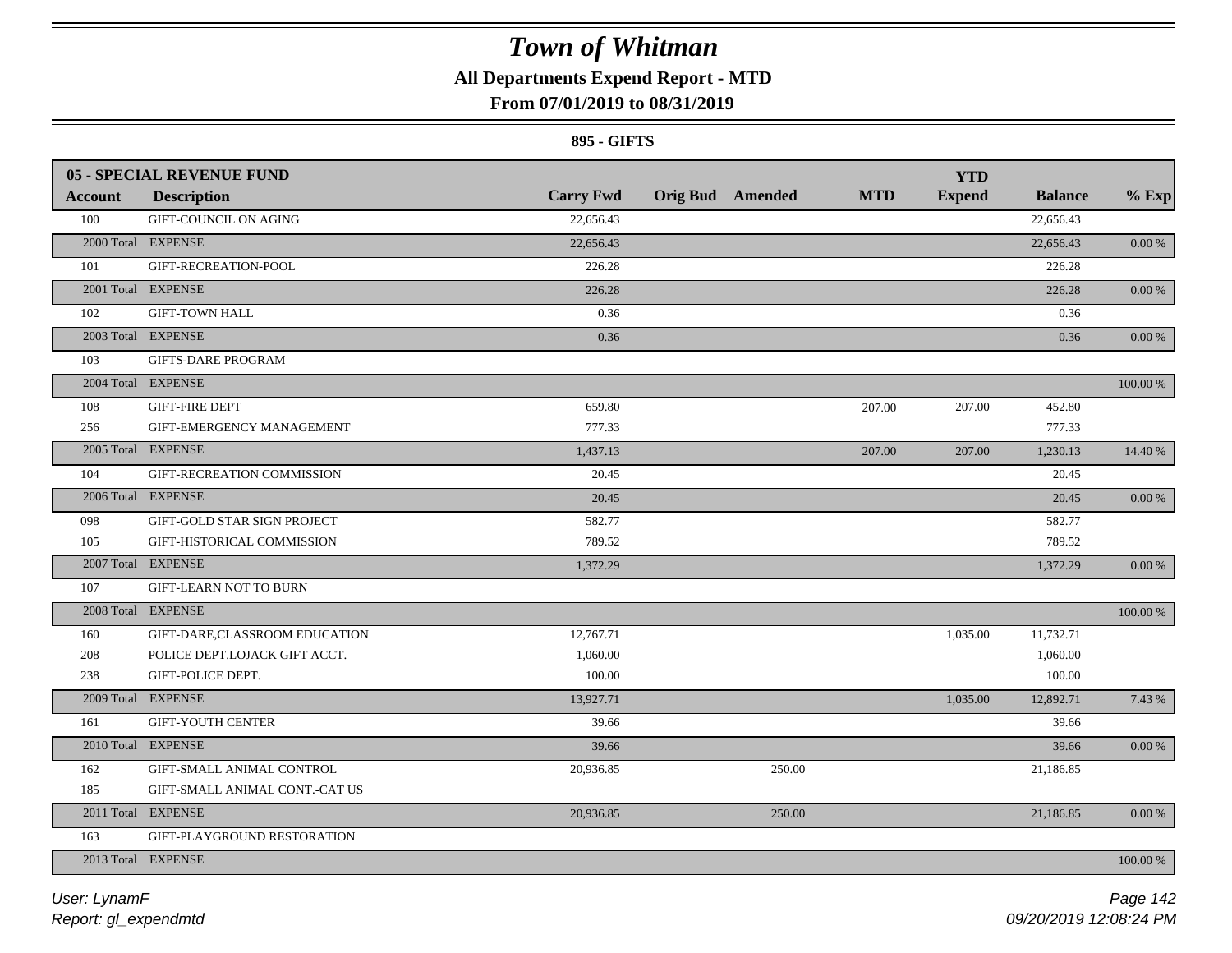# Town of Whitman

## All Departments Expend Report - MTD

### From 07/01/2019 to 08/31/2019

#### 895 - GIFTS

| 05 - SPECIAL REVENUE FUND | | | | | | YTD | | |
|---|---|---|---|---|---|---|---|---|
| **Account** | **Description** | **Carry Fwd** | **Orig Bud** | **Amended** | **MTD** | **Expend** | **Balance** | **% Exp** |
| 100 | GIFT-COUNCIL ON AGING | 22,656.43 | | | | | 22,656.43 | |
| 2000 Total | EXPENSE | 22,656.43 | | | | | 22,656.43 | 0.00 % |
| 101 | GIFT-RECREATION-POOL | 226.28 | | | | | 226.28 | |
| 2001 Total | EXPENSE | 226.28 | | | | | 226.28 | 0.00 % |
| 102 | GIFT-TOWN HALL | 0.36 | | | | | 0.36 | |
| 2003 Total | EXPENSE | 0.36 | | | | | 0.36 | 0.00 % |
| 103 | GIFTS-DARE PROGRAM | | | | | | | |
| 2004 Total | EXPENSE | | | | | | | 100.00 % |
| 108 | GIFT-FIRE DEPT | 659.80 | | | 207.00 | 207.00 | 452.80 | |
| 256 | GIFT-EMERGENCY MANAGEMENT | 777.33 | | | | | 777.33 | |
| 2005 Total | EXPENSE | 1,437.13 | | | 207.00 | 207.00 | 1,230.13 | 14.40 % |
| 104 | GIFT-RECREATION COMMISSION | 20.45 | | | | | 20.45 | |
| 2006 Total | EXPENSE | 20.45 | | | | | 20.45 | 0.00 % |
| 098 | GIFT-GOLD STAR SIGN PROJECT | 582.77 | | | | | 582.77 | |
| 105 | GIFT-HISTORICAL COMMISSION | 789.52 | | | | | 789.52 | |
| 2007 Total | EXPENSE | 1,372.29 | | | | | 1,372.29 | 0.00 % |
| 107 | GIFT-LEARN NOT TO BURN | | | | | | | |
| 2008 Total | EXPENSE | | | | | | | 100.00 % |
| 160 | GIFT-DARE,CLASSROOM EDUCATION | 12,767.71 | | | | 1,035.00 | 11,732.71 | |
| 208 | POLICE DEPT.LOJACK GIFT ACCT. | 1,060.00 | | | | | 1,060.00 | |
| 238 | GIFT-POLICE DEPT. | 100.00 | | | | | 100.00 | |
| 2009 Total | EXPENSE | 13,927.71 | | | | 1,035.00 | 12,892.71 | 7.43 % |
| 161 | GIFT-YOUTH CENTER | 39.66 | | | | | 39.66 | |
| 2010 Total | EXPENSE | 39.66 | | | | | 39.66 | 0.00 % |
| 162 | GIFT-SMALL ANIMAL CONTROL | 20,936.85 | | 250.00 | | | 21,186.85 | |
| 185 | GIFT-SMALL ANIMAL CONT.-CAT US | | | | | | | |
| 2011 Total | EXPENSE | 20,936.85 | | 250.00 | | | 21,186.85 | 0.00 % |
| 163 | GIFT-PLAYGROUND RESTORATION | | | | | | | |
| 2013 Total | EXPENSE | | | | | | | 100.00 % |

*User: LynamF*
*Report: gl_expendmtd*

*09/20/2019 12:08:24 PM*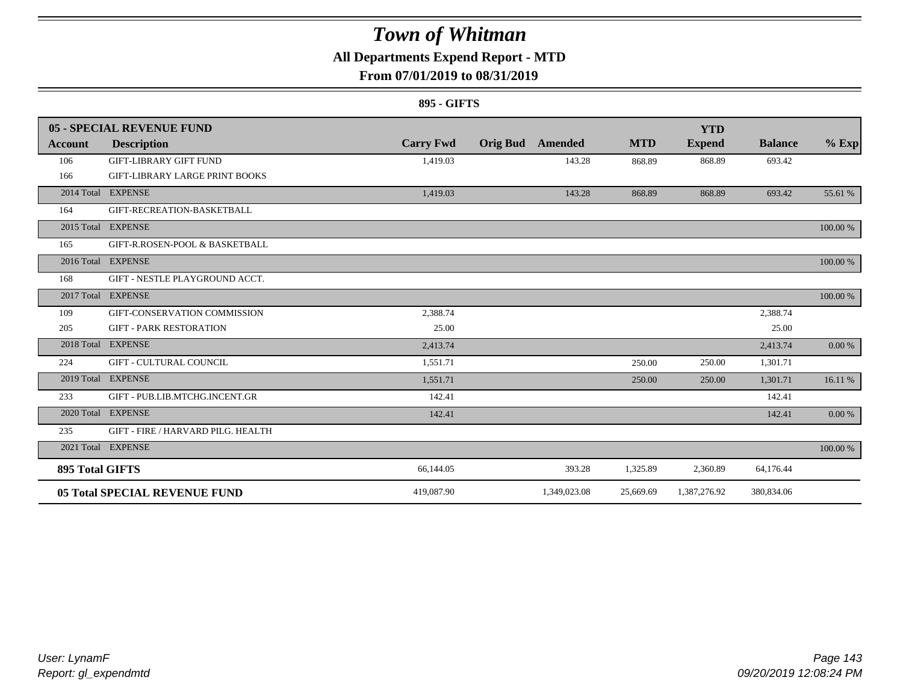# Town of Whitman

## All Departments Expend Report - MTD

### From 07/01/2019 to 08/31/2019

#### 895 - GIFTS

| 05 - SPECIAL REVENUE FUND | | | | | | YTD | | |
|---|---|---|---|---|---|---|---|---|
| **Account** | **Description** | **Carry Fwd** | **Orig Bud** | **Amended** | **MTD** | **Expend** | **Balance** | **% Exp** |
| 106 | GIFT-LIBRARY GIFT FUND | 1,419.03 | | 143.28 | 868.89 | 868.89 | 693.42 | |
| 166 | GIFT-LIBRARY LARGE PRINT BOOKS | | | | | | | |
| 2014 Total | EXPENSE | 1,419.03 | | 143.28 | 868.89 | 868.89 | 693.42 | 55.61 % |
| 164 | GIFT-RECREATION-BASKETBALL | | | | | | | |
| 2015 Total | EXPENSE | | | | | | | 100.00 % |
| 165 | GIFT-R.ROSEN-POOL & BASKETBALL | | | | | | | |
| 2016 Total | EXPENSE | | | | | | | 100.00 % |
| 168 | GIFT - NESTLE PLAYGROUND ACCT. | | | | | | | |
| 2017 Total | EXPENSE | | | | | | | 100.00 % |
| 109 | GIFT-CONSERVATION COMMISSION | 2,388.74 | | | | | 2,388.74 | |
| 205 | GIFT - PARK RESTORATION | 25.00 | | | | | 25.00 | |
| 2018 Total | EXPENSE | 2,413.74 | | | | | 2,413.74 | 0.00 % |
| 224 | GIFT - CULTURAL COUNCIL | 1,551.71 | | | 250.00 | 250.00 | 1,301.71 | |
| 2019 Total | EXPENSE | 1,551.71 | | | 250.00 | 250.00 | 1,301.71 | 16.11 % |
| 233 | GIFT - PUB.LIB.MTCHG.INCENT.GR | 142.41 | | | | | 142.41 | |
| 2020 Total | EXPENSE | 142.41 | | | | | 142.41 | 0.00 % |
| 235 | GIFT - FIRE / HARVARD PILG. HEALTH | | | | | | | |
| 2021 Total | EXPENSE | | | | | | | 100.00 % |
| **895 Total GIFTS** | | 66,144.05 | | 393.28 | 1,325.89 | 2,360.89 | 64,176.44 | |
| **05 Total SPECIAL REVENUE FUND** | | 419,087.90 | | 1,349,023.08 | 25,669.69 | 1,387,276.92 | 380,834.06 | |

*User: LynamF*
*Report: gl_expendmtd*

*09/20/2019 12:08:24 PM*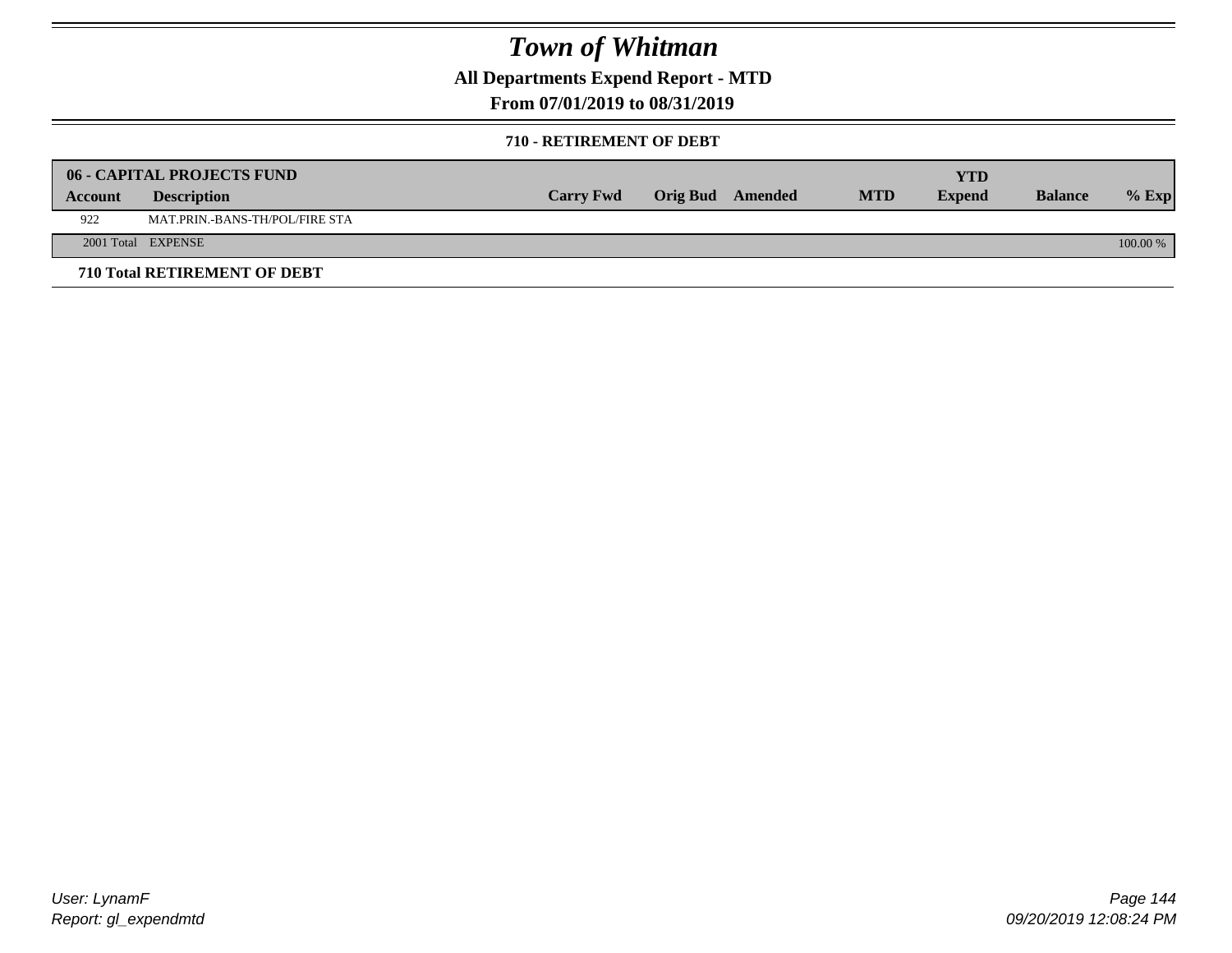# Town of Whitman

## All Departments Expend Report - MTD

### From 07/01/2019 to 08/31/2019

#### 710 - RETIREMENT OF DEBT

| 06 - CAPITAL PROJECTS FUND | | | | | | YTD | | |
|---|---|---|---|---|---|---|---|---|
| **Account** | **Description** | **Carry Fwd** | **Orig Bud** | **Amended** | **MTD** | **Expend** | **Balance** | **% Exp** |
| 922 | MAT.PRIN.-BANS-TH/POL/FIRE STA | | | | | | | |
| 2001 Total | EXPENSE | | | | | | | 100.00 % |

**710 Total RETIREMENT OF DEBT**

User: LynamF
Report: gl_expendmtd

09/20/2019 12:08:24 PM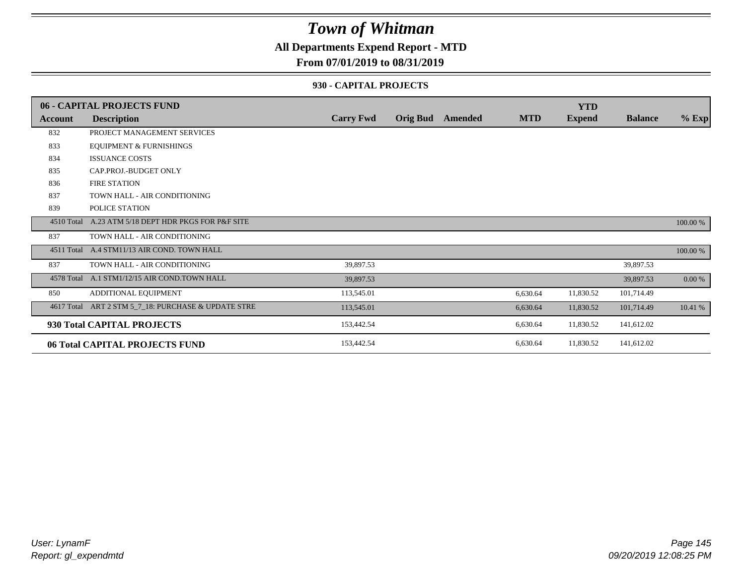# Town of Whitman

**All Departments Expend Report - MTD**

**From 07/01/2019 to 08/31/2019**

**930 - CAPITAL PROJECTS**

| **06 - CAPITAL PROJECTS FUND** | | | | | | **YTD** | | |
|---|---|---|---|---|---|---|---|---|
| **Account** | **Description** | **Carry Fwd** | **Orig Bud** | **Amended** | **MTD** | **Expend** | **Balance** | **% Exp** |
| 832 | PROJECT MANAGEMENT SERVICES | | | | | | | |
| 833 | EQUIPMENT & FURNISHINGS | | | | | | | |
| 834 | ISSUANCE COSTS | | | | | | | |
| 835 | CAP.PROJ.-BUDGET ONLY | | | | | | | |
| 836 | FIRE STATION | | | | | | | |
| 837 | TOWN HALL - AIR CONDITIONING | | | | | | | |
| 839 | POLICE STATION | | | | | | | |
| 4510 Total | A.23 ATM 5/18 DEPT HDR PKGS FOR P&F SITE | | | | | | | 100.00 % |
| 837 | TOWN HALL - AIR CONDITIONING | | | | | | | |
| 4511 Total | A.4 STM11/13 AIR COND. TOWN HALL | | | | | | | 100.00 % |
| 837 | TOWN HALL - AIR CONDITIONING | 39,897.53 | | | | | 39,897.53 | |
| 4578 Total | A.1 STM1/12/15 AIR COND.TOWN HALL | 39,897.53 | | | | | 39,897.53 | 0.00 % |
| 850 | ADDITIONAL EQUIPMENT | 113,545.01 | | | 6,630.64 | 11,830.52 | 101,714.49 | |
| 4617 Total | ART 2 STM 5_7_18: PURCHASE & UPDATE STRE | 113,545.01 | | | 6,630.64 | 11,830.52 | 101,714.49 | 10.41 % |
| **930 Total CAPITAL PROJECTS** | | 153,442.54 | | | 6,630.64 | 11,830.52 | 141,612.02 | |
| **06 Total CAPITAL PROJECTS FUND** | | 153,442.54 | | | 6,630.64 | 11,830.52 | 141,612.02 | |

*User: LynamF*
*Report: gl_expendmtd*

*09/20/2019 12:08:25 PM*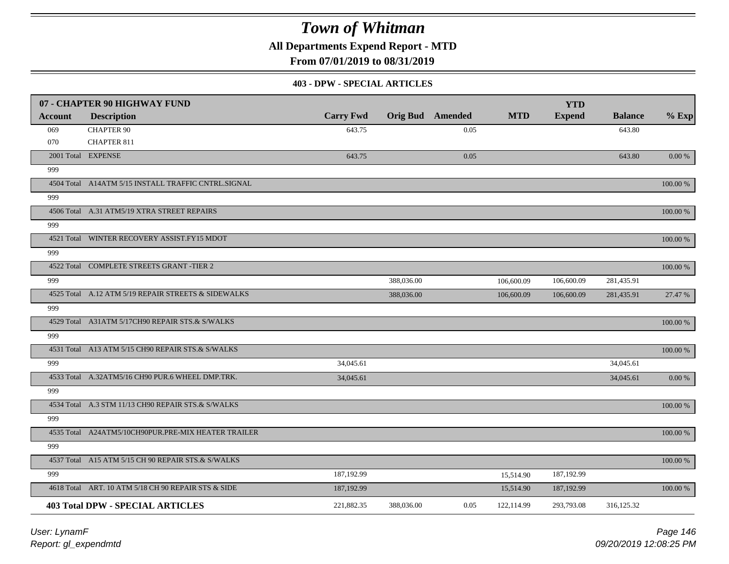# Town of Whitman

**All Departments Expend Report - MTD**

**From 07/01/2019 to 08/31/2019**

**403 - DPW - SPECIAL ARTICLES**

| 07 - CHAPTER 90 HIGHWAY FUND | | | | | | | | |
|---|---|---|---|---|---|---|---|---|
| **Account** | **Description** | **Carry Fwd** | **Orig Bud** | **Amended** | **MTD** | **YTD Expend** | **Balance** | **% Exp** |
| 069 | CHAPTER 90 | 643.75 | | 0.05 | | | 643.80 | |
| 070 | CHAPTER 811 | | | | | | | |
| 2001 Total | EXPENSE | 643.75 | | 0.05 | | | 643.80 | 0.00 % |
| 999 | | | | | | | | |
| 4504 Total | A14ATM 5/15 INSTALL TRAFFIC CNTRL.SIGNAL | | | | | | | 100.00 % |
| 999 | | | | | | | | |
| 4506 Total | A.31 ATM5/19 XTRA STREET REPAIRS | | | | | | | 100.00 % |
| 999 | | | | | | | | |
| 4521 Total | WINTER RECOVERY ASSIST.FY15 MDOT | | | | | | | 100.00 % |
| 999 | | | | | | | | |
| 4522 Total | COMPLETE STREETS GRANT -TIER 2 | | | | | | | 100.00 % |
| 999 | | | 388,036.00 | | 106,600.09 | 106,600.09 | 281,435.91 | |
| 4525 Total | A.12 ATM 5/19 REPAIR STREETS & SIDEWALKS | | 388,036.00 | | 106,600.09 | 106,600.09 | 281,435.91 | 27.47 % |
| 999 | | | | | | | | |
| 4529 Total | A31ATM 5/17CH90 REPAIR STS.& S/WALKS | | | | | | | 100.00 % |
| 999 | | | | | | | | |
| 4531 Total | A13 ATM 5/15 CH90 REPAIR STS.& S/WALKS | | | | | | | 100.00 % |
| 999 | | 34,045.61 | | | | | 34,045.61 | |
| 4533 Total | A.32ATM5/16 CH90 PUR.6 WHEEL DMP.TRK. | 34,045.61 | | | | | 34,045.61 | 0.00 % |
| 999 | | | | | | | | |
| 4534 Total | A.3 STM 11/13 CH90 REPAIR STS.& S/WALKS | | | | | | | 100.00 % |
| 999 | | | | | | | | |
| 4535 Total | A24ATM5/10CH90PUR.PRE-MIX HEATER TRAILER | | | | | | | 100.00 % |
| 999 | | | | | | | | |
| 4537 Total | A15 ATM 5/15 CH 90 REPAIR STS.& S/WALKS | | | | | | | 100.00 % |
| 999 | | 187,192.99 | | | 15,514.90 | 187,192.99 | | |
| 4618 Total | ART. 10 ATM 5/18 CH 90 REPAIR STS & SIDE | 187,192.99 | | | 15,514.90 | 187,192.99 | | 100.00 % |
| **403 Total DPW - SPECIAL ARTICLES** | | 221,882.35 | 388,036.00 | 0.05 | 122,114.99 | 293,793.08 | 316,125.32 | |

*User: LynamF*
*Report: gl_expendmtd*

*09/20/2019 12:08:25 PM*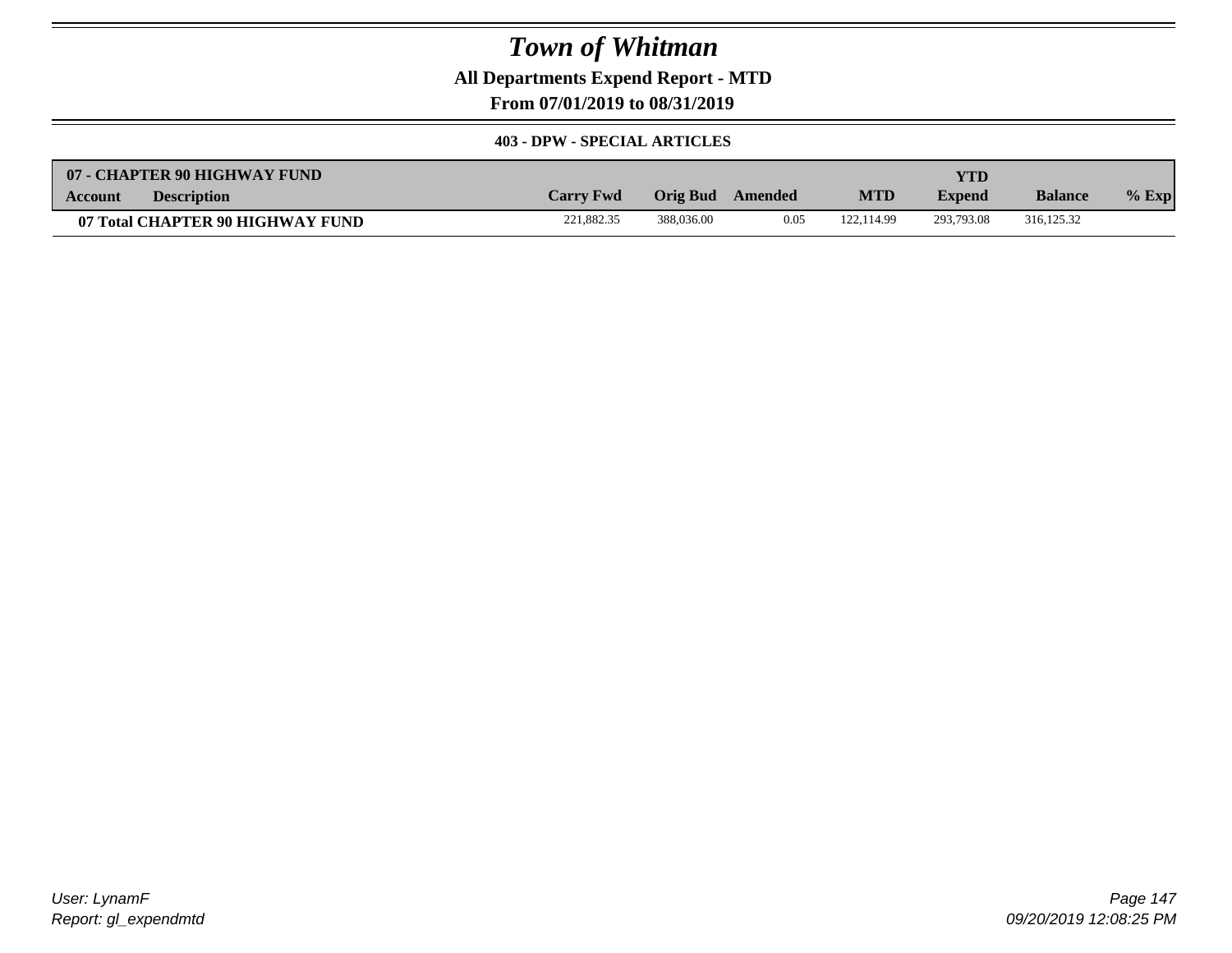# Town of Whitman

## All Departments Expend Report - MTD

### From 07/01/2019 to 08/31/2019

#### 403 - DPW - SPECIAL ARTICLES

| 07 - CHAPTER 90 HIGHWAY FUND<br>Account Description | Carry Fwd | Orig Bud | Amended | MTD | YTD Expend | Balance | % Exp |
|---|---|---|---|---|---|---|---|
| **07 Total CHAPTER 90 HIGHWAY FUND** | 221,882.35 | 388,036.00 | 0.05 | 122,114.99 | 293,793.08 | 316,125.32 | |

User: LynamF
Report: gl_expendmtd

09/20/2019 12:08:25 PM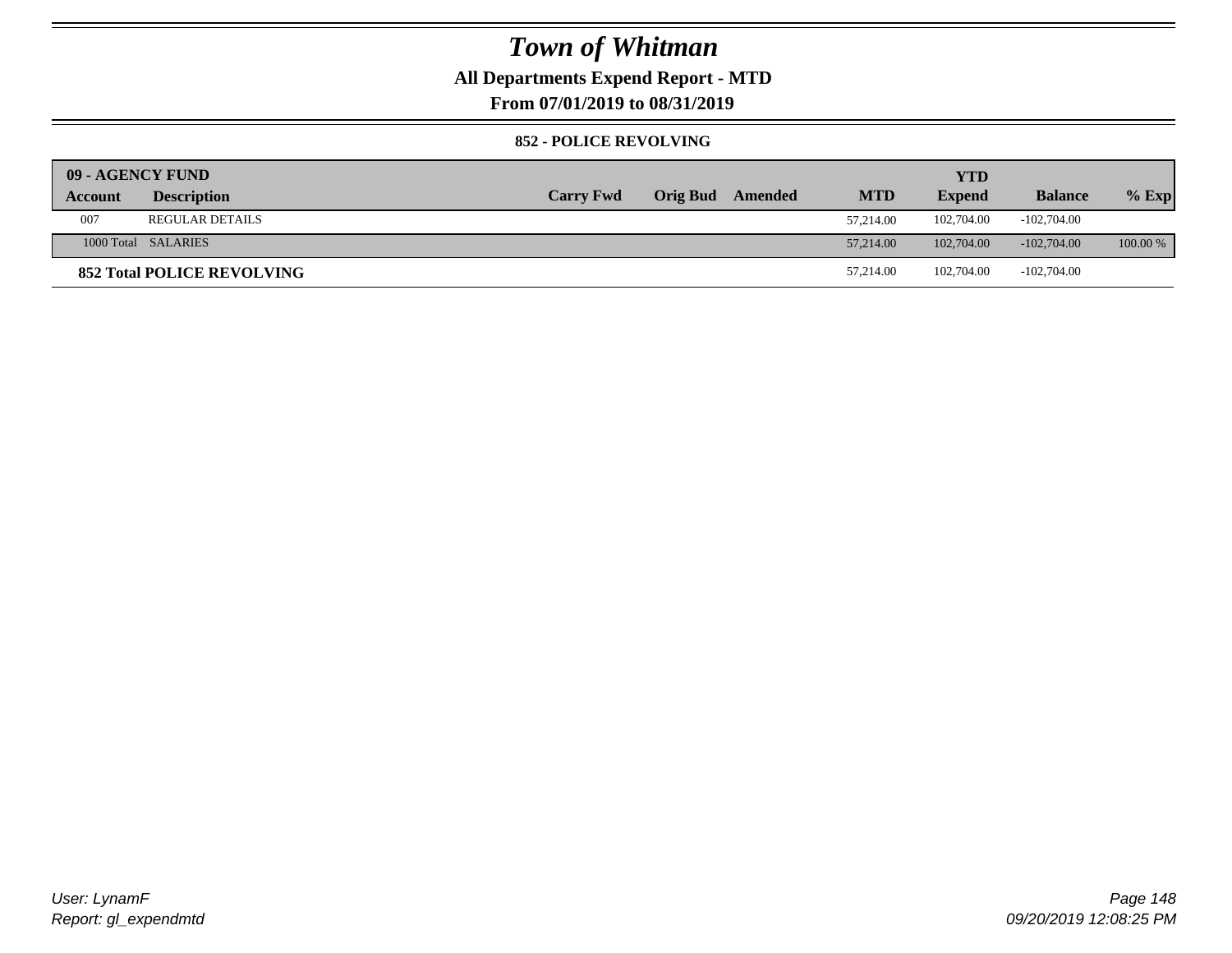# Town of Whitman

**All Departments Expend Report - MTD**

**From 07/01/2019 to 08/31/2019**

**852 - POLICE REVOLVING**

| 09 - AGENCY FUND | | | | | | YTD | | |
|---|---|---|---|---|---|---|---|---|
| **Account** | **Description** | **Carry Fwd** | **Orig Bud** | **Amended** | **MTD** | **Expend** | **Balance** | **% Exp** |
| 007 | REGULAR DETAILS | | | | 57,214.00 | 102,704.00 | -102,704.00 | |
| 1000 Total | SALARIES | | | | 57,214.00 | 102,704.00 | -102,704.00 | 100.00 % |
| **852 Total POLICE REVOLVING** | | | | | 57,214.00 | 102,704.00 | -102,704.00 | |

*User: LynamF*
*Report: gl_expendmtd*

*09/20/2019 12:08:25 PM*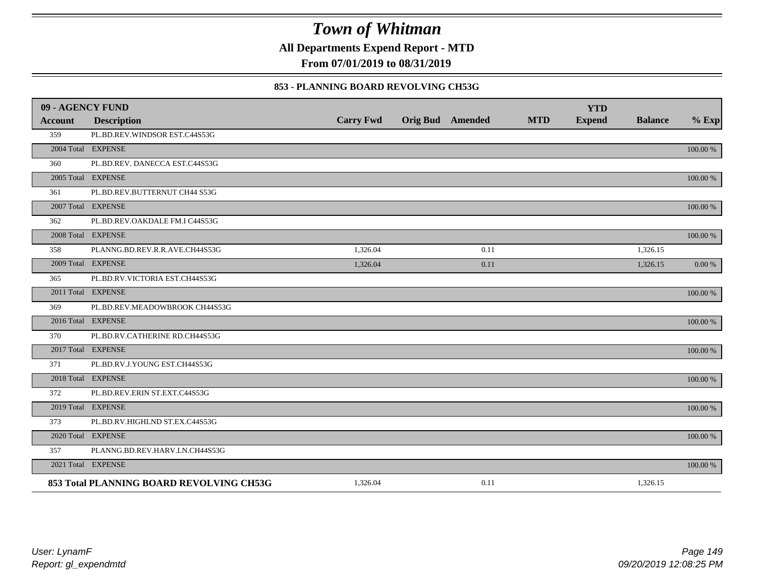# Town of Whitman

**All Departments Expend Report - MTD**

**From 07/01/2019 to 08/31/2019**

### 853 - PLANNING BOARD REVOLVING CH53G

| 09 - AGENCY FUND | | | | | | YTD | | |
|---|---|---|---|---|---|---|---|---|
| Account | Description | Carry Fwd | Orig Bud | Amended | MTD | Expend | Balance | % Exp |
| 359 | PL.BD.REV.WINDSOR EST.C44S53G | | | | | | | |
| 2004 Total | EXPENSE | | | | | | | 100.00 % |
| 360 | PL.BD.REV. DANECCA EST.C44S53G | | | | | | | |
| 2005 Total | EXPENSE | | | | | | | 100.00 % |
| 361 | PL.BD.REV.BUTTERNUT CH44 S53G | | | | | | | |
| 2007 Total | EXPENSE | | | | | | | 100.00 % |
| 362 | PL.BD.REV.OAKDALE FM.I C44S53G | | | | | | | |
| 2008 Total | EXPENSE | | | | | | | 100.00 % |
| 358 | PLANNG.BD.REV.R.R.AVE.CH44S53G | 1,326.04 | | 0.11 | | | 1,326.15 | |
| 2009 Total | EXPENSE | 1,326.04 | | 0.11 | | | 1,326.15 | 0.00 % |
| 365 | PL.BD.RV.VICTORIA EST.CH44S53G | | | | | | | |
| 2011 Total | EXPENSE | | | | | | | 100.00 % |
| 369 | PL.BD.REV.MEADOWBROOK CH44S53G | | | | | | | |
| 2016 Total | EXPENSE | | | | | | | 100.00 % |
| 370 | PL.BD.RV.CATHERINE RD.CH44S53G | | | | | | | |
| 2017 Total | EXPENSE | | | | | | | 100.00 % |
| 371 | PL.BD.RV.J.YOUNG EST.CH44S53G | | | | | | | |
| 2018 Total | EXPENSE | | | | | | | 100.00 % |
| 372 | PL.BD.REV.ERIN ST.EXT.C44S53G | | | | | | | |
| 2019 Total | EXPENSE | | | | | | | 100.00 % |
| 373 | PL.BD.RV.HIGHLND ST.EX.C44S53G | | | | | | | |
| 2020 Total | EXPENSE | | | | | | | 100.00 % |
| 357 | PLANNG.BD.REV.HARV.LN.CH44S53G | | | | | | | |
| 2021 Total | EXPENSE | | | | | | | 100.00 % |
| **853 Total PLANNING BOARD REVOLVING CH53G** | | 1,326.04 | | 0.11 | | | 1,326.15 | |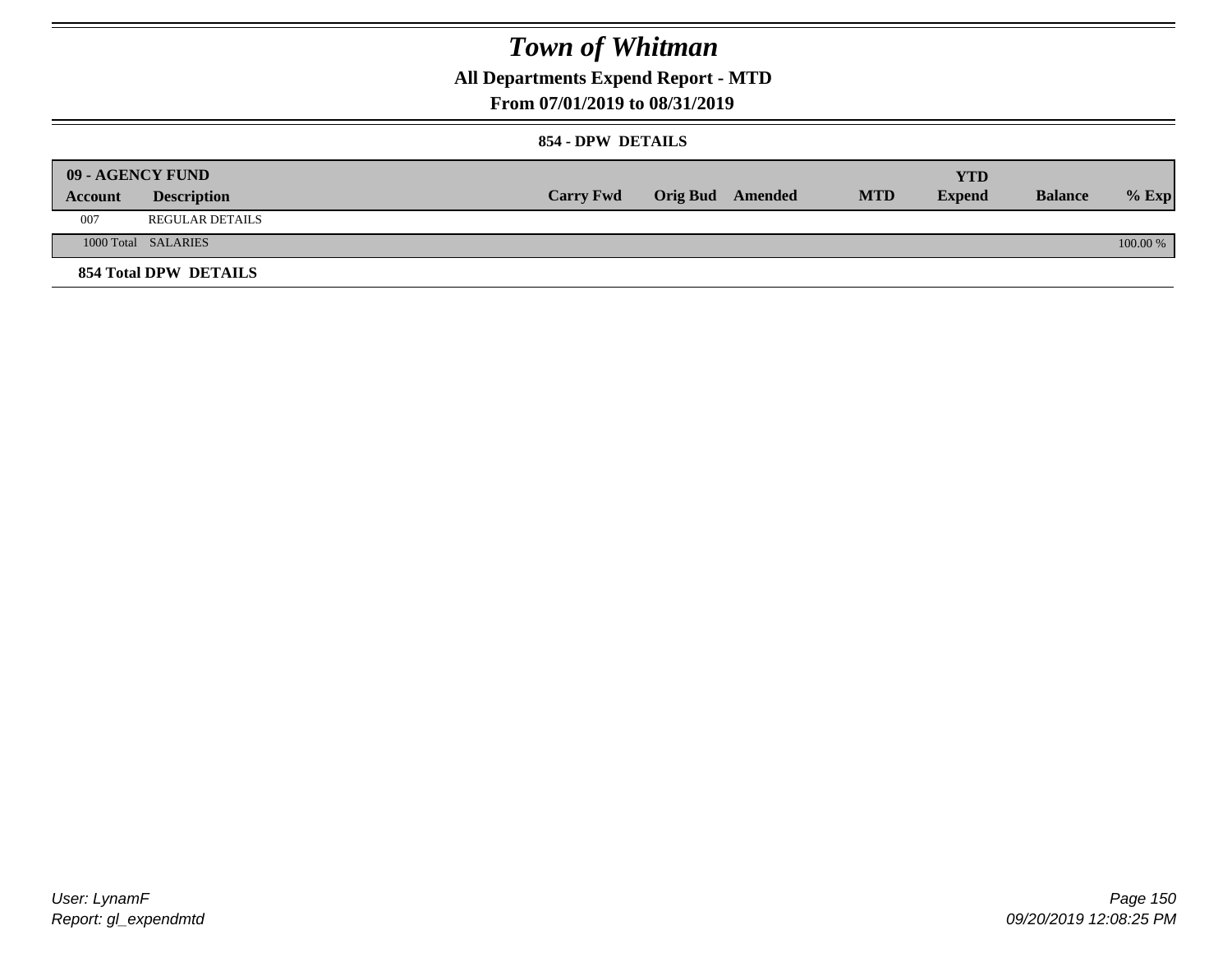# Town of Whitman

## All Departments Expend Report - MTD

### From 07/01/2019 to 08/31/2019

#### 854 - DPW DETAILS

| 09 - AGENCY FUND | | | | | | | | |
|---|---|---|---|---|---|---|---|---|
| **Account** | **Description** | **Carry Fwd** | **Orig Bud** | **Amended** | **MTD** | **YTD Expend** | **Balance** | **% Exp** |
| 007 | REGULAR DETAILS | | | | | | | |
| 1000 Total | SALARIES | | | | | | | 100.00 % |
| **854 Total DPW DETAILS** | | | | | | | | |

User: LynamF
Report: gl_expendmtd

09/20/2019 12:08:25 PM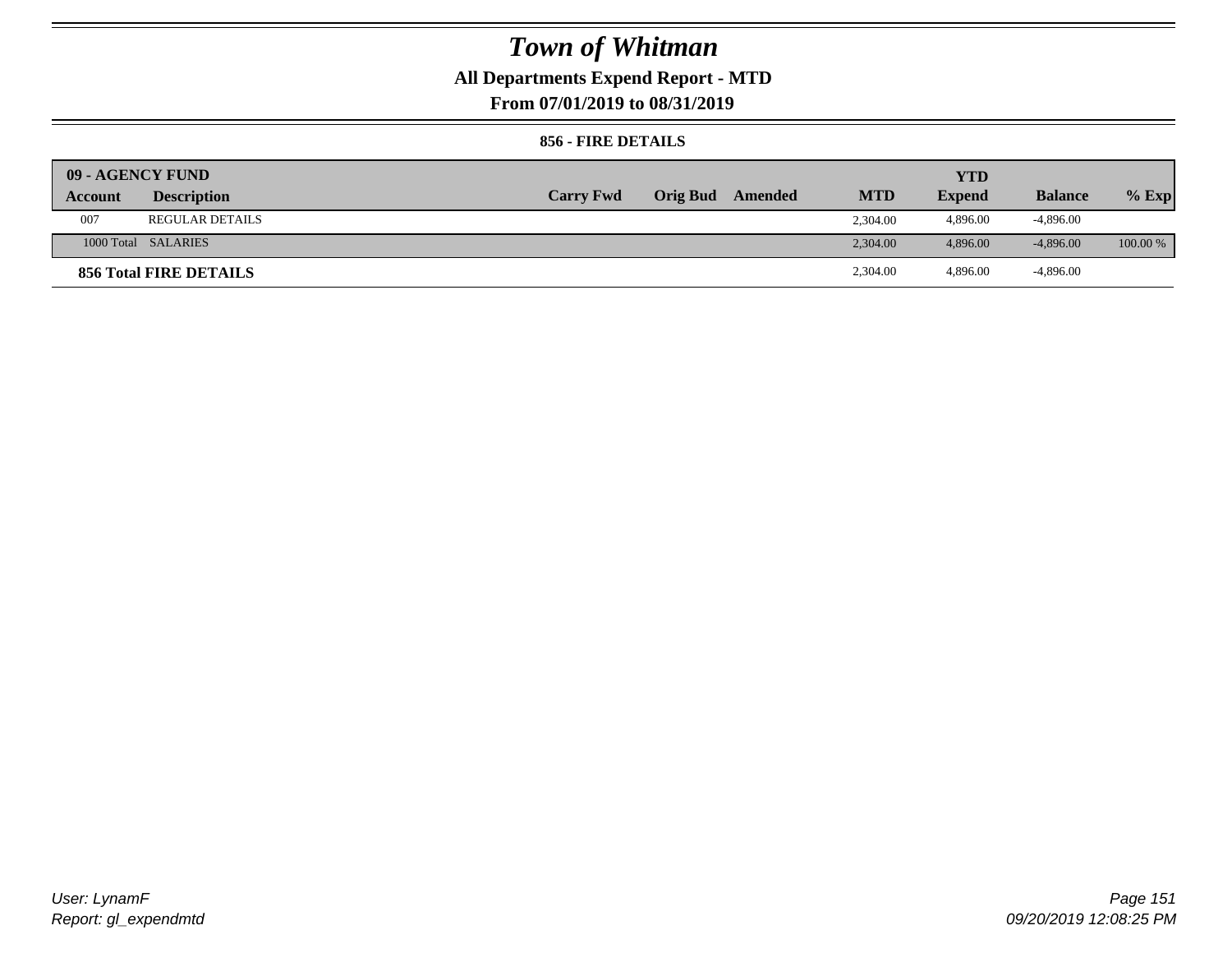# Town of Whitman

**All Departments Expend Report - MTD**

**From 07/01/2019 to 08/31/2019**

**856 - FIRE DETAILS**

| 09 - AGENCY FUND | | | | | | | | |
|---|---|---|---|---|---|---|---|---|
| **Account** | **Description** | **Carry Fwd** | **Orig Bud** | **Amended** | **MTD** | **YTD Expend** | **Balance** | **% Exp** |
| 007 | REGULAR DETAILS | | | | 2,304.00 | 4,896.00 | -4,896.00 | |
| 1000 Total | SALARIES | | | | 2,304.00 | 4,896.00 | -4,896.00 | 100.00 % |
| **856 Total FIRE DETAILS** | | | | | 2,304.00 | 4,896.00 | -4,896.00 | |

*User: LynamF*
*Report: gl_expendmtd*

*09/20/2019 12:08:25 PM*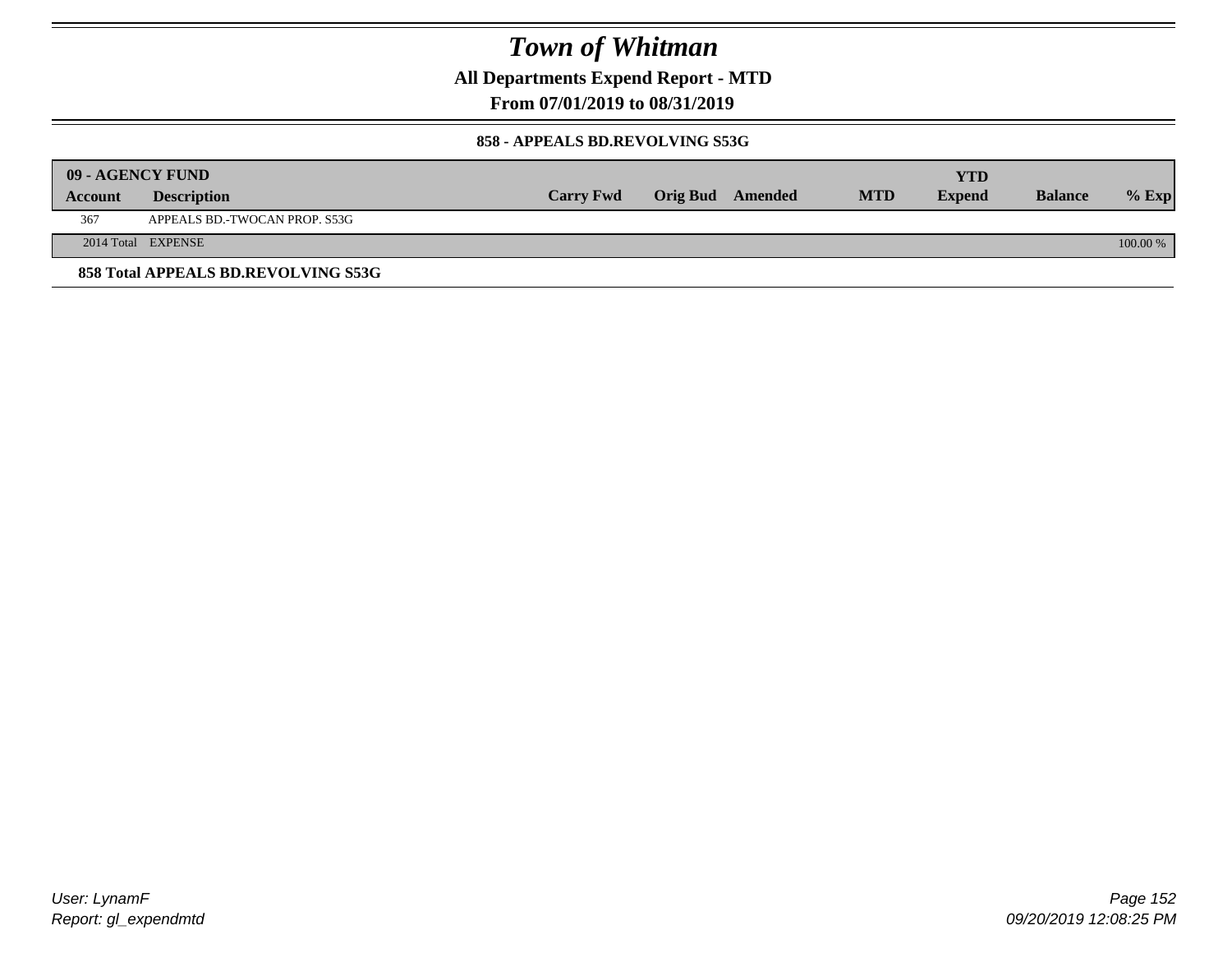# Town of Whitman

**All Departments Expend Report - MTD**

**From 07/01/2019 to 08/31/2019**

**858 - APPEALS BD.REVOLVING S53G**

| 09 - AGENCY FUND | | | | | | YTD | | |
|---|---|---|---|---|---|---|---|---|
| **Account** | **Description** | **Carry Fwd** | **Orig Bud** | **Amended** | **MTD** | **Expend** | **Balance** | **% Exp** |
| 367 | APPEALS BD.-TWOCAN PROP. S53G | | | | | | | |
| 2014 Total | EXPENSE | | | | | | | 100.00 % |

**858 Total APPEALS BD.REVOLVING S53G**

*User: LynamF*
*Report: gl_expendmtd*

*09/20/2019 12:08:25 PM*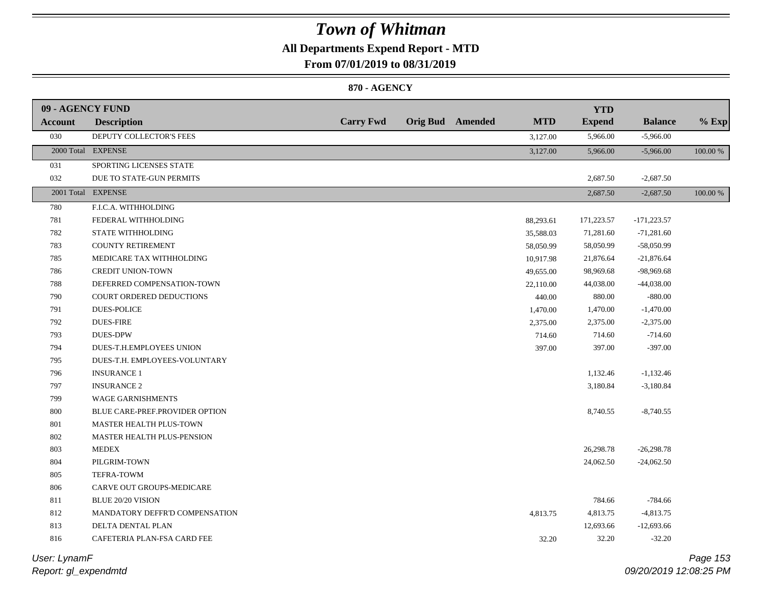# Town of Whitman

## All Departments Expend Report - MTD

### From 07/01/2019 to 08/31/2019

#### 870 - AGENCY

| 09 - AGENCY FUND | | | | | | YTD | | |
|---|---|---|---|---|---|---|---|---|
| Account | Description | Carry Fwd | Orig Bud | Amended | MTD | Expend | Balance | % Exp |
| 030 | DEPUTY COLLECTOR'S FEES | | | | 3,127.00 | 5,966.00 | -5,966.00 | |
| 2000 Total | EXPENSE | | | | 3,127.00 | 5,966.00 | -5,966.00 | 100.00 % |
| 031 | SPORTING LICENSES STATE | | | | | | | |
| 032 | DUE TO STATE-GUN PERMITS | | | | | 2,687.50 | -2,687.50 | |
| 2001 Total | EXPENSE | | | | | 2,687.50 | -2,687.50 | 100.00 % |
| 780 | F.I.C.A. WITHHOLDING | | | | | | | |
| 781 | FEDERAL WITHHOLDING | | | | 88,293.61 | 171,223.57 | -171,223.57 | |
| 782 | STATE WITHHOLDING | | | | 35,588.03 | 71,281.60 | -71,281.60 | |
| 783 | COUNTY RETIREMENT | | | | 58,050.99 | 58,050.99 | -58,050.99 | |
| 785 | MEDICARE TAX WITHHOLDING | | | | 10,917.98 | 21,876.64 | -21,876.64 | |
| 786 | CREDIT UNION-TOWN | | | | 49,655.00 | 98,969.68 | -98,969.68 | |
| 788 | DEFERRED COMPENSATION-TOWN | | | | 22,110.00 | 44,038.00 | -44,038.00 | |
| 790 | COURT ORDERED DEDUCTIONS | | | | 440.00 | 880.00 | -880.00 | |
| 791 | DUES-POLICE | | | | 1,470.00 | 1,470.00 | -1,470.00 | |
| 792 | DUES-FIRE | | | | 2,375.00 | 2,375.00 | -2,375.00 | |
| 793 | DUES-DPW | | | | 714.60 | 714.60 | -714.60 | |
| 794 | DUES-T.H.EMPLOYEES UNION | | | | 397.00 | 397.00 | -397.00 | |
| 795 | DUES-T.H. EMPLOYEES-VOLUNTARY | | | | | | | |
| 796 | INSURANCE 1 | | | | | 1,132.46 | -1,132.46 | |
| 797 | INSURANCE 2 | | | | | 3,180.84 | -3,180.84 | |
| 799 | WAGE GARNISHMENTS | | | | | | | |
| 800 | BLUE CARE-PREF.PROVIDER OPTION | | | | | 8,740.55 | -8,740.55 | |
| 801 | MASTER HEALTH PLUS-TOWN | | | | | | | |
| 802 | MASTER HEALTH PLUS-PENSION | | | | | | | |
| 803 | MEDEX | | | | | 26,298.78 | -26,298.78 | |
| 804 | PILGRIM-TOWN | | | | | 24,062.50 | -24,062.50 | |
| 805 | TEFRA-TOWM | | | | | | | |
| 806 | CARVE OUT GROUPS-MEDICARE | | | | | | | |
| 811 | BLUE 20/20 VISION | | | | | 784.66 | -784.66 | |
| 812 | MANDATORY DEFFR'D COMPENSATION | | | | 4,813.75 | 4,813.75 | -4,813.75 | |
| 813 | DELTA DENTAL PLAN | | | | | 12,693.66 | -12,693.66 | |
| 816 | CAFETERIA PLAN-FSA CARD FEE | | | | 32.20 | 32.20 | -32.20 | |

User: LynamF
Report: gl_expendmtd

09/20/2019 12:08:25 PM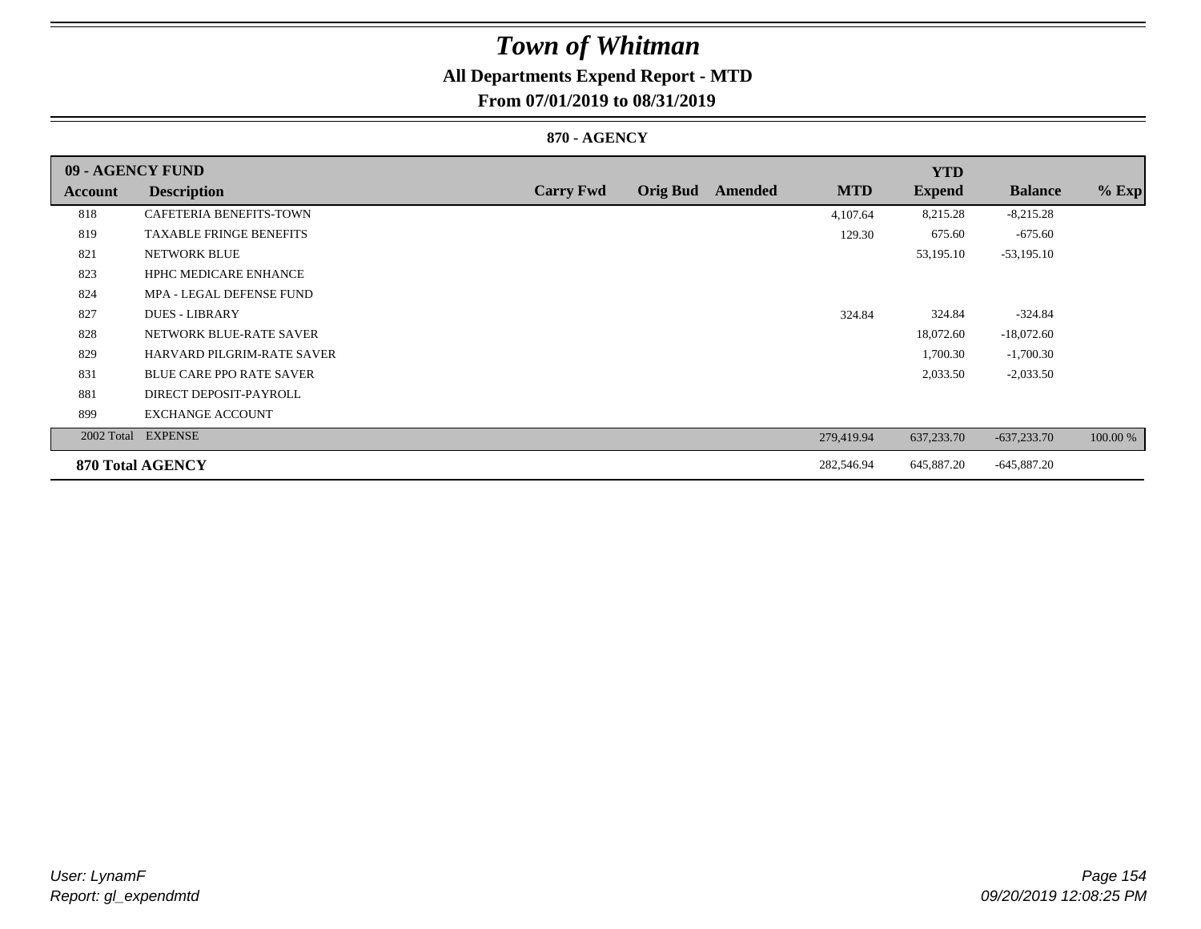# Town of Whitman

**All Departments Expend Report - MTD**

**From 07/01/2019 to 08/31/2019**

**870 - AGENCY**

| 09 - AGENCY FUND | | | | | | YTD | | |
|---|---|---|---|---|---|---|---|---|
| Account | Description | Carry Fwd | Orig Bud | Amended | MTD | Expend | Balance | % Exp |
| 818 | CAFETERIA BENEFITS-TOWN | | | | 4,107.64 | 8,215.28 | -8,215.28 | |
| 819 | TAXABLE FRINGE BENEFITS | | | | 129.30 | 675.60 | -675.60 | |
| 821 | NETWORK BLUE | | | | | 53,195.10 | -53,195.10 | |
| 823 | HPHC MEDICARE ENHANCE | | | | | | | |
| 824 | MPA - LEGAL DEFENSE FUND | | | | | | | |
| 827 | DUES - LIBRARY | | | | 324.84 | 324.84 | -324.84 | |
| 828 | NETWORK BLUE-RATE SAVER | | | | | 18,072.60 | -18,072.60 | |
| 829 | HARVARD PILGRIM-RATE SAVER | | | | | 1,700.30 | -1,700.30 | |
| 831 | BLUE CARE PPO RATE SAVER | | | | | 2,033.50 | -2,033.50 | |
| 881 | DIRECT DEPOSIT-PAYROLL | | | | | | | |
| 899 | EXCHANGE ACCOUNT | | | | | | | |
| 2002 Total | EXPENSE | | | | 279,419.94 | 637,233.70 | -637,233.70 | 100.00 % |
| **870 Total AGENCY** | | | | | 282,546.94 | 645,887.20 | -645,887.20 | |

*User: LynamF*
*Report: gl_expendmtd*

*09/20/2019 12:08:25 PM*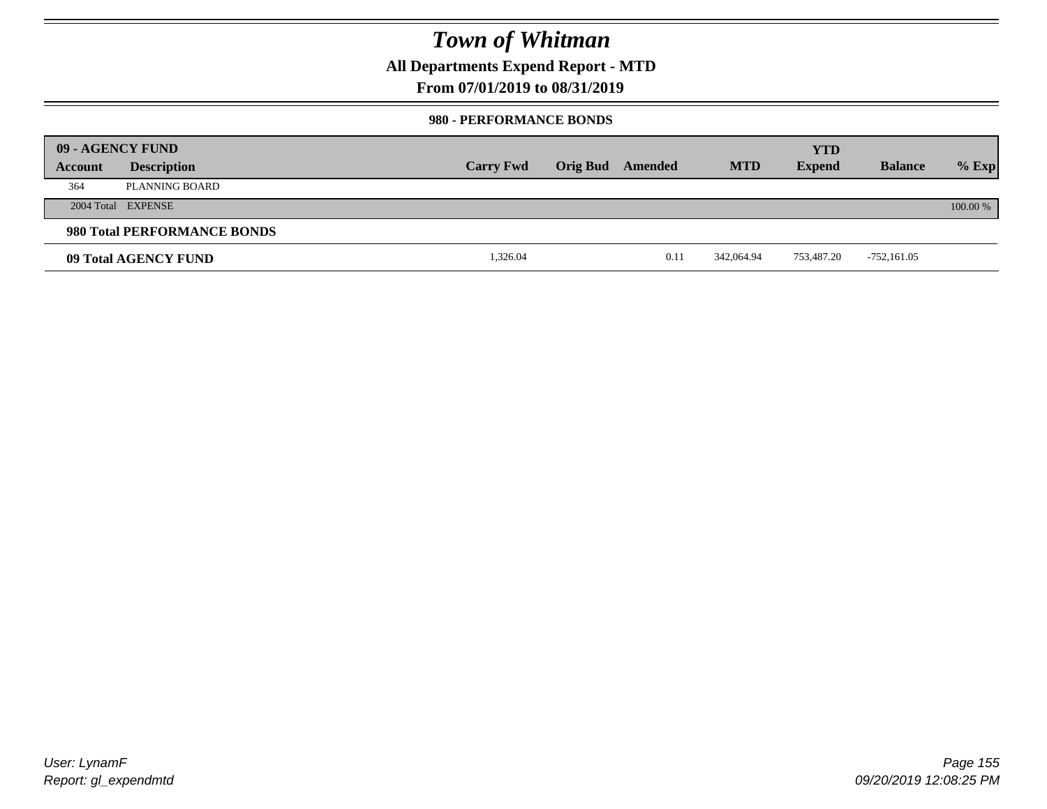# Town of Whitman

**All Departments Expend Report - MTD**

**From 07/01/2019 to 08/31/2019**

**980 - PERFORMANCE BONDS**

| 09 - AGENCY FUND Account | Description | Carry Fwd | Orig Bud | Amended | MTD | YTD Expend | Balance | % Exp |
|---|---|---|---|---|---|---|---|---|
| 364 | PLANNING BOARD | | | | | | | |
| 2004 Total | EXPENSE | | | | | | | 100.00 % |
| **980 Total PERFORMANCE BONDS** | | | | | | | | |
| **09 Total AGENCY FUND** | | 1,326.04 | | 0.11 | 342,064.94 | 753,487.20 | -752,161.05 | |

User: LynamF
Report: gl_expendmtd

09/20/2019 12:08:25 PM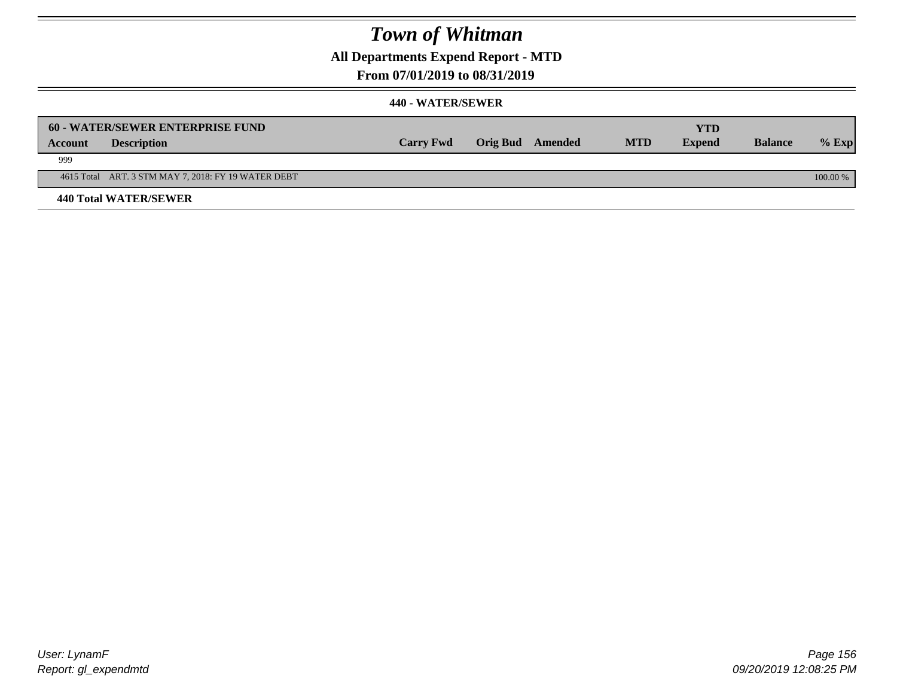# Town of Whitman

## All Departments Expend Report - MTD

### From 07/01/2019 to 08/31/2019

#### 440 - WATER/SEWER

| 60 - WATER/SEWER ENTERPRISE FUND | | | | | | YTD | | |
|---|---|---|---|---|---|---|---|---|
| **Account** | **Description** | **Carry Fwd** | **Orig Bud** | **Amended** | **MTD** | **Expend** | **Balance** | **% Exp** |
| 999 | | | | | | | | |
| 4615 Total | ART. 3 STM MAY 7, 2018: FY 19 WATER DEBT | | | | | | | 100.00 % |
| **440 Total WATER/SEWER** | | | | | | | | |

User: LynamF
Report: gl_expendmtd

09/20/2019 12:08:25 PM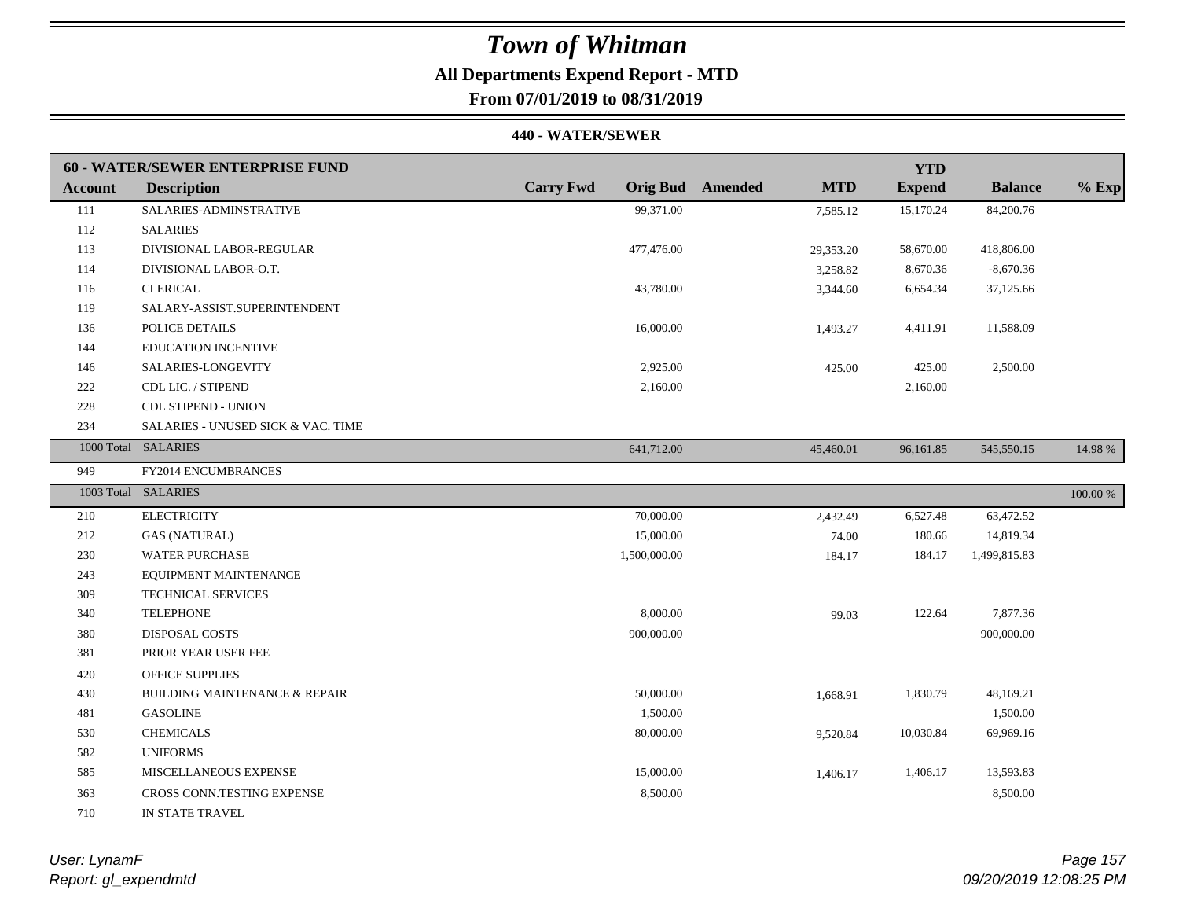# Town of Whitman

## All Departments Expend Report - MTD

### From 07/01/2019 to 08/31/2019

#### 440 - WATER/SEWER

| Account | Description | Carry Fwd | Orig Bud | Amended | MTD | YTD Expend | Balance | % Exp |
|---|---|---|---|---|---|---|---|---|
| **60 - WATER/SEWER ENTERPRISE FUND** | | | | | | | | |
| 111 | SALARIES-ADMINSTRATIVE | | 99,371.00 | | 7,585.12 | 15,170.24 | 84,200.76 | |
| 112 | SALARIES | | | | | | | |
| 113 | DIVISIONAL LABOR-REGULAR | | 477,476.00 | | 29,353.20 | 58,670.00 | 418,806.00 | |
| 114 | DIVISIONAL LABOR-O.T. | | | | 3,258.82 | 8,670.36 | -8,670.36 | |
| 116 | CLERICAL | | 43,780.00 | | 3,344.60 | 6,654.34 | 37,125.66 | |
| 119 | SALARY-ASSIST.SUPERINTENDENT | | | | | | | |
| 136 | POLICE DETAILS | | 16,000.00 | | 1,493.27 | 4,411.91 | 11,588.09 | |
| 144 | EDUCATION INCENTIVE | | | | | | | |
| 146 | SALARIES-LONGEVITY | | 2,925.00 | | 425.00 | 425.00 | 2,500.00 | |
| 222 | CDL LIC. / STIPEND | | 2,160.00 | | | 2,160.00 | | |
| 228 | CDL STIPEND - UNION | | | | | | | |
| 234 | SALARIES - UNUSED SICK & VAC. TIME | | | | | | | |
| 1000 Total | SALARIES | | 641,712.00 | | 45,460.01 | 96,161.85 | 545,550.15 | 14.98 % |
| 949 | FY2014 ENCUMBRANCES | | | | | | | |
| 1003 Total | SALARIES | | | | | | | 100.00 % |
| 210 | ELECTRICITY | | 70,000.00 | | 2,432.49 | 6,527.48 | 63,472.52 | |
| 212 | GAS (NATURAL) | | 15,000.00 | | 74.00 | 180.66 | 14,819.34 | |
| 230 | WATER PURCHASE | | 1,500,000.00 | | 184.17 | 184.17 | 1,499,815.83 | |
| 243 | EQUIPMENT MAINTENANCE | | | | | | | |
| 309 | TECHNICAL SERVICES | | | | | | | |
| 340 | TELEPHONE | | 8,000.00 | | 99.03 | 122.64 | 7,877.36 | |
| 380 | DISPOSAL COSTS | | 900,000.00 | | | | 900,000.00 | |
| 381 | PRIOR YEAR USER FEE | | | | | | | |
| 420 | OFFICE SUPPLIES | | | | | | | |
| 430 | BUILDING MAINTENANCE & REPAIR | | 50,000.00 | | 1,668.91 | 1,830.79 | 48,169.21 | |
| 481 | GASOLINE | | 1,500.00 | | | | 1,500.00 | |
| 530 | CHEMICALS | | 80,000.00 | | 9,520.84 | 10,030.84 | 69,969.16 | |
| 582 | UNIFORMS | | | | | | | |
| 585 | MISCELLANEOUS EXPENSE | | 15,000.00 | | 1,406.17 | 1,406.17 | 13,593.83 | |
| 363 | CROSS CONN.TESTING EXPENSE | | 8,500.00 | | | | 8,500.00 | |
| 710 | IN STATE TRAVEL | | | | | | | |

User: LynamF
Report: gl_expendmtd

09/20/2019 12:08:25 PM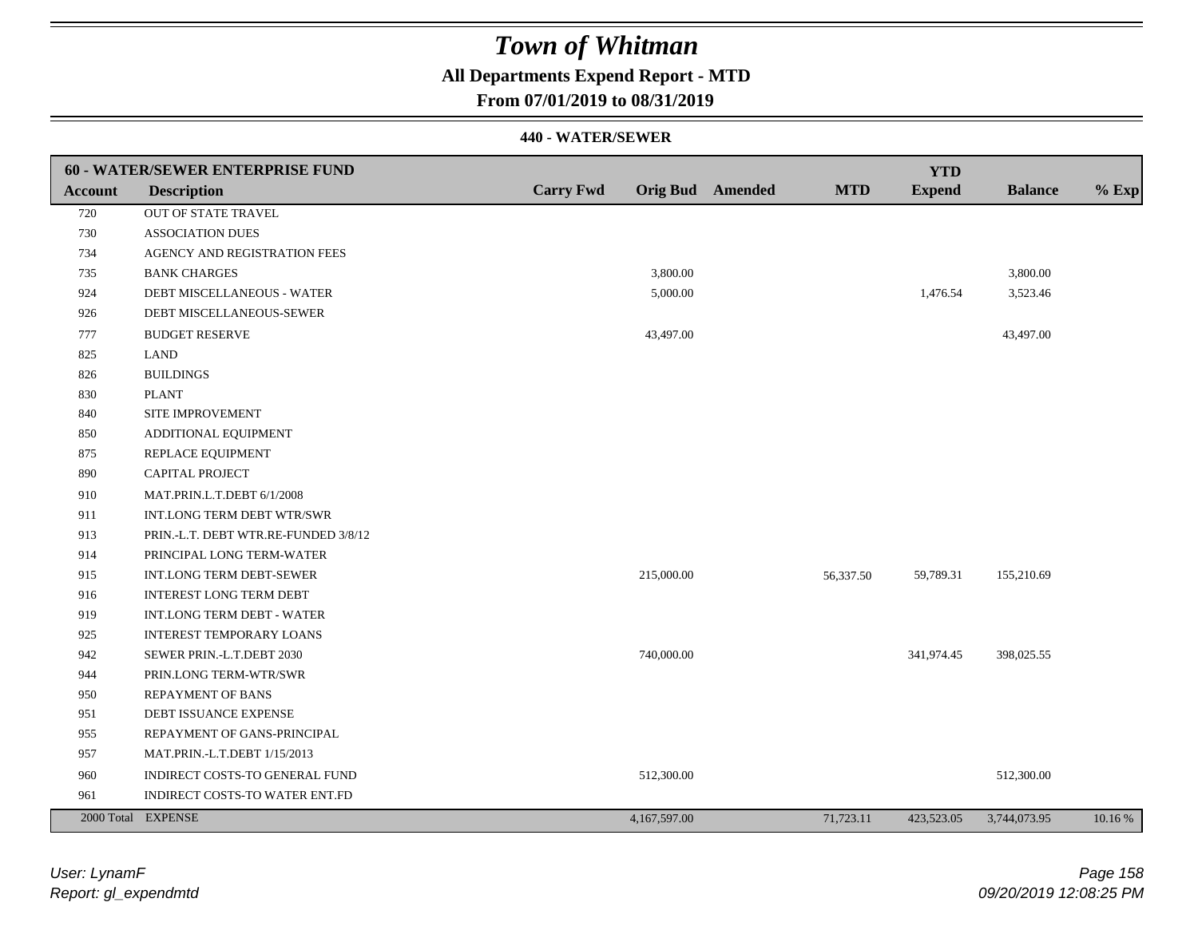# Town of Whitman

**All Departments Expend Report - MTD**

**From 07/01/2019 to 08/31/2019**

**440 - WATER/SEWER**

| **60 - WATER/SEWER ENTERPRISE FUND** | | | | | | | | |
|---|---|---|---|---|---|---|---|---|
| **Account** | **Description** | **Carry Fwd** | **Orig Bud** | **Amended** | **MTD** | **YTD Expend** | **Balance** | **% Exp** |
| 720 | OUT OF STATE TRAVEL | | | | | | | |
| 730 | ASSOCIATION DUES | | | | | | | |
| 734 | AGENCY AND REGISTRATION FEES | | | | | | | |
| 735 | BANK CHARGES | | 3,800.00 | | | | 3,800.00 | |
| 924 | DEBT MISCELLANEOUS - WATER | | 5,000.00 | | | 1,476.54 | 3,523.46 | |
| 926 | DEBT MISCELLANEOUS-SEWER | | | | | | | |
| 777 | BUDGET RESERVE | | 43,497.00 | | | | 43,497.00 | |
| 825 | LAND | | | | | | | |
| 826 | BUILDINGS | | | | | | | |
| 830 | PLANT | | | | | | | |
| 840 | SITE IMPROVEMENT | | | | | | | |
| 850 | ADDITIONAL EQUIPMENT | | | | | | | |
| 875 | REPLACE EQUIPMENT | | | | | | | |
| 890 | CAPITAL PROJECT | | | | | | | |
| 910 | MAT.PRIN.L.T.DEBT 6/1/2008 | | | | | | | |
| 911 | INT.LONG TERM DEBT WTR/SWR | | | | | | | |
| 913 | PRIN.-L.T. DEBT WTR.RE-FUNDED 3/8/12 | | | | | | | |
| 914 | PRINCIPAL LONG TERM-WATER | | | | | | | |
| 915 | INT.LONG TERM DEBT-SEWER | | 215,000.00 | | 56,337.50 | 59,789.31 | 155,210.69 | |
| 916 | INTEREST LONG TERM DEBT | | | | | | | |
| 919 | INT.LONG TERM DEBT - WATER | | | | | | | |
| 925 | INTEREST TEMPORARY LOANS | | | | | | | |
| 942 | SEWER PRIN.-L.T.DEBT 2030 | | 740,000.00 | | | 341,974.45 | 398,025.55 | |
| 944 | PRIN.LONG TERM-WTR/SWR | | | | | | | |
| 950 | REPAYMENT OF BANS | | | | | | | |
| 951 | DEBT ISSUANCE EXPENSE | | | | | | | |
| 955 | REPAYMENT OF GANS-PRINCIPAL | | | | | | | |
| 957 | MAT.PRIN.-L.T.DEBT 1/15/2013 | | | | | | | |
| 960 | INDIRECT COSTS-TO GENERAL FUND | | 512,300.00 | | | | 512,300.00 | |
| 961 | INDIRECT COSTS-TO WATER ENT.FD | | | | | | | |
| 2000 Total | EXPENSE | | 4,167,597.00 | | 71,723.11 | 423,523.05 | 3,744,073.95 | 10.16 % |

*User: LynamF*
*Report: gl_expendmtd*

*09/20/2019 12:08:25 PM*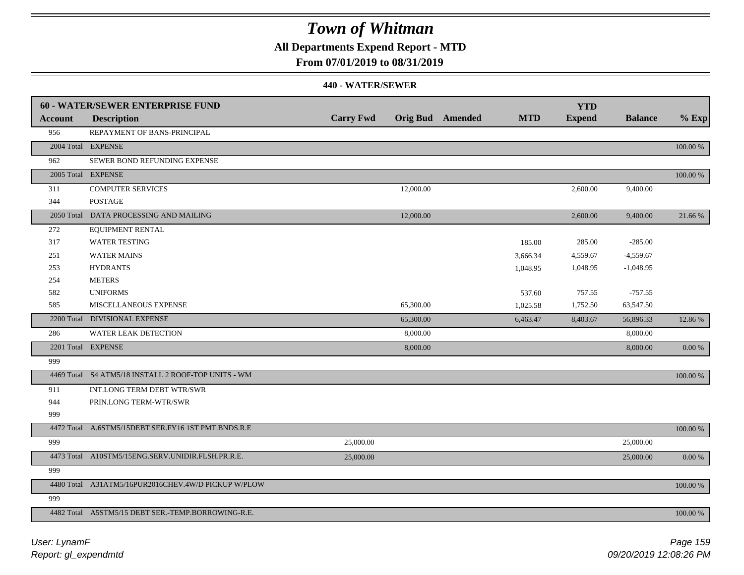# Town of Whitman

**All Departments Expend Report - MTD**

**From 07/01/2019 to 08/31/2019**

**440 - WATER/SEWER**

| Account | Description | Carry Fwd | Orig Bud | Amended | MTD | YTD Expend | Balance | % Exp |
|---|---|---|---|---|---|---|---|---|
| **60 - WATER/SEWER ENTERPRISE FUND** | | | | | | | | |
| 956 | REPAYMENT OF BANS-PRINCIPAL | | | | | | | |
| 2004 Total | EXPENSE | | | | | | | 100.00 % |
| 962 | SEWER BOND REFUNDING EXPENSE | | | | | | | |
| 2005 Total | EXPENSE | | | | | | | 100.00 % |
| 311 | COMPUTER SERVICES | | 12,000.00 | | | 2,600.00 | 9,400.00 | |
| 344 | POSTAGE | | | | | | | |
| 2050 Total | DATA PROCESSING AND MAILING | | 12,000.00 | | | 2,600.00 | 9,400.00 | 21.66 % |
| 272 | EQUIPMENT RENTAL | | | | | | | |
| 317 | WATER TESTING | | | | 185.00 | 285.00 | -285.00 | |
| 251 | WATER MAINS | | | | 3,666.34 | 4,559.67 | -4,559.67 | |
| 253 | HYDRANTS | | | | 1,048.95 | 1,048.95 | -1,048.95 | |
| 254 | METERS | | | | | | | |
| 582 | UNIFORMS | | | | 537.60 | 757.55 | -757.55 | |
| 585 | MISCELLANEOUS EXPENSE | | 65,300.00 | | 1,025.58 | 1,752.50 | 63,547.50 | |
| 2200 Total | DIVISIONAL EXPENSE | | 65,300.00 | | 6,463.47 | 8,403.67 | 56,896.33 | 12.86 % |
| 286 | WATER LEAK DETECTION | | 8,000.00 | | | | 8,000.00 | |
| 2201 Total | EXPENSE | | 8,000.00 | | | | 8,000.00 | 0.00 % |
| 999 | | | | | | | | |
| 4469 Total | S4 ATM5/18 INSTALL 2 ROOF-TOP UNITS - WM | | | | | | | 100.00 % |
| 911 | INT.LONG TERM DEBT WTR/SWR | | | | | | | |
| 944 | PRIN.LONG TERM-WTR/SWR | | | | | | | |
| 999 | | | | | | | | |
| 4472 Total | A.6STM5/15DEBT SER.FY16 1ST PMT.BNDS.R.E | | | | | | | 100.00 % |
| 999 | | 25,000.00 | | | | | 25,000.00 | |
| 4473 Total | A10STM5/15ENG.SERV.UNIDIR.FLSH.PR.R.E. | 25,000.00 | | | | | 25,000.00 | 0.00 % |
| 999 | | | | | | | | |
| 4480 Total | A31ATM5/16PUR2016CHEV.4W/D PICKUP W/PLOW | | | | | | | 100.00 % |
| 999 | | | | | | | | |
| 4482 Total | A5STM5/15 DEBT SER.-TEMP.BORROWING-R.E. | | | | | | | 100.00 % |

*User: LynamF*
*Report: gl_expendmtd*

*09/20/2019 12:08:26 PM*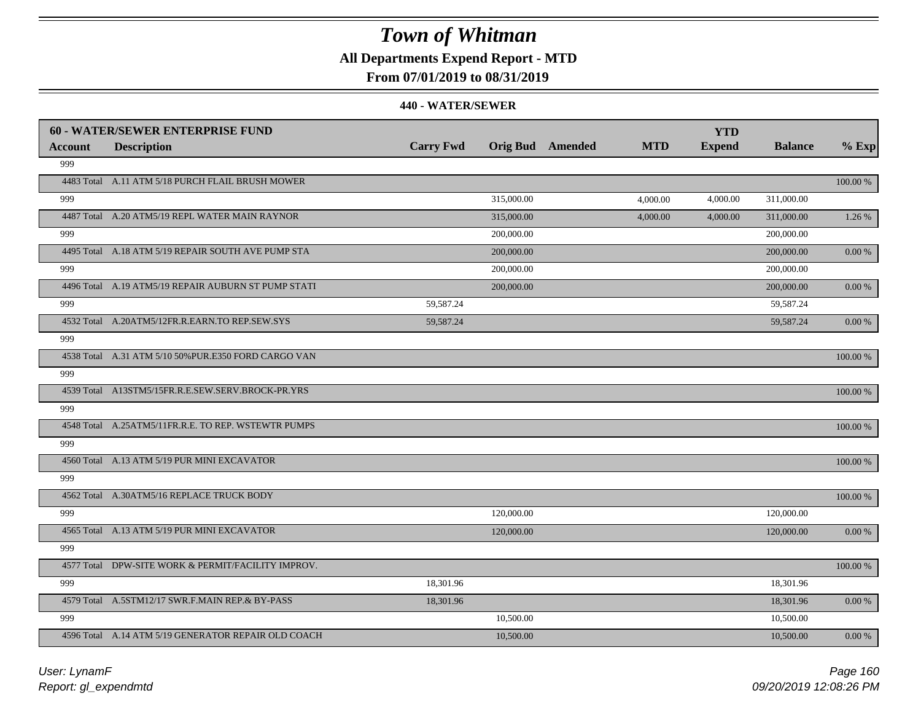# Town of Whitman

**All Departments Expend Report - MTD**

**From 07/01/2019 to 08/31/2019**

**440 - WATER/SEWER**

| **60 - WATER/SEWER ENTERPRISE FUND** | | | | | | | | |
|---|---|---|---|---|---|---|---|---|
| **Account** | **Description** | **Carry Fwd** | **Orig Bud** | **Amended** | **MTD** | **YTD Expend** | **Balance** | **% Exp** |
| 999 | | | | | | | | |
| 4483 Total | A.11 ATM 5/18 PURCH FLAIL BRUSH MOWER | | | | | | | 100.00 % |
| 999 | | | 315,000.00 | | 4,000.00 | 4,000.00 | 311,000.00 | |
| 4487 Total | A.20 ATM5/19 REPL WATER MAIN RAYNOR | | 315,000.00 | | 4,000.00 | 4,000.00 | 311,000.00 | 1.26 % |
| 999 | | | 200,000.00 | | | | 200,000.00 | |
| 4495 Total | A.18 ATM 5/19 REPAIR SOUTH AVE PUMP STA | | 200,000.00 | | | | 200,000.00 | 0.00 % |
| 999 | | | 200,000.00 | | | | 200,000.00 | |
| 4496 Total | A.19 ATM5/19 REPAIR AUBURN ST PUMP STATI | | 200,000.00 | | | | 200,000.00 | 0.00 % |
| 999 | | 59,587.24 | | | | | 59,587.24 | |
| 4532 Total | A.20ATM5/12FR.R.EARN.TO REP.SEW.SYS | 59,587.24 | | | | | 59,587.24 | 0.00 % |
| 999 | | | | | | | | |
| 4538 Total | A.31 ATM 5/10 50%PUR.E350 FORD CARGO VAN | | | | | | | 100.00 % |
| 999 | | | | | | | | |
| 4539 Total | A13STM5/15FR.R.E.SEW.SERV.BROCK-PR.YRS | | | | | | | 100.00 % |
| 999 | | | | | | | | |
| 4548 Total | A.25ATM5/11FR.R.E. TO REP. WSTEWTR PUMPS | | | | | | | 100.00 % |
| 999 | | | | | | | | |
| 4560 Total | A.13 ATM 5/19 PUR MINI EXCAVATOR | | | | | | | 100.00 % |
| 999 | | | | | | | | |
| 4562 Total | A.30ATM5/16 REPLACE TRUCK BODY | | | | | | | 100.00 % |
| 999 | | | 120,000.00 | | | | 120,000.00 | |
| 4565 Total | A.13 ATM 5/19 PUR MINI EXCAVATOR | | 120,000.00 | | | | 120,000.00 | 0.00 % |
| 999 | | | | | | | | |
| 4577 Total | DPW-SITE WORK & PERMIT/FACILITY IMPROV. | | | | | | | 100.00 % |
| 999 | | 18,301.96 | | | | | 18,301.96 | |
| 4579 Total | A.5STM12/17 SWR.F.MAIN REP.& BY-PASS | 18,301.96 | | | | | 18,301.96 | 0.00 % |
| 999 | | | 10,500.00 | | | | 10,500.00 | |
| 4596 Total | A.14 ATM 5/19 GENERATOR REPAIR OLD COACH | | 10,500.00 | | | | 10,500.00 | 0.00 % |

*User: LynamF*

*Report: gl_expendmtd*

*09/20/2019 12:08:26 PM*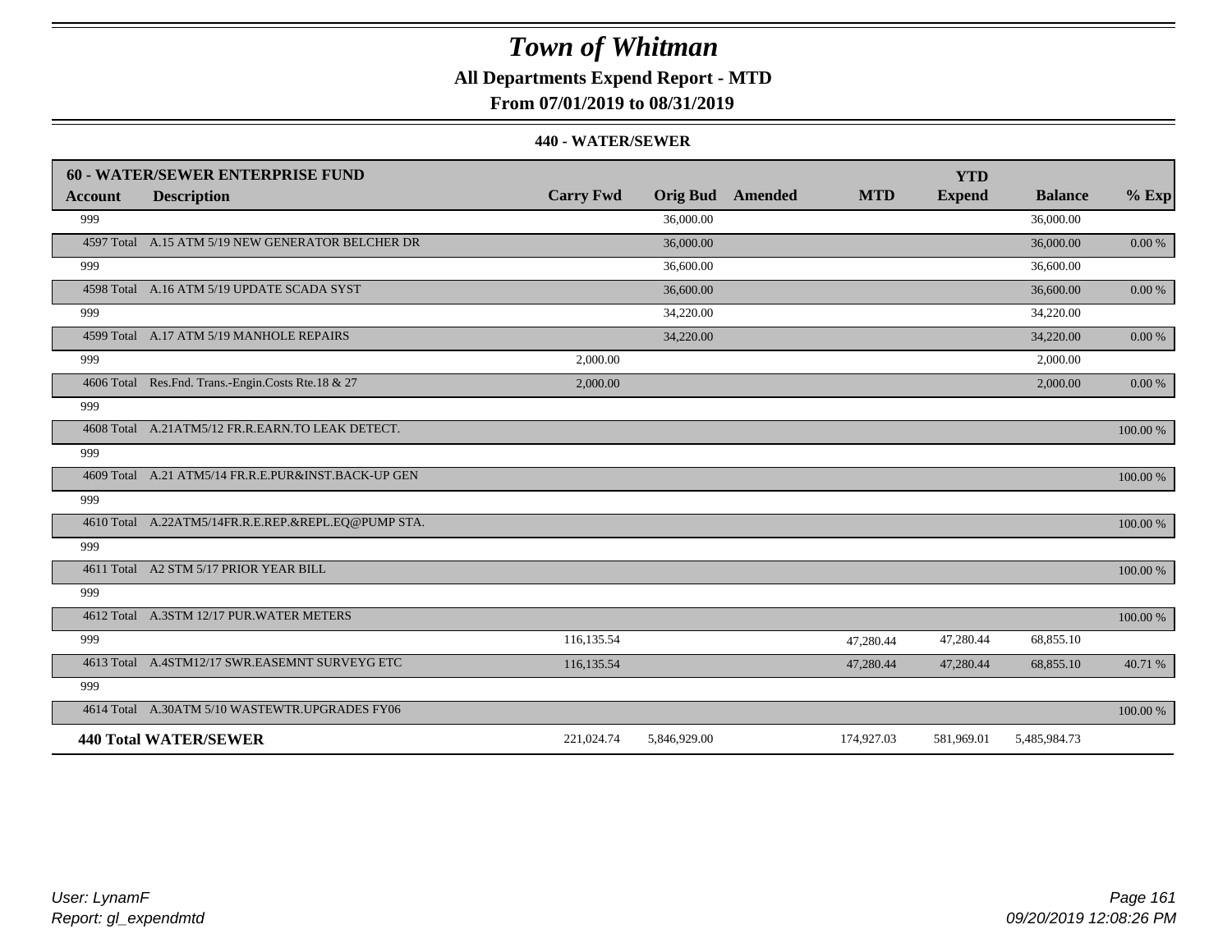# Town of Whitman

**All Departments Expend Report - MTD**

**From 07/01/2019 to 08/31/2019**

**440 - WATER/SEWER**

| **60 - WATER/SEWER ENTERPRISE FUND** | | | | | | | | |
|---|---|---|---|---|---|---|---|---|
| **Account** | **Description** | **Carry Fwd** | **Orig Bud** | **Amended** | **MTD** | **YTD Expend** | **Balance** | **% Exp** |
| 999 | | | 36,000.00 | | | | 36,000.00 | |
| 4597 Total | A.15 ATM 5/19 NEW GENERATOR BELCHER DR | | 36,000.00 | | | | 36,000.00 | 0.00 % |
| 999 | | | 36,600.00 | | | | 36,600.00 | |
| 4598 Total | A.16 ATM 5/19 UPDATE SCADA SYST | | 36,600.00 | | | | 36,600.00 | 0.00 % |
| 999 | | | 34,220.00 | | | | 34,220.00 | |
| 4599 Total | A.17 ATM 5/19 MANHOLE REPAIRS | | 34,220.00 | | | | 34,220.00 | 0.00 % |
| 999 | | 2,000.00 | | | | | 2,000.00 | |
| 4606 Total | Res.Fnd. Trans.-Engin.Costs Rte.18 & 27 | 2,000.00 | | | | | 2,000.00 | 0.00 % |
| 999 | | | | | | | | |
| 4608 Total | A.21ATM5/12 FR.R.EARN.TO LEAK DETECT. | | | | | | | 100.00 % |
| 999 | | | | | | | | |
| 4609 Total | A.21 ATM5/14 FR.R.E.PUR&INST.BACK-UP GEN | | | | | | | 100.00 % |
| 999 | | | | | | | | |
| 4610 Total | A.22ATM5/14FR.R.E.REP.&REPL.EQ@PUMP STA. | | | | | | | 100.00 % |
| 999 | | | | | | | | |
| 4611 Total | A2 STM 5/17 PRIOR YEAR BILL | | | | | | | 100.00 % |
| 999 | | | | | | | | |
| 4612 Total | A.3STM 12/17 PUR.WATER METERS | | | | | | | 100.00 % |
| 999 | | 116,135.54 | | | 47,280.44 | 47,280.44 | 68,855.10 | |
| 4613 Total | A.4STM12/17 SWR.EASEMNT SURVEYG ETC | 116,135.54 | | | 47,280.44 | 47,280.44 | 68,855.10 | 40.71 % |
| 999 | | | | | | | | |
| 4614 Total | A.30ATM 5/10 WASTEWTR.UPGRADES FY06 | | | | | | | 100.00 % |
| **440 Total WATER/SEWER** | | 221,024.74 | 5,846,929.00 | | 174,927.03 | 581,969.01 | 5,485,984.73 | |

*User: LynamF*
*Report: gl_expendmtd*

*09/20/2019 12:08:26 PM*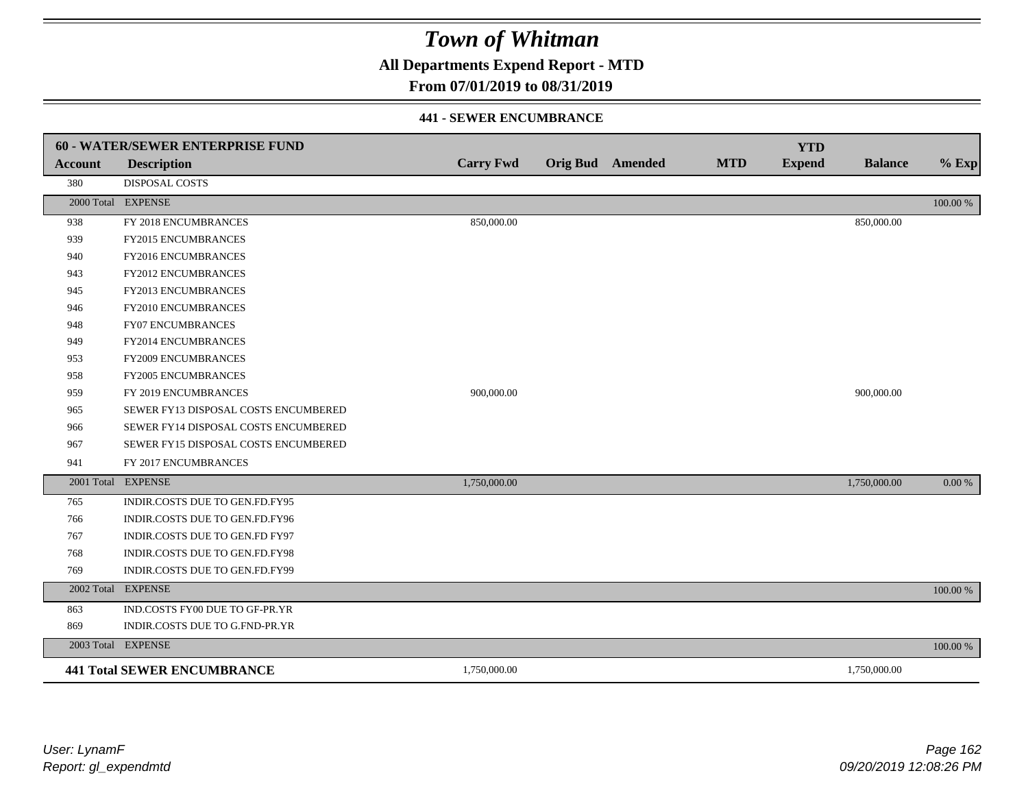# Town of Whitman

## All Departments Expend Report - MTD

### From 07/01/2019 to 08/31/2019

#### 441 - SEWER ENCUMBRANCE

| 60 - WATER/SEWER ENTERPRISE FUND | | | | | | YTD | | |
|---|---|---|---|---|---|---|---|---|
| **Account** | **Description** | **Carry Fwd** | **Orig Bud** | **Amended** | **MTD** | **Expend** | **Balance** | **% Exp** |
| 380 | DISPOSAL COSTS | | | | | | | |
| 2000 Total | EXPENSE | | | | | | | 100.00 % |
| 938 | FY 2018 ENCUMBRANCES | 850,000.00 | | | | | 850,000.00 | |
| 939 | FY2015 ENCUMBRANCES | | | | | | | |
| 940 | FY2016 ENCUMBRANCES | | | | | | | |
| 943 | FY2012 ENCUMBRANCES | | | | | | | |
| 945 | FY2013 ENCUMBRANCES | | | | | | | |
| 946 | FY2010 ENCUMBRANCES | | | | | | | |
| 948 | FY07 ENCUMBRANCES | | | | | | | |
| 949 | FY2014 ENCUMBRANCES | | | | | | | |
| 953 | FY2009 ENCUMBRANCES | | | | | | | |
| 958 | FY2005 ENCUMBRANCES | | | | | | | |
| 959 | FY 2019 ENCUMBRANCES | 900,000.00 | | | | | 900,000.00 | |
| 965 | SEWER FY13 DISPOSAL COSTS ENCUMBERED | | | | | | | |
| 966 | SEWER FY14 DISPOSAL COSTS ENCUMBERED | | | | | | | |
| 967 | SEWER FY15 DISPOSAL COSTS ENCUMBERED | | | | | | | |
| 941 | FY 2017 ENCUMBRANCES | | | | | | | |
| 2001 Total | EXPENSE | 1,750,000.00 | | | | | 1,750,000.00 | 0.00 % |
| 765 | INDIR.COSTS DUE TO GEN.FD.FY95 | | | | | | | |
| 766 | INDIR.COSTS DUE TO GEN.FD.FY96 | | | | | | | |
| 767 | INDIR.COSTS DUE TO GEN.FD FY97 | | | | | | | |
| 768 | INDIR.COSTS DUE TO GEN.FD.FY98 | | | | | | | |
| 769 | INDIR.COSTS DUE TO GEN.FD.FY99 | | | | | | | |
| 2002 Total | EXPENSE | | | | | | | 100.00 % |
| 863 | IND.COSTS FY00 DUE TO GF-PR.YR | | | | | | | |
| 869 | INDIR.COSTS DUE TO G.FND-PR.YR | | | | | | | |
| 2003 Total | EXPENSE | | | | | | | 100.00 % |
| **441 Total SEWER ENCUMBRANCE** | | 1,750,000.00 | | | | | 1,750,000.00 | |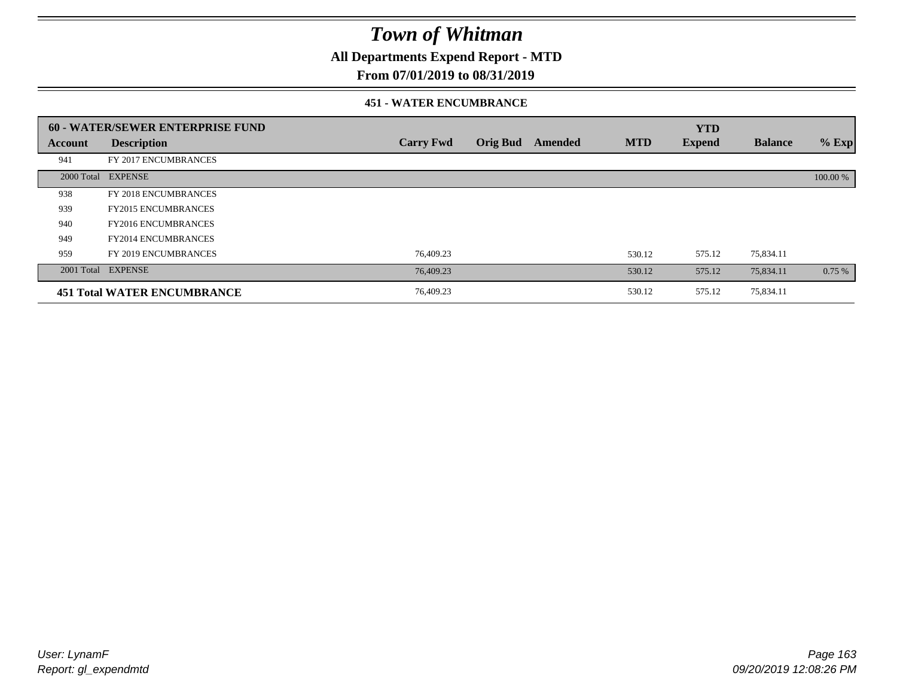# Town of Whitman

## All Departments Expend Report - MTD

## From 07/01/2019 to 08/31/2019

### 451 - WATER ENCUMBRANCE

| 60 - WATER/SEWER ENTERPRISE FUND | | | | | | YTD | | |
|---|---|---|---|---|---|---|---|---|
| **Account** | **Description** | **Carry Fwd** | **Orig Bud** | **Amended** | **MTD** | **Expend** | **Balance** | **% Exp** |
| 941 | FY 2017 ENCUMBRANCES | | | | | | | |
| 2000 Total | EXPENSE | | | | | | | 100.00 % |
| 938 | FY 2018 ENCUMBRANCES | | | | | | | |
| 939 | FY2015 ENCUMBRANCES | | | | | | | |
| 940 | FY2016 ENCUMBRANCES | | | | | | | |
| 949 | FY2014 ENCUMBRANCES | | | | | | | |
| 959 | FY 2019 ENCUMBRANCES | 76,409.23 | | | 530.12 | 575.12 | 75,834.11 | |
| 2001 Total | EXPENSE | 76,409.23 | | | 530.12 | 575.12 | 75,834.11 | 0.75 % |
| **451 Total WATER ENCUMBRANCE** | | 76,409.23 | | | 530.12 | 575.12 | 75,834.11 | |

*User: LynamF*
*Report: gl_expendmtd*

*09/20/2019 12:08:26 PM*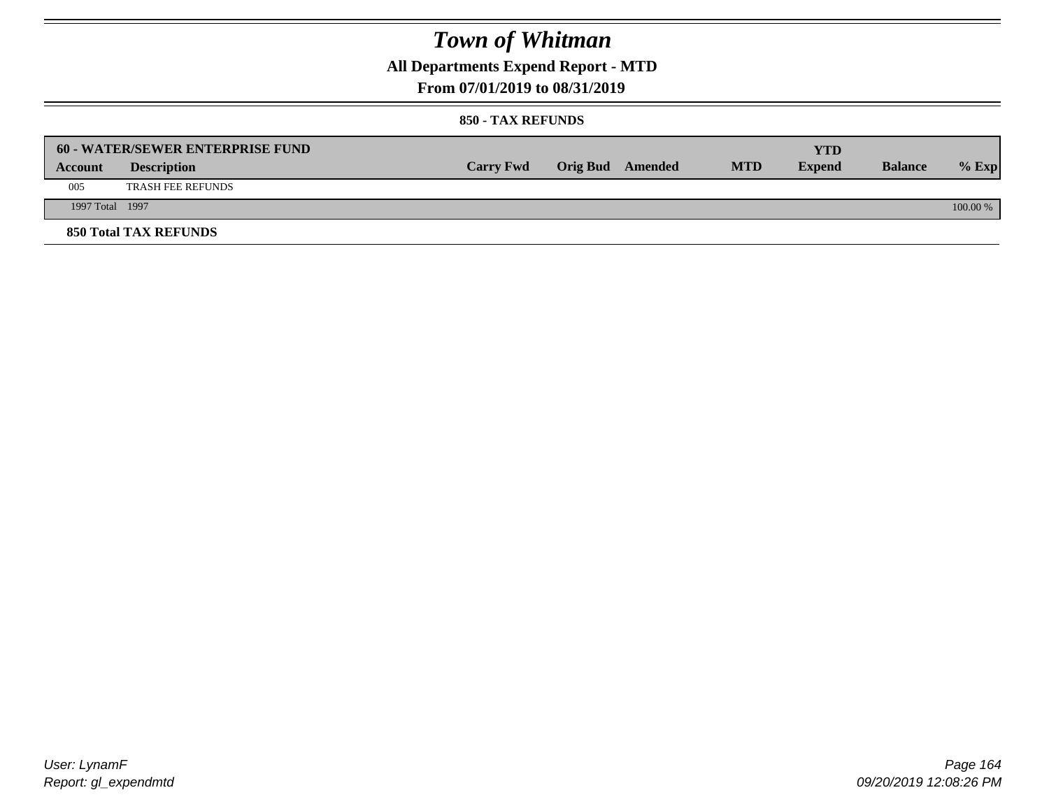# Town of Whitman

## All Departments Expend Report - MTD

## From 07/01/2019 to 08/31/2019

### 850 - TAX REFUNDS

| 60 - WATER/SEWER ENTERPRISE FUND | | | | | | YTD | | |
|---|---|---|---|---|---|---|---|---|
| **Account** | **Description** | **Carry Fwd** | **Orig Bud** | **Amended** | **MTD** | **Expend** | **Balance** | **% Exp** |
| 005 | TRASH FEE REFUNDS | | | | | | | |
| 1997 Total | 1997 | | | | | | | 100.00 % |

**850 Total TAX REFUNDS**

User: LynamF
Report: gl_expendmtd

09/20/2019 12:08:26 PM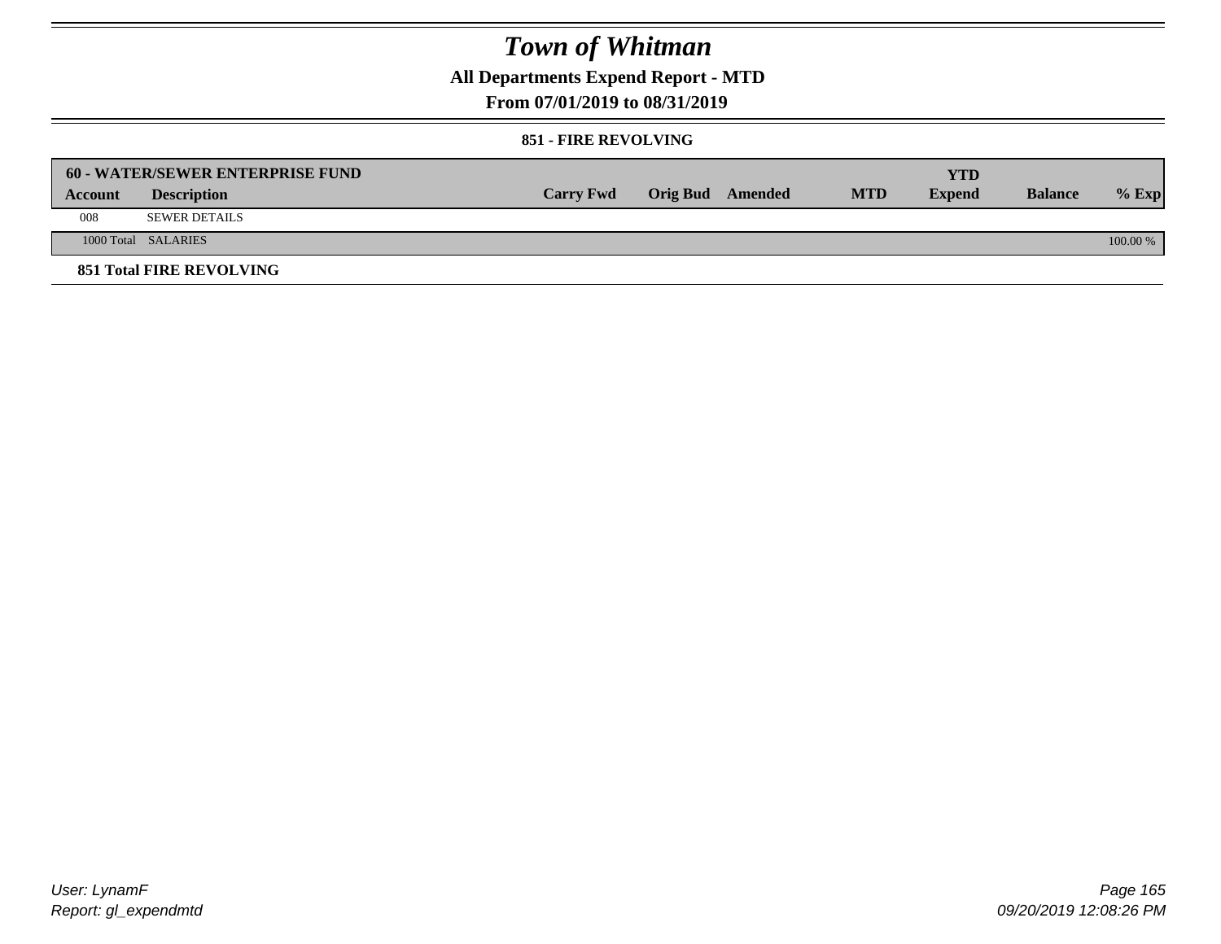# Town of Whitman

## All Departments Expend Report - MTD

### From 07/01/2019 to 08/31/2019

#### 851 - FIRE REVOLVING

| 60 - WATER/SEWER ENTERPRISE FUND | | | | | | YTD | | |
|---|---|---|---|---|---|---|---|---|
| **Account** | **Description** | **Carry Fwd** | **Orig Bud** | **Amended** | **MTD** | **Expend** | **Balance** | **% Exp** |
| 008 | SEWER DETAILS | | | | | | | |
| 1000 Total | SALARIES | | | | | | | 100.00 % |

**851 Total FIRE REVOLVING**

User: LynamF
Report: gl_expendmtd

09/20/2019 12:08:26 PM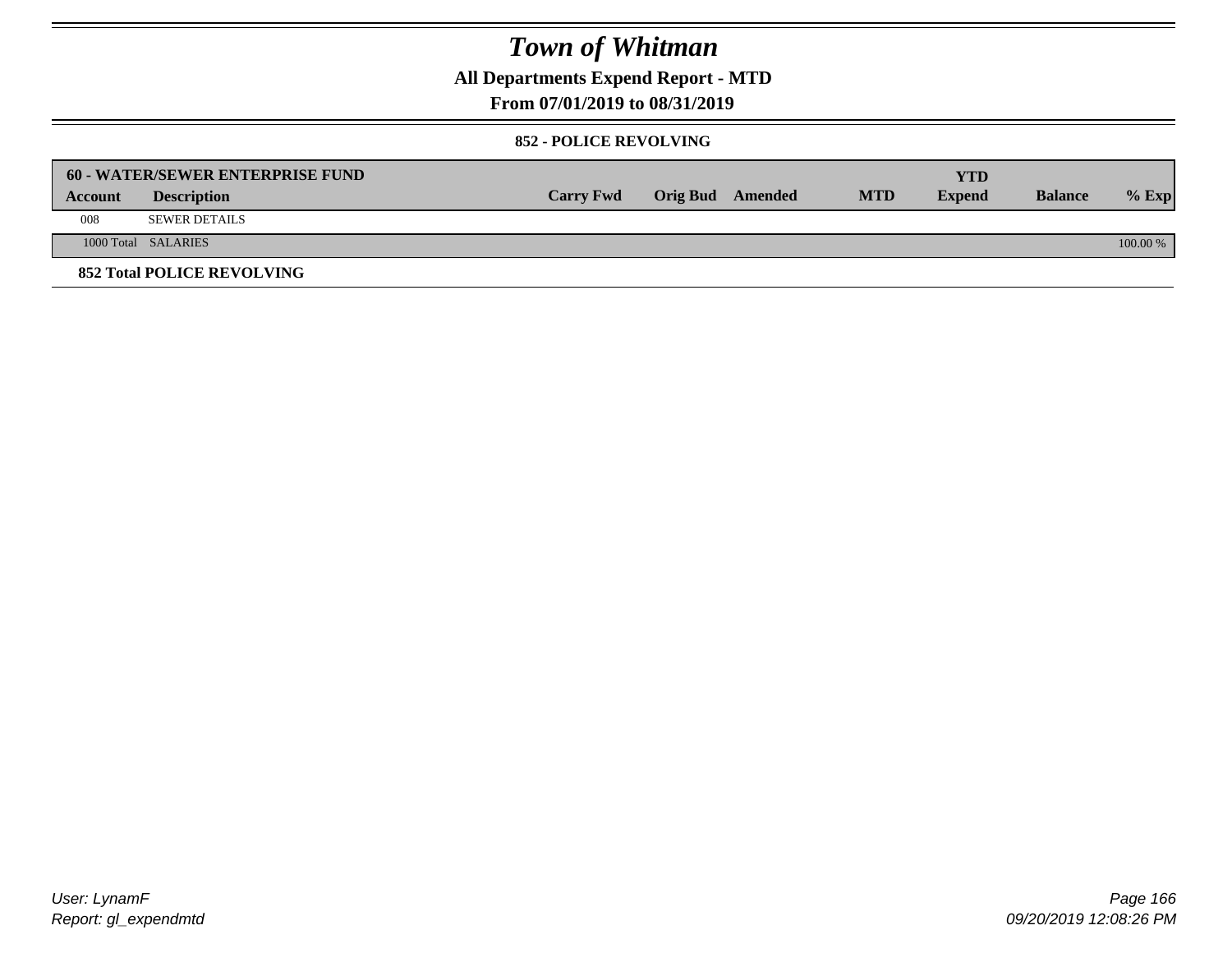# Town of Whitman

## All Departments Expend Report - MTD

## From 07/01/2019 to 08/31/2019

### 852 - POLICE REVOLVING

| 60 - WATER/SEWER ENTERPRISE FUND | | | | | | | | |
|---|---|---|---|---|---|---|---|---|
| **Account** | **Description** | **Carry Fwd** | **Orig Bud** | **Amended** | **MTD** | **YTD Expend** | **Balance** | **% Exp** |
| 008 | SEWER DETAILS | | | | | | | |
| 1000 Total | SALARIES | | | | | | | 100.00 % |

**852 Total POLICE REVOLVING**

User: LynamF
Report: gl_expendmtd

09/20/2019 12:08:26 PM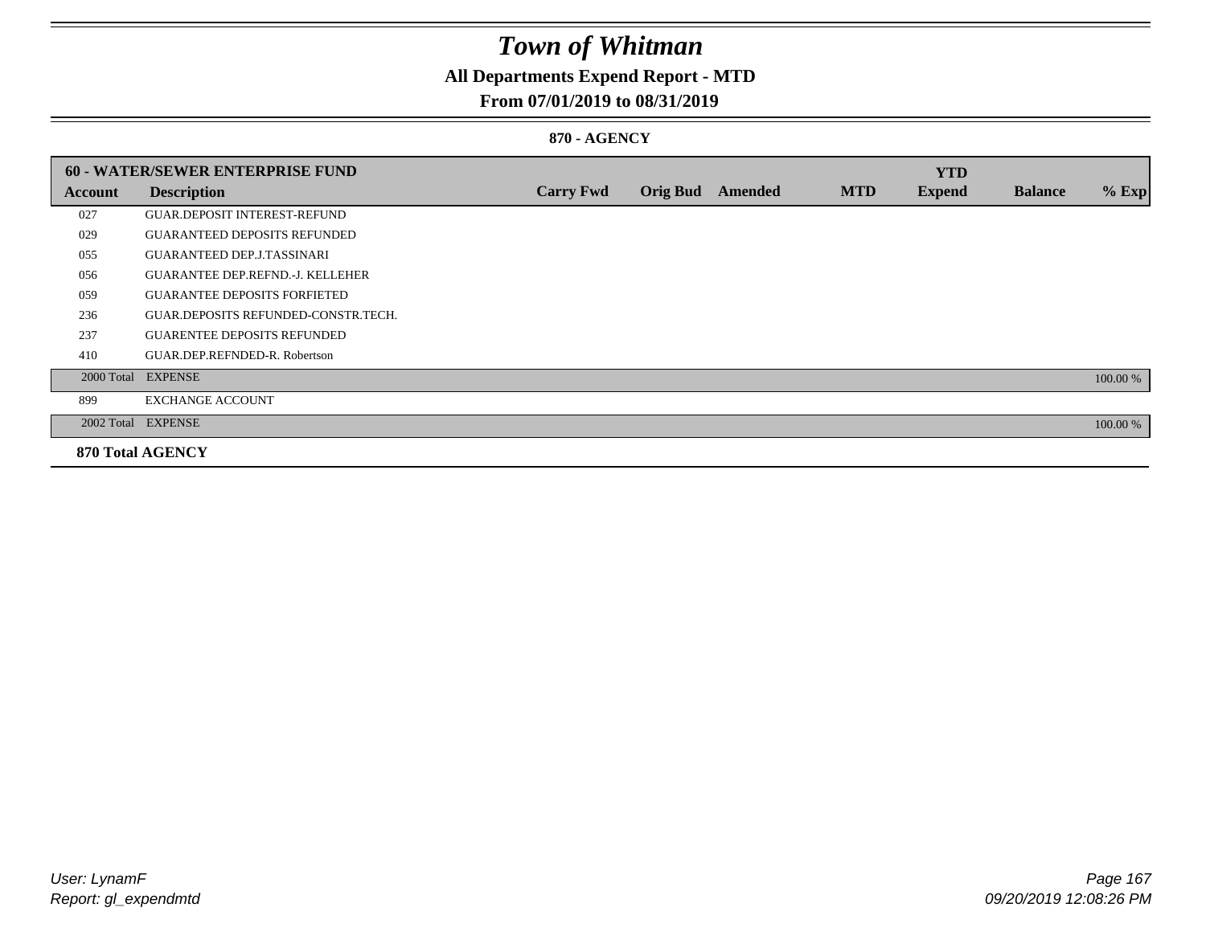# Town of Whitman

## All Departments Expend Report - MTD

### From 07/01/2019 to 08/31/2019

#### 870 - AGENCY

| 60 - WATER/SEWER ENTERPRISE FUND | | | | | | YTD | | |
|---|---|---|---|---|---|---|---|---|
| **Account** | **Description** | **Carry Fwd** | **Orig Bud** | **Amended** | **MTD** | **Expend** | **Balance** | **% Exp** |
| 027 | GUAR.DEPOSIT INTEREST-REFUND | | | | | | | |
| 029 | GUARANTEED DEPOSITS REFUNDED | | | | | | | |
| 055 | GUARANTEED DEP.J.TASSINARI | | | | | | | |
| 056 | GUARANTEE DEP.REFND.-J. KELLEHER | | | | | | | |
| 059 | GUARANTEE DEPOSITS FORFIETED | | | | | | | |
| 236 | GUAR.DEPOSITS REFUNDED-CONSTR.TECH. | | | | | | | |
| 237 | GUARENTEE DEPOSITS REFUNDED | | | | | | | |
| 410 | GUAR.DEP.REFNDED-R. Robertson | | | | | | | |
| 2000 Total | EXPENSE | | | | | | | 100.00 % |
| 899 | EXCHANGE ACCOUNT | | | | | | | |
| 2002 Total | EXPENSE | | | | | | | 100.00 % |
| **870 Total AGENCY** | | | | | | | | |

User: LynamF
Report: gl_expendmtd

09/20/2019 12:08:26 PM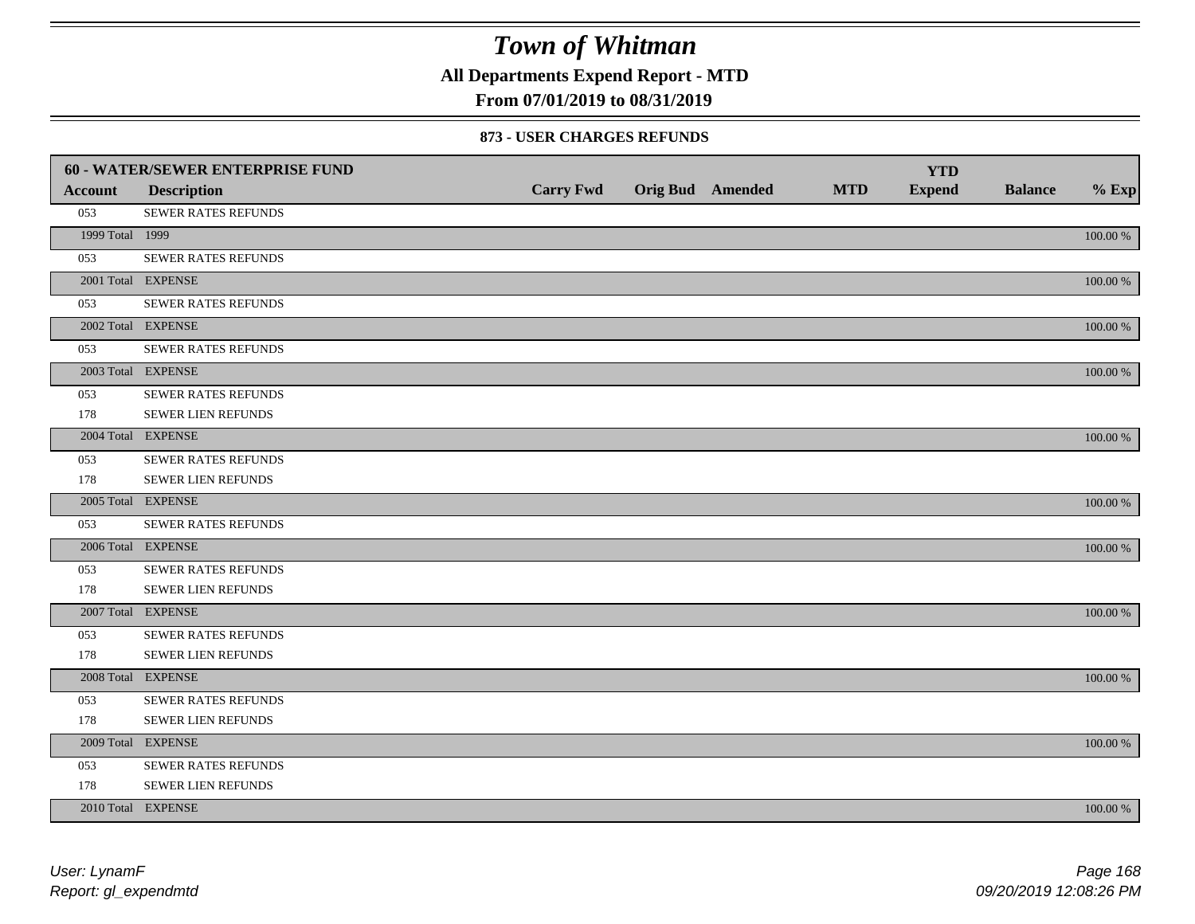# Town of Whitman

**All Departments Expend Report - MTD**

**From 07/01/2019 to 08/31/2019**

### 873 - USER CHARGES REFUNDS

| **60 - WATER/SEWER ENTERPRISE FUND** | | | | | | | | |
|---|---|---|---|---|---|---|---|---|
| **Account** | **Description** | **Carry Fwd** | **Orig Bud** | **Amended** | **MTD** | **YTD Expend** | **Balance** | **% Exp** |
| 053 | SEWER RATES REFUNDS | | | | | | | |
| 1999 Total | 1999 | | | | | | | 100.00 % |
| 053 | SEWER RATES REFUNDS | | | | | | | |
| 2001 Total | EXPENSE | | | | | | | 100.00 % |
| 053 | SEWER RATES REFUNDS | | | | | | | |
| 2002 Total | EXPENSE | | | | | | | 100.00 % |
| 053 | SEWER RATES REFUNDS | | | | | | | |
| 2003 Total | EXPENSE | | | | | | | 100.00 % |
| 053 | SEWER RATES REFUNDS | | | | | | | |
| 178 | SEWER LIEN REFUNDS | | | | | | | |
| 2004 Total | EXPENSE | | | | | | | 100.00 % |
| 053 | SEWER RATES REFUNDS | | | | | | | |
| 178 | SEWER LIEN REFUNDS | | | | | | | |
| 2005 Total | EXPENSE | | | | | | | 100.00 % |
| 053 | SEWER RATES REFUNDS | | | | | | | |
| 2006 Total | EXPENSE | | | | | | | 100.00 % |
| 053 | SEWER RATES REFUNDS | | | | | | | |
| 178 | SEWER LIEN REFUNDS | | | | | | | |
| 2007 Total | EXPENSE | | | | | | | 100.00 % |
| 053 | SEWER RATES REFUNDS | | | | | | | |
| 178 | SEWER LIEN REFUNDS | | | | | | | |
| 2008 Total | EXPENSE | | | | | | | 100.00 % |
| 053 | SEWER RATES REFUNDS | | | | | | | |
| 178 | SEWER LIEN REFUNDS | | | | | | | |
| 2009 Total | EXPENSE | | | | | | | 100.00 % |
| 053 | SEWER RATES REFUNDS | | | | | | | |
| 178 | SEWER LIEN REFUNDS | | | | | | | |
| 2010 Total | EXPENSE | | | | | | | 100.00 % |

*User: LynamF*
*Report: gl_expendmtd*

*09/20/2019 12:08:26 PM*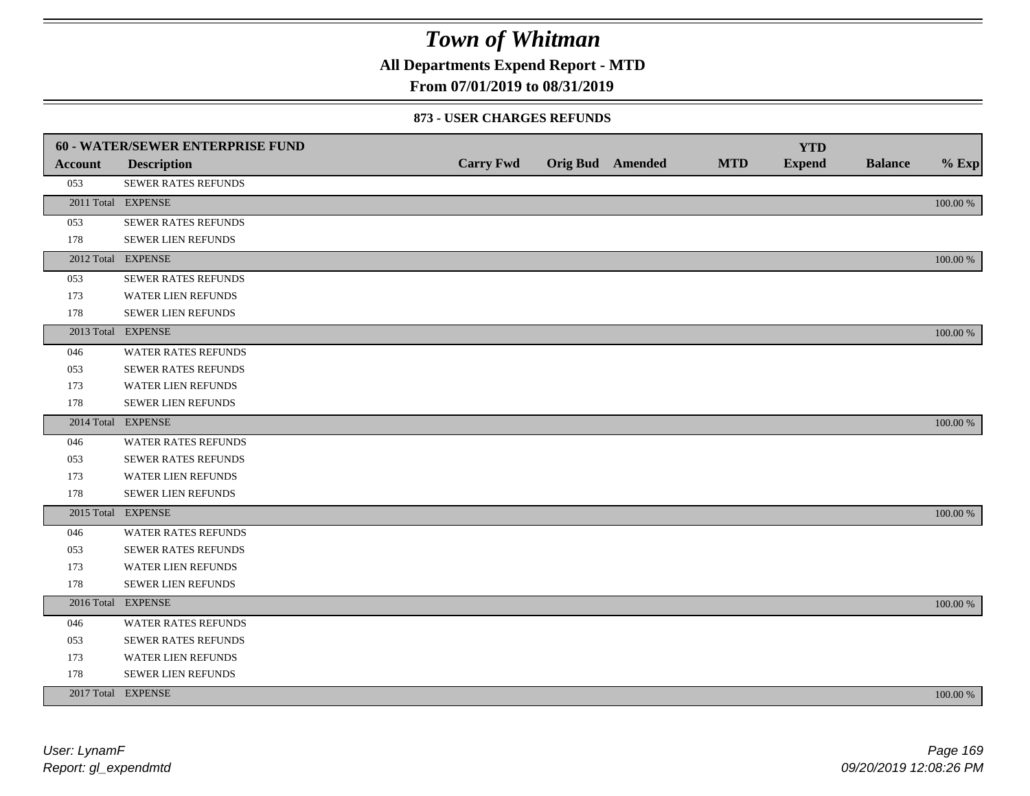# Town of Whitman

**All Departments Expend Report - MTD**

**From 07/01/2019 to 08/31/2019**

### 873 - USER CHARGES REFUNDS

| **60 - WATER/SEWER ENTERPRISE FUND** | | | | | | | | |
|---|---|---|---|---|---|---|---|---|
| **Account** | **Description** | **Carry Fwd** | **Orig Bud** | **Amended** | **MTD** | **YTD Expend** | **Balance** | **% Exp** |
| 053 | SEWER RATES REFUNDS | | | | | | | |
| 2011 Total | EXPENSE | | | | | | | 100.00 % |
| 053 | SEWER RATES REFUNDS | | | | | | | |
| 178 | SEWER LIEN REFUNDS | | | | | | | |
| 2012 Total | EXPENSE | | | | | | | 100.00 % |
| 053 | SEWER RATES REFUNDS | | | | | | | |
| 173 | WATER LIEN REFUNDS | | | | | | | |
| 178 | SEWER LIEN REFUNDS | | | | | | | |
| 2013 Total | EXPENSE | | | | | | | 100.00 % |
| 046 | WATER RATES REFUNDS | | | | | | | |
| 053 | SEWER RATES REFUNDS | | | | | | | |
| 173 | WATER LIEN REFUNDS | | | | | | | |
| 178 | SEWER LIEN REFUNDS | | | | | | | |
| 2014 Total | EXPENSE | | | | | | | 100.00 % |
| 046 | WATER RATES REFUNDS | | | | | | | |
| 053 | SEWER RATES REFUNDS | | | | | | | |
| 173 | WATER LIEN REFUNDS | | | | | | | |
| 178 | SEWER LIEN REFUNDS | | | | | | | |
| 2015 Total | EXPENSE | | | | | | | 100.00 % |
| 046 | WATER RATES REFUNDS | | | | | | | |
| 053 | SEWER RATES REFUNDS | | | | | | | |
| 173 | WATER LIEN REFUNDS | | | | | | | |
| 178 | SEWER LIEN REFUNDS | | | | | | | |
| 2016 Total | EXPENSE | | | | | | | 100.00 % |
| 046 | WATER RATES REFUNDS | | | | | | | |
| 053 | SEWER RATES REFUNDS | | | | | | | |
| 173 | WATER LIEN REFUNDS | | | | | | | |
| 178 | SEWER LIEN REFUNDS | | | | | | | |
| 2017 Total | EXPENSE | | | | | | | 100.00 % |

*User: LynamF*
*Report: gl_expendmtd*

*09/20/2019 12:08:26 PM*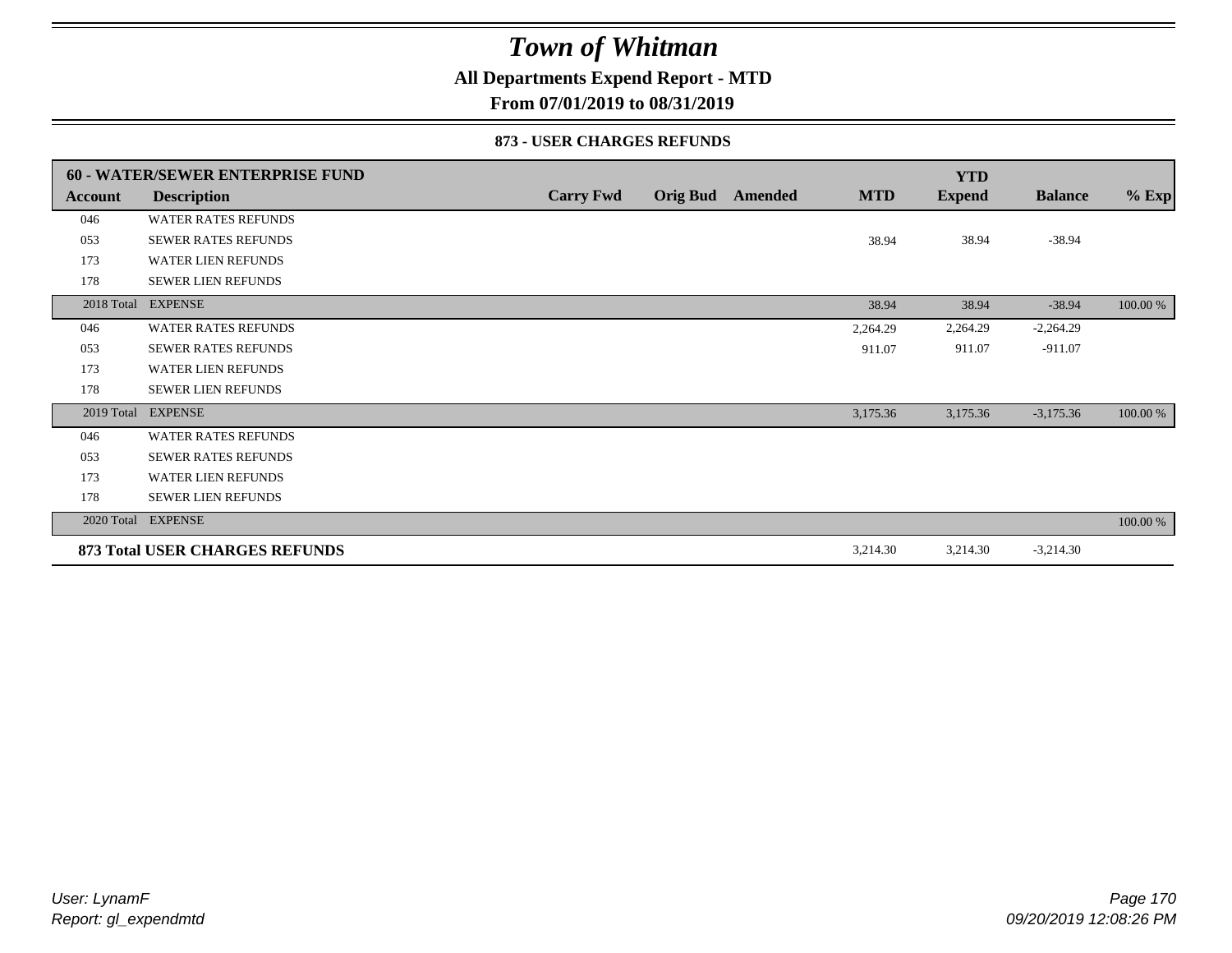# Town of Whitman

## All Departments Expend Report - MTD

### From 07/01/2019 to 08/31/2019

#### 873 - USER CHARGES REFUNDS

| 60 - WATER/SEWER ENTERPRISE FUND | | | | | | YTD | | |
|---|---|---|---|---|---|---|---|---|
| **Account** | **Description** | **Carry Fwd** | **Orig Bud** | **Amended** | **MTD** | **Expend** | **Balance** | **% Exp** |
| 046 | WATER RATES REFUNDS | | | | | | | |
| 053 | SEWER RATES REFUNDS | | | | 38.94 | 38.94 | -38.94 | |
| 173 | WATER LIEN REFUNDS | | | | | | | |
| 178 | SEWER LIEN REFUNDS | | | | | | | |
| 2018 Total | EXPENSE | | | | 38.94 | 38.94 | -38.94 | 100.00 % |
| 046 | WATER RATES REFUNDS | | | | 2,264.29 | 2,264.29 | -2,264.29 | |
| 053 | SEWER RATES REFUNDS | | | | 911.07 | 911.07 | -911.07 | |
| 173 | WATER LIEN REFUNDS | | | | | | | |
| 178 | SEWER LIEN REFUNDS | | | | | | | |
| 2019 Total | EXPENSE | | | | 3,175.36 | 3,175.36 | -3,175.36 | 100.00 % |
| 046 | WATER RATES REFUNDS | | | | | | | |
| 053 | SEWER RATES REFUNDS | | | | | | | |
| 173 | WATER LIEN REFUNDS | | | | | | | |
| 178 | SEWER LIEN REFUNDS | | | | | | | |
| 2020 Total | EXPENSE | | | | | | | 100.00 % |
| **873 Total USER CHARGES REFUNDS** | | | | | 3,214.30 | 3,214.30 | -3,214.30 | |

*User: LynamF*
*Report: gl_expendmtd*

*09/20/2019 12:08:26 PM*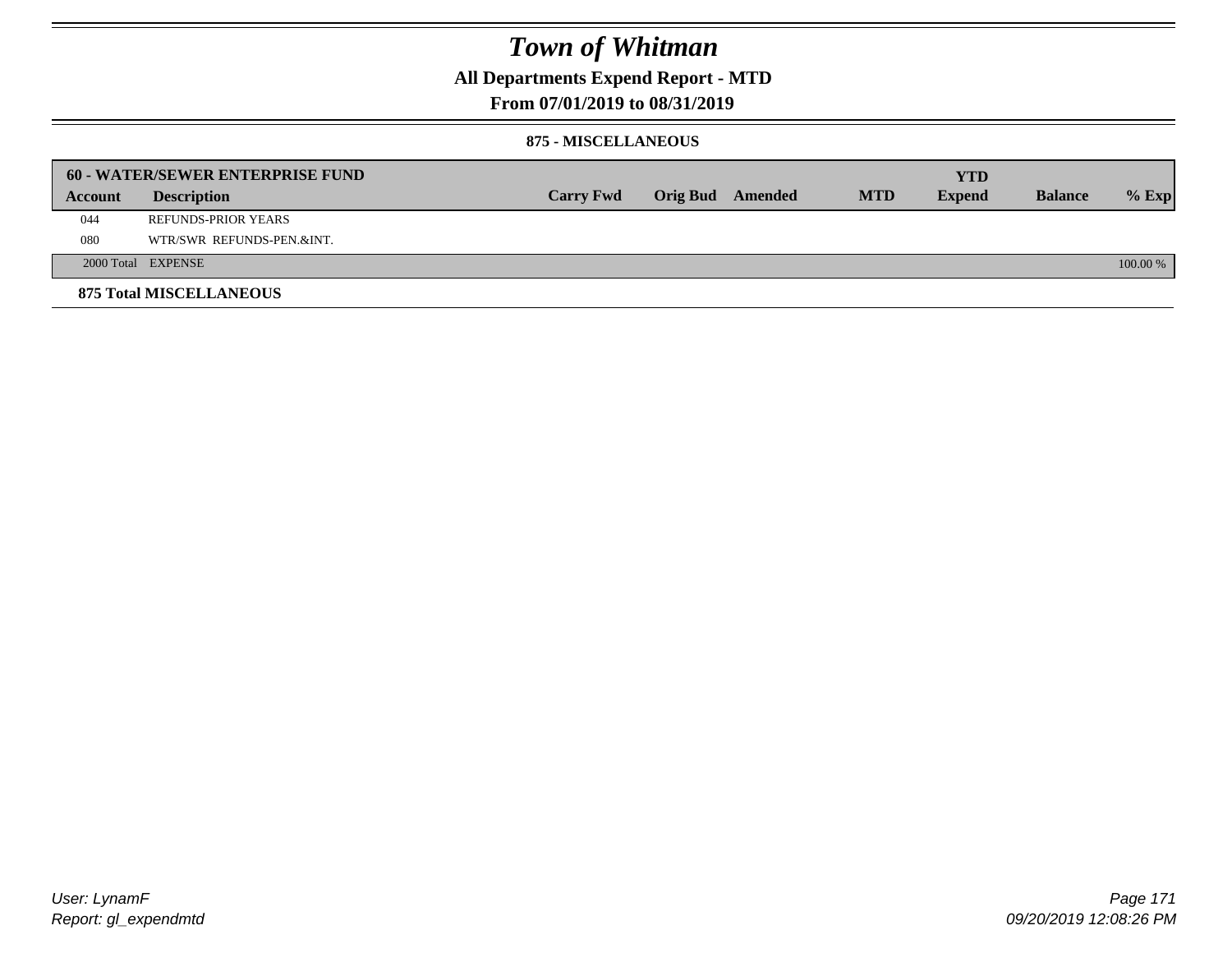# Town of Whitman

## All Departments Expend Report - MTD

### From 07/01/2019 to 08/31/2019

#### 875 - MISCELLANEOUS

| 60 - WATER/SEWER ENTERPRISE FUND | | | | | | YTD | | |
|---|---|---|---|---|---|---|---|---|
| Account | Description | Carry Fwd | Orig Bud | Amended | MTD | Expend | Balance | % Exp |
| 044 | REFUNDS-PRIOR YEARS | | | | | | | |
| 080 | WTR/SWR REFUNDS-PEN.&INT. | | | | | | | |
| 2000 Total | EXPENSE | | | | | | | 100.00 % |

**875 Total MISCELLANEOUS**

User: LynamF
Report: gl_expendmtd

09/20/2019 12:08:26 PM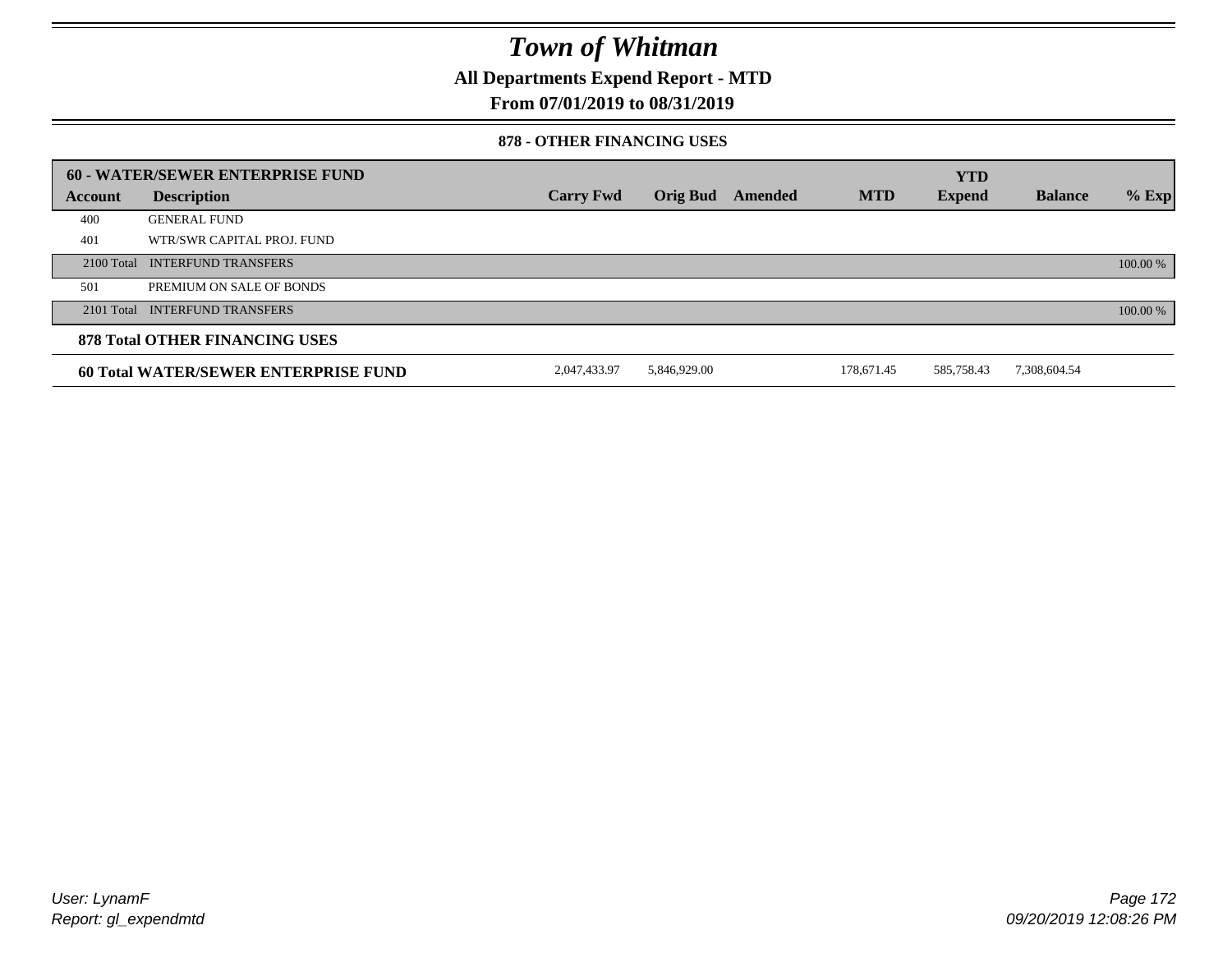# Town of Whitman

**All Departments Expend Report - MTD**

**From 07/01/2019 to 08/31/2019**

**878 - OTHER FINANCING USES**

| **60 - WATER/SEWER ENTERPRISE FUND** | | | | | | | | |
|---|---|---|---|---|---|---|---|---|
| **Account** | **Description** | **Carry Fwd** | **Orig Bud** | **Amended** | **MTD** | **YTD Expend** | **Balance** | **% Exp** |
| 400 | GENERAL FUND | | | | | | | |
| 401 | WTR/SWR CAPITAL PROJ. FUND | | | | | | | |
| 2100 Total | INTERFUND TRANSFERS | | | | | | | 100.00 % |
| 501 | PREMIUM ON SALE OF BONDS | | | | | | | |
| 2101 Total | INTERFUND TRANSFERS | | | | | | | 100.00 % |
| **878 Total OTHER FINANCING USES** | | | | | | | | |
| **60 Total WATER/SEWER ENTERPRISE FUND** | | 2,047,433.97 | 5,846,929.00 | | 178,671.45 | 585,758.43 | 7,308,604.54 | |

User: LynamF
Report: gl_expendmtd

09/20/2019 12:08:26 PM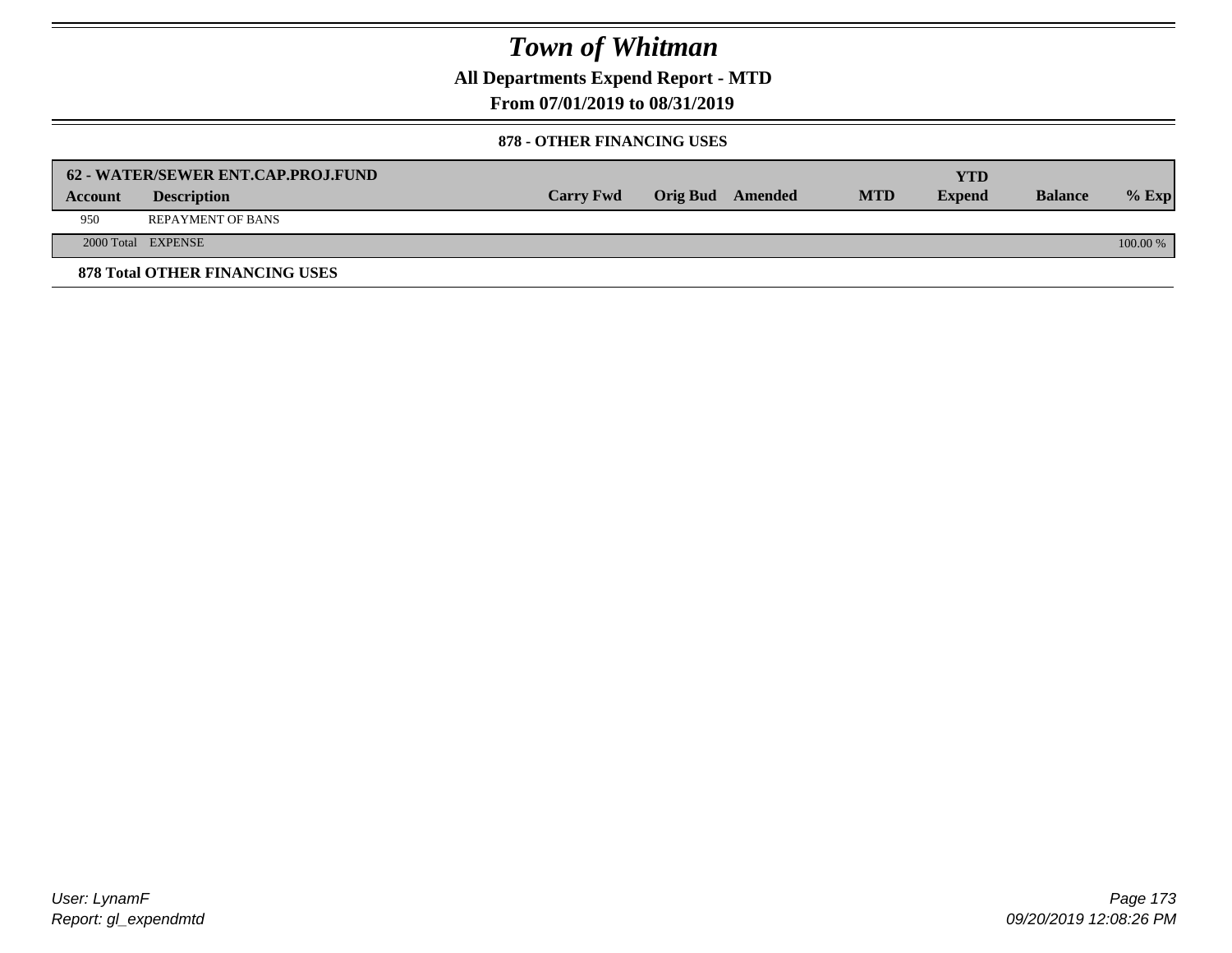# Town of Whitman

**All Departments Expend Report - MTD**

**From 07/01/2019 to 08/31/2019**

**878 - OTHER FINANCING USES**

| 62 - WATER/SEWER ENT.CAP.PROJ.FUND | | | | | | YTD | | |
|---|---|---|---|---|---|---|---|---|
| Account | Description | Carry Fwd | Orig Bud | Amended | MTD | Expend | Balance | % Exp |
| 950 | REPAYMENT OF BANS | | | | | | | |
| 2000 Total | EXPENSE | | | | | | | 100.00 % |

**878 Total OTHER FINANCING USES**

*User: LynamF*

*Report: gl_expendmtd*

*09/20/2019 12:08:26 PM*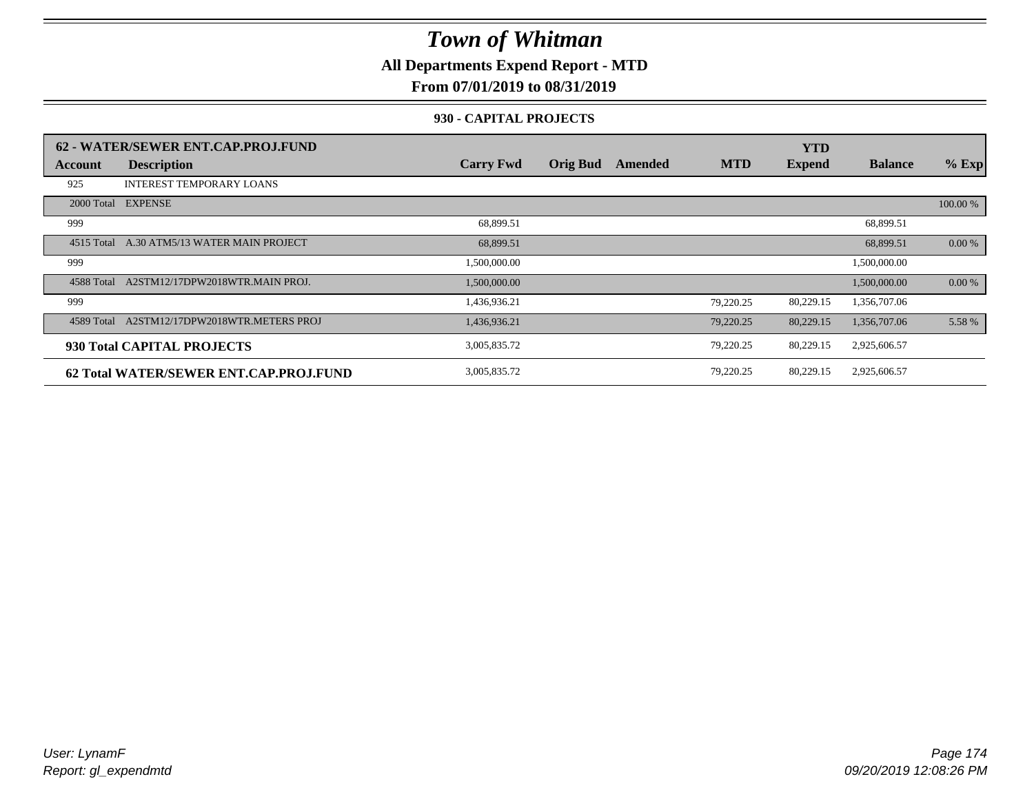# Town of Whitman

**All Departments Expend Report - MTD**

**From 07/01/2019 to 08/31/2019**

**930 - CAPITAL PROJECTS**

| 62 - WATER/SEWER ENT.CAP.PROJ.FUND | | | | | | YTD | | |
|---|---|---|---|---|---|---|---|---|
| **Account** | **Description** | **Carry Fwd** | **Orig Bud** | **Amended** | **MTD** | **Expend** | **Balance** | **% Exp** |
| 925 | INTEREST TEMPORARY LOANS | | | | | | | |
| 2000 Total | EXPENSE | | | | | | | 100.00 % |
| 999 | | 68,899.51 | | | | | 68,899.51 | |
| 4515 Total | A.30 ATM5/13 WATER MAIN PROJECT | 68,899.51 | | | | | 68,899.51 | 0.00 % |
| 999 | | 1,500,000.00 | | | | | 1,500,000.00 | |
| 4588 Total | A2STM12/17DPW2018WTR.MAIN PROJ. | 1,500,000.00 | | | | | 1,500,000.00 | 0.00 % |
| 999 | | 1,436,936.21 | | | 79,220.25 | 80,229.15 | 1,356,707.06 | |
| 4589 Total | A2STM12/17DPW2018WTR.METERS PROJ | 1,436,936.21 | | | 79,220.25 | 80,229.15 | 1,356,707.06 | 5.58 % |
| **930 Total CAPITAL PROJECTS** | | 3,005,835.72 | | | 79,220.25 | 80,229.15 | 2,925,606.57 | |
| **62 Total WATER/SEWER ENT.CAP.PROJ.FUND** | | 3,005,835.72 | | | 79,220.25 | 80,229.15 | 2,925,606.57 | |

*User: LynamF*

*Report: gl_expendmtd*

*09/20/2019 12:08:26 PM*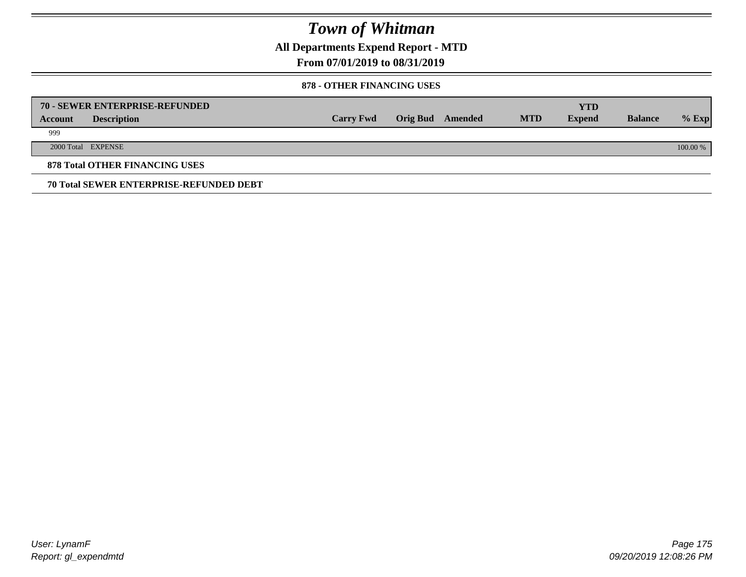# Town of Whitman

## All Departments Expend Report - MTD

### From 07/01/2019 to 08/31/2019

#### 878 - OTHER FINANCING USES

| 70 - SEWER ENTERPRISE-REFUNDED | | | | | | YTD | | |
|---|---|---|---|---|---|---|---|---|
| **Account** | **Description** | **Carry Fwd** | **Orig Bud** | **Amended** | **MTD** | **Expend** | **Balance** | **% Exp** |
| 999 | | | | | | | | |
| 2000 Total | EXPENSE | | | | | | | 100.00 % |

**878 Total OTHER FINANCING USES**

**70 Total SEWER ENTERPRISE-REFUNDED DEBT**

User: LynamF
Report: gl_expendmtd

09/20/2019 12:08:26 PM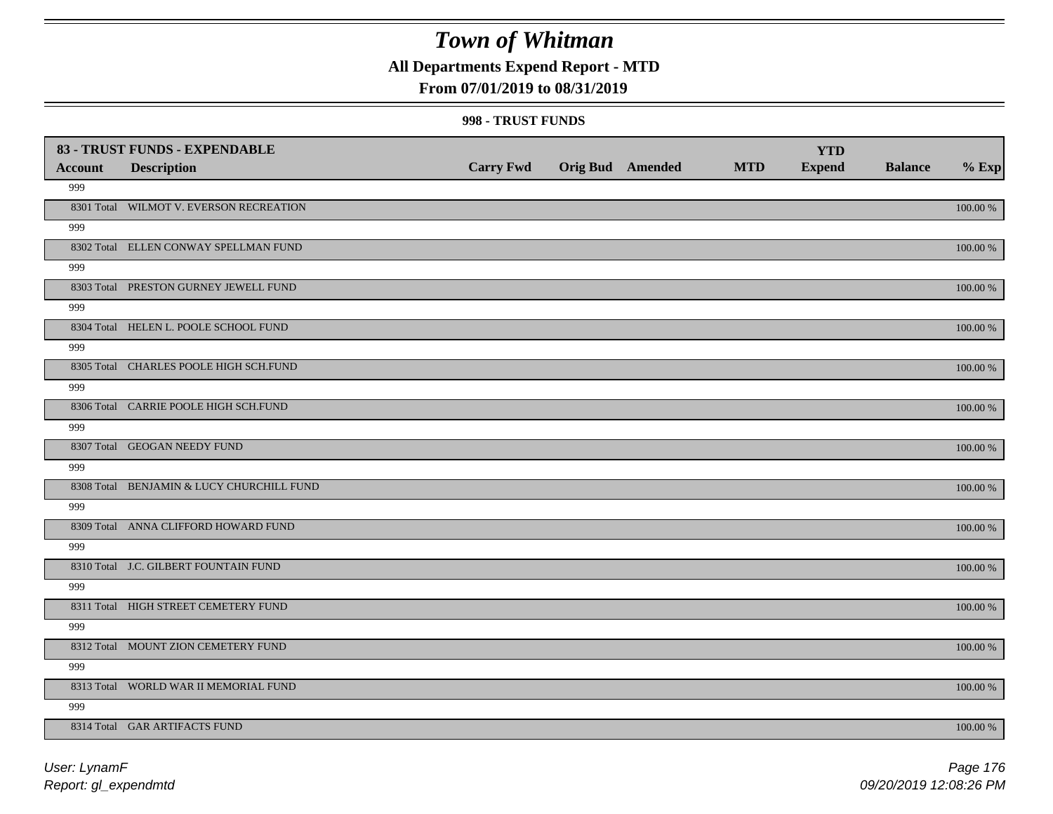# Town of Whitman

## All Departments Expend Report - MTD

### From 07/01/2019 to 08/31/2019

#### 998 - TRUST FUNDS

| 83 - TRUST FUNDS - EXPENDABLE | | | | | | YTD | | |
|---|---|---|---|---|---|---|---|---|
| Account | Description | Carry Fwd | Orig Bud | Amended | MTD | Expend | Balance | % Exp |
| 999 | | | | | | | | |
| 8301 Total | WILMOT V. EVERSON RECREATION | | | | | | | 100.00 % |
| 999 | | | | | | | | |
| 8302 Total | ELLEN CONWAY SPELLMAN FUND | | | | | | | 100.00 % |
| 999 | | | | | | | | |
| 8303 Total | PRESTON GURNEY JEWELL FUND | | | | | | | 100.00 % |
| 999 | | | | | | | | |
| 8304 Total | HELEN L. POOLE SCHOOL FUND | | | | | | | 100.00 % |
| 999 | | | | | | | | |
| 8305 Total | CHARLES POOLE HIGH SCH.FUND | | | | | | | 100.00 % |
| 999 | | | | | | | | |
| 8306 Total | CARRIE POOLE HIGH SCH.FUND | | | | | | | 100.00 % |
| 999 | | | | | | | | |
| 8307 Total | GEOGAN NEEDY FUND | | | | | | | 100.00 % |
| 999 | | | | | | | | |
| 8308 Total | BENJAMIN & LUCY CHURCHILL FUND | | | | | | | 100.00 % |
| 999 | | | | | | | | |
| 8309 Total | ANNA CLIFFORD HOWARD FUND | | | | | | | 100.00 % |
| 999 | | | | | | | | |
| 8310 Total | J.C. GILBERT FOUNTAIN FUND | | | | | | | 100.00 % |
| 999 | | | | | | | | |
| 8311 Total | HIGH STREET CEMETERY FUND | | | | | | | 100.00 % |
| 999 | | | | | | | | |
| 8312 Total | MOUNT ZION CEMETERY FUND | | | | | | | 100.00 % |
| 999 | | | | | | | | |
| 8313 Total | WORLD WAR II MEMORIAL FUND | | | | | | | 100.00 % |
| 999 | | | | | | | | |
| 8314 Total | GAR ARTIFACTS FUND | | | | | | | 100.00 % |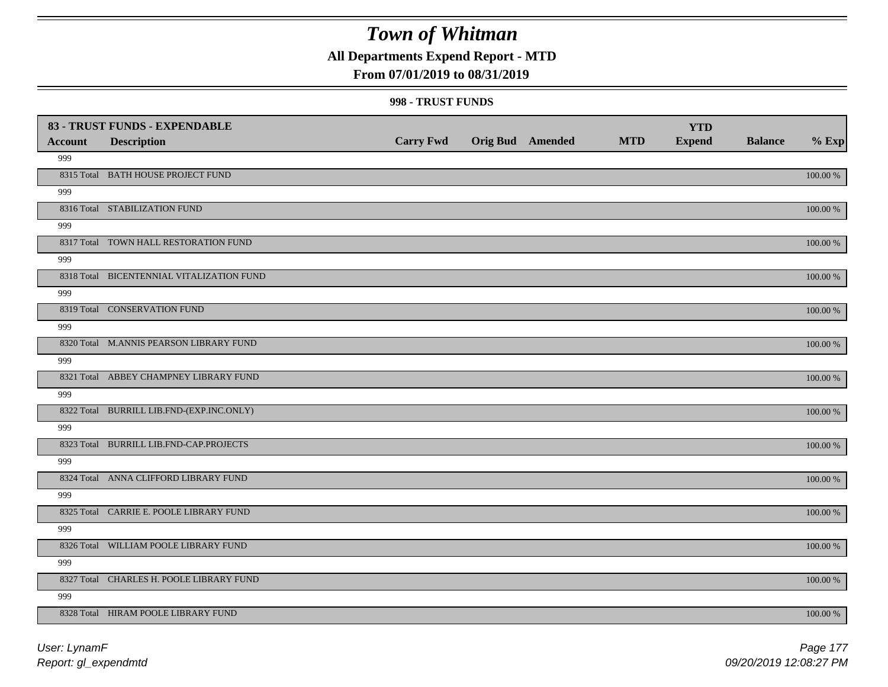# Town of Whitman

## All Departments Expend Report - MTD

### From 07/01/2019 to 08/31/2019

#### 998 - TRUST FUNDS

| 83 - TRUST FUNDS - EXPENDABLE | | | | | | | | |
|---|---|---|---|---|---|---|---|---|
| **Account** | **Description** | **Carry Fwd** | **Orig Bud** | **Amended** | **MTD** | **YTD Expend** | **Balance** | **% Exp** |
| 999 | | | | | | | | |
| 8315 Total | BATH HOUSE PROJECT FUND | | | | | | | 100.00 % |
| 999 | | | | | | | | |
| 8316 Total | STABILIZATION FUND | | | | | | | 100.00 % |
| 999 | | | | | | | | |
| 8317 Total | TOWN HALL RESTORATION FUND | | | | | | | 100.00 % |
| 999 | | | | | | | | |
| 8318 Total | BICENTENNIAL VITALIZATION FUND | | | | | | | 100.00 % |
| 999 | | | | | | | | |
| 8319 Total | CONSERVATION FUND | | | | | | | 100.00 % |
| 999 | | | | | | | | |
| 8320 Total | M.ANNIS PEARSON LIBRARY FUND | | | | | | | 100.00 % |
| 999 | | | | | | | | |
| 8321 Total | ABBEY CHAMPNEY LIBRARY FUND | | | | | | | 100.00 % |
| 999 | | | | | | | | |
| 8322 Total | BURRILL LIB.FND-(EXP.INC.ONLY) | | | | | | | 100.00 % |
| 999 | | | | | | | | |
| 8323 Total | BURRILL LIB.FND-CAP.PROJECTS | | | | | | | 100.00 % |
| 999 | | | | | | | | |
| 8324 Total | ANNA CLIFFORD LIBRARY FUND | | | | | | | 100.00 % |
| 999 | | | | | | | | |
| 8325 Total | CARRIE E. POOLE LIBRARY FUND | | | | | | | 100.00 % |
| 999 | | | | | | | | |
| 8326 Total | WILLIAM POOLE LIBRARY FUND | | | | | | | 100.00 % |
| 999 | | | | | | | | |
| 8327 Total | CHARLES H. POOLE LIBRARY FUND | | | | | | | 100.00 % |
| 999 | | | | | | | | |
| 8328 Total | HIRAM POOLE LIBRARY FUND | | | | | | | 100.00 % |

User: LynamF
Report: gl_expendmtd

09/20/2019 12:08:27 PM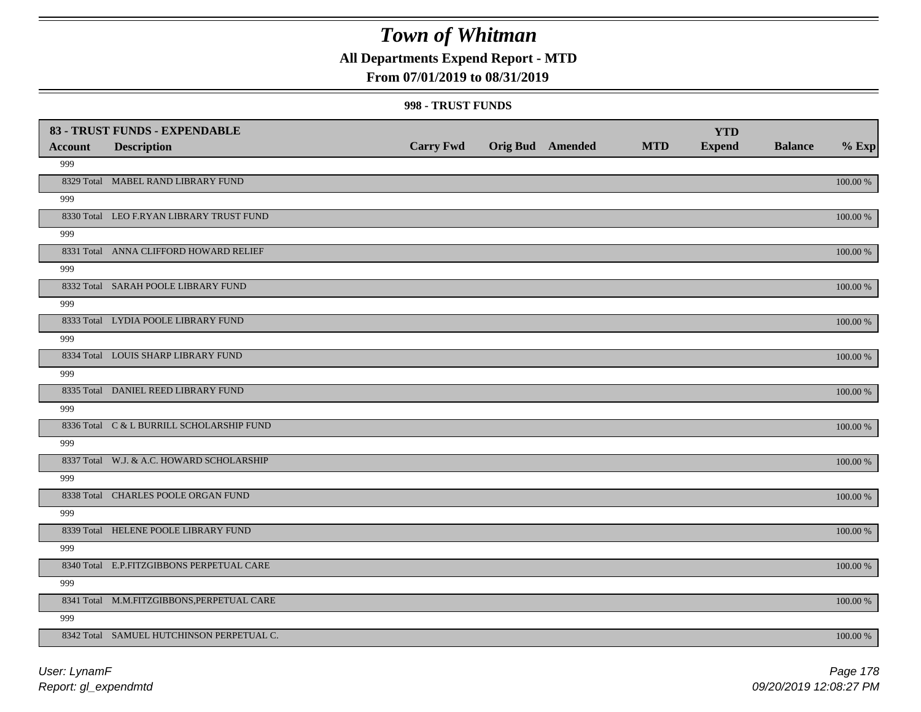# Town of Whitman

## All Departments Expend Report - MTD

### From 07/01/2019 to 08/31/2019

#### 998 - TRUST FUNDS

| 83 - TRUST FUNDS - EXPENDABLE | | | | | | YTD | | |
|---|---|---|---|---|---|---|---|---|
| **Account** | **Description** | **Carry Fwd** | **Orig Bud** | **Amended** | **MTD** | **Expend** | **Balance** | **% Exp** |
| 999 | | | | | | | | |
| 8329 Total | MABEL RAND LIBRARY FUND | | | | | | | 100.00 % |
| 999 | | | | | | | | |
| 8330 Total | LEO F.RYAN LIBRARY TRUST FUND | | | | | | | 100.00 % |
| 999 | | | | | | | | |
| 8331 Total | ANNA CLIFFORD HOWARD RELIEF | | | | | | | 100.00 % |
| 999 | | | | | | | | |
| 8332 Total | SARAH POOLE LIBRARY FUND | | | | | | | 100.00 % |
| 999 | | | | | | | | |
| 8333 Total | LYDIA POOLE LIBRARY FUND | | | | | | | 100.00 % |
| 999 | | | | | | | | |
| 8334 Total | LOUIS SHARP LIBRARY FUND | | | | | | | 100.00 % |
| 999 | | | | | | | | |
| 8335 Total | DANIEL REED LIBRARY FUND | | | | | | | 100.00 % |
| 999 | | | | | | | | |
| 8336 Total | C & L BURRILL SCHOLARSHIP FUND | | | | | | | 100.00 % |
| 999 | | | | | | | | |
| 8337 Total | W.J. & A.C. HOWARD SCHOLARSHIP | | | | | | | 100.00 % |
| 999 | | | | | | | | |
| 8338 Total | CHARLES POOLE ORGAN FUND | | | | | | | 100.00 % |
| 999 | | | | | | | | |
| 8339 Total | HELENE POOLE LIBRARY FUND | | | | | | | 100.00 % |
| 999 | | | | | | | | |
| 8340 Total | E.P.FITZGIBBONS PERPETUAL CARE | | | | | | | 100.00 % |
| 999 | | | | | | | | |
| 8341 Total | M.M.FITZGIBBONS,PERPETUAL CARE | | | | | | | 100.00 % |
| 999 | | | | | | | | |
| 8342 Total | SAMUEL HUTCHINSON PERPETUAL C. | | | | | | | 100.00 % |

User: LynamF
Report: gl_expendmtd

09/20/2019 12:08:27 PM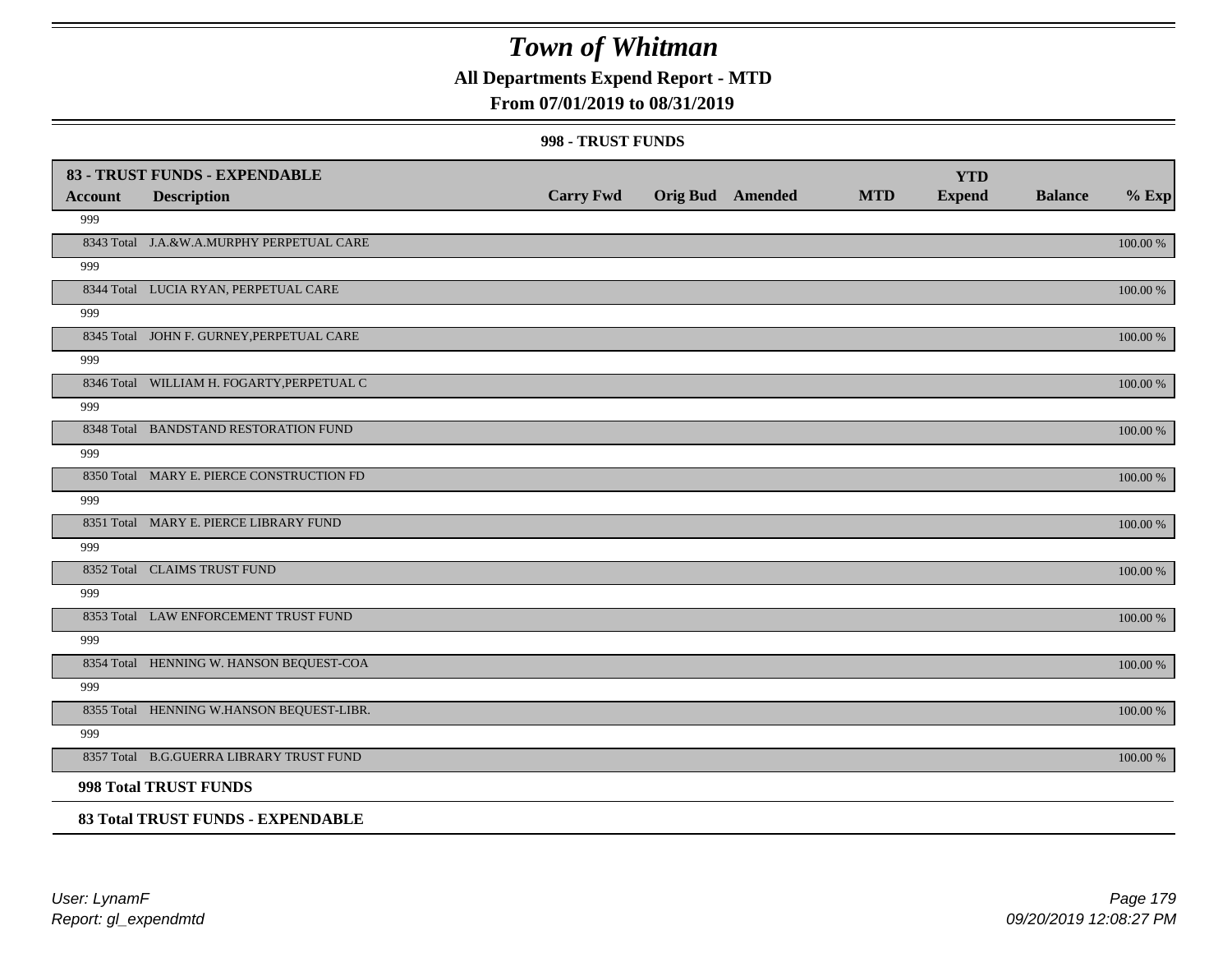# Town of Whitman

## All Departments Expend Report - MTD

## From 07/01/2019 to 08/31/2019

### 998 - TRUST FUNDS

| 83 - TRUST FUNDS - EXPENDABLE | | | | | | YTD | | |
|---|---|---|---|---|---|---|---|---|
| **Account** | **Description** | **Carry Fwd** | **Orig Bud** | **Amended** | **MTD** | **Expend** | **Balance** | **% Exp** |
| 999 | | | | | | | | |
| 8343 Total | J.A.&W.A.MURPHY PERPETUAL CARE | | | | | | | 100.00 % |
| 999 | | | | | | | | |
| 8344 Total | LUCIA RYAN, PERPETUAL CARE | | | | | | | 100.00 % |
| 999 | | | | | | | | |
| 8345 Total | JOHN F. GURNEY,PERPETUAL CARE | | | | | | | 100.00 % |
| 999 | | | | | | | | |
| 8346 Total | WILLIAM H. FOGARTY,PERPETUAL C | | | | | | | 100.00 % |
| 999 | | | | | | | | |
| 8348 Total | BANDSTAND RESTORATION FUND | | | | | | | 100.00 % |
| 999 | | | | | | | | |
| 8350 Total | MARY E. PIERCE CONSTRUCTION FD | | | | | | | 100.00 % |
| 999 | | | | | | | | |
| 8351 Total | MARY E. PIERCE LIBRARY FUND | | | | | | | 100.00 % |
| 999 | | | | | | | | |
| 8352 Total | CLAIMS TRUST FUND | | | | | | | 100.00 % |
| 999 | | | | | | | | |
| 8353 Total | LAW ENFORCEMENT TRUST FUND | | | | | | | 100.00 % |
| 999 | | | | | | | | |
| 8354 Total | HENNING W. HANSON BEQUEST-COA | | | | | | | 100.00 % |
| 999 | | | | | | | | |
| 8355 Total | HENNING W.HANSON BEQUEST-LIBR. | | | | | | | 100.00 % |
| 999 | | | | | | | | |
| 8357 Total | B.G.GUERRA LIBRARY TRUST FUND | | | | | | | 100.00 % |
| **998 Total TRUST FUNDS** | | | | | | | | |
| **83 Total TRUST FUNDS - EXPENDABLE** | | | | | | | | |

*User: LynamF*
*Report: gl_expendmtd*

*09/20/2019 12:08:27 PM*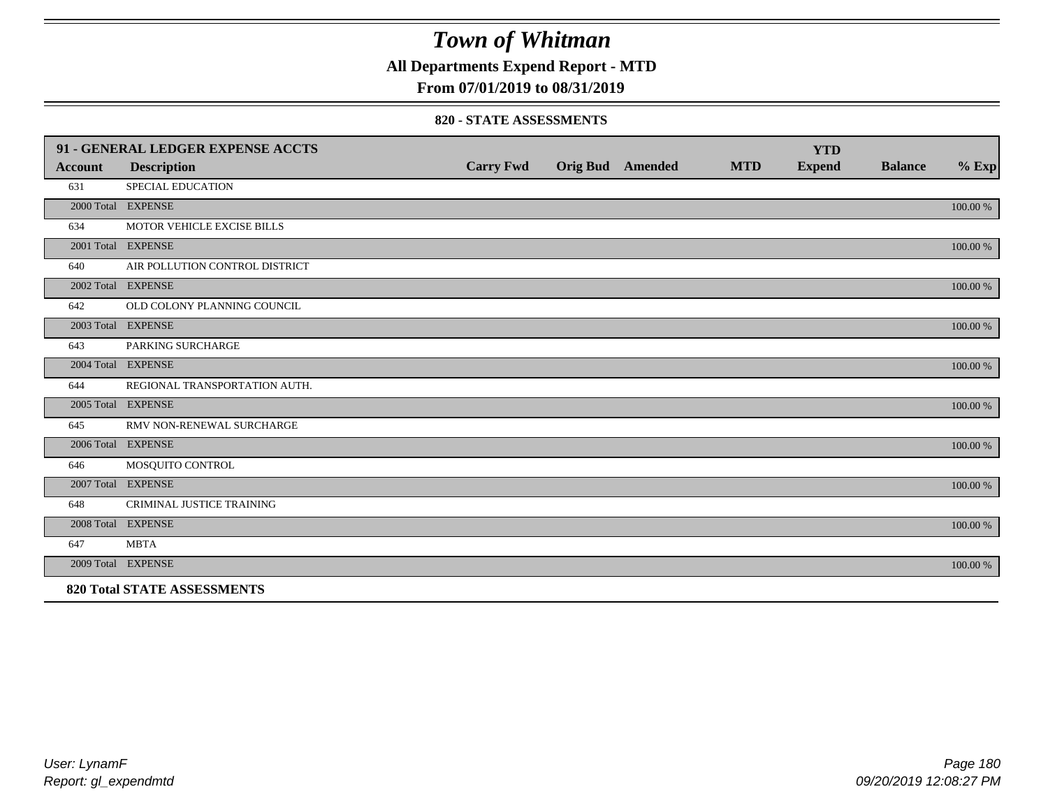# Town of Whitman

**All Departments Expend Report - MTD**

**From 07/01/2019 to 08/31/2019**

**820 - STATE ASSESSMENTS**

| 91 - GENERAL LEDGER EXPENSE ACCTS | | | | | | | | |
|---|---|---|---|---|---|---|---|---|
| **Account** | **Description** | **Carry Fwd** | **Orig Bud** | **Amended** | **MTD** | **YTD Expend** | **Balance** | **% Exp** |
| 631 | SPECIAL EDUCATION | | | | | | | |
| 2000 Total | EXPENSE | | | | | | | 100.00 % |
| 634 | MOTOR VEHICLE EXCISE BILLS | | | | | | | |
| 2001 Total | EXPENSE | | | | | | | 100.00 % |
| 640 | AIR POLLUTION CONTROL DISTRICT | | | | | | | |
| 2002 Total | EXPENSE | | | | | | | 100.00 % |
| 642 | OLD COLONY PLANNING COUNCIL | | | | | | | |
| 2003 Total | EXPENSE | | | | | | | 100.00 % |
| 643 | PARKING SURCHARGE | | | | | | | |
| 2004 Total | EXPENSE | | | | | | | 100.00 % |
| 644 | REGIONAL TRANSPORTATION AUTH. | | | | | | | |
| 2005 Total | EXPENSE | | | | | | | 100.00 % |
| 645 | RMV NON-RENEWAL SURCHARGE | | | | | | | |
| 2006 Total | EXPENSE | | | | | | | 100.00 % |
| 646 | MOSQUITO CONTROL | | | | | | | |
| 2007 Total | EXPENSE | | | | | | | 100.00 % |
| 648 | CRIMINAL JUSTICE TRAINING | | | | | | | |
| 2008 Total | EXPENSE | | | | | | | 100.00 % |
| 647 | MBTA | | | | | | | |
| 2009 Total | EXPENSE | | | | | | | 100.00 % |
| **820 Total STATE ASSESSMENTS** | | | | | | | | |

*User: LynamF*
*Report: gl_expendmtd*

*09/20/2019 12:08:27 PM*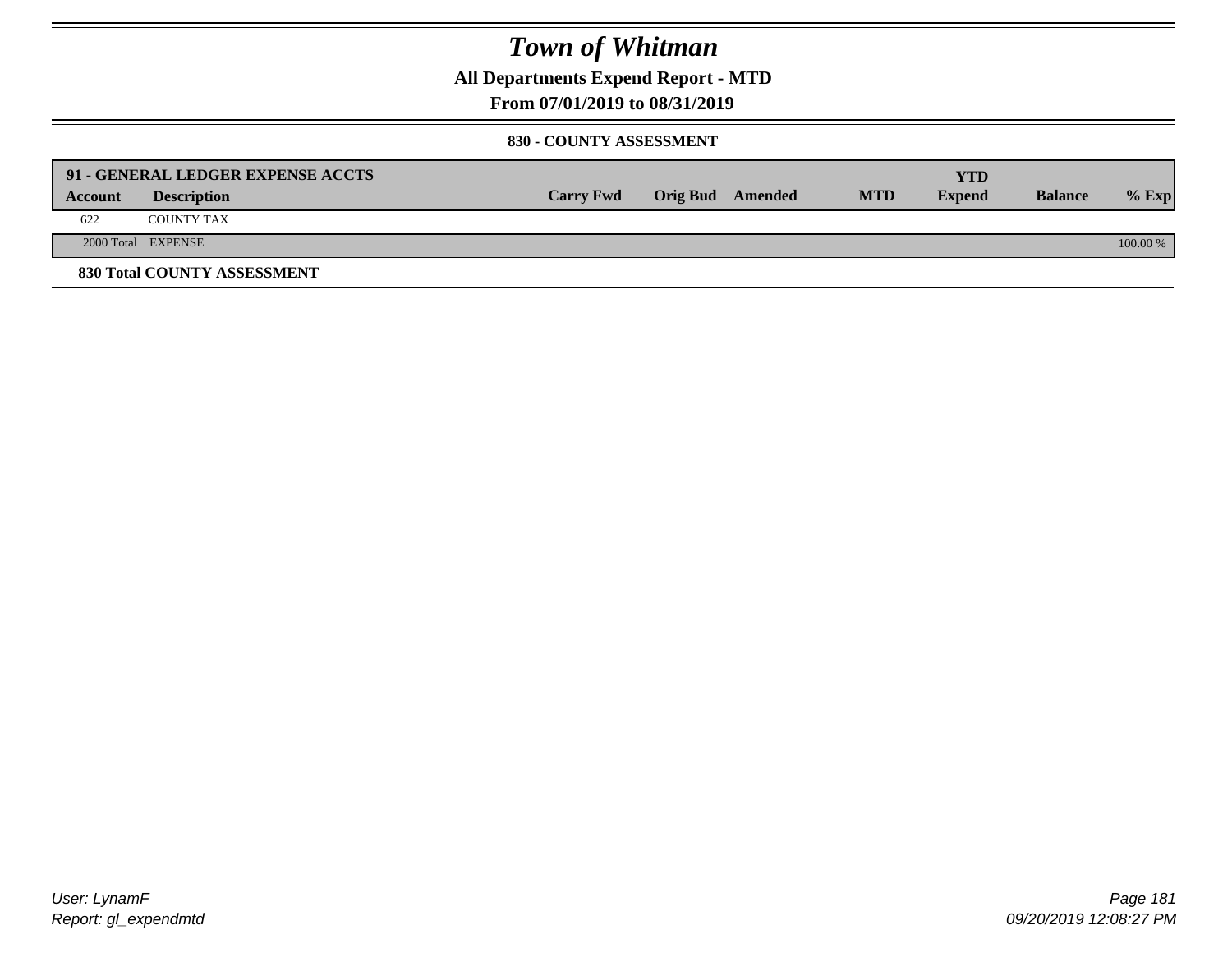# Town of Whitman

**All Departments Expend Report - MTD**

**From 07/01/2019 to 08/31/2019**

**830 - COUNTY ASSESSMENT**

| **91 - GENERAL LEDGER EXPENSE ACCTS** | | | | | | **YTD** | | |
|---|---|---|---|---|---|---|---|---|
| **Account** | **Description** | **Carry Fwd** | **Orig Bud** | **Amended** | **MTD** | **Expend** | **Balance** | **% Exp** |
| 622 | COUNTY TAX | | | | | | | |
| 2000 Total | EXPENSE | | | | | | | 100.00 % |

**830 Total COUNTY ASSESSMENT**

User: LynamF
Report: gl_expendmtd

09/20/2019 12:08:27 PM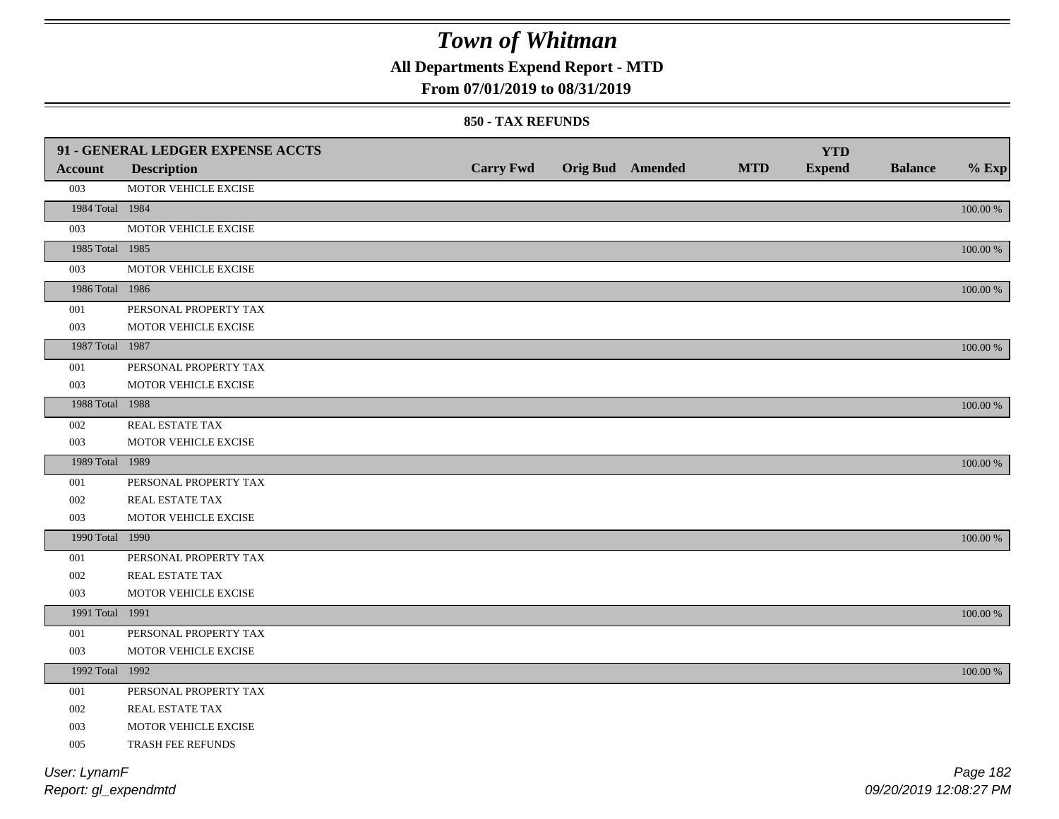# Town of Whitman

## All Departments Expend Report - MTD

### From 07/01/2019 to 08/31/2019

#### 850 - TAX REFUNDS

| 91 - GENERAL LEDGER EXPENSE ACCTS | | | | | | | | | |
|---|---|---|---|---|---|---|---|---|---|
| **Account** | **Description** | **Carry Fwd** | **Orig Bud** | **Amended** | **MTD** | **YTD Expend** | **Balance** | **% Exp** |
| 003 | MOTOR VEHICLE EXCISE | | | | | | | |
| 1984 Total | 1984 | | | | | | | 100.00 % |
| 003 | MOTOR VEHICLE EXCISE | | | | | | | |
| 1985 Total | 1985 | | | | | | | 100.00 % |
| 003 | MOTOR VEHICLE EXCISE | | | | | | | |
| 1986 Total | 1986 | | | | | | | 100.00 % |
| 001 | PERSONAL PROPERTY TAX | | | | | | | |
| 003 | MOTOR VEHICLE EXCISE | | | | | | | |
| 1987 Total | 1987 | | | | | | | 100.00 % |
| 001 | PERSONAL PROPERTY TAX | | | | | | | |
| 003 | MOTOR VEHICLE EXCISE | | | | | | | |
| 1988 Total | 1988 | | | | | | | 100.00 % |
| 002 | REAL ESTATE TAX | | | | | | | |
| 003 | MOTOR VEHICLE EXCISE | | | | | | | |
| 1989 Total | 1989 | | | | | | | 100.00 % |
| 001 | PERSONAL PROPERTY TAX | | | | | | | |
| 002 | REAL ESTATE TAX | | | | | | | |
| 003 | MOTOR VEHICLE EXCISE | | | | | | | |
| 1990 Total | 1990 | | | | | | | 100.00 % |
| 001 | PERSONAL PROPERTY TAX | | | | | | | |
| 002 | REAL ESTATE TAX | | | | | | | |
| 003 | MOTOR VEHICLE EXCISE | | | | | | | |
| 1991 Total | 1991 | | | | | | | 100.00 % |
| 001 | PERSONAL PROPERTY TAX | | | | | | | |
| 003 | MOTOR VEHICLE EXCISE | | | | | | | |
| 1992 Total | 1992 | | | | | | | 100.00 % |
| 001 | PERSONAL PROPERTY TAX | | | | | | | |
| 002 | REAL ESTATE TAX | | | | | | | |
| 003 | MOTOR VEHICLE EXCISE | | | | | | | |
| 005 | TRASH FEE REFUNDS | | | | | | | |

User: LynamF
Report: gl_expendmtd

09/20/2019 12:08:27 PM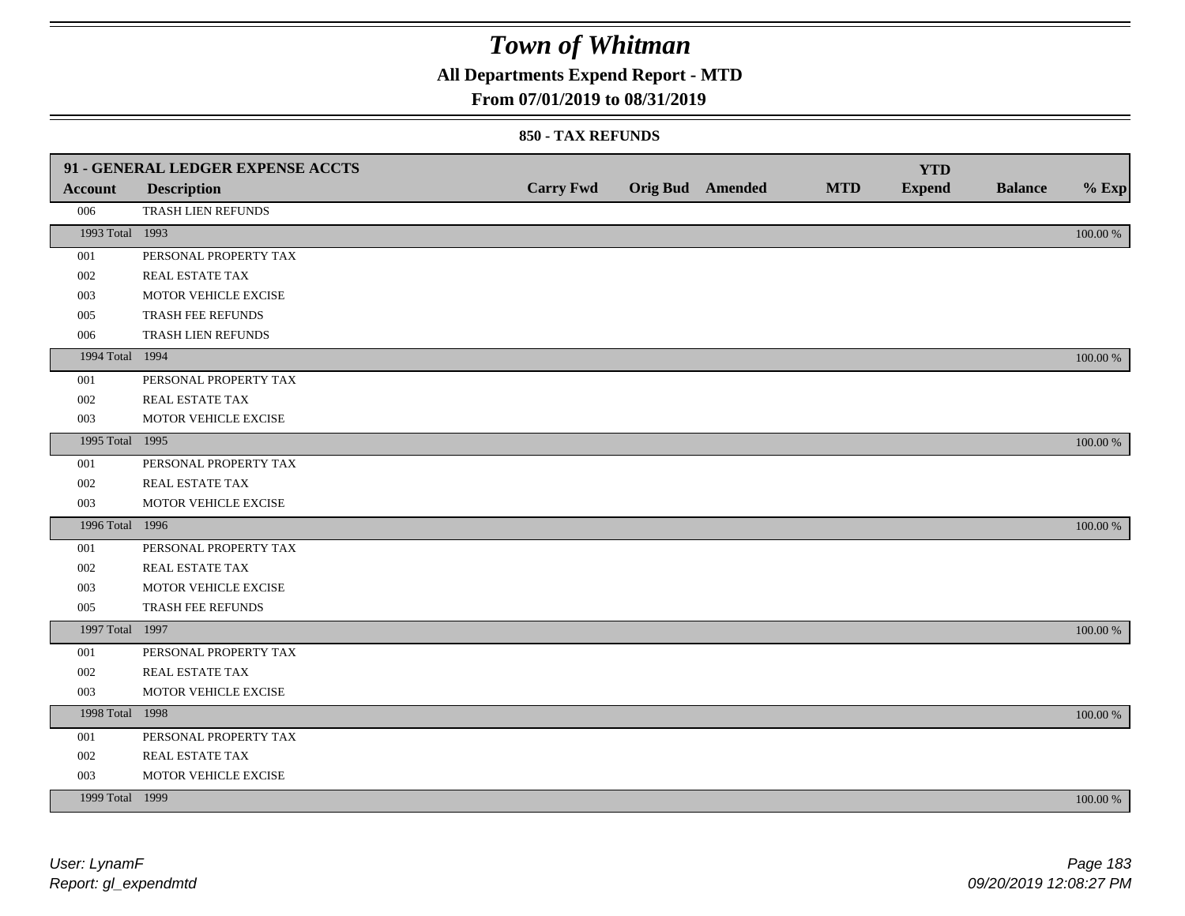# Town of Whitman

**All Departments Expend Report - MTD**

**From 07/01/2019 to 08/31/2019**

**850 - TAX REFUNDS**

| 91 - GENERAL LEDGER EXPENSE ACCTS | | | | | | | | |
|---|---|---|---|---|---|---|---|---|
| **Account** | **Description** | **Carry Fwd** | **Orig Bud** | **Amended** | **MTD** | **YTD Expend** | **Balance** | **% Exp** |
| 006 | TRASH LIEN REFUNDS | | | | | | | |
| 1993 Total | 1993 | | | | | | | 100.00 % |
| 001 | PERSONAL PROPERTY TAX | | | | | | | |
| 002 | REAL ESTATE TAX | | | | | | | |
| 003 | MOTOR VEHICLE EXCISE | | | | | | | |
| 005 | TRASH FEE REFUNDS | | | | | | | |
| 006 | TRASH LIEN REFUNDS | | | | | | | |
| 1994 Total | 1994 | | | | | | | 100.00 % |
| 001 | PERSONAL PROPERTY TAX | | | | | | | |
| 002 | REAL ESTATE TAX | | | | | | | |
| 003 | MOTOR VEHICLE EXCISE | | | | | | | |
| 1995 Total | 1995 | | | | | | | 100.00 % |
| 001 | PERSONAL PROPERTY TAX | | | | | | | |
| 002 | REAL ESTATE TAX | | | | | | | |
| 003 | MOTOR VEHICLE EXCISE | | | | | | | |
| 1996 Total | 1996 | | | | | | | 100.00 % |
| 001 | PERSONAL PROPERTY TAX | | | | | | | |
| 002 | REAL ESTATE TAX | | | | | | | |
| 003 | MOTOR VEHICLE EXCISE | | | | | | | |
| 005 | TRASH FEE REFUNDS | | | | | | | |
| 1997 Total | 1997 | | | | | | | 100.00 % |
| 001 | PERSONAL PROPERTY TAX | | | | | | | |
| 002 | REAL ESTATE TAX | | | | | | | |
| 003 | MOTOR VEHICLE EXCISE | | | | | | | |
| 1998 Total | 1998 | | | | | | | 100.00 % |
| 001 | PERSONAL PROPERTY TAX | | | | | | | |
| 002 | REAL ESTATE TAX | | | | | | | |
| 003 | MOTOR VEHICLE EXCISE | | | | | | | |
| 1999 Total | 1999 | | | | | | | 100.00 % |

*User: LynamF*
*Report: gl_expendmtd*

*09/20/2019 12:08:27 PM*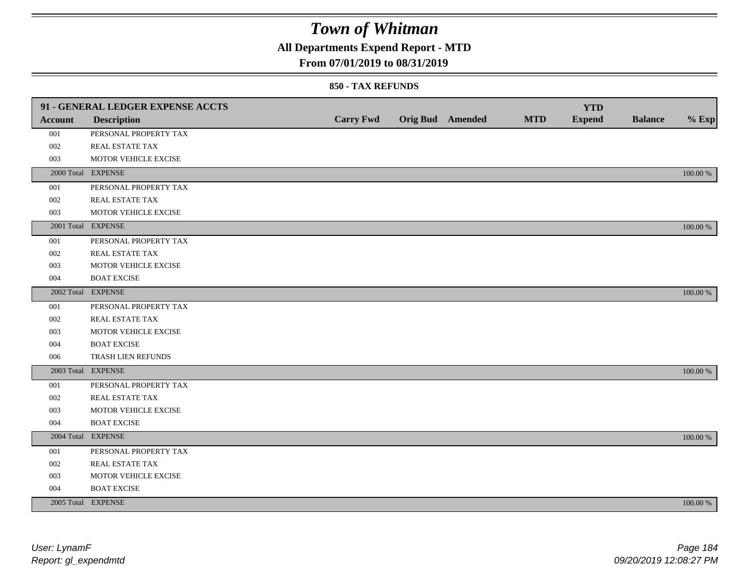# Town of Whitman

## All Departments Expend Report - MTD

### From 07/01/2019 to 08/31/2019

#### 850 - TAX REFUNDS

| 91 - GENERAL LEDGER EXPENSE ACCTS | | | | | | YTD | | |
|---|---|---|---|---|---|---|---|---|
| Account | Description | Carry Fwd | Orig Bud | Amended | MTD | Expend | Balance | % Exp |
| 001 | PERSONAL PROPERTY TAX | | | | | | | |
| 002 | REAL ESTATE TAX | | | | | | | |
| 003 | MOTOR VEHICLE EXCISE | | | | | | | |
| 2000 Total | EXPENSE | | | | | | | 100.00 % |
| 001 | PERSONAL PROPERTY TAX | | | | | | | |
| 002 | REAL ESTATE TAX | | | | | | | |
| 003 | MOTOR VEHICLE EXCISE | | | | | | | |
| 2001 Total | EXPENSE | | | | | | | 100.00 % |
| 001 | PERSONAL PROPERTY TAX | | | | | | | |
| 002 | REAL ESTATE TAX | | | | | | | |
| 003 | MOTOR VEHICLE EXCISE | | | | | | | |
| 004 | BOAT EXCISE | | | | | | | |
| 2002 Total | EXPENSE | | | | | | | 100.00 % |
| 001 | PERSONAL PROPERTY TAX | | | | | | | |
| 002 | REAL ESTATE TAX | | | | | | | |
| 003 | MOTOR VEHICLE EXCISE | | | | | | | |
| 004 | BOAT EXCISE | | | | | | | |
| 006 | TRASH LIEN REFUNDS | | | | | | | |
| 2003 Total | EXPENSE | | | | | | | 100.00 % |
| 001 | PERSONAL PROPERTY TAX | | | | | | | |
| 002 | REAL ESTATE TAX | | | | | | | |
| 003 | MOTOR VEHICLE EXCISE | | | | | | | |
| 004 | BOAT EXCISE | | | | | | | |
| 2004 Total | EXPENSE | | | | | | | 100.00 % |
| 001 | PERSONAL PROPERTY TAX | | | | | | | |
| 002 | REAL ESTATE TAX | | | | | | | |
| 003 | MOTOR VEHICLE EXCISE | | | | | | | |
| 004 | BOAT EXCISE | | | | | | | |
| 2005 Total | EXPENSE | | | | | | | 100.00 % |

*User: LynamF*
*Report: gl_expendmtd*

*09/20/2019 12:08:27 PM*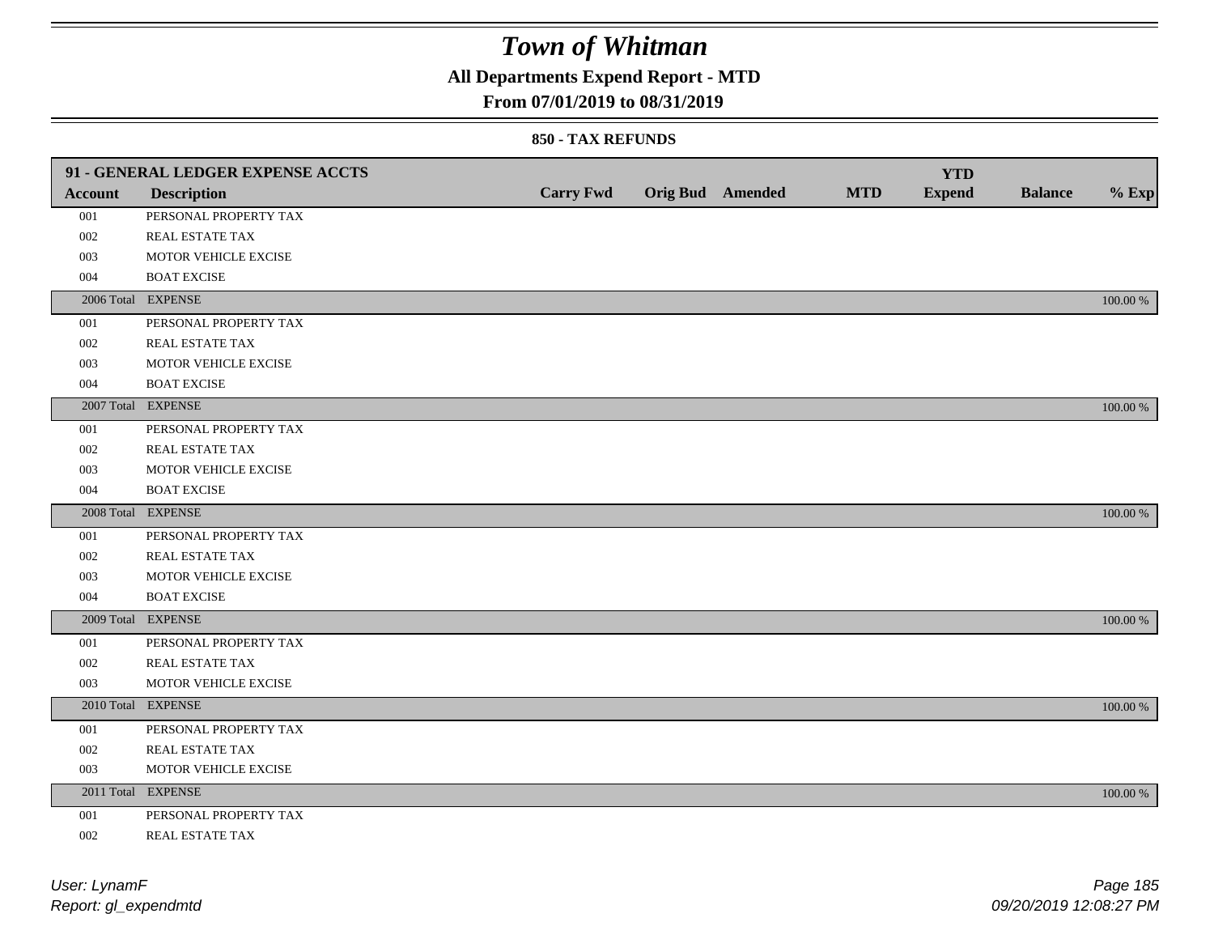# Town of Whitman

## All Departments Expend Report - MTD

### From 07/01/2019 to 08/31/2019

#### 850 - TAX REFUNDS

| 91 - GENERAL LEDGER EXPENSE ACCTS | | | | | | | | |
|---|---|---|---|---|---|---|---|---|
| **Account** | **Description** | **Carry Fwd** | **Orig Bud** | **Amended** | **MTD** | **YTD Expend** | **Balance** | **% Exp** |
| 001 | PERSONAL PROPERTY TAX | | | | | | | |
| 002 | REAL ESTATE TAX | | | | | | | |
| 003 | MOTOR VEHICLE EXCISE | | | | | | | |
| 004 | BOAT EXCISE | | | | | | | |
| 2006 Total | EXPENSE | | | | | | | 100.00 % |
| 001 | PERSONAL PROPERTY TAX | | | | | | | |
| 002 | REAL ESTATE TAX | | | | | | | |
| 003 | MOTOR VEHICLE EXCISE | | | | | | | |
| 004 | BOAT EXCISE | | | | | | | |
| 2007 Total | EXPENSE | | | | | | | 100.00 % |
| 001 | PERSONAL PROPERTY TAX | | | | | | | |
| 002 | REAL ESTATE TAX | | | | | | | |
| 003 | MOTOR VEHICLE EXCISE | | | | | | | |
| 004 | BOAT EXCISE | | | | | | | |
| 2008 Total | EXPENSE | | | | | | | 100.00 % |
| 001 | PERSONAL PROPERTY TAX | | | | | | | |
| 002 | REAL ESTATE TAX | | | | | | | |
| 003 | MOTOR VEHICLE EXCISE | | | | | | | |
| 004 | BOAT EXCISE | | | | | | | |
| 2009 Total | EXPENSE | | | | | | | 100.00 % |
| 001 | PERSONAL PROPERTY TAX | | | | | | | |
| 002 | REAL ESTATE TAX | | | | | | | |
| 003 | MOTOR VEHICLE EXCISE | | | | | | | |
| 2010 Total | EXPENSE | | | | | | | 100.00 % |
| 001 | PERSONAL PROPERTY TAX | | | | | | | |
| 002 | REAL ESTATE TAX | | | | | | | |
| 003 | MOTOR VEHICLE EXCISE | | | | | | | |
| 2011 Total | EXPENSE | | | | | | | 100.00 % |
| 001 | PERSONAL PROPERTY TAX | | | | | | | |
| 002 | REAL ESTATE TAX | | | | | | | |

*User: LynamF*
*Report: gl_expendmtd*

*09/20/2019 12:08:27 PM*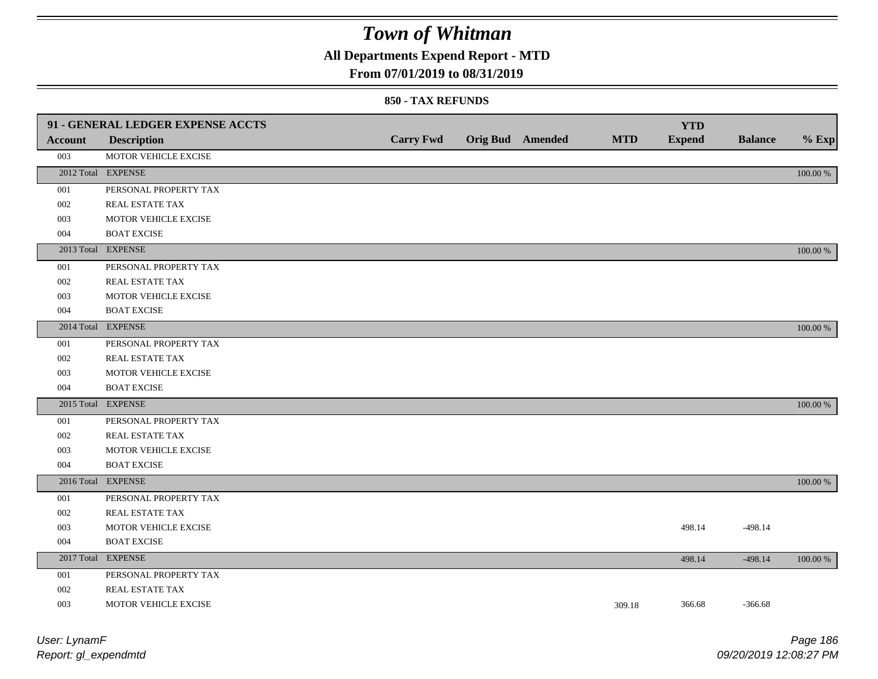# Town of Whitman

## All Departments Expend Report - MTD

### From 07/01/2019 to 08/31/2019

#### 850 - TAX REFUNDS

| 91 - GENERAL LEDGER EXPENSE ACCTS | | | | | | | | |
|---|---|---|---|---|---|---|---|---|
| **Account** | **Description** | **Carry Fwd** | **Orig Bud** | **Amended** | **MTD** | **YTD Expend** | **Balance** | **% Exp** |
| 003 | MOTOR VEHICLE EXCISE | | | | | | | |
| 2012 Total | EXPENSE | | | | | | | 100.00 % |
| 001 | PERSONAL PROPERTY TAX | | | | | | | |
| 002 | REAL ESTATE TAX | | | | | | | |
| 003 | MOTOR VEHICLE EXCISE | | | | | | | |
| 004 | BOAT EXCISE | | | | | | | |
| 2013 Total | EXPENSE | | | | | | | 100.00 % |
| 001 | PERSONAL PROPERTY TAX | | | | | | | |
| 002 | REAL ESTATE TAX | | | | | | | |
| 003 | MOTOR VEHICLE EXCISE | | | | | | | |
| 004 | BOAT EXCISE | | | | | | | |
| 2014 Total | EXPENSE | | | | | | | 100.00 % |
| 001 | PERSONAL PROPERTY TAX | | | | | | | |
| 002 | REAL ESTATE TAX | | | | | | | |
| 003 | MOTOR VEHICLE EXCISE | | | | | | | |
| 004 | BOAT EXCISE | | | | | | | |
| 2015 Total | EXPENSE | | | | | | | 100.00 % |
| 001 | PERSONAL PROPERTY TAX | | | | | | | |
| 002 | REAL ESTATE TAX | | | | | | | |
| 003 | MOTOR VEHICLE EXCISE | | | | | | | |
| 004 | BOAT EXCISE | | | | | | | |
| 2016 Total | EXPENSE | | | | | | | 100.00 % |
| 001 | PERSONAL PROPERTY TAX | | | | | | | |
| 002 | REAL ESTATE TAX | | | | | | | |
| 003 | MOTOR VEHICLE EXCISE | | | | | 498.14 | -498.14 | |
| 004 | BOAT EXCISE | | | | | | | |
| 2017 Total | EXPENSE | | | | | 498.14 | -498.14 | 100.00 % |
| 001 | PERSONAL PROPERTY TAX | | | | | | | |
| 002 | REAL ESTATE TAX | | | | | | | |
| 003 | MOTOR VEHICLE EXCISE | | | | 309.18 | 366.68 | -366.68 | |

User: LynamF

Report: gl_expendmtd

09/20/2019 12:08:27 PM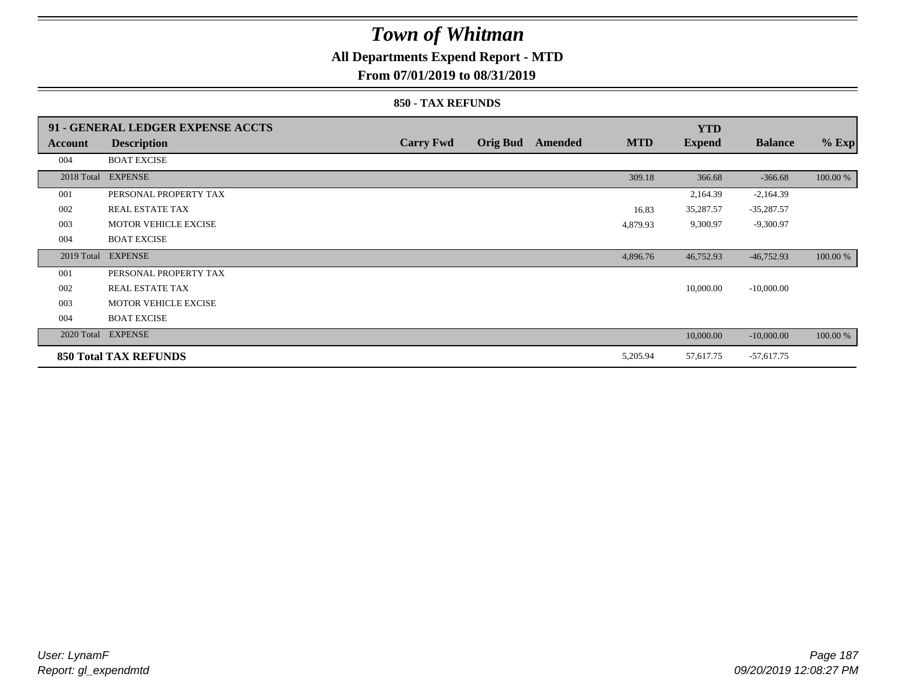# Town of Whitman

## All Departments Expend Report - MTD

### From 07/01/2019 to 08/31/2019

#### 850 - TAX REFUNDS

| 91 - GENERAL LEDGER EXPENSE ACCTS | | | | | | YTD | | |
|---|---|---|---|---|---|---|---|---|
| **Account** | **Description** | **Carry Fwd** | **Orig Bud** | **Amended** | **MTD** | **Expend** | **Balance** | **% Exp** |
| 004 | BOAT EXCISE | | | | | | | |
| 2018 Total | EXPENSE | | | | 309.18 | 366.68 | -366.68 | 100.00 % |
| 001 | PERSONAL PROPERTY TAX | | | | | 2,164.39 | -2,164.39 | |
| 002 | REAL ESTATE TAX | | | | 16.83 | 35,287.57 | -35,287.57 | |
| 003 | MOTOR VEHICLE EXCISE | | | | 4,879.93 | 9,300.97 | -9,300.97 | |
| 004 | BOAT EXCISE | | | | | | | |
| 2019 Total | EXPENSE | | | | 4,896.76 | 46,752.93 | -46,752.93 | 100.00 % |
| 001 | PERSONAL PROPERTY TAX | | | | | | | |
| 002 | REAL ESTATE TAX | | | | | 10,000.00 | -10,000.00 | |
| 003 | MOTOR VEHICLE EXCISE | | | | | | | |
| 004 | BOAT EXCISE | | | | | | | |
| 2020 Total | EXPENSE | | | | | 10,000.00 | -10,000.00 | 100.00 % |
| **850 Total TAX REFUNDS** | | | | | 5,205.94 | 57,617.75 | -57,617.75 | |

*User: LynamF*
*Report: gl_expendmtd*

*09/20/2019 12:08:27 PM*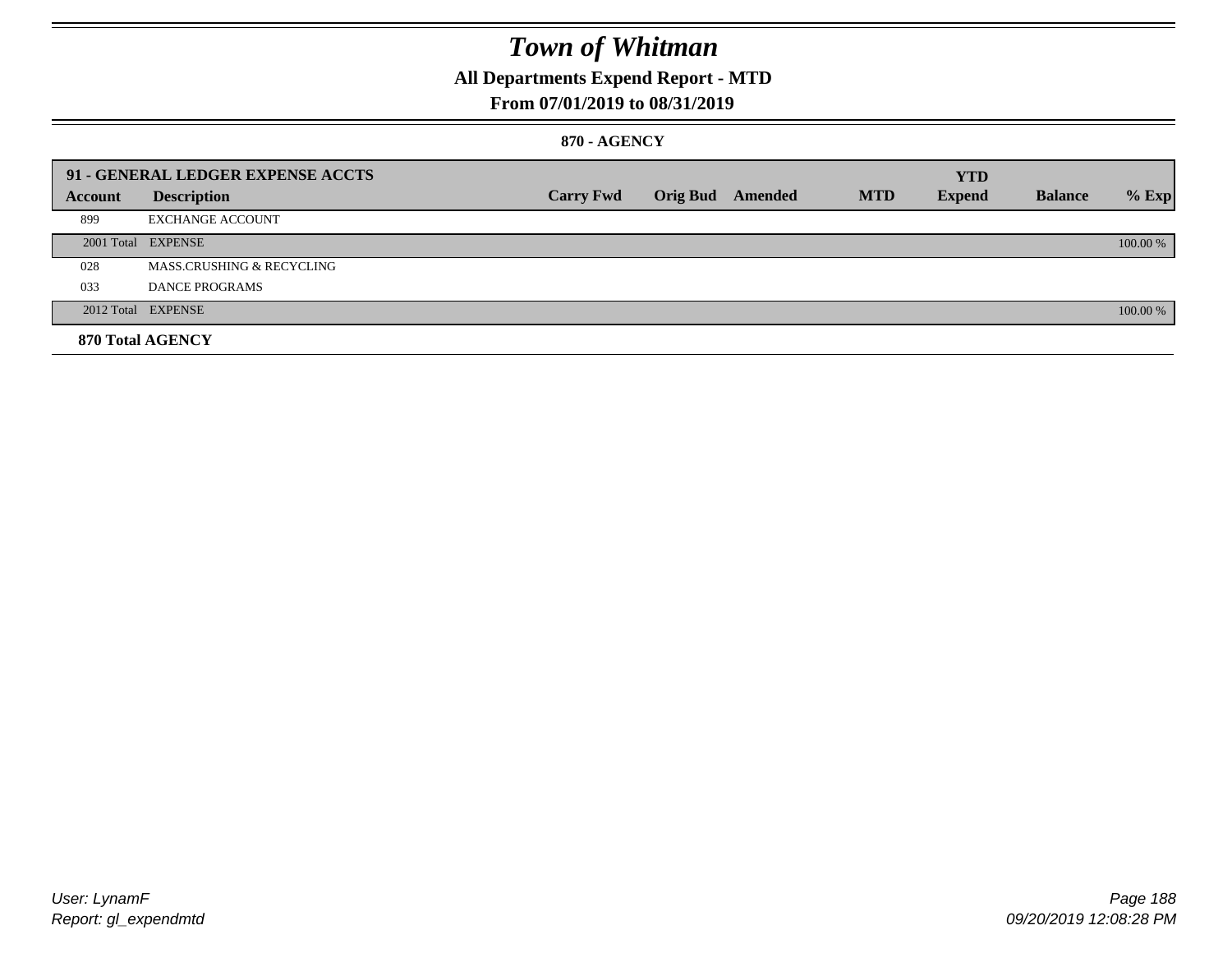# Town of Whitman

## All Departments Expend Report - MTD

### From 07/01/2019 to 08/31/2019

#### 870 - AGENCY

| Account | Description | Carry Fwd | Orig Bud | Amended | MTD | YTD Expend | Balance | % Exp |
|---|---|---|---|---|---|---|---|---|
| **91 - GENERAL LEDGER EXPENSE ACCTS** | | | | | | | | |
| 899 | EXCHANGE ACCOUNT | | | | | | | |
| 2001 Total | EXPENSE | | | | | | | 100.00 % |
| 028 | MASS.CRUSHING & RECYCLING | | | | | | | |
| 033 | DANCE PROGRAMS | | | | | | | |
| 2012 Total | EXPENSE | | | | | | | 100.00 % |
| **870 Total AGENCY** | | | | | | | | |

User: LynamF
Report: gl_expendmtd

09/20/2019 12:08:28 PM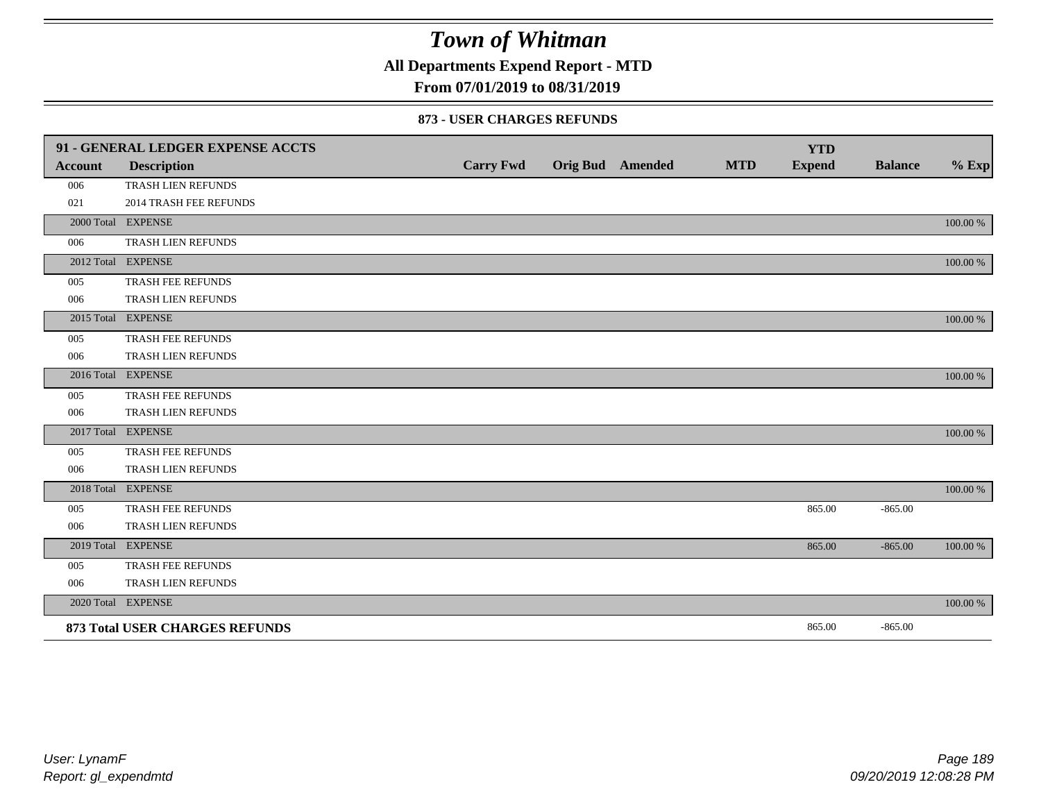# Town of Whitman

**All Departments Expend Report - MTD**

**From 07/01/2019 to 08/31/2019**

**873 - USER CHARGES REFUNDS**

| 91 - GENERAL LEDGER EXPENSE ACCTS | | | | | | | | |
|---|---|---|---|---|---|---|---|---|
| **Account** | **Description** | **Carry Fwd** | **Orig Bud** | **Amended** | **MTD** | **YTD Expend** | **Balance** | **% Exp** |
| 006 | TRASH LIEN REFUNDS | | | | | | | |
| 021 | 2014 TRASH FEE REFUNDS | | | | | | | |
| 2000 Total | EXPENSE | | | | | | | 100.00 % |
| 006 | TRASH LIEN REFUNDS | | | | | | | |
| 2012 Total | EXPENSE | | | | | | | 100.00 % |
| 005 | TRASH FEE REFUNDS | | | | | | | |
| 006 | TRASH LIEN REFUNDS | | | | | | | |
| 2015 Total | EXPENSE | | | | | | | 100.00 % |
| 005 | TRASH FEE REFUNDS | | | | | | | |
| 006 | TRASH LIEN REFUNDS | | | | | | | |
| 2016 Total | EXPENSE | | | | | | | 100.00 % |
| 005 | TRASH FEE REFUNDS | | | | | | | |
| 006 | TRASH LIEN REFUNDS | | | | | | | |
| 2017 Total | EXPENSE | | | | | | | 100.00 % |
| 005 | TRASH FEE REFUNDS | | | | | | | |
| 006 | TRASH LIEN REFUNDS | | | | | | | |
| 2018 Total | EXPENSE | | | | | | | 100.00 % |
| 005 | TRASH FEE REFUNDS | | | | | 865.00 | -865.00 | |
| 006 | TRASH LIEN REFUNDS | | | | | | | |
| 2019 Total | EXPENSE | | | | | 865.00 | -865.00 | 100.00 % |
| 005 | TRASH FEE REFUNDS | | | | | | | |
| 006 | TRASH LIEN REFUNDS | | | | | | | |
| 2020 Total | EXPENSE | | | | | | | 100.00 % |
| **873 Total USER CHARGES REFUNDS** | | | | | | 865.00 | -865.00 | |

*User: LynamF*
*Report: gl_expendmtd*

*09/20/2019 12:08:28 PM*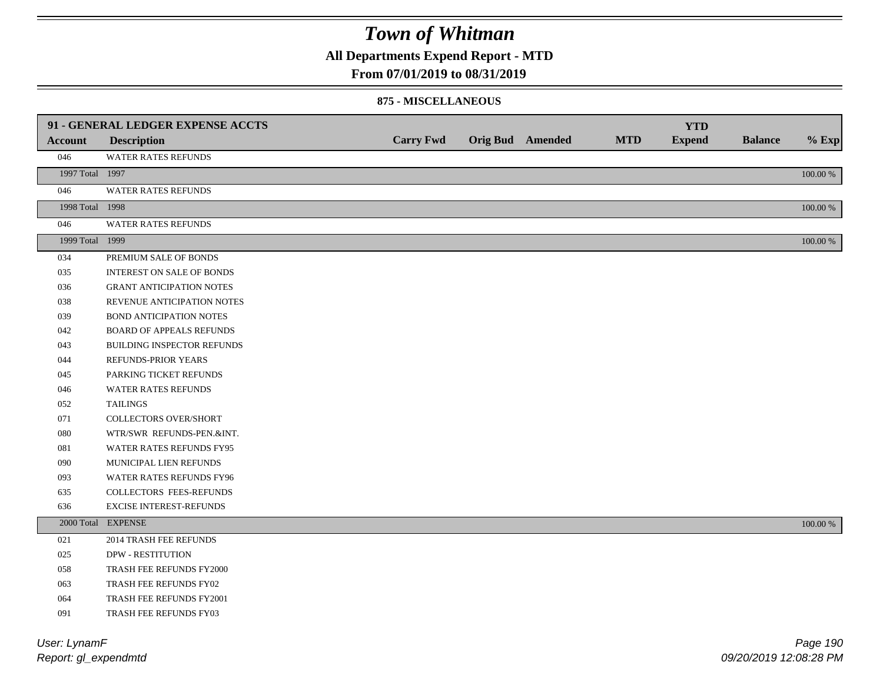# Town of Whitman

## All Departments Expend Report - MTD

### From 07/01/2019 to 08/31/2019

#### 875 - MISCELLANEOUS

| 91 - GENERAL LEDGER EXPENSE ACCTS | | | | | | YTD | | |
|---|---|---|---|---|---|---|---|---|
| **Account** | **Description** | **Carry Fwd** | **Orig Bud** | **Amended** | **MTD** | **Expend** | **Balance** | **% Exp** |
| 046 | WATER RATES REFUNDS | | | | | | | |
| 1997 Total | 1997 | | | | | | | 100.00 % |
| 046 | WATER RATES REFUNDS | | | | | | | |
| 1998 Total | 1998 | | | | | | | 100.00 % |
| 046 | WATER RATES REFUNDS | | | | | | | |
| 1999 Total | 1999 | | | | | | | 100.00 % |
| 034 | PREMIUM SALE OF BONDS | | | | | | | |
| 035 | INTEREST ON SALE OF BONDS | | | | | | | |
| 036 | GRANT ANTICIPATION NOTES | | | | | | | |
| 038 | REVENUE ANTICIPATION NOTES | | | | | | | |
| 039 | BOND ANTICIPATION NOTES | | | | | | | |
| 042 | BOARD OF APPEALS REFUNDS | | | | | | | |
| 043 | BUILDING INSPECTOR REFUNDS | | | | | | | |
| 044 | REFUNDS-PRIOR YEARS | | | | | | | |
| 045 | PARKING TICKET REFUNDS | | | | | | | |
| 046 | WATER RATES REFUNDS | | | | | | | |
| 052 | TAILINGS | | | | | | | |
| 071 | COLLECTORS OVER/SHORT | | | | | | | |
| 080 | WTR/SWR REFUNDS-PEN.&INT. | | | | | | | |
| 081 | WATER RATES REFUNDS FY95 | | | | | | | |
| 090 | MUNICIPAL LIEN REFUNDS | | | | | | | |
| 093 | WATER RATES REFUNDS FY96 | | | | | | | |
| 635 | COLLECTORS FEES-REFUNDS | | | | | | | |
| 636 | EXCISE INTEREST-REFUNDS | | | | | | | |
| 2000 Total | EXPENSE | | | | | | | 100.00 % |
| 021 | 2014 TRASH FEE REFUNDS | | | | | | | |
| 025 | DPW - RESTITUTION | | | | | | | |
| 058 | TRASH FEE REFUNDS FY2000 | | | | | | | |
| 063 | TRASH FEE REFUNDS FY02 | | | | | | | |
| 064 | TRASH FEE REFUNDS FY2001 | | | | | | | |
| 091 | TRASH FEE REFUNDS FY03 | | | | | | | |

*User: LynamF*

*Report: gl_expendmtd*

*09/20/2019 12:08:28 PM*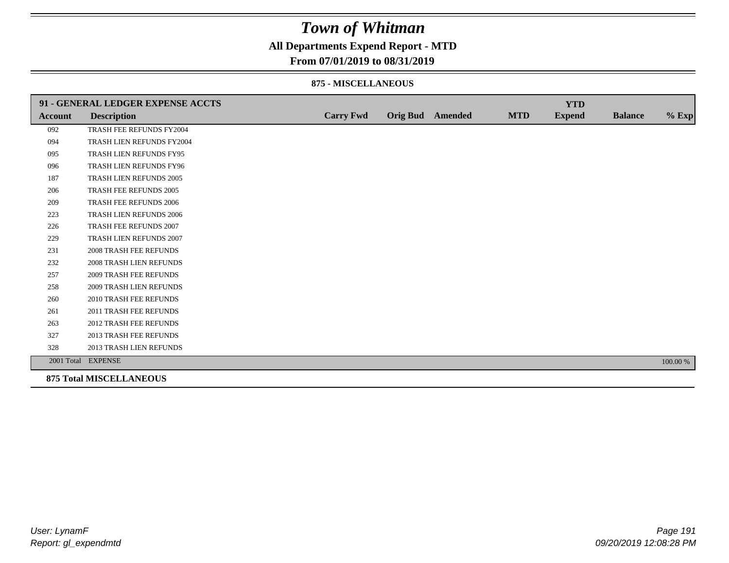# Town of Whitman

**All Departments Expend Report - MTD**

**From 07/01/2019 to 08/31/2019**

**875 - MISCELLANEOUS**

| 91 - GENERAL LEDGER EXPENSE ACCTS | | | | | | YTD | | |
|---|---|---|---|---|---|---|---|---|
| **Account** | **Description** | **Carry Fwd** | **Orig Bud** | **Amended** | **MTD** | **Expend** | **Balance** | **% Exp** |
| 092 | TRASH FEE REFUNDS FY2004 | | | | | | | |
| 094 | TRASH LIEN REFUNDS FY2004 | | | | | | | |
| 095 | TRASH LIEN REFUNDS FY95 | | | | | | | |
| 096 | TRASH LIEN REFUNDS FY96 | | | | | | | |
| 187 | TRASH LIEN REFUNDS 2005 | | | | | | | |
| 206 | TRASH FEE REFUNDS 2005 | | | | | | | |
| 209 | TRASH FEE REFUNDS 2006 | | | | | | | |
| 223 | TRASH LIEN REFUNDS 2006 | | | | | | | |
| 226 | TRASH FEE REFUNDS 2007 | | | | | | | |
| 229 | TRASH LIEN REFUNDS 2007 | | | | | | | |
| 231 | 2008 TRASH FEE REFUNDS | | | | | | | |
| 232 | 2008 TRASH LIEN REFUNDS | | | | | | | |
| 257 | 2009 TRASH FEE REFUNDS | | | | | | | |
| 258 | 2009 TRASH LIEN REFUNDS | | | | | | | |
| 260 | 2010 TRASH FEE REFUNDS | | | | | | | |
| 261 | 2011 TRASH FEE REFUNDS | | | | | | | |
| 263 | 2012 TRASH FEE REFUNDS | | | | | | | |
| 327 | 2013 TRASH FEE REFUNDS | | | | | | | |
| 328 | 2013 TRASH LIEN REFUNDS | | | | | | | |
| 2001 Total | EXPENSE | | | | | | | 100.00 % |

**875 Total MISCELLANEOUS**

*User: LynamF*
*Report: gl_expendmtd*

*09/20/2019 12:08:28 PM*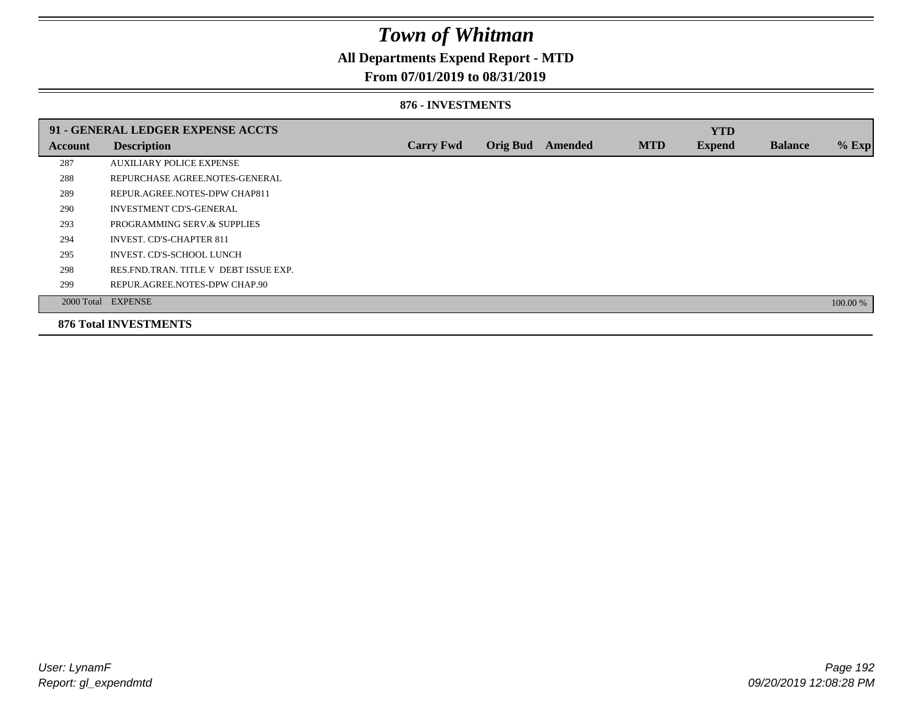# Town of Whitman

## All Departments Expend Report - MTD

## From 07/01/2019 to 08/31/2019

### 876 - INVESTMENTS

| 91 - GENERAL LEDGER EXPENSE ACCTS | | | | | | YTD | | |
|---|---|---|---|---|---|---|---|---|
| **Account** | **Description** | **Carry Fwd** | **Orig Bud** | **Amended** | **MTD** | **Expend** | **Balance** | **% Exp** |
| 287 | AUXILIARY POLICE EXPENSE | | | | | | | |
| 288 | REPURCHASE AGREE.NOTES-GENERAL | | | | | | | |
| 289 | REPUR.AGREE.NOTES-DPW CHAP811 | | | | | | | |
| 290 | INVESTMENT CD'S-GENERAL | | | | | | | |
| 293 | PROGRAMMING SERV.& SUPPLIES | | | | | | | |
| 294 | INVEST. CD'S-CHAPTER 811 | | | | | | | |
| 295 | INVEST. CD'S-SCHOOL LUNCH | | | | | | | |
| 298 | RES.FND.TRAN. TITLE V DEBT ISSUE EXP. | | | | | | | |
| 299 | REPUR.AGREE.NOTES-DPW CHAP.90 | | | | | | | |
| 2000 Total | EXPENSE | | | | | | | 100.00 % |

**876 Total INVESTMENTS**

User: LynamF
Report: gl_expendmtd

09/20/2019 12:08:28 PM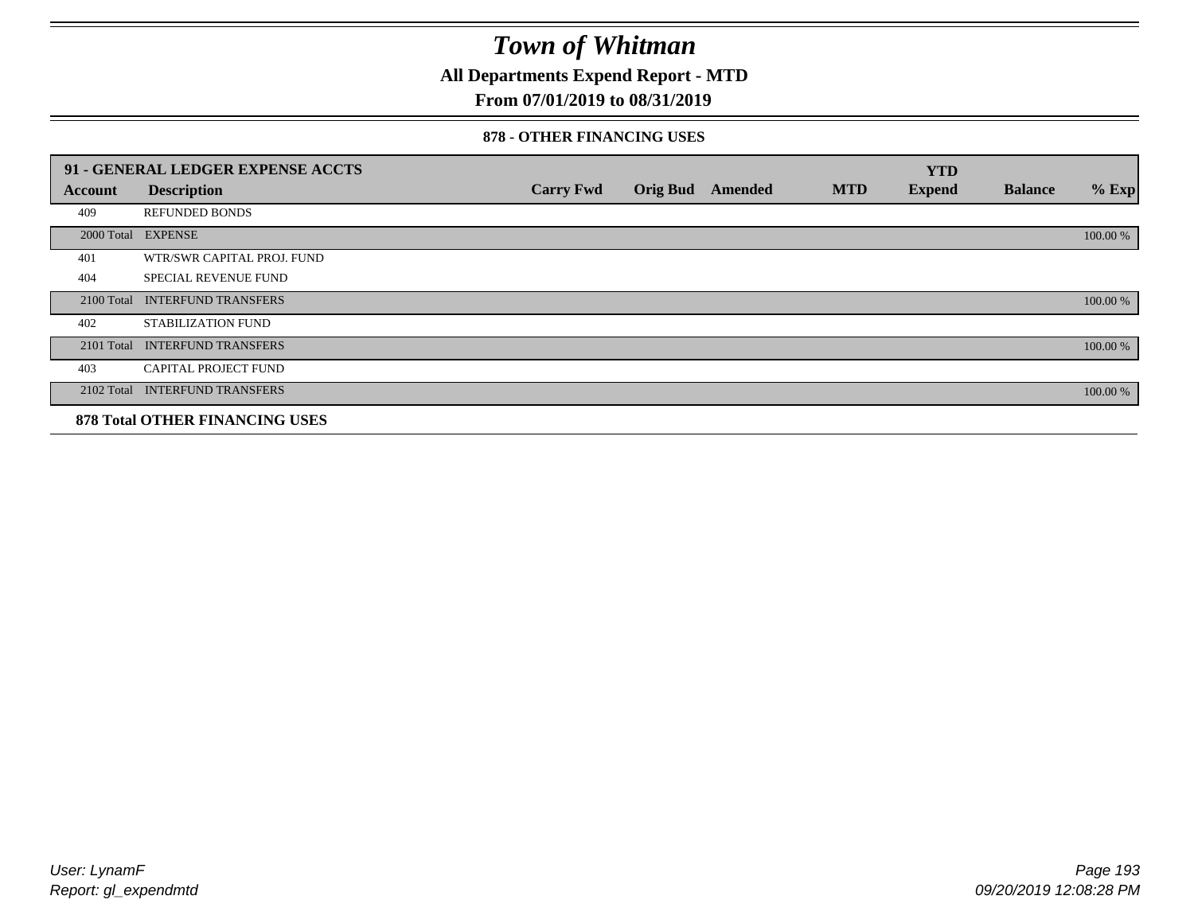# *Town of Whitman*

**All Departments Expend Report - MTD**

**From 07/01/2019 to 08/31/2019**

**878 - OTHER FINANCING USES**

| 91 - GENERAL LEDGER EXPENSE ACCTS | | | | | | YTD | | |
|---|---|---|---|---|---|---|---|---|
| **Account** | **Description** | **Carry Fwd** | **Orig Bud** | **Amended** | **MTD** | **Expend** | **Balance** | **% Exp** |
| 409 | REFUNDED BONDS | | | | | | | |
| 2000 Total | EXPENSE | | | | | | | 100.00 % |
| 401 | WTR/SWR CAPITAL PROJ. FUND | | | | | | | |
| 404 | SPECIAL REVENUE FUND | | | | | | | |
| 2100 Total | INTERFUND TRANSFERS | | | | | | | 100.00 % |
| 402 | STABILIZATION FUND | | | | | | | |
| 2101 Total | INTERFUND TRANSFERS | | | | | | | 100.00 % |
| 403 | CAPITAL PROJECT FUND | | | | | | | |
| 2102 Total | INTERFUND TRANSFERS | | | | | | | 100.00 % |

**878 Total OTHER FINANCING USES**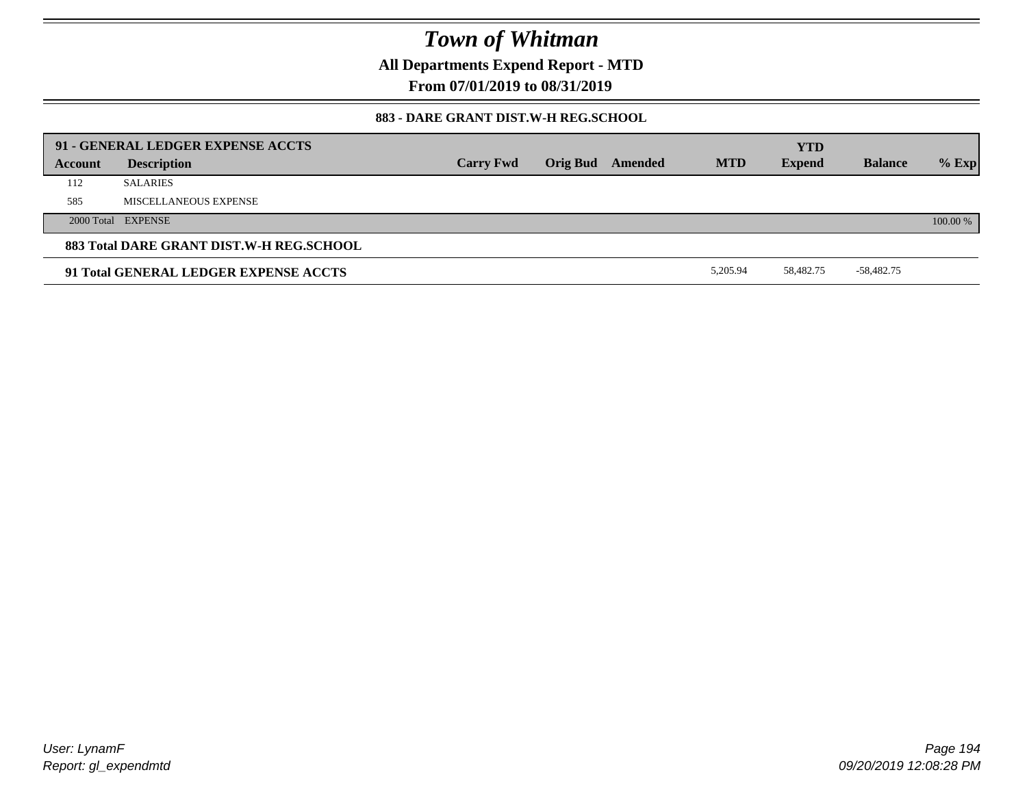# Town of Whitman

**All Departments Expend Report - MTD**

**From 07/01/2019 to 08/31/2019**

**883 - DARE GRANT DIST.W-H REG.SCHOOL**

| Account | Description | Carry Fwd | Orig Bud | Amended | MTD | YTD Expend | Balance | % Exp |
|---|---|---|---|---|---|---|---|---|
| **91 - GENERAL LEDGER EXPENSE ACCTS** | | | | | | | | |
| 112 | SALARIES | | | | | | | |
| 585 | MISCELLANEOUS EXPENSE | | | | | | | |
| 2000 Total | EXPENSE | | | | | | | 100.00 % |
| **883 Total DARE GRANT DIST.W-H REG.SCHOOL** | | | | | | | | |
| **91 Total GENERAL LEDGER EXPENSE ACCTS** | | | | | 5,205.94 | 58,482.75 | -58,482.75 | |

User: LynamF

Report: gl_expendmtd

09/20/2019 12:08:28 PM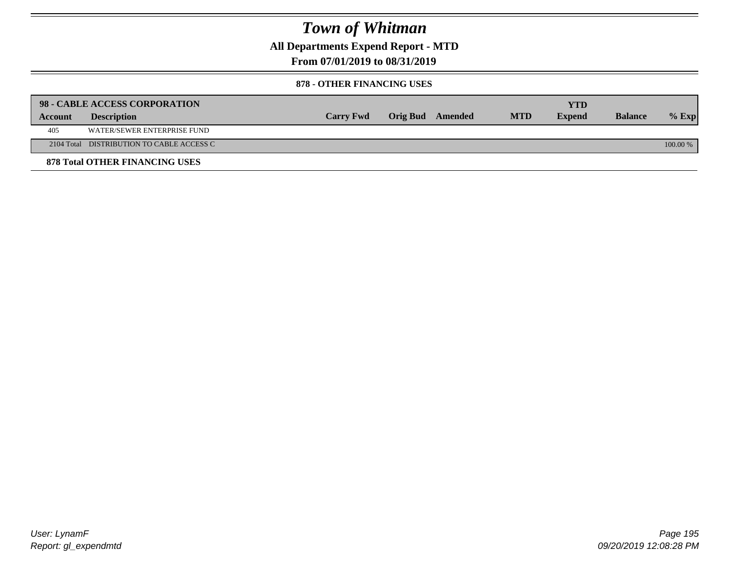# Town of Whitman

## All Departments Expend Report - MTD

## From 07/01/2019 to 08/31/2019

### 878 - OTHER FINANCING USES

| 98 - CABLE ACCESS CORPORATION | | | | | | YTD | | |
|---|---|---|---|---|---|---|---|---|
| **Account** | **Description** | **Carry Fwd** | **Orig Bud** | **Amended** | **MTD** | **Expend** | **Balance** | **% Exp** |
| 405 | WATER/SEWER ENTERPRISE FUND | | | | | | | |
| 2104 Total | DISTRIBUTION TO CABLE ACCESS C | | | | | | | 100.00 % |

**878 Total OTHER FINANCING USES**

*User: LynamF*
*Report: gl_expendmtd*

*09/20/2019 12:08:28 PM*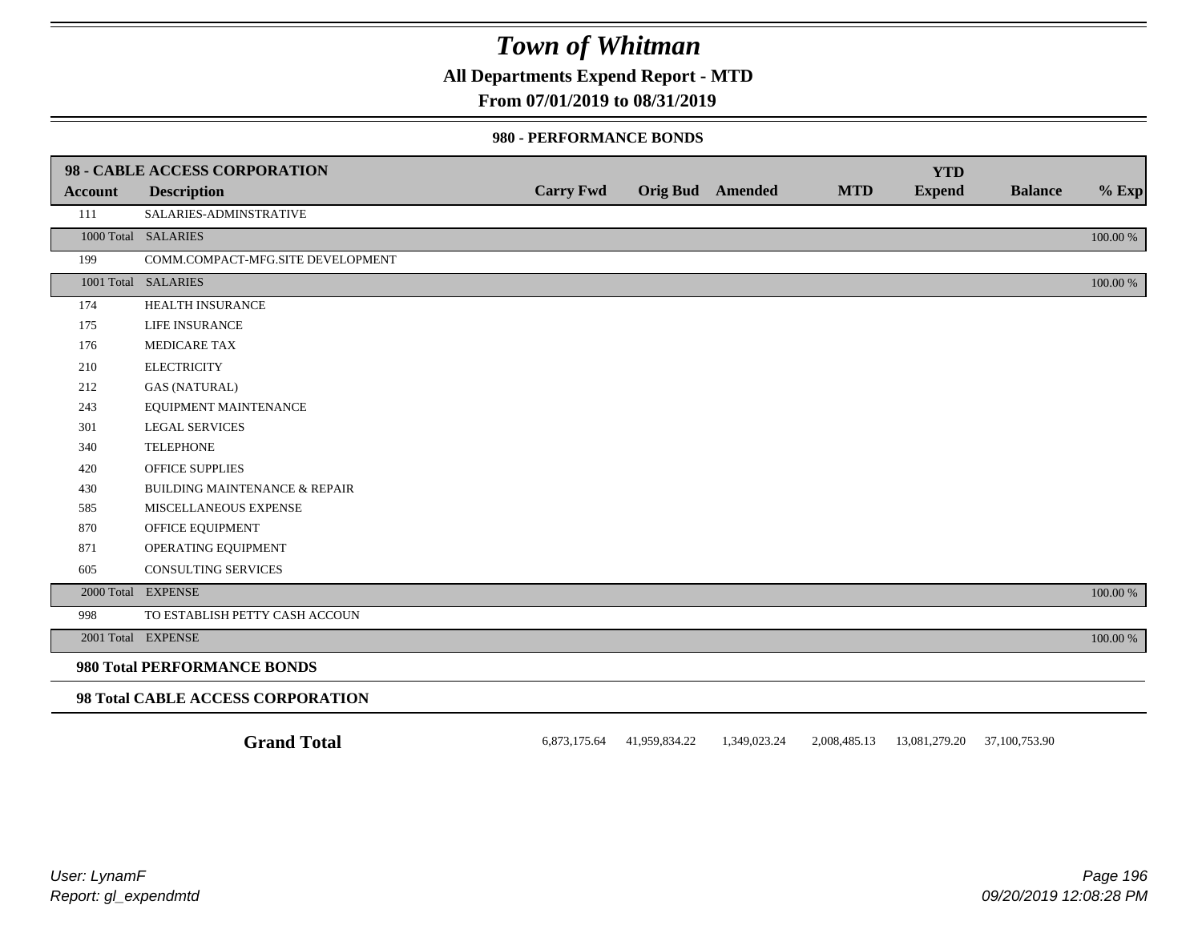# Town of Whitman

## All Departments Expend Report - MTD

## From 07/01/2019 to 08/31/2019

### 980 - PERFORMANCE BONDS

| Account | Description | Carry Fwd | Orig Bud | Amended | MTD | YTD Expend | Balance | % Exp |
|---|---|---|---|---|---|---|---|---|
| | **98 - CABLE ACCESS CORPORATION** | | | | | | | |
| 111 | SALARIES-ADMINSTRATIVE | | | | | | | |
| 1000 Total | SALARIES | | | | | | | 100.00 % |
| 199 | COMM.COMPACT-MFG.SITE DEVELOPMENT | | | | | | | |
| 1001 Total | SALARIES | | | | | | | 100.00 % |
| 174 | HEALTH INSURANCE | | | | | | | |
| 175 | LIFE INSURANCE | | | | | | | |
| 176 | MEDICARE TAX | | | | | | | |
| 210 | ELECTRICITY | | | | | | | |
| 212 | GAS (NATURAL) | | | | | | | |
| 243 | EQUIPMENT MAINTENANCE | | | | | | | |
| 301 | LEGAL SERVICES | | | | | | | |
| 340 | TELEPHONE | | | | | | | |
| 420 | OFFICE SUPPLIES | | | | | | | |
| 430 | BUILDING MAINTENANCE & REPAIR | | | | | | | |
| 585 | MISCELLANEOUS EXPENSE | | | | | | | |
| 870 | OFFICE EQUIPMENT | | | | | | | |
| 871 | OPERATING EQUIPMENT | | | | | | | |
| 605 | CONSULTING SERVICES | | | | | | | |
| 2000 Total | EXPENSE | | | | | | | 100.00 % |
| 998 | TO ESTABLISH PETTY CASH ACCOUN | | | | | | | |
| 2001 Total | EXPENSE | | | | | | | 100.00 % |
| | **980 Total PERFORMANCE BONDS** | | | | | | | |
| | **98 Total CABLE ACCESS CORPORATION** | | | | | | | |
| | **Grand Total** | 6,873,175.64 | 41,959,834.22 | 1,349,023.24 | 2,008,485.13 | 13,081,279.20 | 37,100,753.90 | |

User: LynamF
Report: gl_expendmtd

09/20/2019 12:08:28 PM